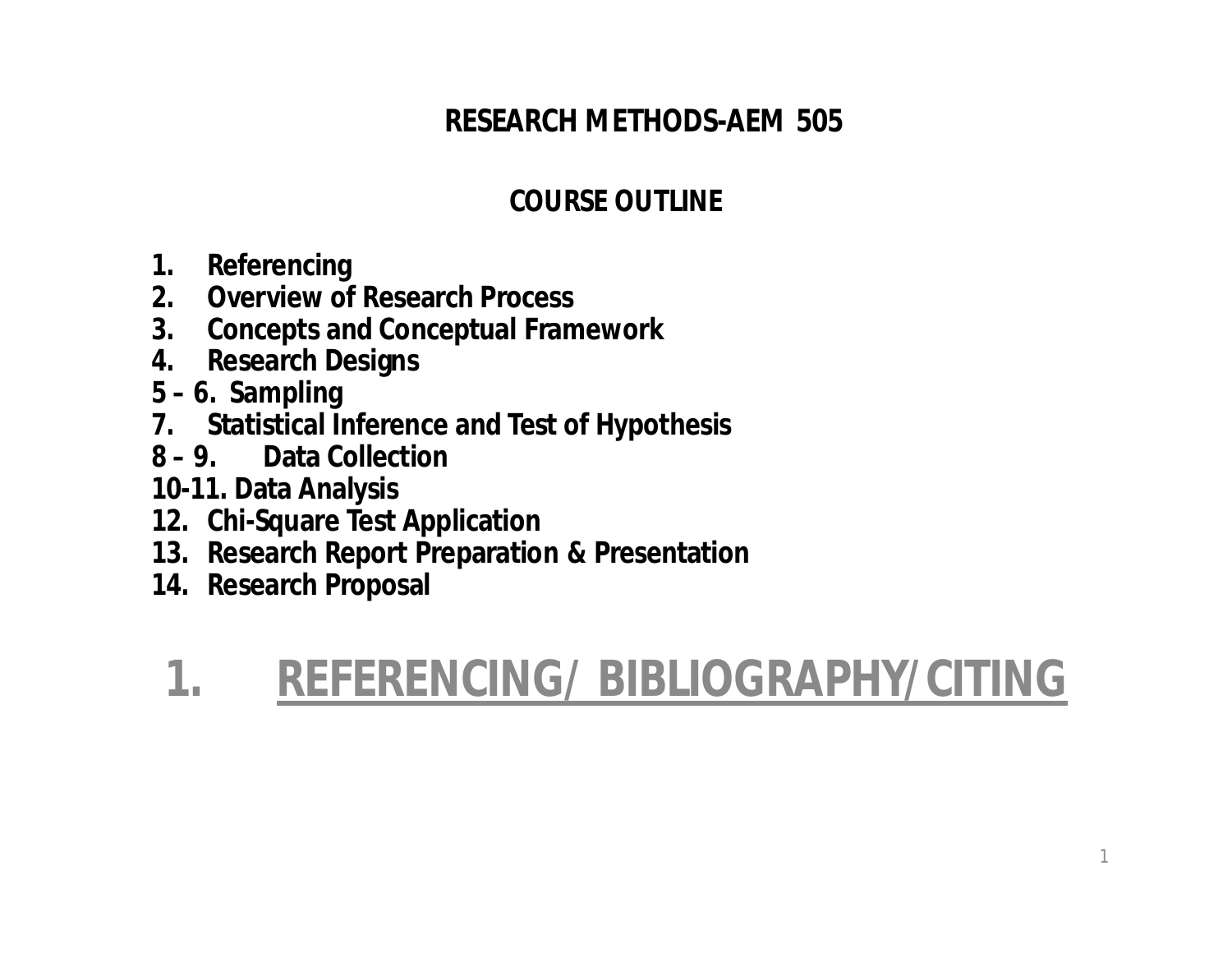# RESEARCH METHODS-AEM 505

## COURSE OUTLINE

1. Referencing
2. Overview of Research Process
3. Concepts and Conceptual Framework
4. Research Designs

5 – 6. Sampling

7. Statistical Inference and Test of Hypothesis

8 – 9. Data Collection

10-11. Data Analysis

12. Chi-Square Test Application
13. Research Report Preparation & Presentation
14. Research Proposal

# 1. REFERENCING/ BIBLIOGRAPHY/CITING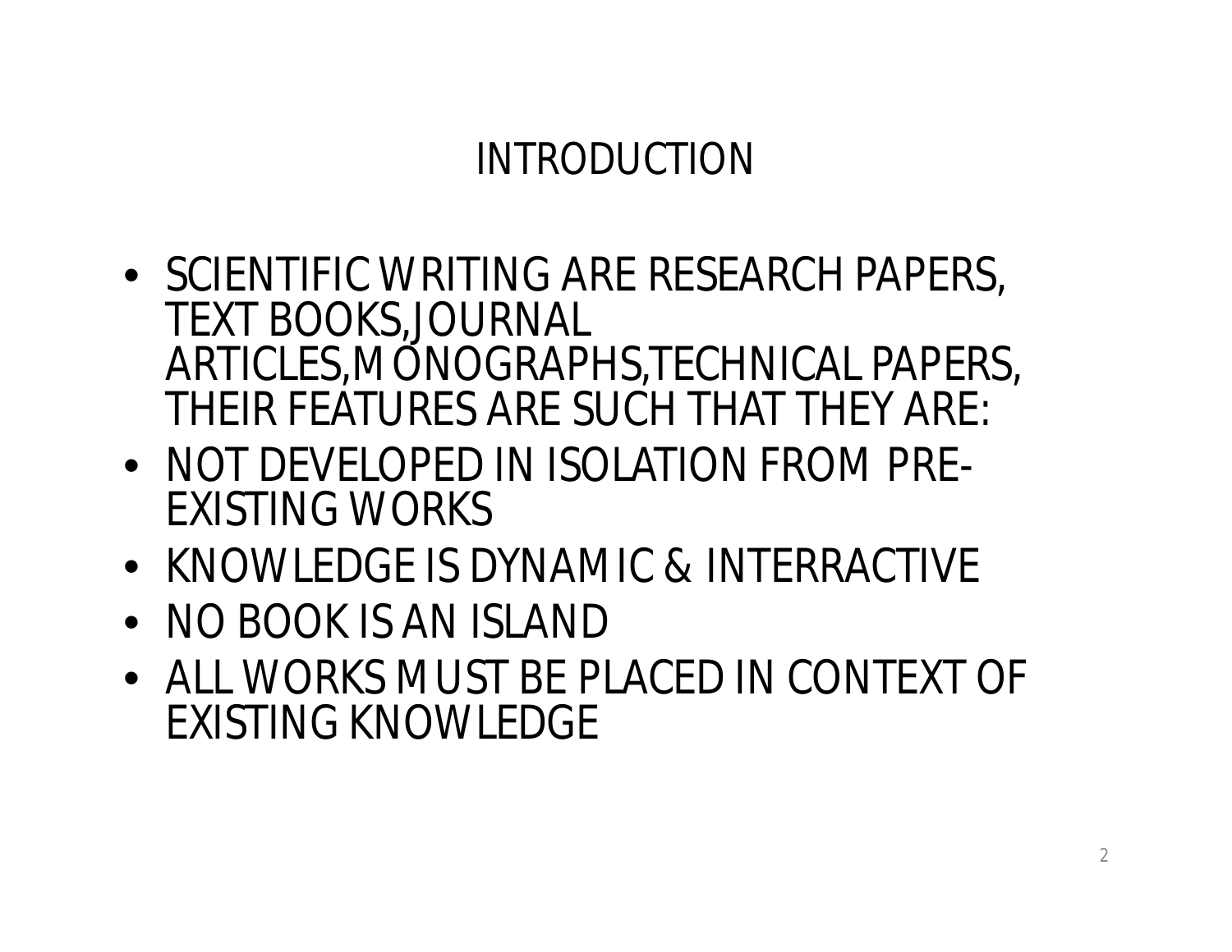# INTRODUCTION

- SCIENTIFIC WRITING ARE RESEARCH PAPERS, TEXT BOOKS,JOURNAL ARTICLES,MONOGRAPHS,TECHNICAL PAPERS, THEIR FEATURES ARE SUCH THAT THEY ARE:
- NOT DEVELOPED IN ISOLATION FROM PRE-EXISTING WORKS
- KNOWLEDGE IS DYNAMIC & INTERRACTIVE
- NO BOOK IS AN ISLAND
- ALL WORKS MUST BE PLACED IN CONTEXT OF EXISTING KNOWLEDGE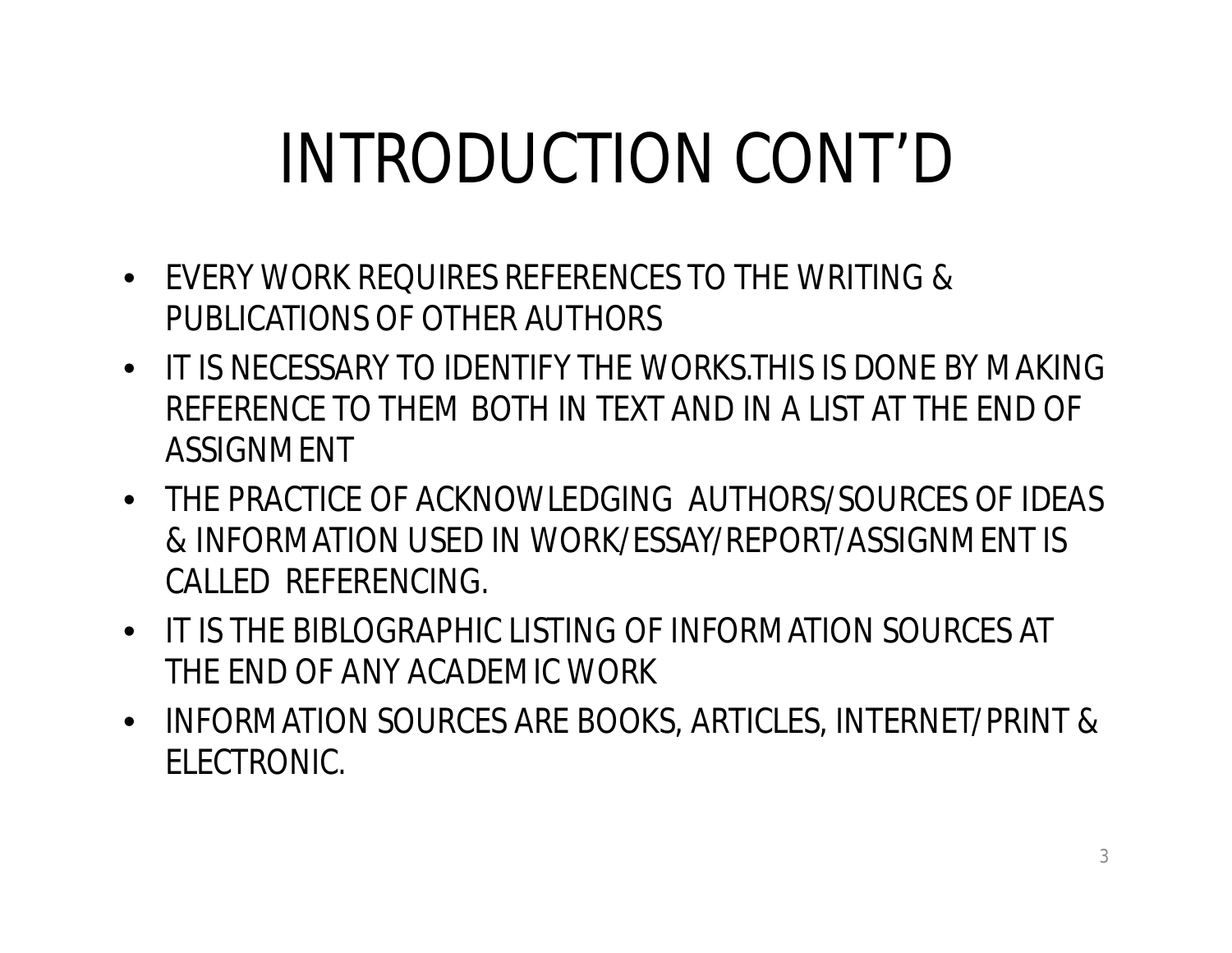# INTRODUCTION CONT'D

- EVERY WORK REQUIRES REFERENCES TO THE WRITING & PUBLICATIONS OF OTHER AUTHORS
- IT IS NECESSARY TO IDENTIFY THE WORKS.THIS IS DONE BY MAKING REFERENCE TO THEM BOTH IN TEXT AND IN A LIST AT THE END OF ASSIGNMENT
- THE PRACTICE OF ACKNOWLEDGING AUTHORS/SOURCES OF IDEAS & INFORMATION USED IN WORK/ESSAY/REPORT/ASSIGNMENT IS CALLED REFERENCING.
- IT IS THE BIBLOGRAPHIC LISTING OF INFORMATION SOURCES AT THE END OF ANY ACADEMIC WORK
- INFORMATION SOURCES ARE BOOKS, ARTICLES, INTERNET/PRINT & ELECTRONIC.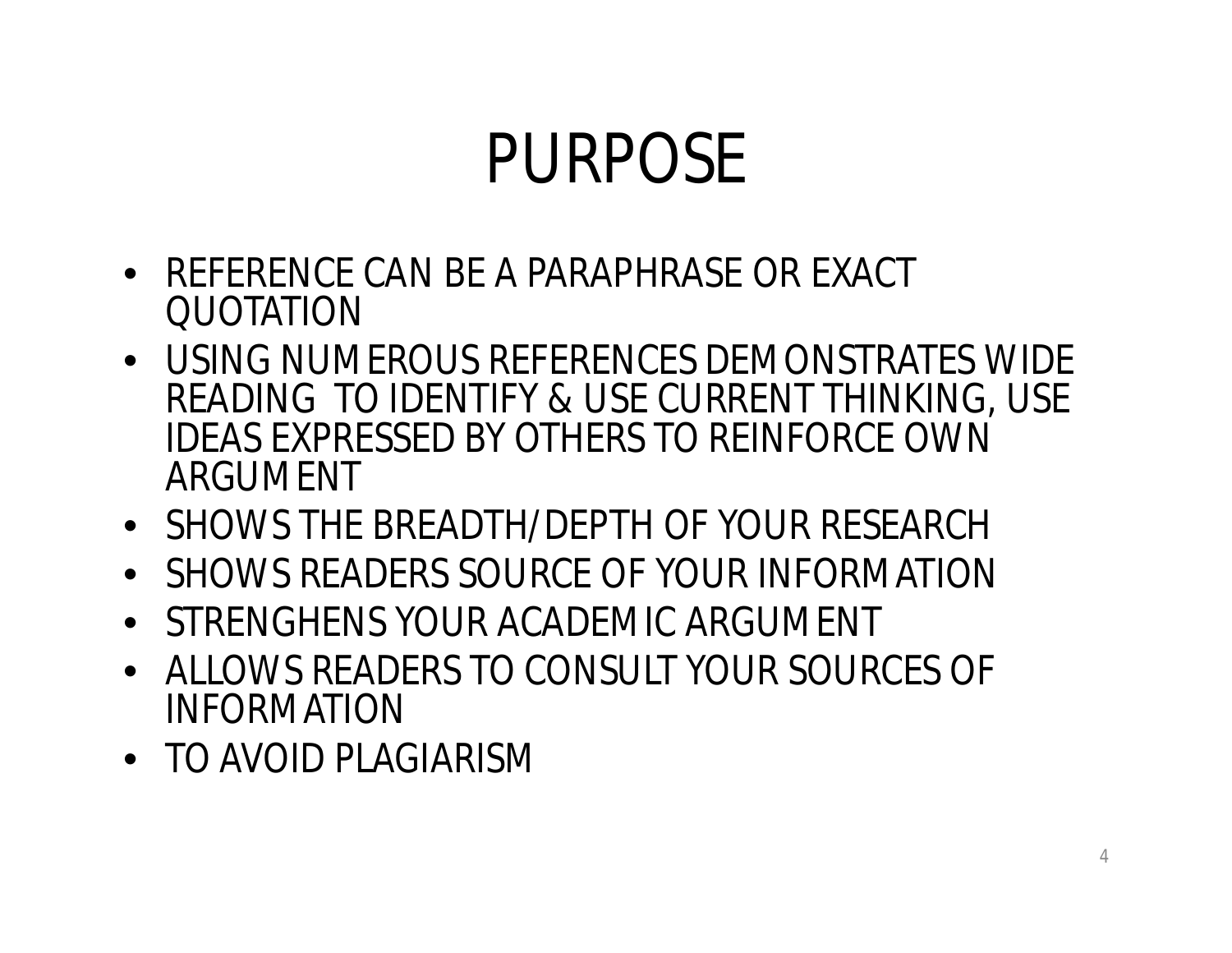# PURPOSE

- REFERENCE CAN BE A PARAPHRASE OR EXACT QUOTATION
- USING NUMEROUS REFERENCES DEMONSTRATES WIDE READING TO IDENTIFY & USE CURRENT THINKING, USE IDEAS EXPRESSED BY OTHERS TO REINFORCE OWN ARGUMENT
- SHOWS THE BREADTH/DEPTH OF YOUR RESEARCH
- SHOWS READERS SOURCE OF YOUR INFORMATION
- STRENGHENS YOUR ACADEMIC ARGUMENT
- ALLOWS READERS TO CONSULT YOUR SOURCES OF INFORMATION
- TO AVOID PLAGIARISM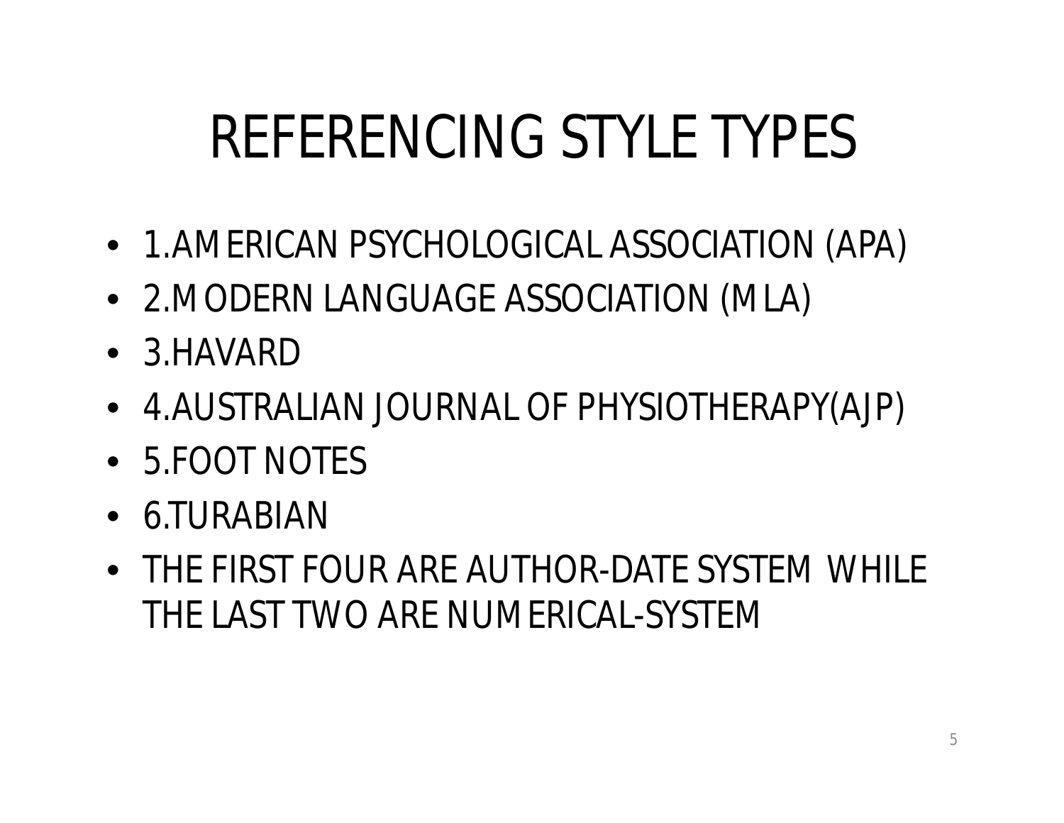# REFERENCING STYLE TYPES

- 1.AMERICAN PSYCHOLOGICAL ASSOCIATION (APA)
- 2.MODERN LANGUAGE ASSOCIATION (MLA)
- 3.HAVARD
- 4.AUSTRALIAN JOURNAL OF PHYSIOTHERAPY(AJP)
- 5.FOOT NOTES
- 6.TURABIAN
- THE FIRST FOUR ARE AUTHOR-DATE SYSTEM WHILE THE LAST TWO ARE NUMERICAL-SYSTEM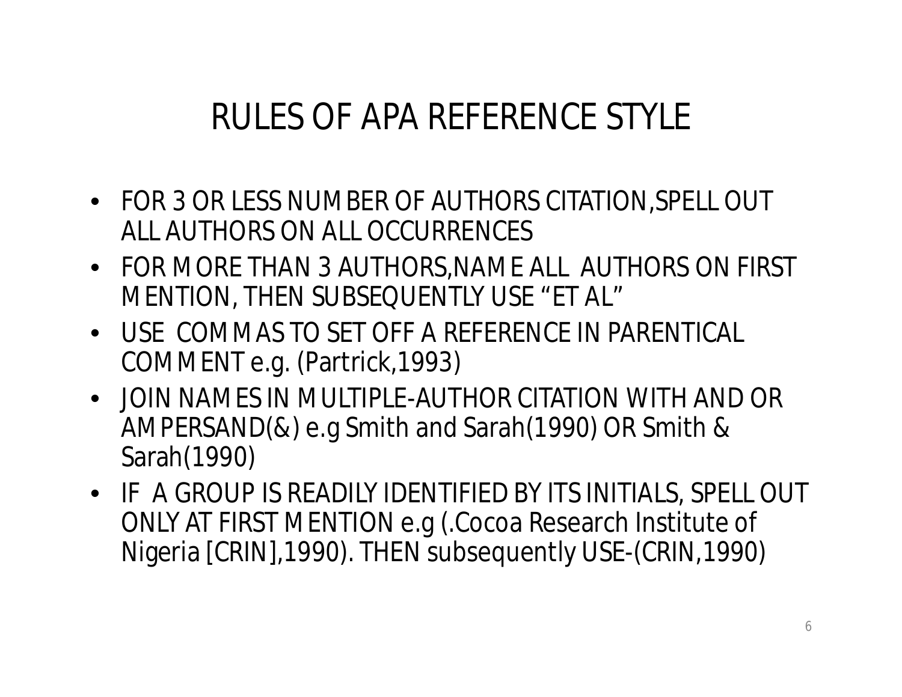# RULES OF APA REFERENCE STYLE

- FOR 3 OR LESS NUMBER OF AUTHORS CITATION,SPELL OUT ALL AUTHORS ON ALL OCCURRENCES
- FOR MORE THAN 3 AUTHORS,NAME ALL AUTHORS ON FIRST MENTION, THEN SUBSEQUENTLY USE "ET AL"
- USE COMMAS TO SET OFF A REFERENCE IN PARENTICAL COMMENT e.g. (Partrick,1993)
- JOIN NAMES IN MULTIPLE-AUTHOR CITATION WITH AND OR AMPERSAND(&) e.g Smith and Sarah(1990) OR Smith & Sarah(1990)
- IF A GROUP IS READILY IDENTIFIED BY ITS INITIALS, SPELL OUT ONLY AT FIRST MENTION e.g (.Cocoa Research Institute of Nigeria [CRIN],1990). THEN subsequently USE-(CRIN,1990)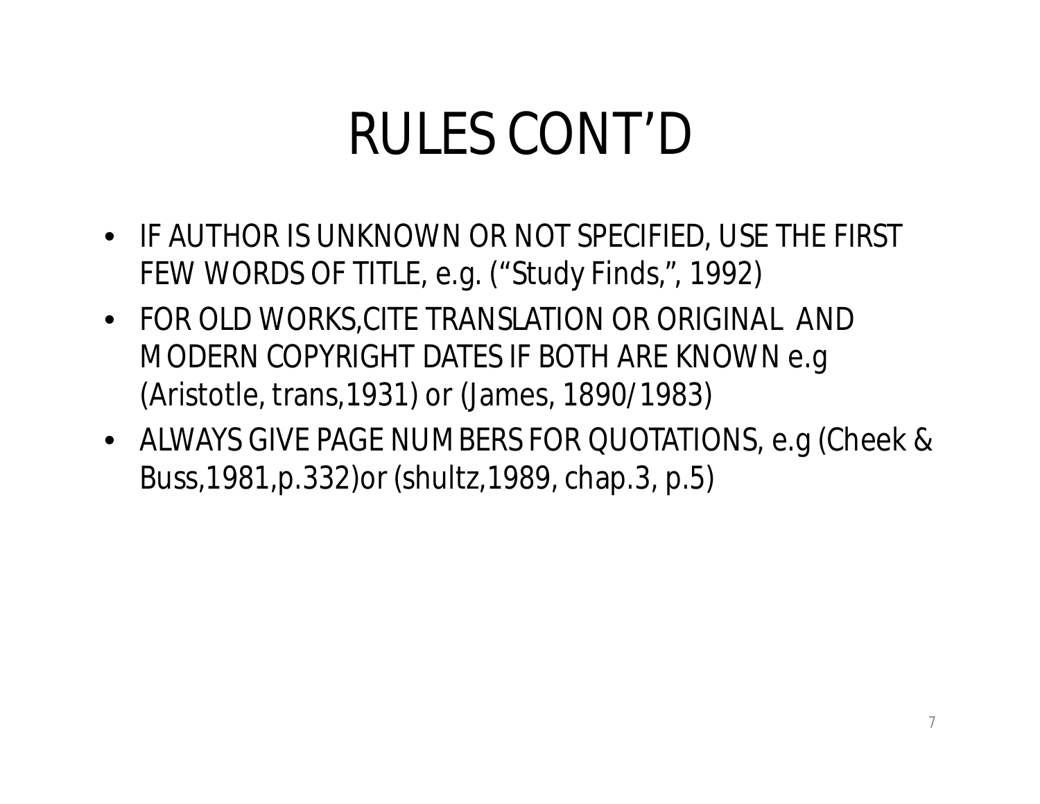# RULES CONT'D

- IF AUTHOR IS UNKNOWN OR NOT SPECIFIED, USE THE FIRST FEW WORDS OF TITLE, e.g. ("Study Finds,", 1992)
- FOR OLD WORKS,CITE TRANSLATION OR ORIGINAL AND MODERN COPYRIGHT DATES IF BOTH ARE KNOWN e.g (Aristotle, trans,1931) or (James, 1890/1983)
- ALWAYS GIVE PAGE NUMBERS FOR QUOTATIONS, e.g (Cheek & Buss,1981,p.332)or (shultz,1989, chap.3, p.5)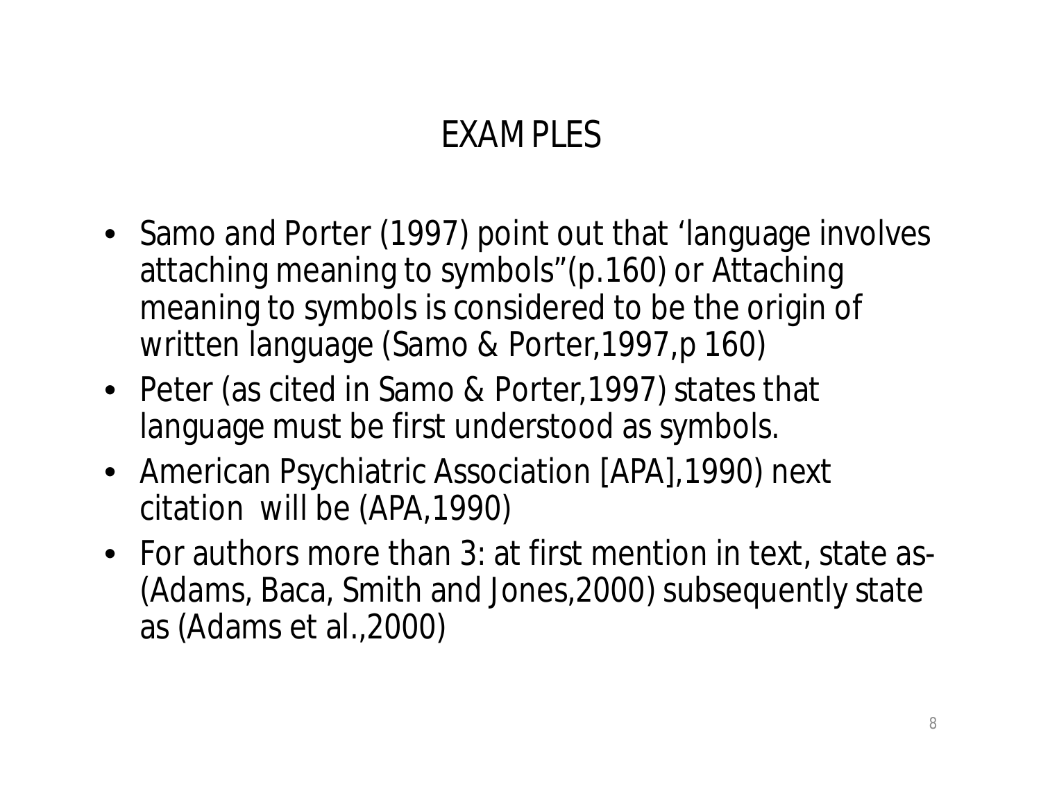# EXAMPLES

- Samo and Porter (1997) point out that ‘language involves attaching meaning to symbols”(p.160) or Attaching meaning to symbols is considered to be the origin of written language (Samo & Porter,1997,p 160)
- Peter (as cited in Samo & Porter,1997) states that language must be first understood as symbols.
- American Psychiatric Association [APA],1990) next citation will be (APA,1990)
- For authors more than 3: at first mention in text, state as- (Adams, Baca, Smith and Jones,2000) subsequently state as (Adams et al.,2000)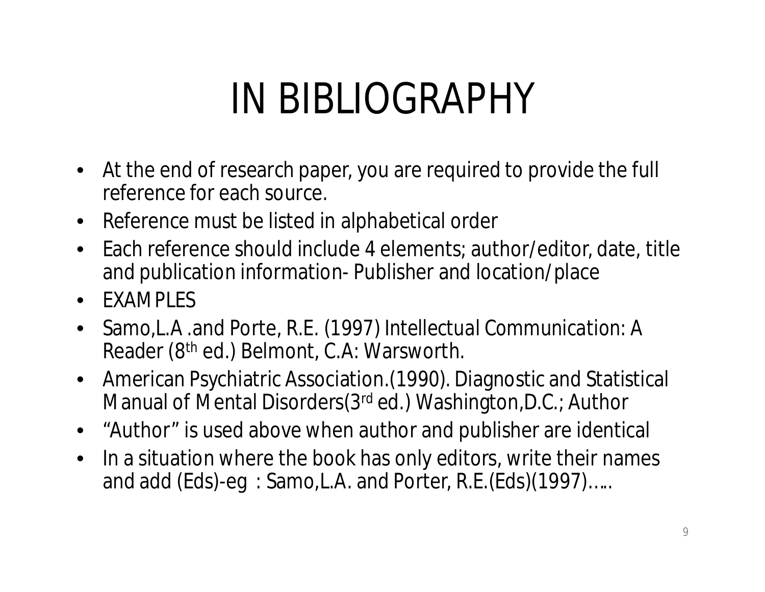# IN BIBLIOGRAPHY

- At the end of research paper, you are required to provide the full reference for each source.
- Reference must be listed in alphabetical order
- Each reference should include 4 elements; author/editor, date, title and publication information- Publisher and location/place
- EXAMPLES
- Samo,L.A .and Porte, R.E. (1997) Intellectual Communication: A Reader (8th ed.) Belmont, C.A: Warsworth.
- American Psychiatric Association.(1990). Diagnostic and Statistical Manual of Mental Disorders(3rd ed.) Washington,D.C.; Author
- "Author" is used above when author and publisher are identical
- In a situation where the book has only editors, write their names and add (Eds)-eg : Samo,L.A. and Porter, R.E.(Eds)(1997)…..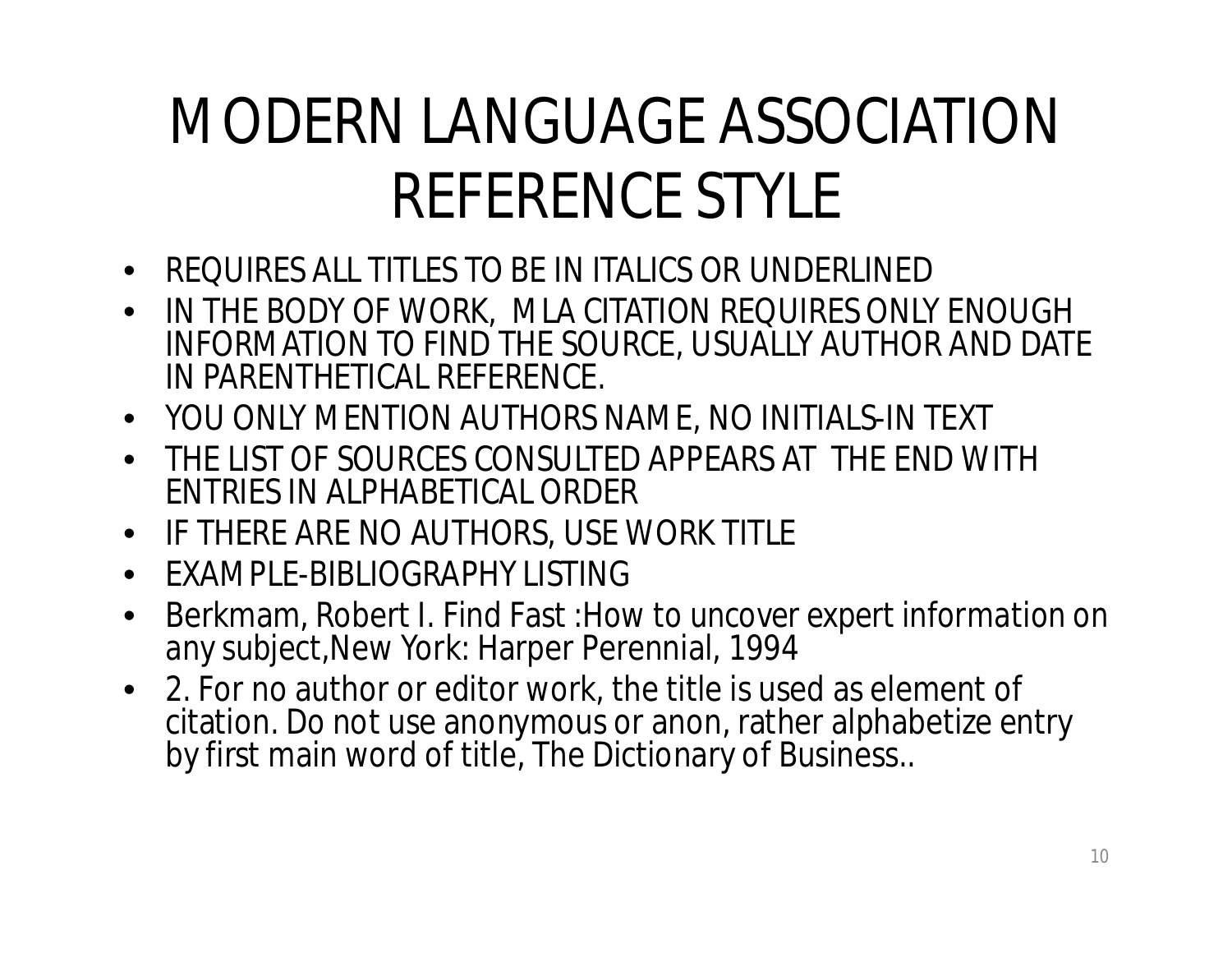# MODERN LANGUAGE ASSOCIATION REFERENCE STYLE

- REQUIRES ALL TITLES TO BE IN ITALICS OR UNDERLINED
- IN THE BODY OF WORK, MLA CITATION REQUIRES ONLY ENOUGH INFORMATION TO FIND THE SOURCE, USUALLY AUTHOR AND DATE IN PARENTHETICAL REFERENCE.
- YOU ONLY MENTION AUTHORS NAME, NO INITIALS-IN TEXT
- THE LIST OF SOURCES CONSULTED APPEARS AT THE END WITH ENTRIES IN ALPHABETICAL ORDER
- IF THERE ARE NO AUTHORS, USE WORK TITLE
- EXAMPLE-BIBLIOGRAPHY LISTING
- Berkmam, Robert I. Find Fast :How to uncover expert information on any subject,New York: Harper Perennial, 1994
- 2. For no author or editor work, the title is used as element of citation. Do not use anonymous or anon, rather alphabetize entry by first main word of title, The Dictionary of Business..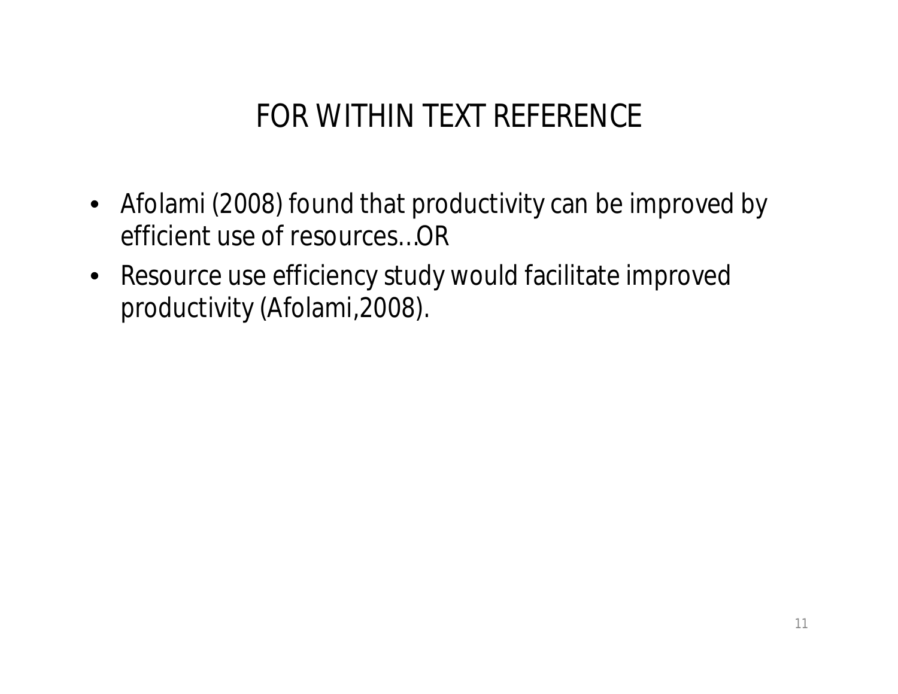# FOR WITHIN TEXT REFERENCE

- Afolami (2008) found that productivity can be improved by efficient use of resources…OR
- Resource use efficiency study would facilitate improved productivity (Afolami,2008).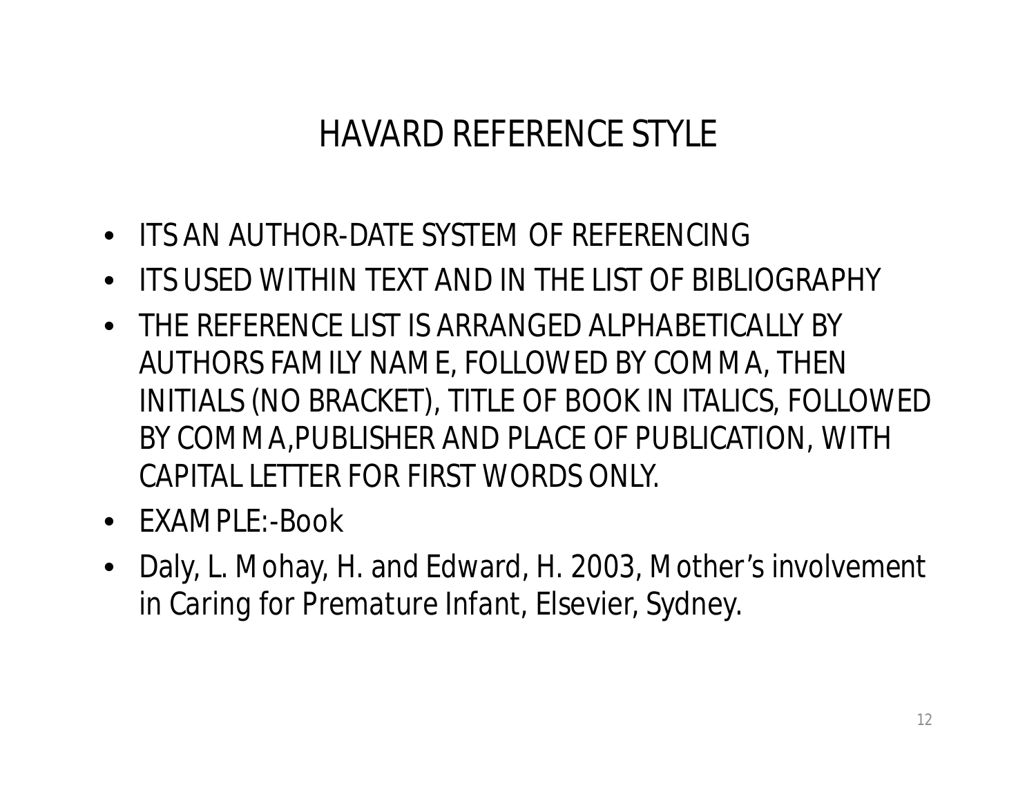# HAVARD REFERENCE STYLE

- ITS AN AUTHOR-DATE SYSTEM OF REFERENCING
- ITS USED WITHIN TEXT AND IN THE LIST OF BIBLIOGRAPHY
- THE REFERENCE LIST IS ARRANGED ALPHABETICALLY BY AUTHORS FAMILY NAME, FOLLOWED BY COMMA, THEN INITIALS (NO BRACKET), TITLE OF BOOK IN ITALICS, FOLLOWED BY COMMA,PUBLISHER AND PLACE OF PUBLICATION, WITH CAPITAL LETTER FOR FIRST WORDS ONLY.
- EXAMPLE:-Book
- Daly, L. Mohay, H. and Edward, H. 2003, Mother's involvement in Caring for Premature Infant, Elsevier, Sydney.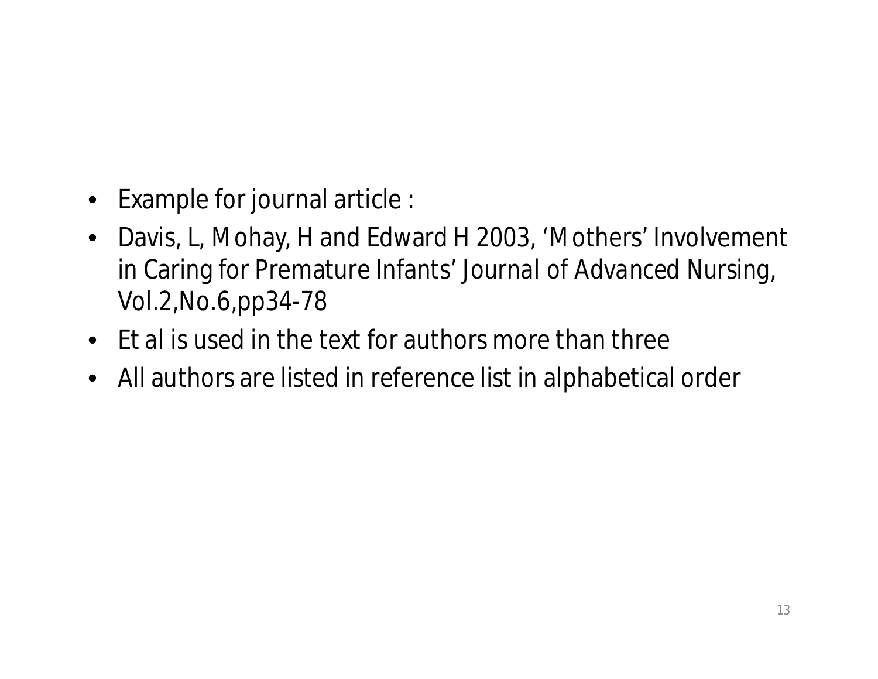- Example for journal article :
- Davis, L, Mohay, H and Edward H 2003, ‘Mothers’ Involvement in Caring for Premature Infants’ Journal of Advanced Nursing, Vol.2,No.6,pp34-78
- Et al is used in the text for authors more than three
- All authors are listed in reference list in alphabetical order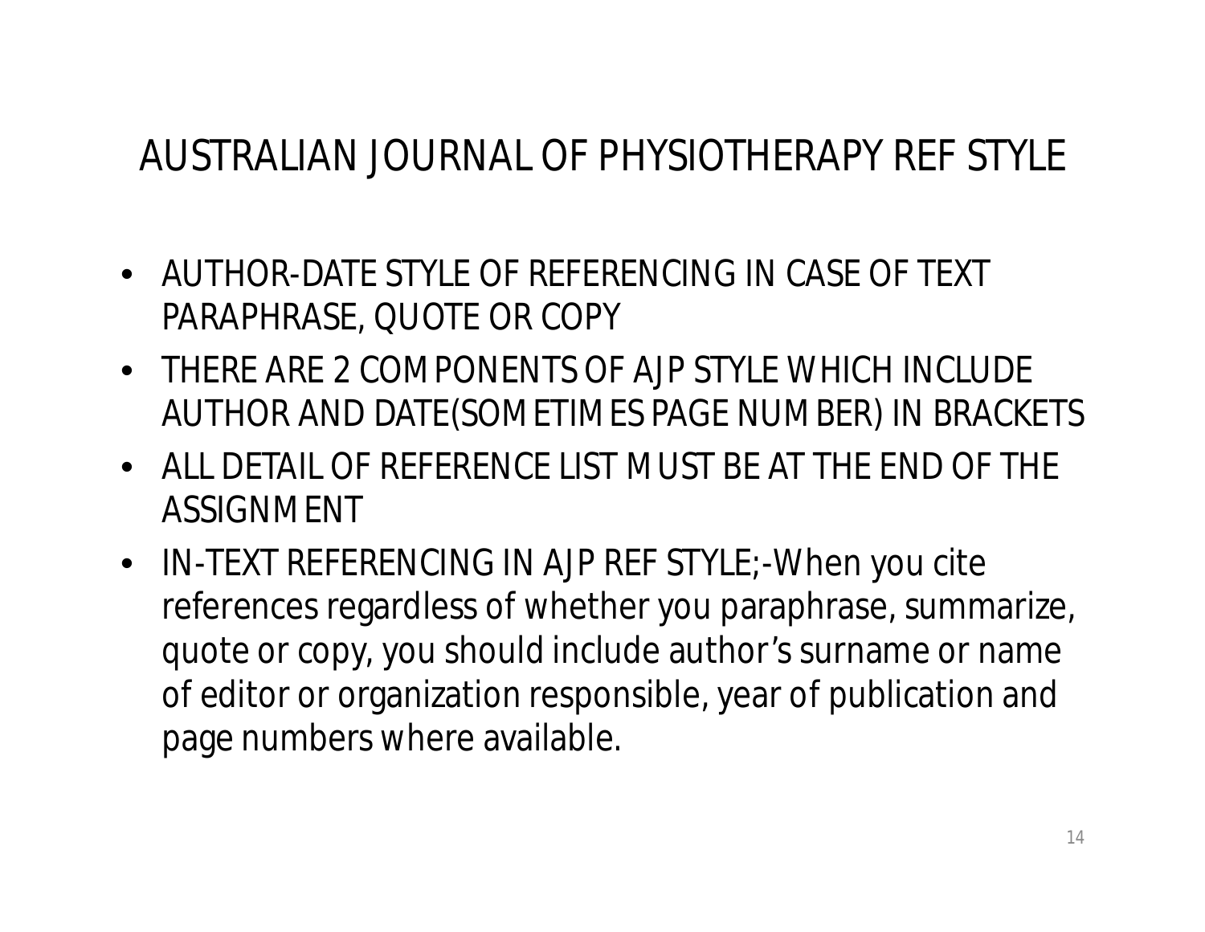# AUSTRALIAN JOURNAL OF PHYSIOTHERAPY REF STYLE

- AUTHOR-DATE STYLE OF REFERENCING IN CASE OF TEXT PARAPHRASE, QUOTE OR COPY
- THERE ARE 2 COMPONENTS OF AJP STYLE WHICH INCLUDE AUTHOR AND DATE(SOMETIMES PAGE NUMBER) IN BRACKETS
- ALL DETAIL OF REFERENCE LIST MUST BE AT THE END OF THE ASSIGNMENT
- IN-TEXT REFERENCING IN AJP REF STYLE;-When you cite references regardless of whether you paraphrase, summarize, quote or copy, you should include author's surname or name of editor or organization responsible, year of publication and page numbers where available.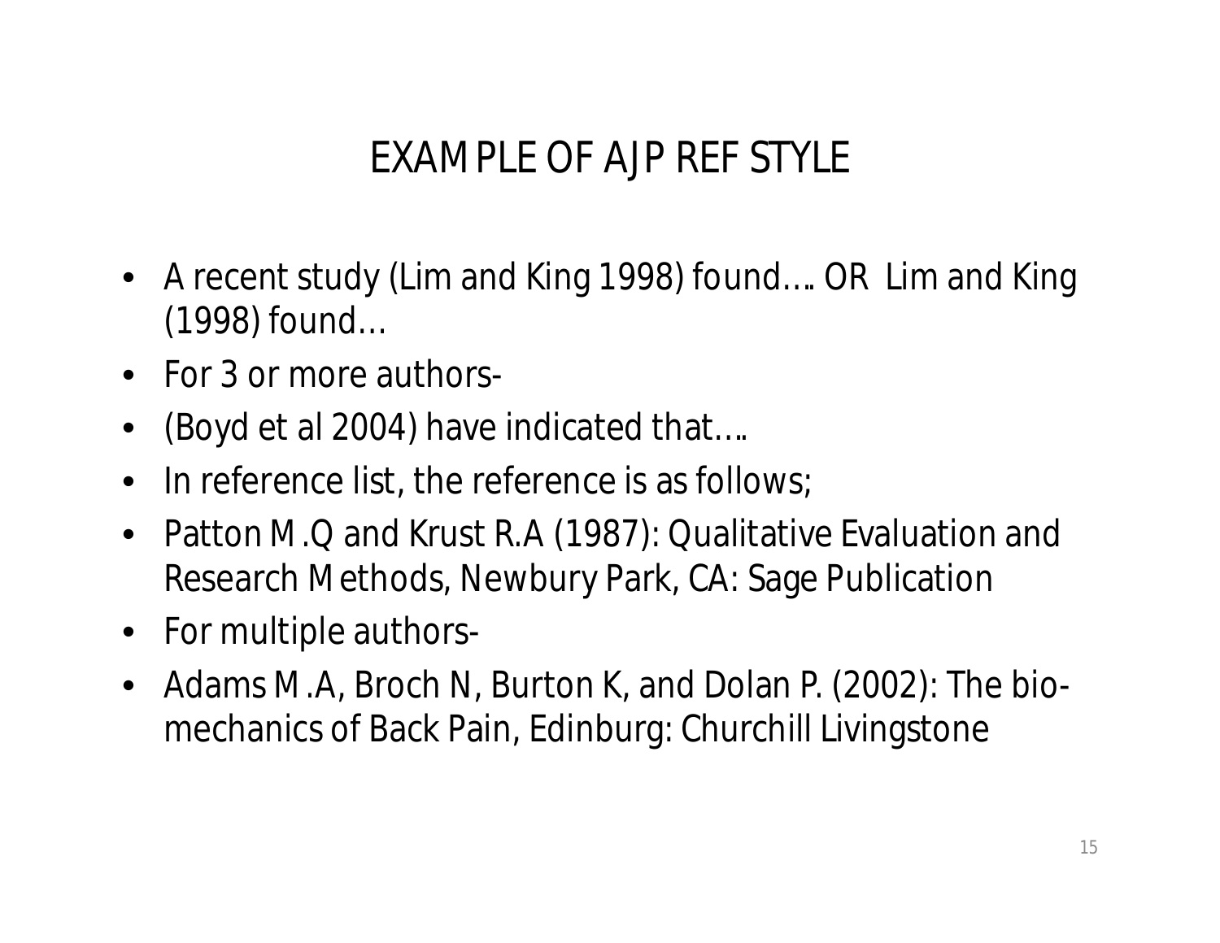# EXAMPLE OF AJP REF STYLE

- A recent study (Lim and King 1998) found…. OR Lim and King (1998) found…
- For 3 or more authors-
- (Boyd et al 2004) have indicated that….
- In reference list, the reference is as follows;
- Patton M.Q and Krust R.A (1987): Qualitative Evaluation and Research Methods, Newbury Park, CA: Sage Publication
- For multiple authors-
- Adams M.A, Broch N, Burton K, and Dolan P. (2002): The bio-mechanics of Back Pain, Edinburg: Churchill Livingstone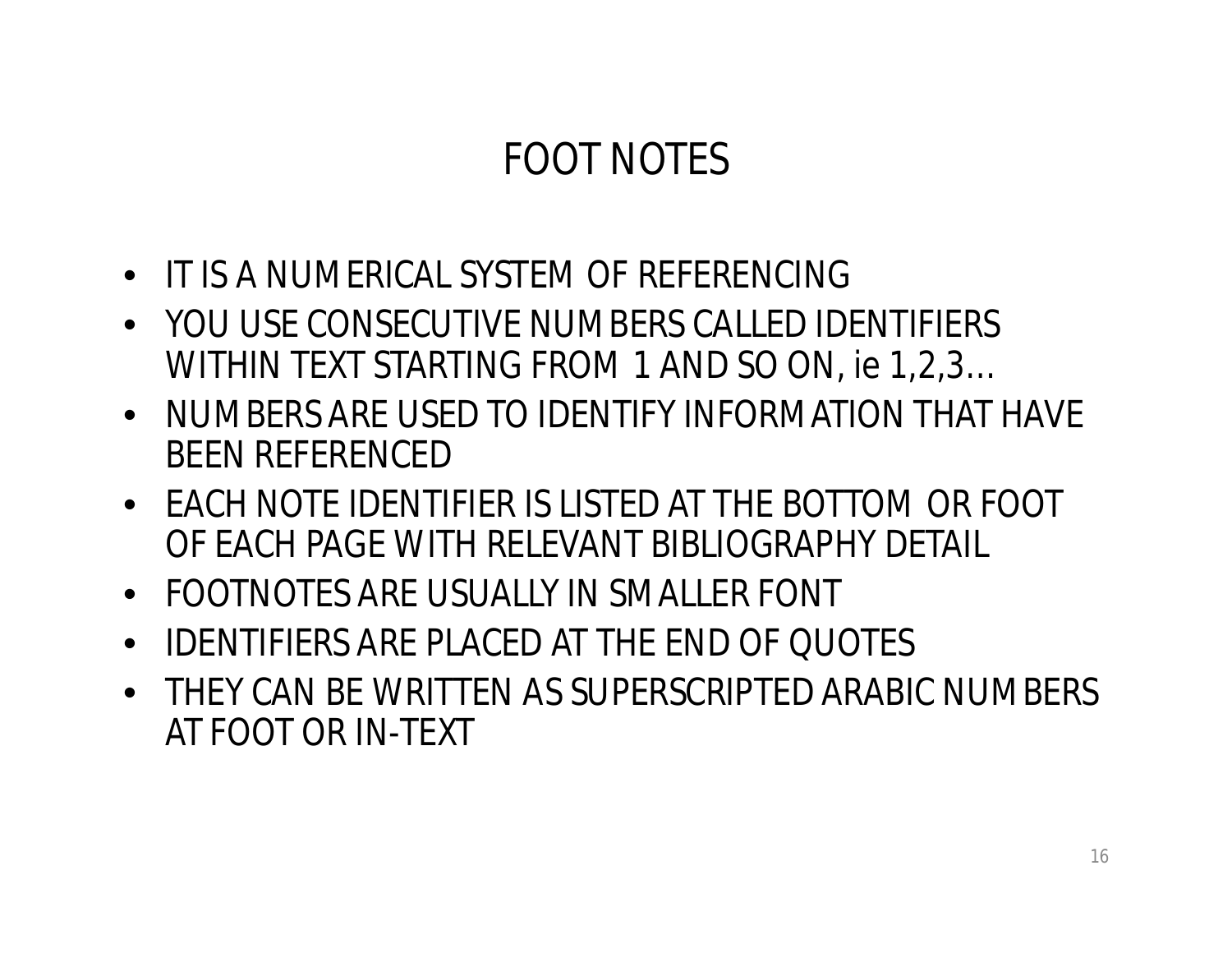# FOOT NOTES

- IT IS A NUMERICAL SYSTEM OF REFERENCING
- YOU USE CONSECUTIVE NUMBERS CALLED IDENTIFIERS WITHIN TEXT STARTING FROM 1 AND SO ON, ie 1,2,3…
- NUMBERS ARE USED TO IDENTIFY INFORMATION THAT HAVE BEEN REFERENCED
- EACH NOTE IDENTIFIER IS LISTED AT THE BOTTOM OR FOOT OF EACH PAGE WITH RELEVANT BIBLIOGRAPHY DETAIL
- FOOTNOTES ARE USUALLY IN SMALLER FONT
- IDENTIFIERS ARE PLACED AT THE END OF QUOTES
- THEY CAN BE WRITTEN AS SUPERSCRIPTED ARABIC NUMBERS AT FOOT OR IN-TEXT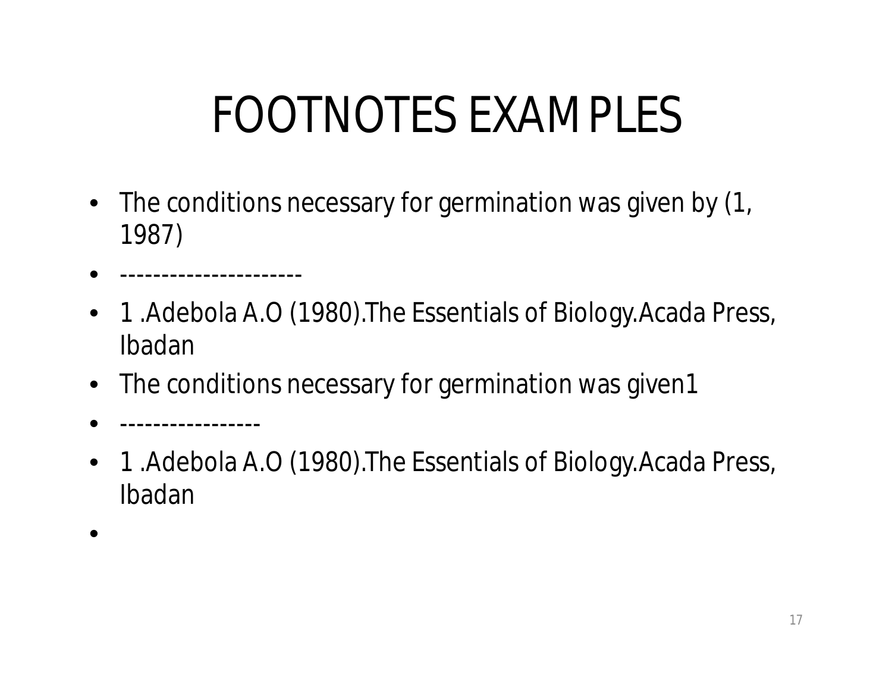# FOOTNOTES EXAMPLES

- The conditions necessary for germination was given by (1, 1987)
- ----------------------
- 1 .Adebola A.O (1980).The Essentials of Biology.Acada Press, Ibadan
- The conditions necessary for germination was given1
- -----------------
- 1 .Adebola A.O (1980).The Essentials of Biology.Acada Press, Ibadan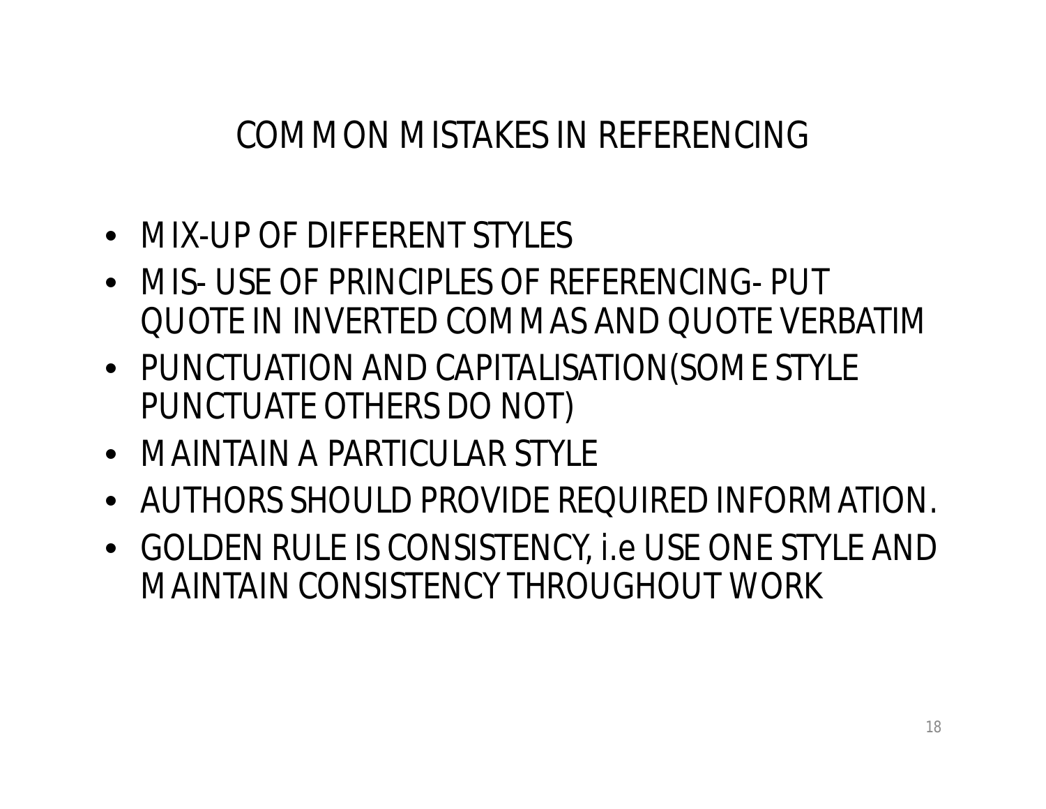# COMMON MISTAKES IN REFERENCING

- MIX-UP OF DIFFERENT STYLES
- MIS- USE OF PRINCIPLES OF REFERENCING- PUT QUOTE IN INVERTED COMMAS AND QUOTE VERBATIM
- PUNCTUATION AND CAPITALISATION(SOME STYLE PUNCTUATE OTHERS DO NOT)
- MAINTAIN A PARTICULAR STYLE
- AUTHORS SHOULD PROVIDE REQUIRED INFORMATION.
- GOLDEN RULE IS CONSISTENCY, i.e USE ONE STYLE AND MAINTAIN CONSISTENCY THROUGHOUT WORK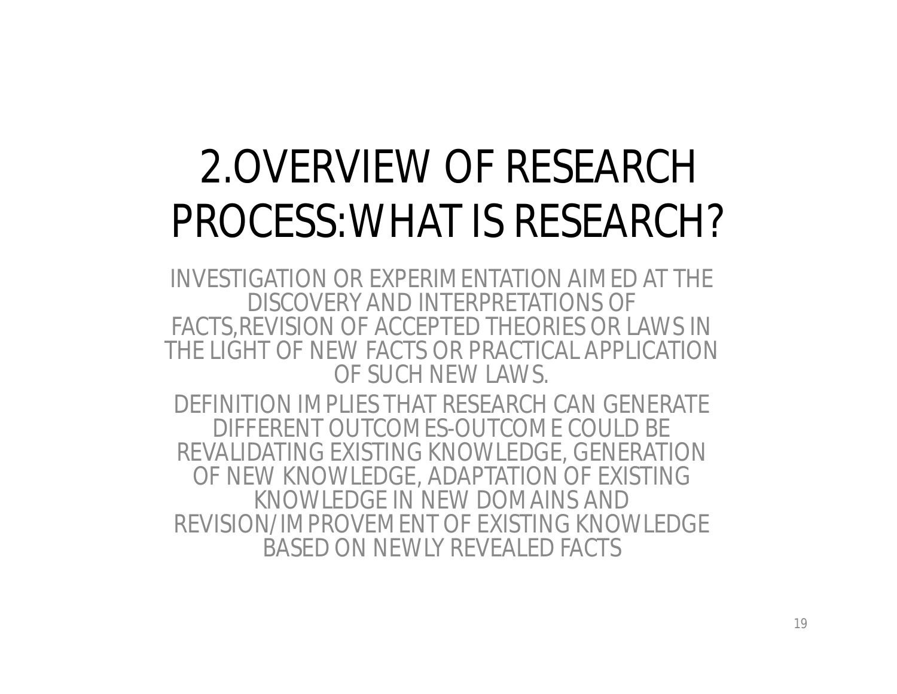# 2.OVERVIEW OF RESEARCH PROCESS:WHAT IS RESEARCH?

INVESTIGATION OR EXPERIMENTATION AIMED AT THE DISCOVERY AND INTERPRETATIONS OF FACTS,REVISION OF ACCEPTED THEORIES OR LAWS IN THE LIGHT OF NEW FACTS OR PRACTICAL APPLICATION OF SUCH NEW LAWS.

DEFINITION IMPLIES THAT RESEARCH CAN GENERATE DIFFERENT OUTCOMES-OUTCOME COULD BE REVALIDATING EXISTING KNOWLEDGE, GENERATION OF NEW KNOWLEDGE, ADAPTATION OF EXISTING KNOWLEDGE IN NEW DOMAINS AND REVISION/IMPROVEMENT OF EXISTING KNOWLEDGE BASED ON NEWLY REVEALED FACTS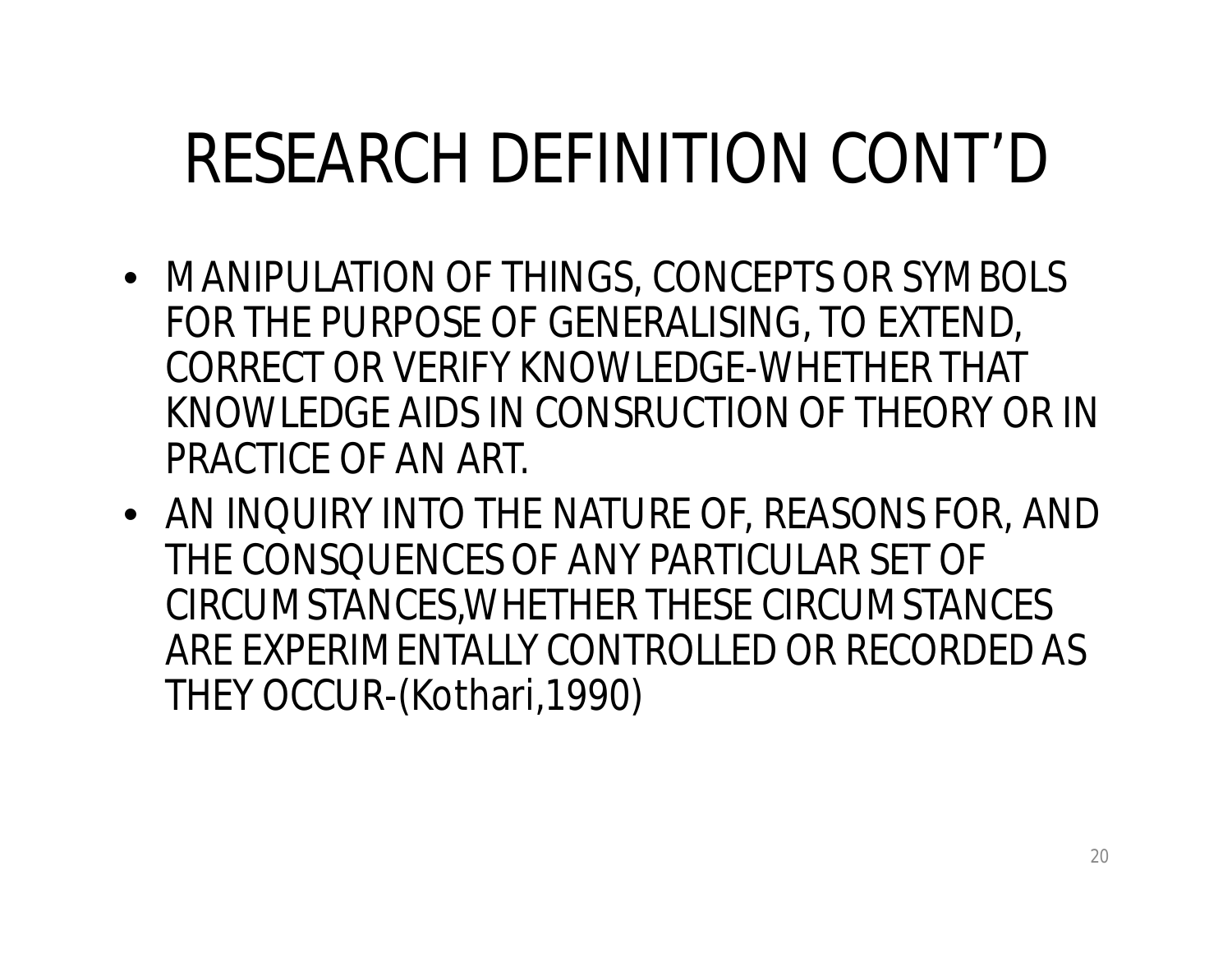# RESEARCH DEFINITION CONT'D

- MANIPULATION OF THINGS, CONCEPTS OR SYMBOLS FOR THE PURPOSE OF GENERALISING, TO EXTEND, CORRECT OR VERIFY KNOWLEDGE-WHETHER THAT KNOWLEDGE AIDS IN CONSRUCTION OF THEORY OR IN PRACTICE OF AN ART.
- AN INQUIRY INTO THE NATURE OF, REASONS FOR, AND THE CONSQUENCES OF ANY PARTICULAR SET OF CIRCUMSTANCES,WHETHER THESE CIRCUMSTANCES ARE EXPERIMENTALLY CONTROLLED OR RECORDED AS THEY OCCUR-(Kothari,1990)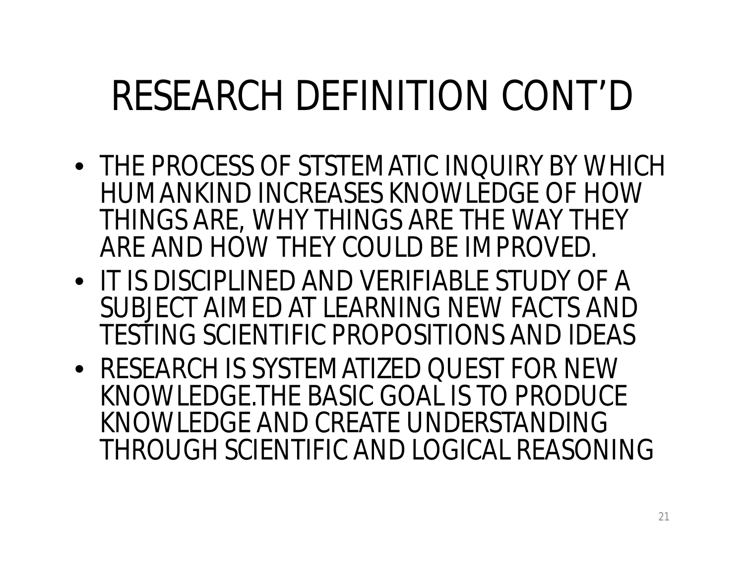# RESEARCH DEFINITION CONT'D

- THE PROCESS OF STSTEMATIC INQUIRY BY WHICH HUMANKIND INCREASES KNOWLEDGE OF HOW THINGS ARE, WHY THINGS ARE THE WAY THEY ARE AND HOW THEY COULD BE IMPROVED.
- IT IS DISCIPLINED AND VERIFIABLE STUDY OF A SUBJECT AIMED AT LEARNING NEW FACTS AND TESTING SCIENTIFIC PROPOSITIONS AND IDEAS
- RESEARCH IS SYSTEMATIZED QUEST FOR NEW KNOWLEDGE.THE BASIC GOAL IS TO PRODUCE KNOWLEDGE AND CREATE UNDERSTANDING THROUGH SCIENTIFIC AND LOGICAL REASONING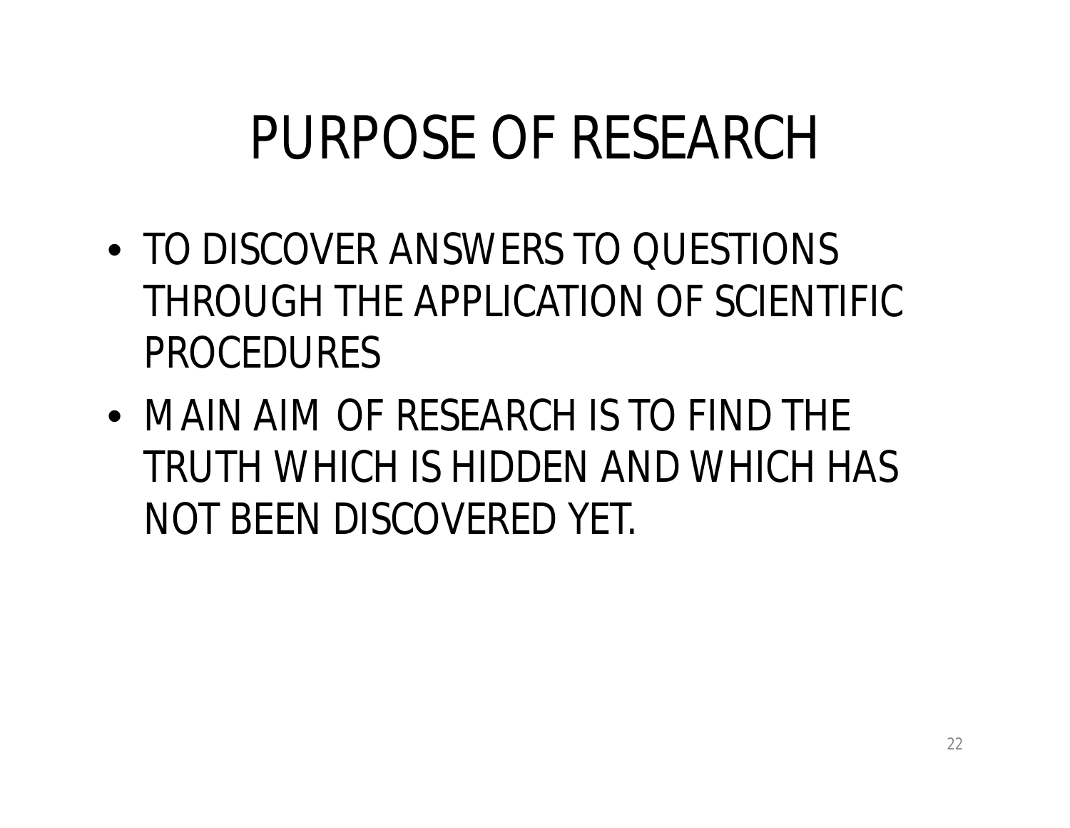# PURPOSE OF RESEARCH

- TO DISCOVER ANSWERS TO QUESTIONS THROUGH THE APPLICATION OF SCIENTIFIC PROCEDURES
- MAIN AIM OF RESEARCH IS TO FIND THE TRUTH WHICH IS HIDDEN AND WHICH HAS NOT BEEN DISCOVERED YET.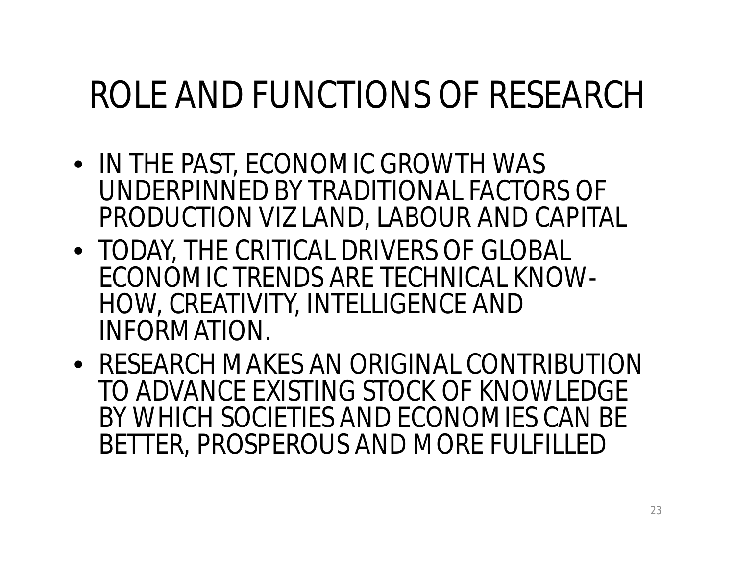# ROLE AND FUNCTIONS OF RESEARCH

- IN THE PAST, ECONOMIC GROWTH WAS UNDERPINNED BY TRADITIONAL FACTORS OF PRODUCTION VIZ LAND, LABOUR AND CAPITAL
- TODAY, THE CRITICAL DRIVERS OF GLOBAL ECONOMIC TRENDS ARE TECHNICAL KNOW-HOW, CREATIVITY, INTELLIGENCE AND INFORMATION.
- RESEARCH MAKES AN ORIGINAL CONTRIBUTION TO ADVANCE EXISTING STOCK OF KNOWLEDGE BY WHICH SOCIETIES AND ECONOMIES CAN BE BETTER, PROSPEROUS AND MORE FULFILLED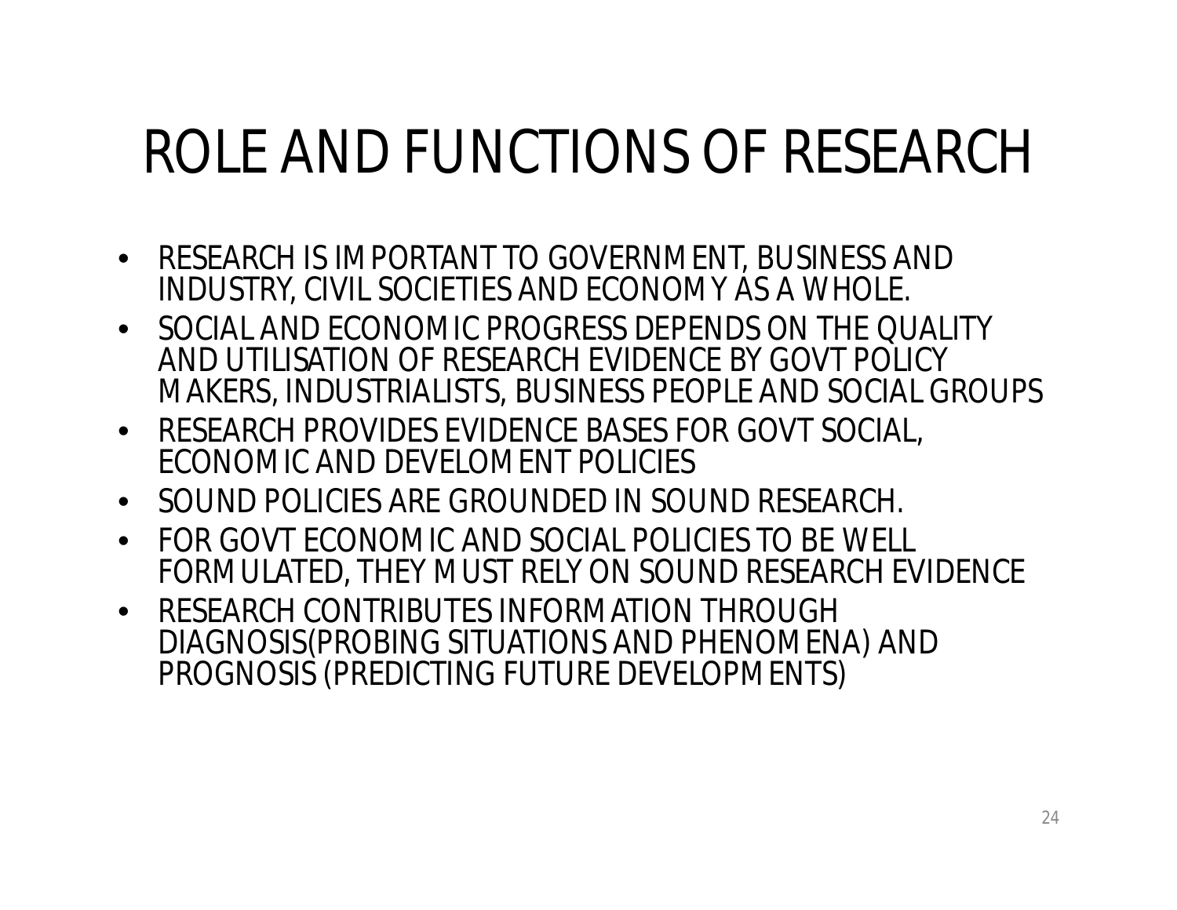# ROLE AND FUNCTIONS OF RESEARCH

- RESEARCH IS IMPORTANT TO GOVERNMENT, BUSINESS AND INDUSTRY, CIVIL SOCIETIES AND ECONOMY AS A WHOLE.
- SOCIAL AND ECONOMIC PROGRESS DEPENDS ON THE QUALITY AND UTILISATION OF RESEARCH EVIDENCE BY GOVT POLICY MAKERS, INDUSTRIALISTS, BUSINESS PEOPLE AND SOCIAL GROUPS
- RESEARCH PROVIDES EVIDENCE BASES FOR GOVT SOCIAL, ECONOMIC AND DEVELOMENT POLICIES
- SOUND POLICIES ARE GROUNDED IN SOUND RESEARCH.
- FOR GOVT ECONOMIC AND SOCIAL POLICIES TO BE WELL FORMULATED, THEY MUST RELY ON SOUND RESEARCH EVIDENCE
- RESEARCH CONTRIBUTES INFORMATION THROUGH DIAGNOSIS(PROBING SITUATIONS AND PHENOMENA) AND PROGNOSIS (PREDICTING FUTURE DEVELOPMENTS)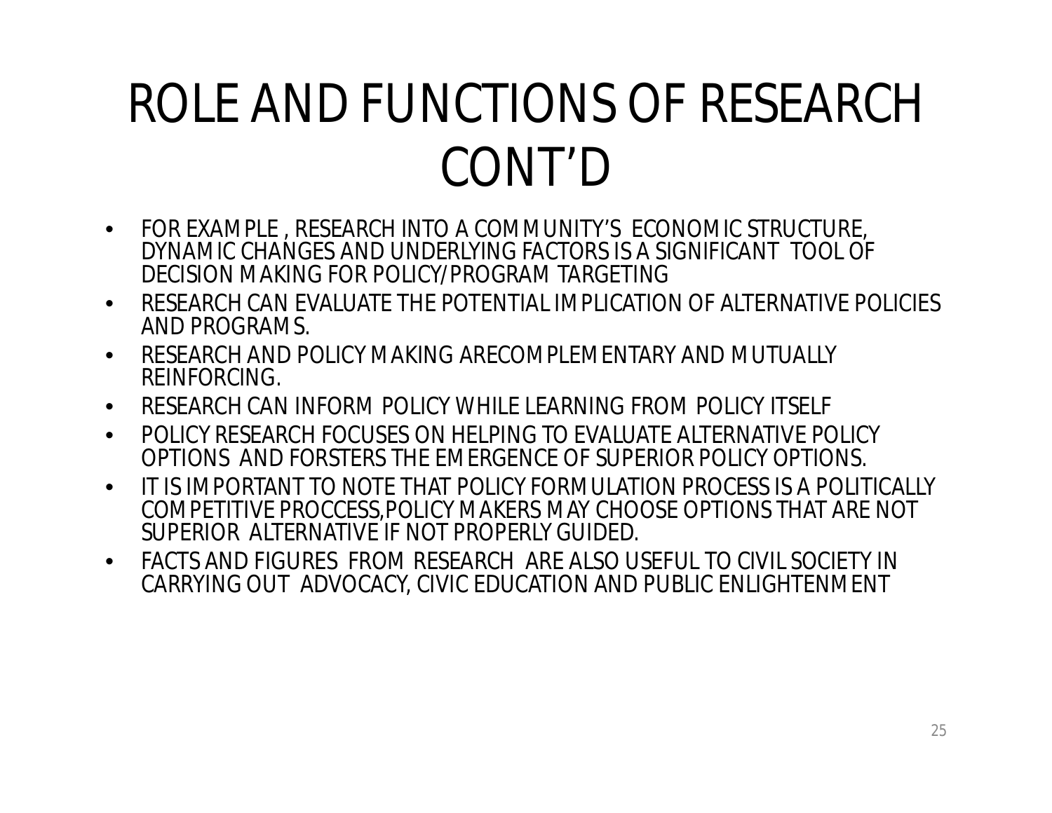# ROLE AND FUNCTIONS OF RESEARCH CONT'D

- FOR EXAMPLE , RESEARCH INTO A COMMUNITY'S ECONOMIC STRUCTURE, DYNAMIC CHANGES AND UNDERLYING FACTORS IS A SIGNIFICANT TOOL OF DECISION MAKING FOR POLICY/PROGRAM TARGETING
- RESEARCH CAN EVALUATE THE POTENTIAL IMPLICATION OF ALTERNATIVE POLICIES AND PROGRAMS.
- RESEARCH AND POLICY MAKING ARECOMPLEMENTARY AND MUTUALLY REINFORCING.
- RESEARCH CAN INFORM POLICY WHILE LEARNING FROM POLICY ITSELF
- POLICY RESEARCH FOCUSES ON HELPING TO EVALUATE ALTERNATIVE POLICY OPTIONS AND FORSTERS THE EMERGENCE OF SUPERIOR POLICY OPTIONS.
- IT IS IMPORTANT TO NOTE THAT POLICY FORMULATION PROCESS IS A POLITICALLY COMPETITIVE PROCCESS,POLICY MAKERS MAY CHOOSE OPTIONS THAT ARE NOT SUPERIOR ALTERNATIVE IF NOT PROPERLY GUIDED.
- FACTS AND FIGURES FROM RESEARCH ARE ALSO USEFUL TO CIVIL SOCIETY IN CARRYING OUT ADVOCACY, CIVIC EDUCATION AND PUBLIC ENLIGHTENMENT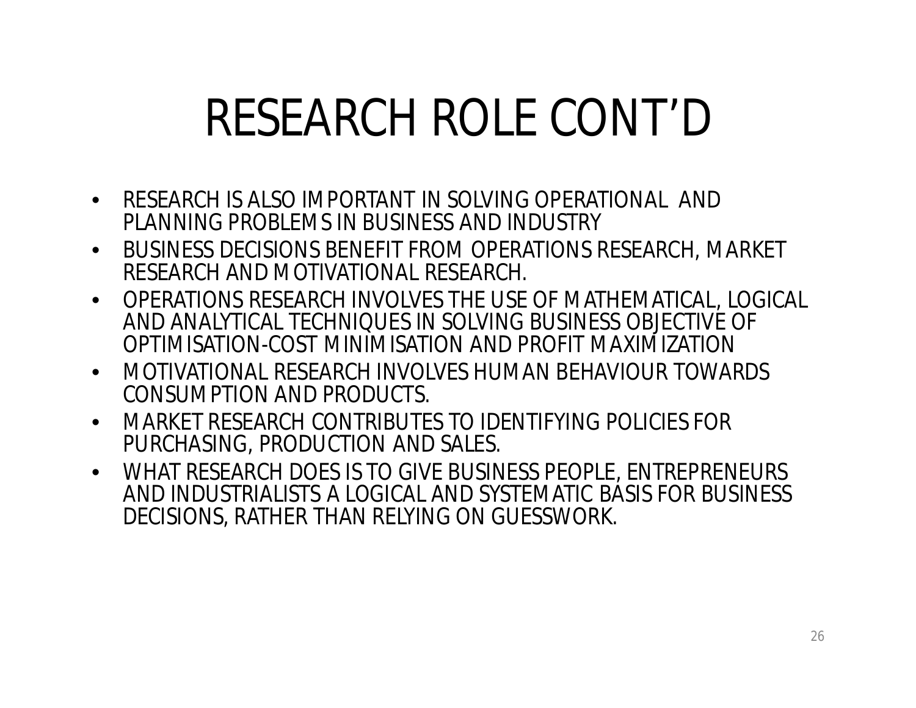# RESEARCH ROLE CONT'D

- RESEARCH IS ALSO IMPORTANT IN SOLVING OPERATIONAL AND PLANNING PROBLEMS IN BUSINESS AND INDUSTRY
- BUSINESS DECISIONS BENEFIT FROM OPERATIONS RESEARCH, MARKET RESEARCH AND MOTIVATIONAL RESEARCH.
- OPERATIONS RESEARCH INVOLVES THE USE OF MATHEMATICAL, LOGICAL AND ANALYTICAL TECHNIQUES IN SOLVING BUSINESS OBJECTIVE OF OPTIMISATION-COST MINIMISATION AND PROFIT MAXIMIZATION
- MOTIVATIONAL RESEARCH INVOLVES HUMAN BEHAVIOUR TOWARDS CONSUMPTION AND PRODUCTS.
- MARKET RESEARCH CONTRIBUTES TO IDENTIFYING POLICIES FOR PURCHASING, PRODUCTION AND SALES.
- WHAT RESEARCH DOES IS TO GIVE BUSINESS PEOPLE, ENTREPRENEURS AND INDUSTRIALISTS A LOGICAL AND SYSTEMATIC BASIS FOR BUSINESS DECISIONS, RATHER THAN RELYING ON GUESSWORK.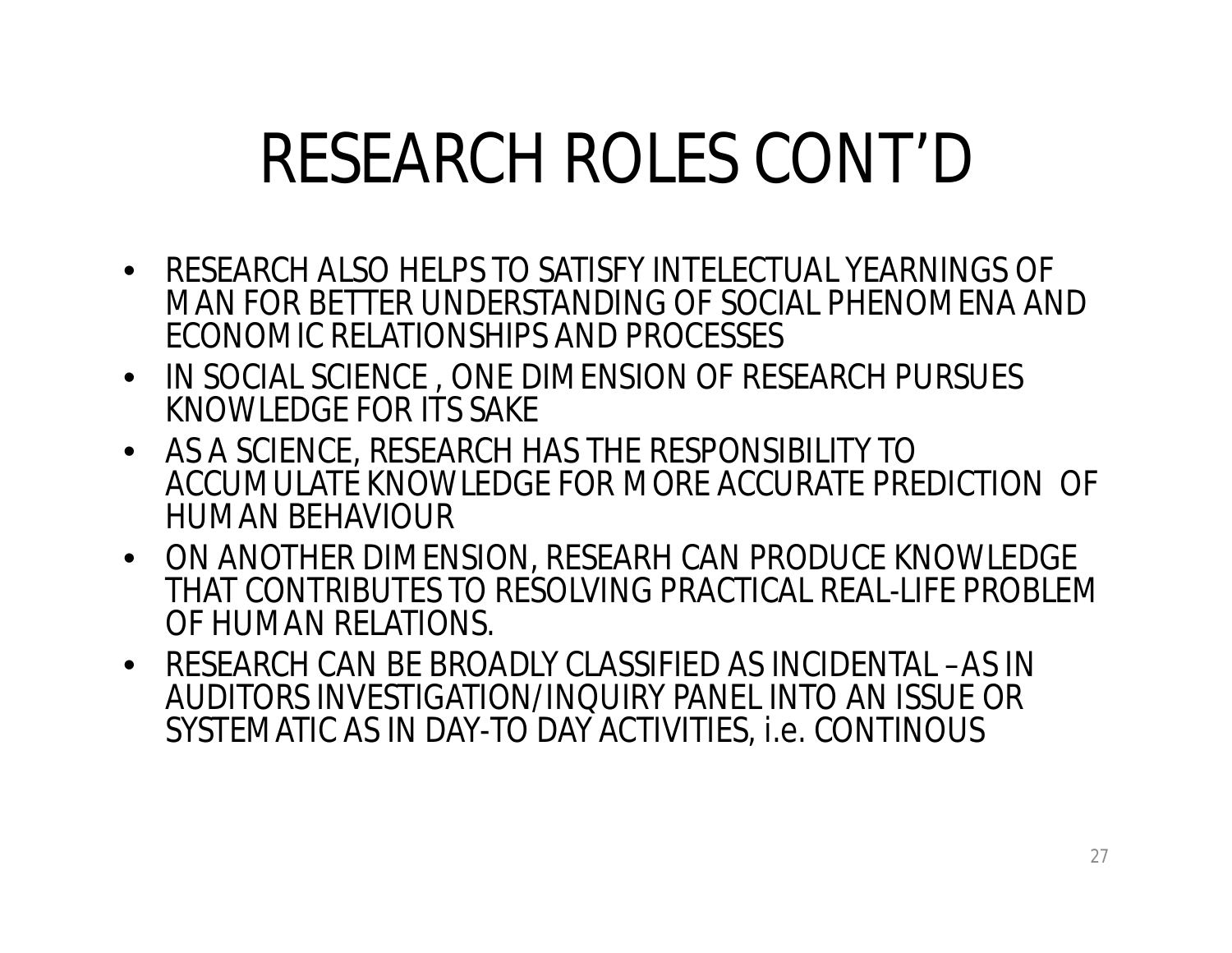# RESEARCH ROLES CONT'D

- RESEARCH ALSO HELPS TO SATISFY INTELECTUAL YEARNINGS OF MAN FOR BETTER UNDERSTANDING OF SOCIAL PHENOMENA AND ECONOMIC RELATIONSHIPS AND PROCESSES
- IN SOCIAL SCIENCE , ONE DIMENSION OF RESEARCH PURSUES KNOWLEDGE FOR ITS SAKE
- AS A SCIENCE, RESEARCH HAS THE RESPONSIBILITY TO ACCUMULATE KNOWLEDGE FOR MORE ACCURATE PREDICTION OF HUMAN BEHAVIOUR
- ON ANOTHER DIMENSION, RESEARH CAN PRODUCE KNOWLEDGE THAT CONTRIBUTES TO RESOLVING PRACTICAL REAL-LIFE PROBLEM OF HUMAN RELATIONS.
- RESEARCH CAN BE BROADLY CLASSIFIED AS INCIDENTAL –AS IN AUDITORS INVESTIGATION/INQUIRY PANEL INTO AN ISSUE OR SYSTEMATIC AS IN DAY-TO DAY ACTIVITIES, i.e. CONTINOUS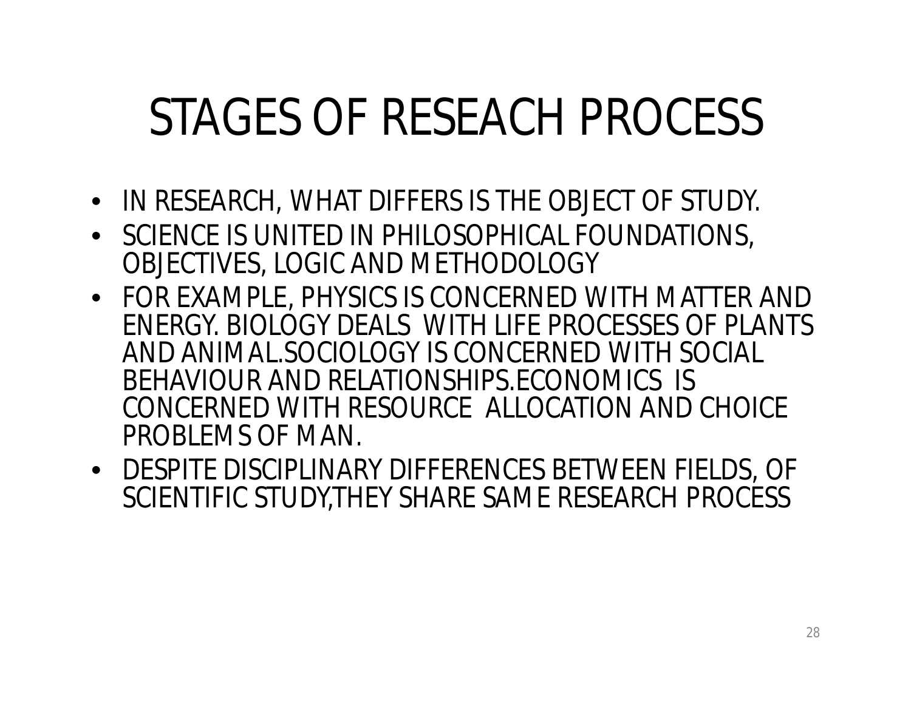# STAGES OF RESEACH PROCESS

- IN RESEARCH, WHAT DIFFERS IS THE OBJECT OF STUDY.
- SCIENCE IS UNITED IN PHILOSOPHICAL FOUNDATIONS, OBJECTIVES, LOGIC AND METHODOLOGY
- FOR EXAMPLE, PHYSICS IS CONCERNED WITH MATTER AND ENERGY. BIOLOGY DEALS WITH LIFE PROCESSES OF PLANTS AND ANIMAL.SOCIOLOGY IS CONCERNED WITH SOCIAL BEHAVIOUR AND RELATIONSHIPS.ECONOMICS IS CONCERNED WITH RESOURCE ALLOCATION AND CHOICE PROBLEMS OF MAN.
- DESPITE DISCIPLINARY DIFFERENCES BETWEEN FIELDS, OF SCIENTIFIC STUDY,THEY SHARE SAME RESEARCH PROCESS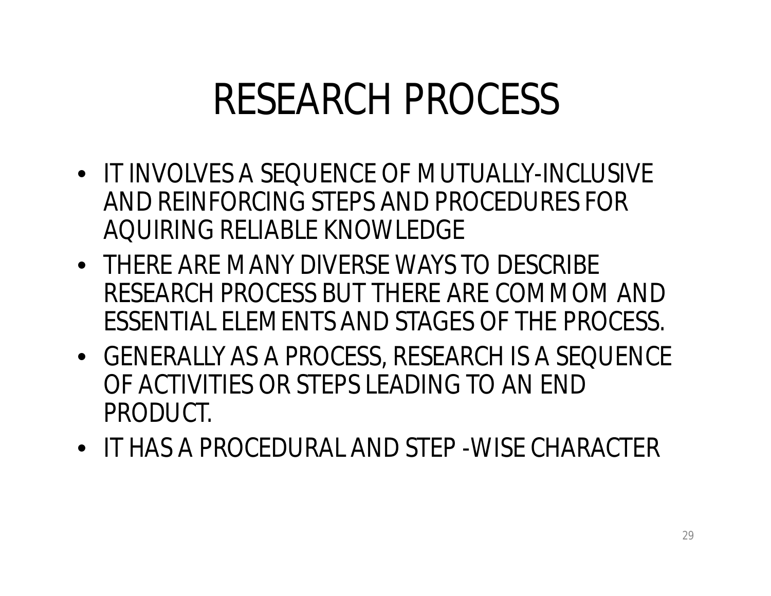# RESEARCH PROCESS

- IT INVOLVES A SEQUENCE OF MUTUALLY-INCLUSIVE AND REINFORCING STEPS AND PROCEDURES FOR AQUIRING RELIABLE KNOWLEDGE
- THERE ARE MANY DIVERSE WAYS TO DESCRIBE RESEARCH PROCESS BUT THERE ARE COMMOM AND ESSENTIAL ELEMENTS AND STAGES OF THE PROCESS.
- GENERALLY AS A PROCESS, RESEARCH IS A SEQUENCE OF ACTIVITIES OR STEPS LEADING TO AN END PRODUCT.
- IT HAS A PROCEDURAL AND STEP -WISE CHARACTER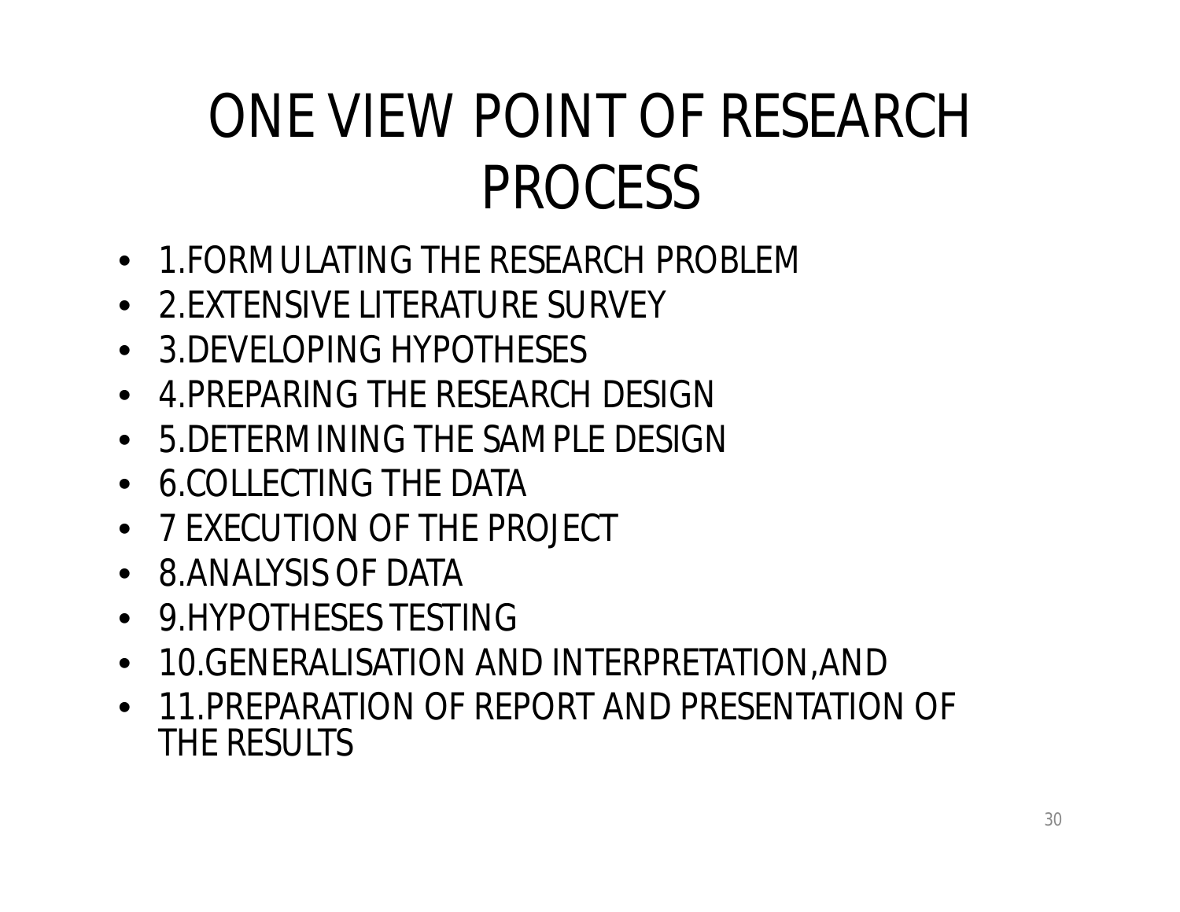# ONE VIEW POINT OF RESEARCH PROCESS

- 1.FORMULATING THE RESEARCH PROBLEM
- 2.EXTENSIVE LITERATURE SURVEY
- 3.DEVELOPING HYPOTHESES
- 4.PREPARING THE RESEARCH DESIGN
- 5.DETERMINING THE SAMPLE DESIGN
- 6.COLLECTING THE DATA
- 7 EXECUTION OF THE PROJECT
- 8.ANALYSIS OF DATA
- 9.HYPOTHESES TESTING
- 10.GENERALISATION AND INTERPRETATION,AND
- 11.PREPARATION OF REPORT AND PRESENTATION OF THE RESULTS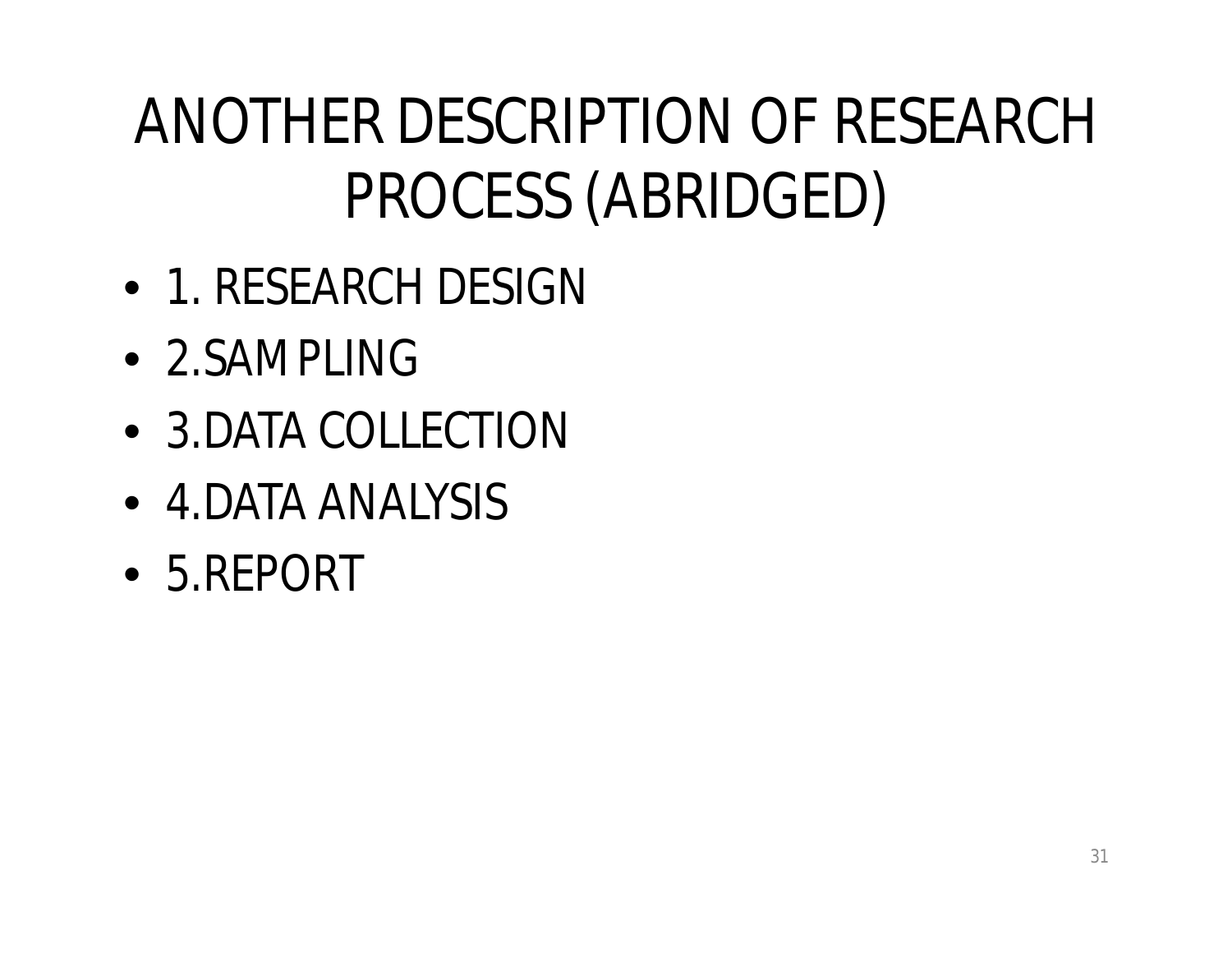# ANOTHER DESCRIPTION OF RESEARCH PROCESS (ABRIDGED)

- 1. RESEARCH DESIGN
- 2.SAMPLING
- 3.DATA COLLECTION
- 4.DATA ANALYSIS
- 5.REPORT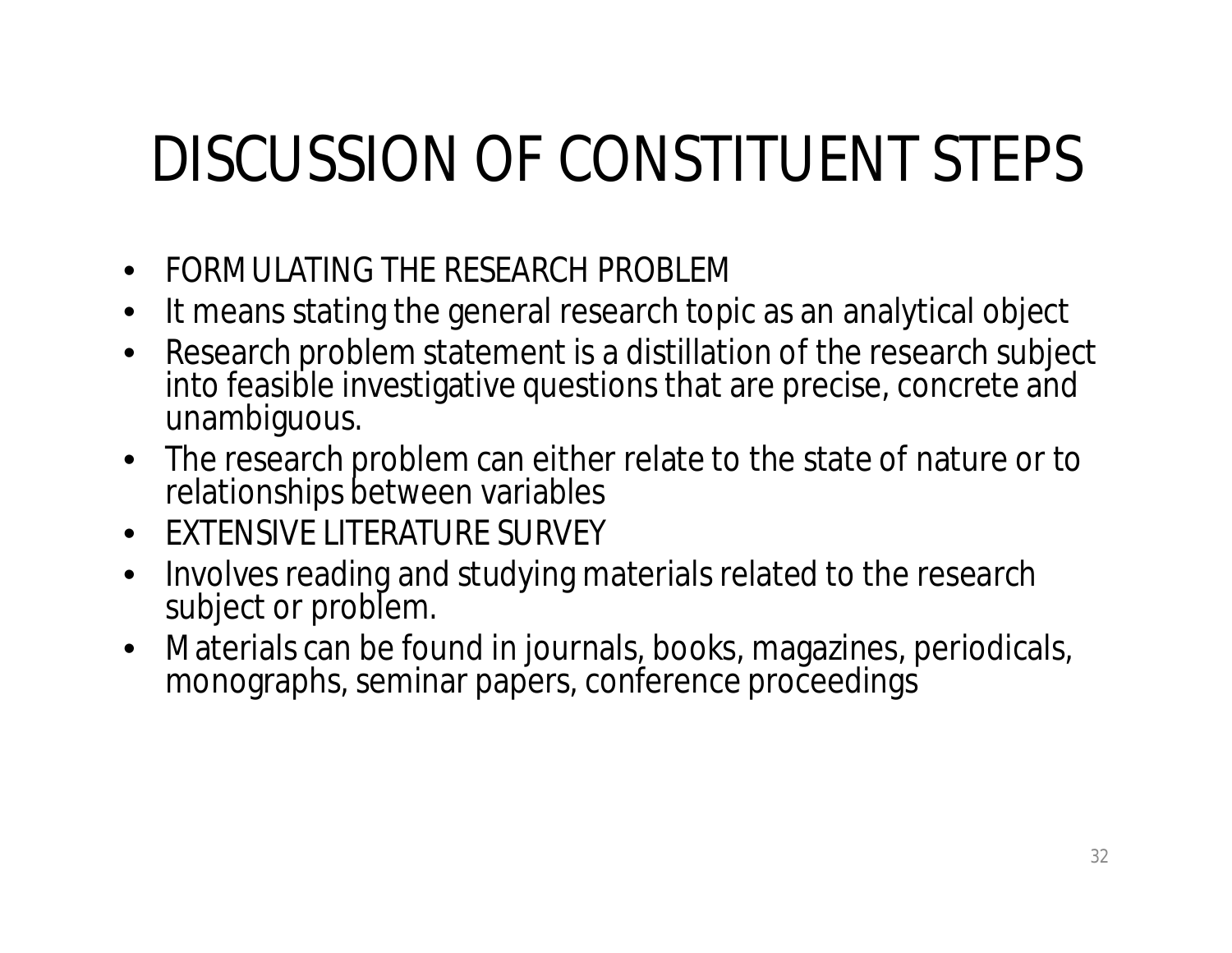# DISCUSSION OF CONSTITUENT STEPS

- FORMULATING THE RESEARCH PROBLEM
- It means stating the general research topic as an analytical object
- Research problem statement is a distillation of the research subject into feasible investigative questions that are precise, concrete and unambiguous.
- The research problem can either relate to the state of nature or to relationships between variables
- EXTENSIVE LITERATURE SURVEY
- Involves reading and studying materials related to the research subject or problem.
- Materials can be found in journals, books, magazines, periodicals, monographs, seminar papers, conference proceedings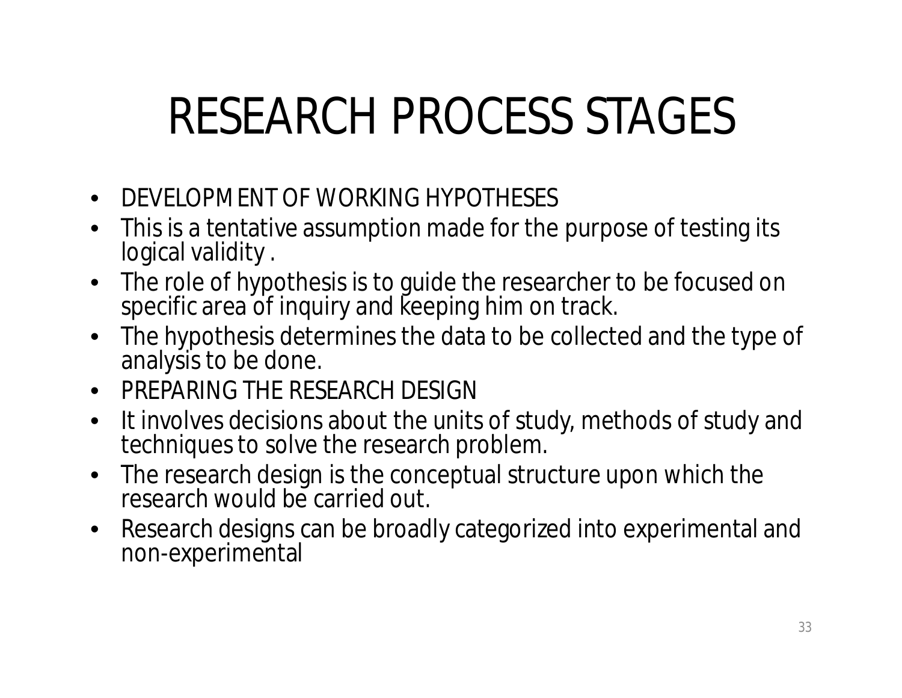# RESEARCH PROCESS STAGES

- DEVELOPMENT OF WORKING HYPOTHESES
- This is a tentative assumption made for the purpose of testing its logical validity .
- The role of hypothesis is to guide the researcher to be focused on specific area of inquiry and keeping him on track.
- The hypothesis determines the data to be collected and the type of analysis to be done.
- PREPARING THE RESEARCH DESIGN
- It involves decisions about the units of study, methods of study and techniques to solve the research problem.
- The research design is the conceptual structure upon which the research would be carried out.
- Research designs can be broadly categorized into experimental and non-experimental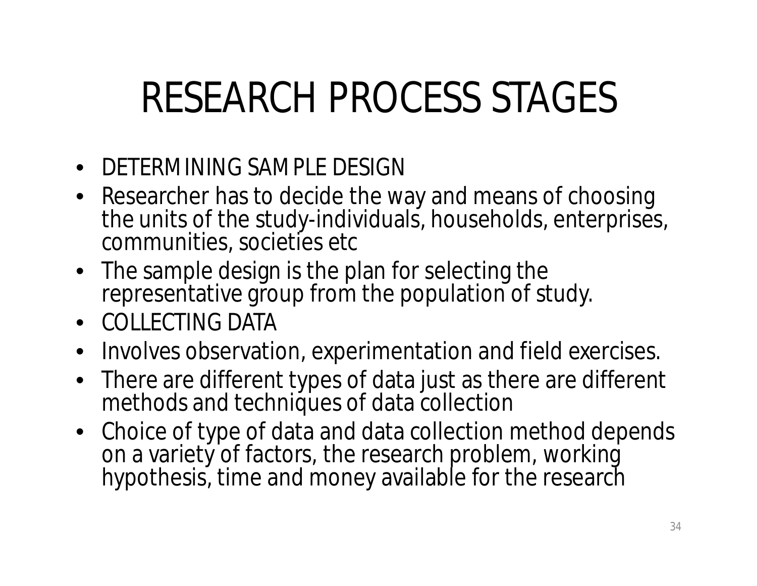# RESEARCH PROCESS STAGES

- DETERMINING SAMPLE DESIGN
- Researcher has to decide the way and means of choosing the units of the study-individuals, households, enterprises, communities, societies etc
- The sample design is the plan for selecting the representative group from the population of study.
- COLLECTING DATA
- Involves observation, experimentation and field exercises.
- There are different types of data just as there are different methods and techniques of data collection
- Choice of type of data and data collection method depends on a variety of factors, the research problem, working hypothesis, time and money available for the research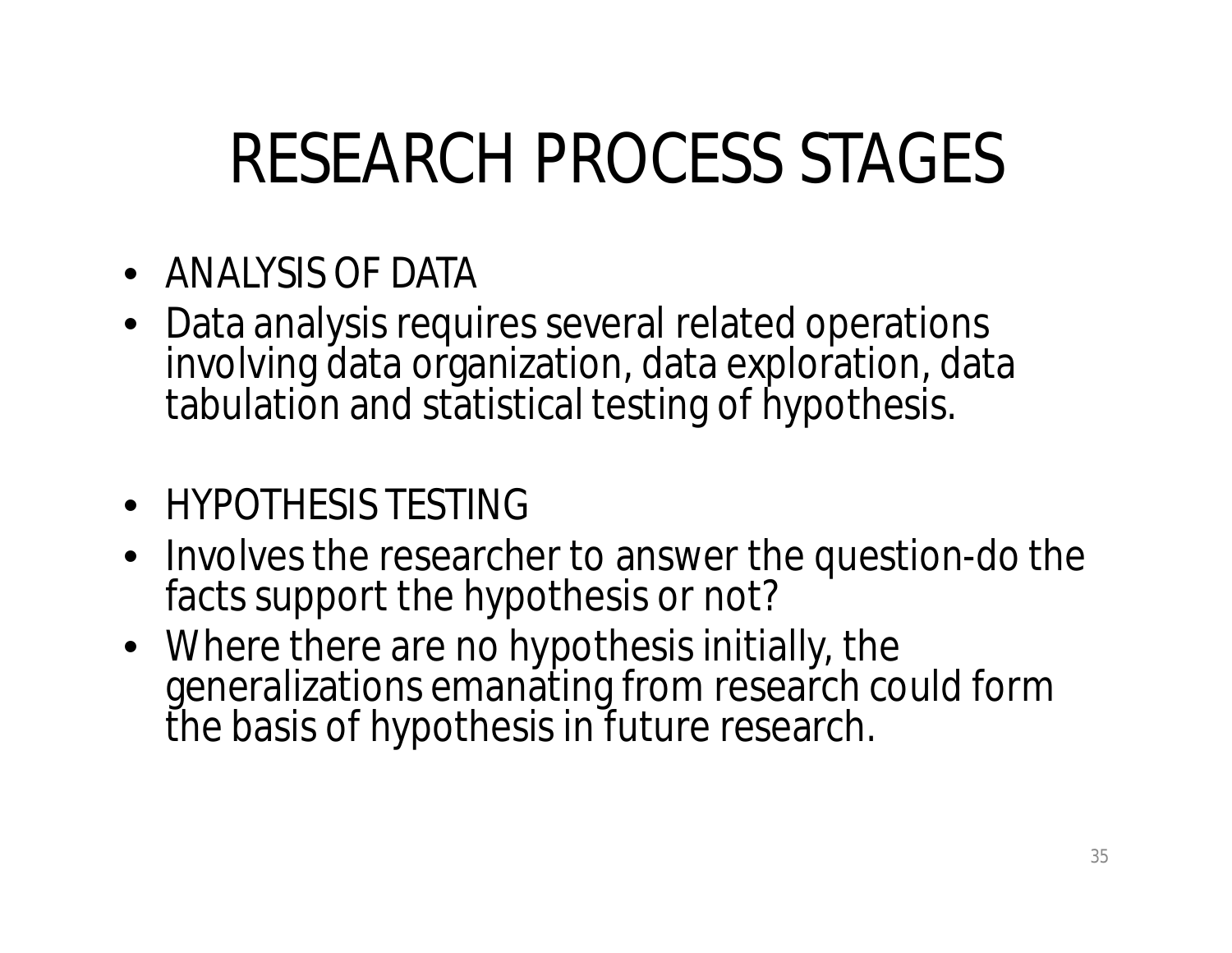# RESEARCH PROCESS STAGES

- ANALYSIS OF DATA
- Data analysis requires several related operations involving data organization, data exploration, data tabulation and statistical testing of hypothesis.

- HYPOTHESIS TESTING
- Involves the researcher to answer the question-do the facts support the hypothesis or not?
- Where there are no hypothesis initially, the generalizations emanating from research could form the basis of hypothesis in future research.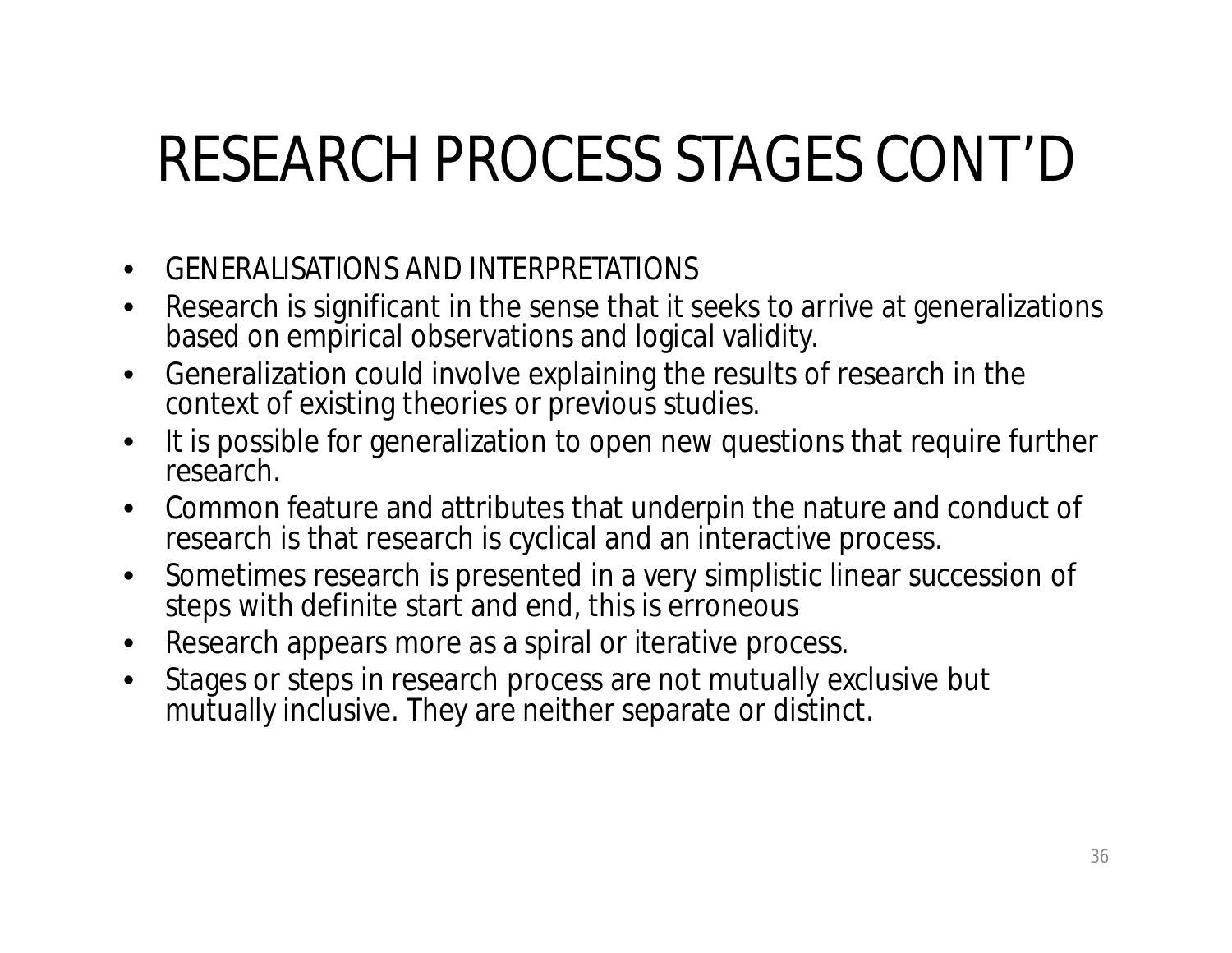# RESEARCH PROCESS STAGES CONT'D

- GENERALISATIONS AND INTERPRETATIONS
- Research is significant in the sense that it seeks to arrive at generalizations based on empirical observations and logical validity.
- Generalization could involve explaining the results of research in the context of existing theories or previous studies.
- It is possible for generalization to open new questions that require further research.
- Common feature and attributes that underpin the nature and conduct of research is that research is cyclical and an interactive process.
- Sometimes research is presented in a very simplistic linear succession of steps with definite start and end, this is erroneous
- Research appears more as a spiral or iterative process.
- Stages or steps in research process are not mutually exclusive but mutually inclusive. They are neither separate or distinct.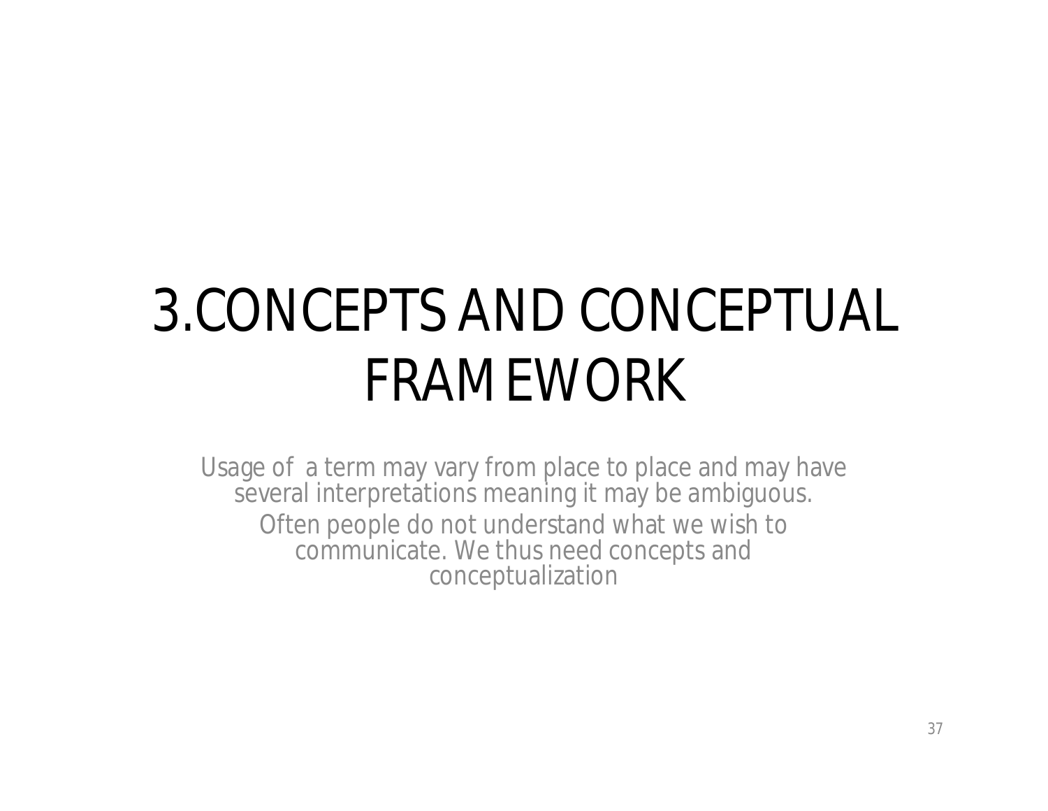# 3.CONCEPTS AND CONCEPTUAL FRAMEWORK

Usage of a term may vary from place to place and may have several interpretations meaning it may be ambiguous.

Often people do not understand what we wish to communicate. We thus need concepts and conceptualization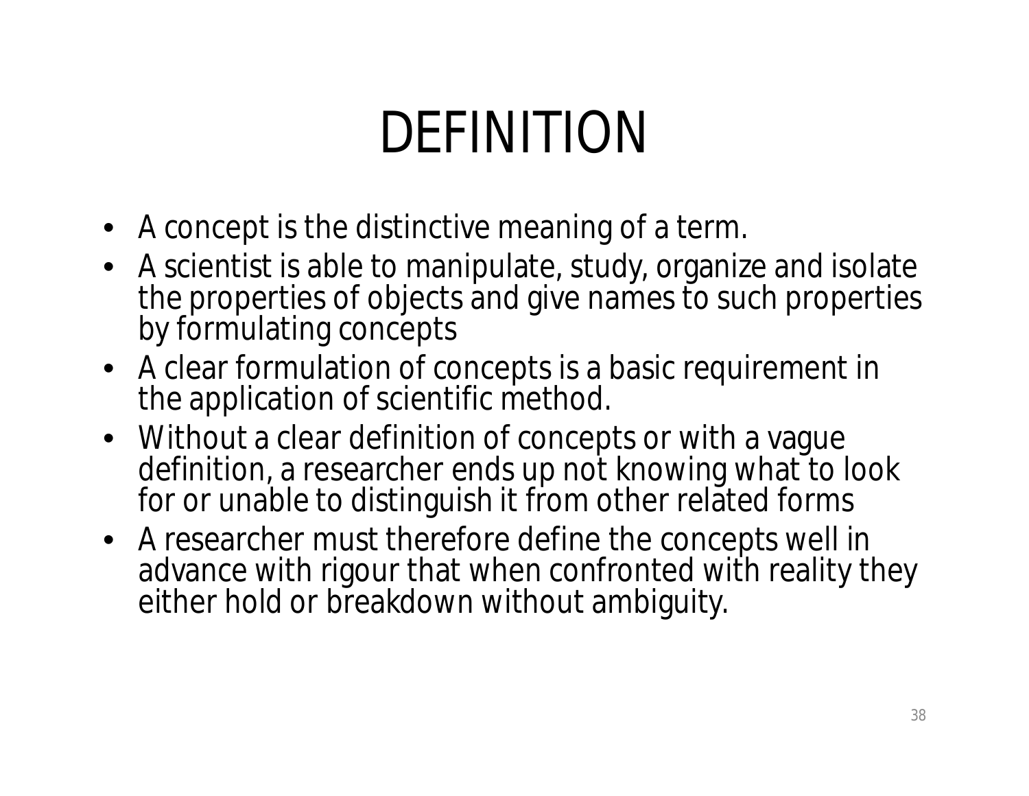# DEFINITION

- A concept is the distinctive meaning of a term.
- A scientist is able to manipulate, study, organize and isolate the properties of objects and give names to such properties by formulating concepts
- A clear formulation of concepts is a basic requirement in the application of scientific method.
- Without a clear definition of concepts or with a vague definition, a researcher ends up not knowing what to look for or unable to distinguish it from other related forms
- A researcher must therefore define the concepts well in advance with rigour that when confronted with reality they either hold or breakdown without ambiguity.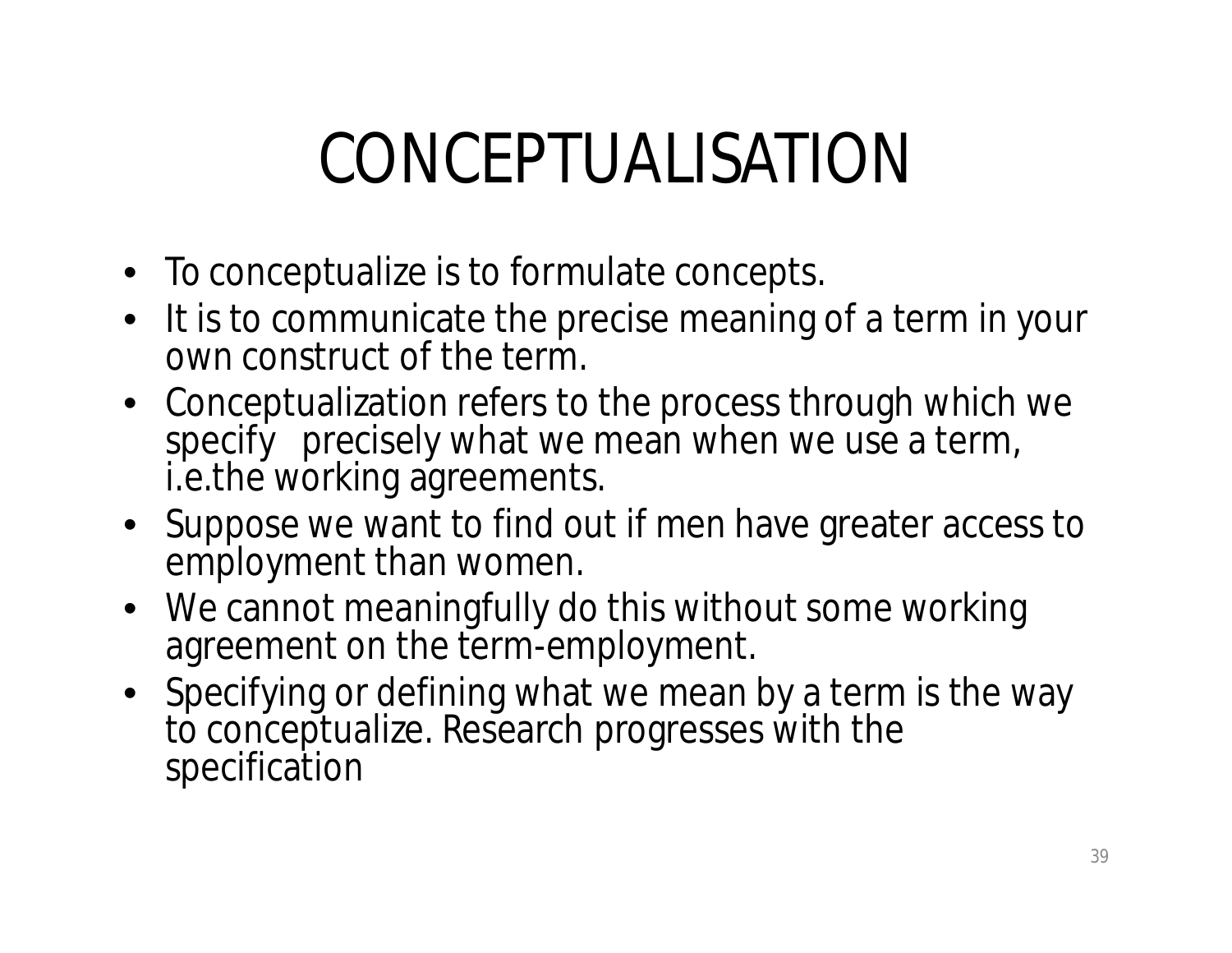# CONCEPTUALISATION

- To conceptualize is to formulate concepts.
- It is to communicate the precise meaning of a term in your own construct of the term.
- Conceptualization refers to the process through which we specify precisely what we mean when we use a term, i.e.the working agreements.
- Suppose we want to find out if men have greater access to employment than women.
- We cannot meaningfully do this without some working agreement on the term-employment.
- Specifying or defining what we mean by a term is the way to conceptualize. Research progresses with the specification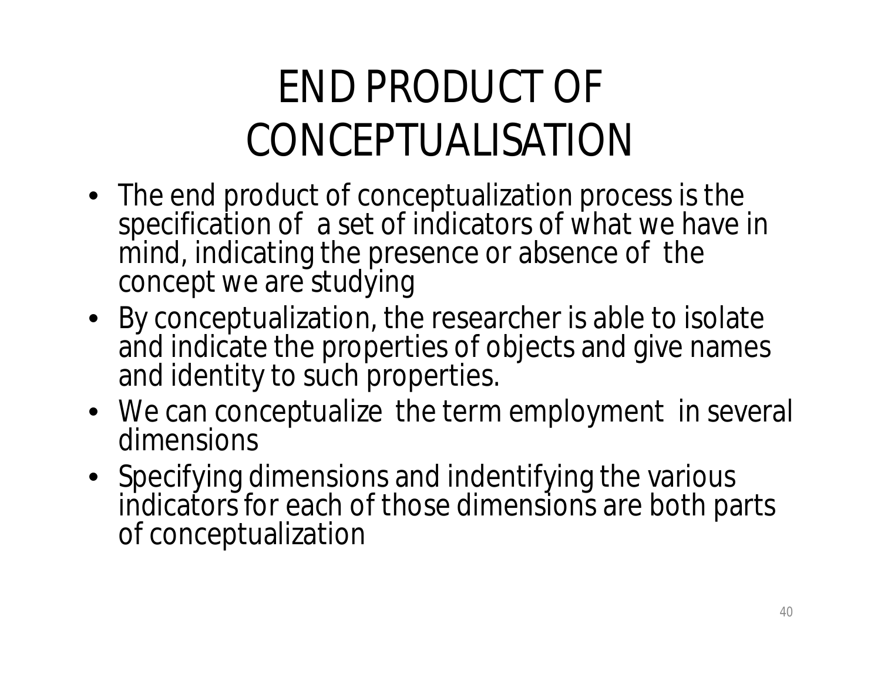# END PRODUCT OF CONCEPTUALISATION

- The end product of conceptualization process is the specification of a set of indicators of what we have in mind, indicating the presence or absence of the concept we are studying
- By conceptualization, the researcher is able to isolate and indicate the properties of objects and give names and identity to such properties.
- We can conceptualize the term employment in several dimensions
- Specifying dimensions and indentifying the various indicators for each of those dimensions are both parts of conceptualization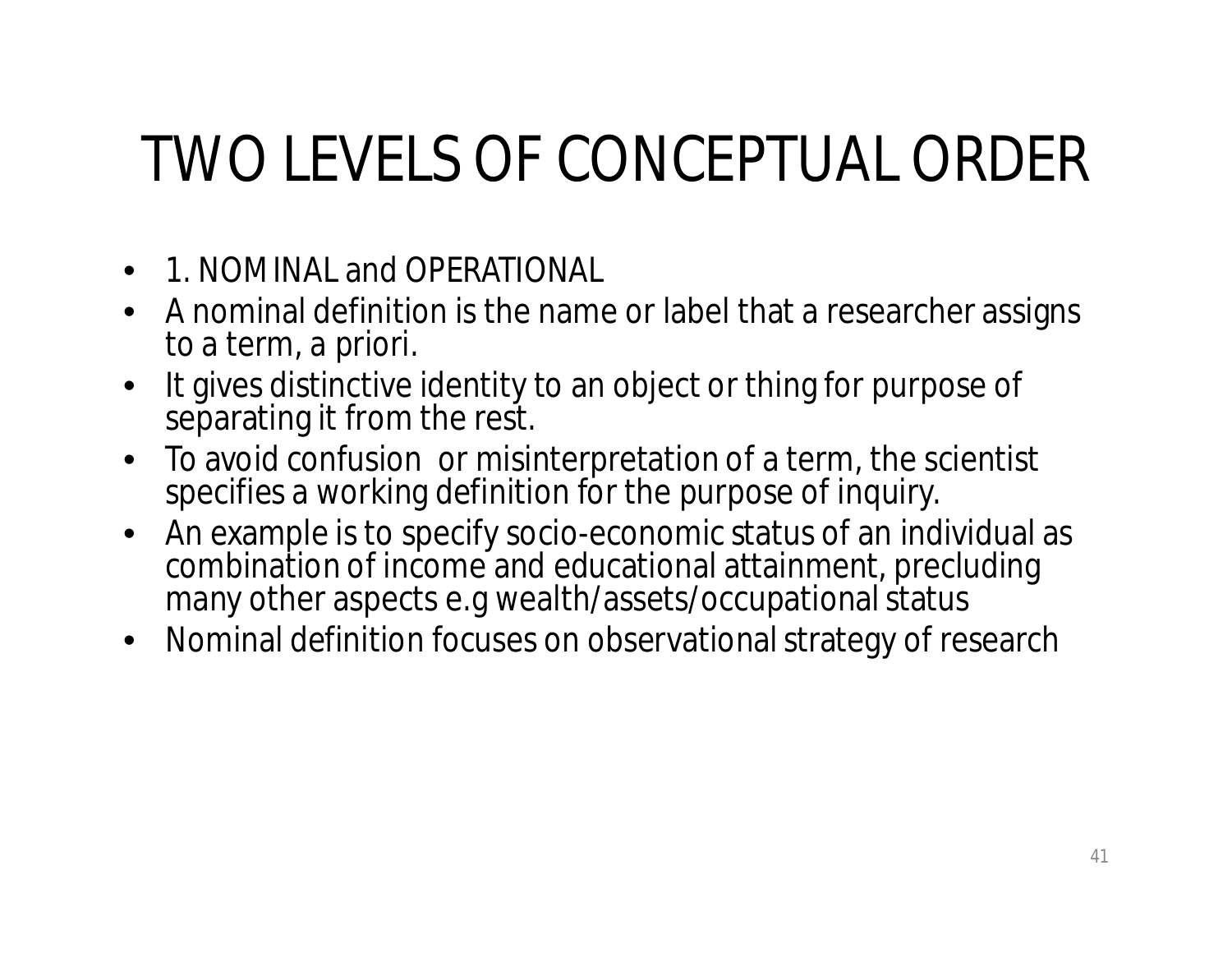# TWO LEVELS OF CONCEPTUAL ORDER

- 1. NOMINAL and OPERATIONAL
- A nominal definition is the name or label that a researcher assigns to a term, a priori.
- It gives distinctive identity to an object or thing for purpose of separating it from the rest.
- To avoid confusion or misinterpretation of a term, the scientist specifies a working definition for the purpose of inquiry.
- An example is to specify socio-economic status of an individual as combination of income and educational attainment, precluding many other aspects e.g wealth/assets/occupational status
- Nominal definition focuses on observational strategy of research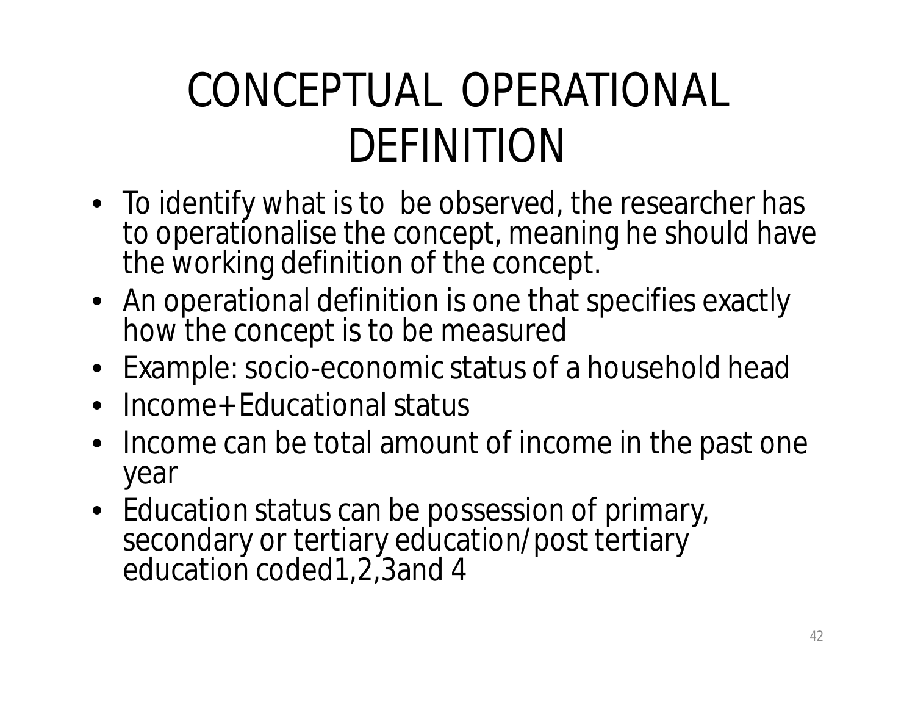# CONCEPTUAL OPERATIONAL DEFINITION

- To identify what is to be observed, the researcher has to operationalise the concept, meaning he should have the working definition of the concept.
- An operational definition is one that specifies exactly how the concept is to be measured
- Example: socio-economic status of a household head
- Income+Educational status
- Income can be total amount of income in the past one year
- Education status can be possession of primary, secondary or tertiary education/post tertiary education coded1,2,3and 4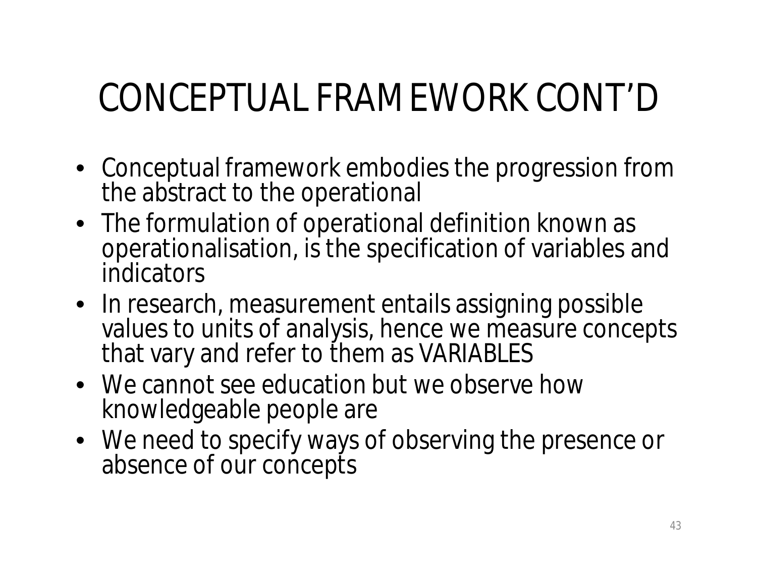# CONCEPTUAL FRAMEWORK CONT'D

- Conceptual framework embodies the progression from the abstract to the operational
- The formulation of operational definition known as operationalisation, is the specification of variables and indicators
- In research, measurement entails assigning possible values to units of analysis, hence we measure concepts that vary and refer to them as VARIABLES
- We cannot see education but we observe how knowledgeable people are
- We need to specify ways of observing the presence or absence of our concepts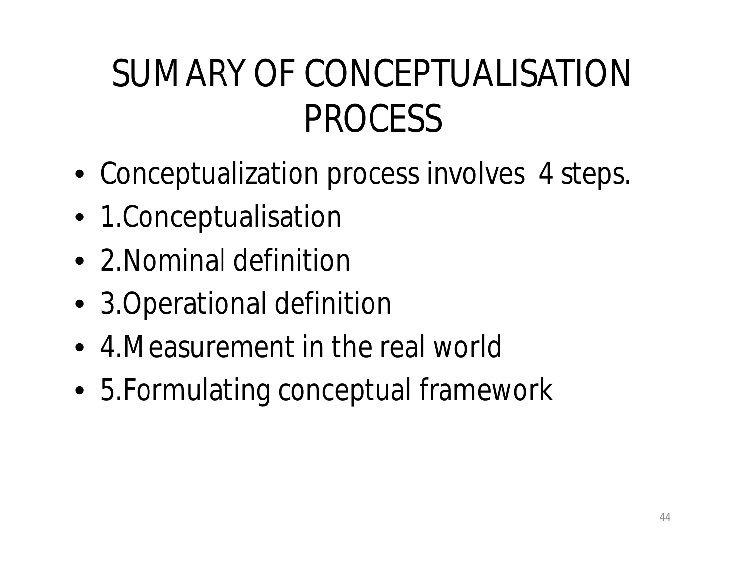# SUMARY OF CONCEPTUALISATION PROCESS

- Conceptualization process involves 4 steps.
- 1.Conceptualisation
- 2.Nominal definition
- 3.Operational definition
- 4.Measurement in the real world
- 5.Formulating conceptual framework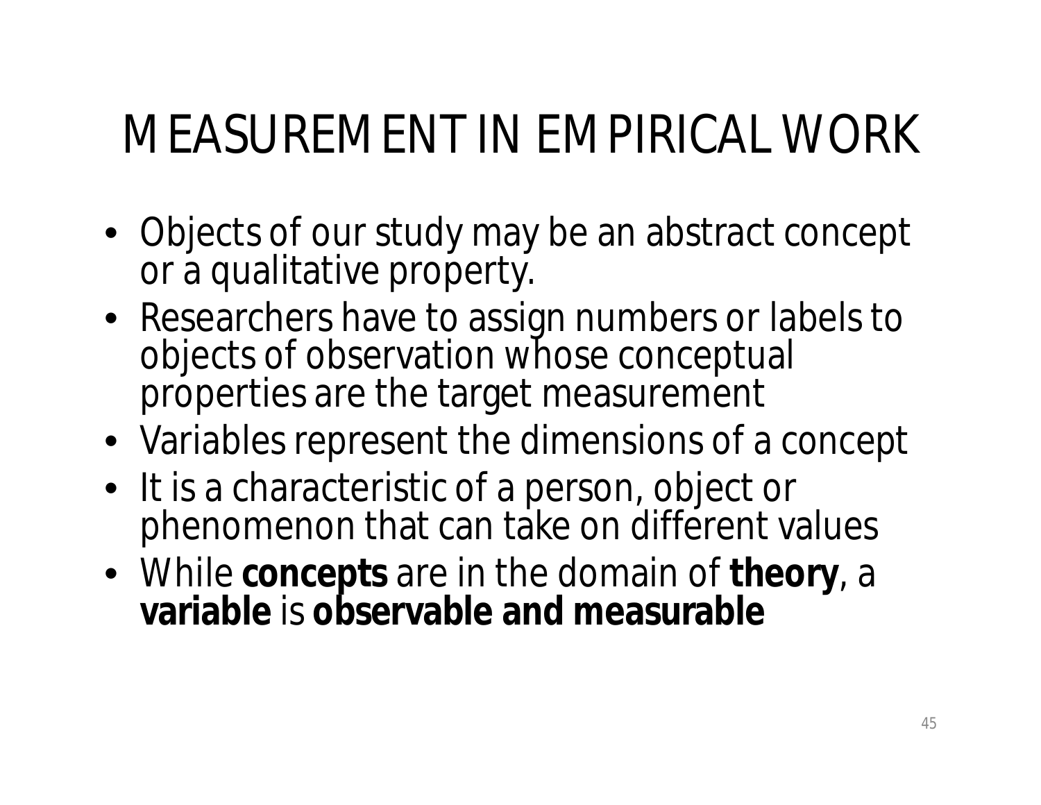# MEASUREMENT IN EMPIRICAL WORK

- Objects of our study may be an abstract concept or a qualitative property.
- Researchers have to assign numbers or labels to objects of observation whose conceptual properties are the target measurement
- Variables represent the dimensions of a concept
- It is a characteristic of a person, object or phenomenon that can take on different values
- While **concepts** are in the domain of **theory**, a **variable** is **observable and measurable**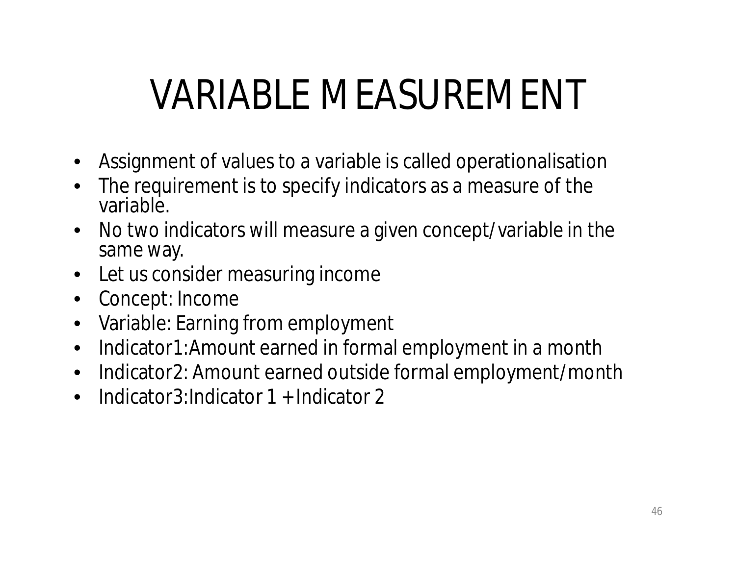# VARIABLE MEASUREMENT

- Assignment of values to a variable is called operationalisation
- The requirement is to specify indicators as a measure of the variable.
- No two indicators will measure a given concept/variable in the same way.
- Let us consider measuring income
- Concept: Income
- Variable: Earning from employment
- Indicator1:Amount earned in formal employment in a month
- Indicator2: Amount earned outside formal employment/month
- Indicator3:Indicator 1 + Indicator 2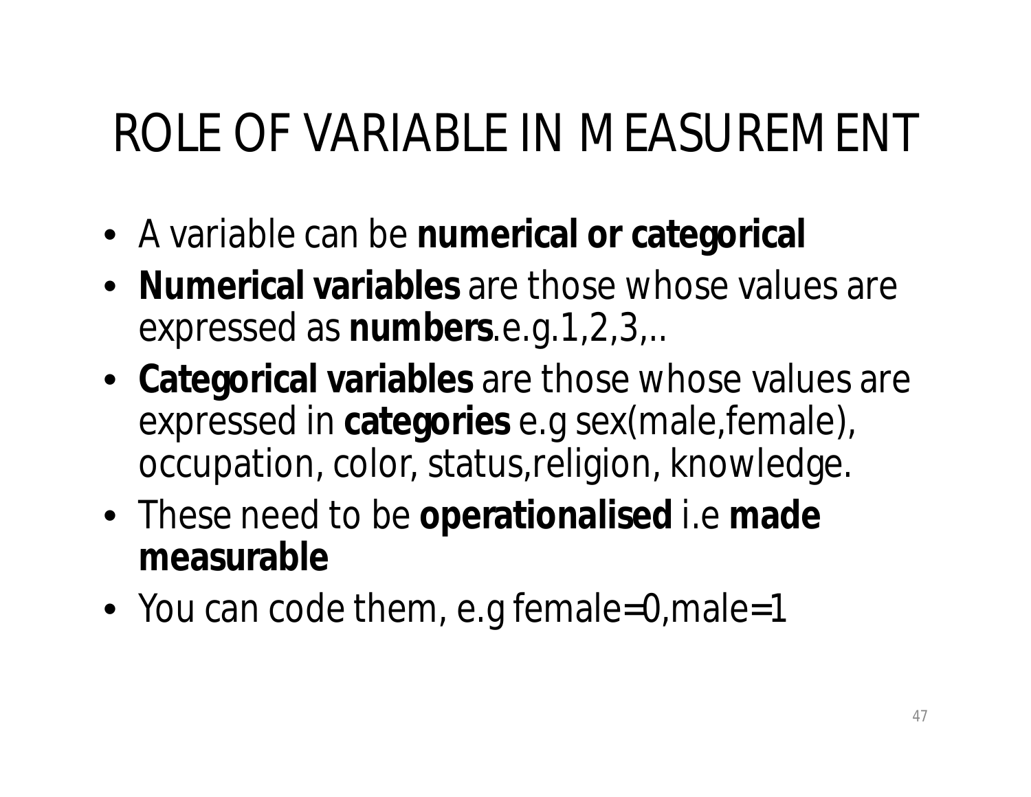# ROLE OF VARIABLE IN MEASUREMENT

- A variable can be **numerical or categorical**
- **Numerical variables** are those whose values are expressed as **numbers**.e.g.1,2,3,..
- **Categorical variables** are those whose values are expressed in **categories** e.g sex(male,female), occupation, color, status,religion, knowledge.
- These need to be **operationalised** i.e **made measurable**
- You can code them, e.g female=0,male=1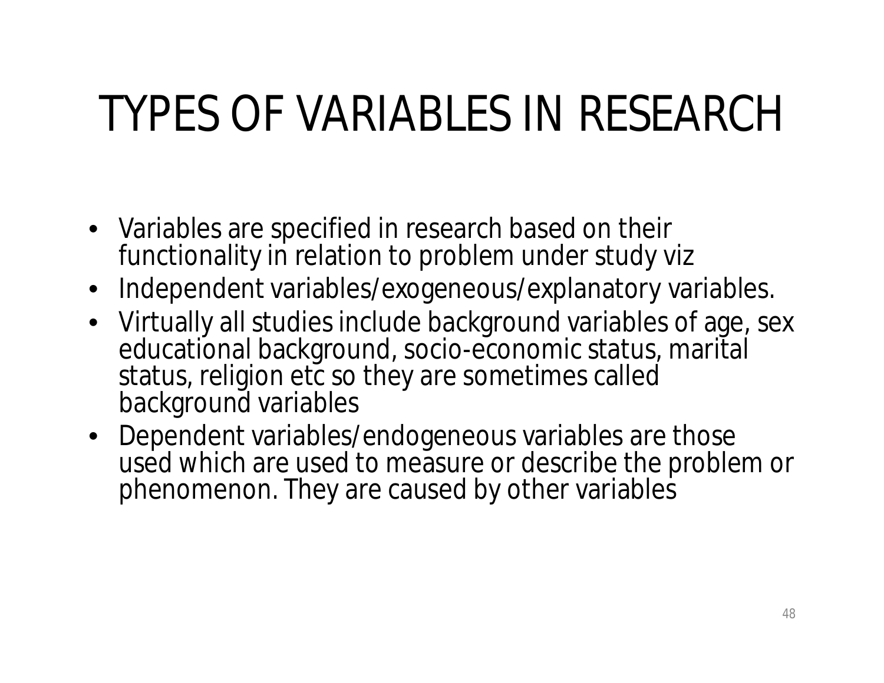# TYPES OF VARIABLES IN RESEARCH

- Variables are specified in research based on their functionality in relation to problem under study viz
- Independent variables/exogeneous/explanatory variables.
- Virtually all studies include background variables of age, sex educational background, socio-economic status, marital status, religion etc so they are sometimes called background variables
- Dependent variables/endogeneous variables are those used which are used to measure or describe the problem or phenomenon. They are caused by other variables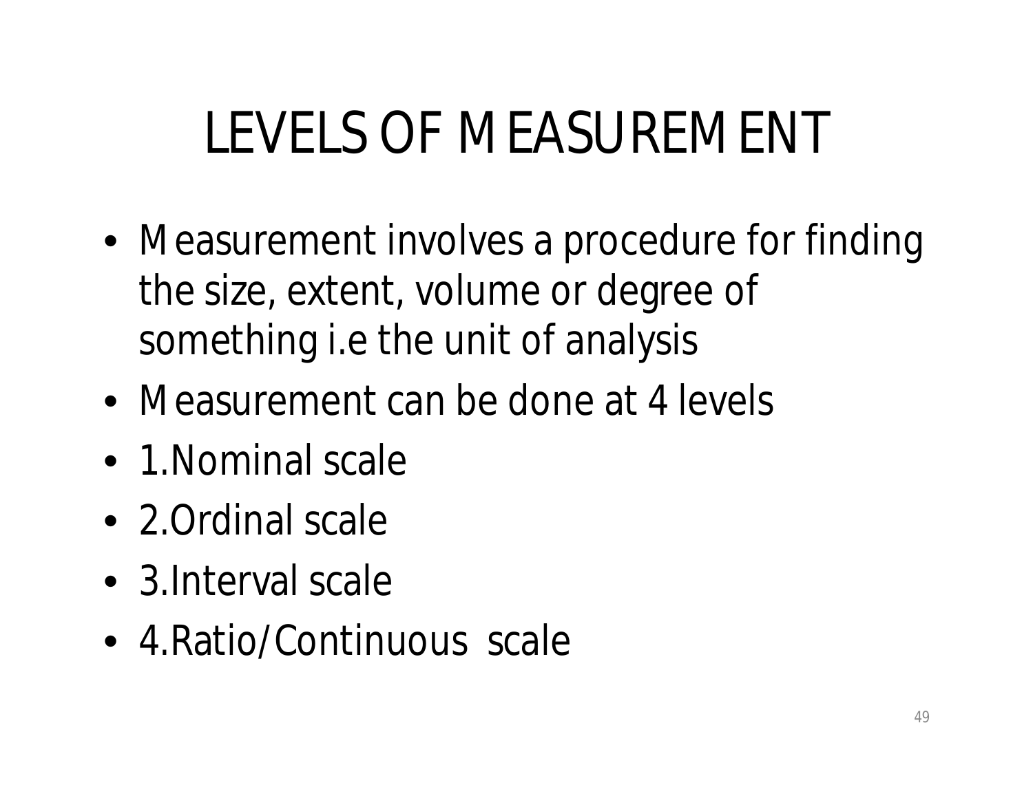# LEVELS OF MEASUREMENT

- Measurement involves a procedure for finding the size, extent, volume or degree of something i.e the unit of analysis
- Measurement can be done at 4 levels
- 1.Nominal scale
- 2.Ordinal scale
- 3.Interval scale
- 4.Ratio/Continuous scale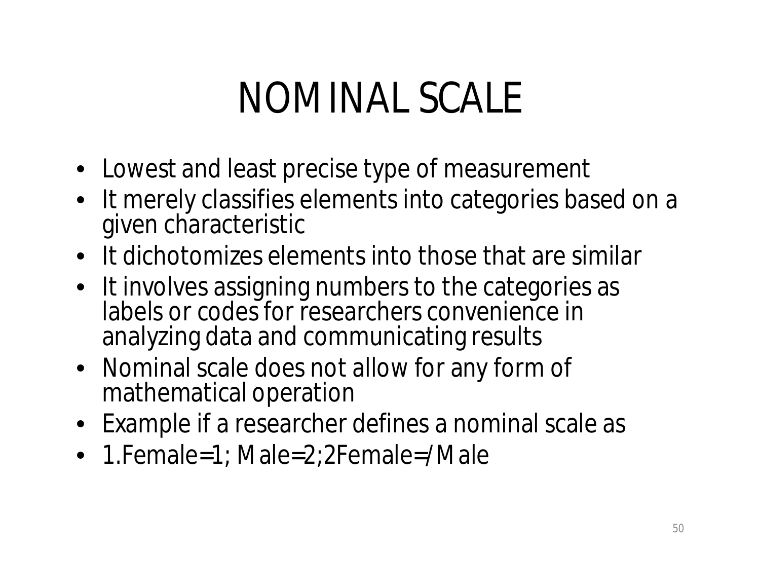# NOMINAL SCALE

- Lowest and least precise type of measurement
- It merely classifies elements into categories based on a given characteristic
- It dichotomizes elements into those that are similar
- It involves assigning numbers to the categories as labels or codes for researchers convenience in analyzing data and communicating results
- Nominal scale does not allow for any form of mathematical operation
- Example if a researcher defines a nominal scale as
- 1.Female=1; Male=2;2Female=/Male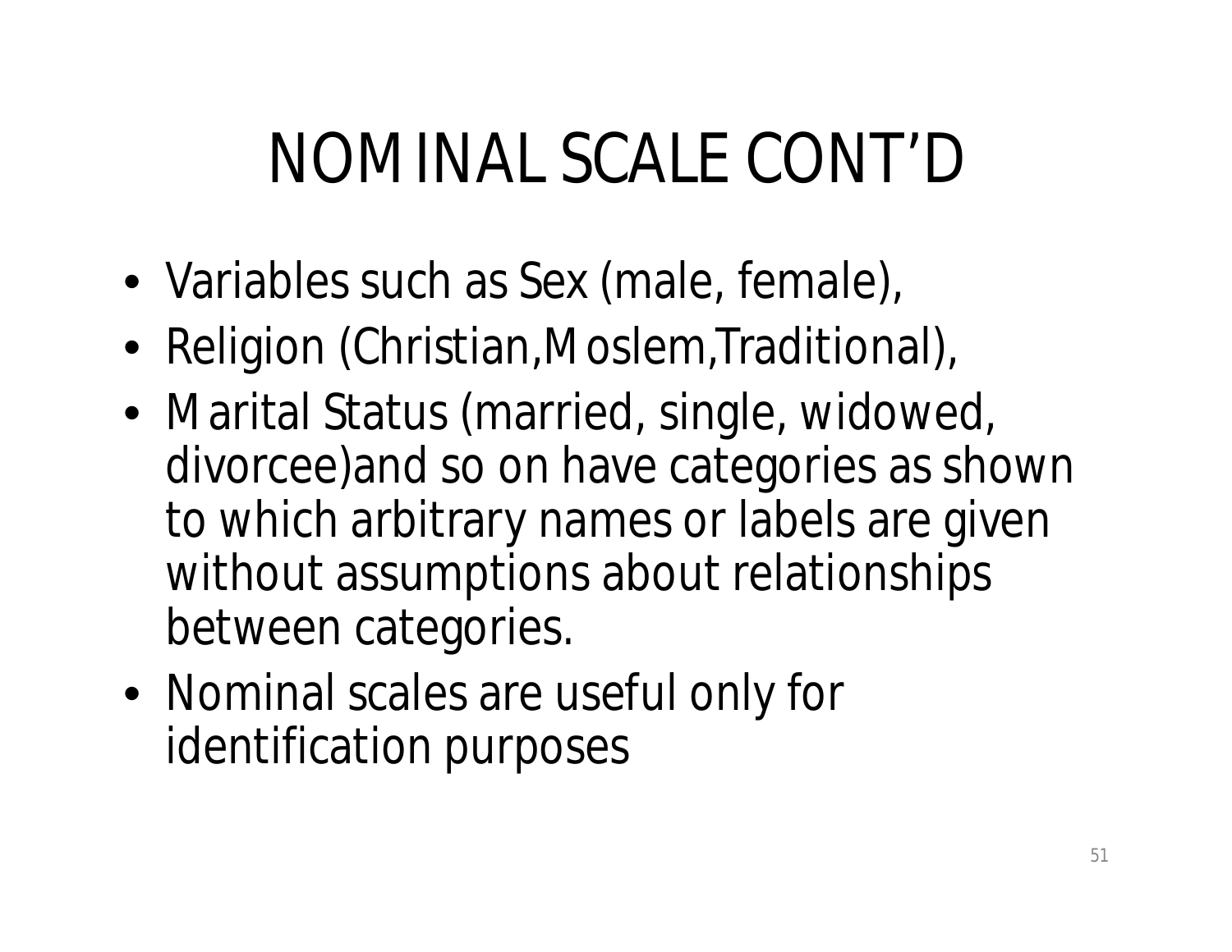# NOMINAL SCALE CONT'D

- Variables such as Sex (male, female),
- Religion (Christian,Moslem,Traditional),
- Marital Status (married, single, widowed, divorcee)and so on have categories as shown to which arbitrary names or labels are given without assumptions about relationships between categories.
- Nominal scales are useful only for identification purposes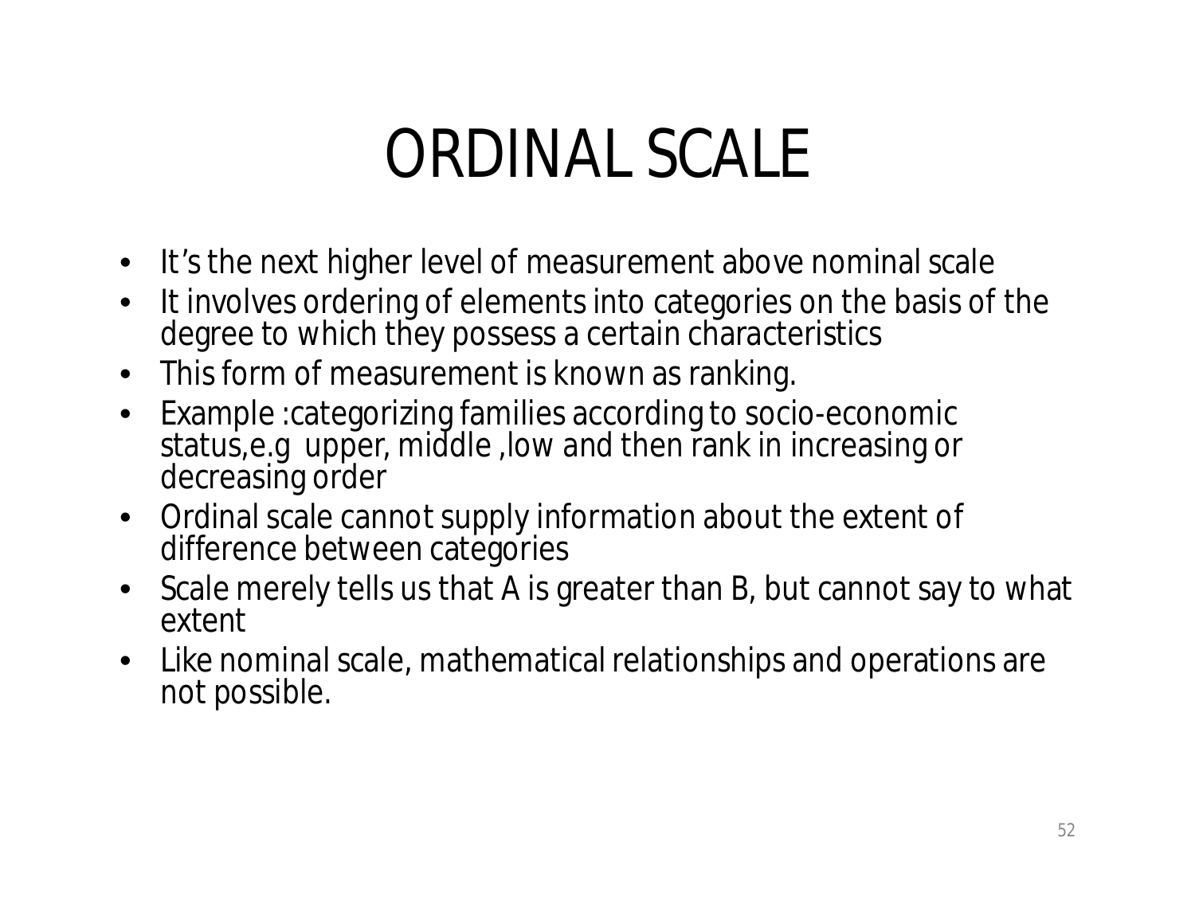# ORDINAL SCALE

- It's the next higher level of measurement above nominal scale
- It involves ordering of elements into categories on the basis of the degree to which they possess a certain characteristics
- This form of measurement is known as ranking.
- Example :categorizing families according to socio-economic status,e.g upper, middle ,low and then rank in increasing or decreasing order
- Ordinal scale cannot supply information about the extent of difference between categories
- Scale merely tells us that A is greater than B, but cannot say to what extent
- Like nominal scale, mathematical relationships and operations are not possible.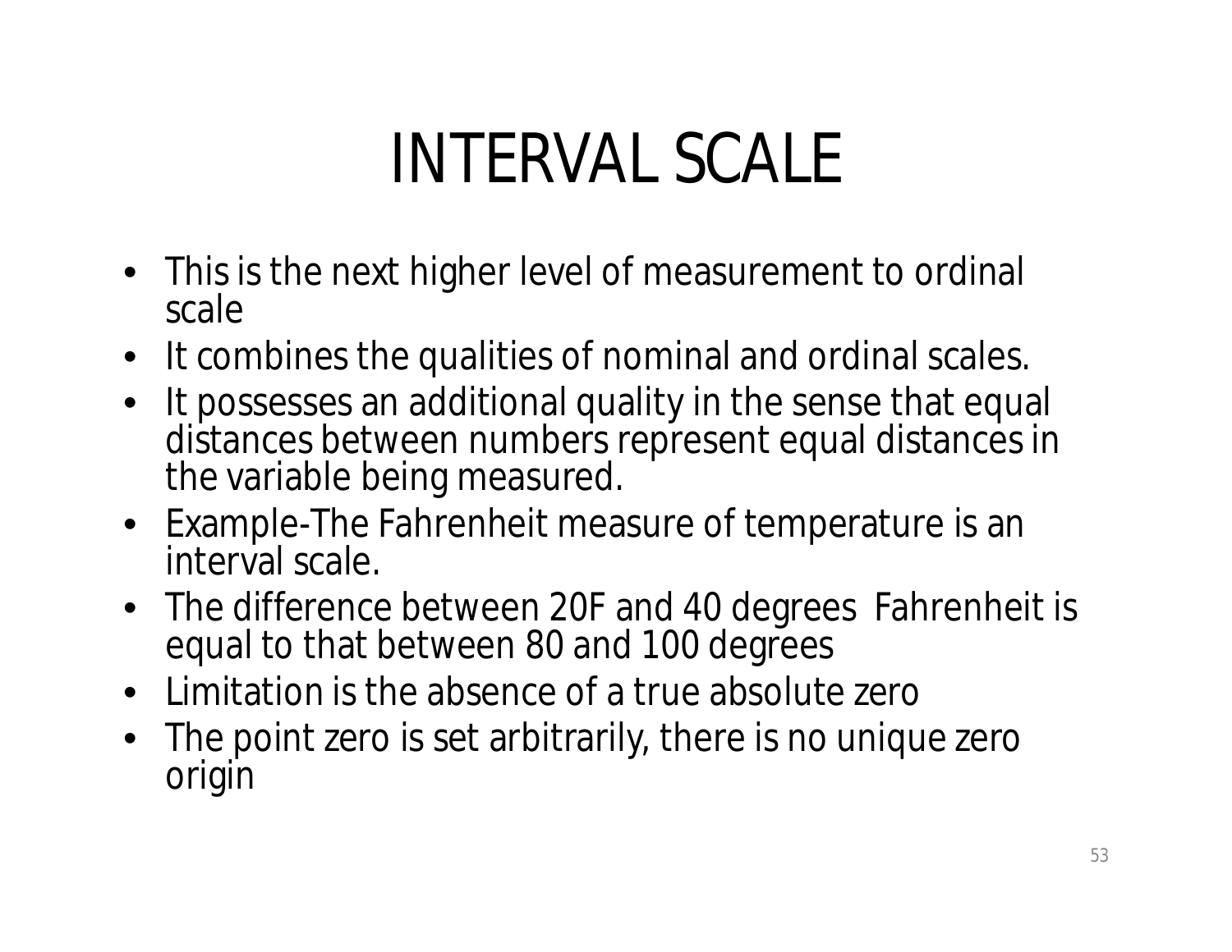# INTERVAL SCALE

- This is the next higher level of measurement to ordinal scale
- It combines the qualities of nominal and ordinal scales.
- It possesses an additional quality in the sense that equal distances between numbers represent equal distances in the variable being measured.
- Example-The Fahrenheit measure of temperature is an interval scale.
- The difference between 20F and 40 degrees Fahrenheit is equal to that between 80 and 100 degrees
- Limitation is the absence of a true absolute zero
- The point zero is set arbitrarily, there is no unique zero origin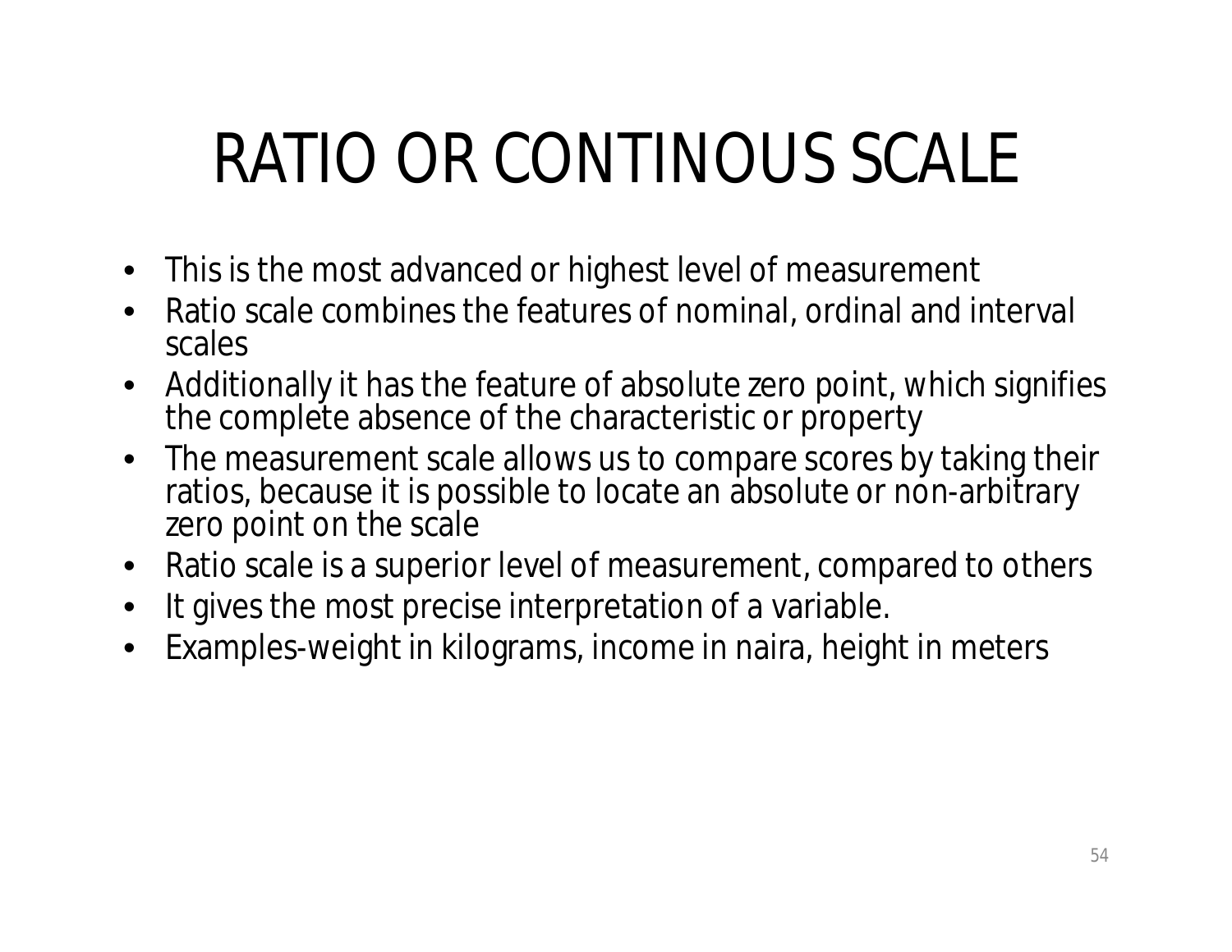# RATIO OR CONTINOUS SCALE

- This is the most advanced or highest level of measurement
- Ratio scale combines the features of nominal, ordinal and interval scales
- Additionally it has the feature of absolute zero point, which signifies the complete absence of the characteristic or property
- The measurement scale allows us to compare scores by taking their ratios, because it is possible to locate an absolute or non-arbitrary zero point on the scale
- Ratio scale is a superior level of measurement, compared to others
- It gives the most precise interpretation of a variable.
- Examples-weight in kilograms, income in naira, height in meters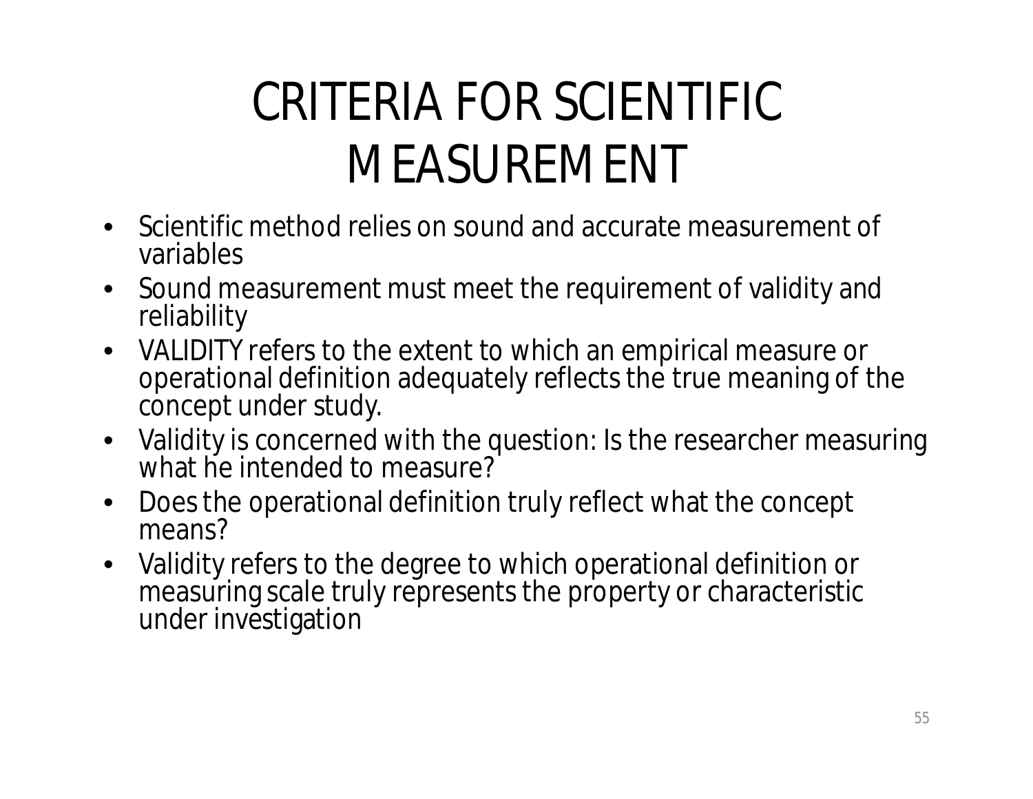# CRITERIA FOR SCIENTIFIC MEASUREMENT

- Scientific method relies on sound and accurate measurement of variables
- Sound measurement must meet the requirement of validity and reliability
- VALIDITY refers to the extent to which an empirical measure or operational definition adequately reflects the true meaning of the concept under study.
- Validity is concerned with the question: Is the researcher measuring what he intended to measure?
- Does the operational definition truly reflect what the concept means?
- Validity refers to the degree to which operational definition or measuring scale truly represents the property or characteristic under investigation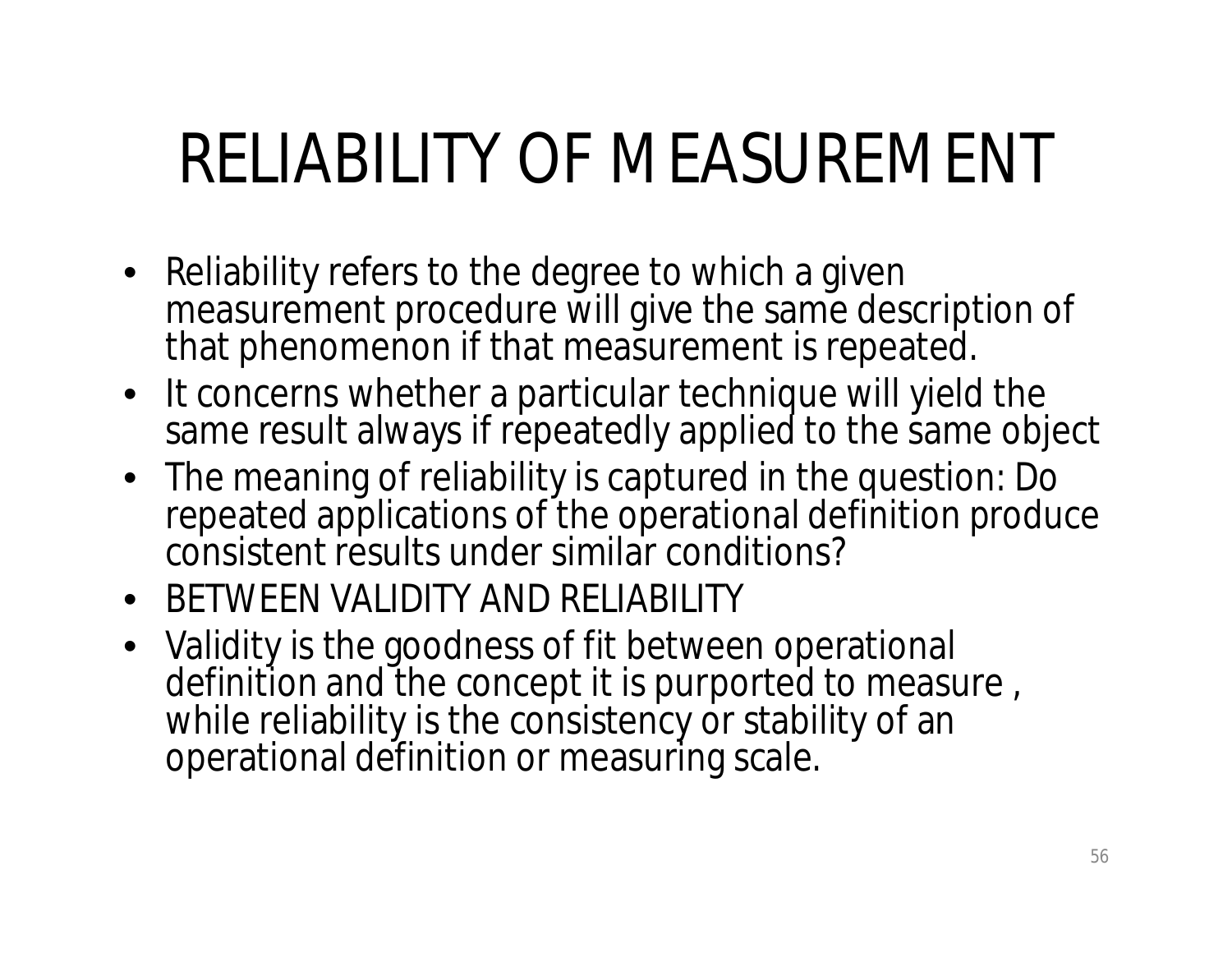# RELIABILITY OF MEASUREMENT

- Reliability refers to the degree to which a given measurement procedure will give the same description of that phenomenon if that measurement is repeated.
- It concerns whether a particular technique will yield the same result always if repeatedly applied to the same object
- The meaning of reliability is captured in the question: Do repeated applications of the operational definition produce consistent results under similar conditions?
- BETWEEN VALIDITY AND RELIABILITY
- Validity is the goodness of fit between operational definition and the concept it is purported to measure , while reliability is the consistency or stability of an operational definition or measuring scale.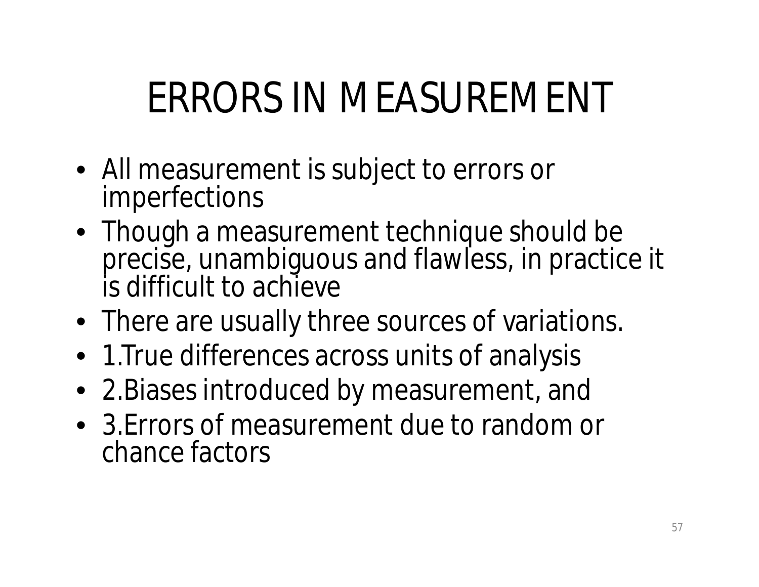# ERRORS IN MEASUREMENT

- All measurement is subject to errors or imperfections
- Though a measurement technique should be precise, unambiguous and flawless, in practice it is difficult to achieve
- There are usually three sources of variations.
- 1.True differences across units of analysis
- 2.Biases introduced by measurement, and
- 3.Errors of measurement due to random or chance factors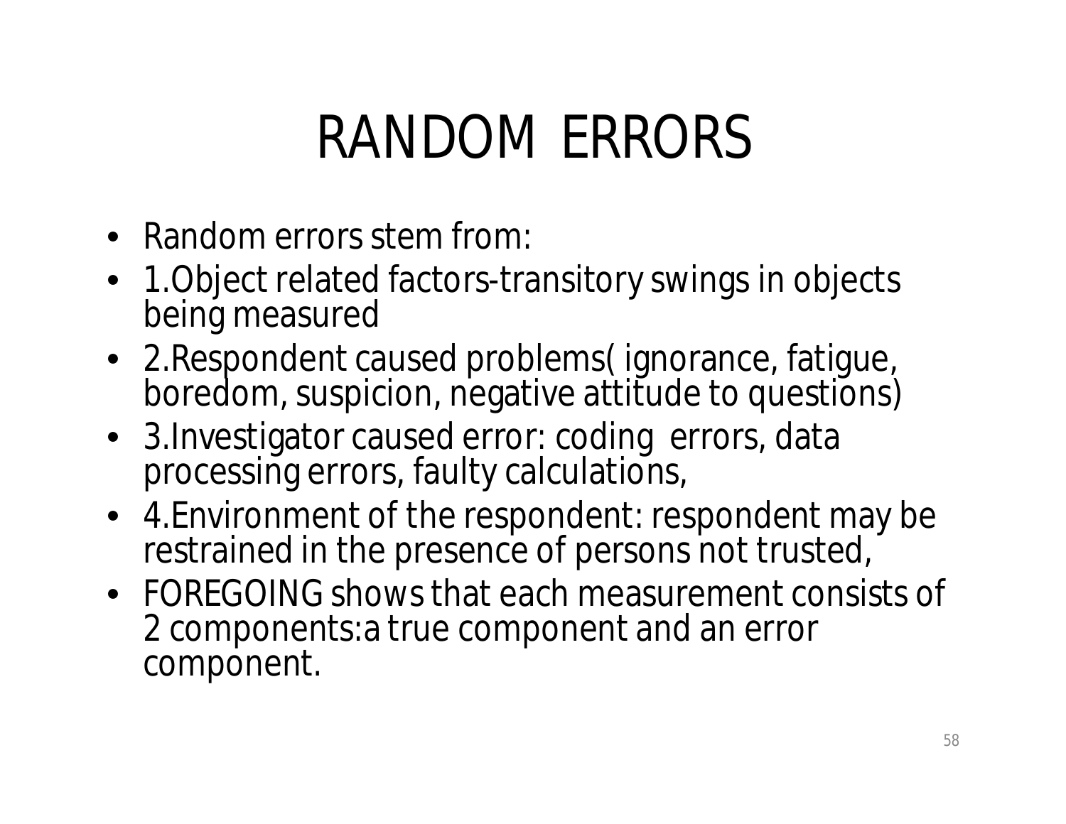# RANDOM ERRORS

- Random errors stem from:
- 1.Object related factors-transitory swings in objects being measured
- 2.Respondent caused problems( ignorance, fatigue, boredom, suspicion, negative attitude to questions)
- 3.Investigator caused error: coding errors, data processing errors, faulty calculations,
- 4.Environment of the respondent: respondent may be restrained in the presence of persons not trusted,
- FOREGOING shows that each measurement consists of 2 components:a true component and an error component.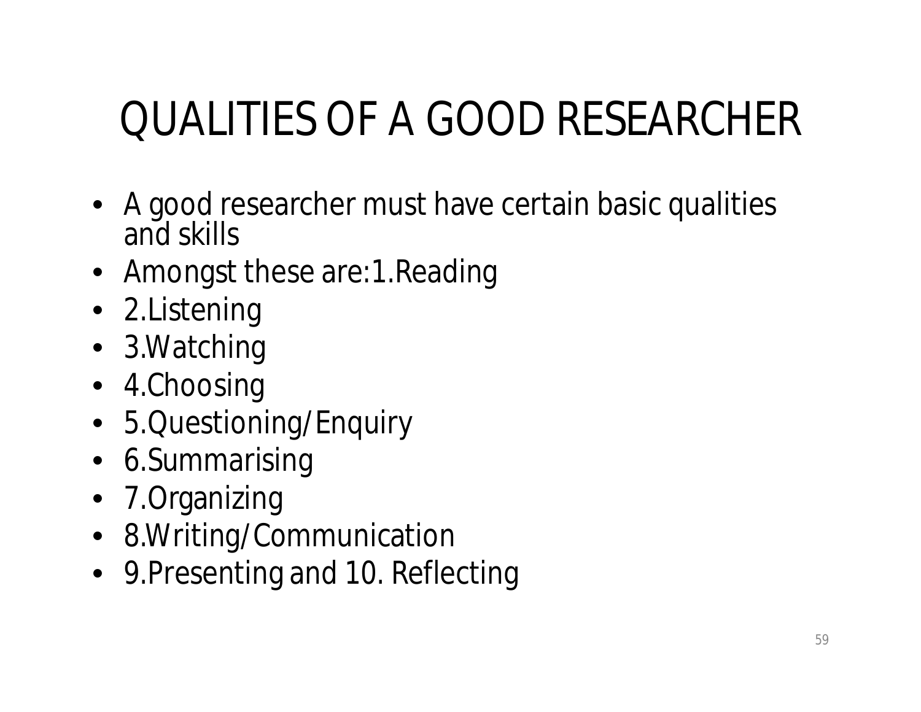# QUALITIES OF A GOOD RESEARCHER

- A good researcher must have certain basic qualities and skills
- Amongst these are:1.Reading
- 2.Listening
- 3.Watching
- 4.Choosing
- 5.Questioning/Enquiry
- 6.Summarising
- 7.Organizing
- 8.Writing/Communication
- 9.Presenting and 10. Reflecting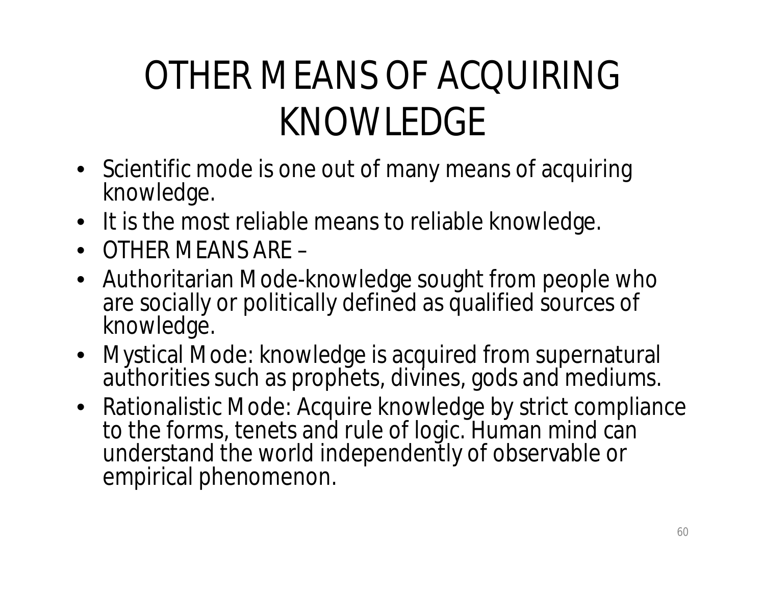# OTHER MEANS OF ACQUIRING KNOWLEDGE

- Scientific mode is one out of many means of acquiring knowledge.
- It is the most reliable means to reliable knowledge.
- OTHER MEANS ARE –
- Authoritarian Mode-knowledge sought from people who are socially or politically defined as qualified sources of knowledge.
- Mystical Mode: knowledge is acquired from supernatural authorities such as prophets, divines, gods and mediums.
- Rationalistic Mode: Acquire knowledge by strict compliance to the forms, tenets and rule of logic. Human mind can understand the world independently of observable or empirical phenomenon.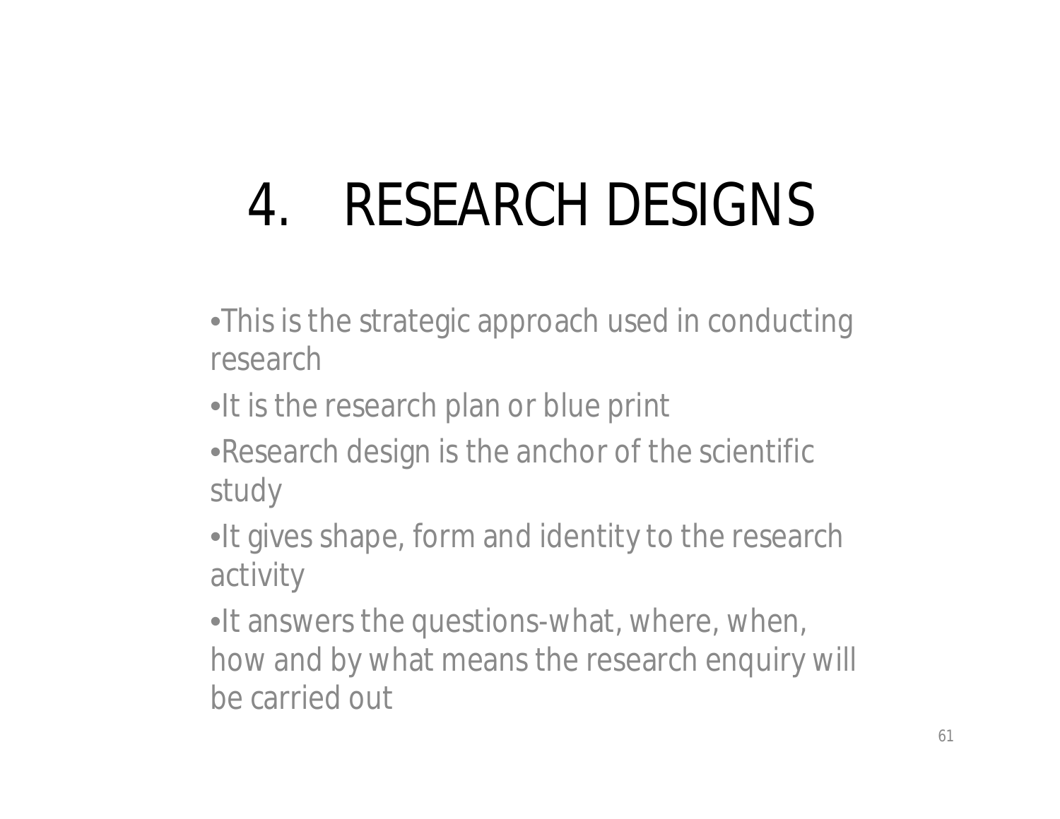# 4. RESEARCH DESIGNS

- This is the strategic approach used in conducting research
- It is the research plan or blue print
- Research design is the anchor of the scientific study
- It gives shape, form and identity to the research activity
- It answers the questions-what, where, when, how and by what means the research enquiry will be carried out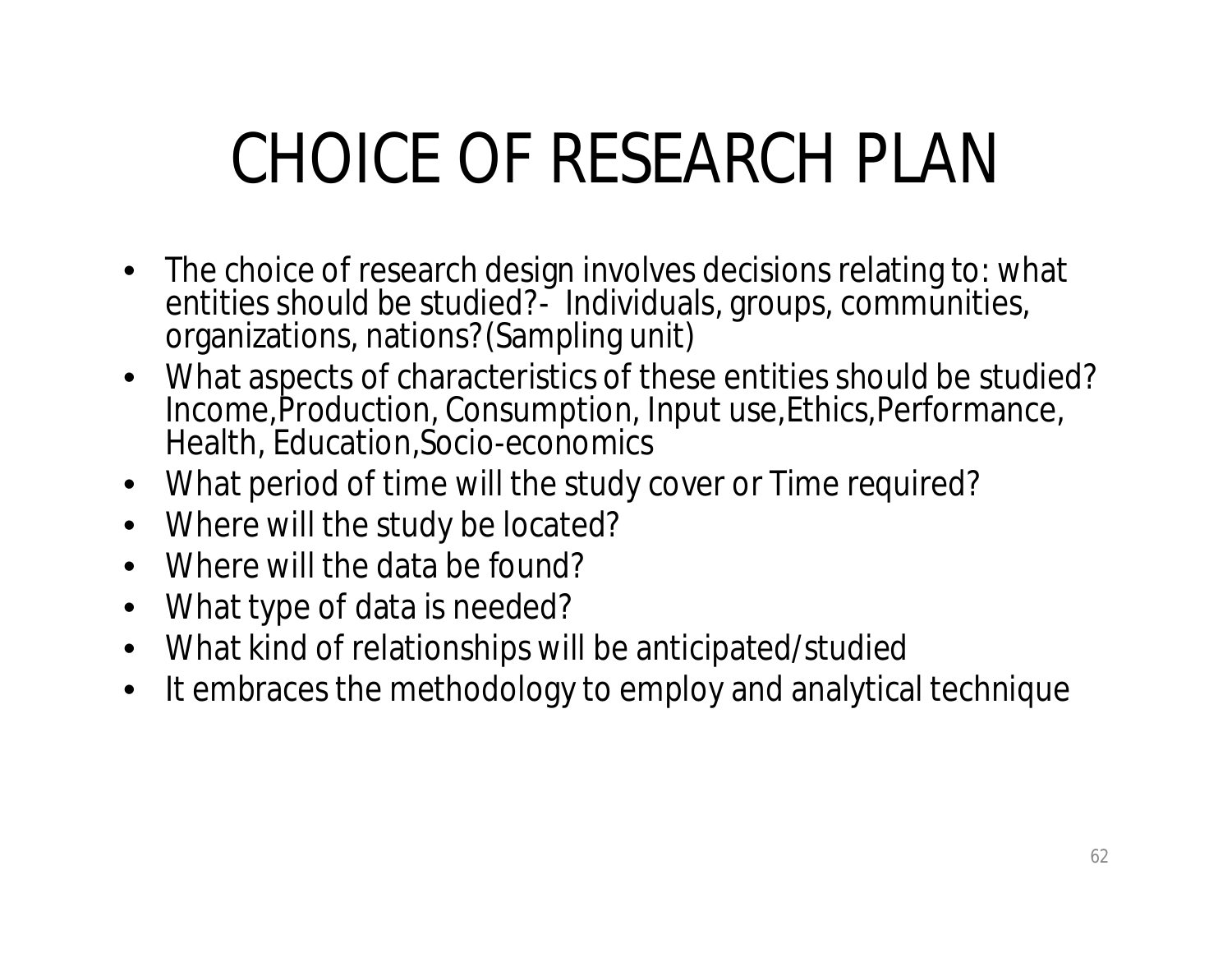# CHOICE OF RESEARCH PLAN

- The choice of research design involves decisions relating to: what entities should be studied?- Individuals, groups, communities, organizations, nations?(Sampling unit)
- What aspects of characteristics of these entities should be studied? Income,Production, Consumption, Input use,Ethics,Performance, Health, Education,Socio-economics
- What period of time will the study cover or Time required?
- Where will the study be located?
- Where will the data be found?
- What type of data is needed?
- What kind of relationships will be anticipated/studied
- It embraces the methodology to employ and analytical technique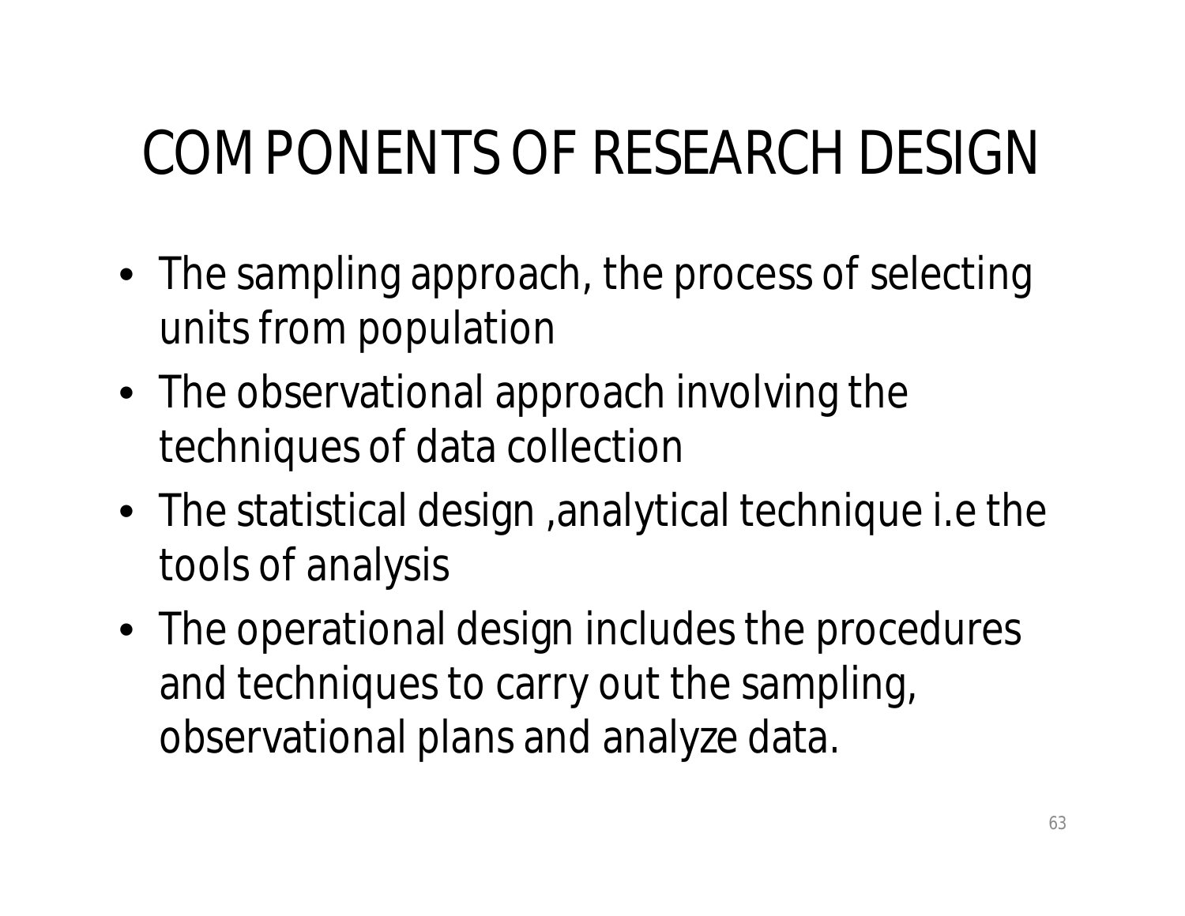# COMPONENTS OF RESEARCH DESIGN

- The sampling approach, the process of selecting units from population
- The observational approach involving the techniques of data collection
- The statistical design ,analytical technique i.e the tools of analysis
- The operational design includes the procedures and techniques to carry out the sampling, observational plans and analyze data.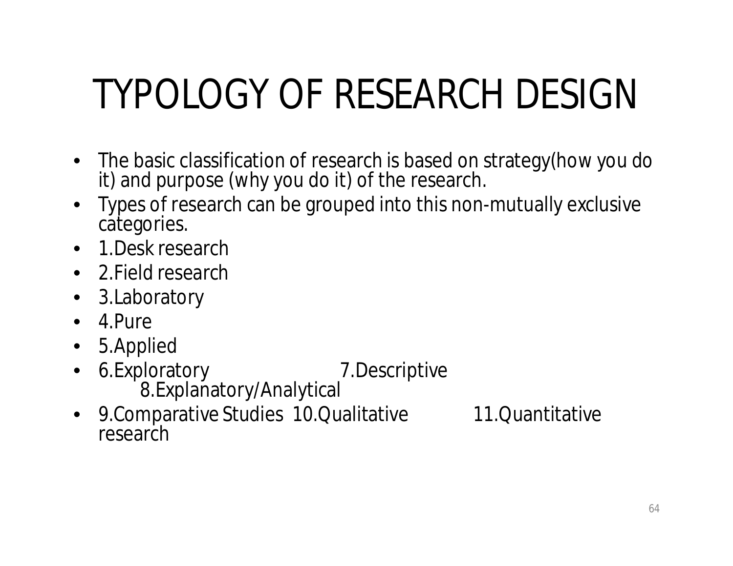# TYPOLOGY OF RESEARCH DESIGN

- The basic classification of research is based on strategy(how you do it) and purpose (why you do it) of the research.
- Types of research can be grouped into this non-mutually exclusive categories.
- 1.Desk research
- 2.Field research
- 3.Laboratory
- 4.Pure
- 5.Applied
- 6.Exploratory 7.Descriptive 8.Explanatory/Analytical
- 9.Comparative Studies 10.Qualitative 11.Quantitative research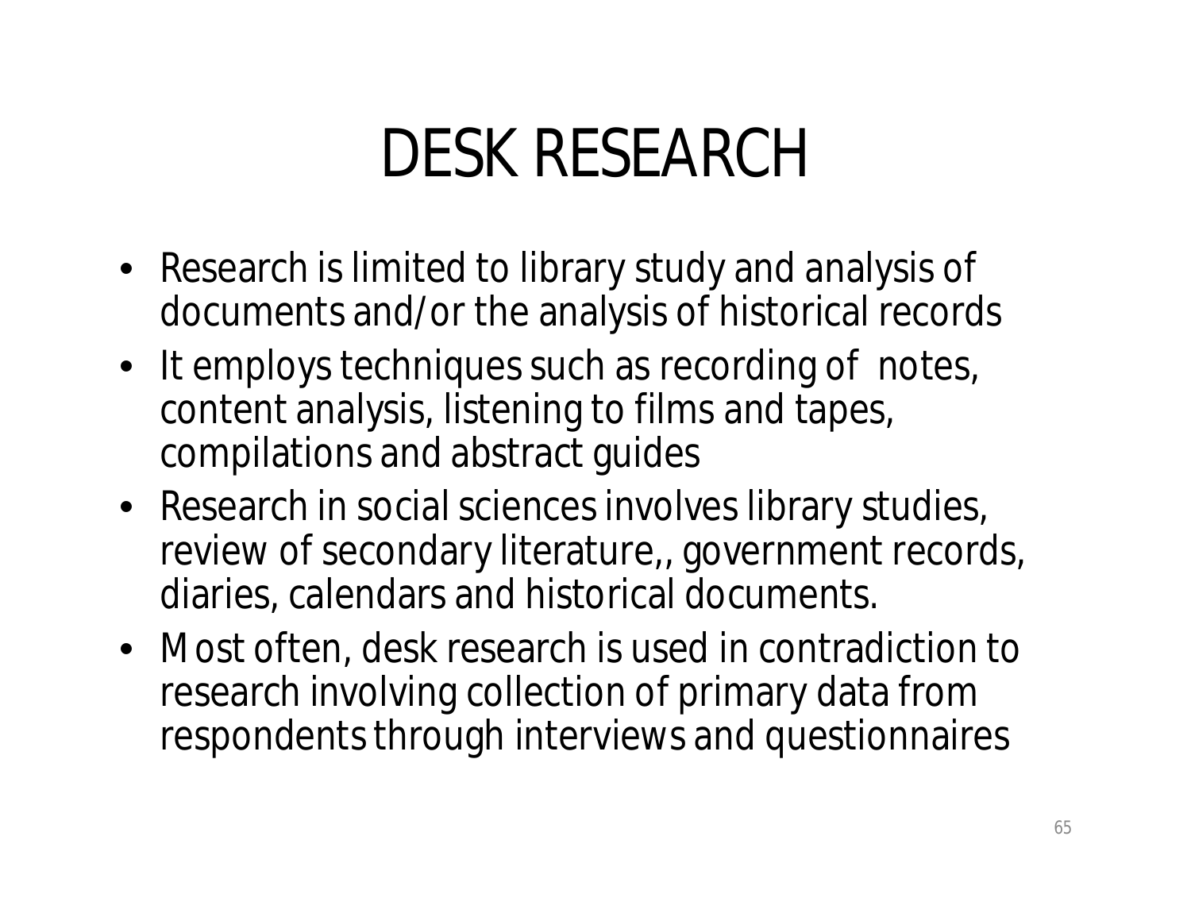# DESK RESEARCH

- Research is limited to library study and analysis of documents and/or the analysis of historical records
- It employs techniques such as recording of notes, content analysis, listening to films and tapes, compilations and abstract guides
- Research in social sciences involves library studies, review of secondary literature,, government records, diaries, calendars and historical documents.
- Most often, desk research is used in contradiction to research involving collection of primary data from respondents through interviews and questionnaires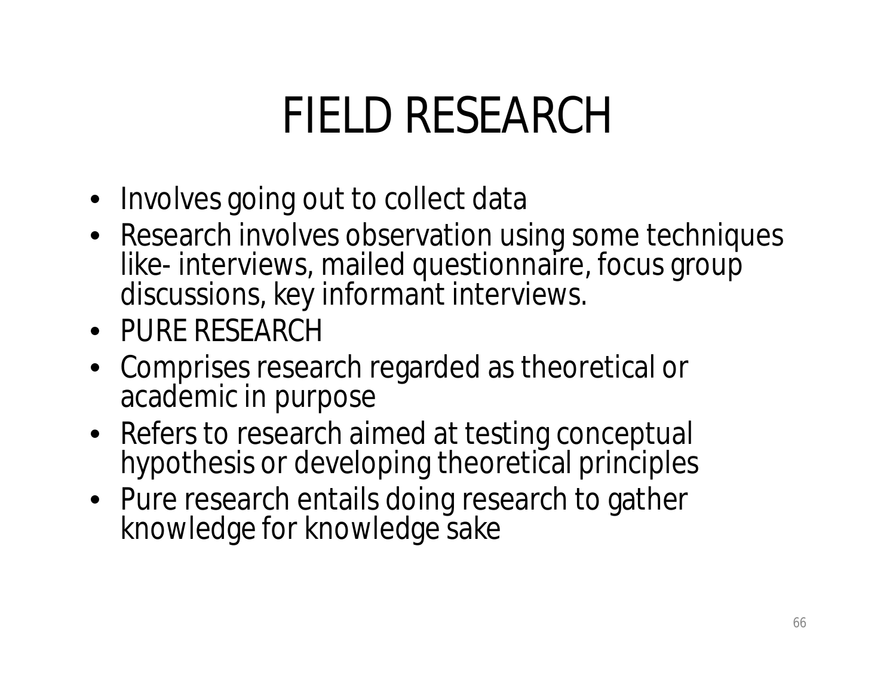# FIELD RESEARCH

- Involves going out to collect data
- Research involves observation using some techniques like- interviews, mailed questionnaire, focus group discussions, key informant interviews.
- PURE RESEARCH
- Comprises research regarded as theoretical or academic in purpose
- Refers to research aimed at testing conceptual hypothesis or developing theoretical principles
- Pure research entails doing research to gather knowledge for knowledge sake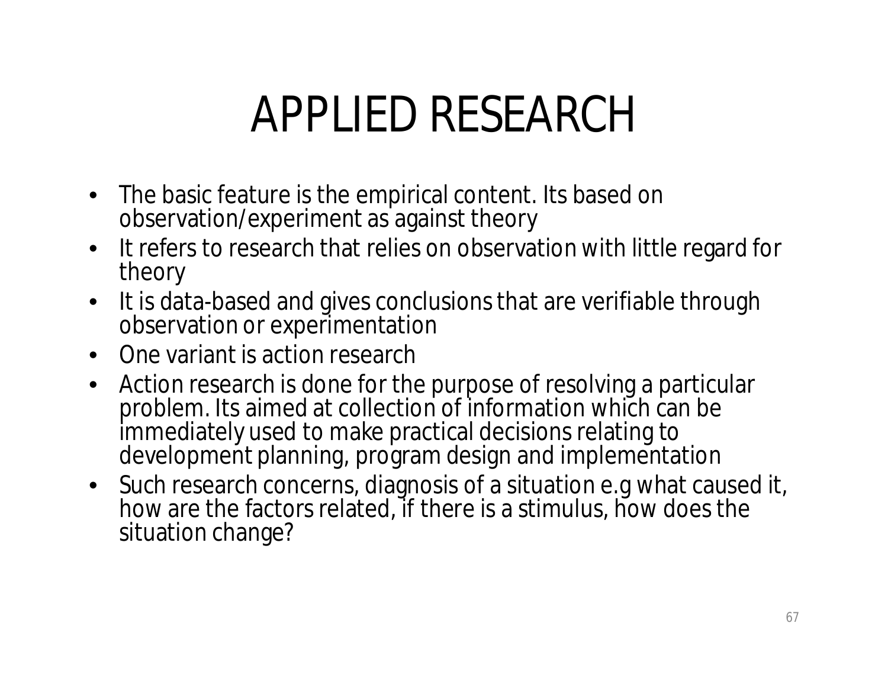# APPLIED RESEARCH

- The basic feature is the empirical content. Its based on observation/experiment as against theory
- It refers to research that relies on observation with little regard for theory
- It is data-based and gives conclusions that are verifiable through observation or experimentation
- One variant is action research
- Action research is done for the purpose of resolving a particular problem. Its aimed at collection of information which can be immediately used to make practical decisions relating to development planning, program design and implementation
- Such research concerns, diagnosis of a situation e.g what caused it, how are the factors related, if there is a stimulus, how does the situation change?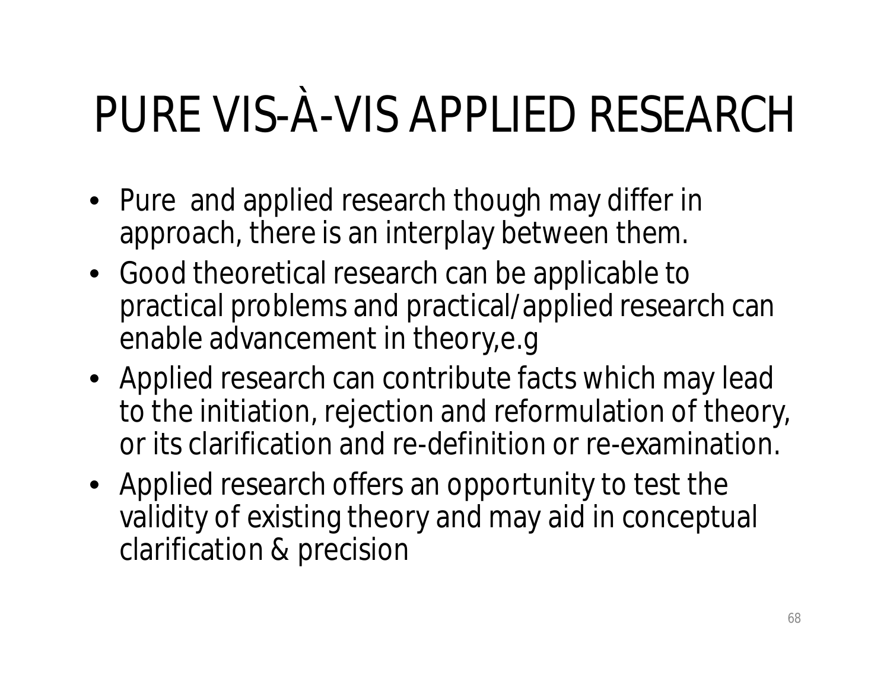# PURE VIS-À-VIS APPLIED RESEARCH

- Pure  and applied research though may differ in approach, there is an interplay between them.
- Good theoretical research can be applicable to practical problems and practical/applied research can enable advancement in theory,e.g
- Applied research can contribute facts which may lead to the initiation, rejection and reformulation of theory, or its clarification and re-definition or re-examination.
- Applied research offers an opportunity to test the validity of existing theory and may aid in conceptual clarification & precision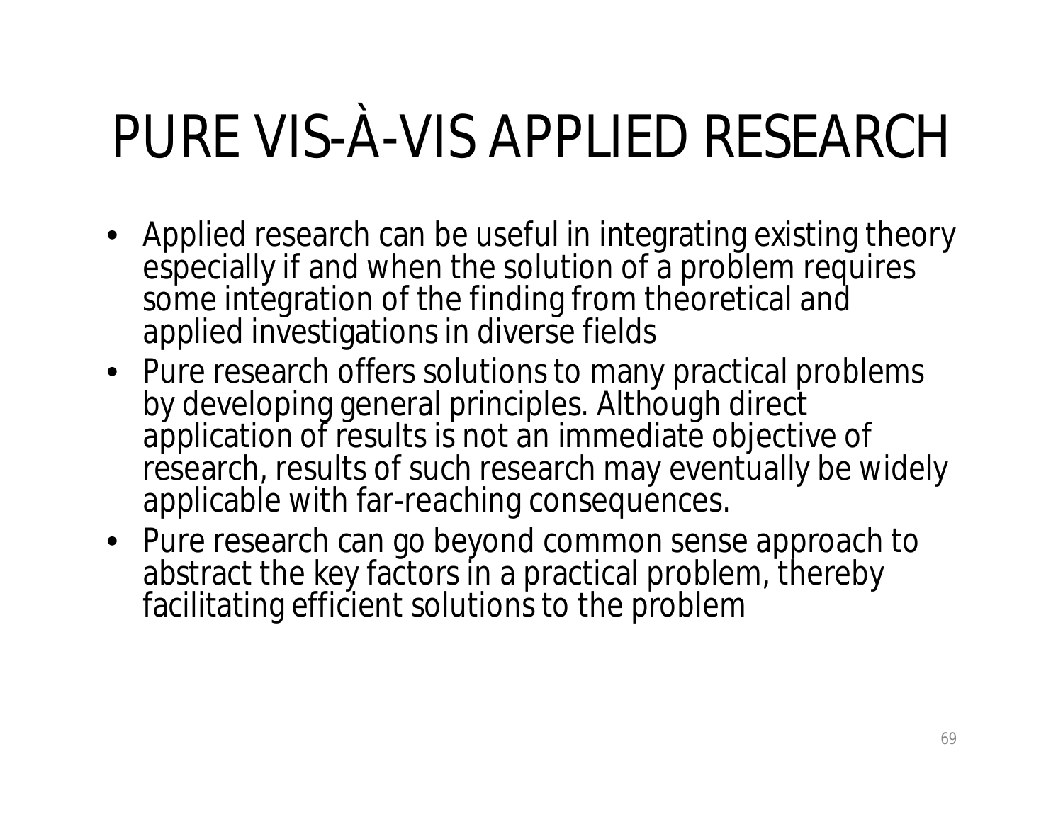# PURE VIS-À-VIS APPLIED RESEARCH

- Applied research can be useful in integrating existing theory especially if and when the solution of a problem requires some integration of the finding from theoretical and applied investigations in diverse fields
- Pure research offers solutions to many practical problems by developing general principles. Although direct application of results is not an immediate objective of research, results of such research may eventually be widely applicable with far-reaching consequences.
- Pure research can go beyond common sense approach to abstract the key factors in a practical problem, thereby facilitating efficient solutions to the problem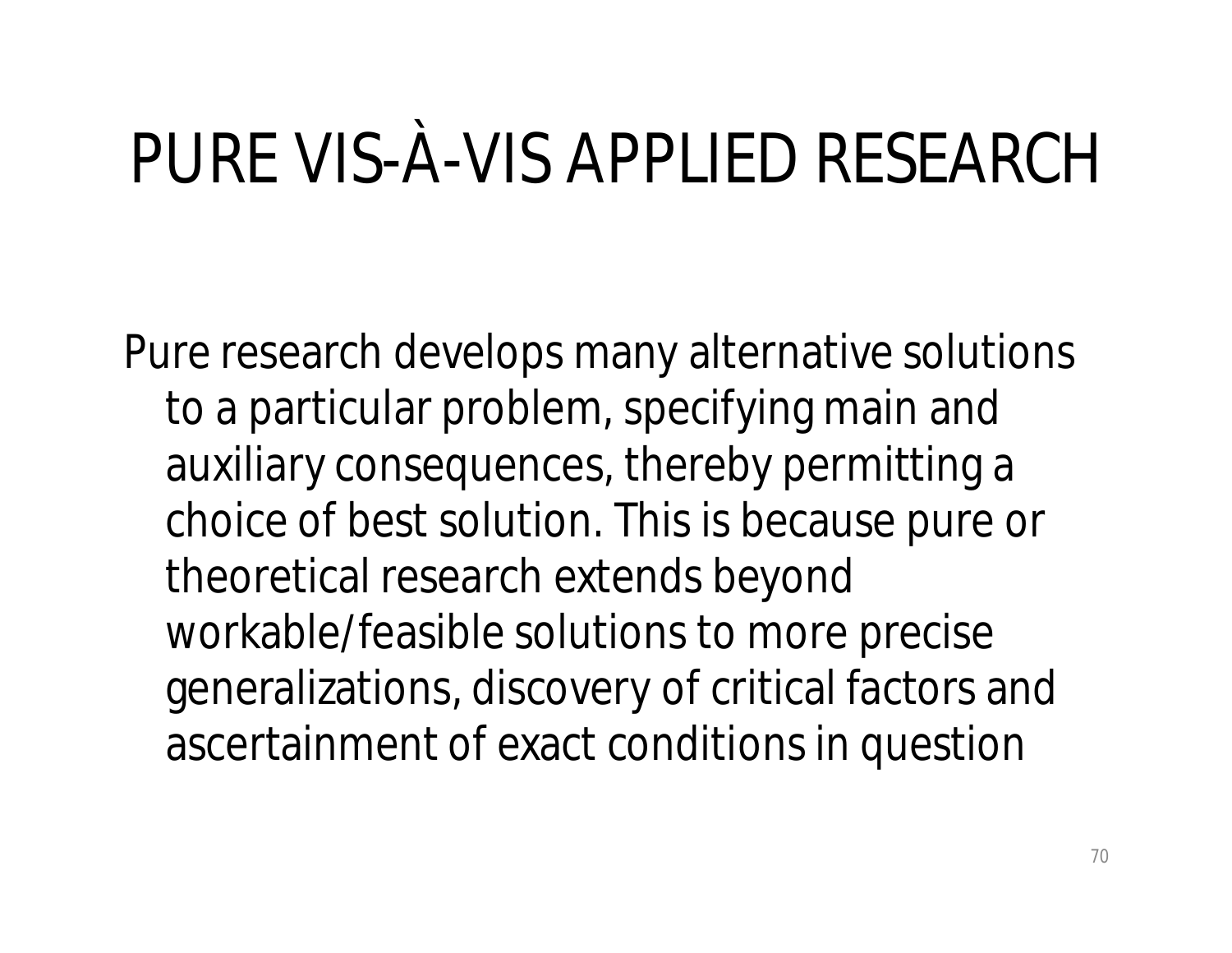# PURE VIS-À-VIS APPLIED RESEARCH

Pure research develops many alternative solutions to a particular problem, specifying main and auxiliary consequences, thereby permitting a choice of best solution. This is because pure or theoretical research extends beyond workable/feasible solutions to more precise generalizations, discovery of critical factors and ascertainment of exact conditions in question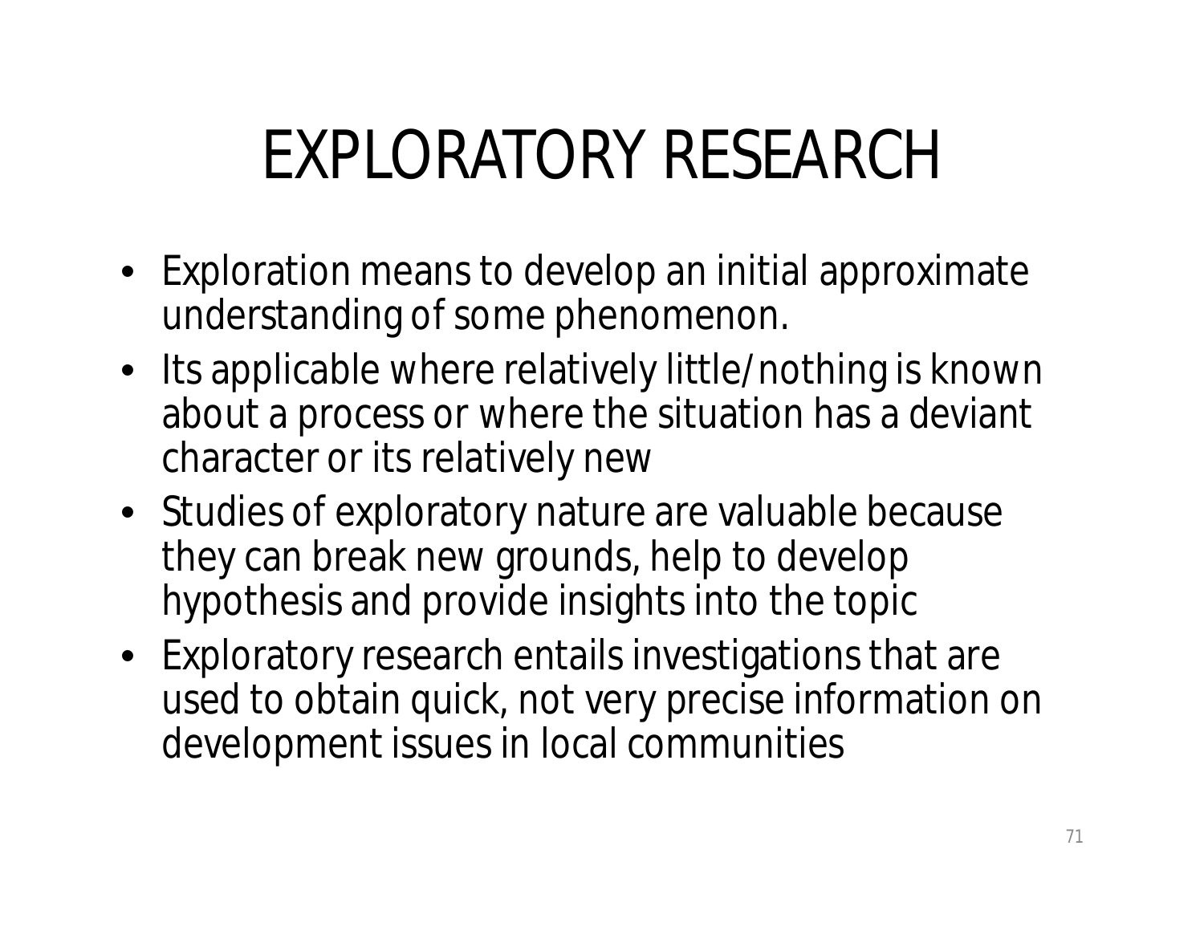# EXPLORATORY RESEARCH

- Exploration means to develop an initial approximate understanding of some phenomenon.
- Its applicable where relatively little/nothing is known about a process or where the situation has a deviant character or its relatively new
- Studies of exploratory nature are valuable because they can break new grounds, help to develop hypothesis and provide insights into the topic
- Exploratory research entails investigations that are used to obtain quick, not very precise information on development issues in local communities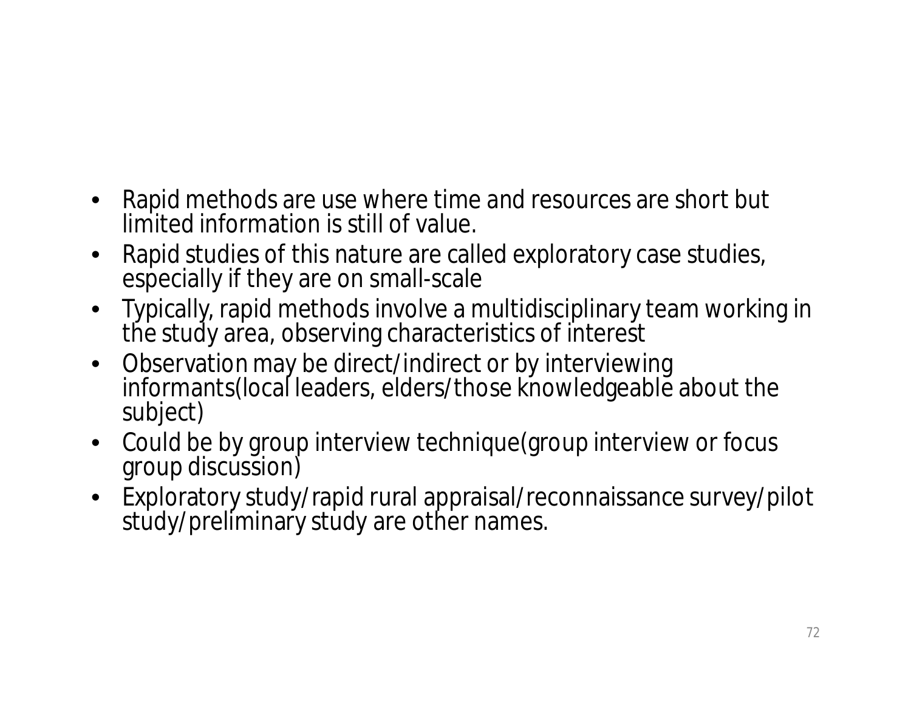- Rapid methods are use where time and resources are short but limited information is still of value.
- Rapid studies of this nature are called exploratory case studies, especially if they are on small-scale
- Typically, rapid methods involve a multidisciplinary team working in the study area, observing characteristics of interest
- Observation may be direct/indirect or by interviewing informants(local leaders, elders/those knowledgeable about the subject)
- Could be by group interview technique(group interview or focus group discussion)
- Exploratory study/rapid rural appraisal/reconnaissance survey/pilot study/preliminary study are other names.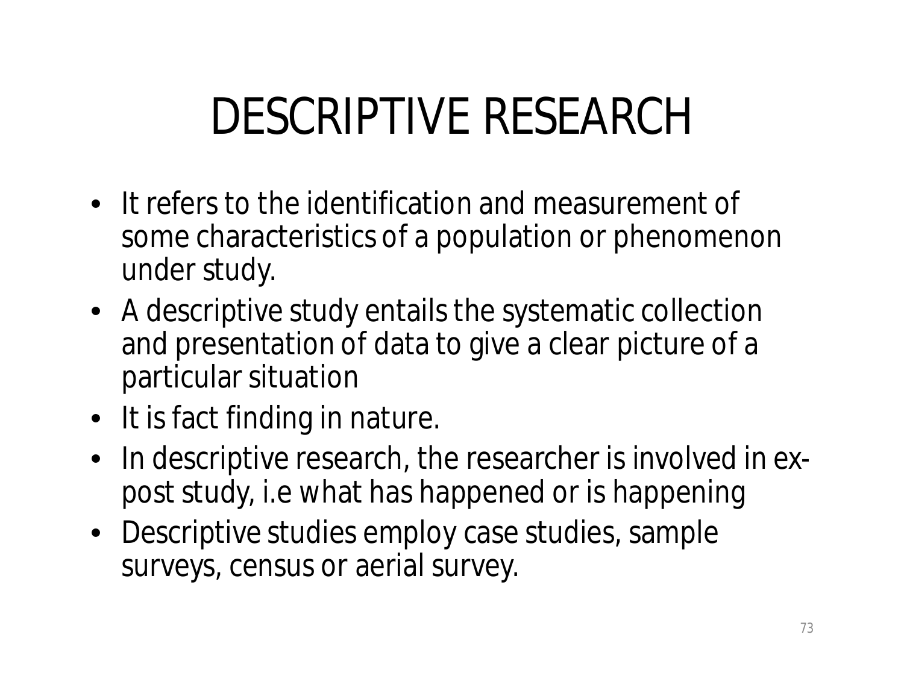# DESCRIPTIVE RESEARCH

- It refers to the identification and measurement of some characteristics of a population or phenomenon under study.
- A descriptive study entails the systematic collection and presentation of data to give a clear picture of a particular situation
- It is fact finding in nature.
- In descriptive research, the researcher is involved in ex-post study, i.e what has happened or is happening
- Descriptive studies employ case studies, sample surveys, census or aerial survey.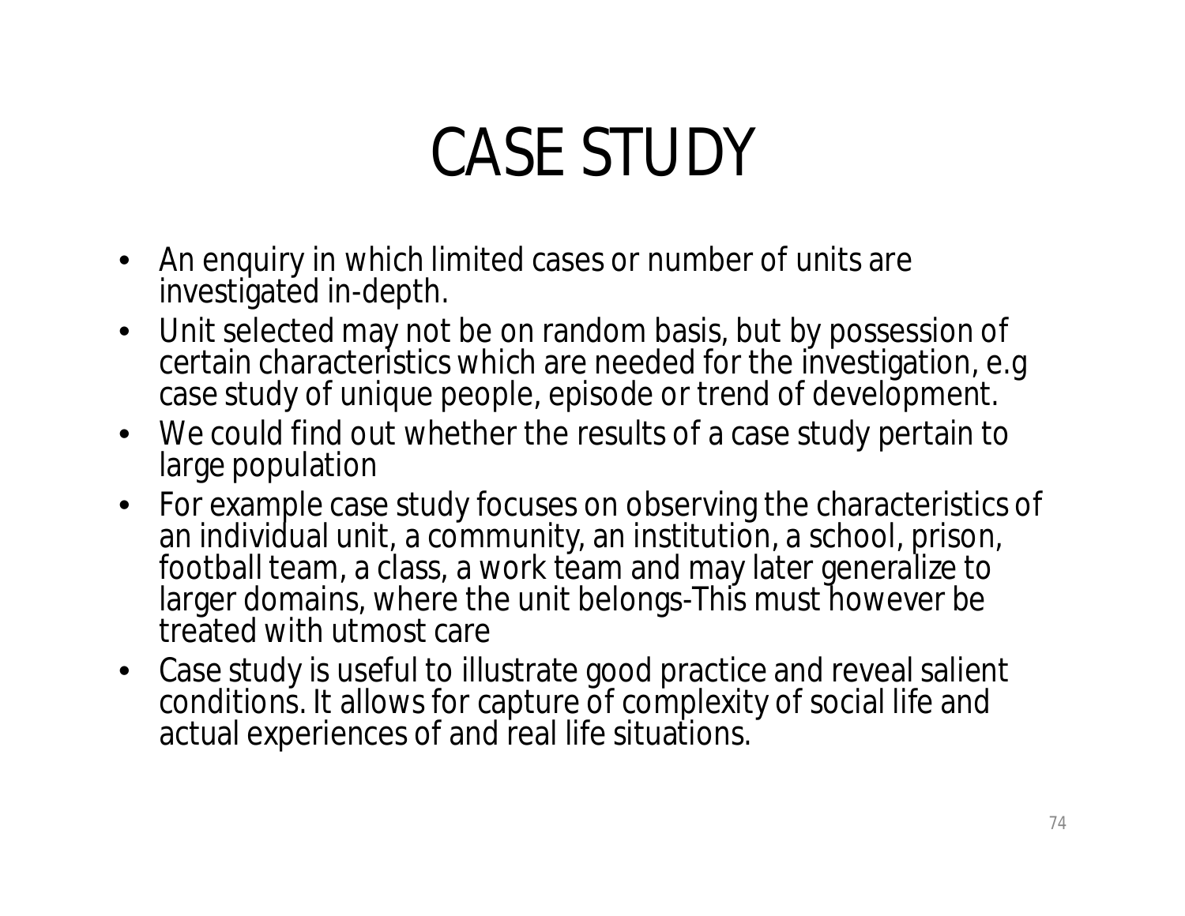# CASE STUDY

- An enquiry in which limited cases or number of units are investigated in-depth.
- Unit selected may not be on random basis, but by possession of certain characteristics which are needed for the investigation, e.g case study of unique people, episode or trend of development.
- We could find out whether the results of a case study pertain to large population
- For example case study focuses on observing the characteristics of an individual unit, a community, an institution, a school, prison, football team, a class, a work team and may later generalize to larger domains, where the unit belongs-This must however be treated with utmost care
- Case study is useful to illustrate good practice and reveal salient conditions. It allows for capture of complexity of social life and actual experiences of and real life situations.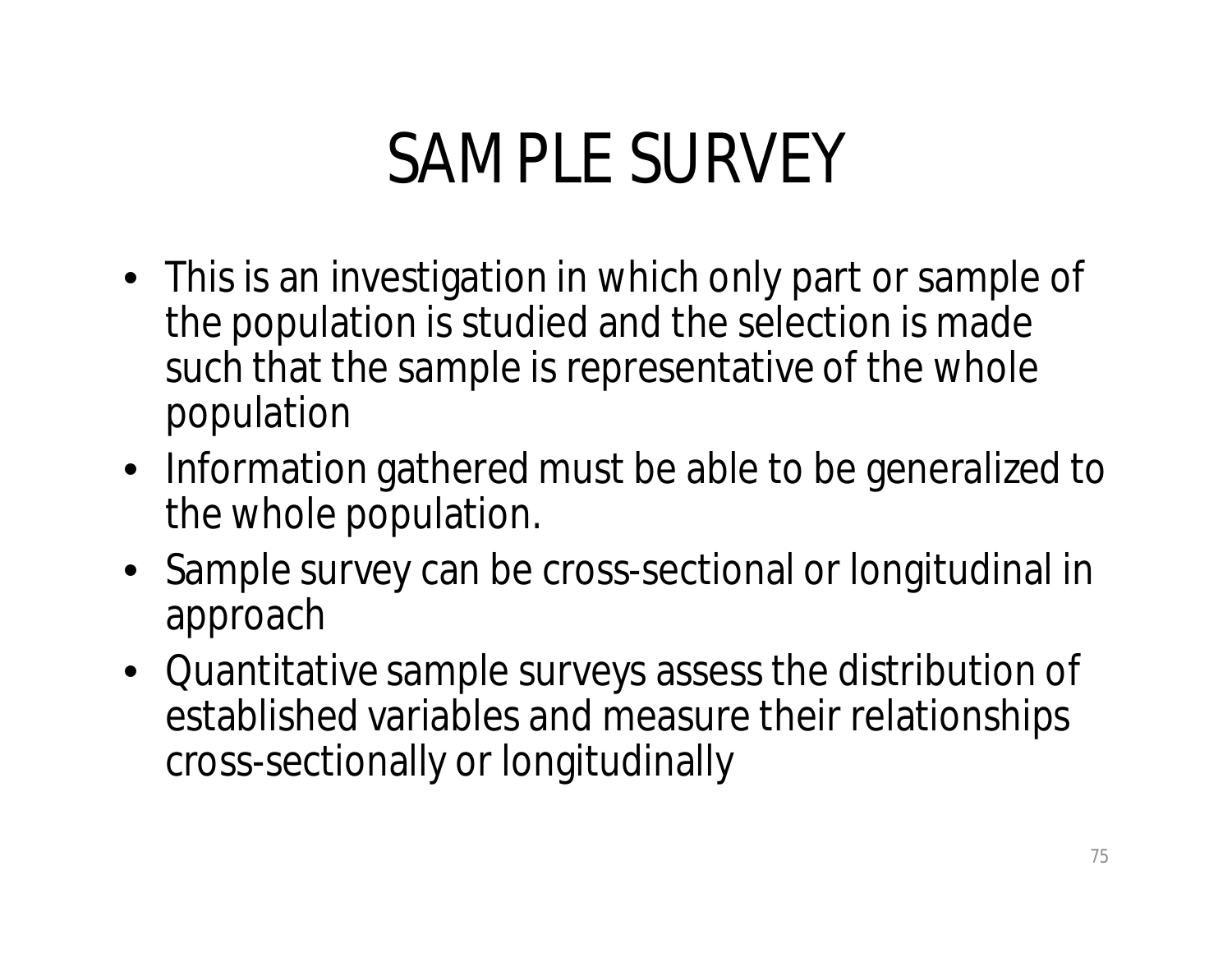# SAMPLE SURVEY

- This is an investigation in which only part or sample of the population is studied and the selection is made such that the sample is representative of the whole population
- Information gathered must be able to be generalized to the whole population.
- Sample survey can be cross-sectional or longitudinal in approach
- Quantitative sample surveys assess the distribution of established variables and measure their relationships cross-sectionally or longitudinally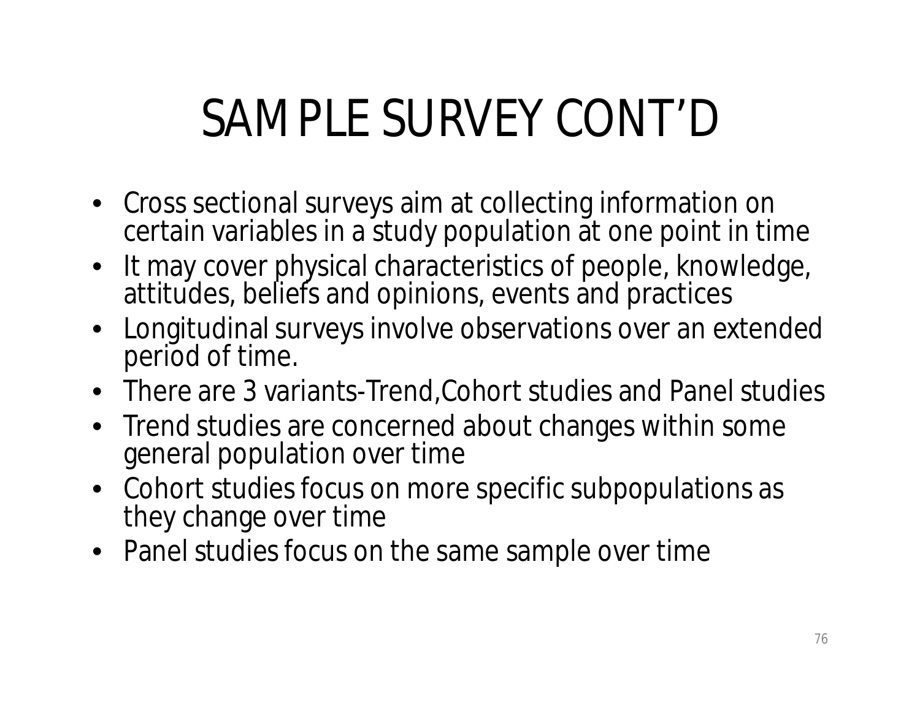# SAMPLE SURVEY CONT'D

- Cross sectional surveys aim at collecting information on certain variables in a study population at one point in time
- It may cover physical characteristics of people, knowledge, attitudes, beliefs and opinions, events and practices
- Longitudinal surveys involve observations over an extended period of time.
- There are 3 variants-Trend,Cohort studies and Panel studies
- Trend studies are concerned about changes within some general population over time
- Cohort studies focus on more specific subpopulations as they change over time
- Panel studies focus on the same sample over time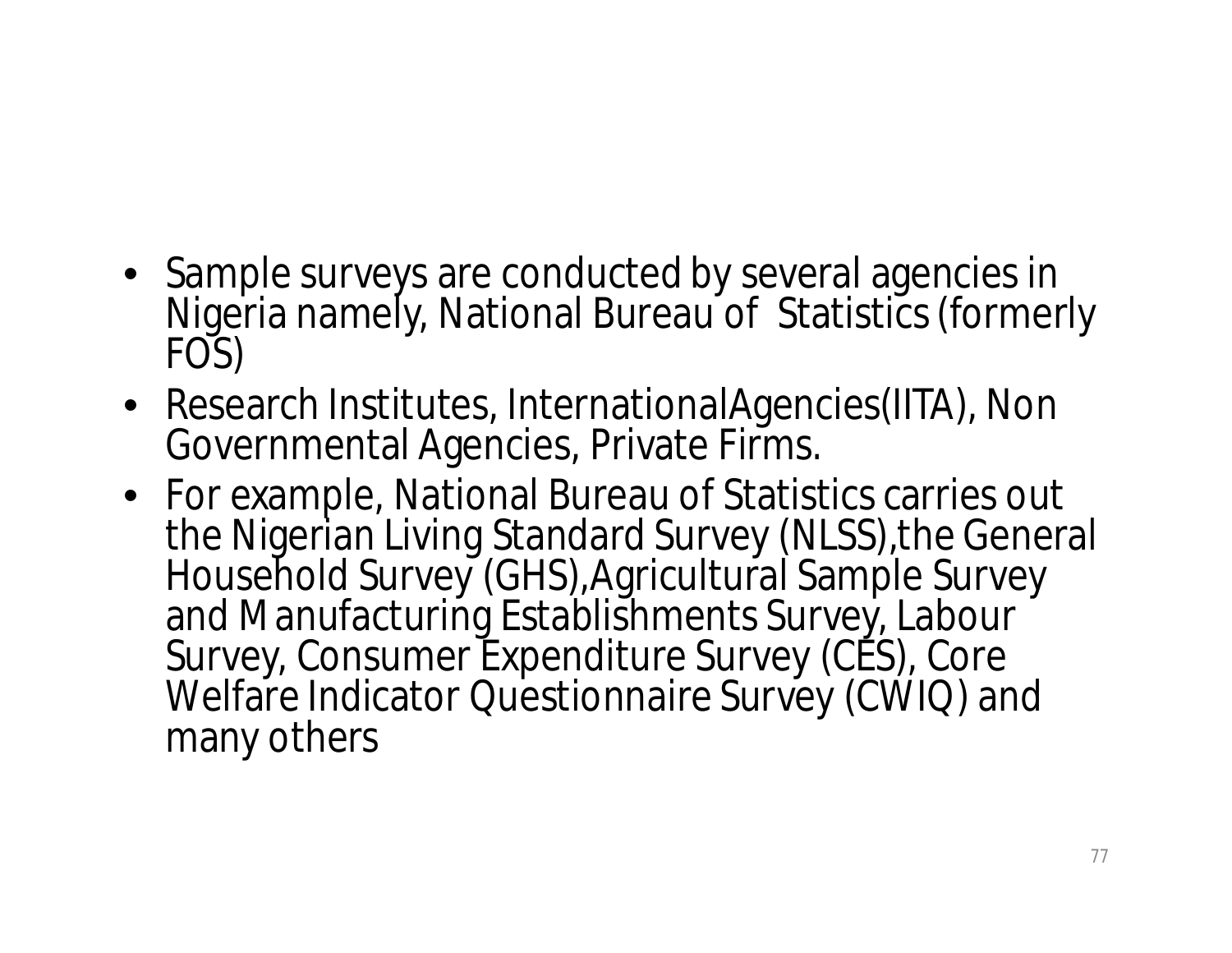- Sample surveys are conducted by several agencies in Nigeria namely, National Bureau of Statistics (formerly FOS)
- Research Institutes, InternationalAgencies(IITA), Non Governmental Agencies, Private Firms.
- For example, National Bureau of Statistics carries out the Nigerian Living Standard Survey (NLSS),the General Household Survey (GHS),Agricultural Sample Survey and Manufacturing Establishments Survey, Labour Survey, Consumer Expenditure Survey (CES), Core Welfare Indicator Questionnaire Survey (CWIQ) and many others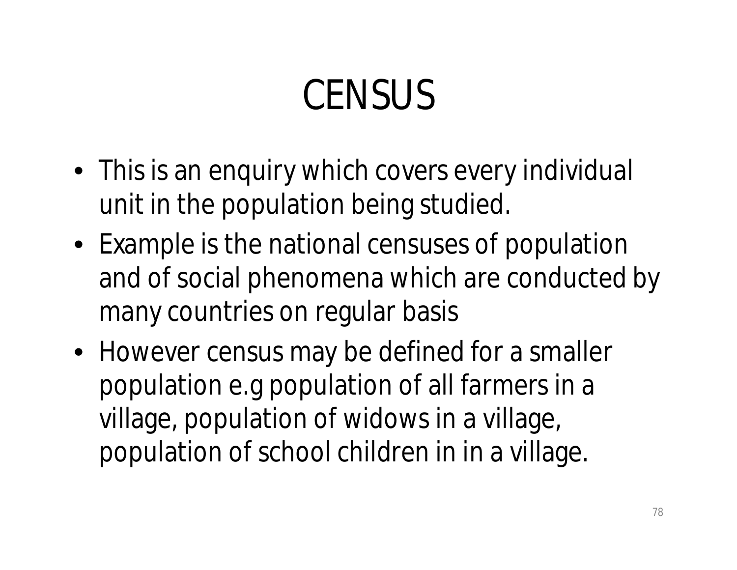# CENSUS

- This is an enquiry which covers every individual unit in the population being studied.
- Example is the national censuses of population and of social phenomena which are conducted by many countries on regular basis
- However census may be defined for a smaller population e.g population of all farmers in a village, population of widows in a village, population of school children in in a village.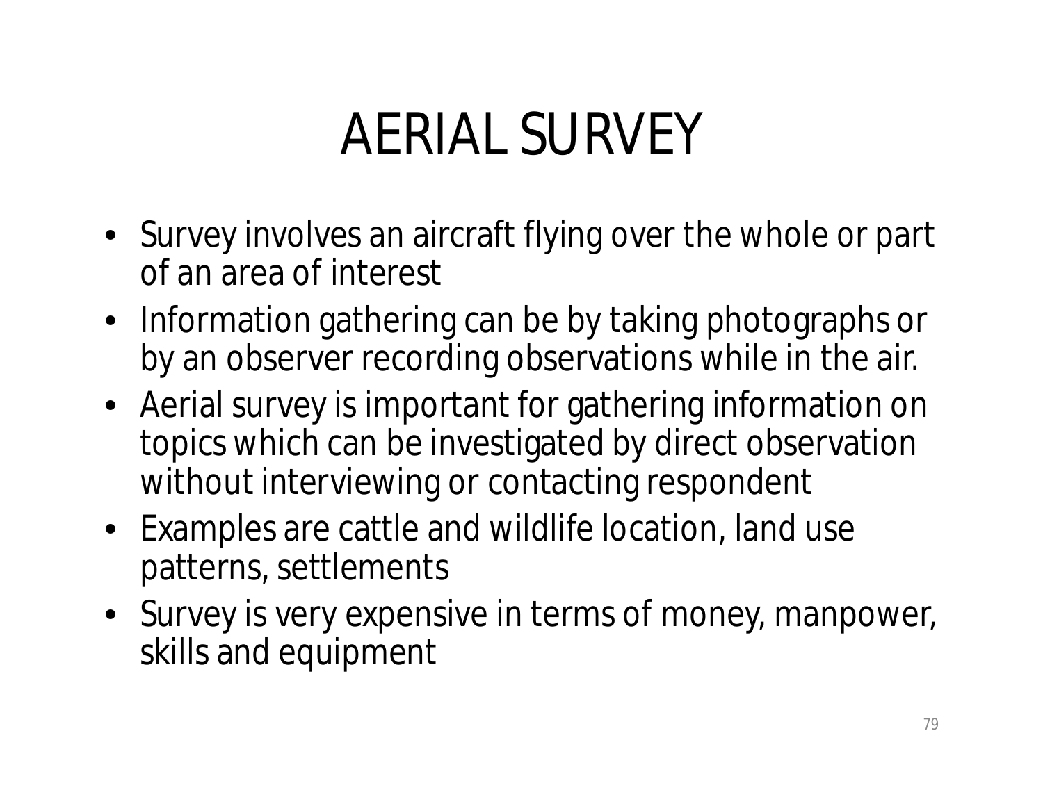# AERIAL SURVEY

- Survey involves an aircraft flying over the whole or part of an area of interest
- Information gathering can be by taking photographs or by an observer recording observations while in the air.
- Aerial survey is important for gathering information on topics which can be investigated by direct observation without interviewing or contacting respondent
- Examples are cattle and wildlife location, land use patterns, settlements
- Survey is very expensive in terms of money, manpower, skills and equipment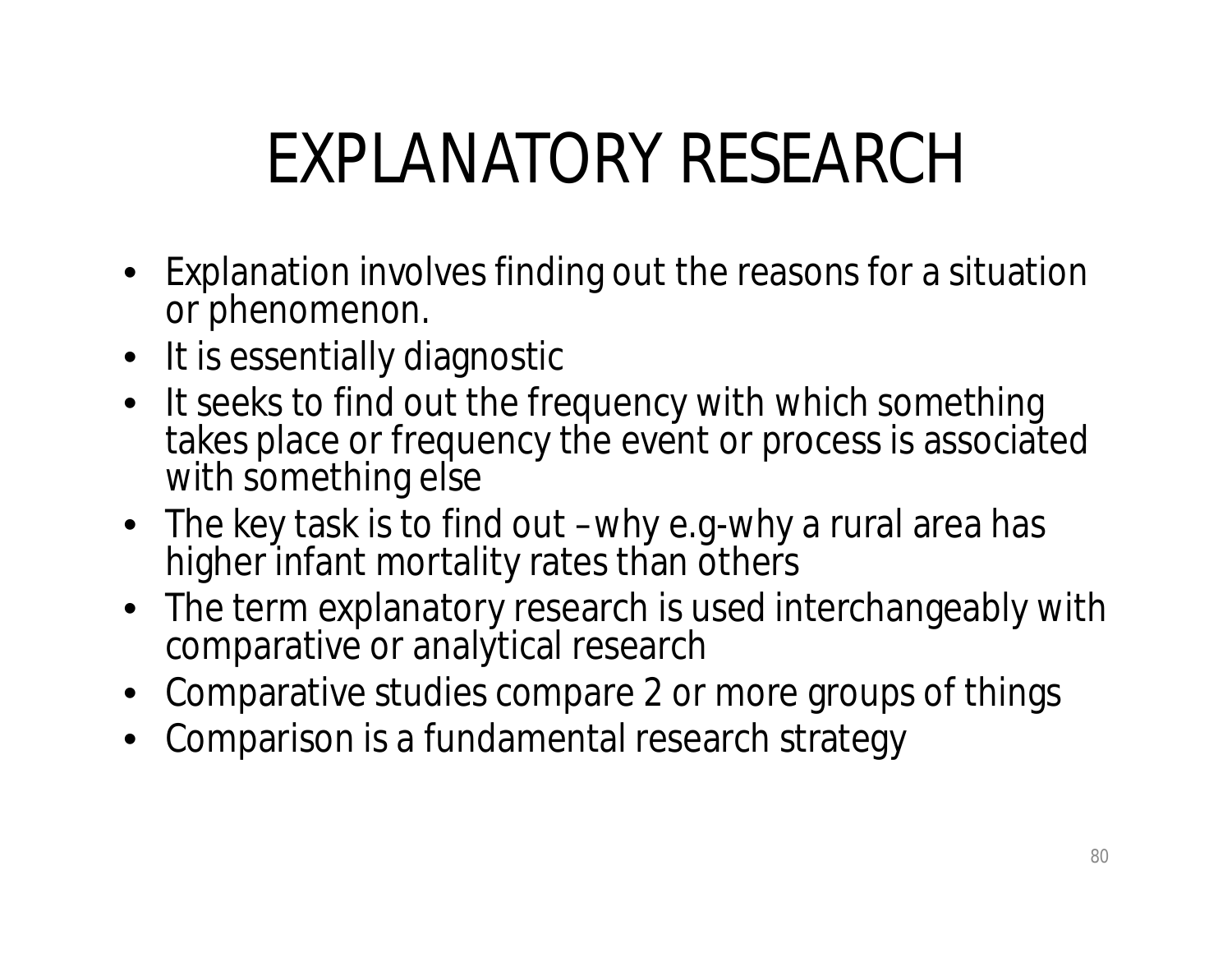# EXPLANATORY RESEARCH

- Explanation involves finding out the reasons for a situation or phenomenon.
- It is essentially diagnostic
- It seeks to find out the frequency with which something takes place or frequency the event or process is associated with something else
- The key task is to find out –why e.g-why a rural area has higher infant mortality rates than others
- The term explanatory research is used interchangeably with comparative or analytical research
- Comparative studies compare 2 or more groups of things
- Comparison is a fundamental research strategy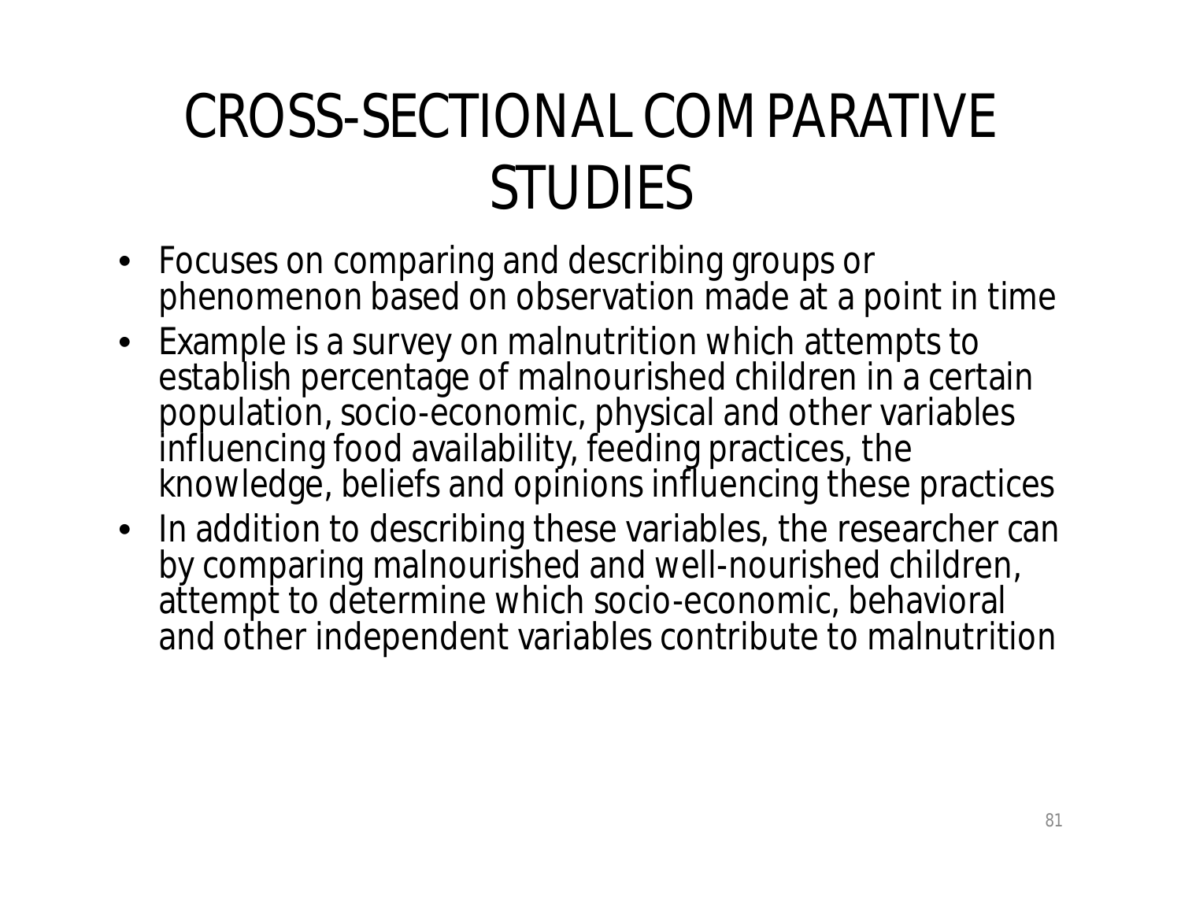# CROSS-SECTIONAL COMPARATIVE STUDIES

- Focuses on comparing and describing groups or phenomenon based on observation made at a point in time
- Example is a survey on malnutrition which attempts to establish percentage of malnourished children in a certain population, socio-economic, physical and other variables influencing food availability, feeding practices, the knowledge, beliefs and opinions influencing these practices
- In addition to describing these variables, the researcher can by comparing malnourished and well-nourished children, attempt to determine which socio-economic, behavioral and other independent variables contribute to malnutrition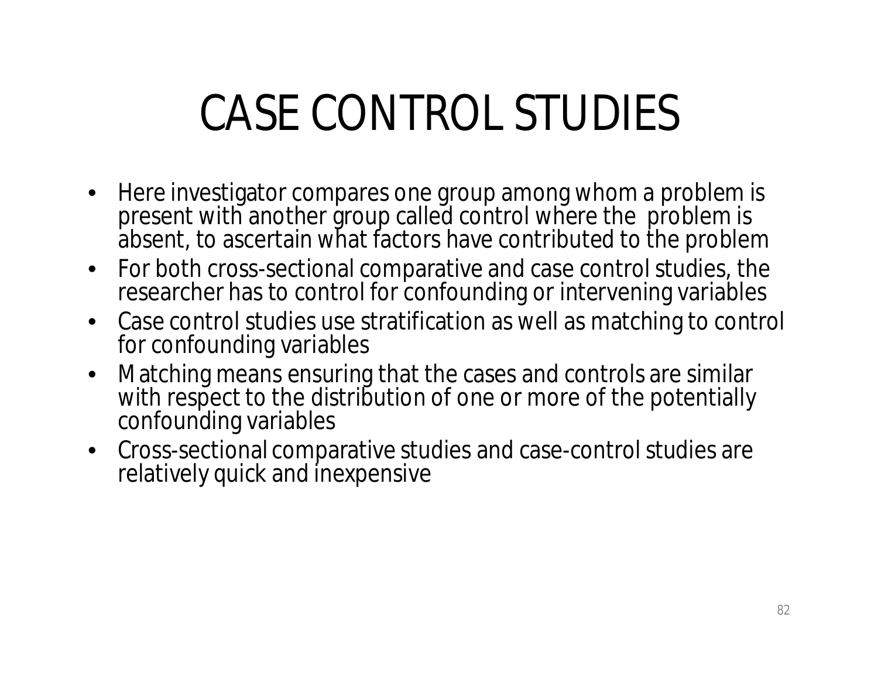# CASE CONTROL STUDIES

- Here investigator compares one group among whom a problem is present with another group called control where the problem is absent, to ascertain what factors have contributed to the problem
- For both cross-sectional comparative and case control studies, the researcher has to control for confounding or intervening variables
- Case control studies use stratification as well as matching to control for confounding variables
- Matching means ensuring that the cases and controls are similar with respect to the distribution of one or more of the potentially confounding variables
- Cross-sectional comparative studies and case-control studies are relatively quick and inexpensive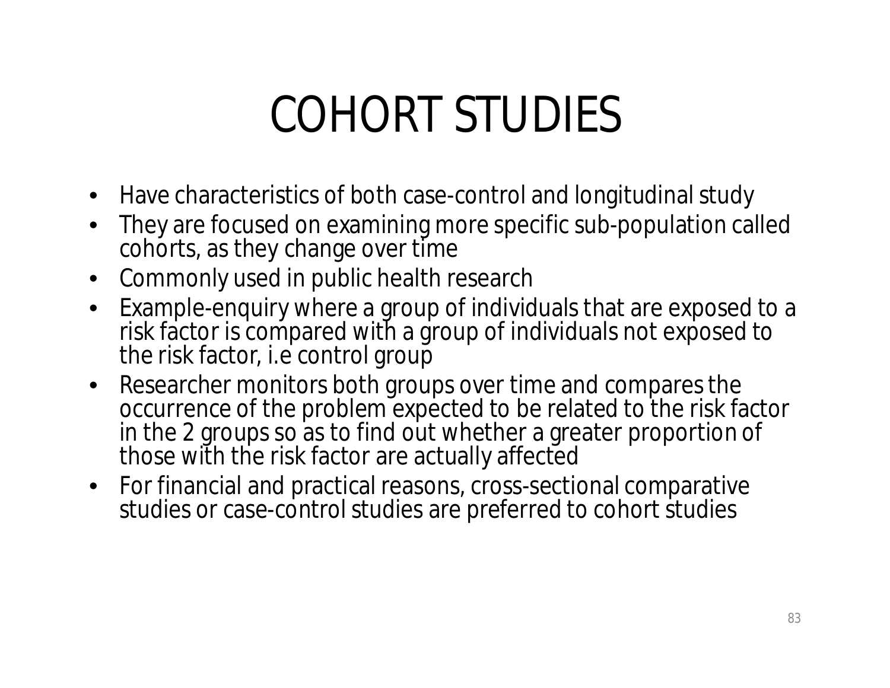# COHORT STUDIES

- Have characteristics of both case-control and longitudinal study
- They are focused on examining more specific sub-population called cohorts, as they change over time
- Commonly used in public health research
- Example-enquiry where a group of individuals that are exposed to a risk factor is compared with a group of individuals not exposed to the risk factor, i.e control group
- Researcher monitors both groups over time and compares the occurrence of the problem expected to be related to the risk factor in the 2 groups so as to find out whether a greater proportion of those with the risk factor are actually affected
- For financial and practical reasons, cross-sectional comparative studies or case-control studies are preferred to cohort studies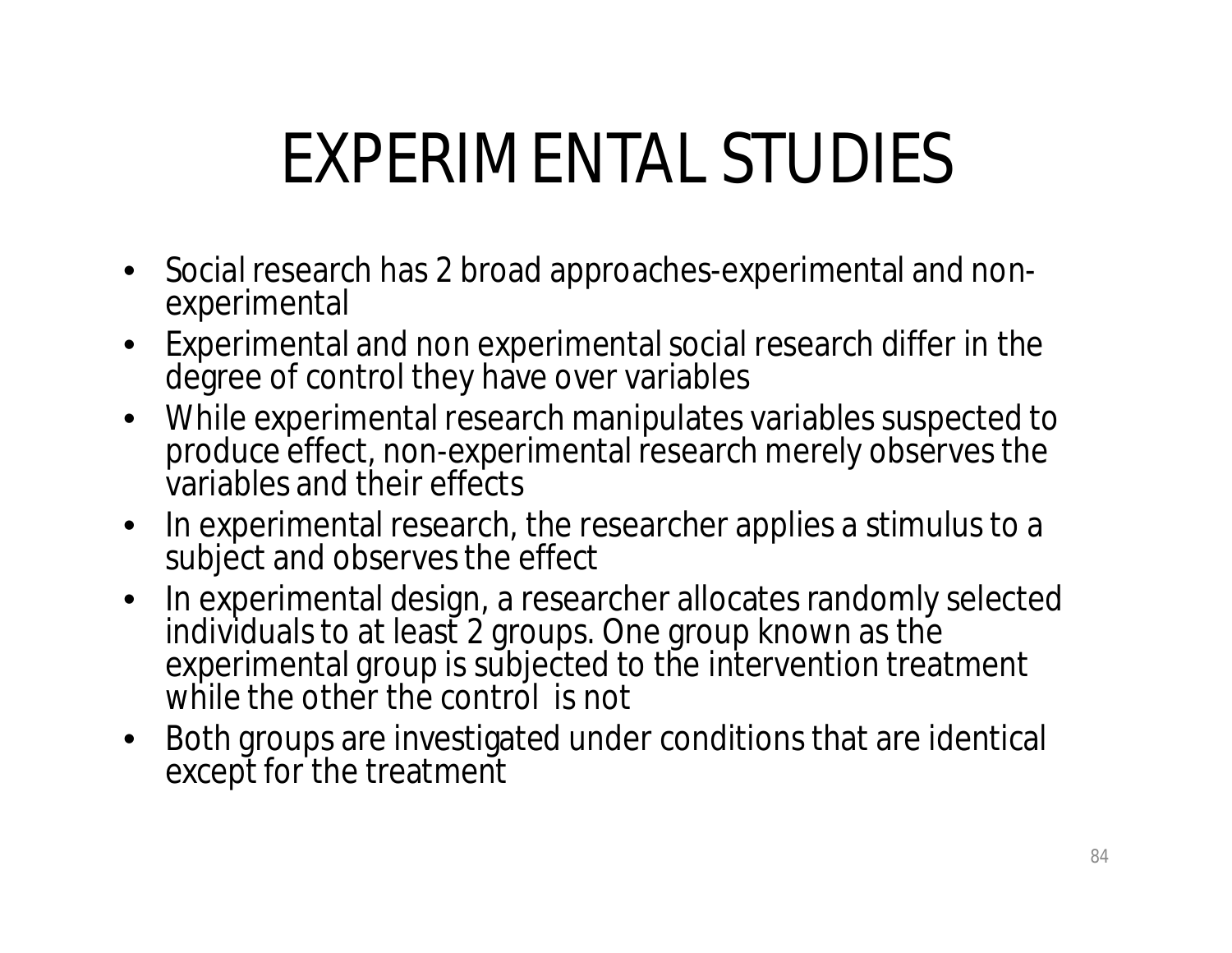# EXPERIMENTAL STUDIES

- Social research has 2 broad approaches-experimental and non-experimental
- Experimental and non experimental social research differ in the degree of control they have over variables
- While experimental research manipulates variables suspected to produce effect, non-experimental research merely observes the variables and their effects
- In experimental research, the researcher applies a stimulus to a subject and observes the effect
- In experimental design, a researcher allocates randomly selected individuals to at least 2 groups. One group known as the experimental group is subjected to the intervention treatment while the other the control is not
- Both groups are investigated under conditions that are identical except for the treatment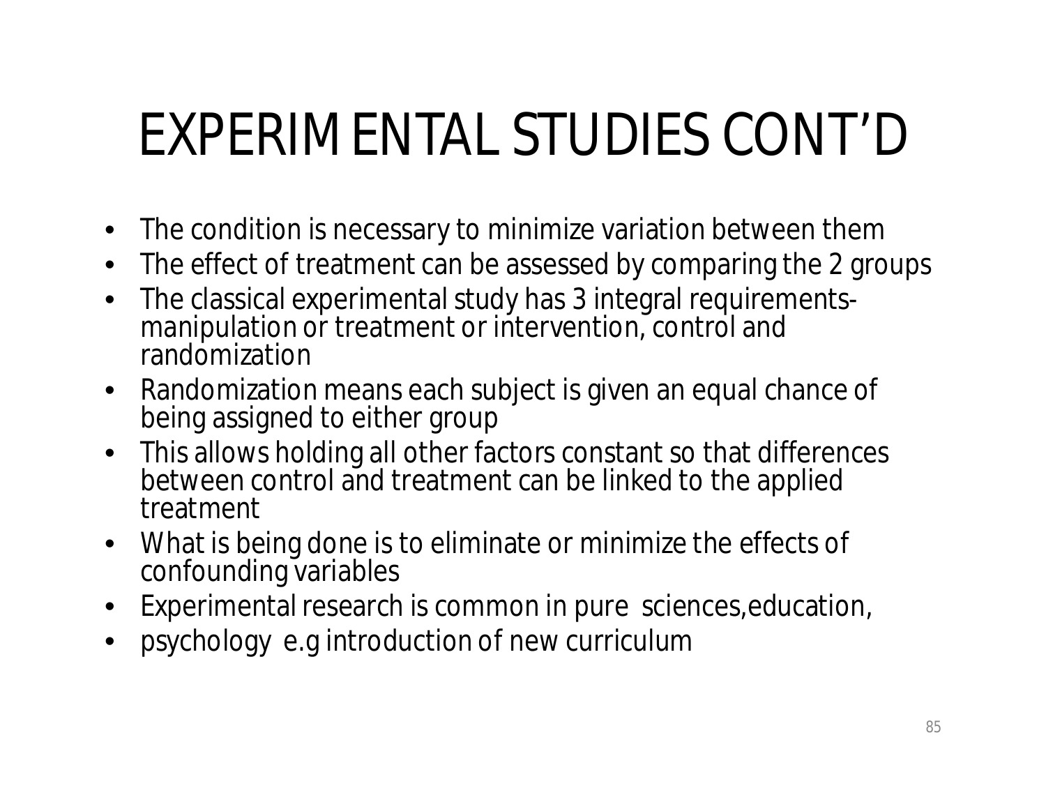# EXPERIMENTAL STUDIES CONT'D

- The condition is necessary to minimize variation between them
- The effect of treatment can be assessed by comparing the 2 groups
- The classical experimental study has 3 integral requirements- manipulation or treatment or intervention, control and randomization
- Randomization means each subject is given an equal chance of being assigned to either group
- This allows holding all other factors constant so that differences between control and treatment can be linked to the applied treatment
- What is being done is to eliminate or minimize the effects of confounding variables
- Experimental research is common in pure sciences,education,
- psychology e.g introduction of new curriculum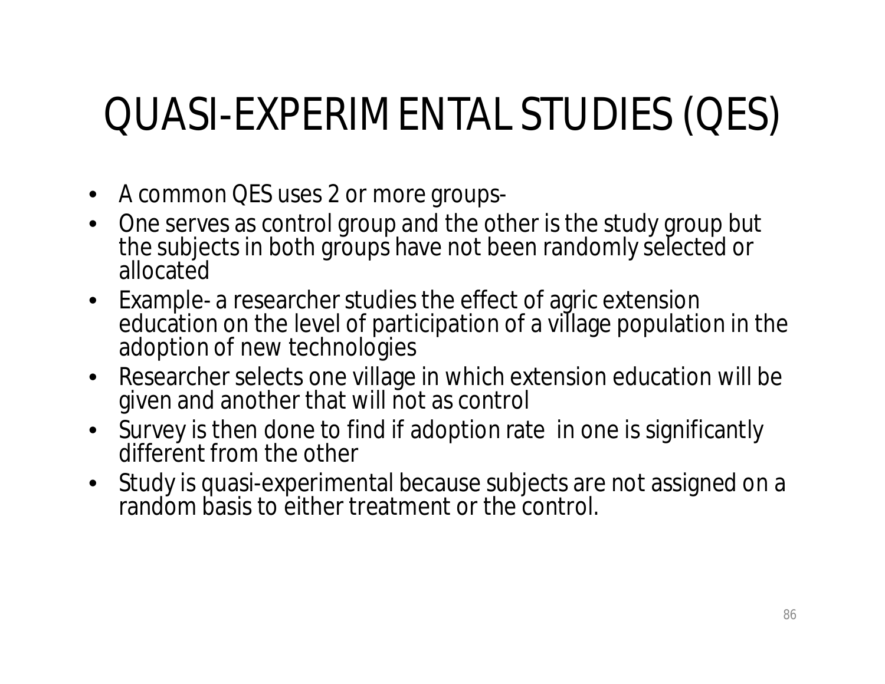# QUASI-EXPERIMENTAL STUDIES (QES)

- A common QES uses 2 or more groups-
- One serves as control group and the other is the study group but the subjects in both groups have not been randomly selected or allocated
- Example- a researcher studies the effect of agric extension education on the level of participation of a village population in the adoption of new technologies
- Researcher selects one village in which extension education will be given and another that will not as control
- Survey is then done to find if adoption rate in one is significantly different from the other
- Study is quasi-experimental because subjects are not assigned on a random basis to either treatment or the control.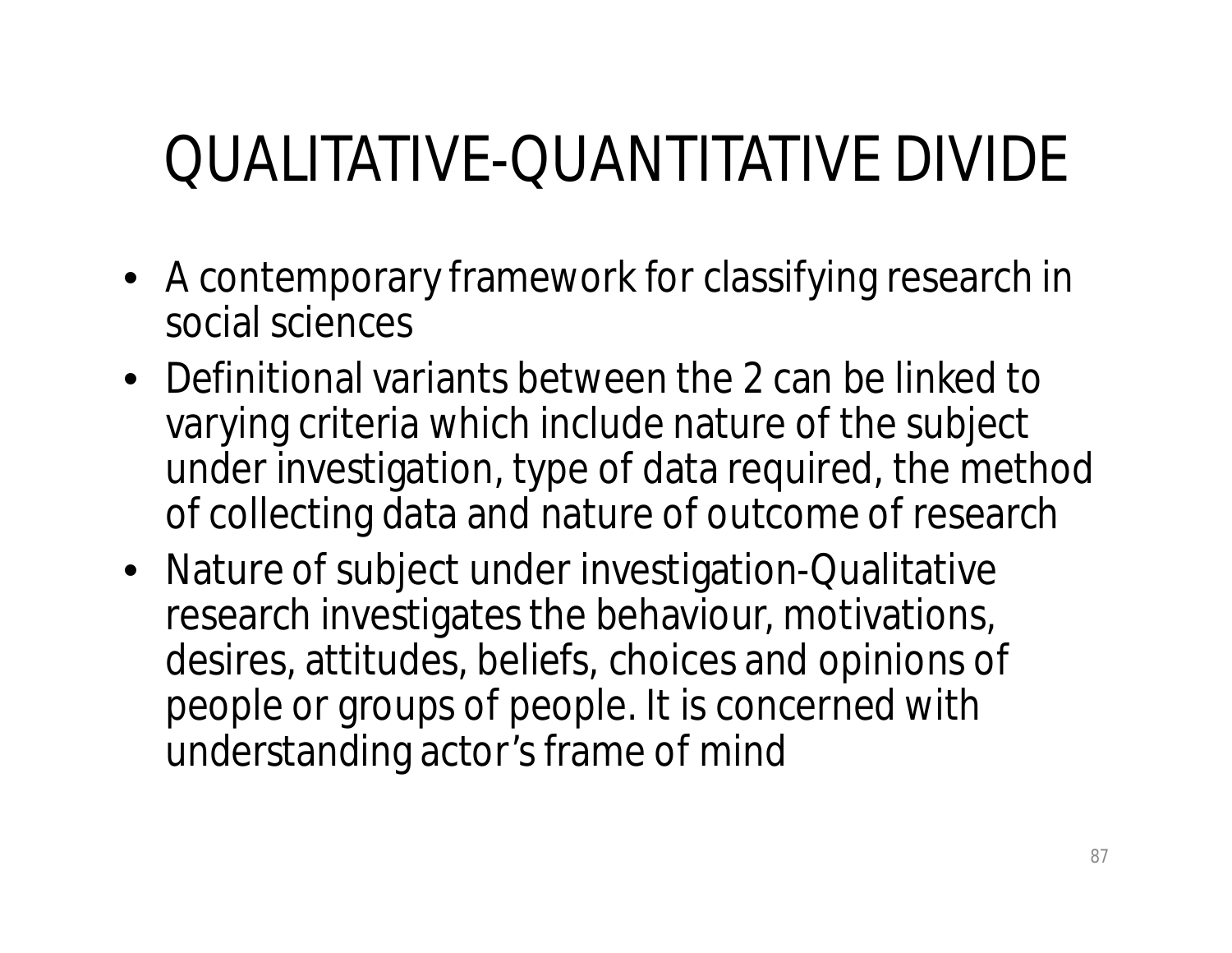# QUALITATIVE-QUANTITATIVE DIVIDE

- A contemporary framework for classifying research in social sciences
- Definitional variants between the 2 can be linked to varying criteria which include nature of the subject under investigation, type of data required, the method of collecting data and nature of outcome of research
- Nature of subject under investigation-Qualitative research investigates the behaviour, motivations, desires, attitudes, beliefs, choices and opinions of people or groups of people. It is concerned with understanding actor's frame of mind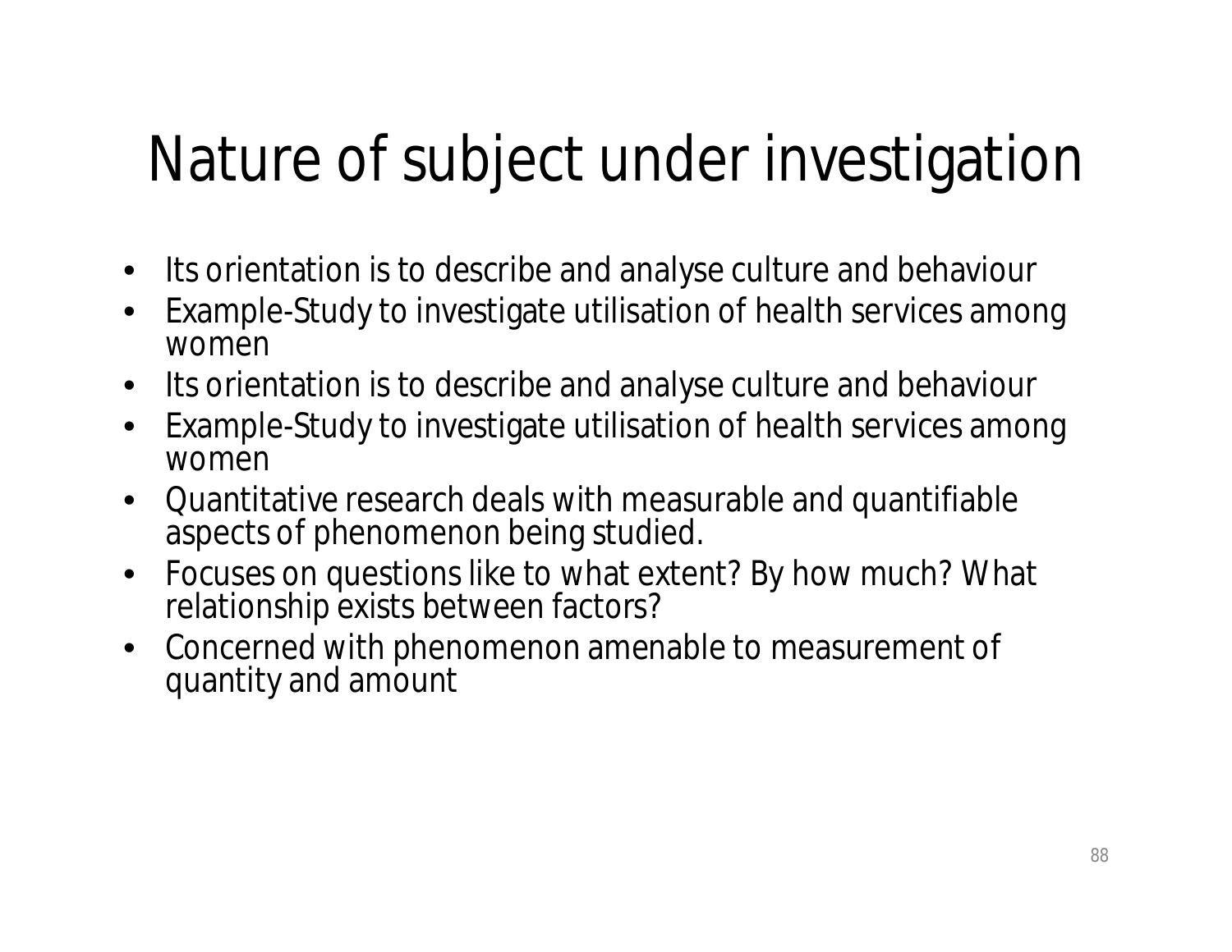# Nature of subject under investigation

- Its orientation is to describe and analyse culture and behaviour
- Example-Study to investigate utilisation of health services among women
- Its orientation is to describe and analyse culture and behaviour
- Example-Study to investigate utilisation of health services among women
- Quantitative research deals with measurable and quantifiable aspects of phenomenon being studied.
- Focuses on questions like to what extent? By how much? What relationship exists between factors?
- Concerned with phenomenon amenable to measurement of quantity and amount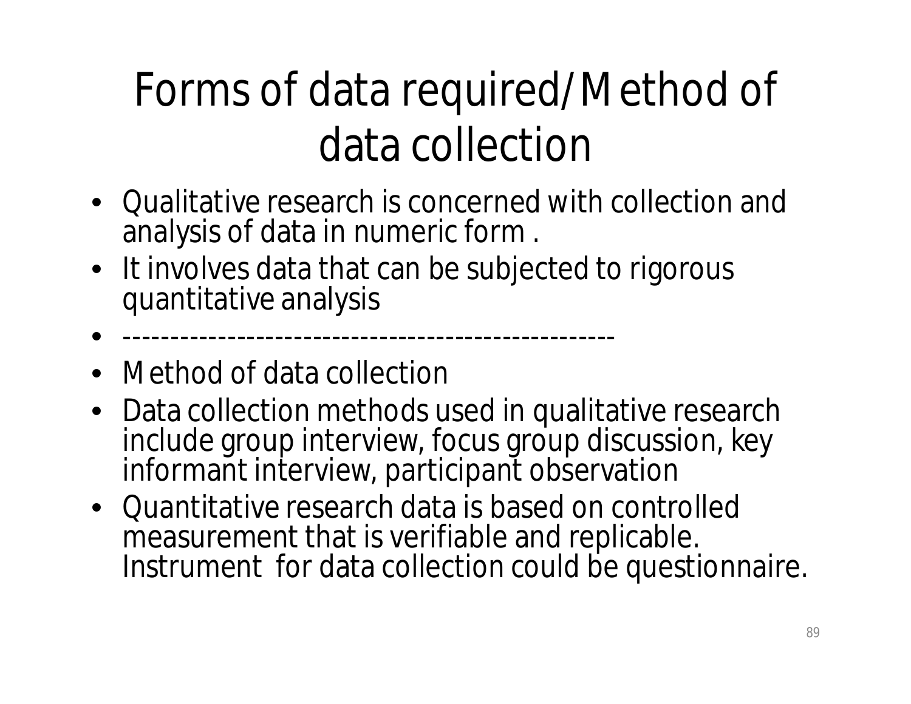# Forms of data required/Method of data collection

- Qualitative research is concerned with collection and analysis of data in numeric form .
- It involves data that can be subjected to rigorous quantitative analysis
- ---------------------------------------------------
- Method of data collection
- Data collection methods used in qualitative research include group interview, focus group discussion, key informant interview, participant observation
- Quantitative research data is based on controlled measurement that is verifiable and replicable. Instrument for data collection could be questionnaire.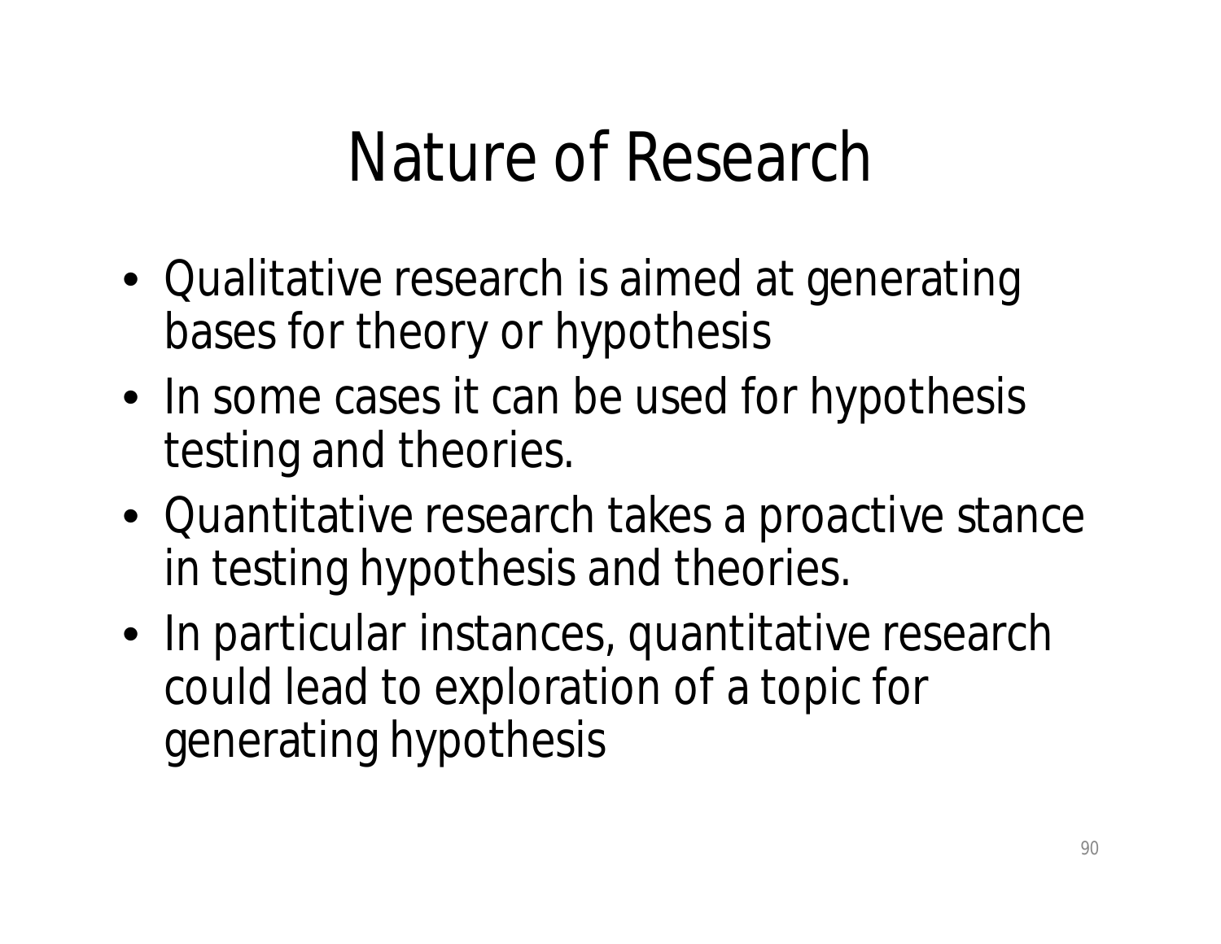# Nature of Research

- Qualitative research is aimed at generating bases for theory or hypothesis
- In some cases it can be used for hypothesis testing and theories.
- Quantitative research takes a proactive stance in testing hypothesis and theories.
- In particular instances, quantitative research could lead to exploration of a topic for generating hypothesis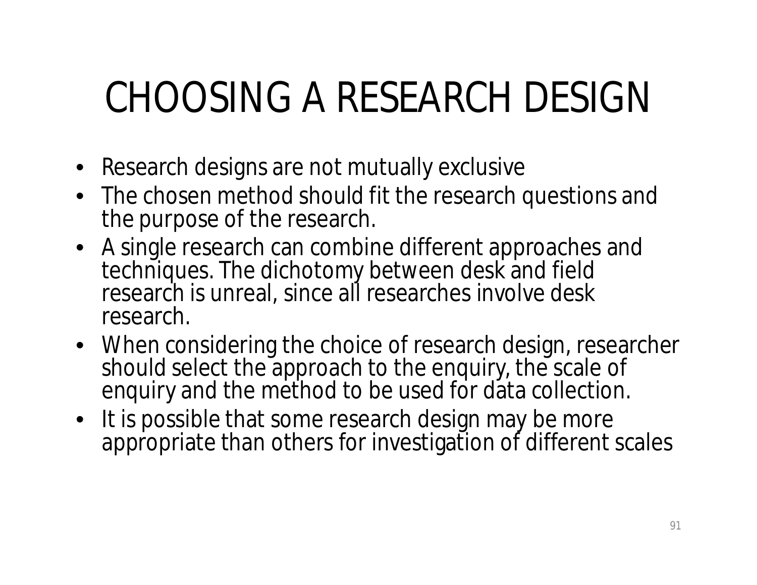# CHOOSING A RESEARCH DESIGN

- Research designs are not mutually exclusive
- The chosen method should fit the research questions and the purpose of the research.
- A single research can combine different approaches and techniques. The dichotomy between desk and field research is unreal, since all researches involve desk research.
- When considering the choice of research design, researcher should select the approach to the enquiry, the scale of enquiry and the method to be used for data collection.
- It is possible that some research design may be more appropriate than others for investigation of different scales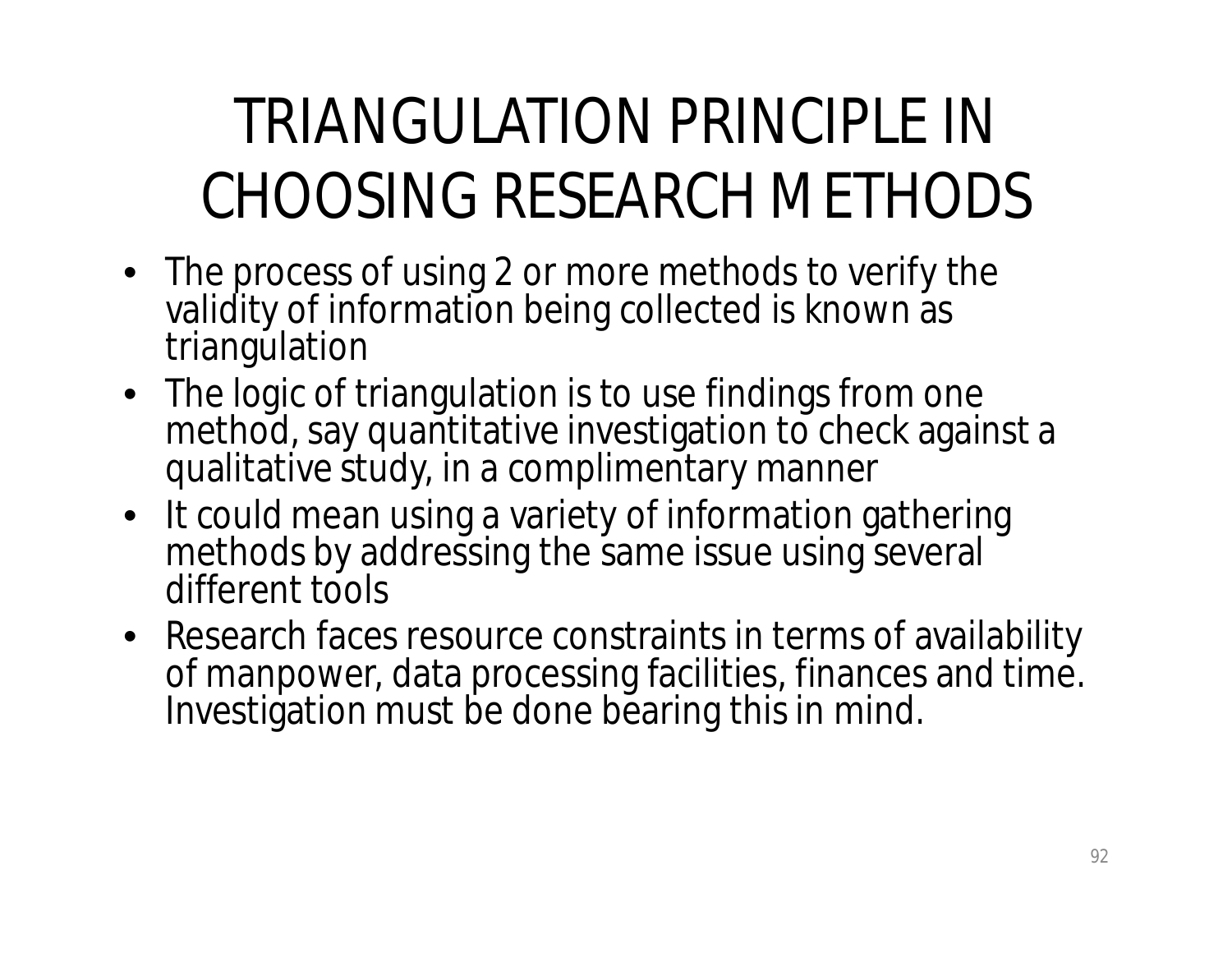# TRIANGULATION PRINCIPLE IN CHOOSING RESEARCH METHODS

- The process of using 2 or more methods to verify the validity of information being collected is known as triangulation
- The logic of triangulation is to use findings from one method, say quantitative investigation to check against a qualitative study, in a complimentary manner
- It could mean using a variety of information gathering methods by addressing the same issue using several different tools
- Research faces resource constraints in terms of availability of manpower, data processing facilities, finances and time. Investigation must be done bearing this in mind.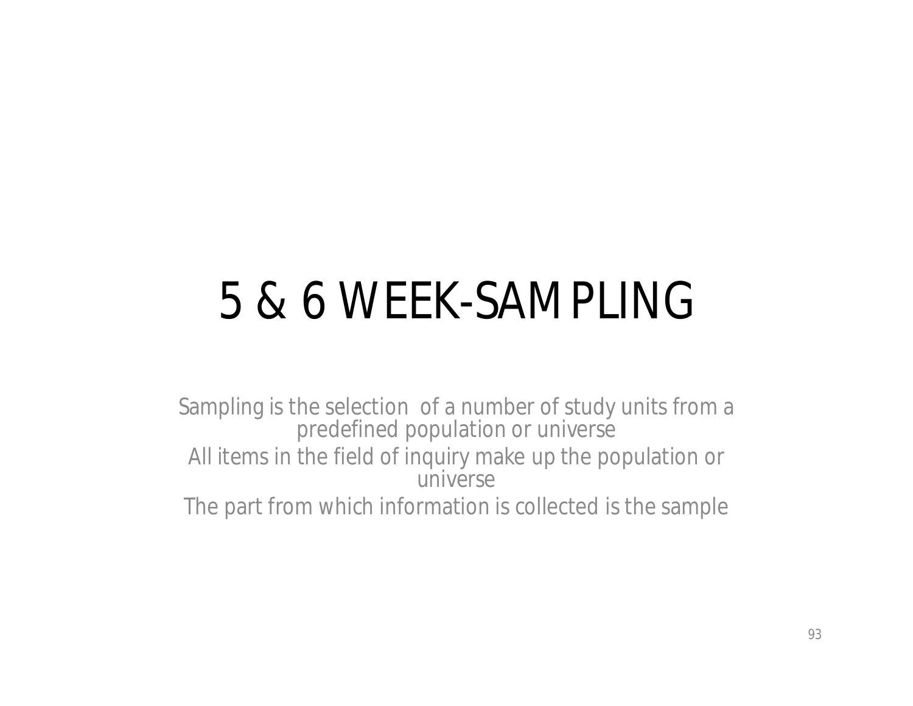# 5 & 6 WEEK-SAMPLING

Sampling is the selection of a number of study units from a predefined population or universe

All items in the field of inquiry make up the population or universe

The part from which information is collected is the sample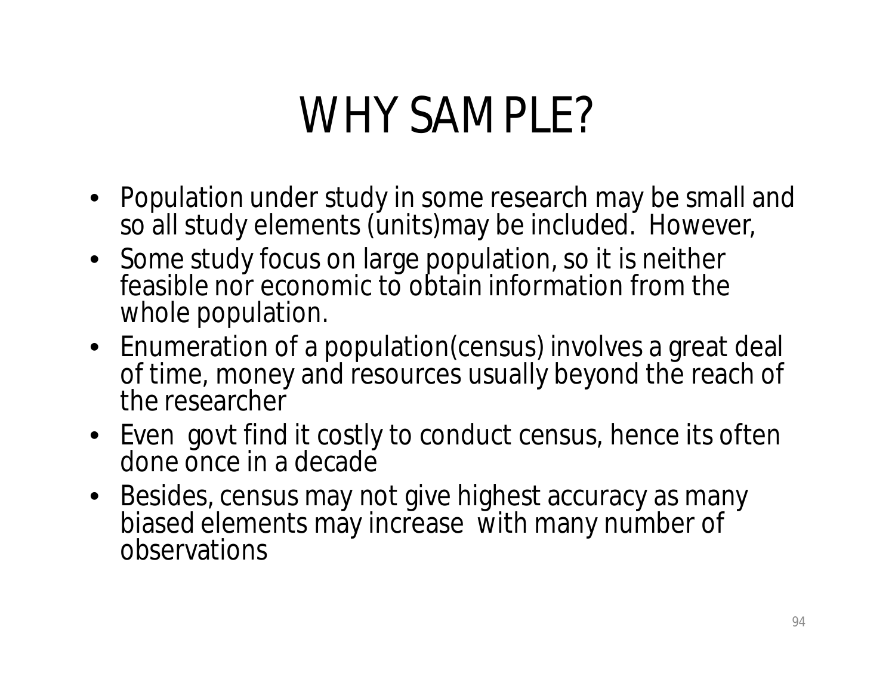# WHY SAMPLE?

- Population under study in some research may be small and so all study elements (units)may be included. However,
- Some study focus on large population, so it is neither feasible nor economic to obtain information from the whole population.
- Enumeration of a population(census) involves a great deal of time, money and resources usually beyond the reach of the researcher
- Even govt find it costly to conduct census, hence its often done once in a decade
- Besides, census may not give highest accuracy as many biased elements may increase with many number of observations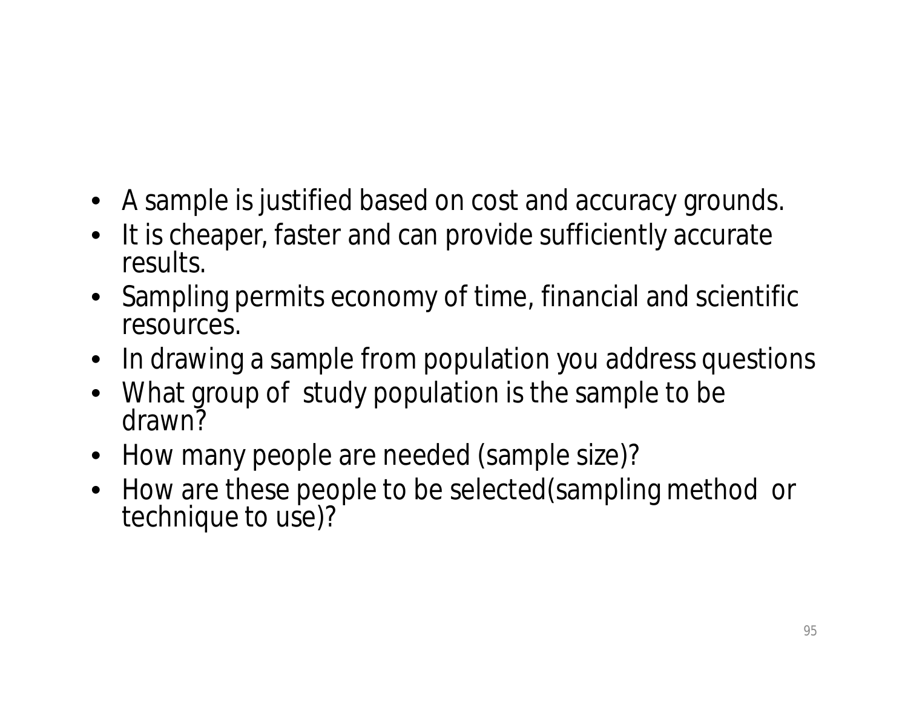- A sample is justified based on cost and accuracy grounds.
- It is cheaper, faster and can provide sufficiently accurate results.
- Sampling permits economy of time, financial and scientific resources.
- In drawing a sample from population you address questions
- What group of study population is the sample to be drawn?
- How many people are needed (sample size)?
- How are these people to be selected(sampling method or technique to use)?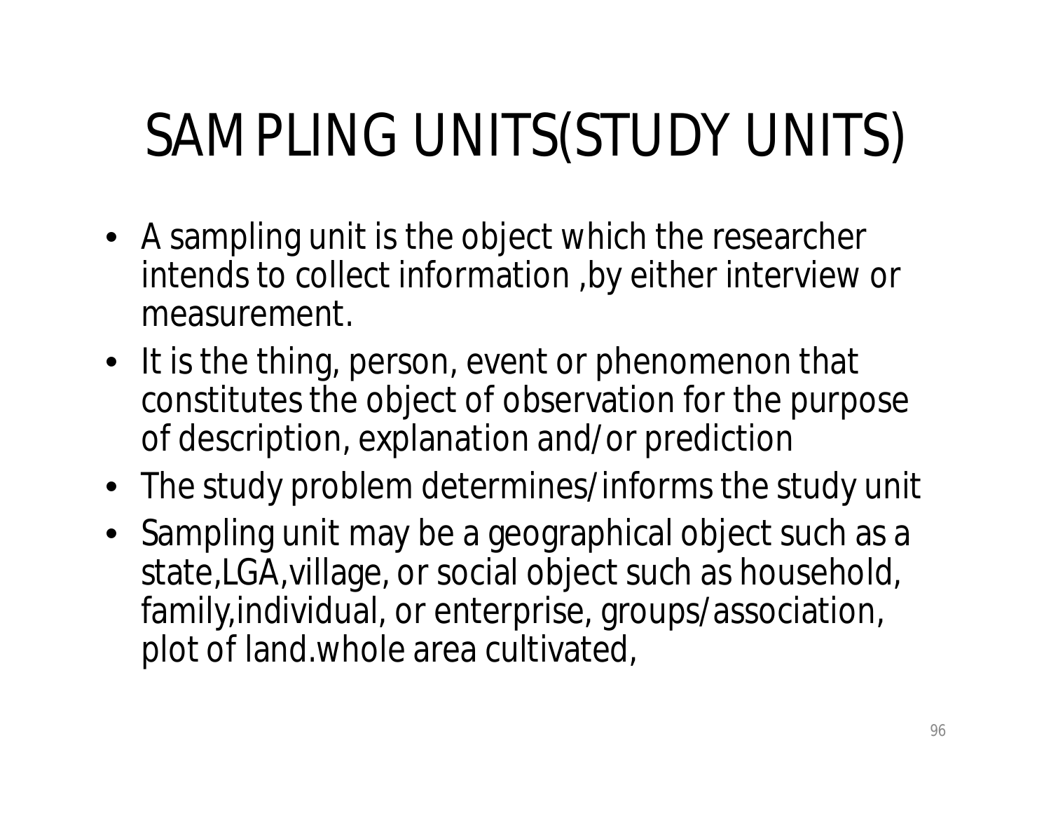# SAMPLING UNITS(STUDY UNITS)

- A sampling unit is the object which the researcher intends to collect information ,by either interview or measurement.
- It is the thing, person, event or phenomenon that constitutes the object of observation for the purpose of description, explanation and/or prediction
- The study problem determines/informs the study unit
- Sampling unit may be a geographical object such as a state,LGA,village, or social object such as household, family,individual, or enterprise, groups/association, plot of land.whole area cultivated,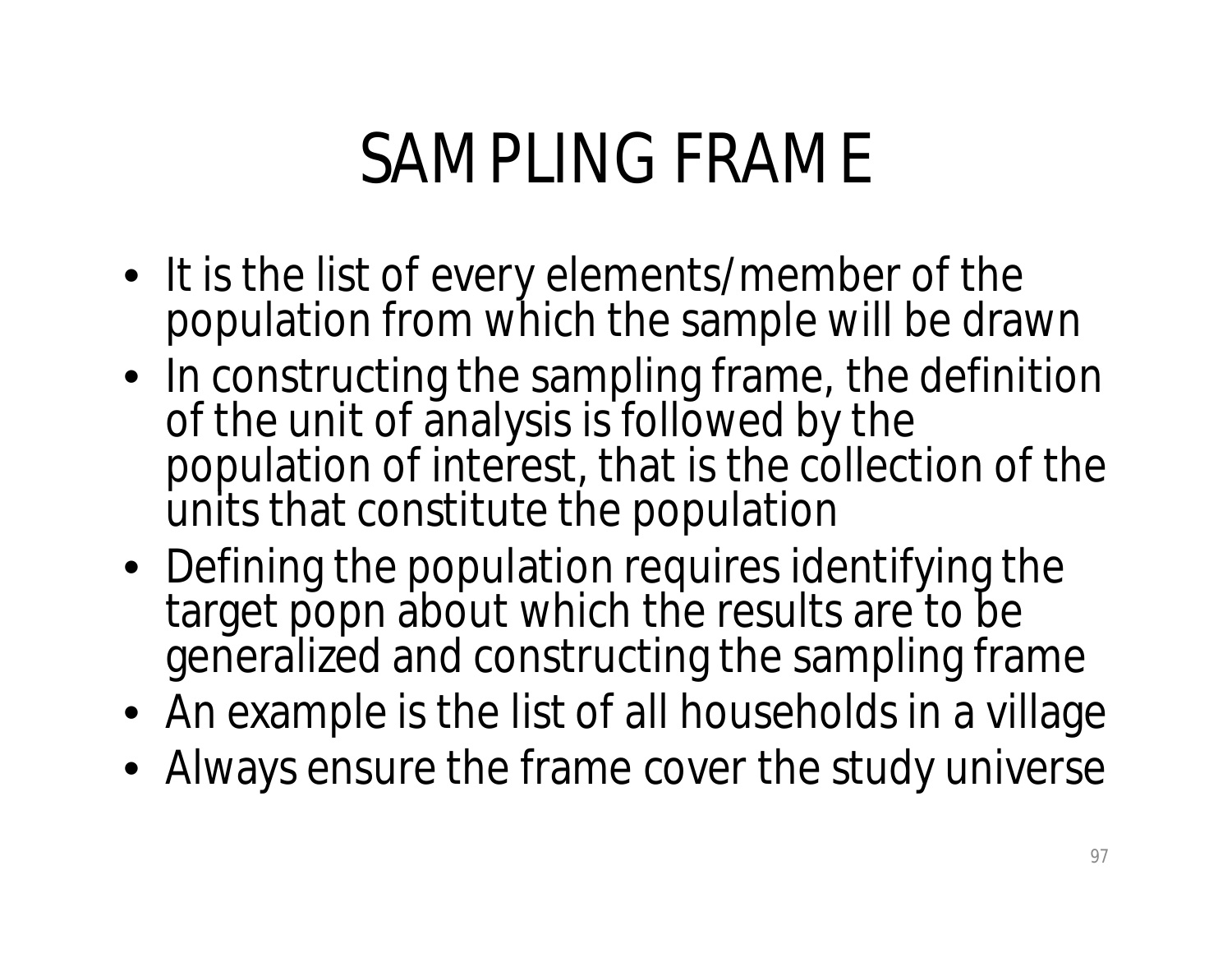# SAMPLING FRAME

- It is the list of every elements/member of the population from which the sample will be drawn
- In constructing the sampling frame, the definition of the unit of analysis is followed by the population of interest, that is the collection of the units that constitute the population
- Defining the population requires identifying the target popn about which the results are to be generalized and constructing the sampling frame
- An example is the list of all households in a village
- Always ensure the frame cover the study universe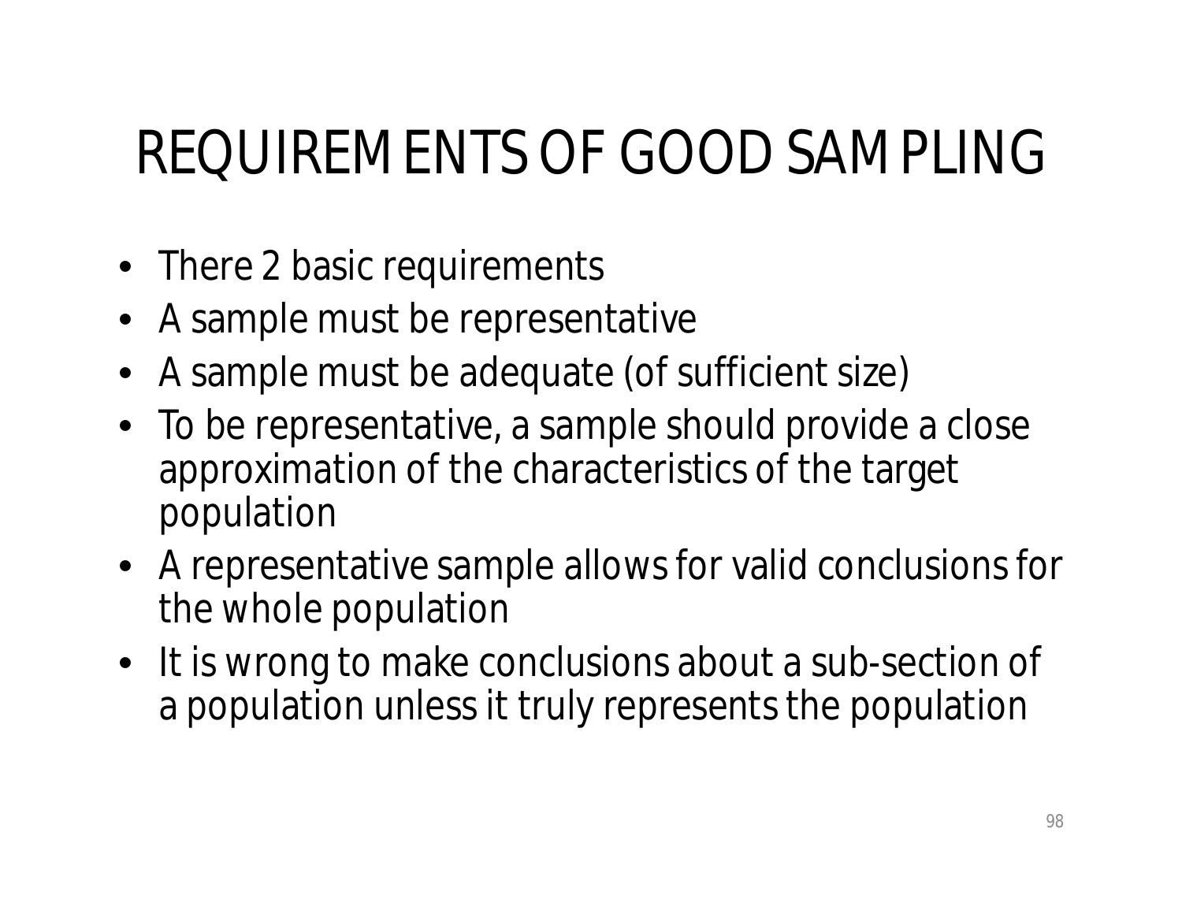# REQUIREMENTS OF GOOD SAMPLING

- There 2 basic requirements
- A sample must be representative
- A sample must be adequate (of sufficient size)
- To be representative, a sample should provide a close approximation of the characteristics of the target population
- A representative sample allows for valid conclusions for the whole population
- It is wrong to make conclusions about a sub-section of a population unless it truly represents the population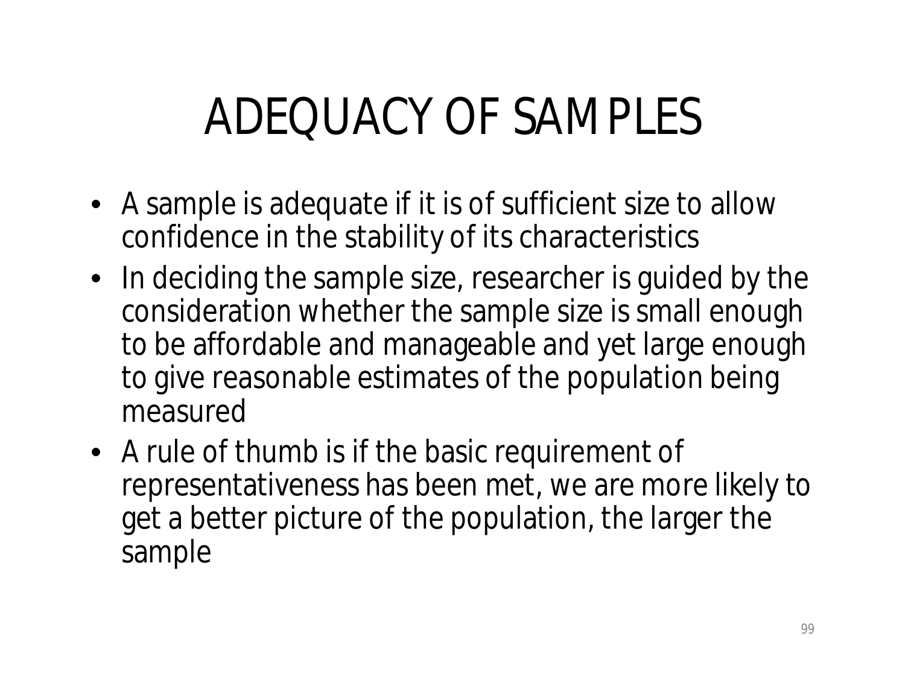# ADEQUACY OF SAMPLES

- A sample is adequate if it is of sufficient size to allow confidence in the stability of its characteristics
- In deciding the sample size, researcher is guided by the consideration whether the sample size is small enough to be affordable and manageable and yet large enough to give reasonable estimates of the population being measured
- A rule of thumb is if the basic requirement of representativeness has been met, we are more likely to get a better picture of the population, the larger the sample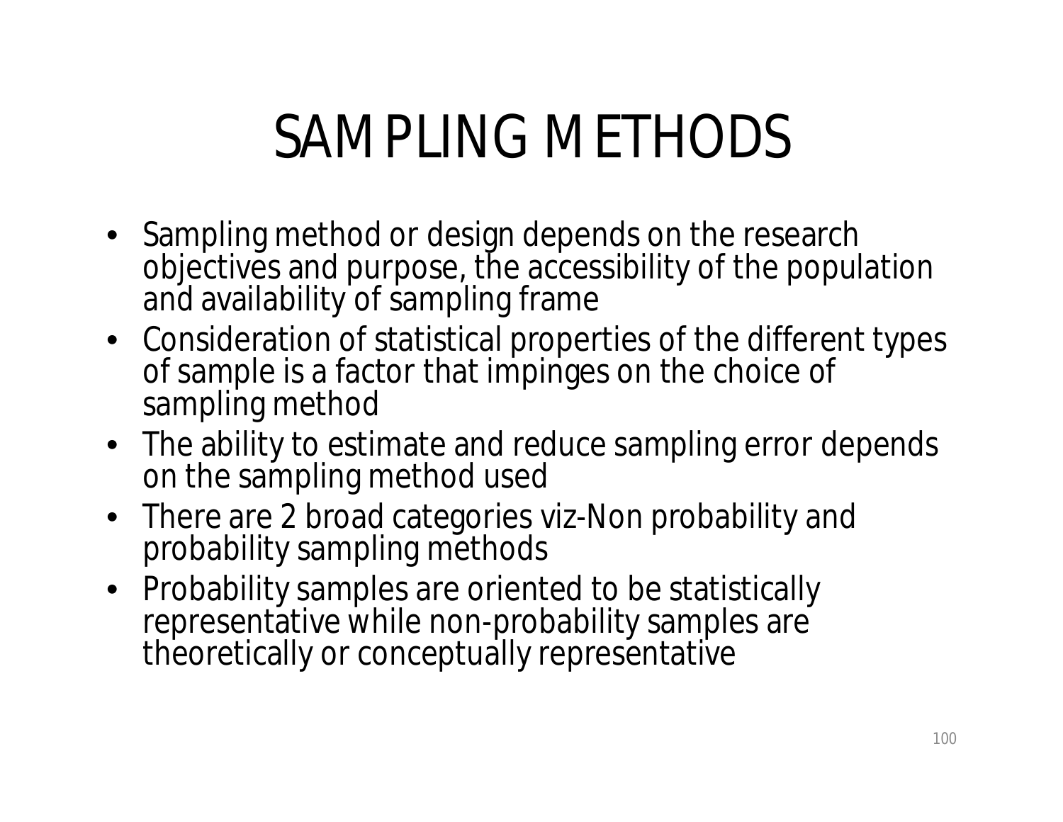# SAMPLING METHODS

- Sampling method or design depends on the research objectives and purpose, the accessibility of the population and availability of sampling frame
- Consideration of statistical properties of the different types of sample is a factor that impinges on the choice of sampling method
- The ability to estimate and reduce sampling error depends on the sampling method used
- There are 2 broad categories viz-Non probability and probability sampling methods
- Probability samples are oriented to be statistically representative while non-probability samples are theoretically or conceptually representative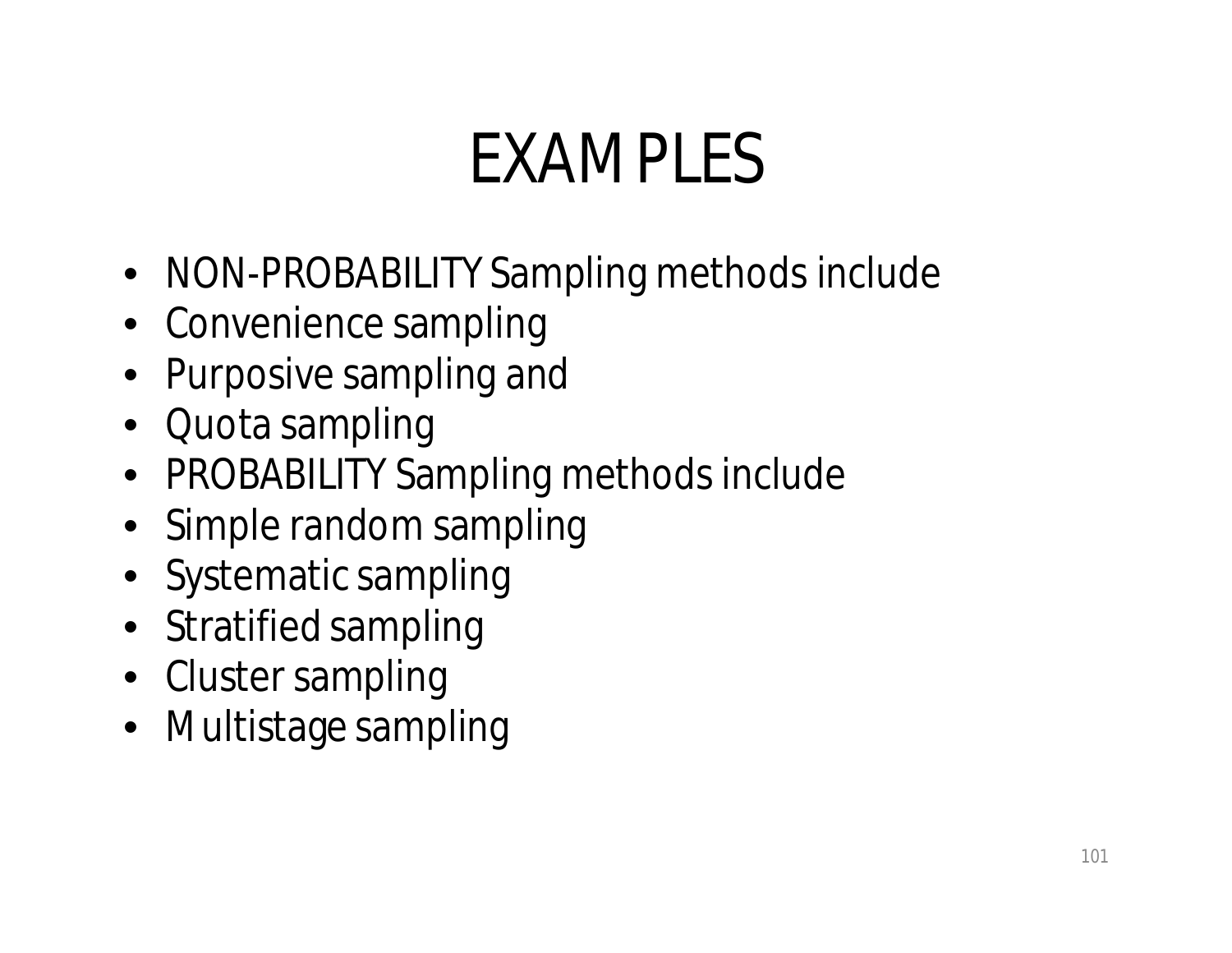# EXAMPLES

- NON-PROBABILITY Sampling methods include
- Convenience sampling
- Purposive sampling and
- Quota sampling
- PROBABILITY Sampling methods include
- Simple random sampling
- Systematic sampling
- Stratified sampling
- Cluster sampling
- Multistage sampling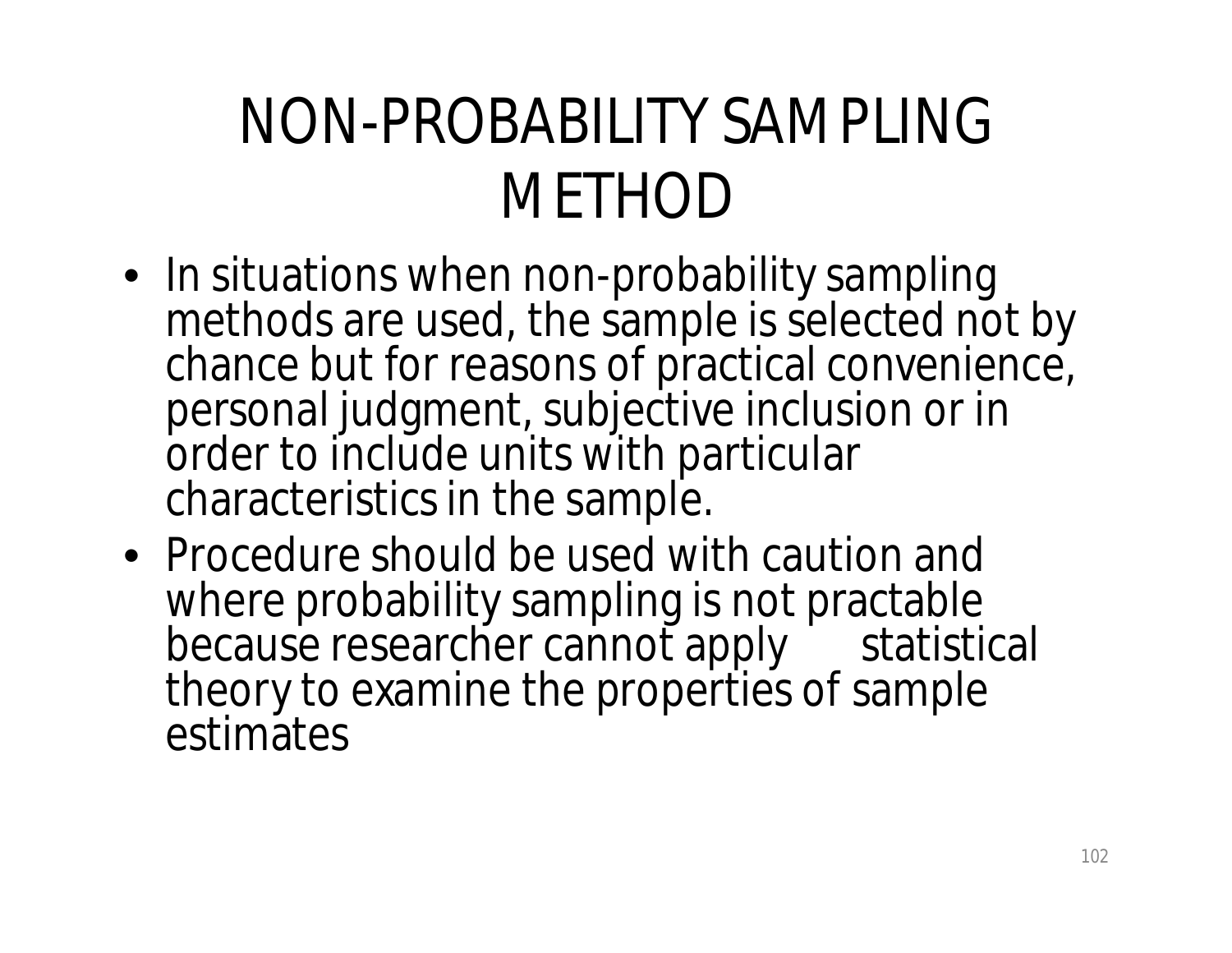# NON-PROBABILITY SAMPLING METHOD

- In situations when non-probability sampling methods are used, the sample is selected not by chance but for reasons of practical convenience, personal judgment, subjective inclusion or in order to include units with particular characteristics in the sample.
- Procedure should be used with caution and where probability sampling is not practable because researcher cannot apply statistical theory to examine the properties of sample estimates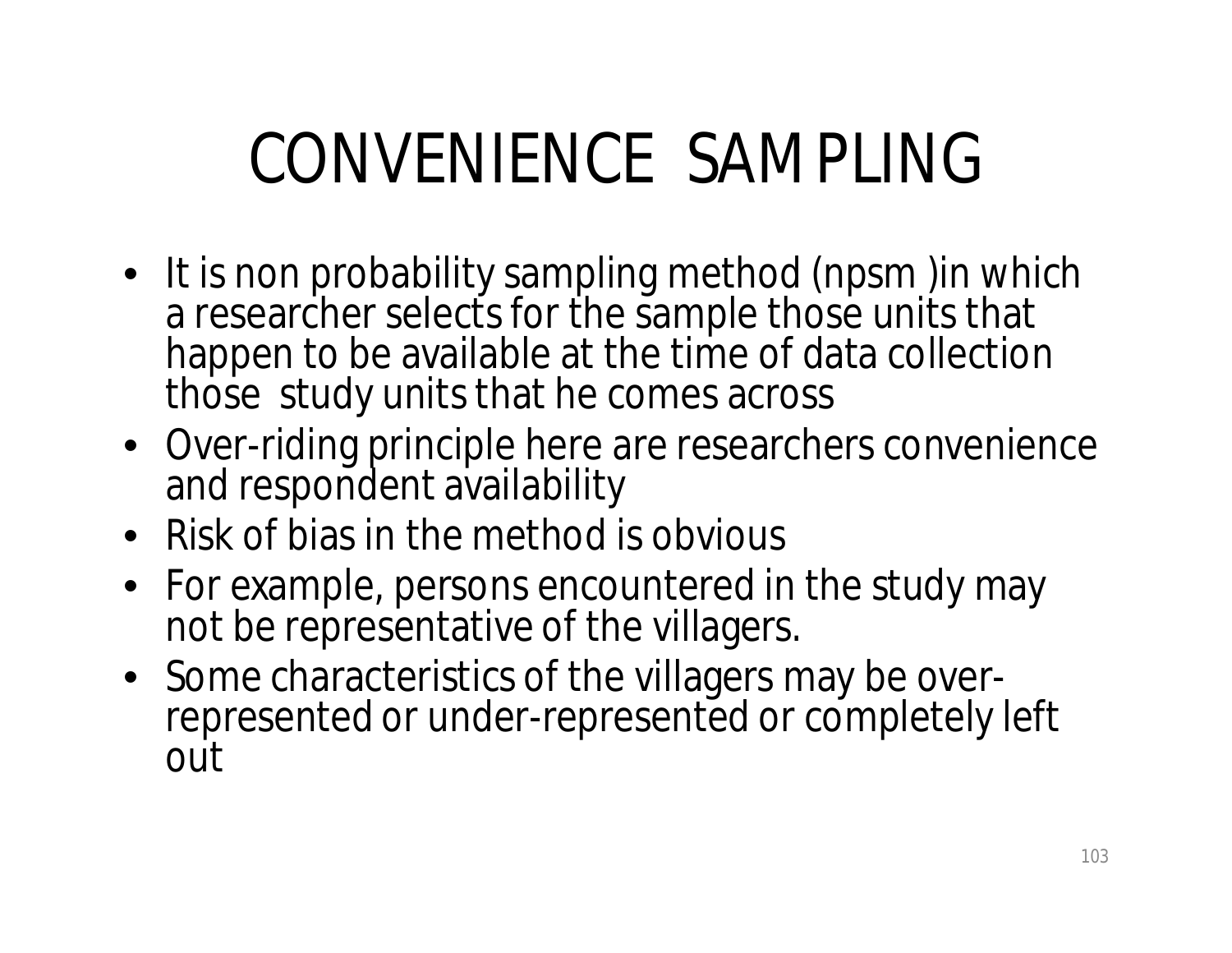# CONVENIENCE SAMPLING

- It is non probability sampling method (npsm )in which a researcher selects for the sample those units that happen to be available at the time of data collection those study units that he comes across
- Over-riding principle here are researchers convenience and respondent availability
- Risk of bias in the method is obvious
- For example, persons encountered in the study may not be representative of the villagers.
- Some characteristics of the villagers may be over-represented or under-represented or completely left out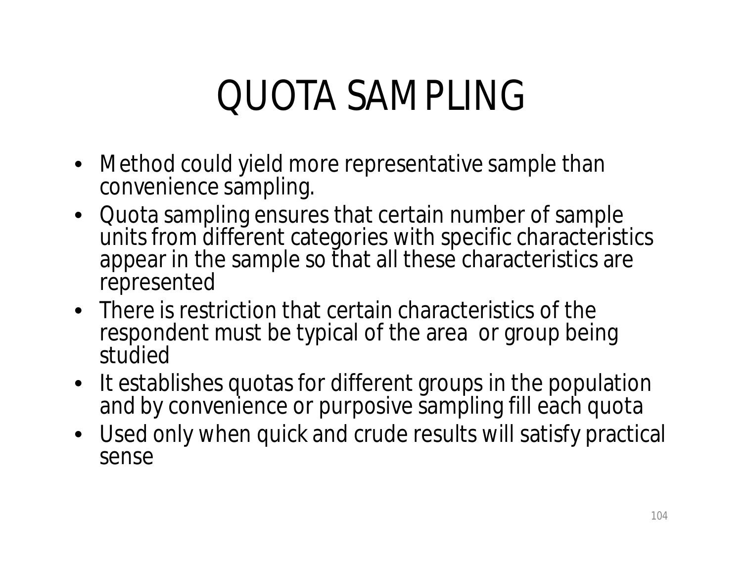# QUOTA SAMPLING

- Method could yield more representative sample than convenience sampling.
- Quota sampling ensures that certain number of sample units from different categories with specific characteristics appear in the sample so that all these characteristics are represented
- There is restriction that certain characteristics of the respondent must be typical of the area or group being studied
- It establishes quotas for different groups in the population and by convenience or purposive sampling fill each quota
- Used only when quick and crude results will satisfy practical sense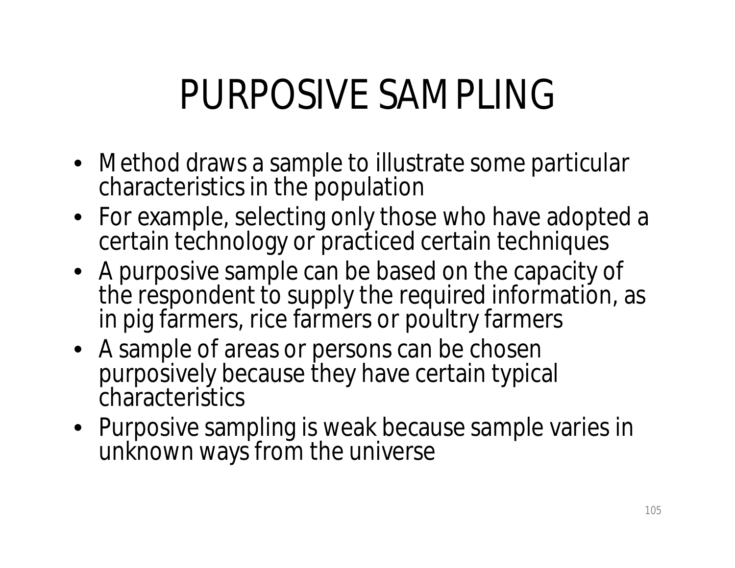# PURPOSIVE SAMPLING

- Method draws a sample to illustrate some particular characteristics in the population
- For example, selecting only those who have adopted a certain technology or practiced certain techniques
- A purposive sample can be based on the capacity of the respondent to supply the required information, as in pig farmers, rice farmers or poultry farmers
- A sample of areas or persons can be chosen purposively because they have certain typical characteristics
- Purposive sampling is weak because sample varies in unknown ways from the universe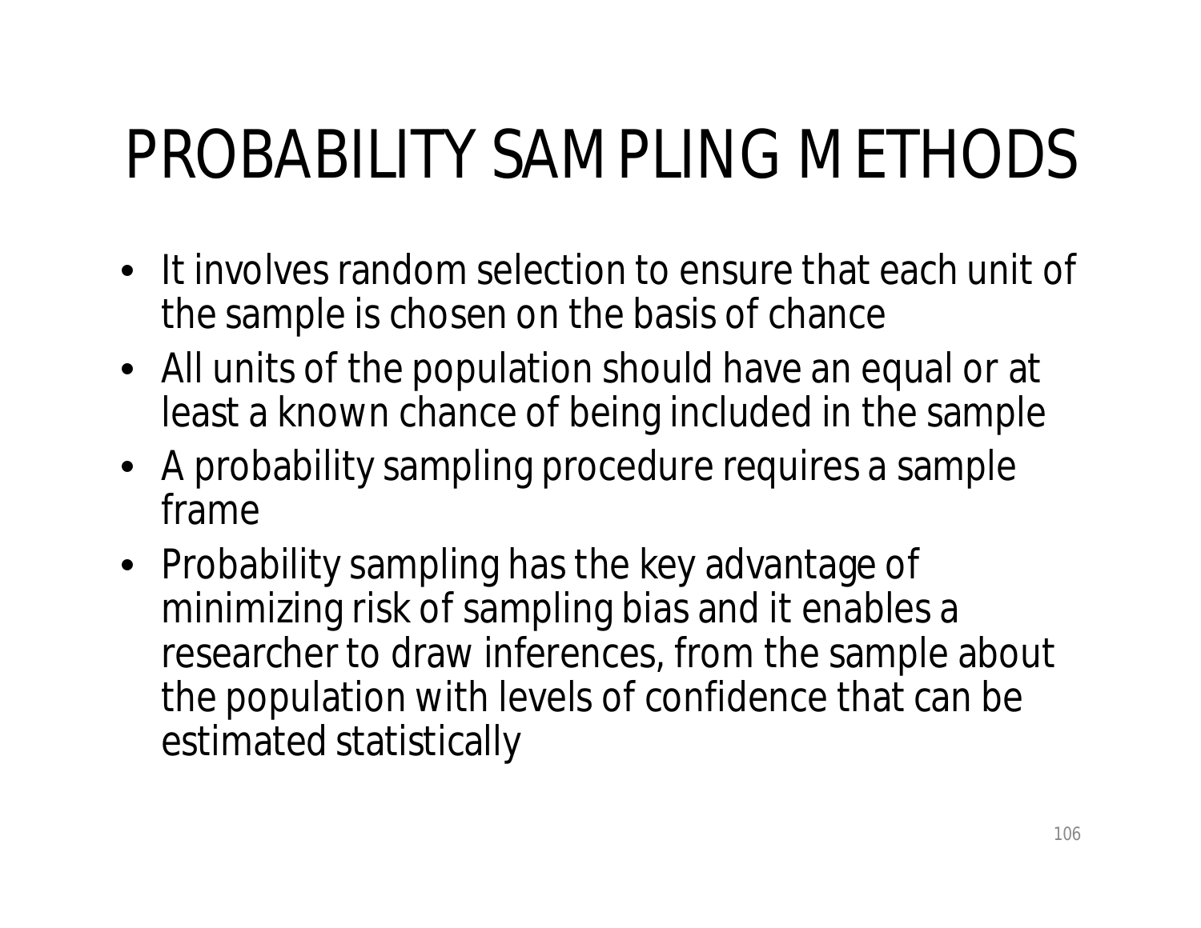# PROBABILITY SAMPLING METHODS

- It involves random selection to ensure that each unit of the sample is chosen on the basis of chance
- All units of the population should have an equal or at least a known chance of being included in the sample
- A probability sampling procedure requires a sample frame
- Probability sampling has the key advantage of minimizing risk of sampling bias and it enables a researcher to draw inferences, from the sample about the population with levels of confidence that can be estimated statistically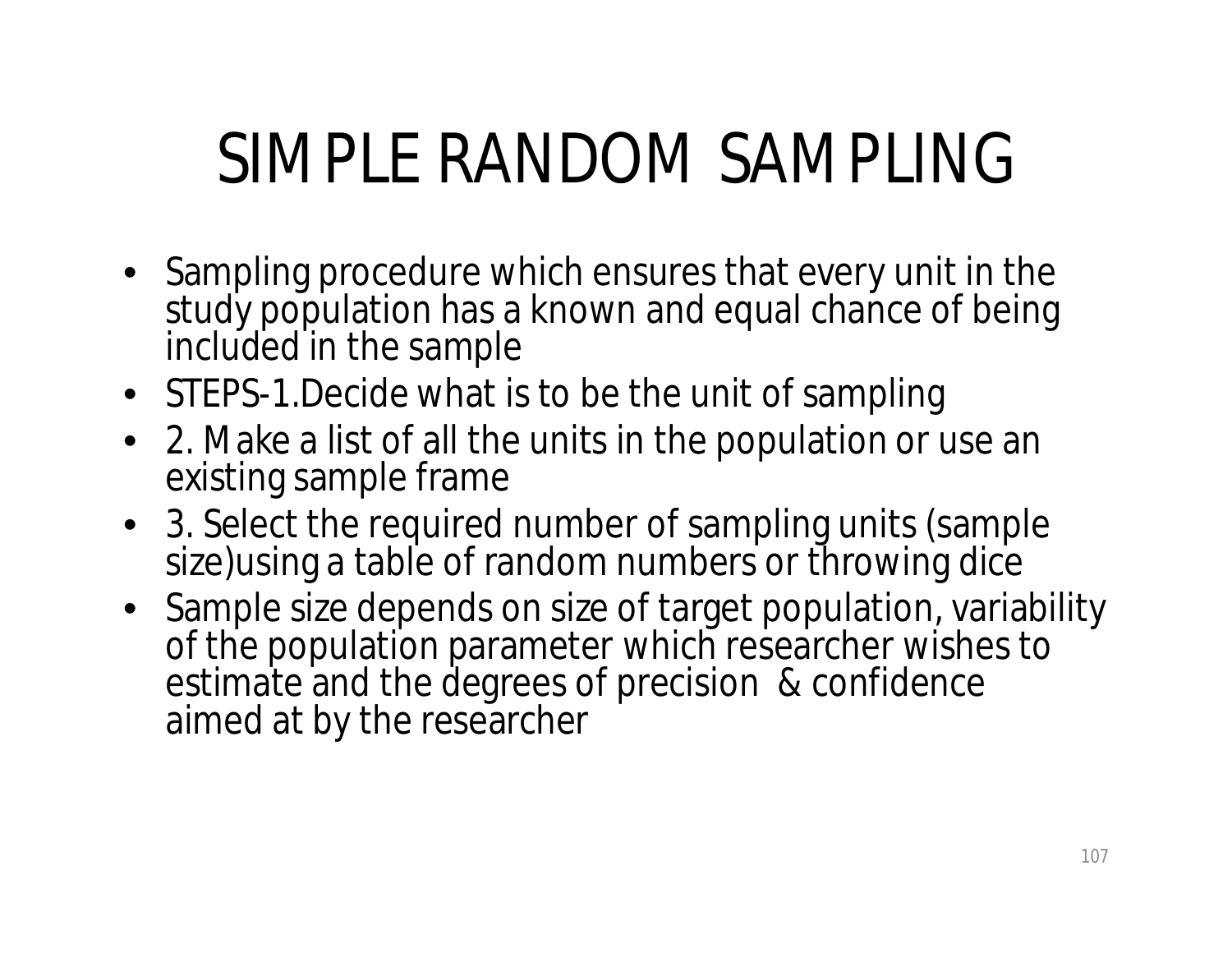# SIMPLE RANDOM SAMPLING

- Sampling procedure which ensures that every unit in the study population has a known and equal chance of being included in the sample
- STEPS-1.Decide what is to be the unit of sampling
- 2. Make a list of all the units in the population or use an existing sample frame
- 3. Select the required number of sampling units (sample size)using a table of random numbers or throwing dice
- Sample size depends on size of target population, variability of the population parameter which researcher wishes to estimate and the degrees of precision & confidence aimed at by the researcher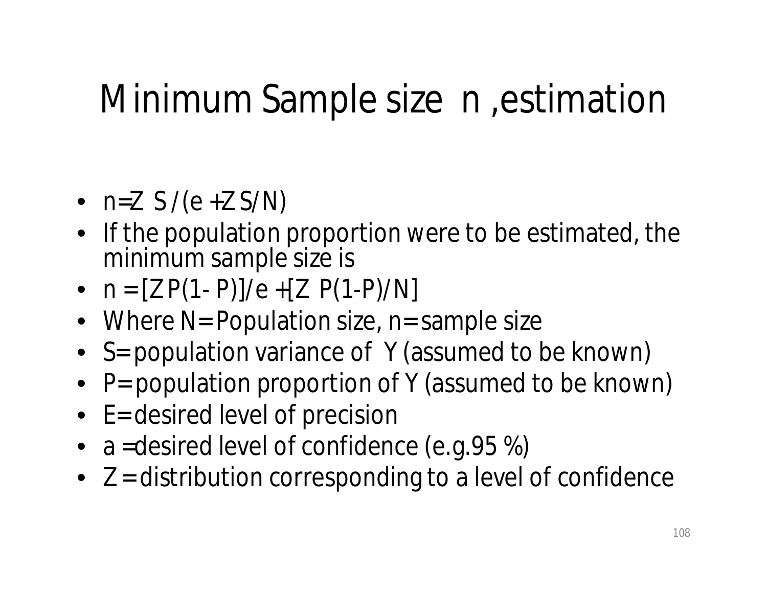# Minimum Sample size n ,estimation

- $n=Z\ S/(e+Z\ S/N)$
- If the population proportion were to be estimated, the minimum sample size is
- $n = [Z\ P(1-P)]/e + [Z\ P(1-P)/N]$
- Where N= Population size, n= sample size
- S= population variance of Y (assumed to be known)
- P= population proportion of Y (assumed to be known)
- E= desired level of precision
- a =desired level of confidence (e.g.95 %)
- Z = distribution corresponding to a level of confidence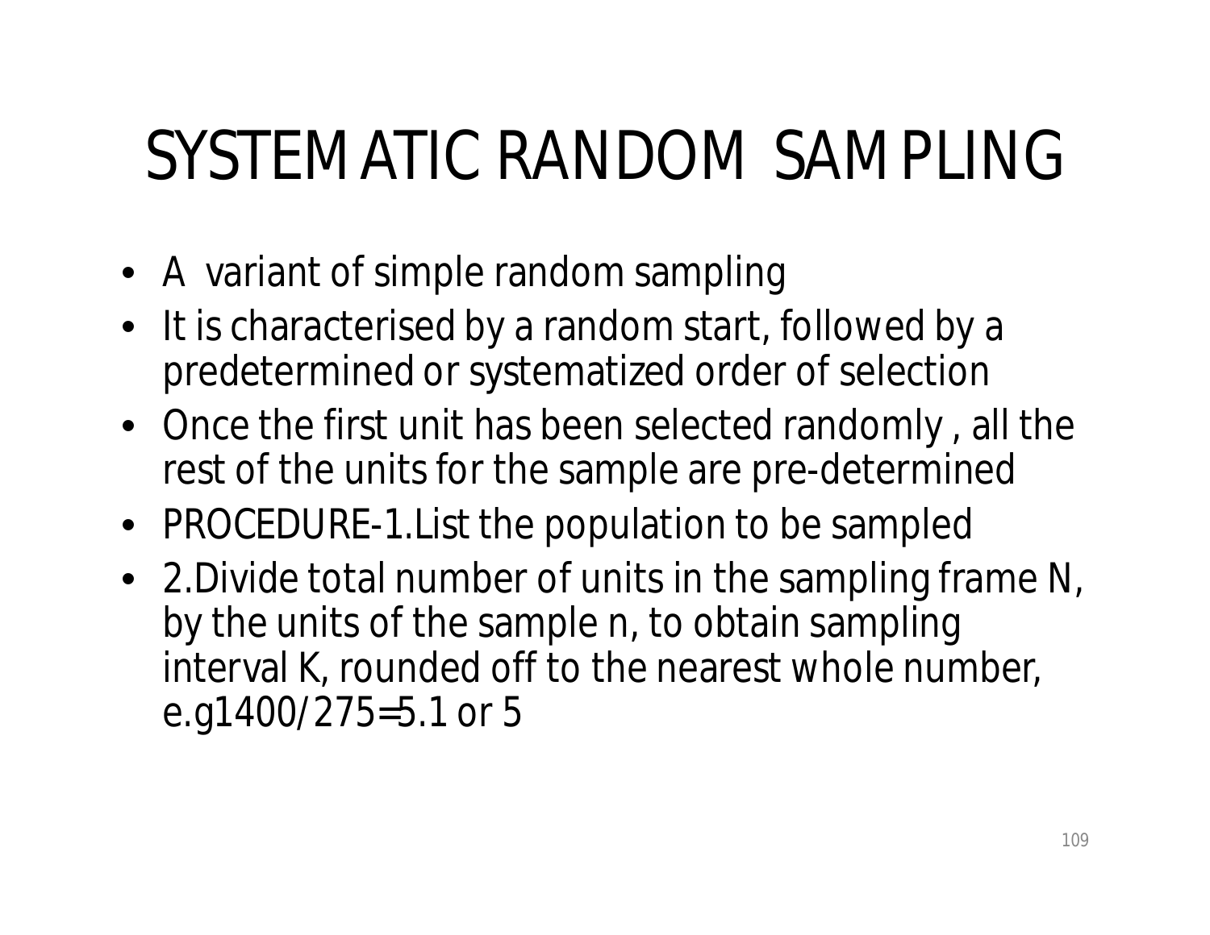# SYSTEMATIC RANDOM SAMPLING

- A variant of simple random sampling
- It is characterised by a random start, followed by a predetermined or systematized order of selection
- Once the first unit has been selected randomly , all the rest of the units for the sample are pre-determined
- PROCEDURE-1.List the population to be sampled
- 2.Divide total number of units in the sampling frame N, by the units of the sample n, to obtain sampling interval K, rounded off to the nearest whole number, e.g1400/275=5.1 or 5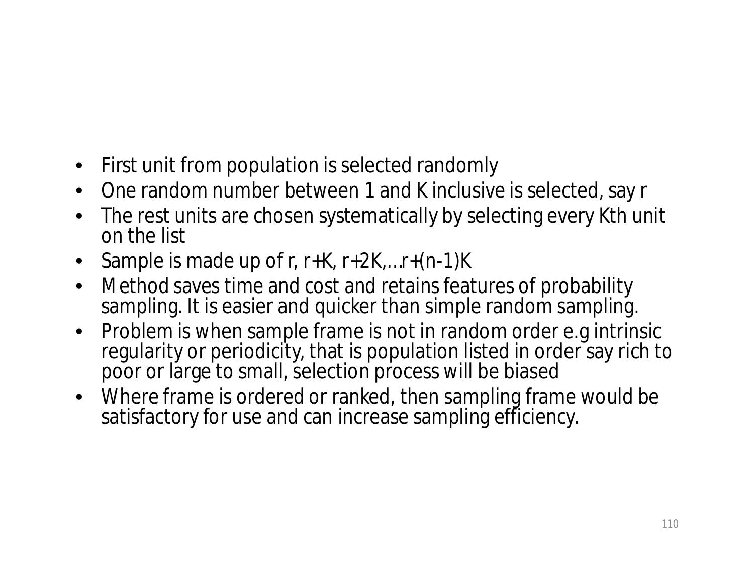- First unit from population is selected randomly
- One random number between 1 and K inclusive is selected, say r
- The rest units are chosen systematically by selecting every Kth unit on the list
- Sample is made up of r, r+K, r+2K,…r+(n-1)K
- Method saves time and cost and retains features of probability sampling. It is easier and quicker than simple random sampling.
- Problem is when sample frame is not in random order e.g intrinsic regularity or periodicity, that is population listed in order say rich to poor or large to small, selection process will be biased
- Where frame is ordered or ranked, then sampling frame would be satisfactory for use and can increase sampling efficiency.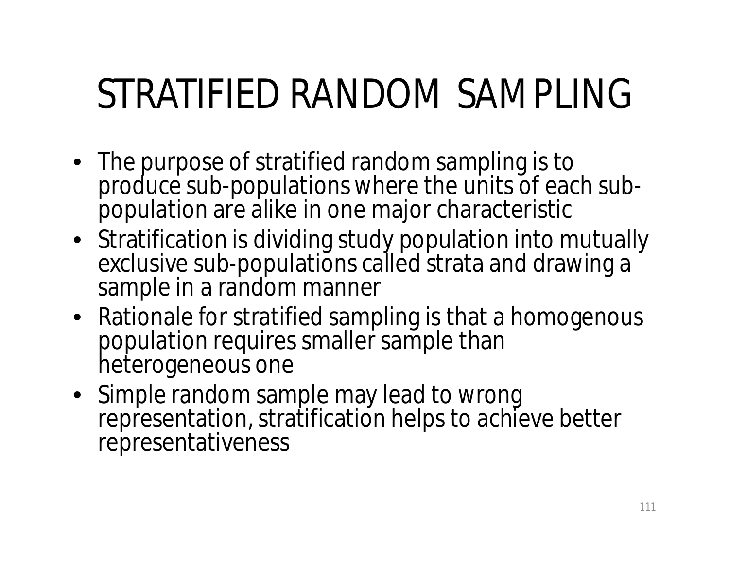# STRATIFIED RANDOM SAMPLING

- The purpose of stratified random sampling is to produce sub-populations where the units of each sub-population are alike in one major characteristic
- Stratification is dividing study population into mutually exclusive sub-populations called strata and drawing a sample in a random manner
- Rationale for stratified sampling is that a homogenous population requires smaller sample than heterogeneous one
- Simple random sample may lead to wrong representation, stratification helps to achieve better representativeness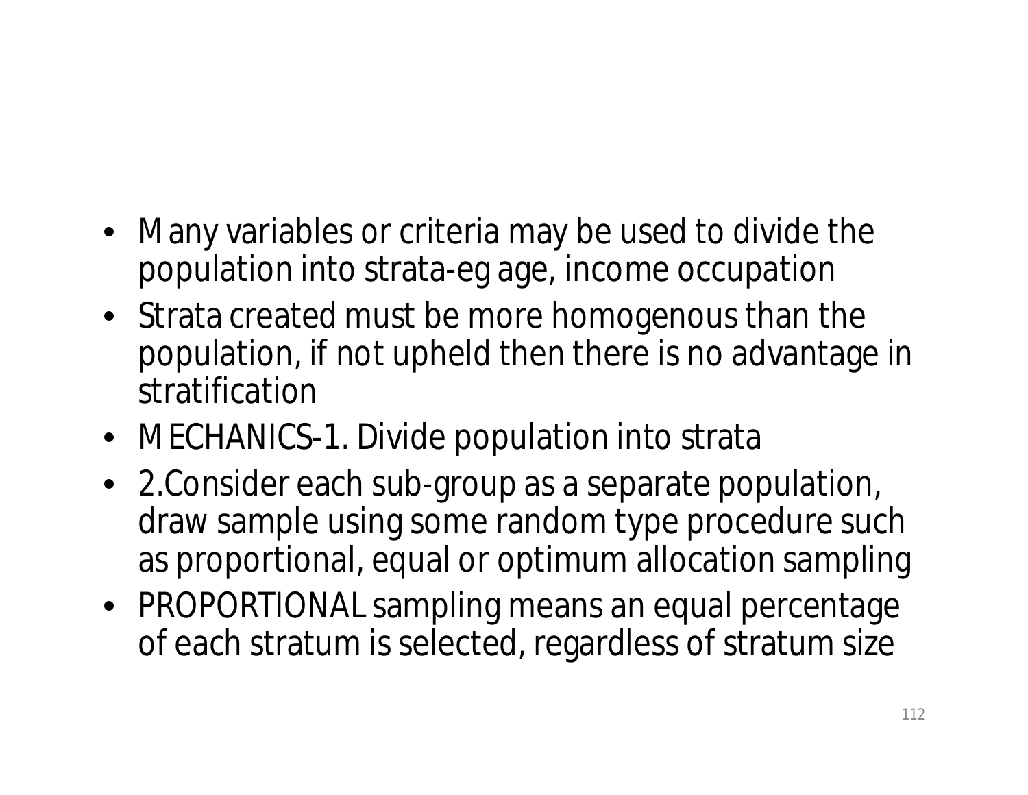- Many variables or criteria may be used to divide the population into strata-eg age, income occupation
- Strata created must be more homogenous than the population, if not upheld then there is no advantage in stratification
- MECHANICS-1. Divide population into strata
- 2.Consider each sub-group as a separate population, draw sample using some random type procedure such as proportional, equal or optimum allocation sampling
- PROPORTIONAL sampling means an equal percentage of each stratum is selected, regardless of stratum size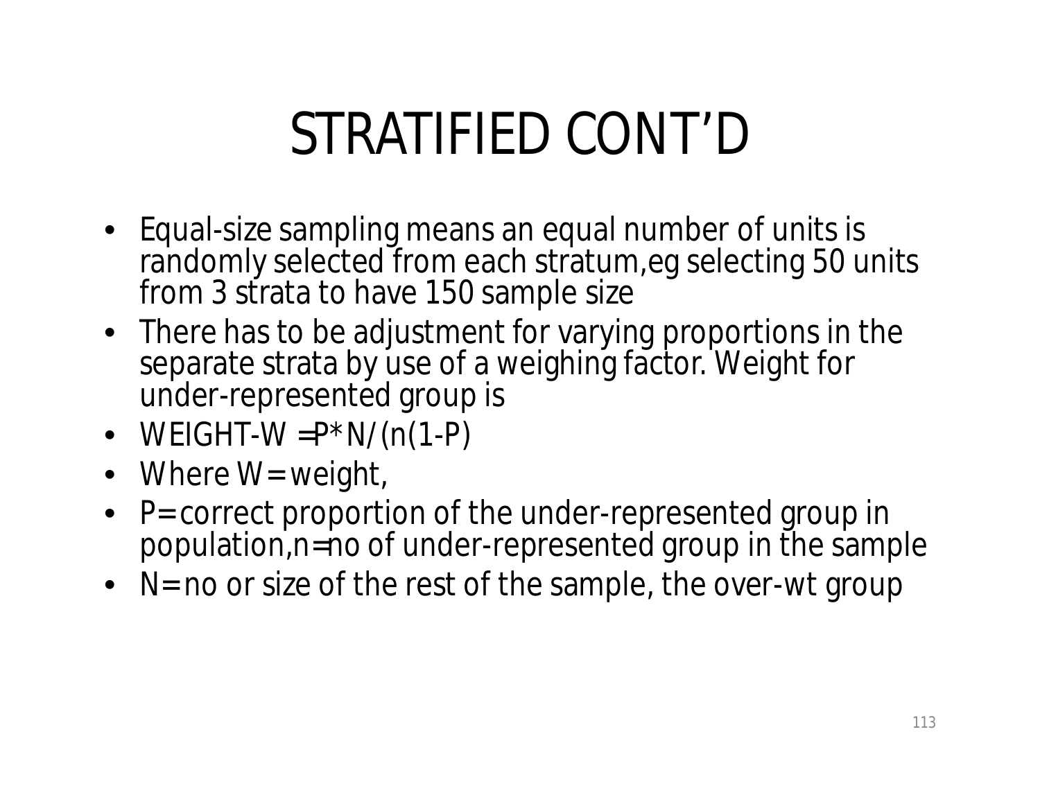# STRATIFIED CONT'D

- Equal-size sampling means an equal number of units is randomly selected from each stratum,eg selecting 50 units from 3 strata to have 150 sample size
- There has to be adjustment for varying proportions in the separate strata by use of a weighing factor. Weight for under-represented group is
- WEIGHT-W $=P*N/(n(1-P)$
- Where W= weight,
- P= correct proportion of the under-represented group in population,n=no of under-represented group in the sample
- N= no or size of the rest of the sample, the over-wt group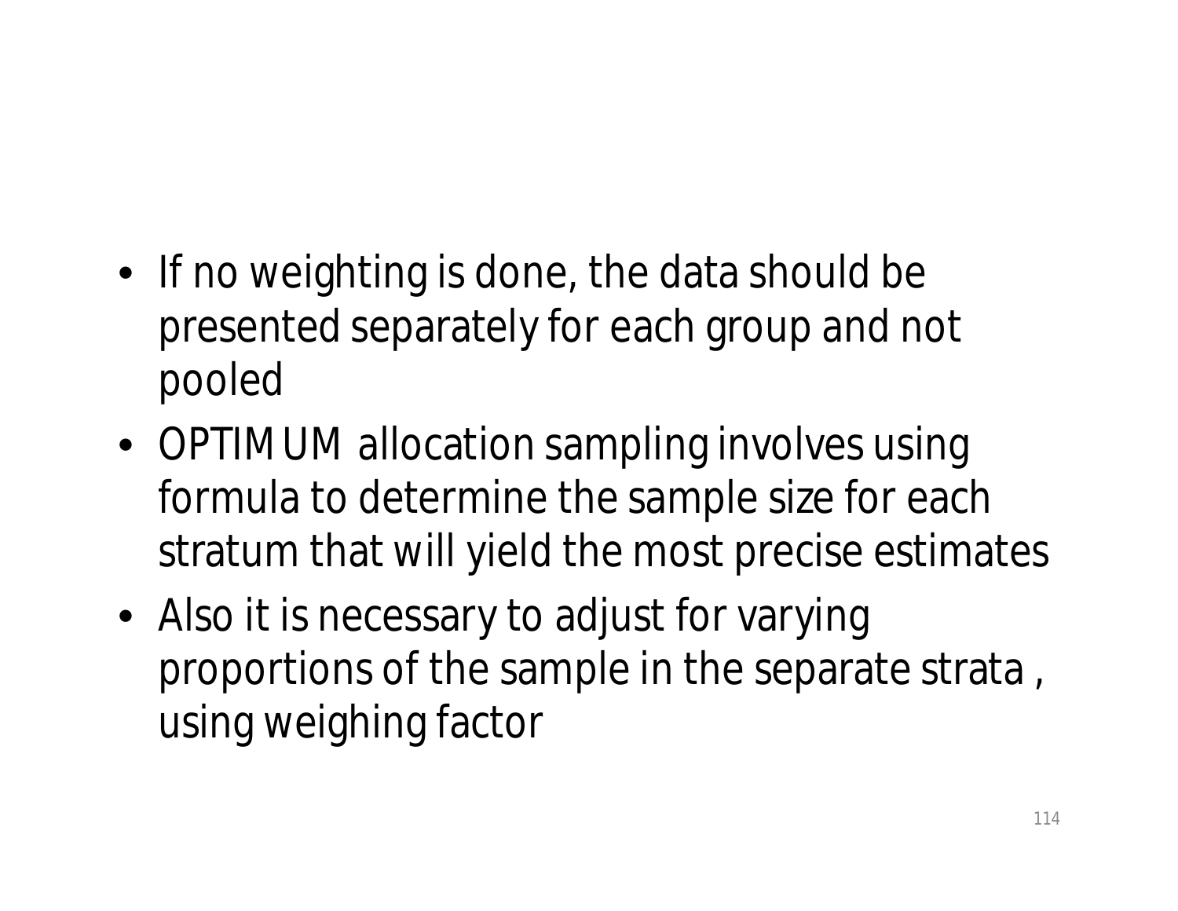- If no weighting is done, the data should be presented separately for each group and not pooled
- OPTIMUM allocation sampling involves using formula to determine the sample size for each stratum that will yield the most precise estimates
- Also it is necessary to adjust for varying proportions of the sample in the separate strata , using weighing factor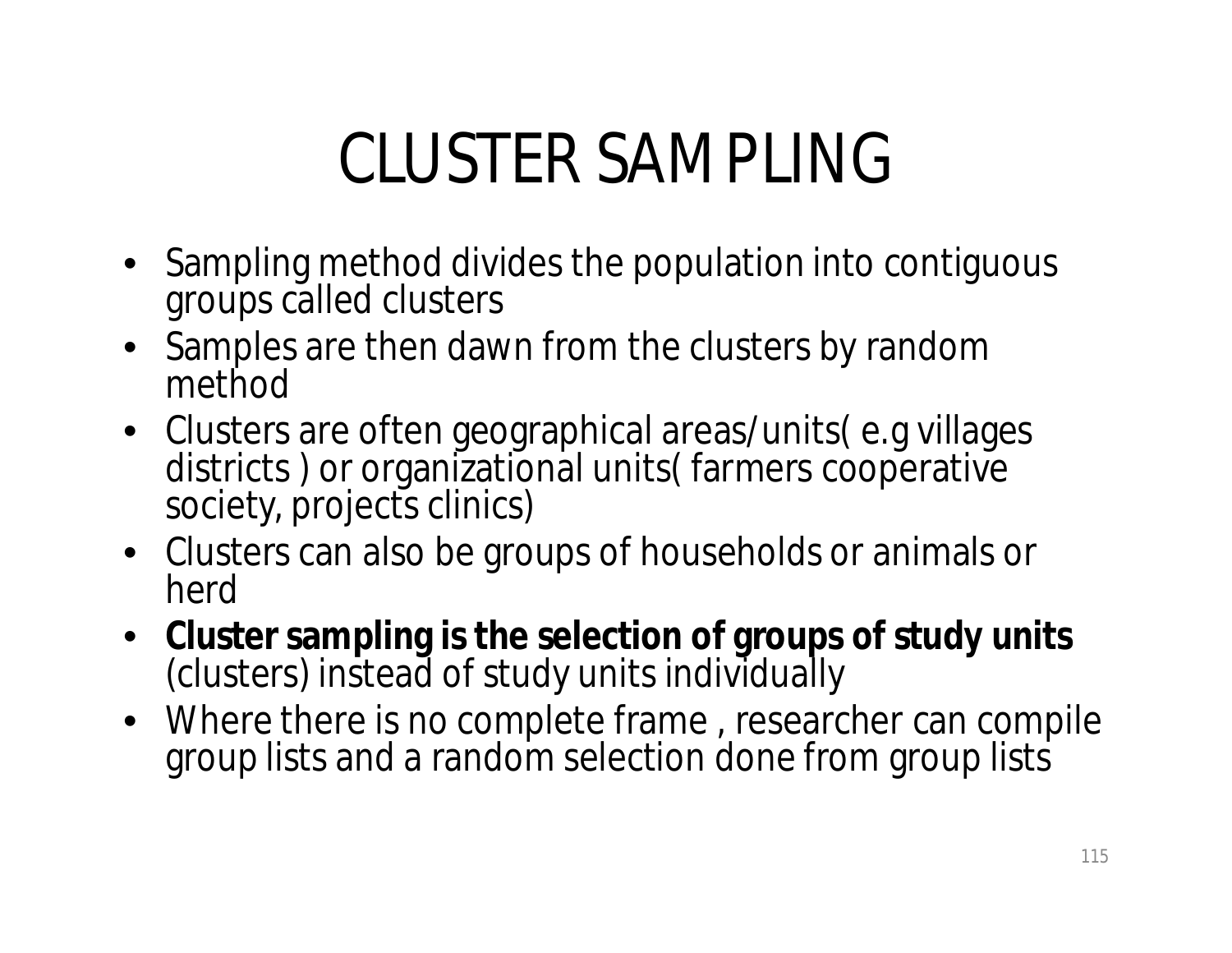# CLUSTER SAMPLING

- Sampling method divides the population into contiguous groups called clusters
- Samples are then dawn from the clusters by random method
- Clusters are often geographical areas/units( e.g villages districts ) or organizational units( farmers cooperative society, projects clinics)
- Clusters can also be groups of households or animals or herd
- **Cluster sampling is the selection of groups of study units** (clusters) instead of study units individually
- Where there is no complete frame , researcher can compile group lists and a random selection done from group lists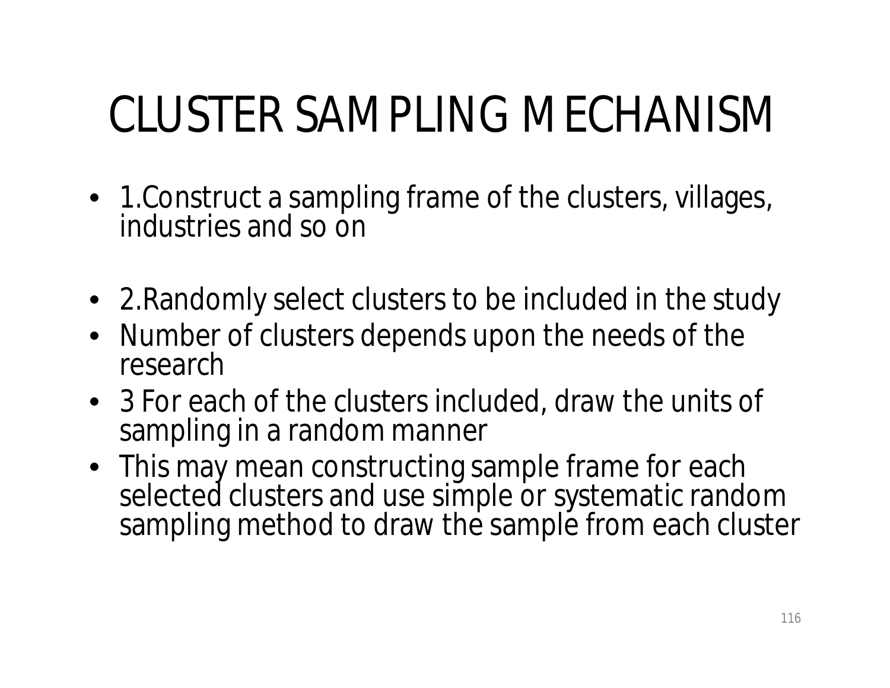# CLUSTER SAMPLING MECHANISM

- 1.Construct a sampling frame of the clusters, villages, industries and so on
- 2.Randomly select clusters to be included in the study
- Number of clusters depends upon the needs of the research
- 3 For each of the clusters included, draw the units of sampling in a random manner
- This may mean constructing sample frame for each selected clusters and use simple or systematic random sampling method to draw the sample from each cluster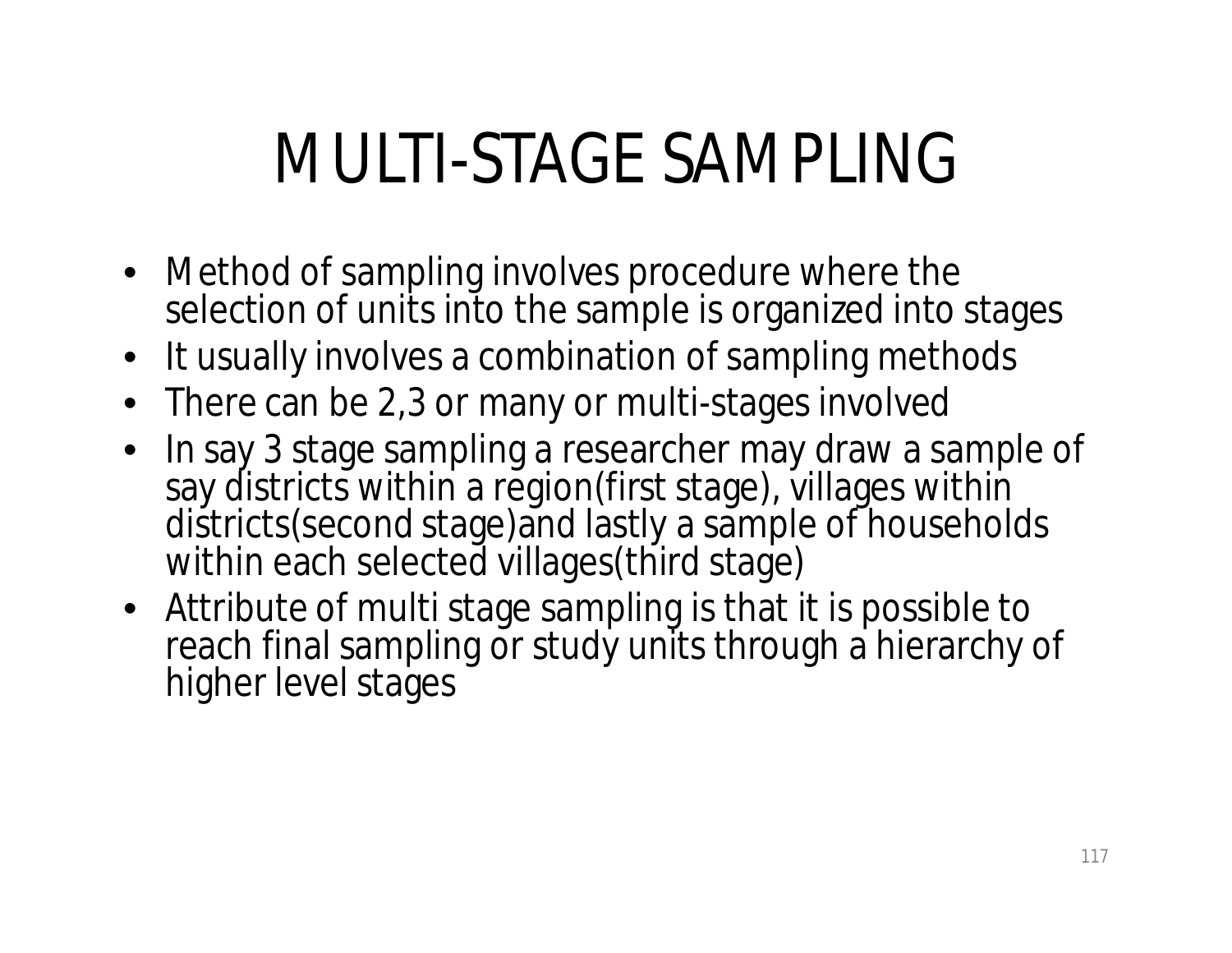# MULTI-STAGE SAMPLING

- Method of sampling involves procedure where the selection of units into the sample is organized into stages
- It usually involves a combination of sampling methods
- There can be 2,3 or many or multi-stages involved
- In say 3 stage sampling a researcher may draw a sample of say districts within a region(first stage), villages within districts(second stage)and lastly a sample of households within each selected villages(third stage)
- Attribute of multi stage sampling is that it is possible to reach final sampling or study units through a hierarchy of higher level stages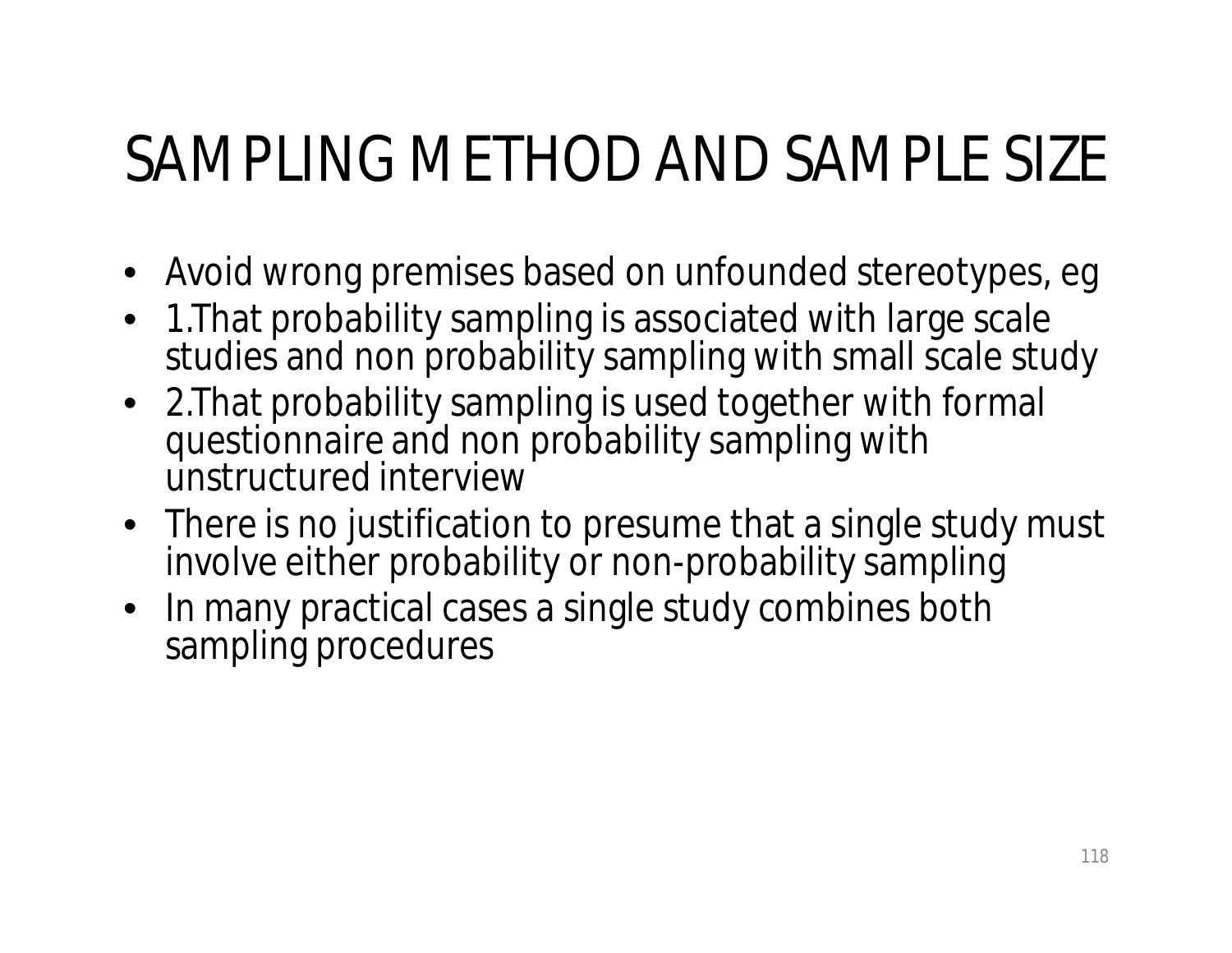# SAMPLING METHOD AND SAMPLE SIZE

- Avoid wrong premises based on unfounded stereotypes, eg
- 1.That probability sampling is associated with large scale studies and non probability sampling with small scale study
- 2.That probability sampling is used together with formal questionnaire and non probability sampling with unstructured interview
- There is no justification to presume that a single study must involve either probability or non-probability sampling
- In many practical cases a single study combines both sampling procedures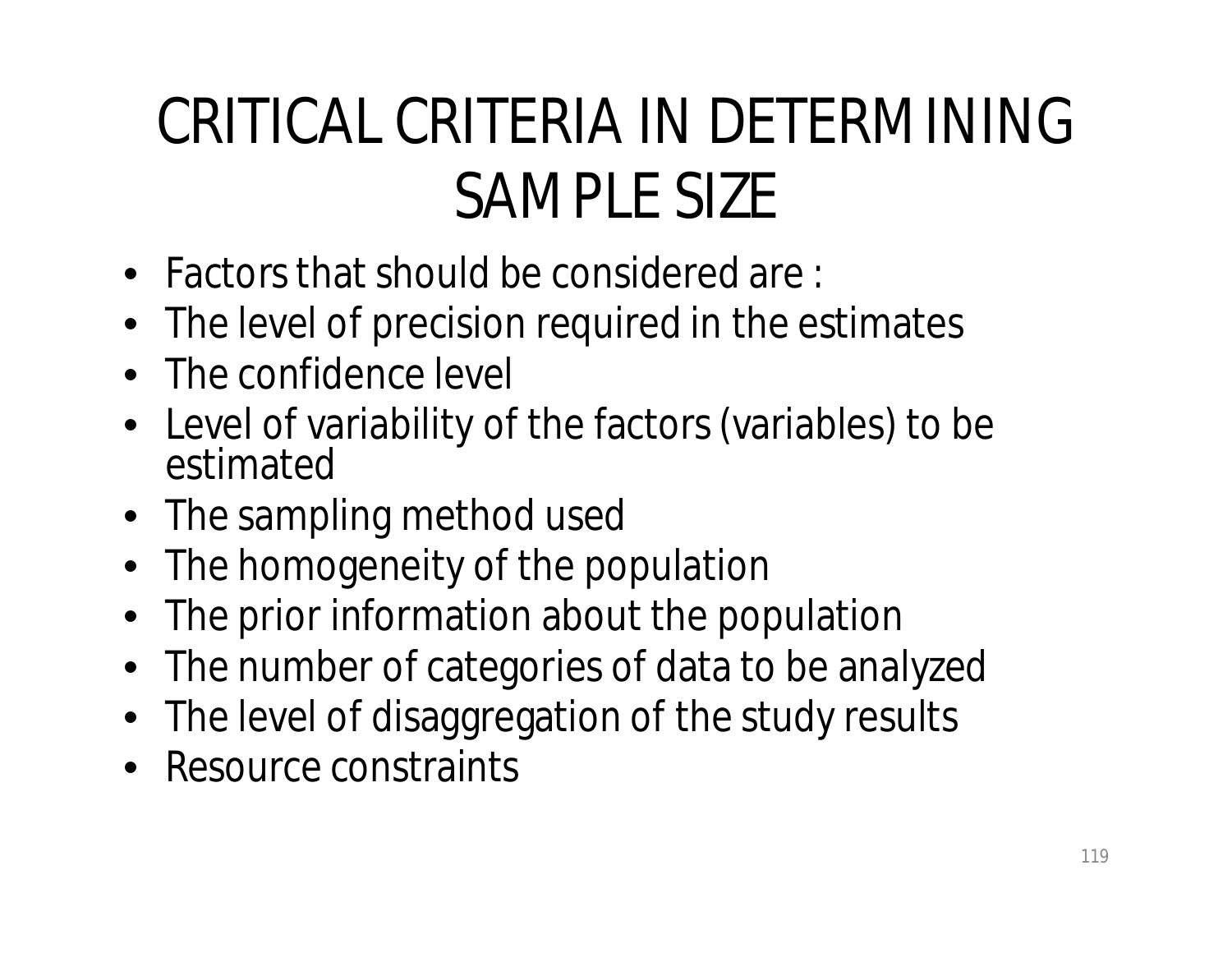# CRITICAL CRITERIA IN DETERMINING SAMPLE SIZE

- Factors that should be considered are :
- The level of precision required in the estimates
- The confidence level
- Level of variability of the factors (variables) to be estimated
- The sampling method used
- The homogeneity of the population
- The prior information about the population
- The number of categories of data to be analyzed
- The level of disaggregation of the study results
- Resource constraints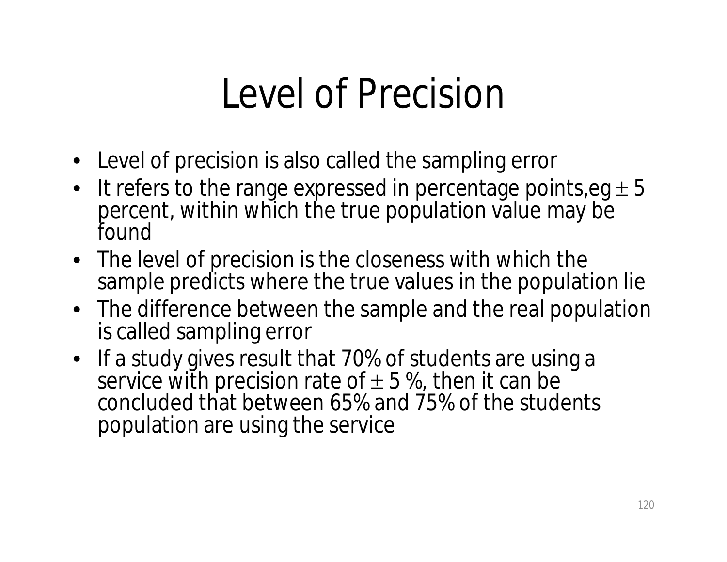# Level of Precision

- Level of precision is also called the sampling error
- It refers to the range expressed in percentage points,eg $\pm$ 5 percent, within which the true population value may be found
- The level of precision is the closeness with which the sample predicts where the true values in the population lie
- The difference between the sample and the real population is called sampling error
- If a study gives result that 70% of students are using a service with precision rate of $\pm$ 5 %, then it can be concluded that between 65% and 75% of the students population are using the service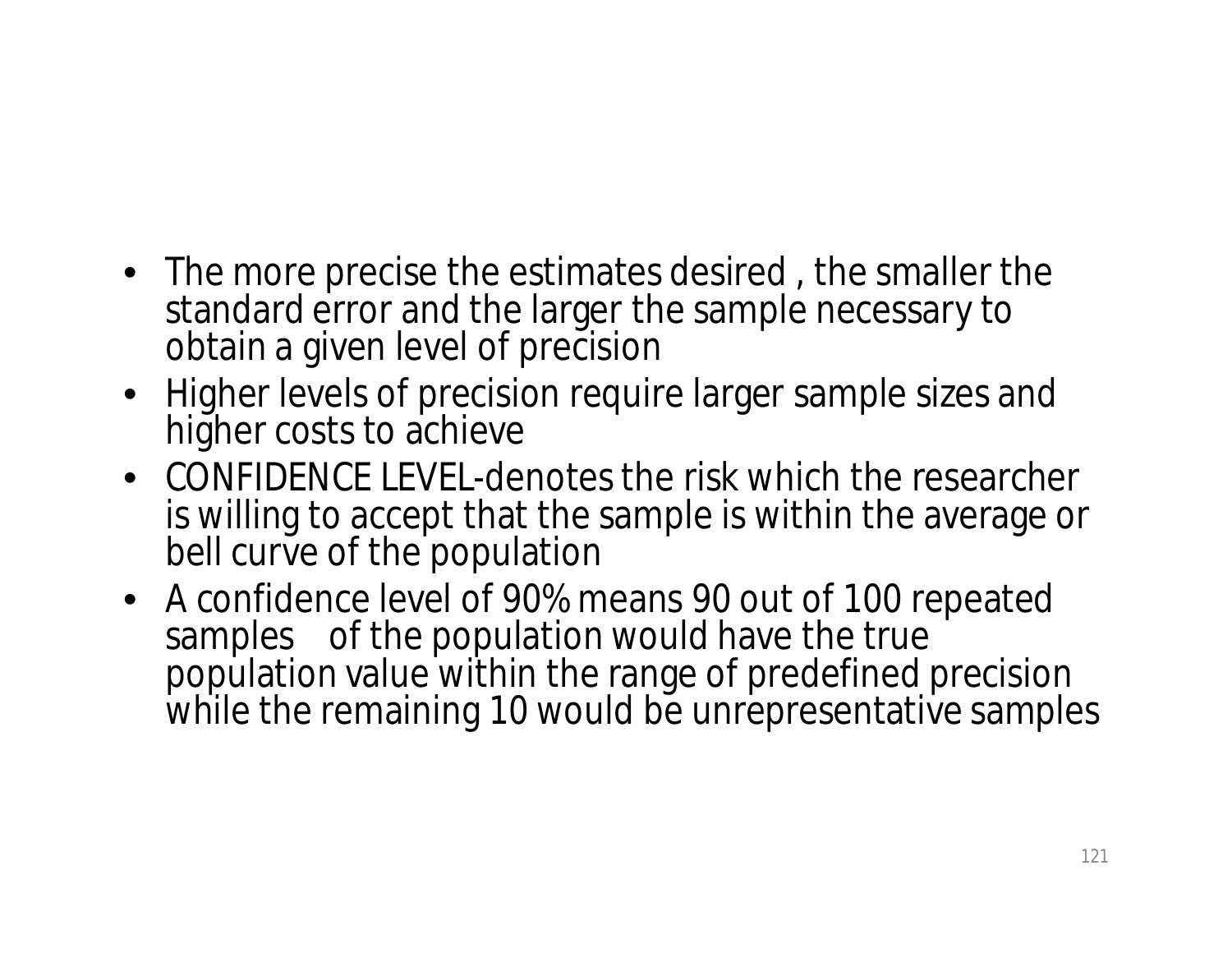- The more precise the estimates desired , the smaller the standard error and the larger the sample necessary to obtain a given level of precision
- Higher levels of precision require larger sample sizes and higher costs to achieve
- CONFIDENCE LEVEL-denotes the risk which the researcher is willing to accept that the sample is within the average or bell curve of the population
- A confidence level of 90% means 90 out of 100 repeated samples of the population would have the true population value within the range of predefined precision while the remaining 10 would be unrepresentative samples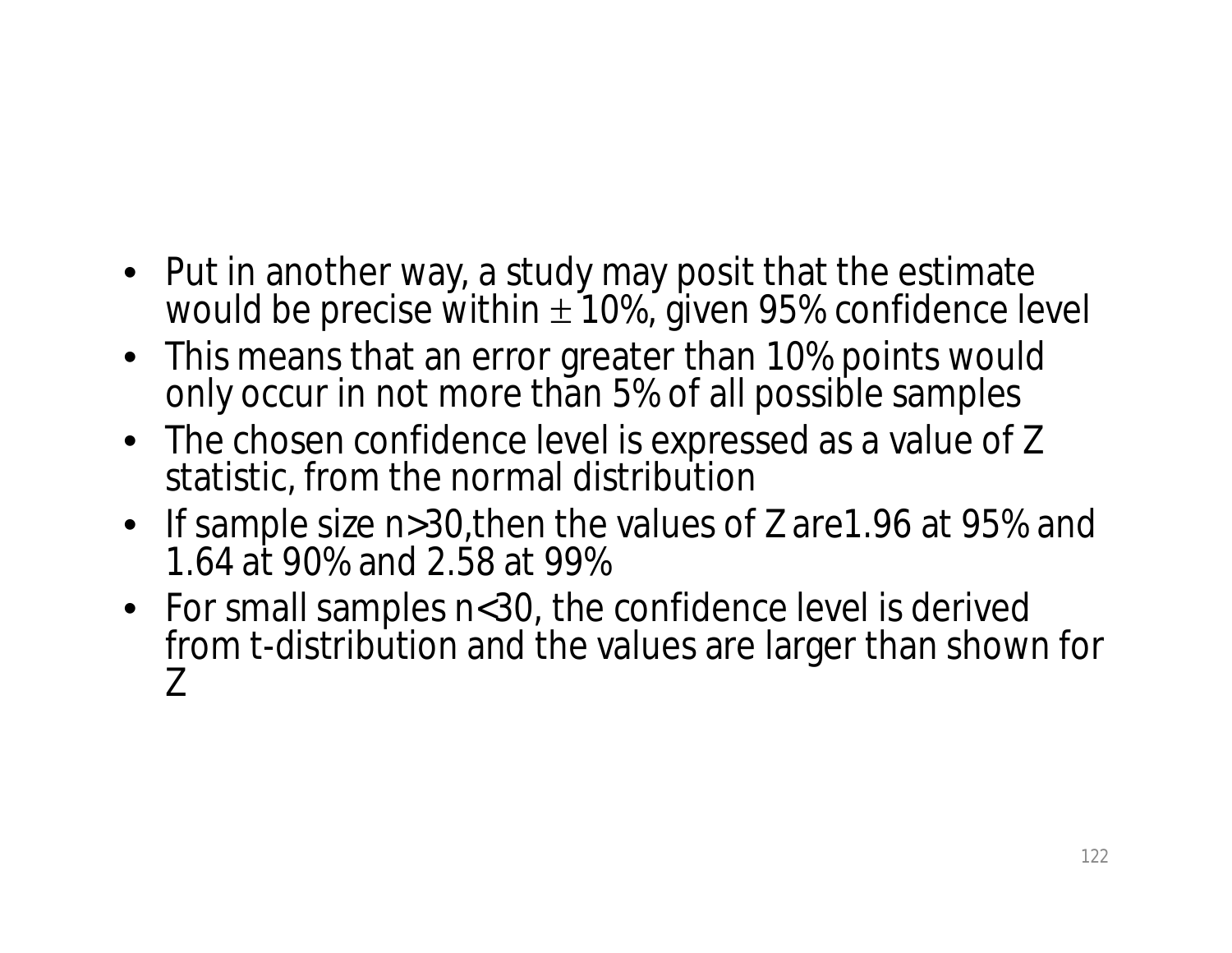- Put in another way, a study may posit that the estimate would be precise within $\pm$ 10%, given 95% confidence level
- This means that an error greater than 10% points would only occur in not more than 5% of all possible samples
- The chosen confidence level is expressed as a value of Z statistic, from the normal distribution
- If sample size $n>30$,then the values of Z are1.96 at 95% and 1.64 at 90% and 2.58 at 99%
- For small samples $n<30$, the confidence level is derived from t-distribution and the values are larger than shown for Z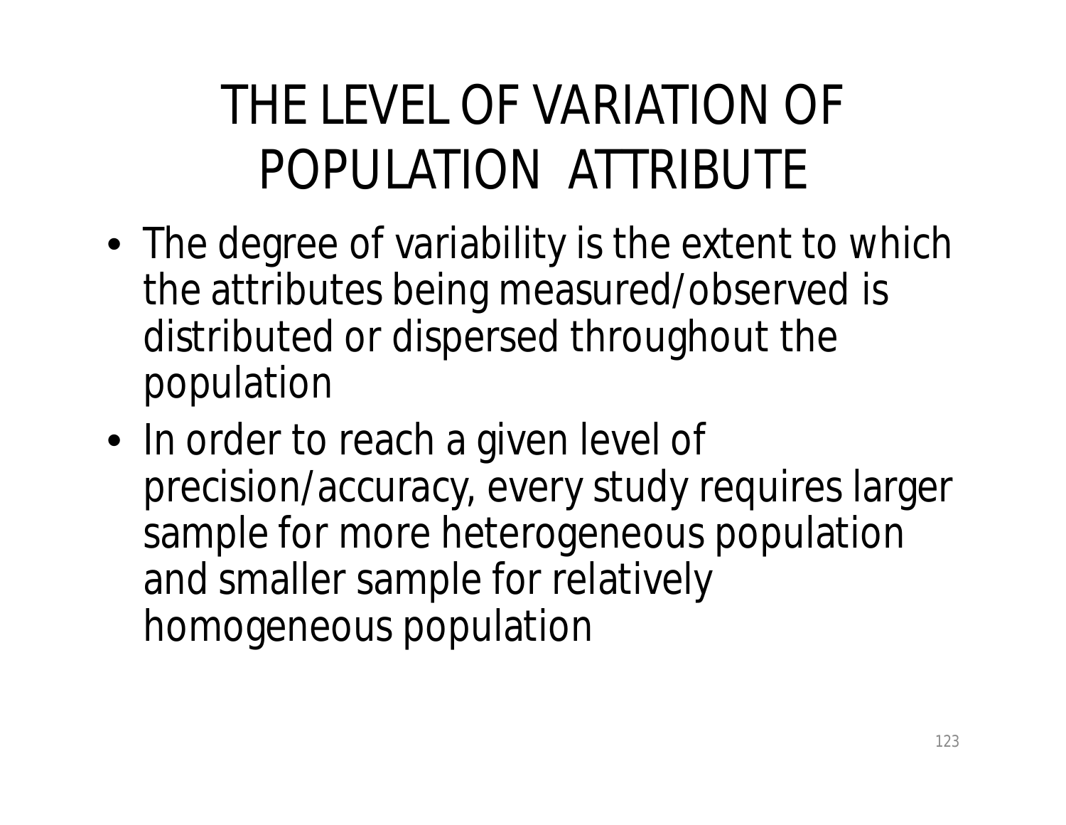# THE LEVEL OF VARIATION OF POPULATION ATTRIBUTE

- The degree of variability is the extent to which the attributes being measured/observed is distributed or dispersed throughout the population
- In order to reach a given level of precision/accuracy, every study requires larger sample for more heterogeneous population and smaller sample for relatively homogeneous population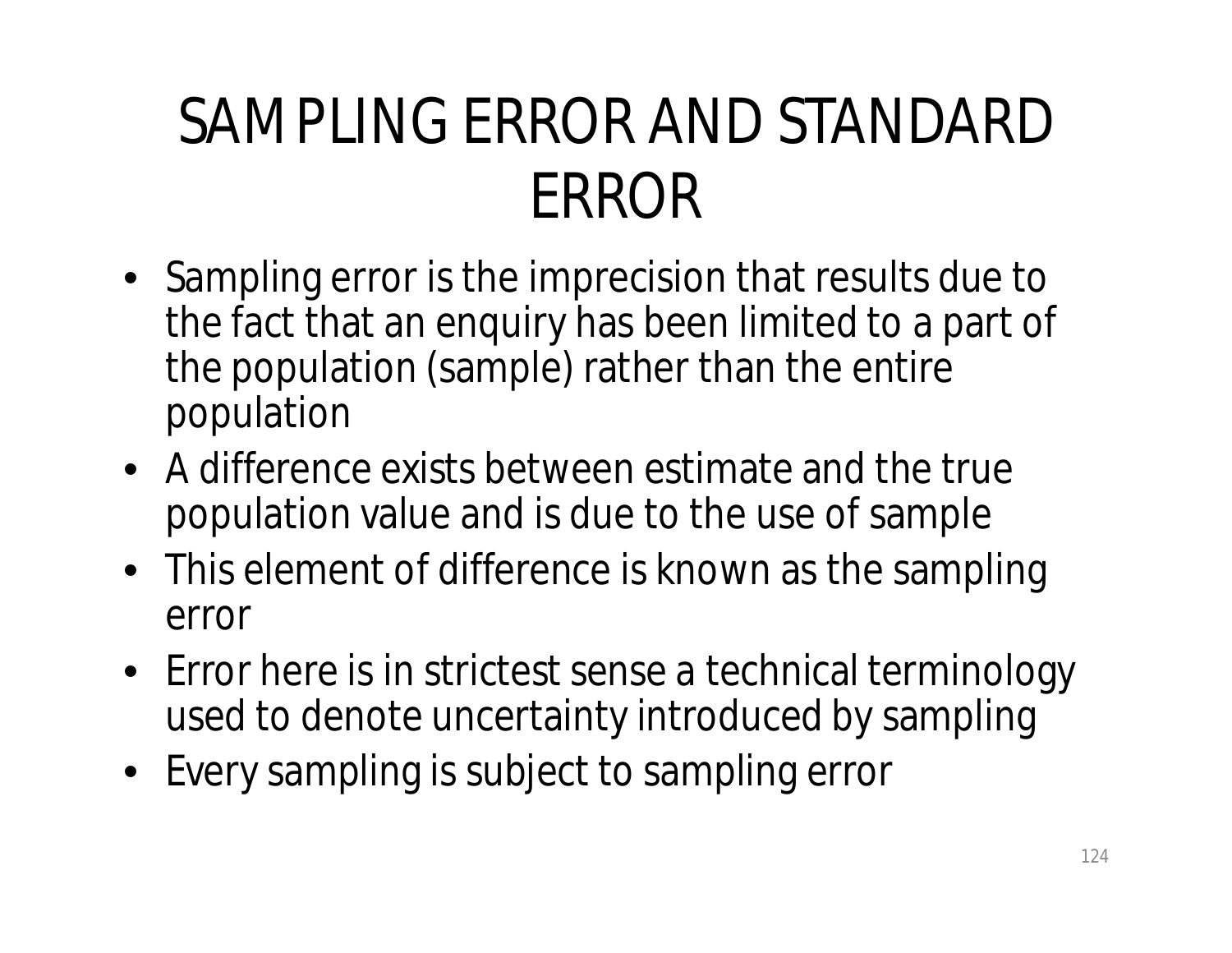# SAMPLING ERROR AND STANDARD ERROR

- Sampling error is the imprecision that results due to the fact that an enquiry has been limited to a part of the population (sample) rather than the entire population
- A difference exists between estimate and the true population value and is due to the use of sample
- This element of difference is known as the sampling error
- Error here is in strictest sense a technical terminology used to denote uncertainty introduced by sampling
- Every sampling is subject to sampling error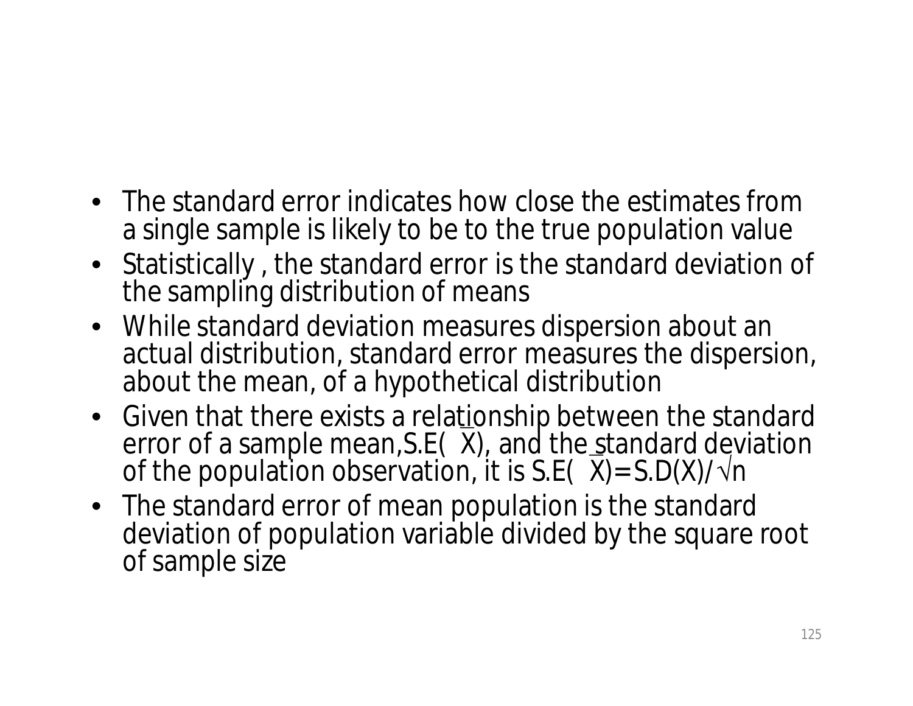- The standard error indicates how close the estimates from a single sample is likely to be to the true population value
- Statistically , the standard error is the standard deviation of the sampling distribution of means
- While standard deviation measures dispersion about an actual distribution, standard error measures the dispersion, about the mean, of a hypothetical distribution
- Given that there exists a relationship between the standard error of a sample mean, $S.E(\bar{X})$, and the standard deviation of the population observation, it is $S.E(\bar{X}) = S.D(X)/\sqrt{n}$
- The standard error of mean population is the standard deviation of population variable divided by the square root of sample size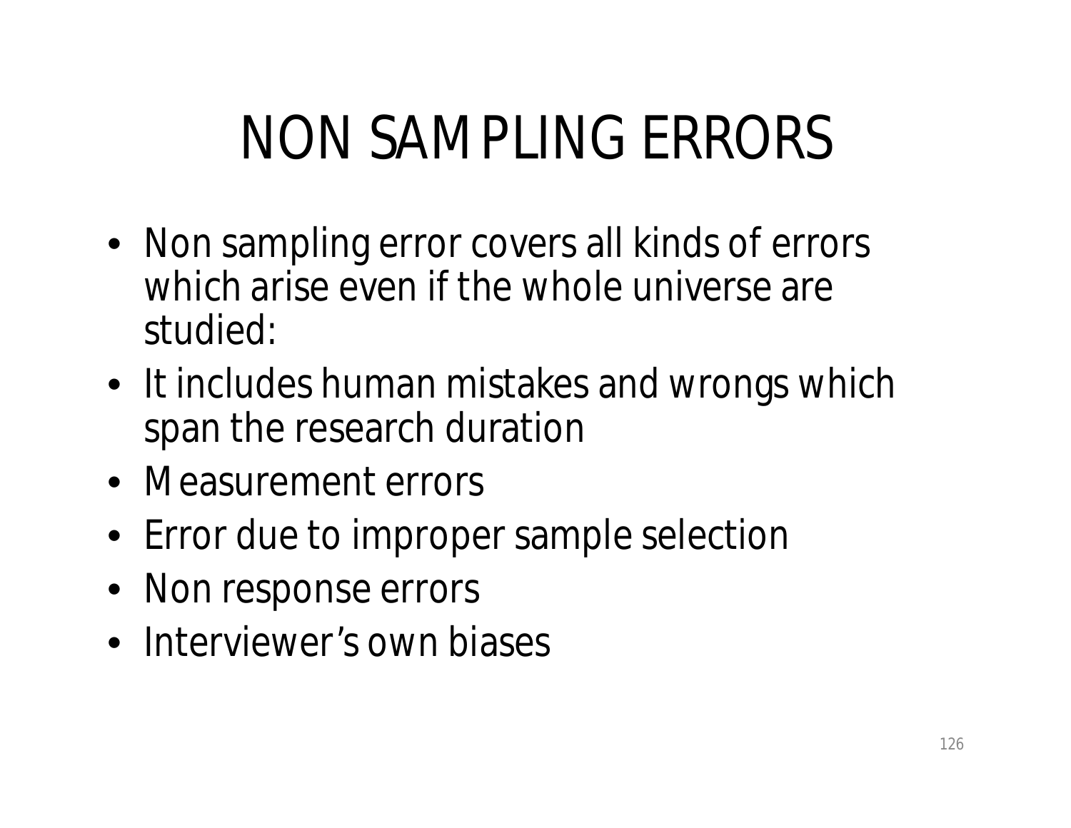# NON SAMPLING ERRORS

- Non sampling error covers all kinds of errors which arise even if the whole universe are studied:
- It includes human mistakes and wrongs which span the research duration
- Measurement errors
- Error due to improper sample selection
- Non response errors
- Interviewer's own biases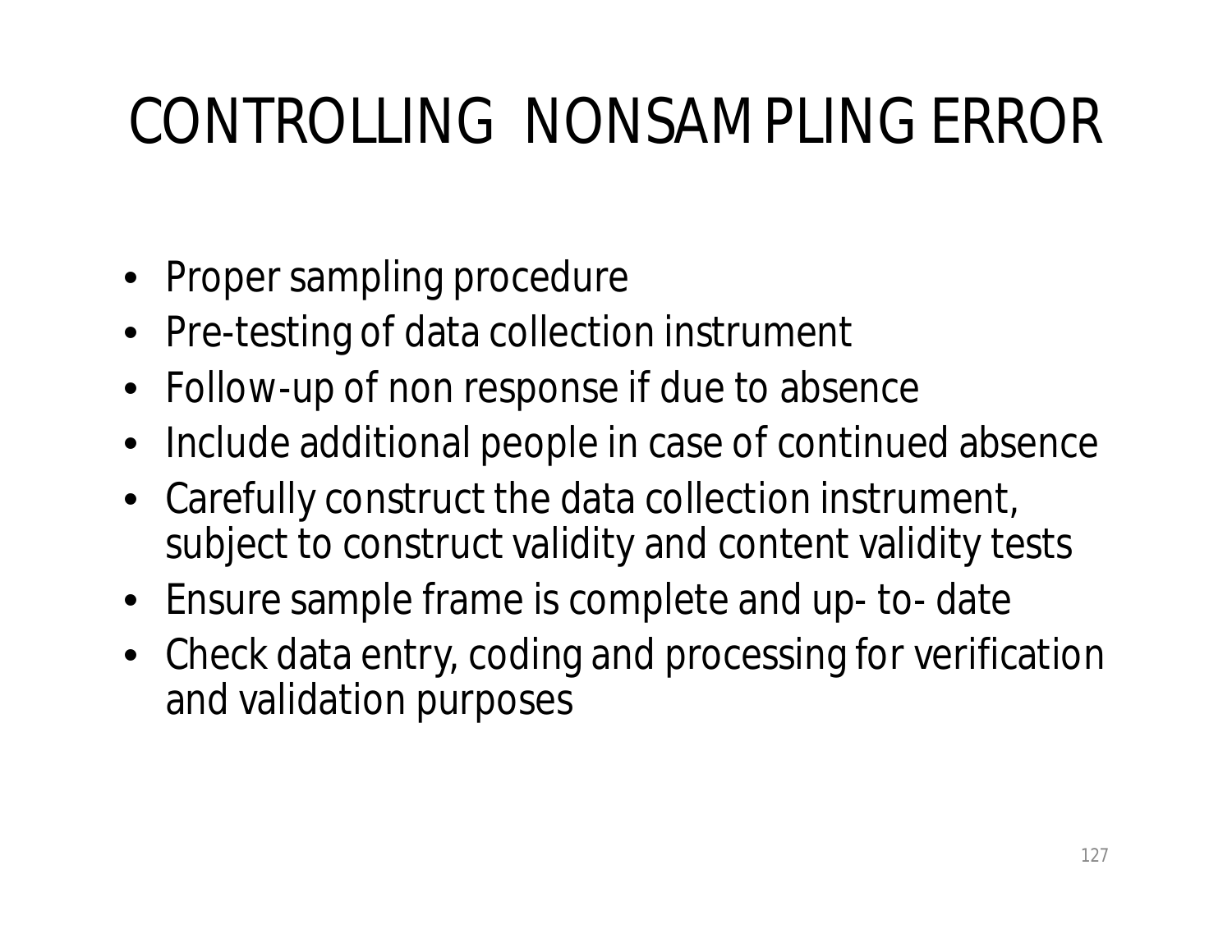# CONTROLLING NONSAMPLING ERROR

- Proper sampling procedure
- Pre-testing of data collection instrument
- Follow-up of non response if due to absence
- Include additional people in case of continued absence
- Carefully construct the data collection instrument, subject to construct validity and content validity tests
- Ensure sample frame is complete and up- to- date
- Check data entry, coding and processing for verification and validation purposes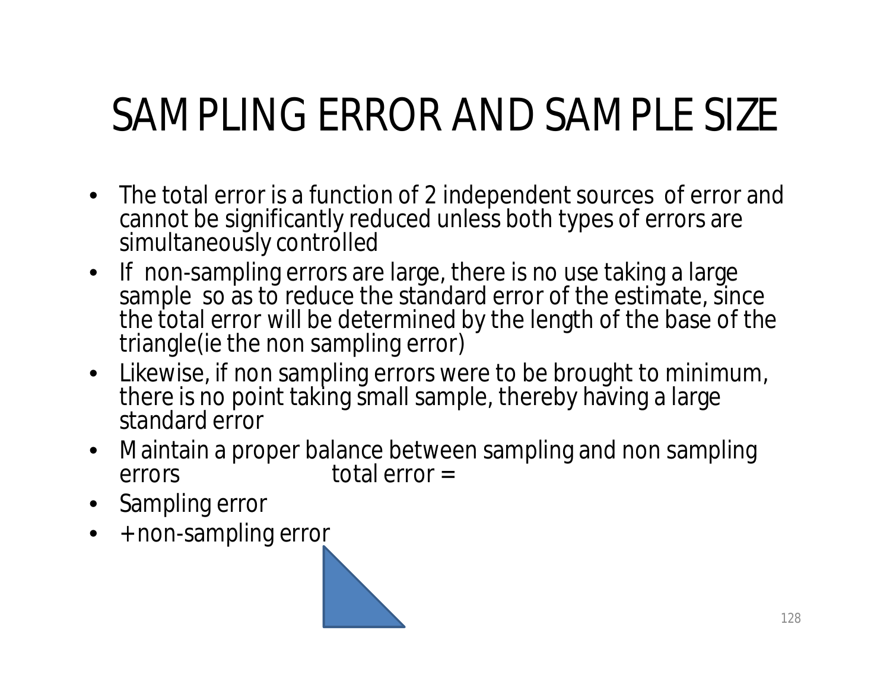# SAMPLING ERROR AND SAMPLE SIZE

- The total error is a function of 2 independent sources of error and cannot be significantly reduced unless both types of errors are simultaneously controlled
- If non-sampling errors are large, there is no use taking a large sample so as to reduce the standard error of the estimate, since the total error will be determined by the length of the base of the triangle(ie the non sampling error)
- Likewise, if non sampling errors were to be brought to minimum, there is no point taking small sample, thereby having a large standard error
- Maintain a proper balance between sampling and non sampling errors total error =
- Sampling error
- +non-sampling error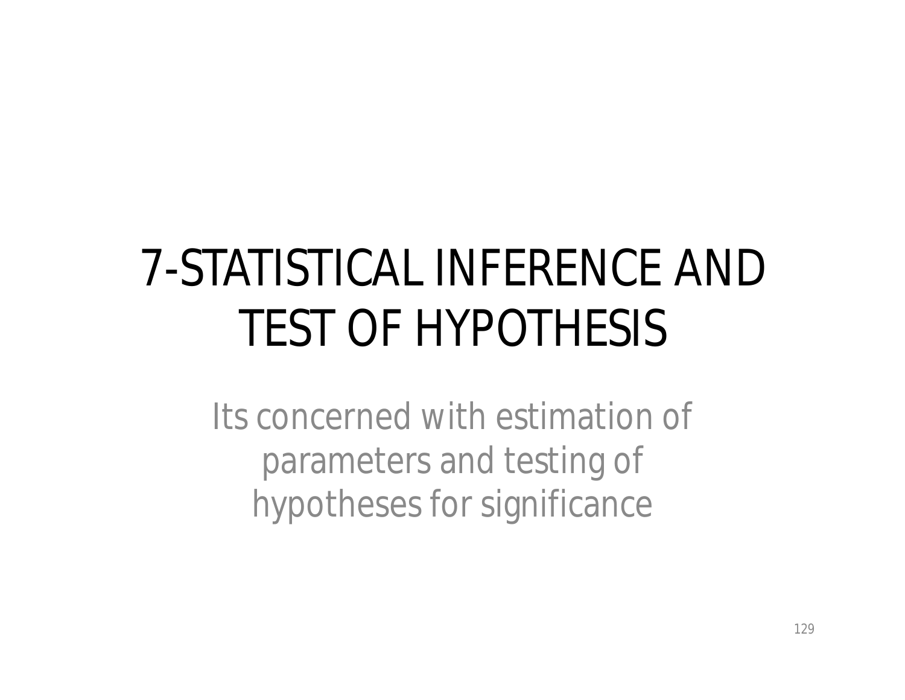# 7-STATISTICAL INFERENCE AND TEST OF HYPOTHESIS

Its concerned with estimation of parameters and testing of hypotheses for significance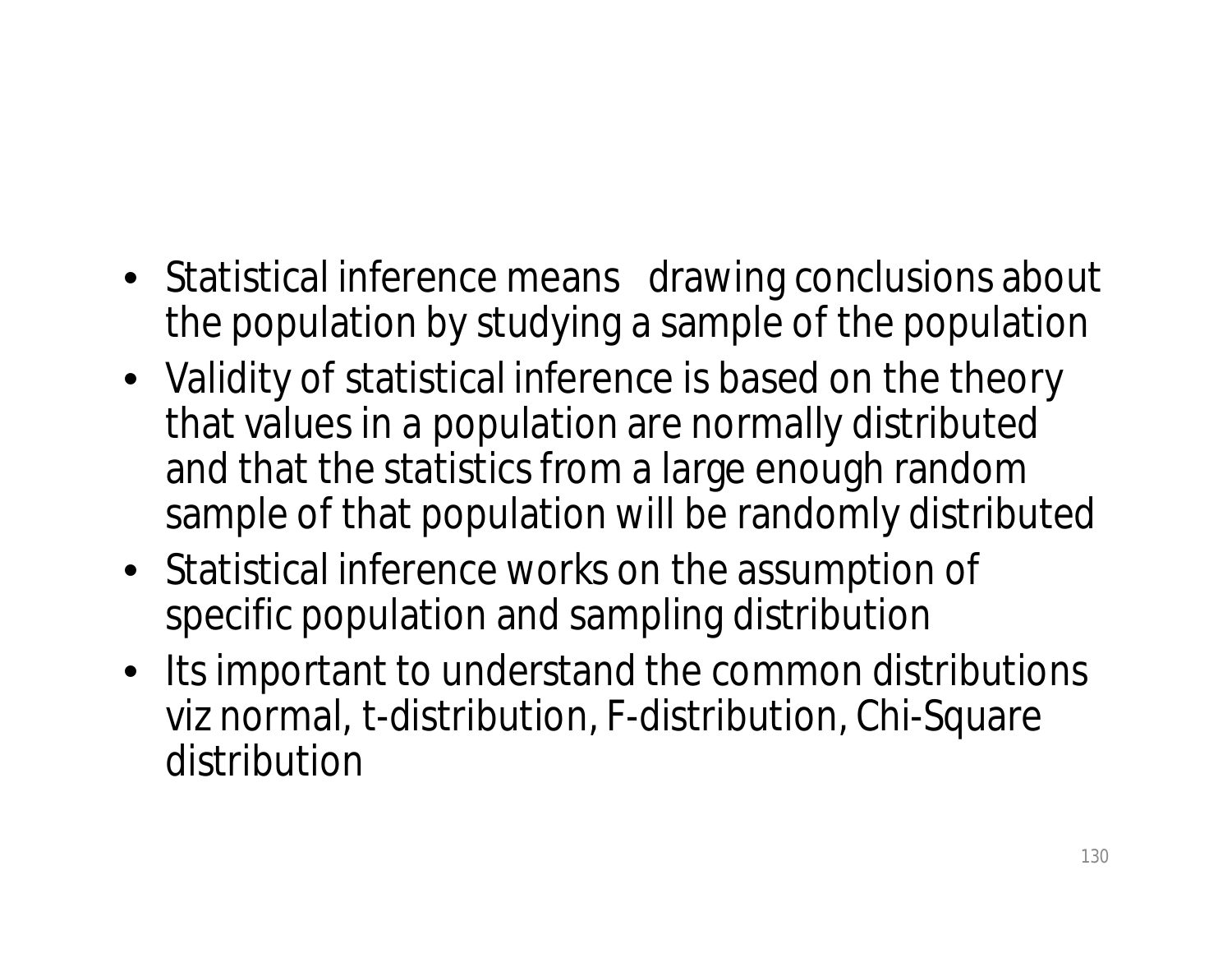- Statistical inference means drawing conclusions about the population by studying a sample of the population
- Validity of statistical inference is based on the theory that values in a population are normally distributed and that the statistics from a large enough random sample of that population will be randomly distributed
- Statistical inference works on the assumption of specific population and sampling distribution
- Its important to understand the common distributions viz normal, t-distribution, F-distribution, Chi-Square distribution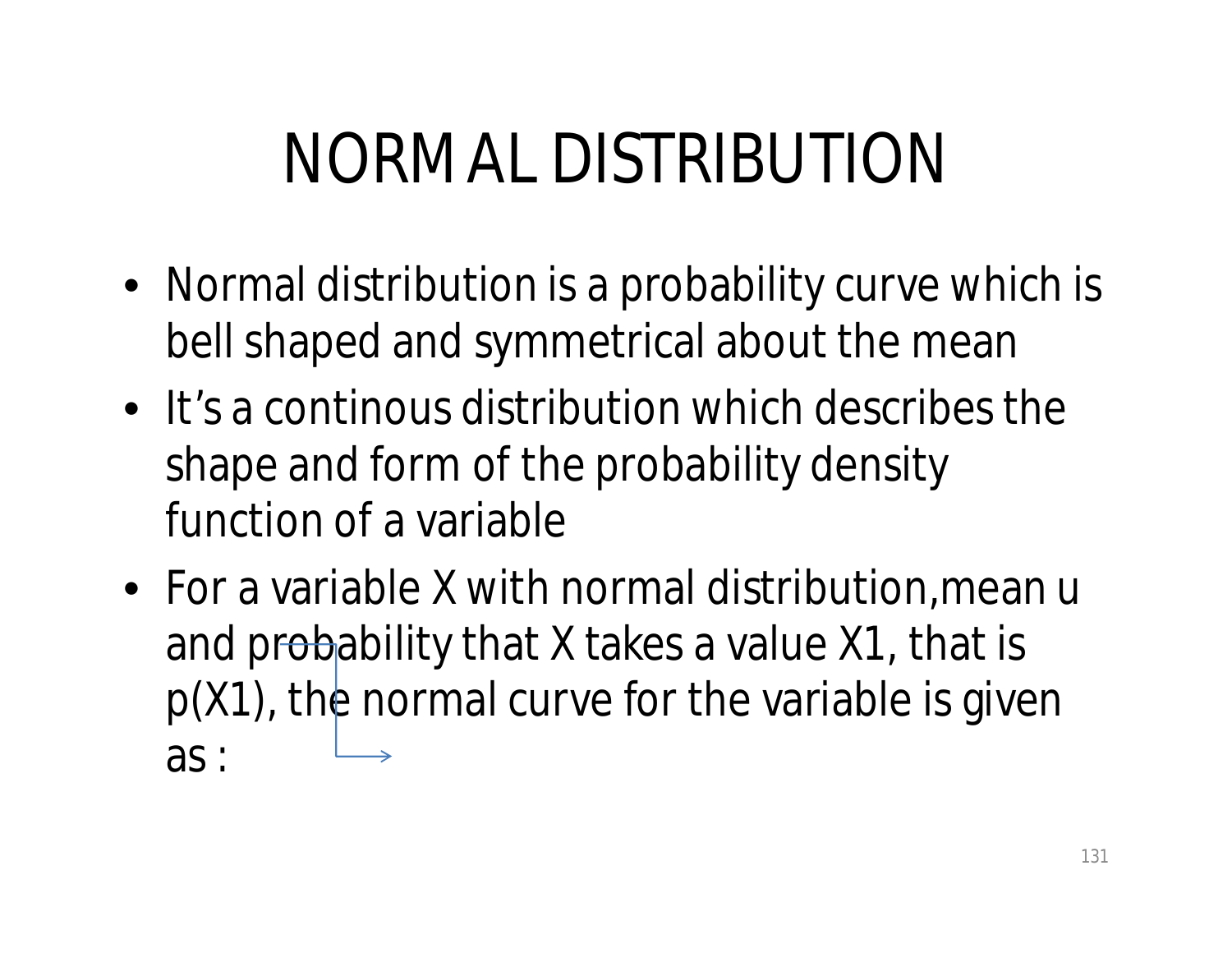# NORMAL DISTRIBUTION

- Normal distribution is a probability curve which is bell shaped and symmetrical about the mean
- It's a continous distribution which describes the shape and form of the probability density function of a variable
- For a variable X with normal distribution,mean u and probability that X takes a value X1, that is p(X1), the normal curve for the variable is given as :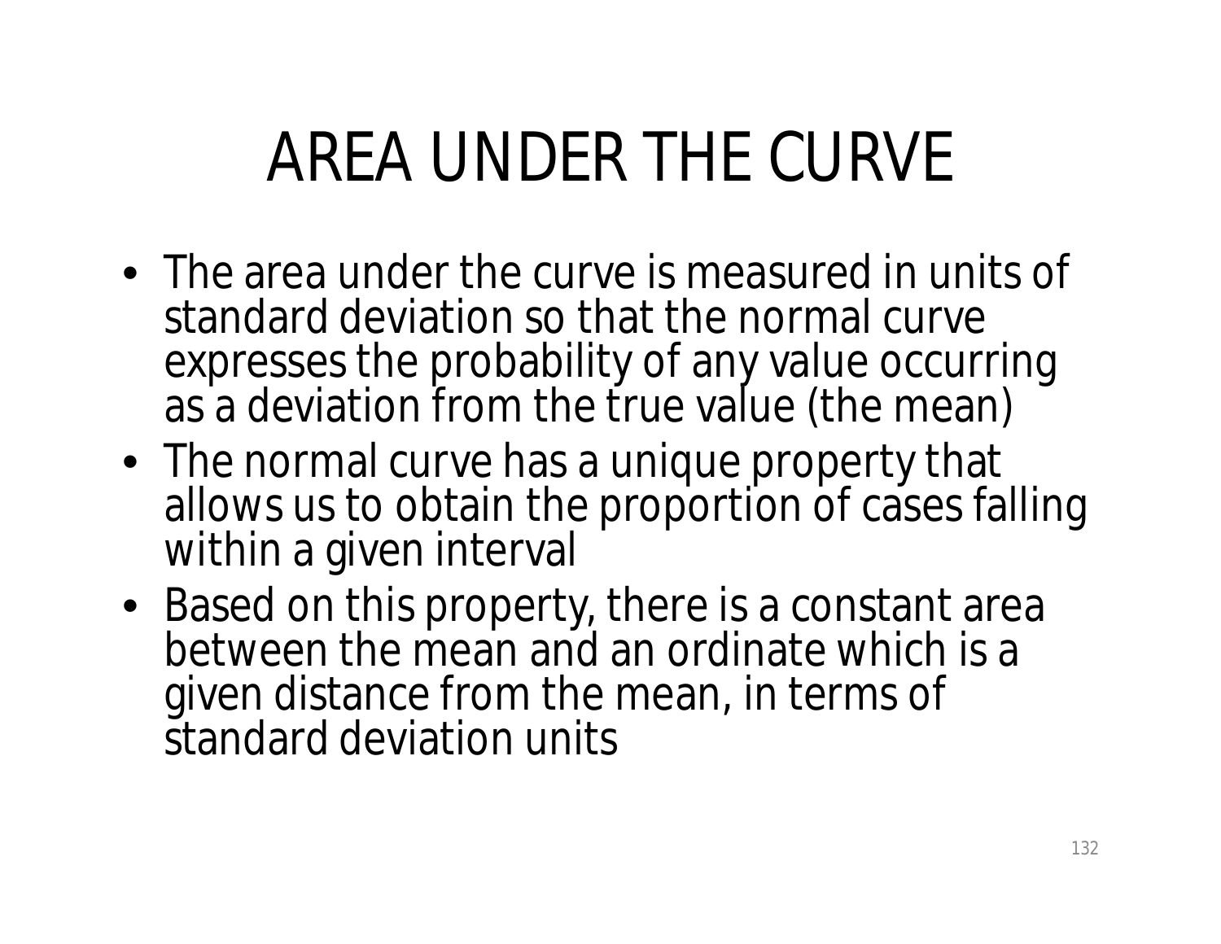# AREA UNDER THE CURVE

- The area under the curve is measured in units of standard deviation so that the normal curve expresses the probability of any value occurring as a deviation from the true value (the mean)
- The normal curve has a unique property that allows us to obtain the proportion of cases falling within a given interval
- Based on this property, there is a constant area between the mean and an ordinate which is a given distance from the mean, in terms of standard deviation units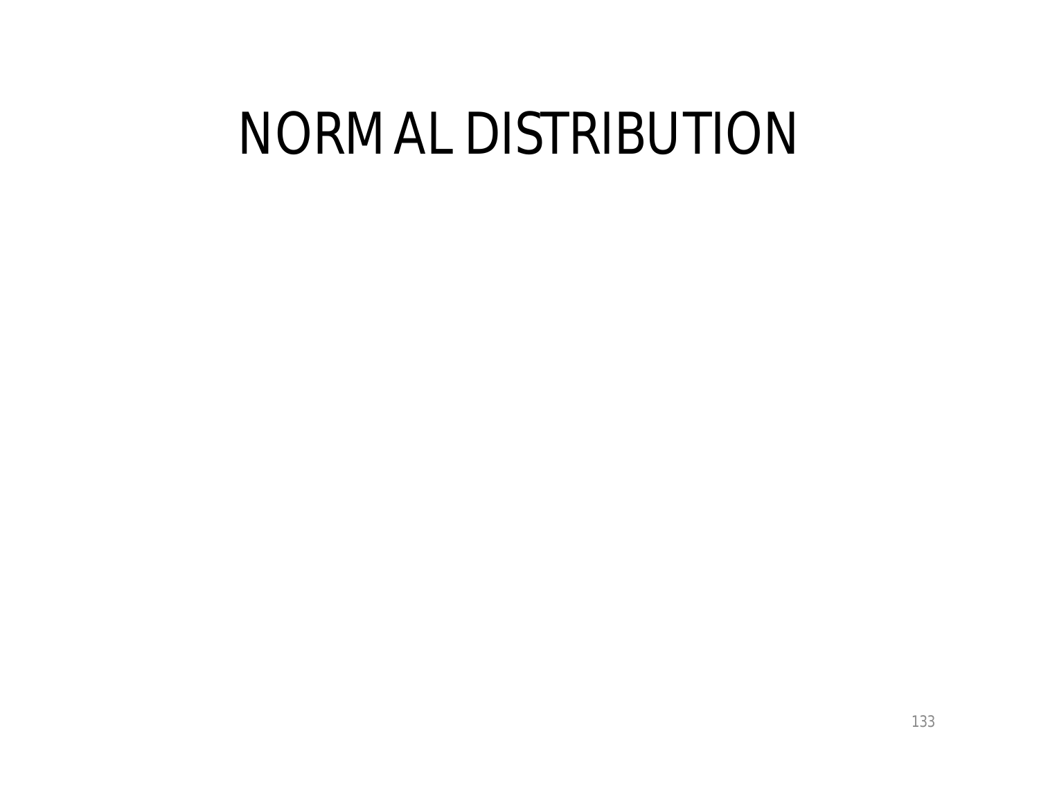# NORMAL DISTRIBUTION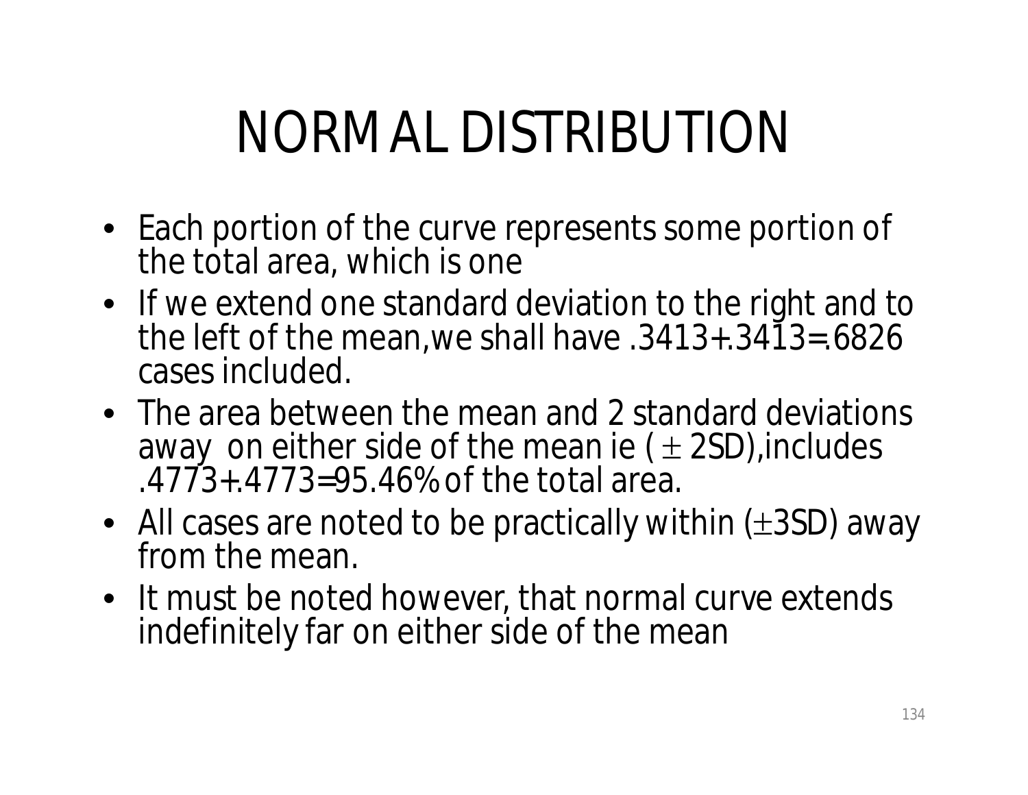# NORMAL DISTRIBUTION

- Each portion of the curve represents some portion of the total area, which is one
- If we extend one standard deviation to the right and to the left of the mean,we shall have .3413+.3413=.6826 cases included.
- The area between the mean and 2 standard deviations away on either side of the mean ie ( $\pm$ 2SD),includes .4773+.4773=95.46% of the total area.
- All cases are noted to be practically within ($\pm$3SD) away from the mean.
- It must be noted however, that normal curve extends indefinitely far on either side of the mean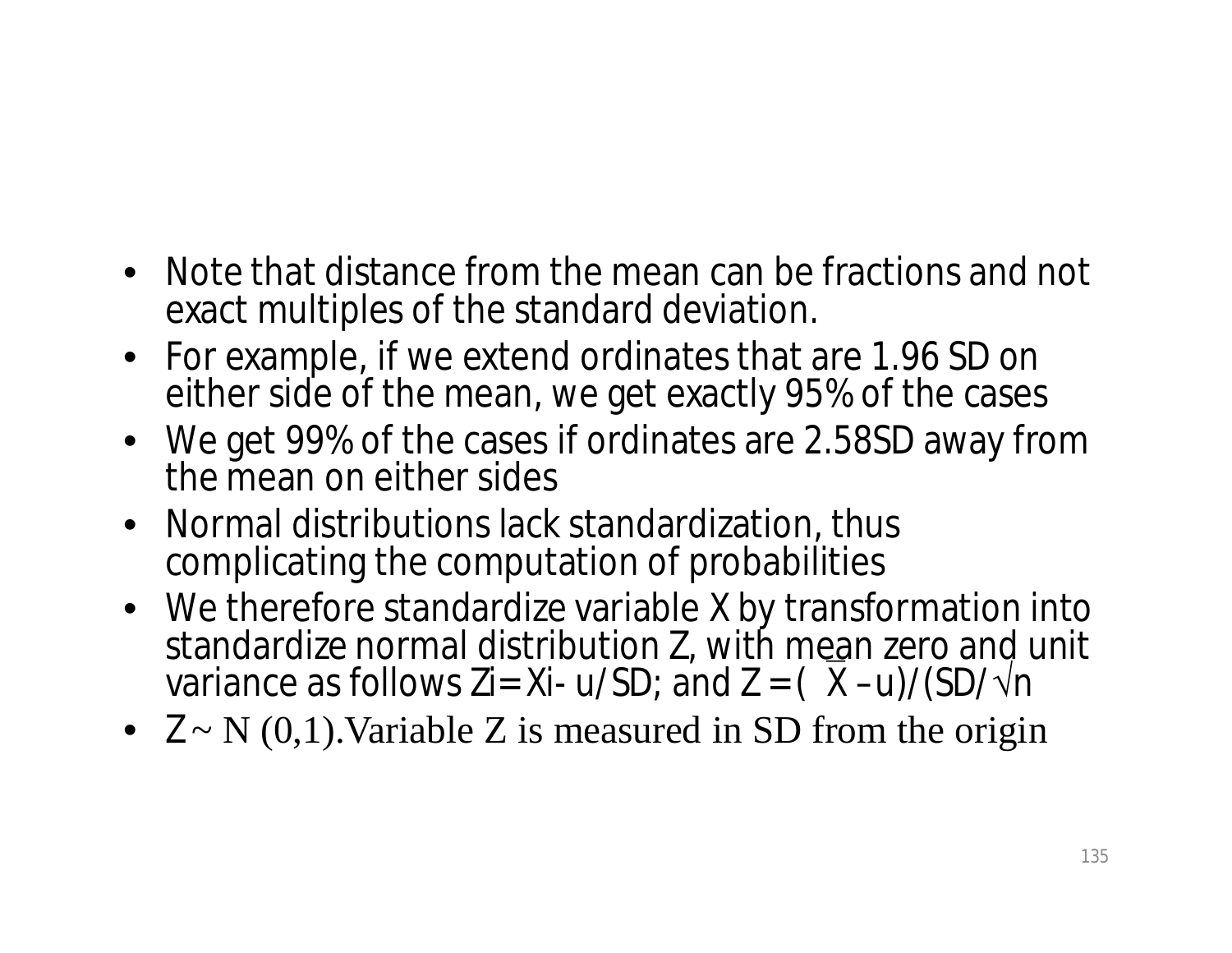- Note that distance from the mean can be fractions and not exact multiples of the standard deviation.
- For example, if we extend ordinates that are 1.96 SD on either side of the mean, we get exactly 95% of the cases
- We get 99% of the cases if ordinates are 2.58SD away from the mean on either sides
- Normal distributions lack standardization, thus complicating the computation of probabilities
- We therefore standardize variable X by transformation into standardize normal distribution Z, with mean zero and unit variance as follows $Z_i = X_i - u/SD$; and $Z = (\bar{X} - u)/(SD/\sqrt{n}$
- $Z \sim N(0,1)$. Variable Z is measured in SD from the origin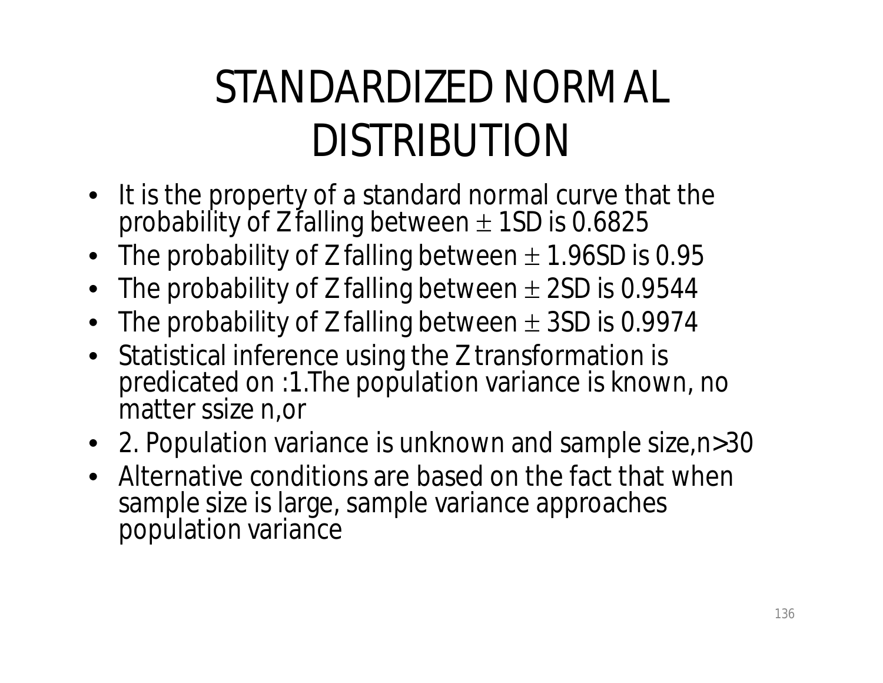# STANDARDIZED NORMAL DISTRIBUTION

- It is the property of a standard normal curve that the probability of Z falling between $\pm$ 1SD is 0.6825
- The probability of Z falling between $\pm$ 1.96SD is 0.95
- The probability of Z falling between $\pm$ 2SD is 0.9544
- The probability of Z falling between $\pm$ 3SD is 0.9974
- Statistical inference using the Z transformation is predicated on :1.The population variance is known, no matter ssize n,or
- 2. Population variance is unknown and sample size,n>30
- Alternative conditions are based on the fact that when sample size is large, sample variance approaches population variance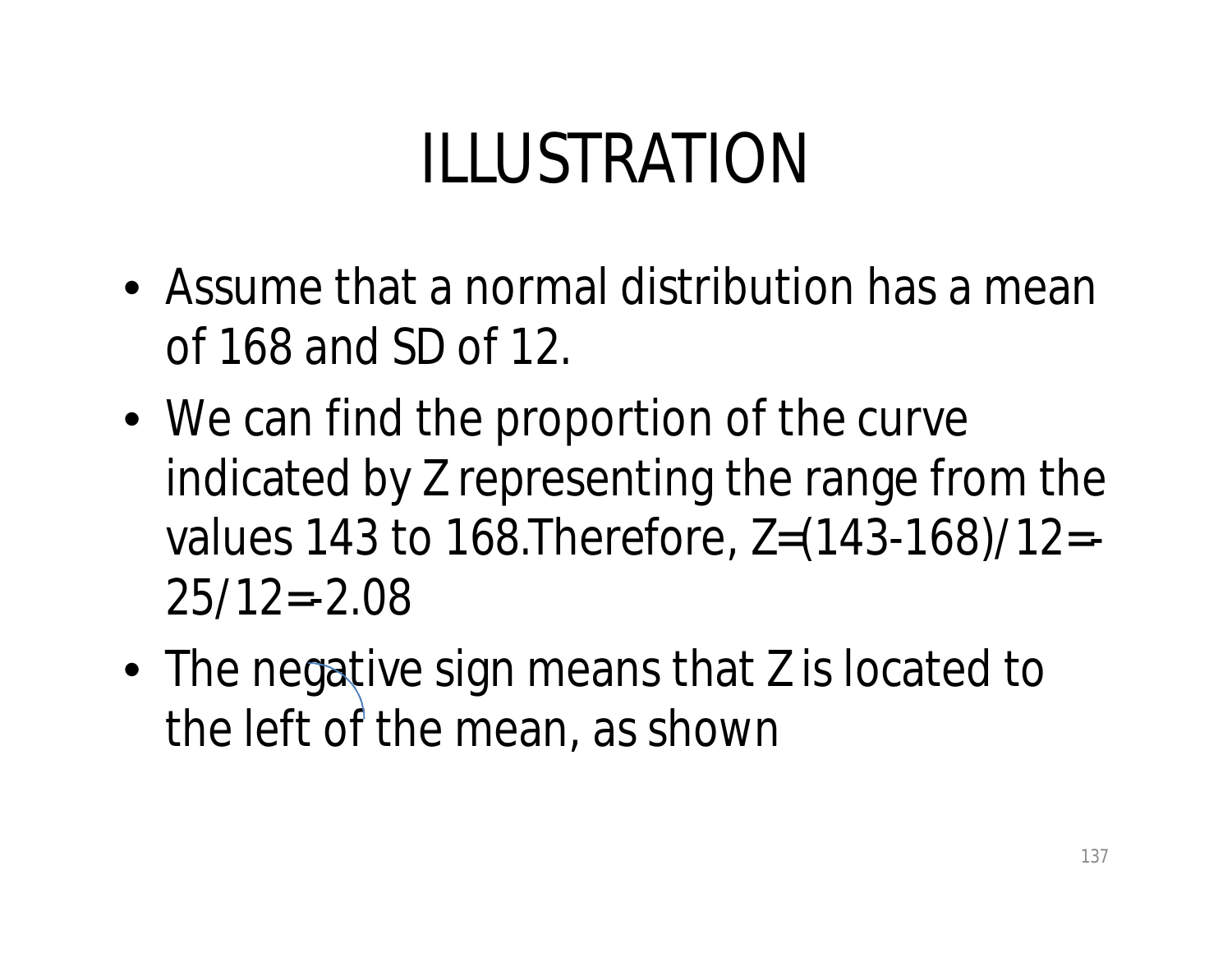# ILLUSTRATION

- Assume that a normal distribution has a mean of 168 and SD of 12.
- We can find the proportion of the curve indicated by Z representing the range from the values 143 to 168.Therefore, $Z=(143-168)/12=-25/12=-2.08$
- The negative sign means that Z is located to the left of the mean, as shown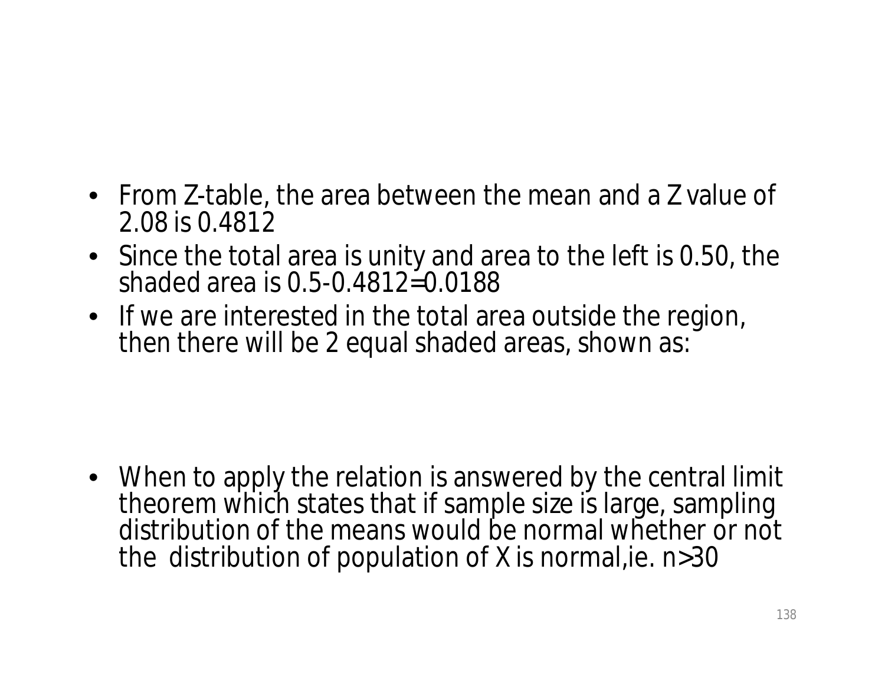- From Z-table, the area between the mean and a Z value of 2.08 is 0.4812
- Since the total area is unity and area to the left is 0.50, the shaded area is 0.5-0.4812=0.0188
- If we are interested in the total area outside the region, then there will be 2 equal shaded areas, shown as:

- When to apply the relation is answered by the central limit theorem which states that if sample size is large, sampling distribution of the means would be normal whether or not the distribution of population of X is normal,ie. $n>30$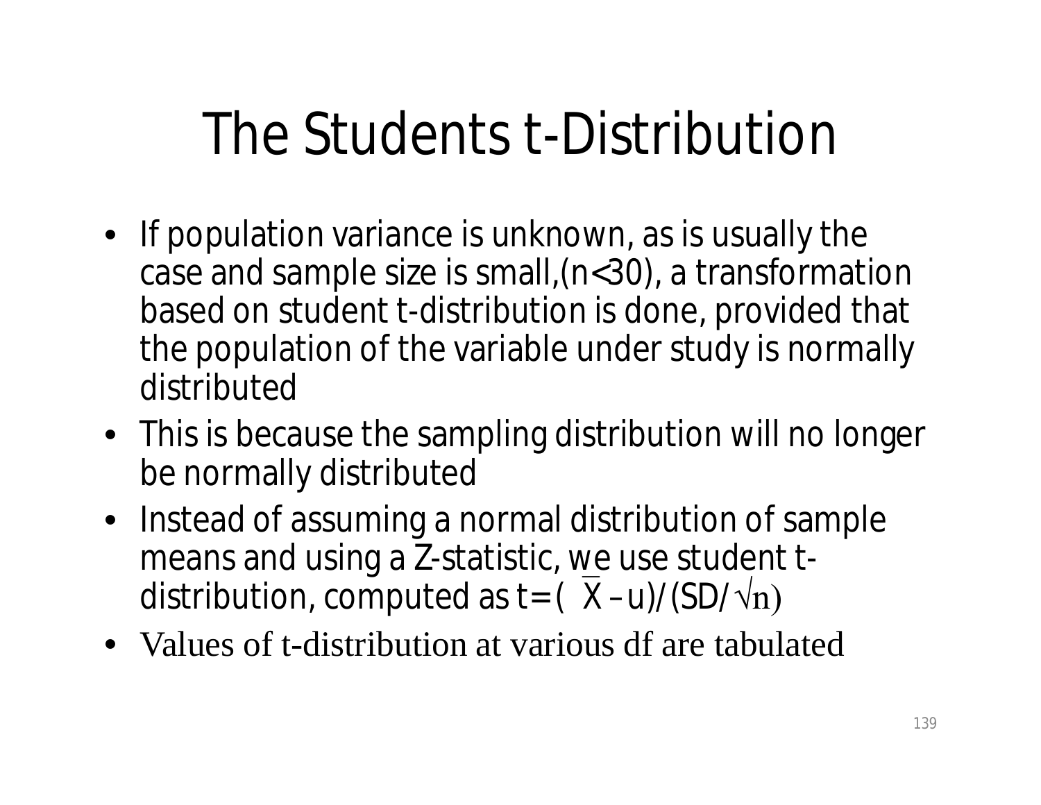# The Students t-Distribution

- If population variance is unknown, as is usually the case and sample size is small,($n<30$), a transformation based on student t-distribution is done, provided that the population of the variable under study is normally distributed
- This is because the sampling distribution will no longer be normally distributed
- Instead of assuming a normal distribution of sample means and using a Z-statistic, we use student t-distribution, computed as $t = (\bar{X} - u)/(SD/\sqrt{n})$
- Values of t-distribution at various df are tabulated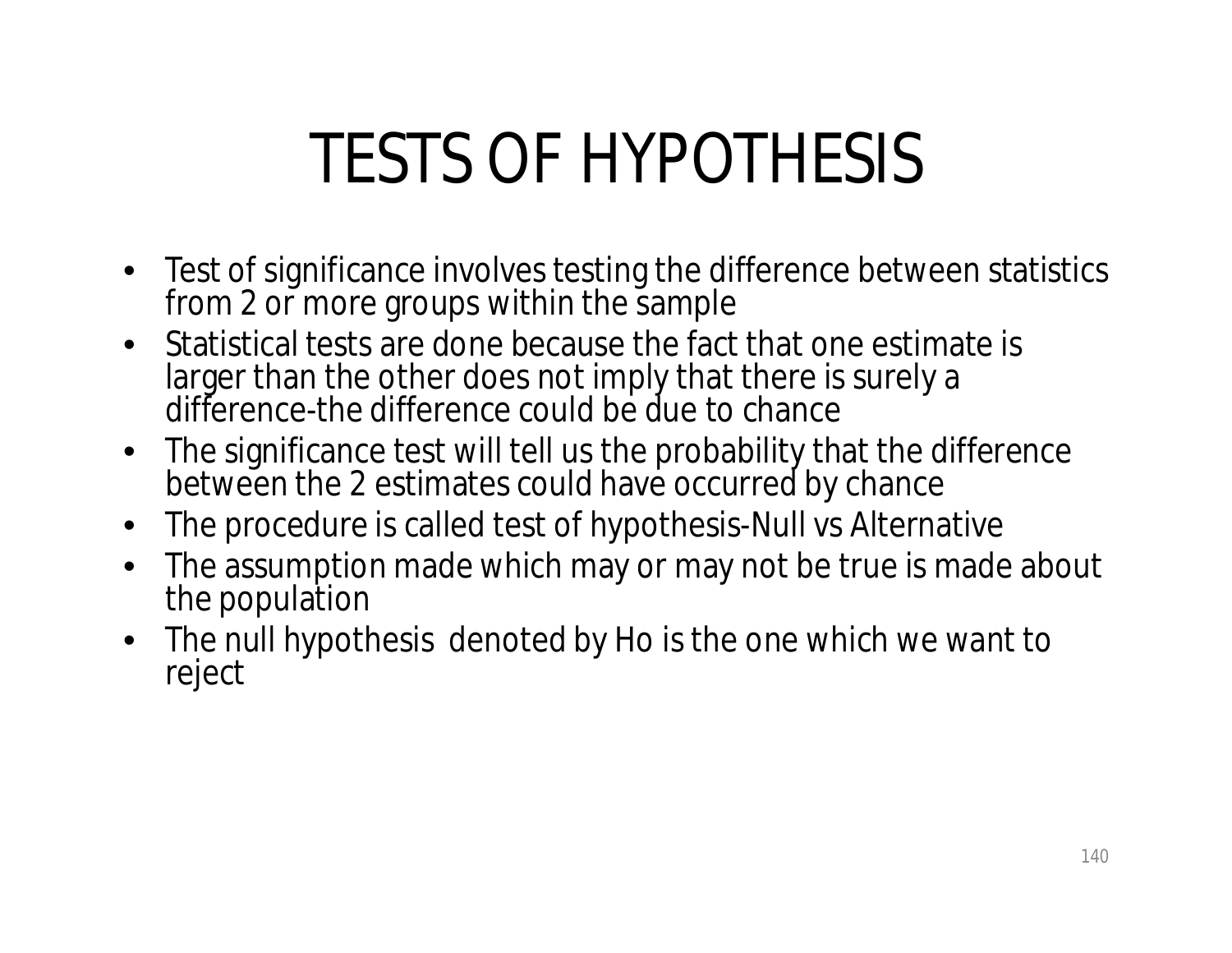# TESTS OF HYPOTHESIS

- Test of significance involves testing the difference between statistics from 2 or more groups within the sample
- Statistical tests are done because the fact that one estimate is larger than the other does not imply that there is surely a difference-the difference could be due to chance
- The significance test will tell us the probability that the difference between the 2 estimates could have occurred by chance
- The procedure is called test of hypothesis-Null vs Alternative
- The assumption made which may or may not be true is made about the population
- The null hypothesis denoted by Ho is the one which we want to reject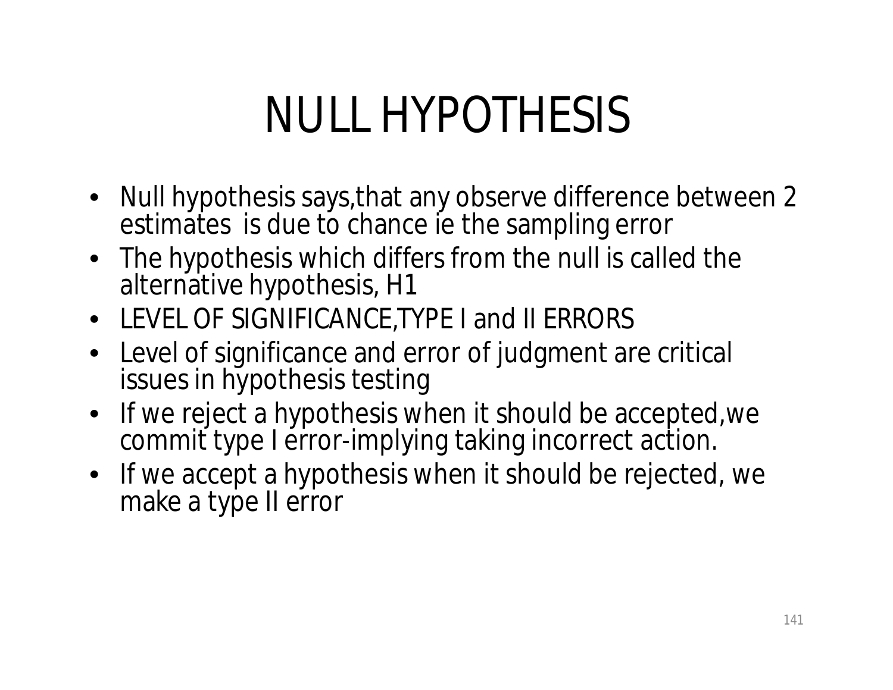# NULL HYPOTHESIS

- Null hypothesis says,that any observe difference between 2 estimates is due to chance ie the sampling error
- The hypothesis which differs from the null is called the alternative hypothesis, H1
- LEVEL OF SIGNIFICANCE,TYPE I and II ERRORS
- Level of significance and error of judgment are critical issues in hypothesis testing
- If we reject a hypothesis when it should be accepted,we commit type I error-implying taking incorrect action.
- If we accept a hypothesis when it should be rejected, we make a type II error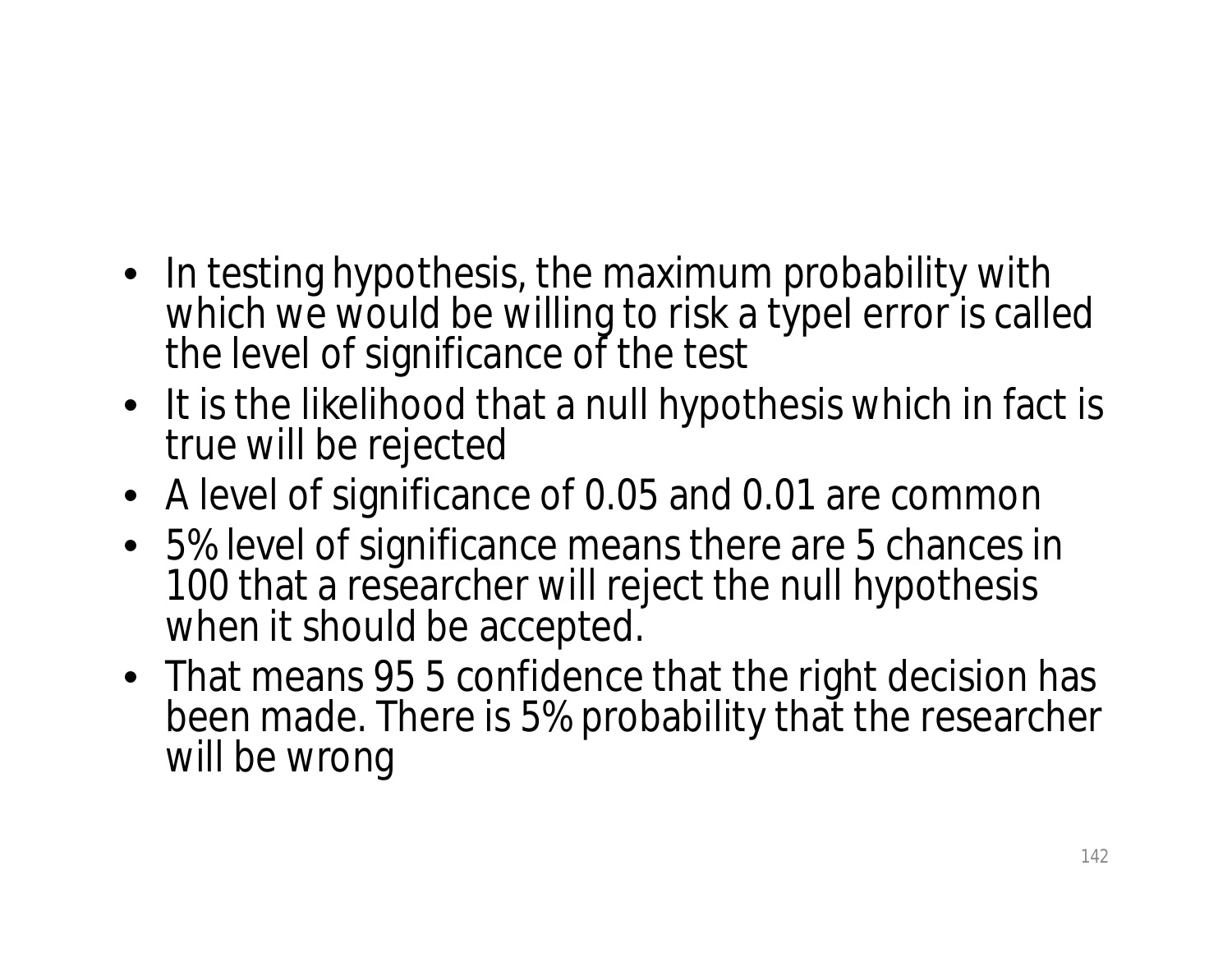- In testing hypothesis, the maximum probability with which we would be willing to risk a typeI error is called the level of significance of the test
- It is the likelihood that a null hypothesis which in fact is true will be rejected
- A level of significance of 0.05 and 0.01 are common
- 5% level of significance means there are 5 chances in 100 that a researcher will reject the null hypothesis when it should be accepted.
- That means 95 5 confidence that the right decision has been made. There is 5% probability that the researcher will be wrong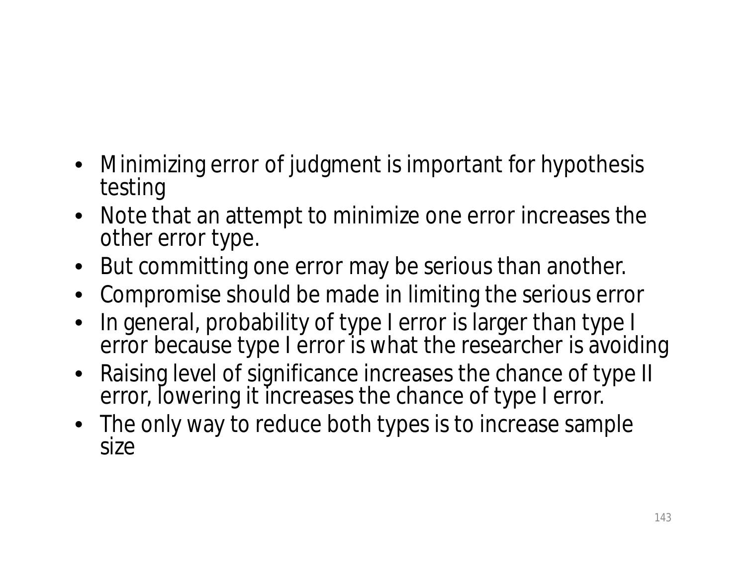- Minimizing error of judgment is important for hypothesis testing
- Note that an attempt to minimize one error increases the other error type.
- But committing one error may be serious than another.
- Compromise should be made in limiting the serious error
- In general, probability of type I error is larger than type I error because type I error is what the researcher is avoiding
- Raising level of significance increases the chance of type II error, lowering it increases the chance of type I error.
- The only way to reduce both types is to increase sample size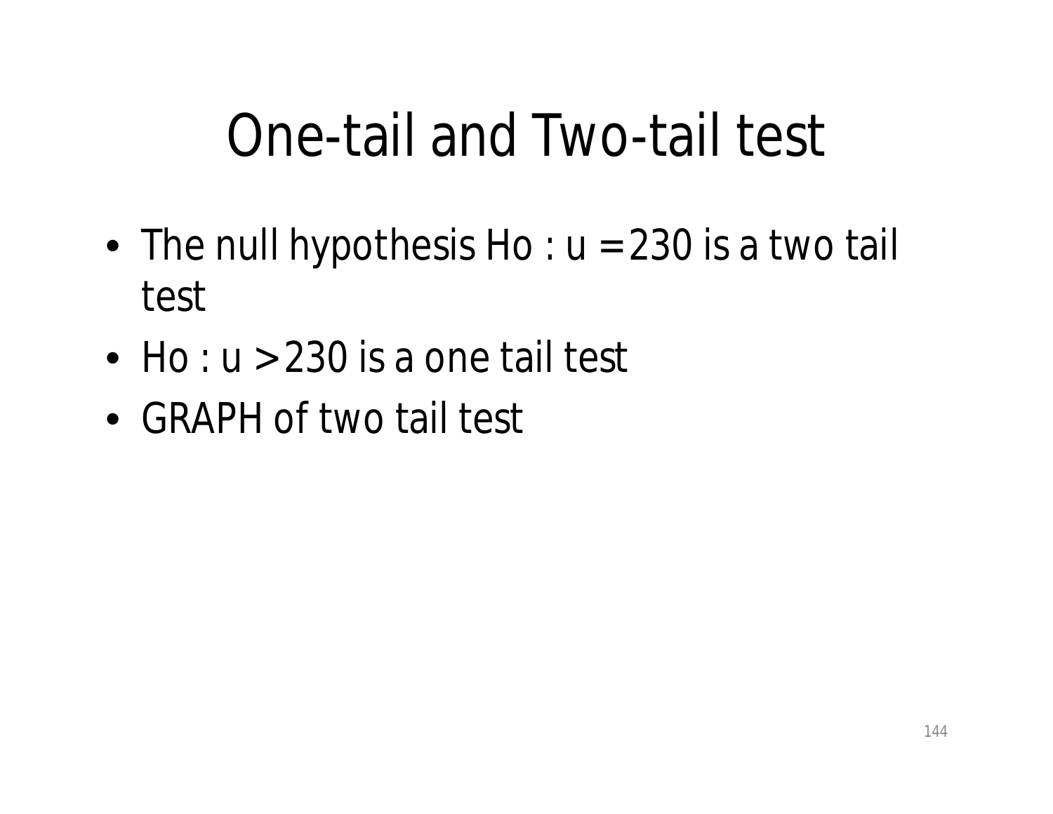# One-tail and Two-tail test

- The null hypothesis Ho : u = 230 is a two tail test
- Ho : u > 230 is a one tail test
- GRAPH of two tail test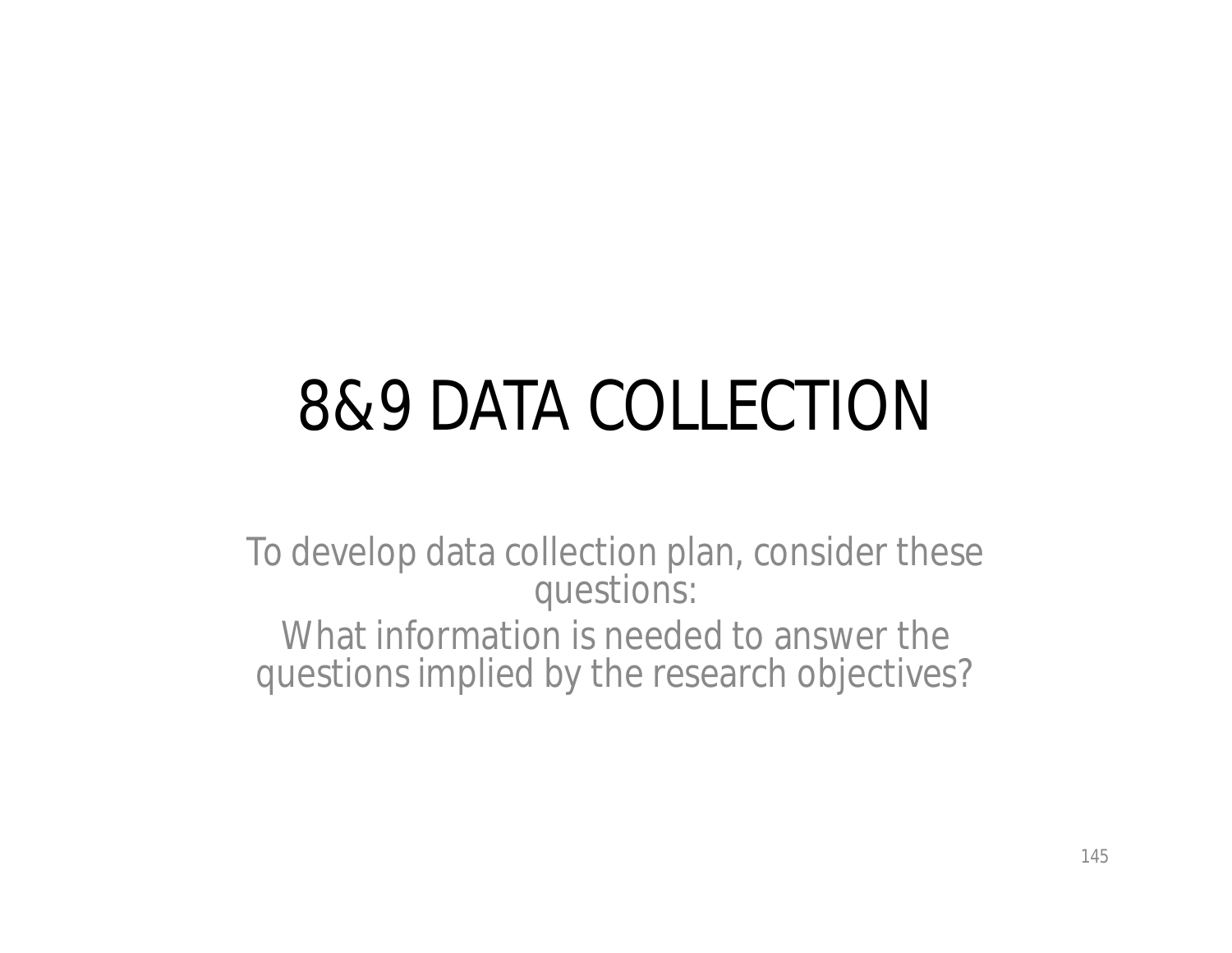# 8&9 DATA COLLECTION

To develop data collection plan, consider these questions:

What information is needed to answer the questions implied by the research objectives?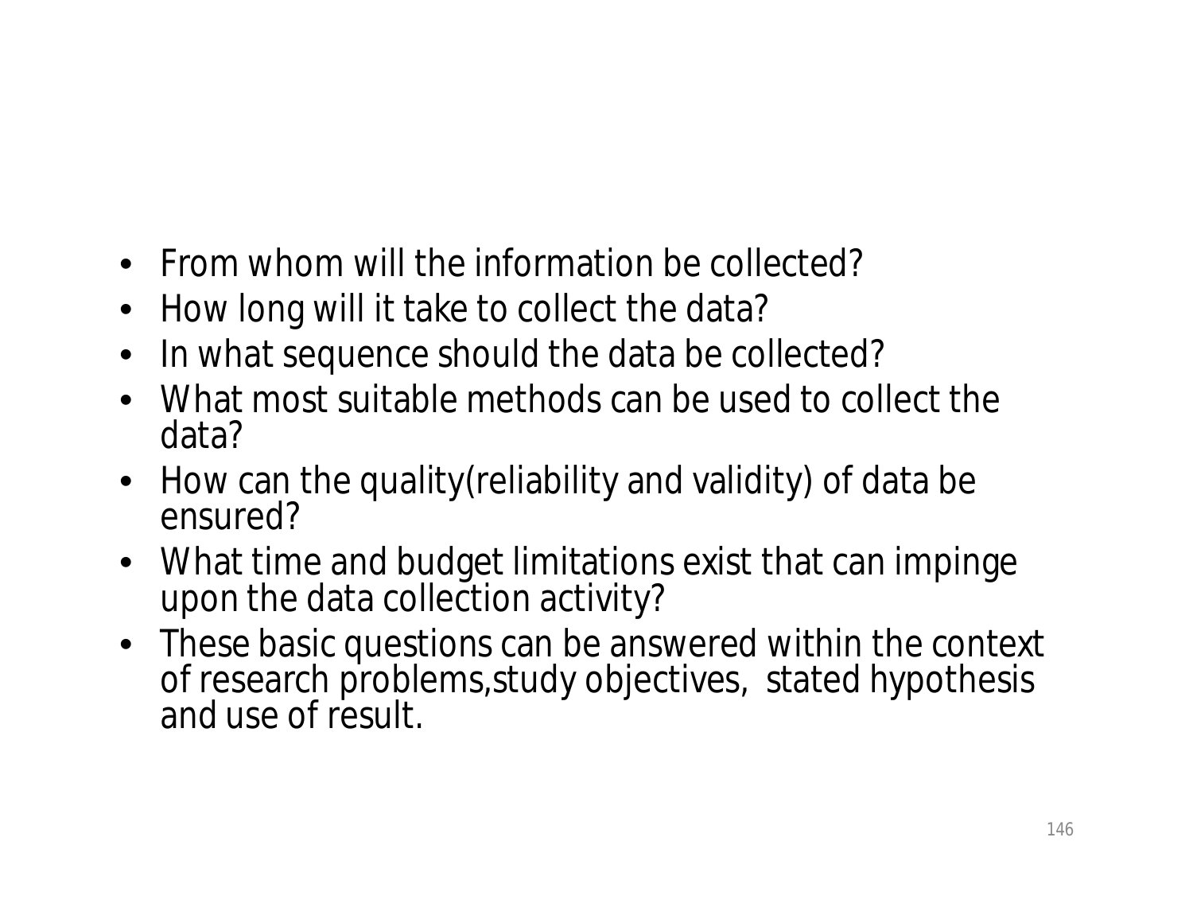- From whom will the information be collected?
- How long will it take to collect the data?
- In what sequence should the data be collected?
- What most suitable methods can be used to collect the data?
- How can the quality(reliability and validity) of data be ensured?
- What time and budget limitations exist that can impinge upon the data collection activity?
- These basic questions can be answered within the context of research problems,study objectives, stated hypothesis and use of result.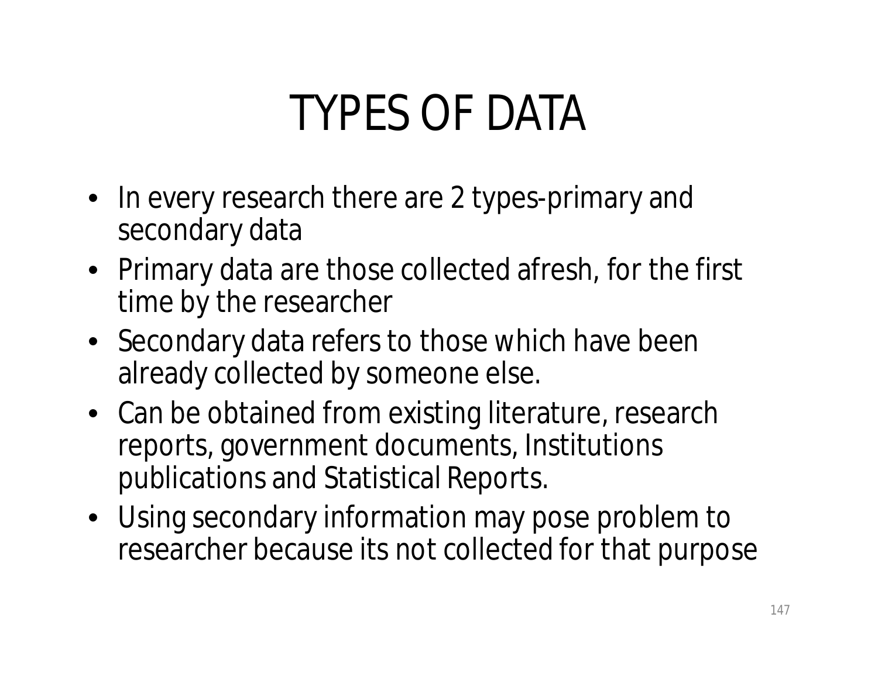# TYPES OF DATA

- In every research there are 2 types-primary and secondary data
- Primary data are those collected afresh, for the first time by the researcher
- Secondary data refers to those which have been already collected by someone else.
- Can be obtained from existing literature, research reports, government documents, Institutions publications and Statistical Reports.
- Using secondary information may pose problem to researcher because its not collected for that purpose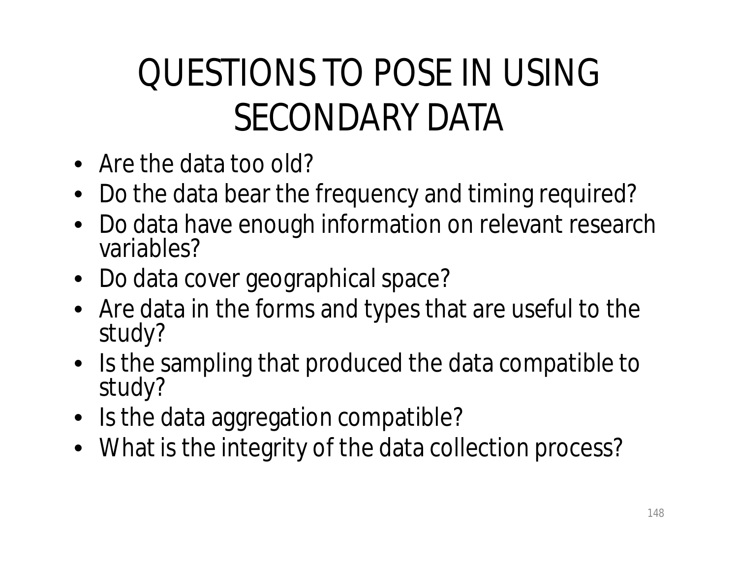# QUESTIONS TO POSE IN USING SECONDARY DATA

- Are the data too old?
- Do the data bear the frequency and timing required?
- Do data have enough information on relevant research variables?
- Do data cover geographical space?
- Are data in the forms and types that are useful to the study?
- Is the sampling that produced the data compatible to study?
- Is the data aggregation compatible?
- What is the integrity of the data collection process?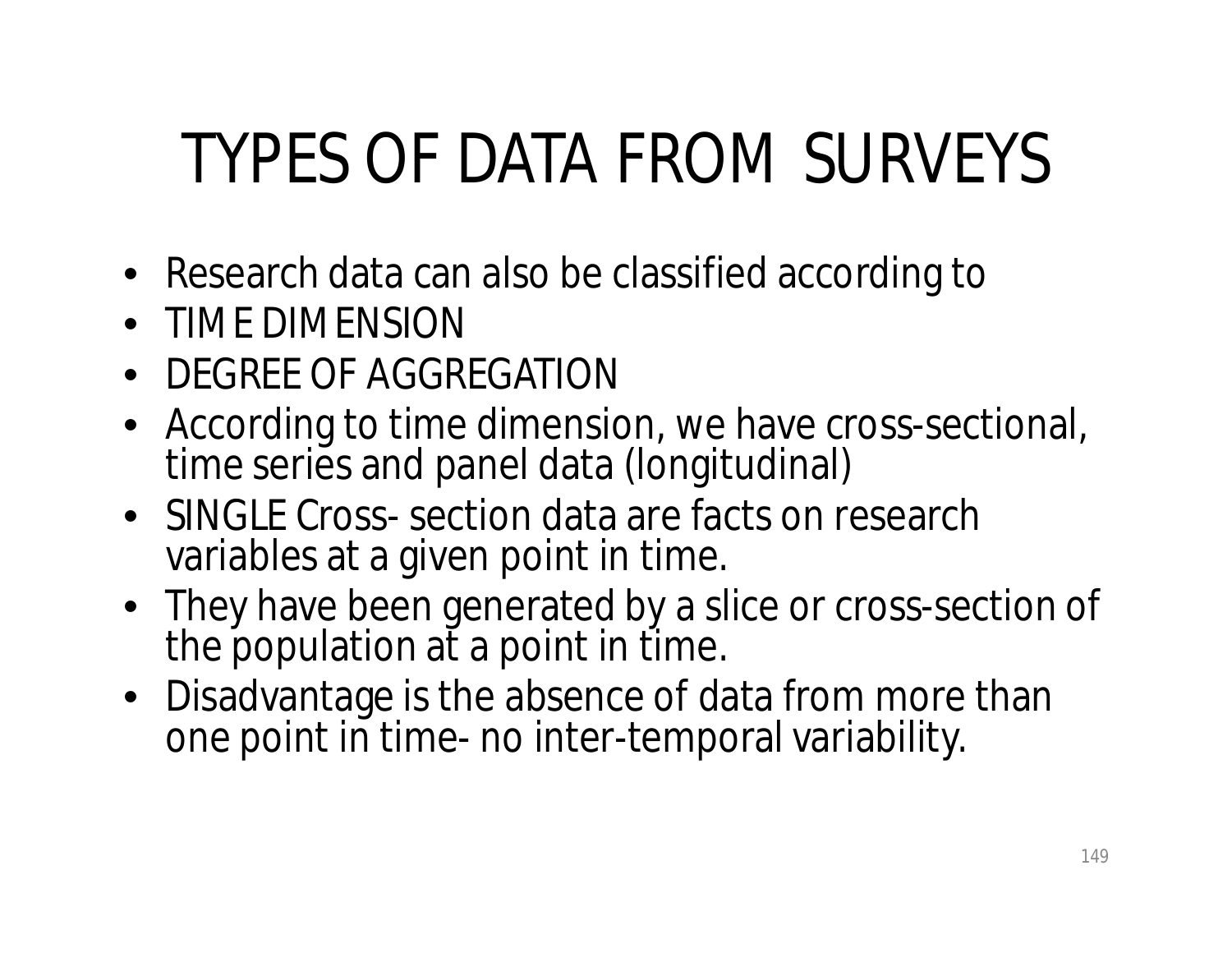# TYPES OF DATA FROM SURVEYS

- Research data can also be classified according to
- TIME DIMENSION
- DEGREE OF AGGREGATION
- According to time dimension, we have cross-sectional, time series and panel data (longitudinal)
- SINGLE Cross- section data are facts on research variables at a given point in time.
- They have been generated by a slice or cross-section of the population at a point in time.
- Disadvantage is the absence of data from more than one point in time- no inter-temporal variability.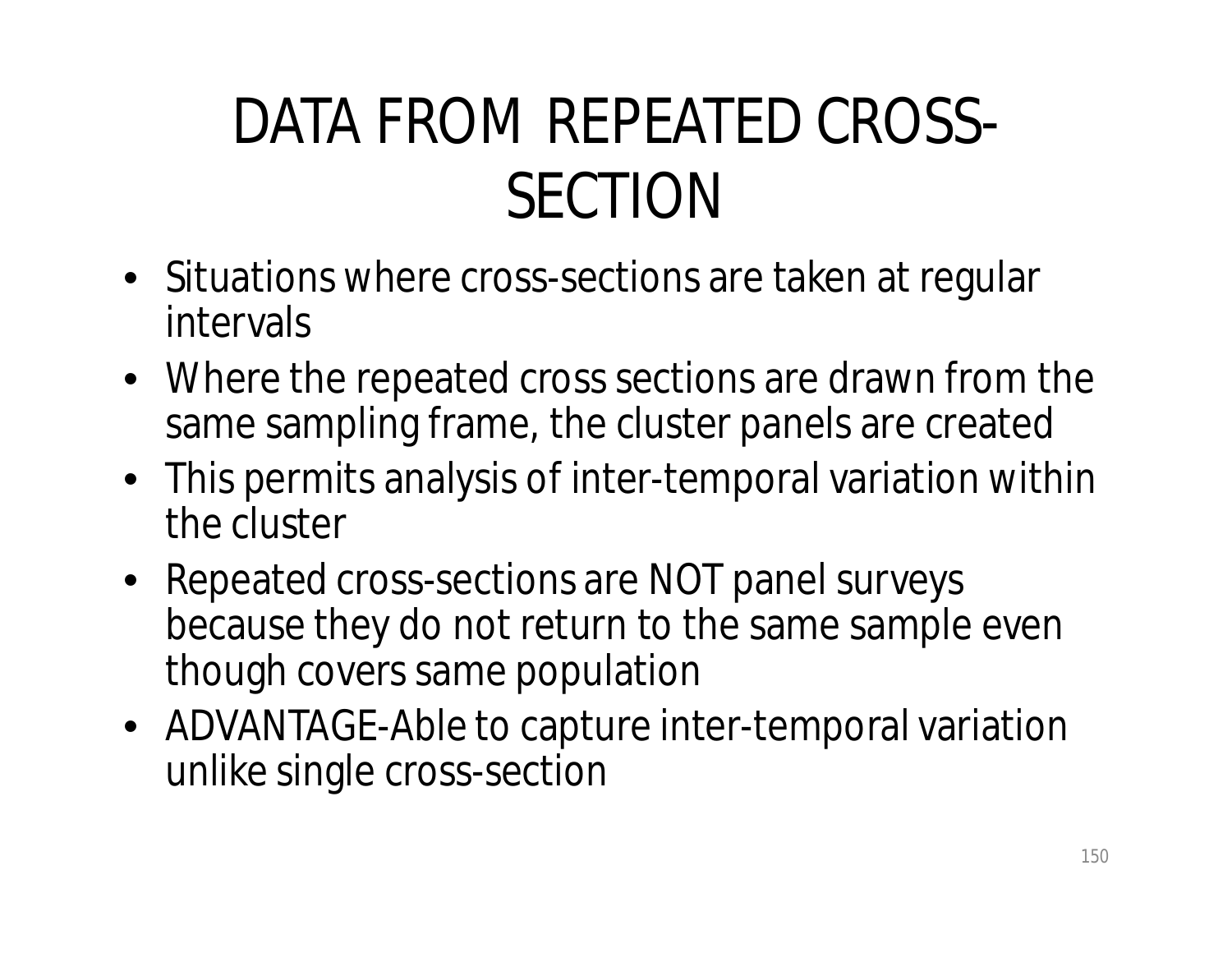# DATA FROM REPEATED CROSS-SECTION

- Situations where cross-sections are taken at regular intervals
- Where the repeated cross sections are drawn from the same sampling frame, the cluster panels are created
- This permits analysis of inter-temporal variation within the cluster
- Repeated cross-sections are NOT panel surveys because they do not return to the same sample even though covers same population
- ADVANTAGE-Able to capture inter-temporal variation unlike single cross-section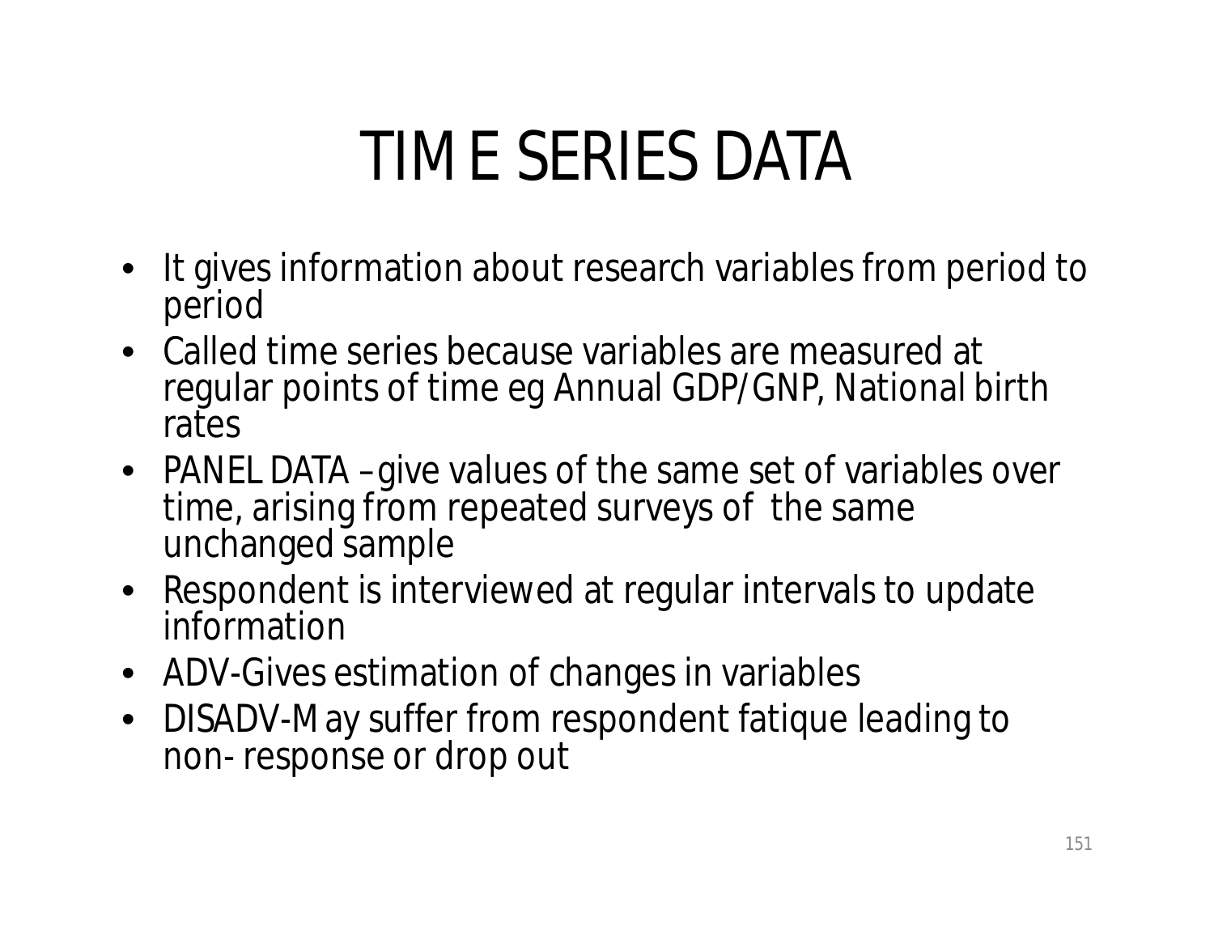# TIME SERIES DATA

- It gives information about research variables from period to period
- Called time series because variables are measured at regular points of time eg Annual GDP/GNP, National birth rates
- PANEL DATA –give values of the same set of variables over time, arising from repeated surveys of the same unchanged sample
- Respondent is interviewed at regular intervals to update information
- ADV-Gives estimation of changes in variables
- DISADV-May suffer from respondent fatique leading to non- response or drop out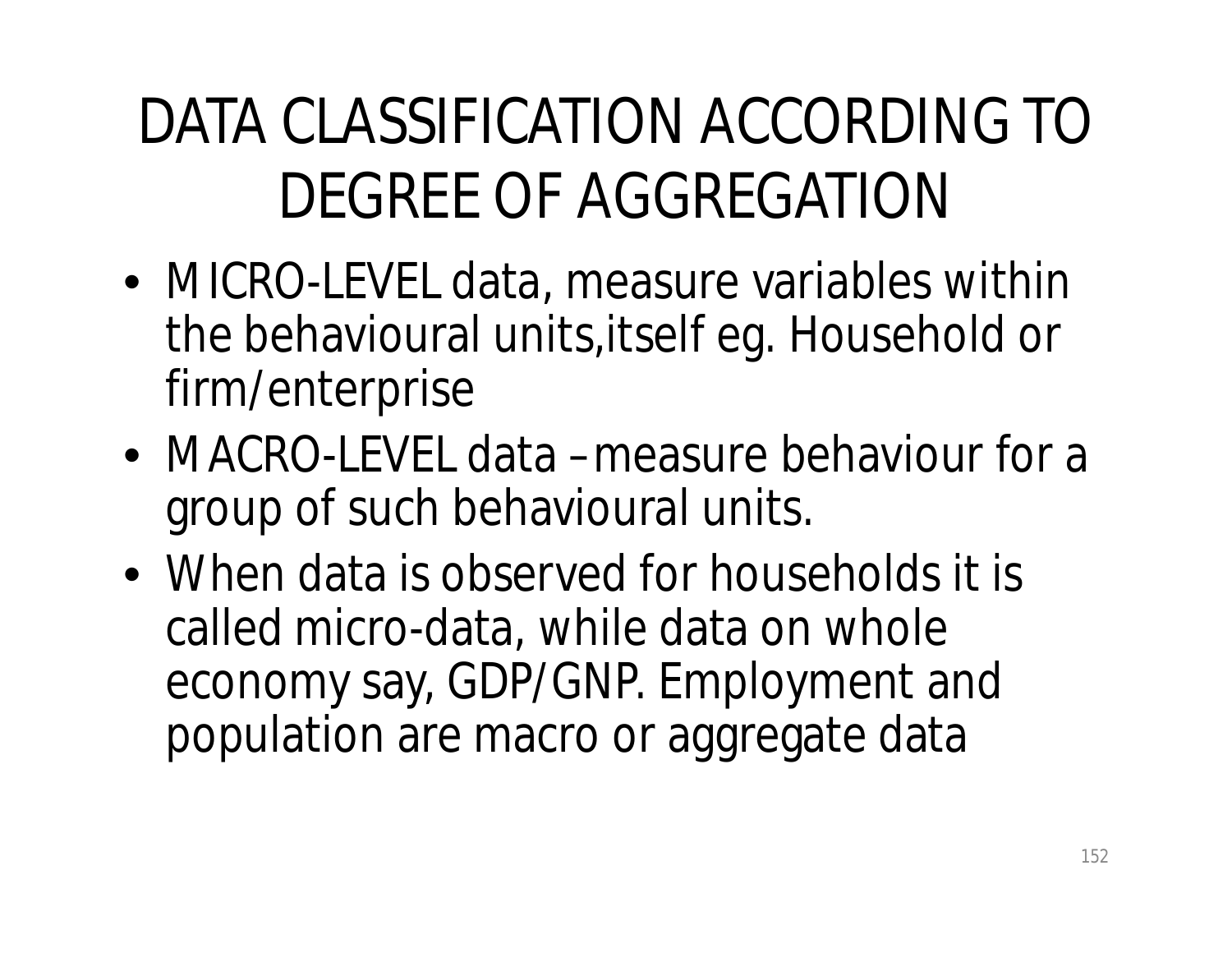# DATA CLASSIFICATION ACCORDING TO DEGREE OF AGGREGATION

- MICRO-LEVEL data, measure variables within the behavioural units,itself eg. Household or firm/enterprise
- MACRO-LEVEL data –measure behaviour for a group of such behavioural units.
- When data is observed for households it is called micro-data, while data on whole economy say, GDP/GNP. Employment and population are macro or aggregate data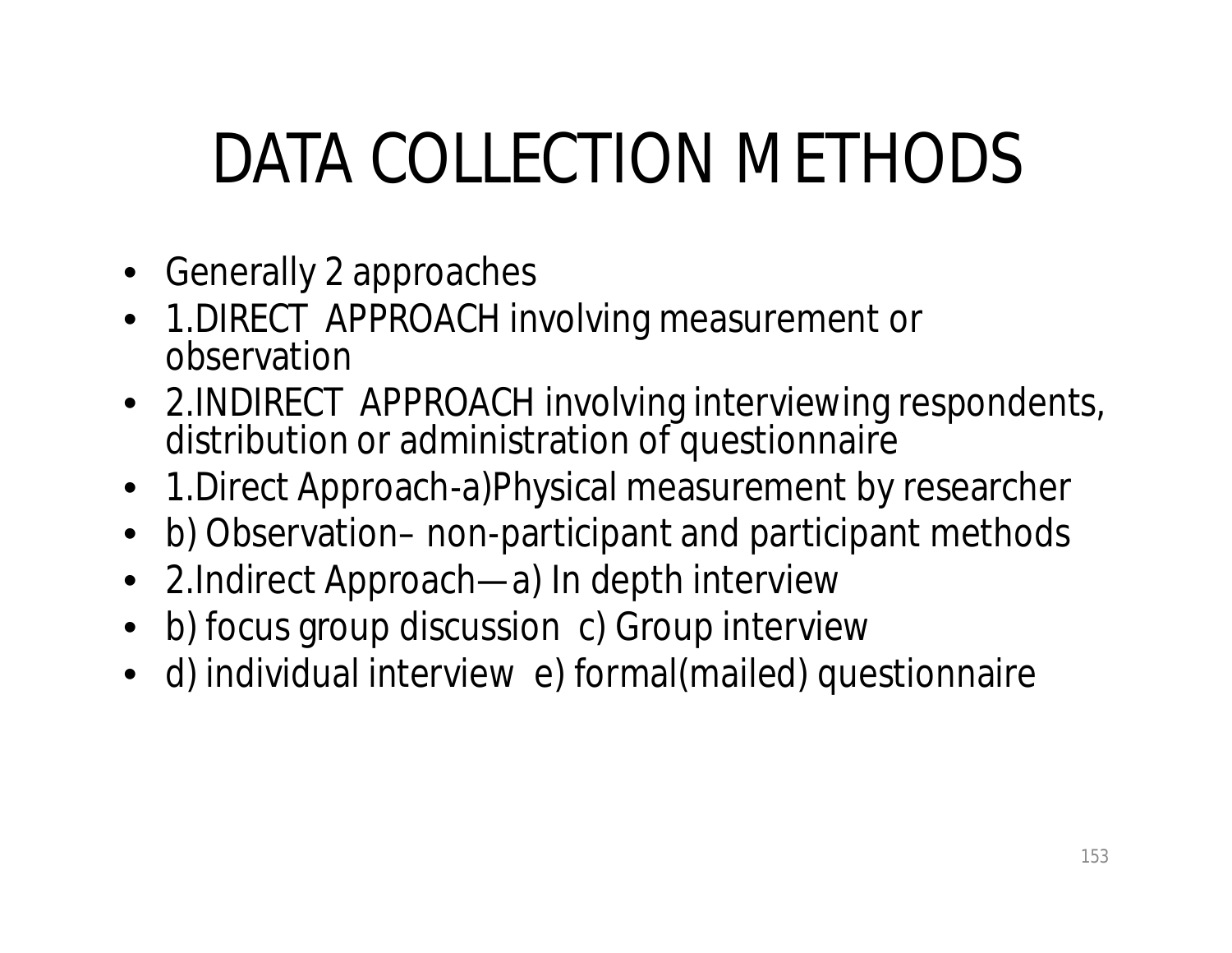# DATA COLLECTION METHODS

- Generally 2 approaches
- 1.DIRECT APPROACH involving measurement or observation
- 2.INDIRECT APPROACH involving interviewing respondents, distribution or administration of questionnaire
- 1.Direct Approach-a)Physical measurement by researcher
- b) Observation– non-participant and participant methods
- 2.Indirect Approach—a) In depth interview
- b) focus group discussion c) Group interview
- d) individual interview e) formal(mailed) questionnaire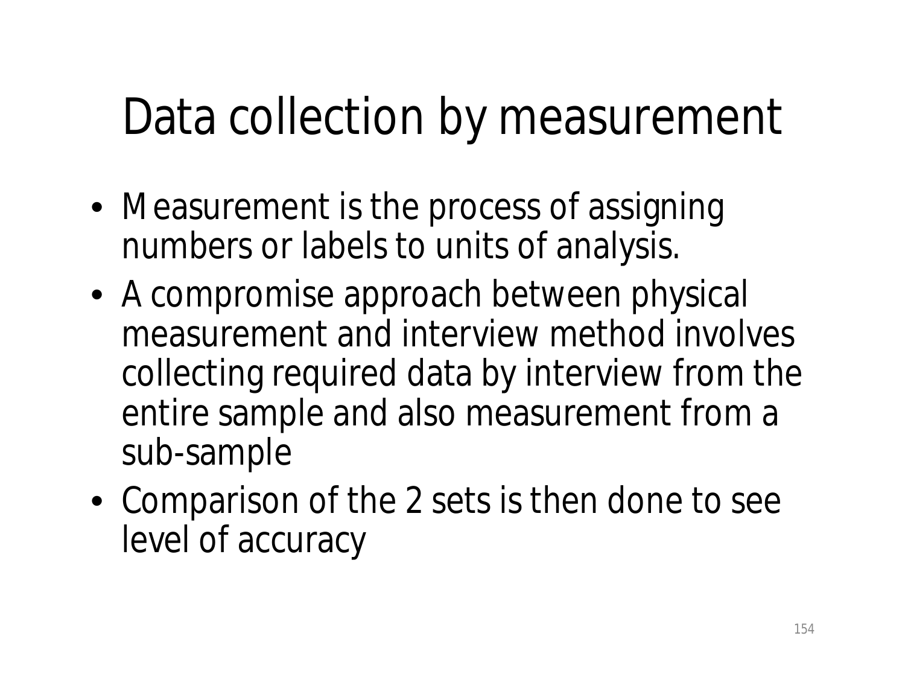# Data collection by measurement

- Measurement is the process of assigning numbers or labels to units of analysis.
- A compromise approach between physical measurement and interview method involves collecting required data by interview from the entire sample and also measurement from a sub-sample
- Comparison of the 2 sets is then done to see level of accuracy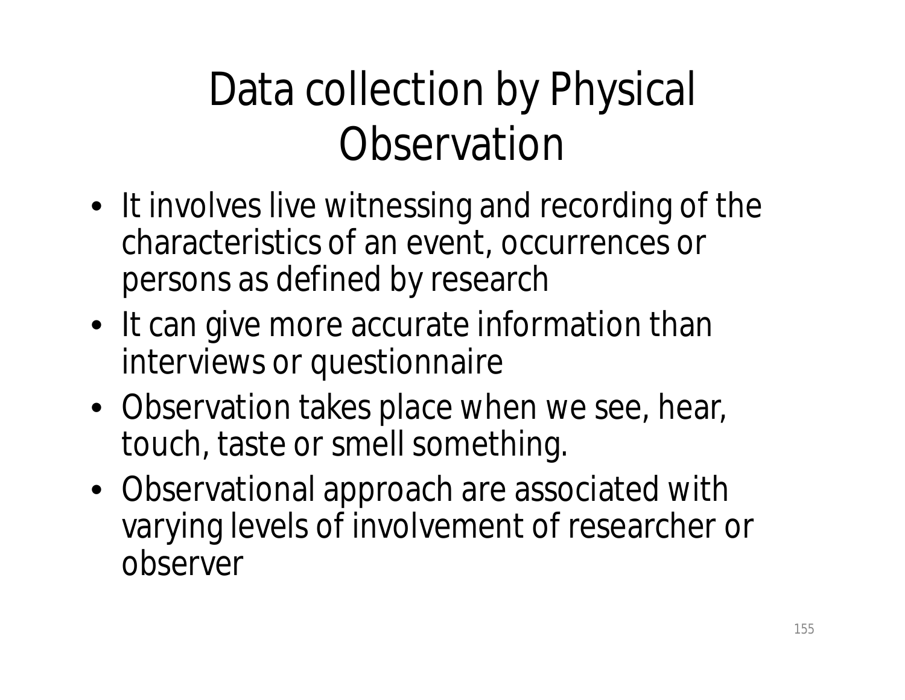# Data collection by Physical Observation

- It involves live witnessing and recording of the characteristics of an event, occurrences or persons as defined by research
- It can give more accurate information than interviews or questionnaire
- Observation takes place when we see, hear, touch, taste or smell something.
- Observational approach are associated with varying levels of involvement of researcher or observer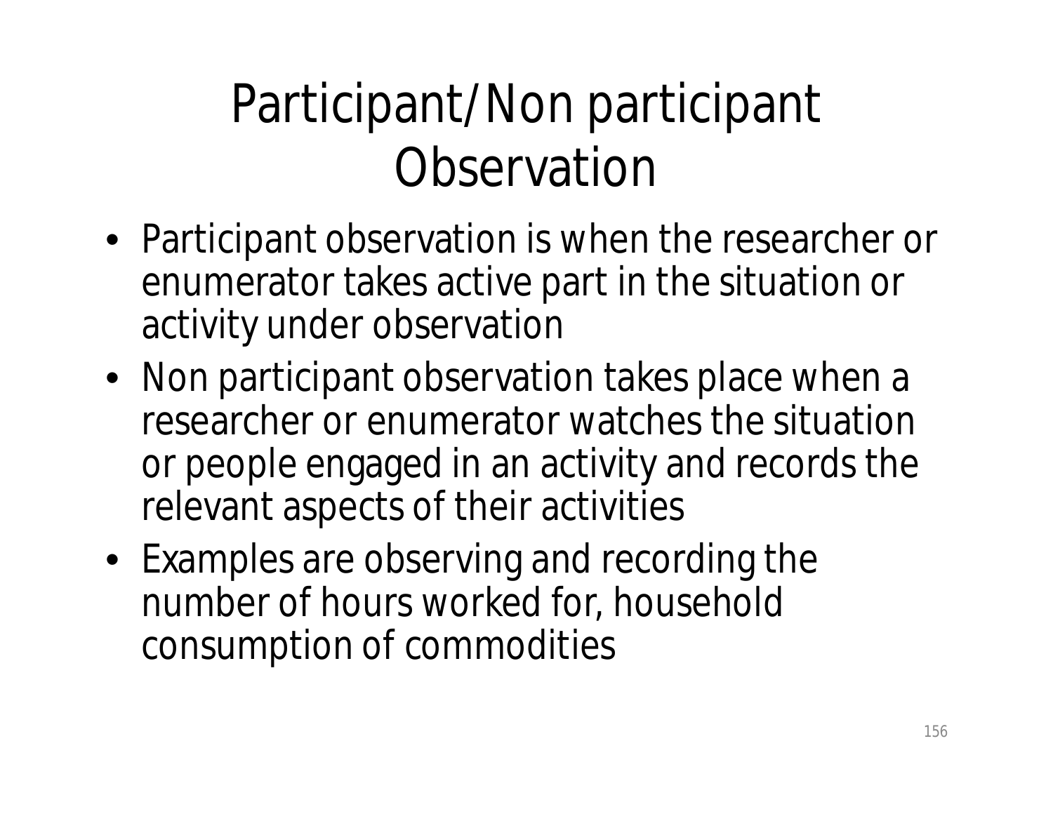# Participant/Non participant Observation

- Participant observation is when the researcher or enumerator takes active part in the situation or activity under observation
- Non participant observation takes place when a researcher or enumerator watches the situation or people engaged in an activity and records the relevant aspects of their activities
- Examples are observing and recording the number of hours worked for, household consumption of commodities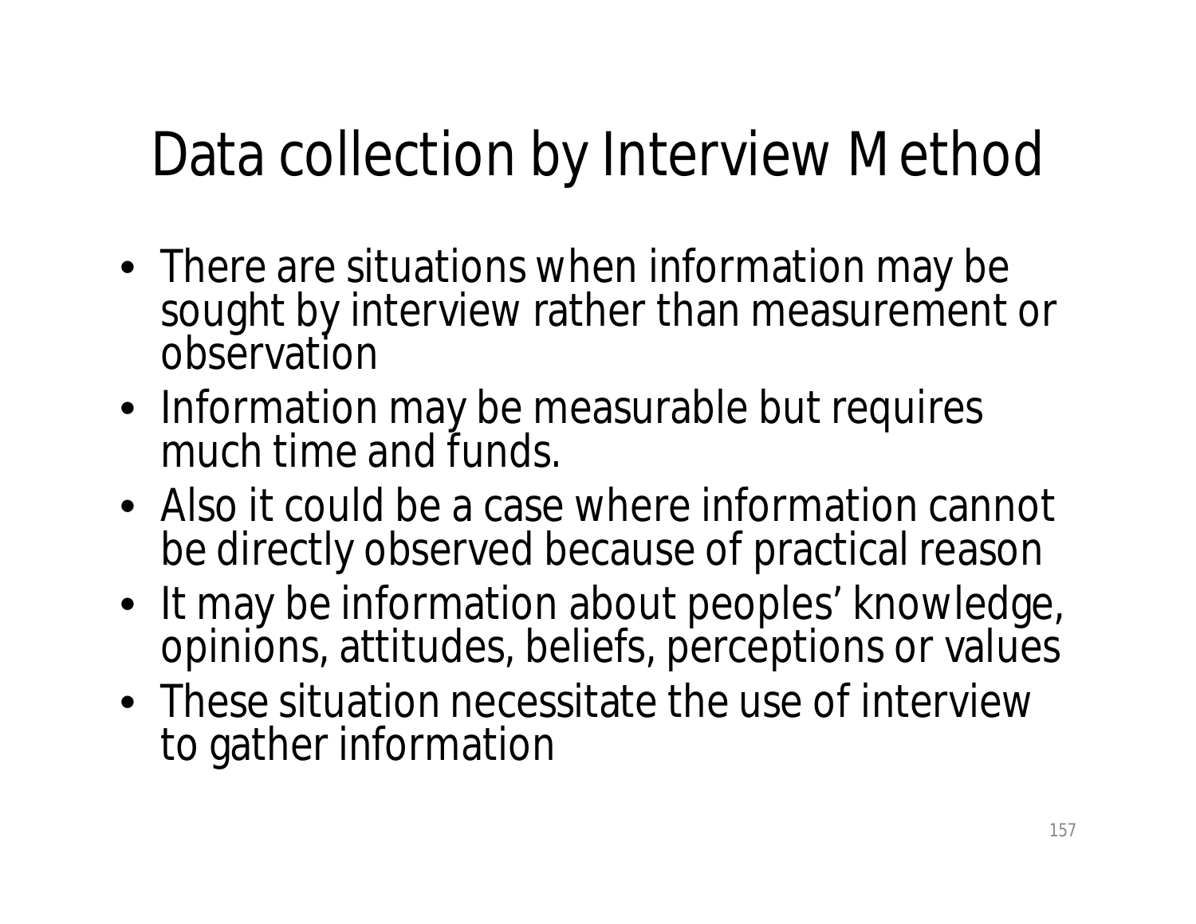# Data collection by Interview Method

- There are situations when information may be sought by interview rather than measurement or observation
- Information may be measurable but requires much time and funds.
- Also it could be a case where information cannot be directly observed because of practical reason
- It may be information about peoples' knowledge, opinions, attitudes, beliefs, perceptions or values
- These situation necessitate the use of interview to gather information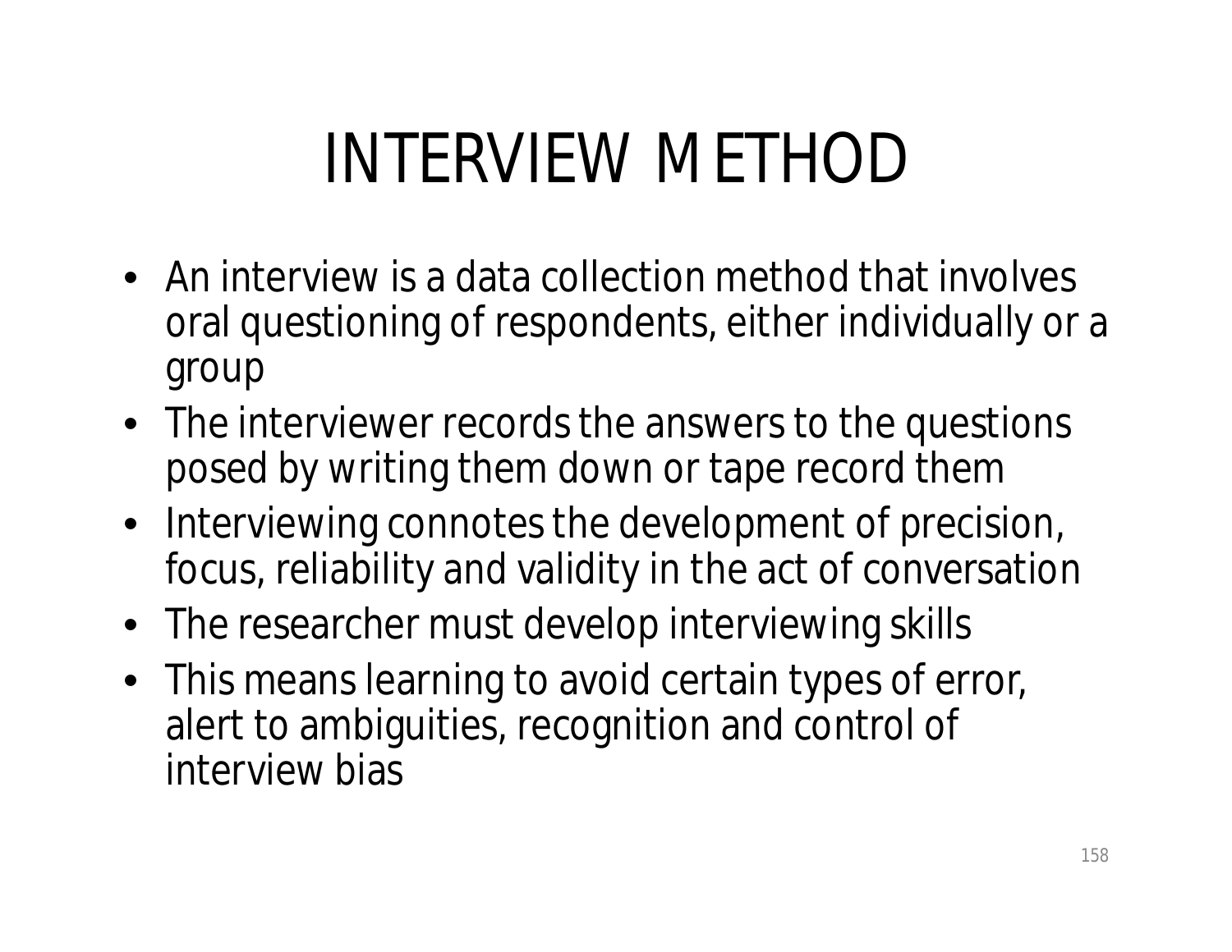# INTERVIEW METHOD

- An interview is a data collection method that involves oral questioning of respondents, either individually or a group
- The interviewer records the answers to the questions posed by writing them down or tape record them
- Interviewing connotes the development of precision, focus, reliability and validity in the act of conversation
- The researcher must develop interviewing skills
- This means learning to avoid certain types of error, alert to ambiguities, recognition and control of interview bias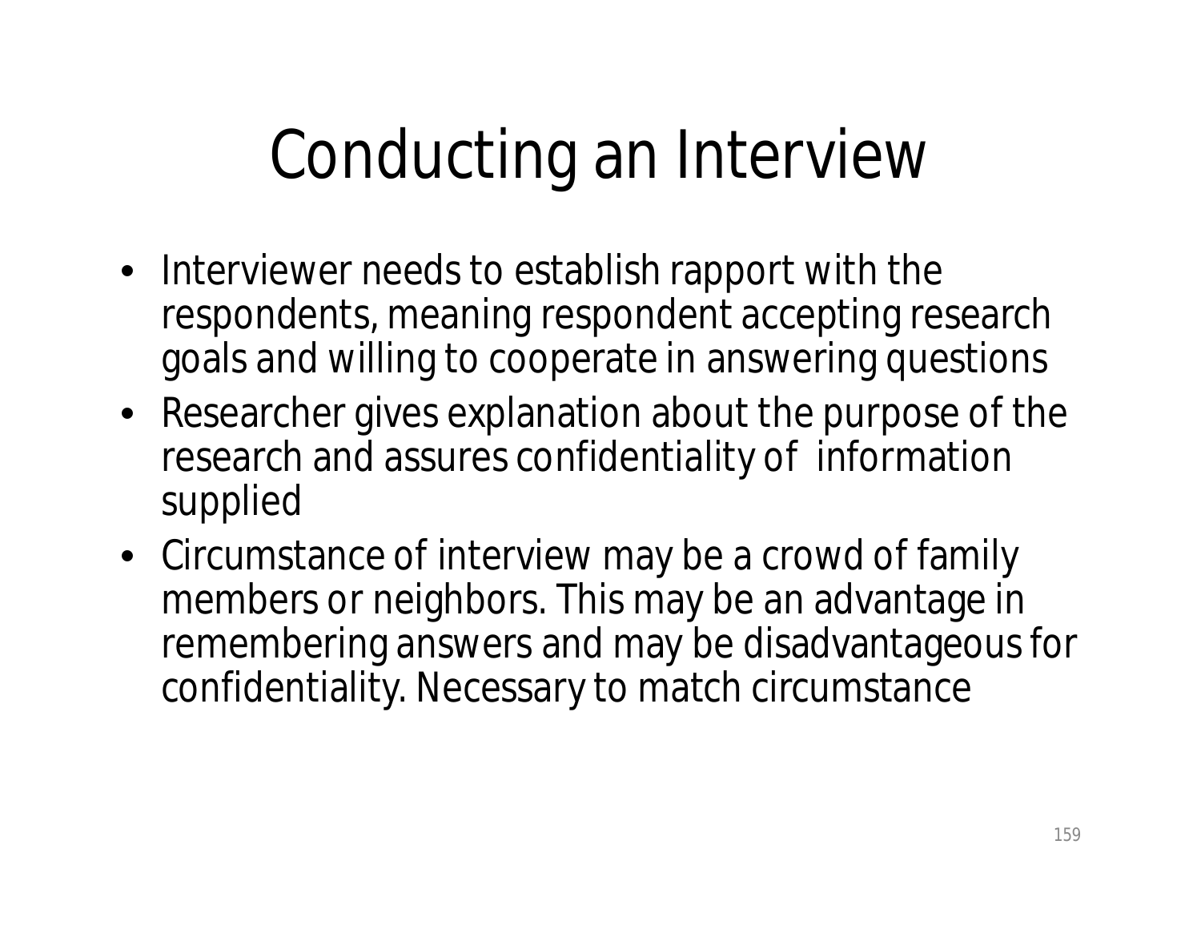# Conducting an Interview

- Interviewer needs to establish rapport with the respondents, meaning respondent accepting research goals and willing to cooperate in answering questions
- Researcher gives explanation about the purpose of the research and assures confidentiality of information supplied
- Circumstance of interview may be a crowd of family members or neighbors. This may be an advantage in remembering answers and may be disadvantageous for confidentiality. Necessary to match circumstance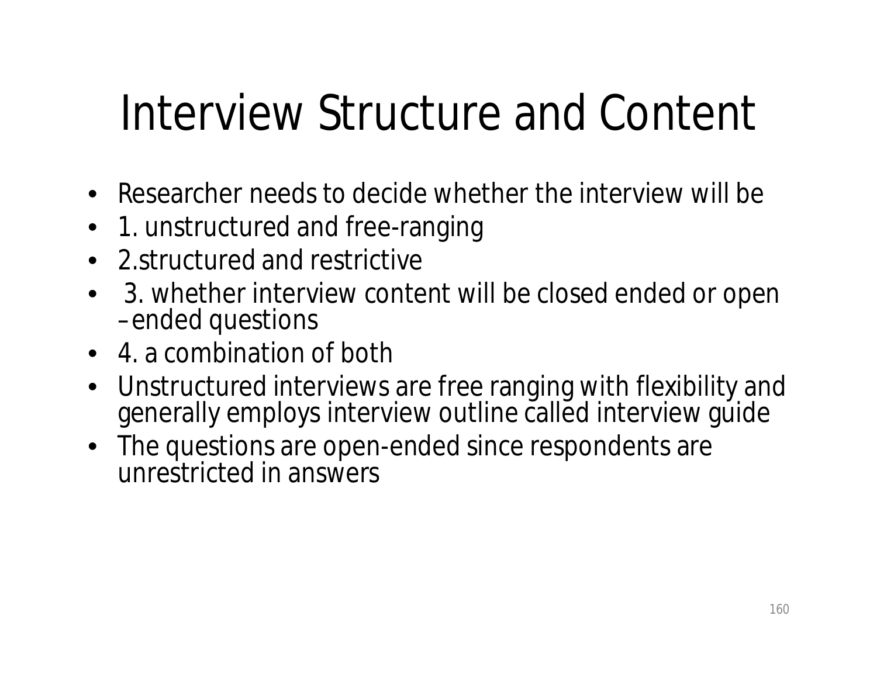# Interview Structure and Content

- Researcher needs to decide whether the interview will be
- 1. unstructured and free-ranging
- 2.structured and restrictive
- 3. whether interview content will be closed ended or open –ended questions
- 4. a combination of both
- Unstructured interviews are free ranging with flexibility and generally employs interview outline called interview guide
- The questions are open-ended since respondents are unrestricted in answers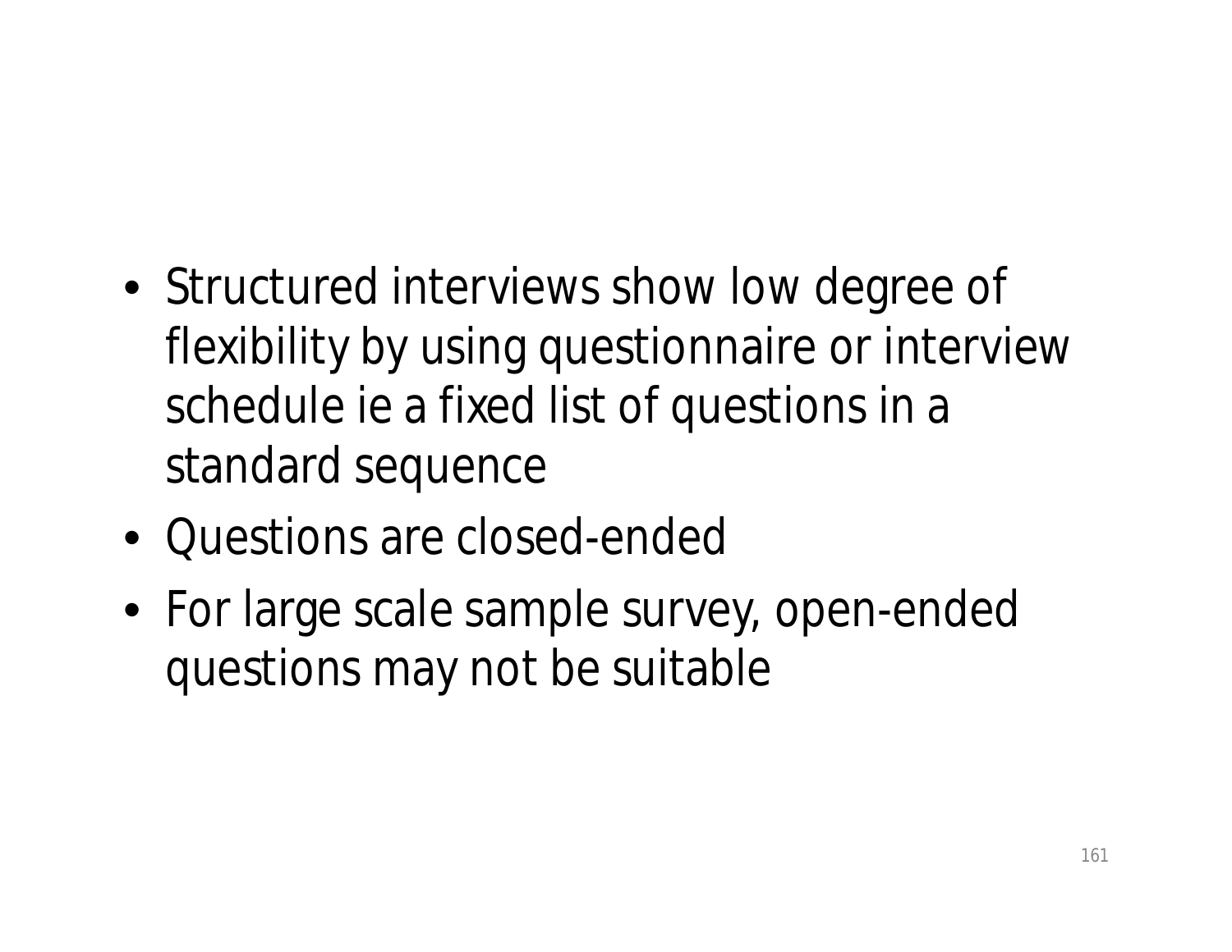- Structured interviews show low degree of flexibility by using questionnaire or interview schedule ie a fixed list of questions in a standard sequence
- Questions are closed-ended
- For large scale sample survey, open-ended questions may not be suitable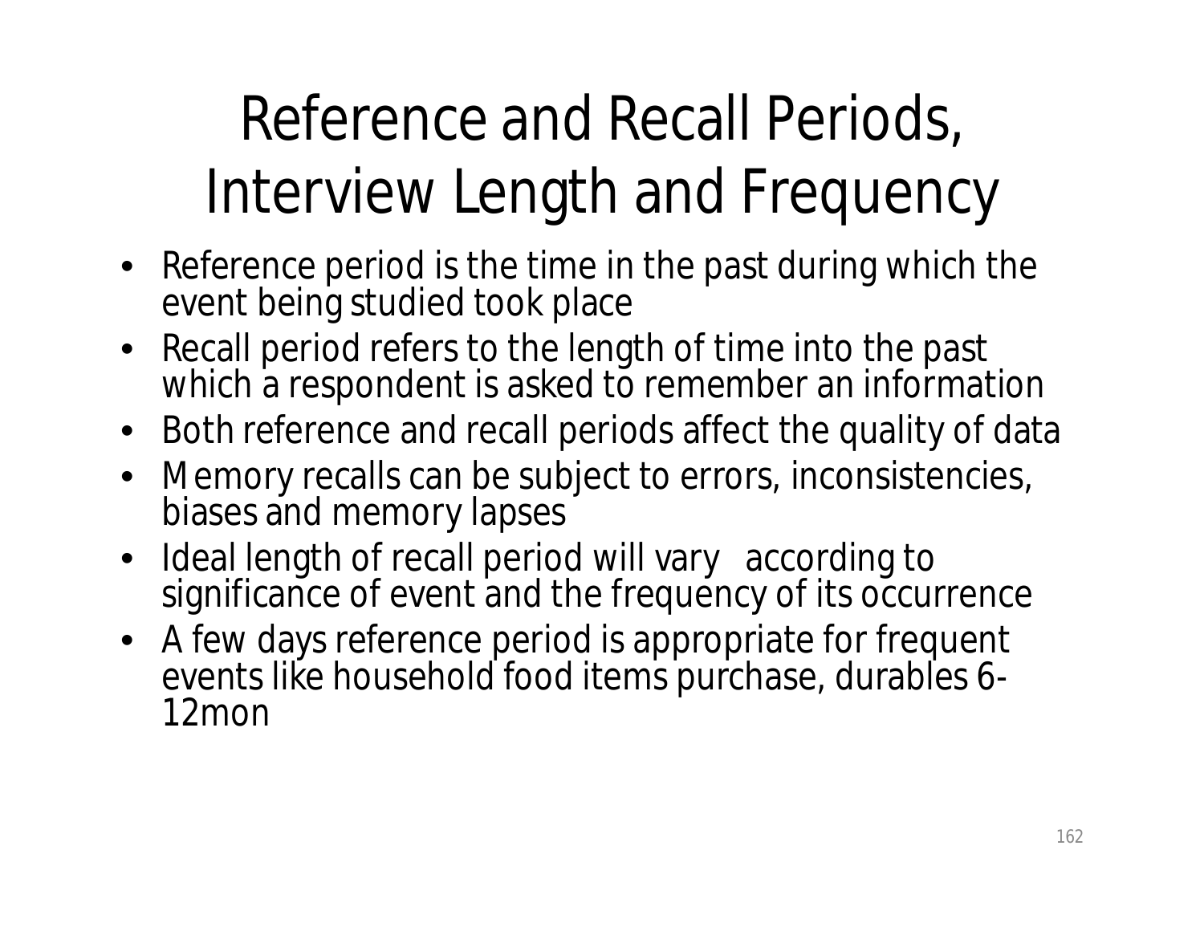# Reference and Recall Periods, Interview Length and Frequency

- Reference period is the time in the past during which the event being studied took place
- Recall period refers to the length of time into the past which a respondent is asked to remember an information
- Both reference and recall periods affect the quality of data
- Memory recalls can be subject to errors, inconsistencies, biases and memory lapses
- Ideal length of recall period will vary according to significance of event and the frequency of its occurrence
- A few days reference period is appropriate for frequent events like household food items purchase, durables 6-12mon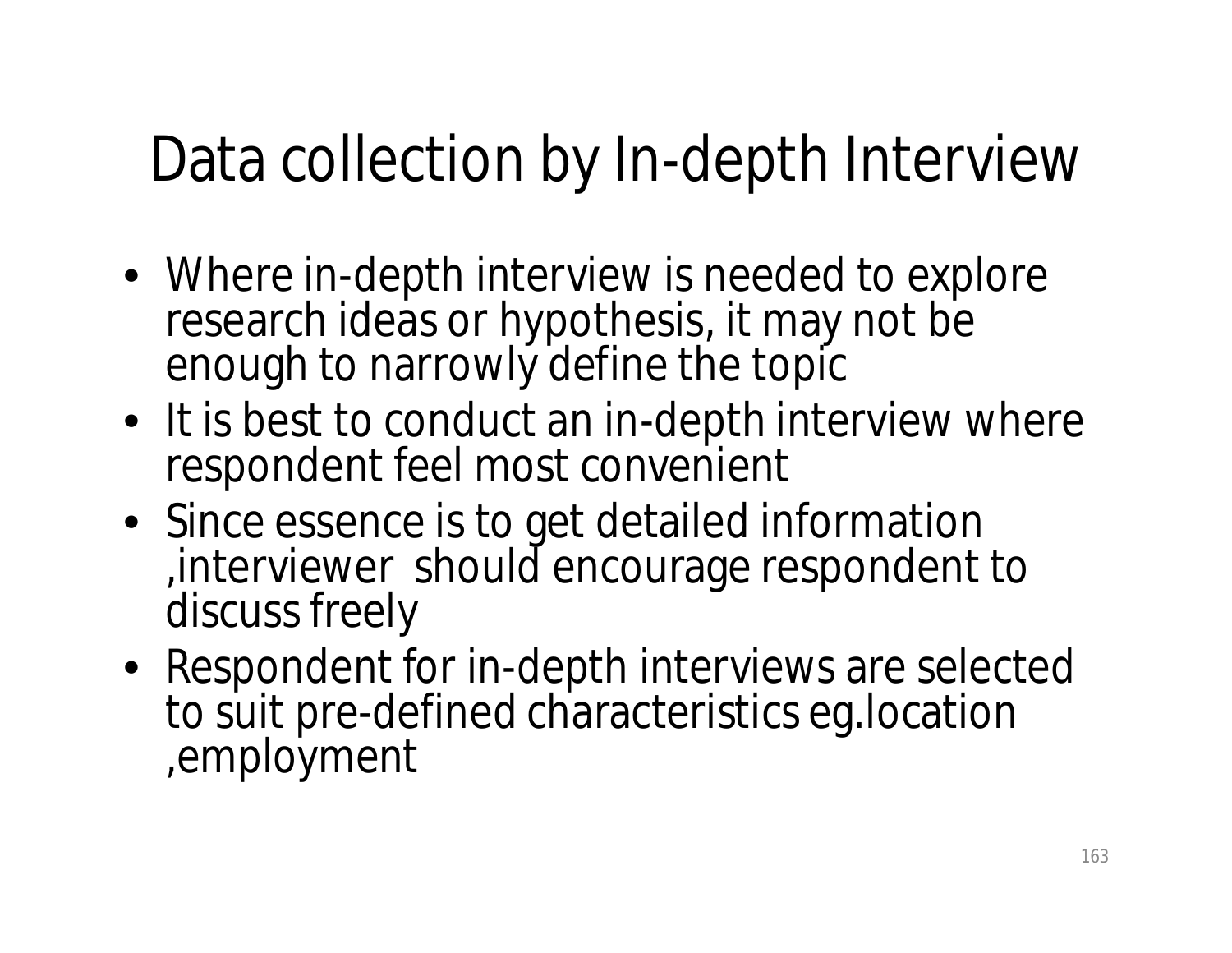# Data collection by In-depth Interview

- Where in-depth interview is needed to explore research ideas or hypothesis, it may not be enough to narrowly define the topic
- It is best to conduct an in-depth interview where respondent feel most convenient
- Since essence is to get detailed information ,interviewer should encourage respondent to discuss freely
- Respondent for in-depth interviews are selected to suit pre-defined characteristics eg.location ,employment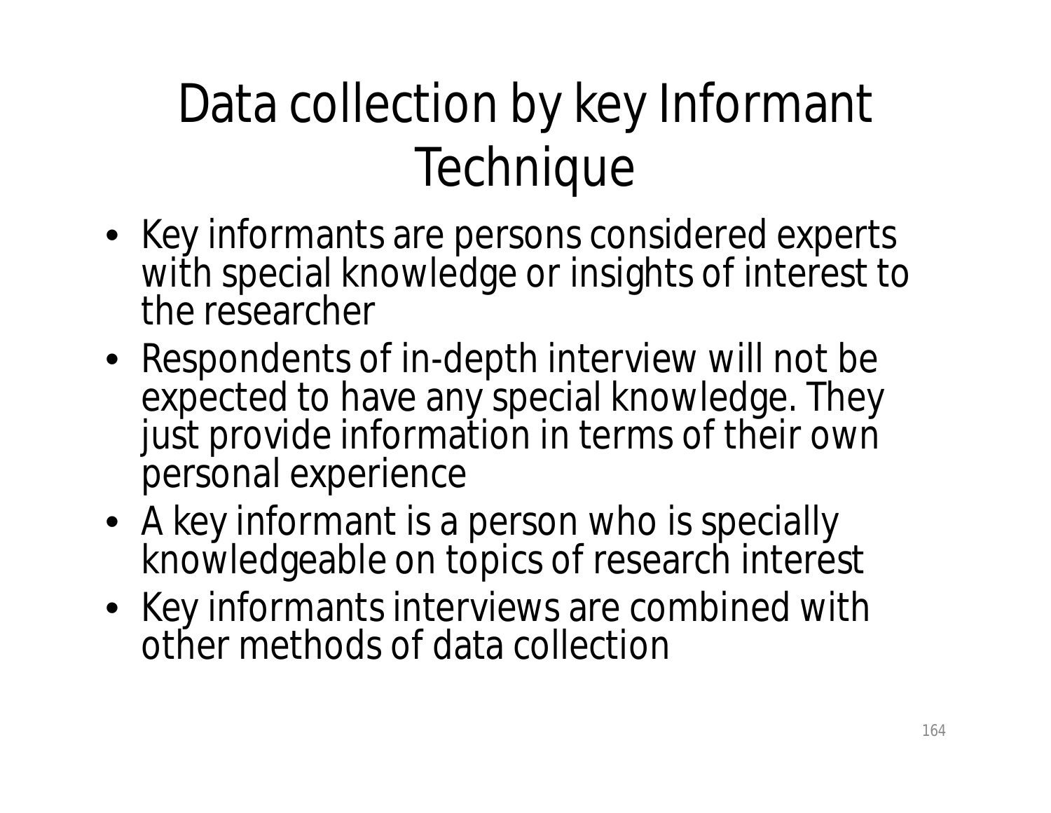# Data collection by key Informant Technique

- Key informants are persons considered experts with special knowledge or insights of interest to the researcher
- Respondents of in-depth interview will not be expected to have any special knowledge. They just provide information in terms of their own personal experience
- A key informant is a person who is specially knowledgeable on topics of research interest
- Key informants interviews are combined with other methods of data collection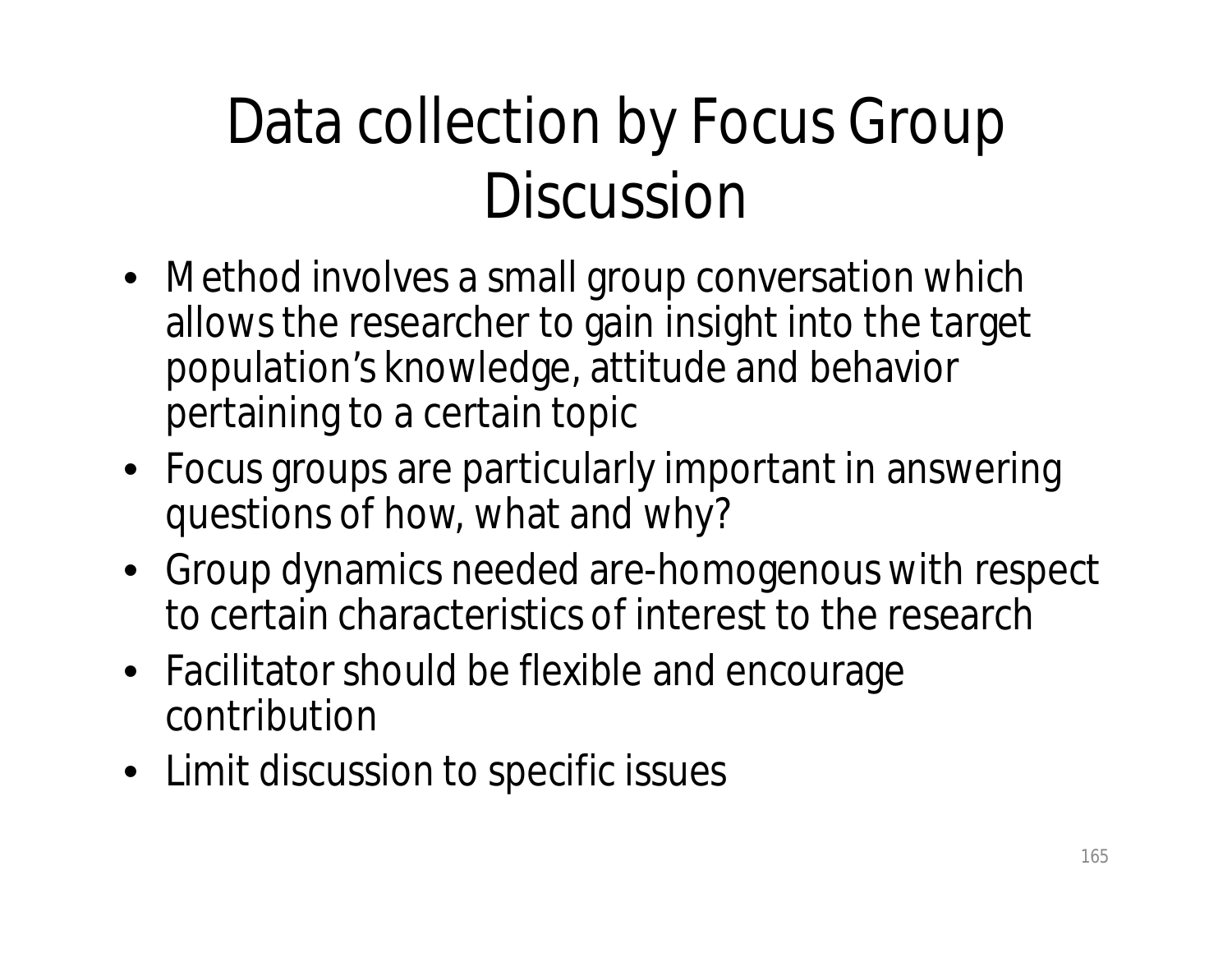# Data collection by Focus Group Discussion

- Method involves a small group conversation which allows the researcher to gain insight into the target population's knowledge, attitude and behavior pertaining to a certain topic
- Focus groups are particularly important in answering questions of how, what and why?
- Group dynamics needed are-homogenous with respect to certain characteristics of interest to the research
- Facilitator should be flexible and encourage contribution
- Limit discussion to specific issues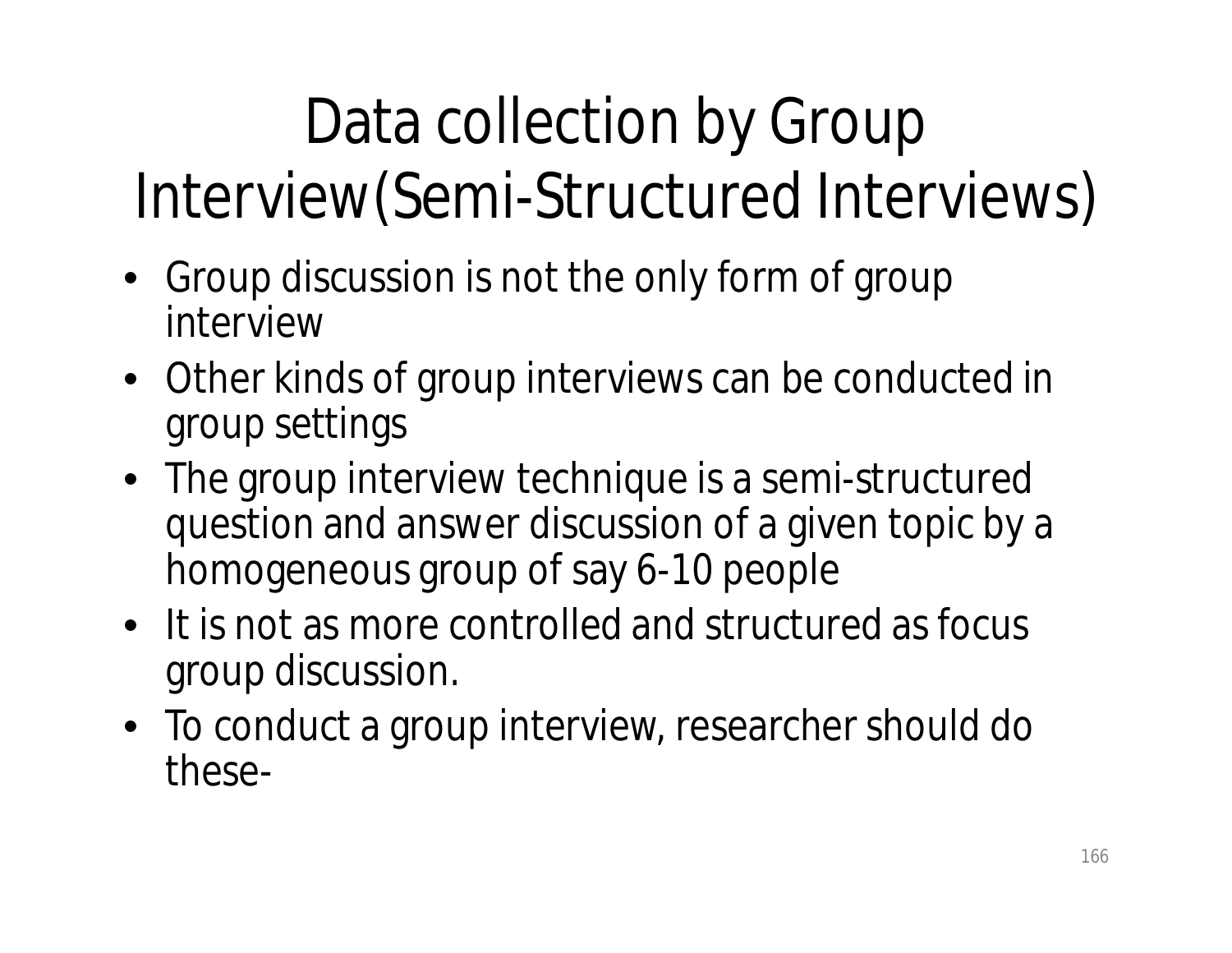# Data collection by Group Interview(Semi-Structured Interviews)

- Group discussion is not the only form of group interview
- Other kinds of group interviews can be conducted in group settings
- The group interview technique is a semi-structured question and answer discussion of a given topic by a homogeneous group of say 6-10 people
- It is not as more controlled and structured as focus group discussion.
- To conduct a group interview, researcher should do these-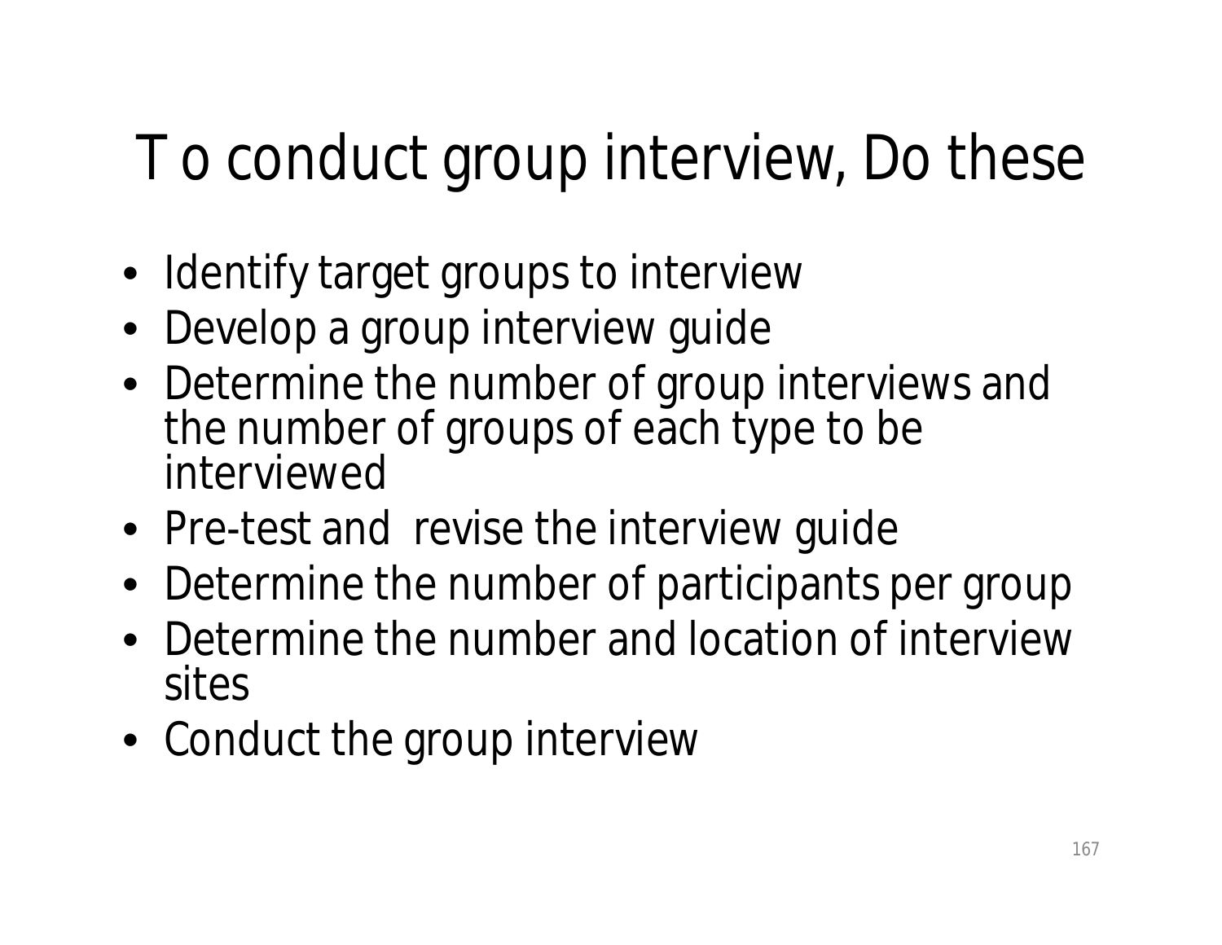# To conduct group interview, Do these

- Identify target groups to interview
- Develop a group interview guide
- Determine the number of group interviews and the number of groups of each type to be interviewed
- Pre-test and revise the interview guide
- Determine the number of participants per group
- Determine the number and location of interview sites
- Conduct the group interview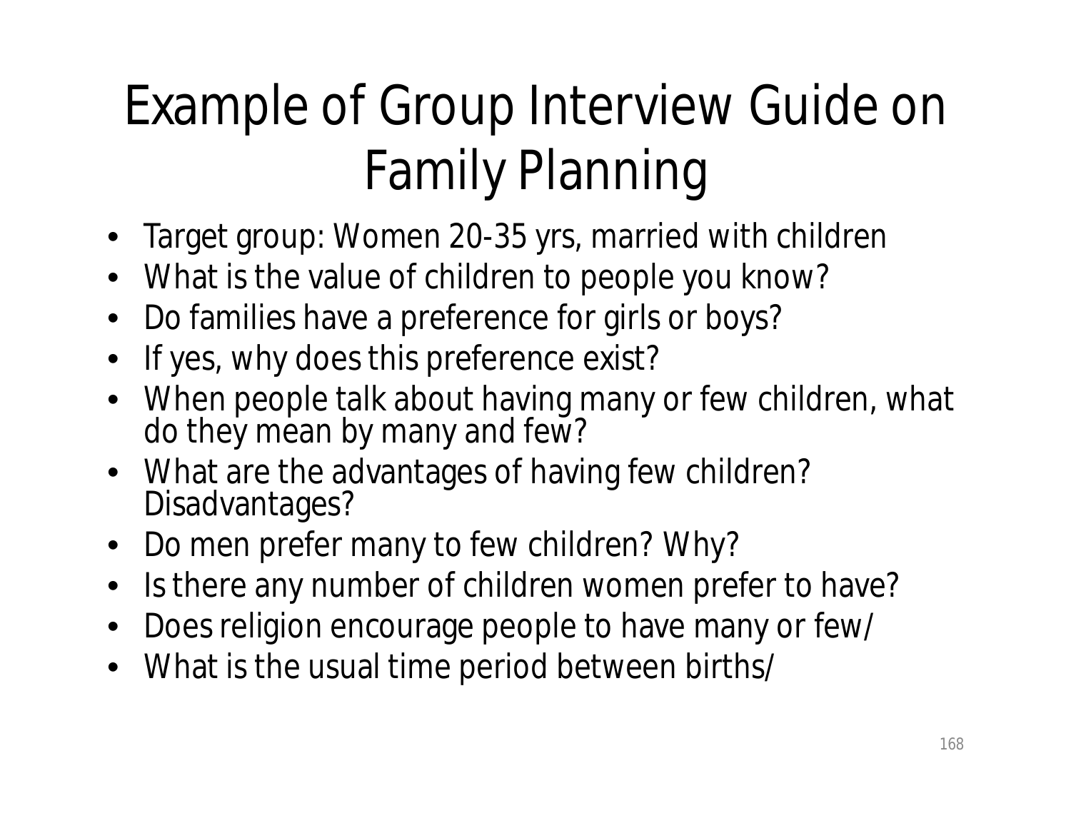# Example of Group Interview Guide on Family Planning

- Target group: Women 20-35 yrs, married with children
- What is the value of children to people you know?
- Do families have a preference for girls or boys?
- If yes, why does this preference exist?
- When people talk about having many or few children, what do they mean by many and few?
- What are the advantages of having few children? Disadvantages?
- Do men prefer many to few children? Why?
- Is there any number of children women prefer to have?
- Does religion encourage people to have many or few/
- What is the usual time period between births/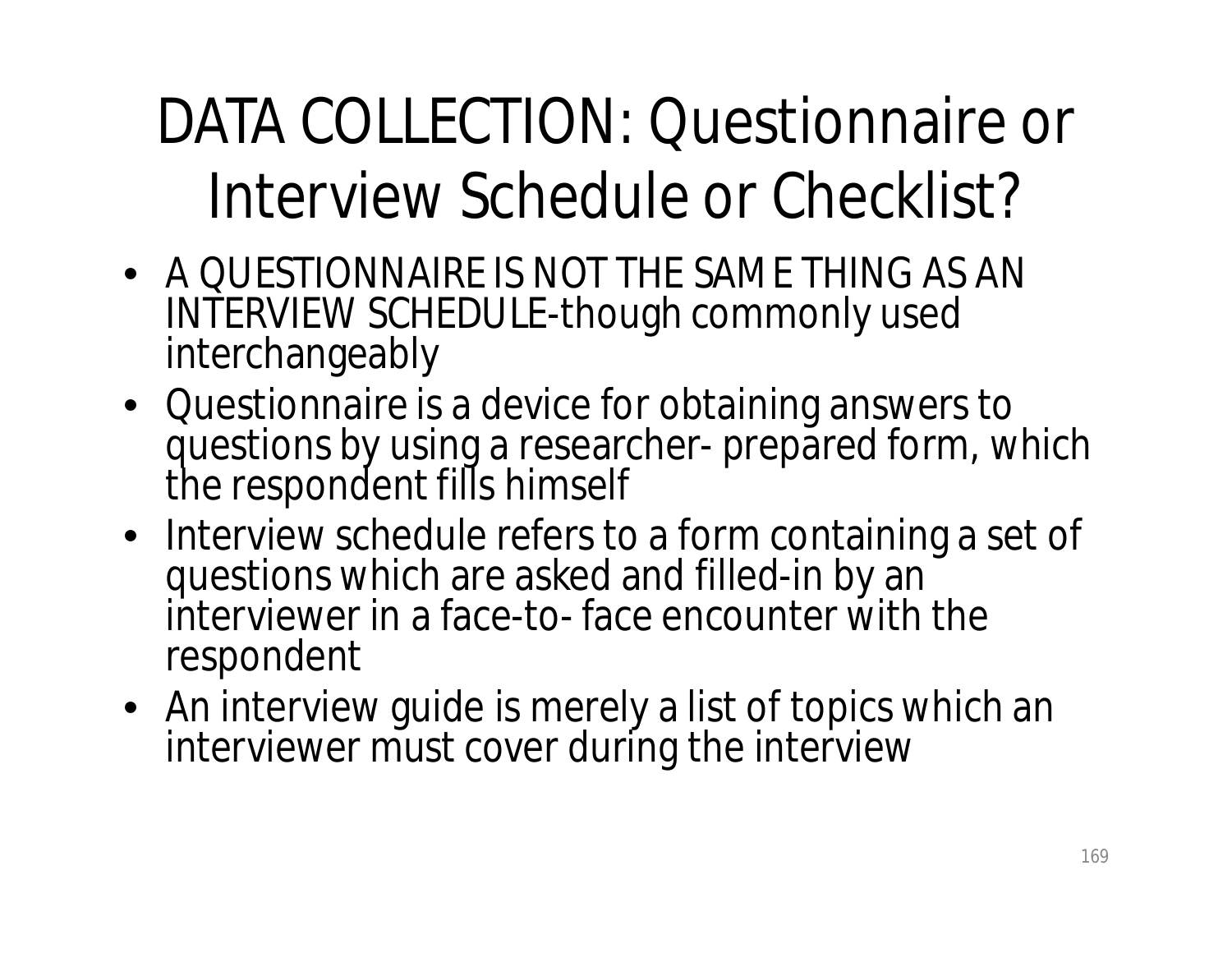# DATA COLLECTION: Questionnaire or Interview Schedule or Checklist?

- A QUESTIONNAIRE IS NOT THE SAME THING AS AN INTERVIEW SCHEDULE-though commonly used interchangeably
- Questionnaire is a device for obtaining answers to questions by using a researcher- prepared form, which the respondent fills himself
- Interview schedule refers to a form containing a set of questions which are asked and filled-in by an interviewer in a face-to- face encounter with the respondent
- An interview guide is merely a list of topics which an interviewer must cover during the interview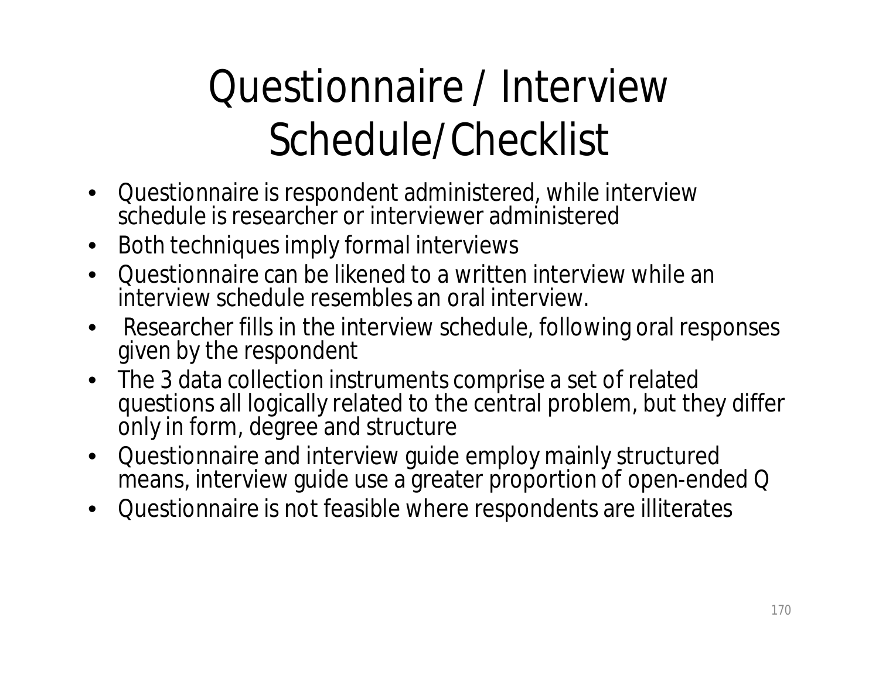# Questionnaire / Interview Schedule/Checklist

- Questionnaire is respondent administered, while interview schedule is researcher or interviewer administered
- Both techniques imply formal interviews
- Questionnaire can be likened to a written interview while an interview schedule resembles an oral interview.
- Researcher fills in the interview schedule, following oral responses given by the respondent
- The 3 data collection instruments comprise a set of related questions all logically related to the central problem, but they differ only in form, degree and structure
- Questionnaire and interview guide employ mainly structured means, interview guide use a greater proportion of open-ended Q
- Questionnaire is not feasible where respondents are illiterates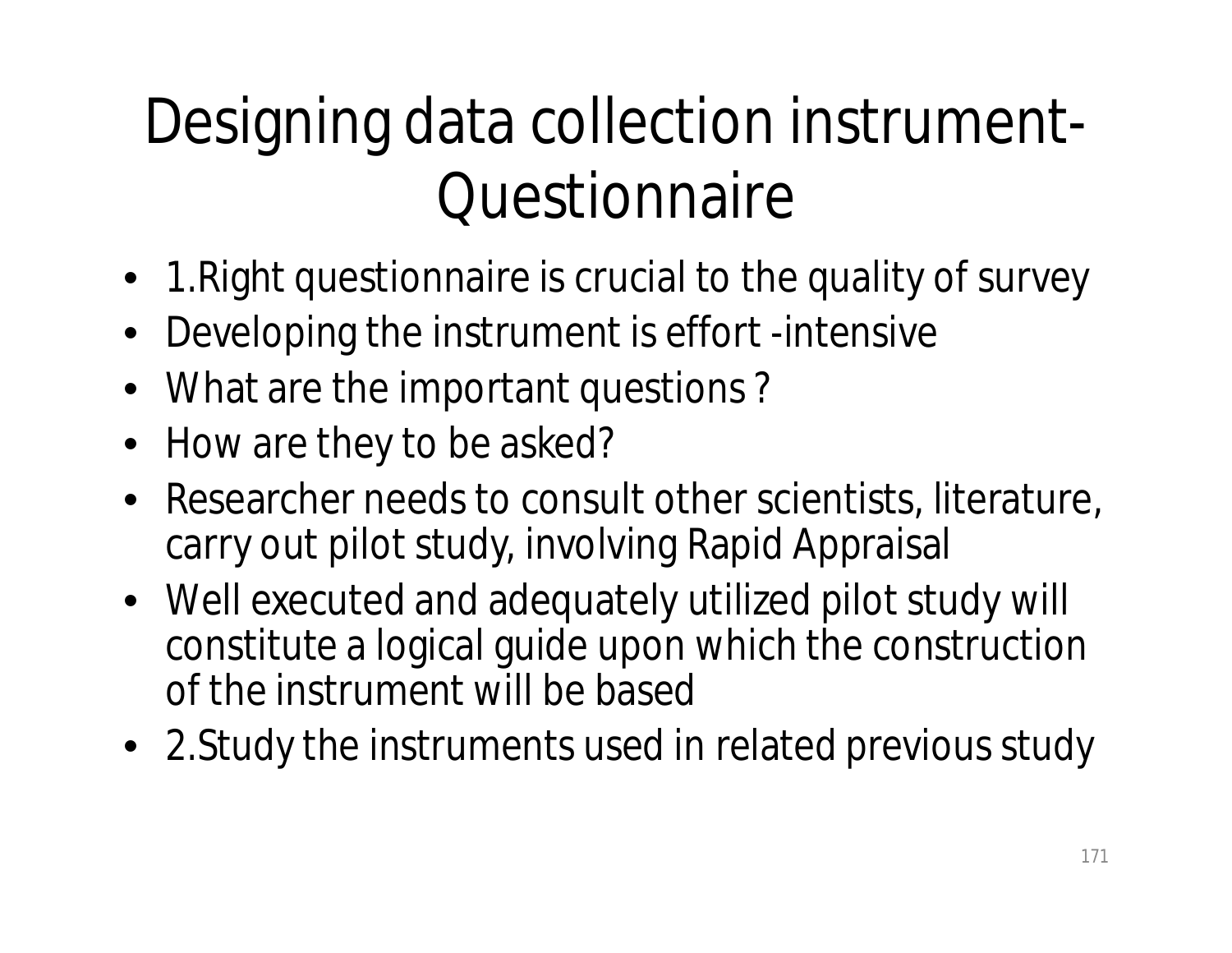# Designing data collection instrument-Questionnaire

- 1.Right questionnaire is crucial to the quality of survey
- Developing the instrument is effort -intensive
- What are the important questions ?
- How are they to be asked?
- Researcher needs to consult other scientists, literature, carry out pilot study, involving Rapid Appraisal
- Well executed and adequately utilized pilot study will constitute a logical guide upon which the construction of the instrument will be based
- 2.Study the instruments used in related previous study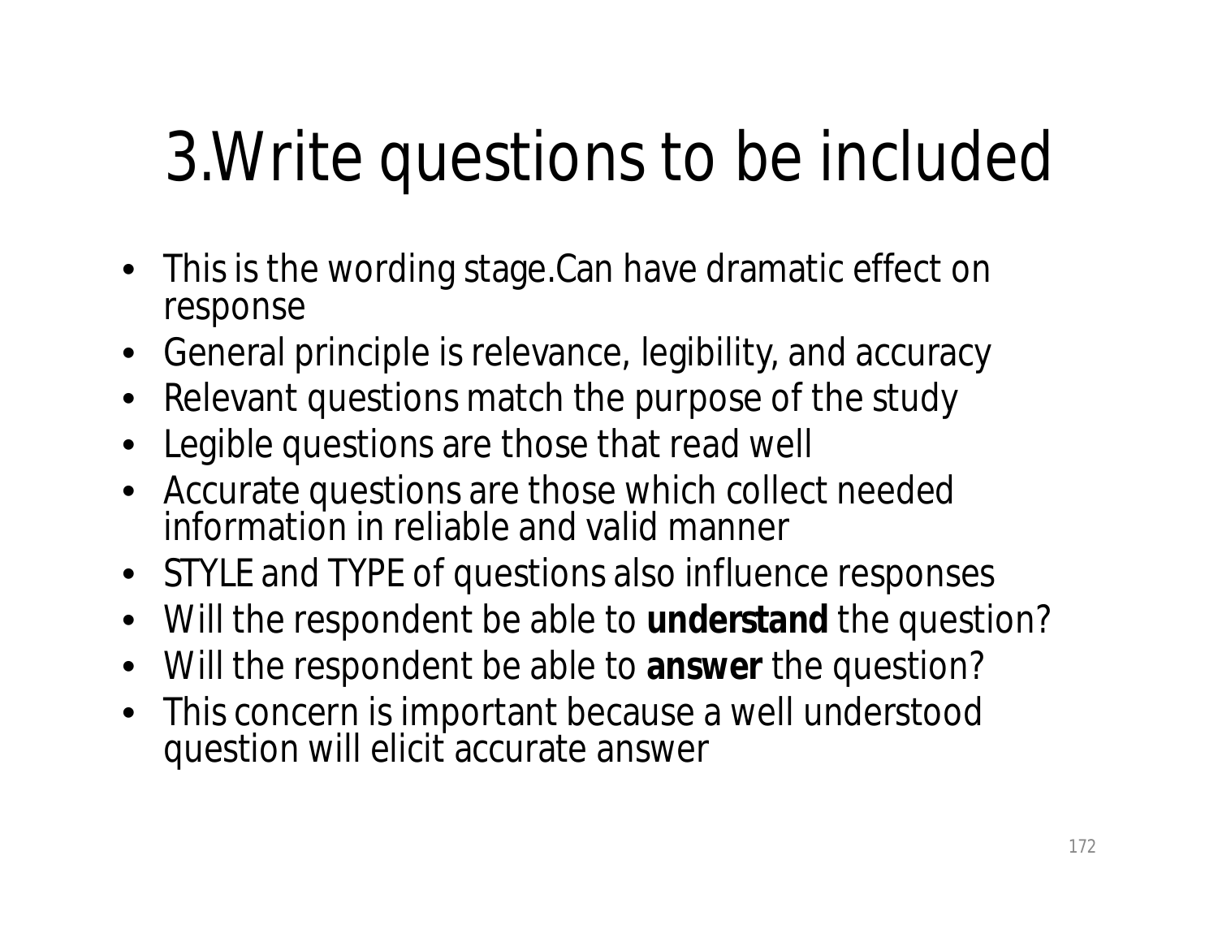# 3.Write questions to be included

- This is the wording stage.Can have dramatic effect on response
- General principle is relevance, legibility, and accuracy
- Relevant questions match the purpose of the study
- Legible questions are those that read well
- Accurate questions are those which collect needed information in reliable and valid manner
- STYLE and TYPE of questions also influence responses
- Will the respondent be able to **understand** the question?
- Will the respondent be able to **answer** the question?
- This concern is important because a well understood question will elicit accurate answer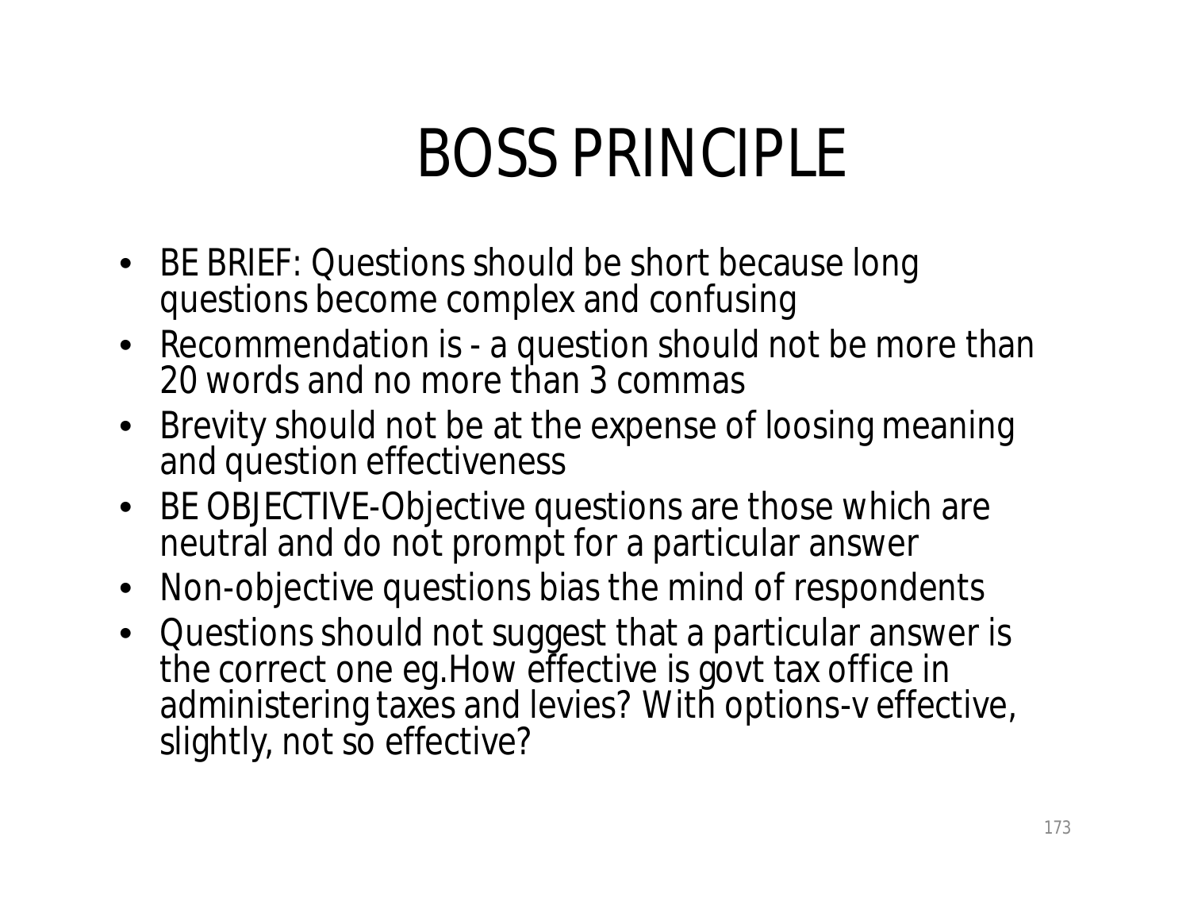# BOSS PRINCIPLE

- BE BRIEF: Questions should be short because long questions become complex and confusing
- Recommendation is - a question should not be more than 20 words and no more than 3 commas
- Brevity should not be at the expense of loosing meaning and question effectiveness
- BE OBJECTIVE-Objective questions are those which are neutral and do not prompt for a particular answer
- Non-objective questions bias the mind of respondents
- Questions should not suggest that a particular answer is the correct one eg.How effective is govt tax office in administering taxes and levies? With options-v effective, slightly, not so effective?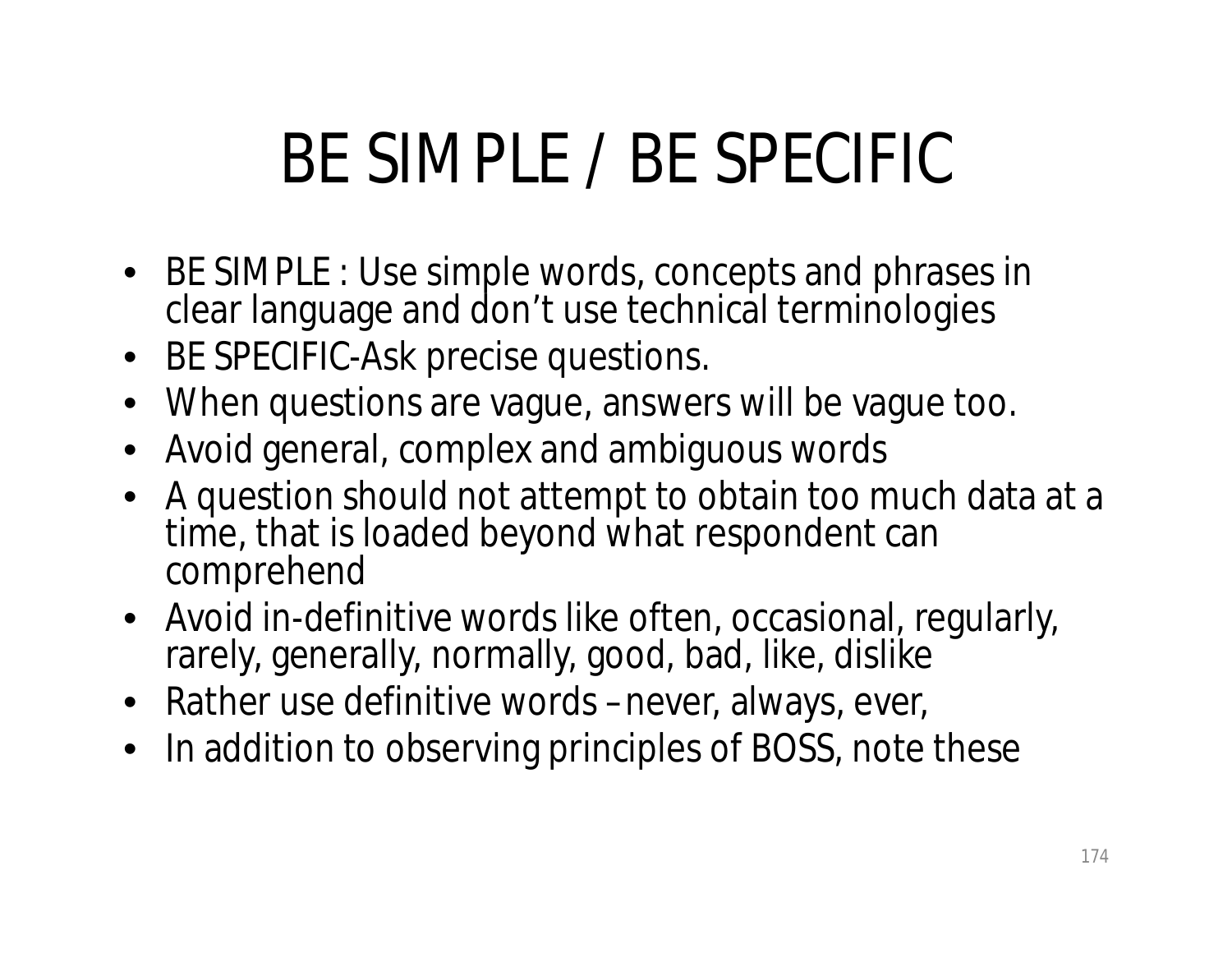# BE SIMPLE / BE SPECIFIC

- BE SIMPLE : Use simple words, concepts and phrases in clear language and don't use technical terminologies
- BE SPECIFIC-Ask precise questions.
- When questions are vague, answers will be vague too.
- Avoid general, complex and ambiguous words
- A question should not attempt to obtain too much data at a time, that is loaded beyond what respondent can comprehend
- Avoid in-definitive words like often, occasional, regularly, rarely, generally, normally, good, bad, like, dislike
- Rather use definitive words – never, always, ever,
- In addition to observing principles of BOSS, note these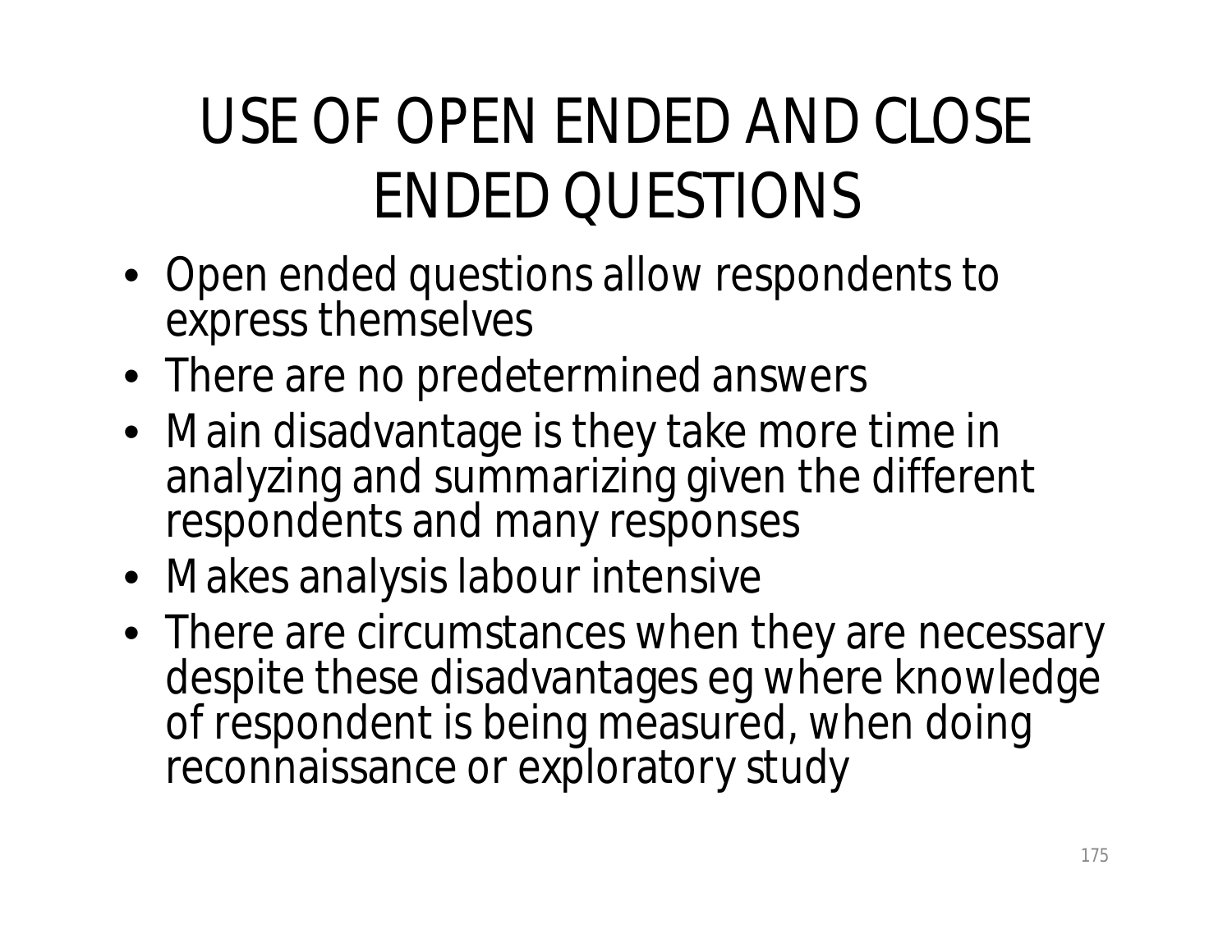# USE OF OPEN ENDED AND CLOSE ENDED QUESTIONS

- Open ended questions allow respondents to express themselves
- There are no predetermined answers
- Main disadvantage is they take more time in analyzing and summarizing given the different respondents and many responses
- Makes analysis labour intensive
- There are circumstances when they are necessary despite these disadvantages eg where knowledge of respondent is being measured, when doing reconnaissance or exploratory study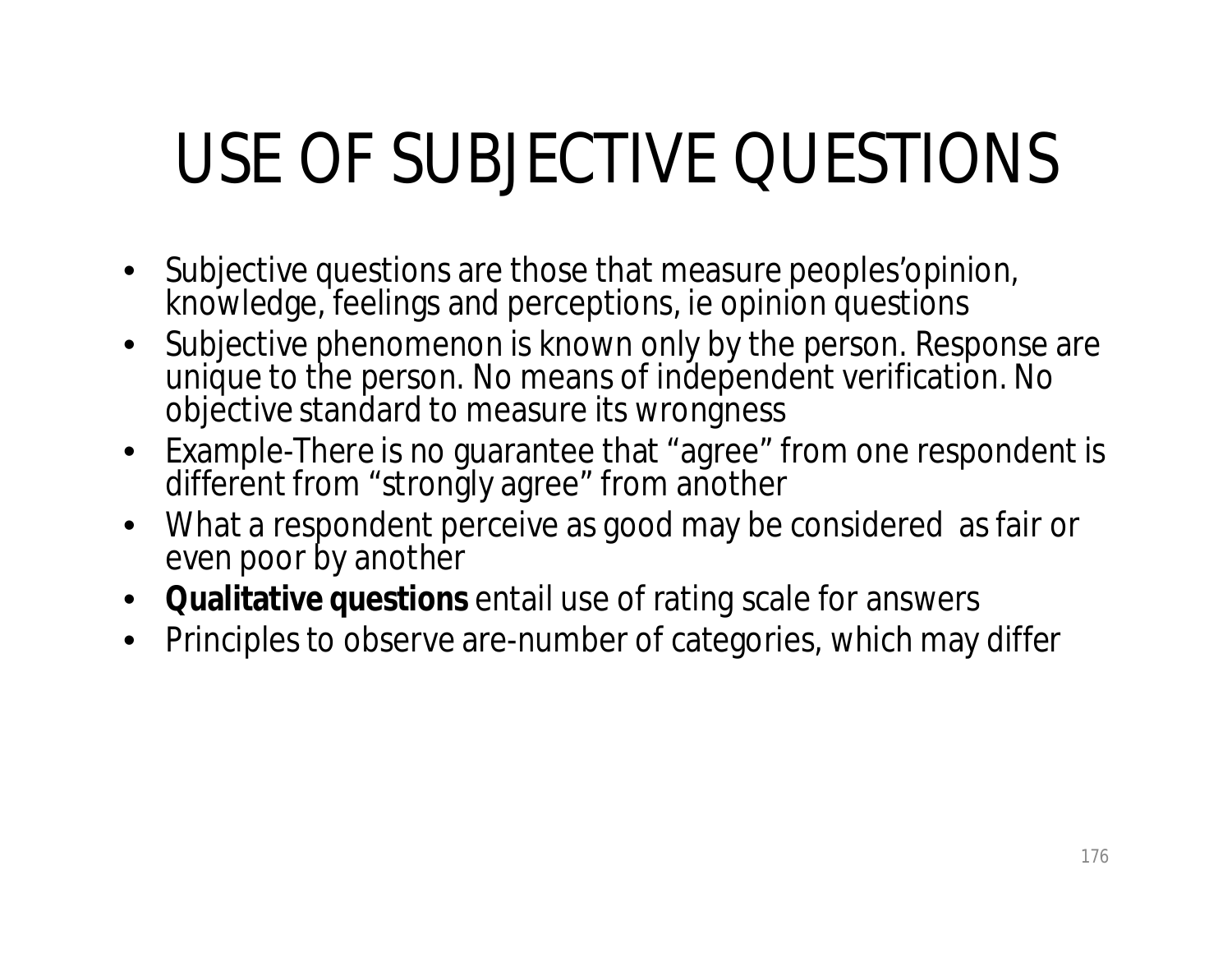# USE OF SUBJECTIVE QUESTIONS

- Subjective questions are those that measure peoples'opinion, knowledge, feelings and perceptions, ie opinion questions
- Subjective phenomenon is known only by the person. Response are unique to the person. No means of independent verification. No objective standard to measure its wrongness
- Example-There is no guarantee that "agree" from one respondent is different from "strongly agree" from another
- What a respondent perceive as good may be considered as fair or even poor by another
- **Qualitative questions** entail use of rating scale for answers
- Principles to observe are-number of categories, which may differ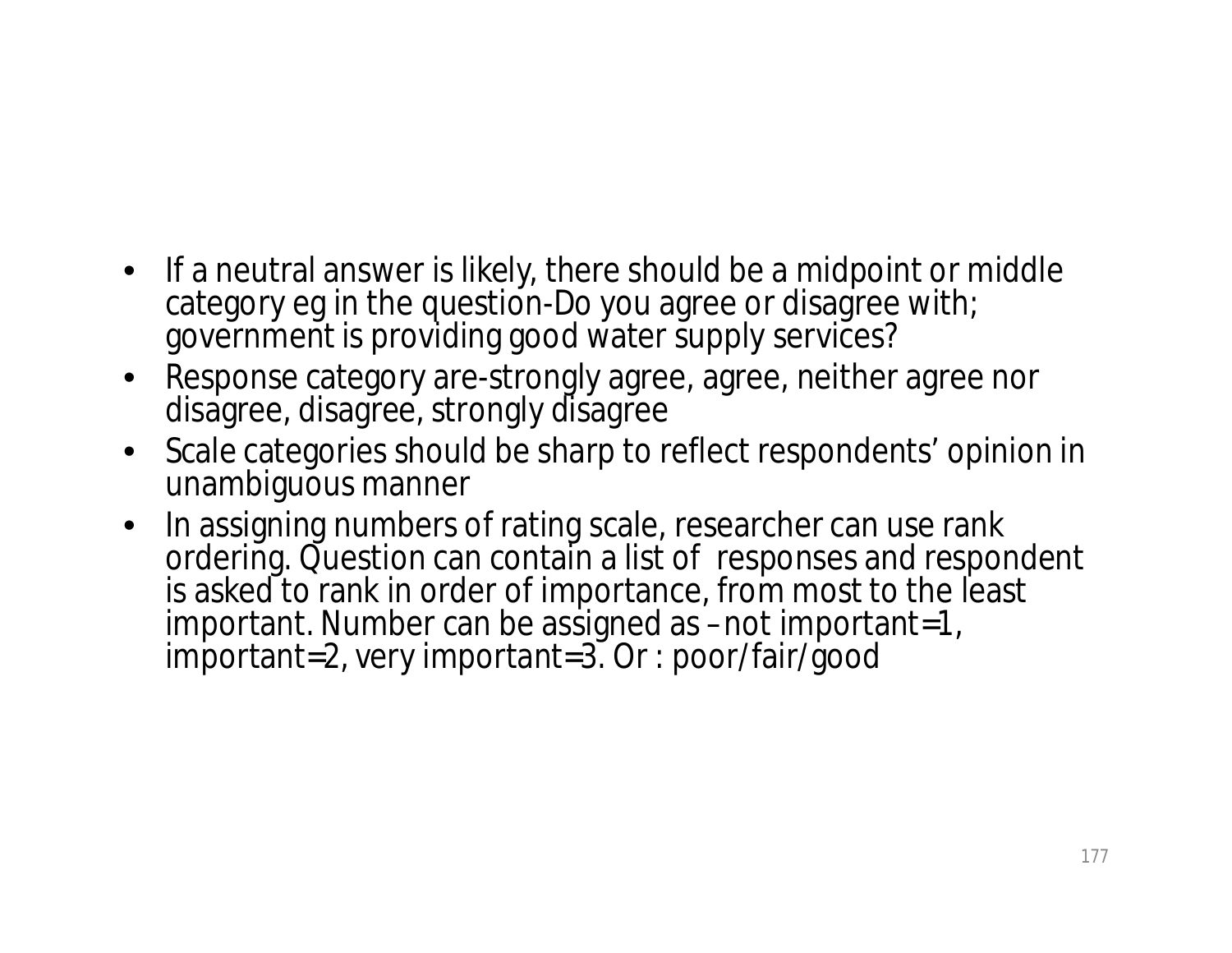- If a neutral answer is likely, there should be a midpoint or middle category eg in the question-Do you agree or disagree with; government is providing good water supply services?
- Response category are-strongly agree, agree, neither agree nor disagree, disagree, strongly disagree
- Scale categories should be sharp to reflect respondents' opinion in unambiguous manner
- In assigning numbers of rating scale, researcher can use rank ordering. Question can contain a list of responses and respondent is asked to rank in order of importance, from most to the least important. Number can be assigned as –not important=1, important=2, very important=3. Or : poor/fair/good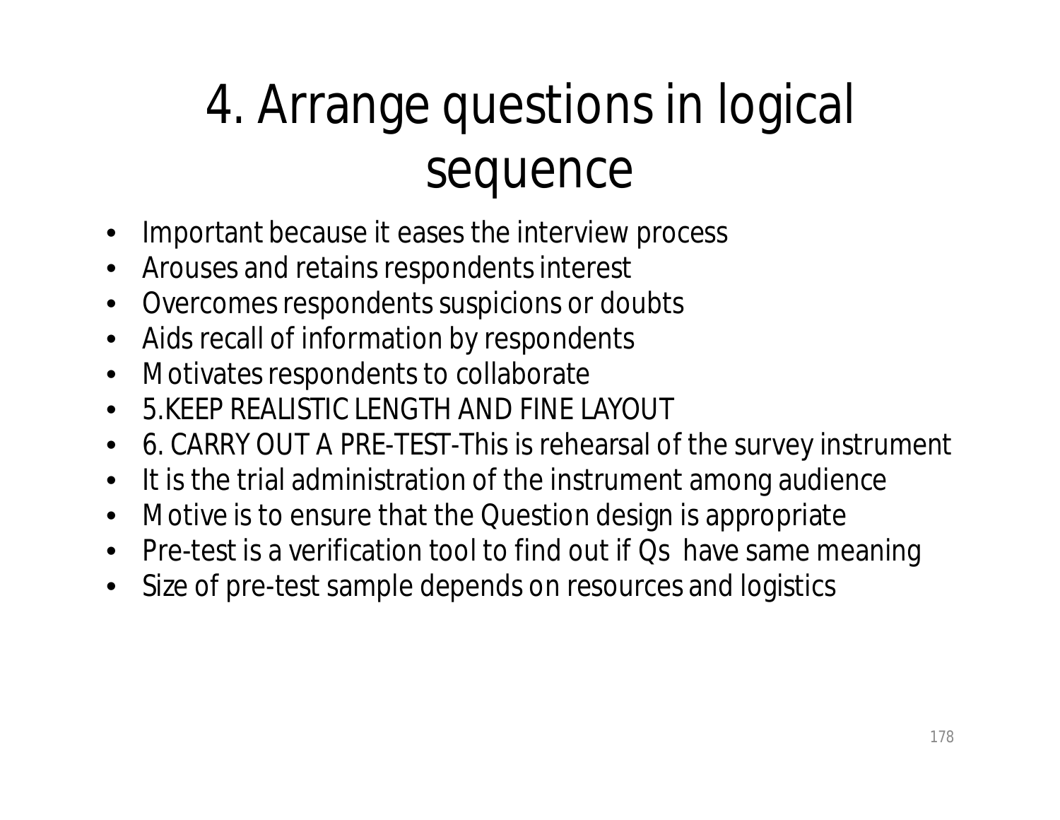# 4. Arrange questions in logical sequence

- Important because it eases the interview process
- Arouses and retains respondents interest
- Overcomes respondents suspicions or doubts
- Aids recall of information by respondents
- Motivates respondents to collaborate
- 5.KEEP REALISTIC LENGTH AND FINE LAYOUT
- 6. CARRY OUT A PRE-TEST-This is rehearsal of the survey instrument
- It is the trial administration of the instrument among audience
- Motive is to ensure that the Question design is appropriate
- Pre-test is a verification tool to find out if Qs have same meaning
- Size of pre-test sample depends on resources and logistics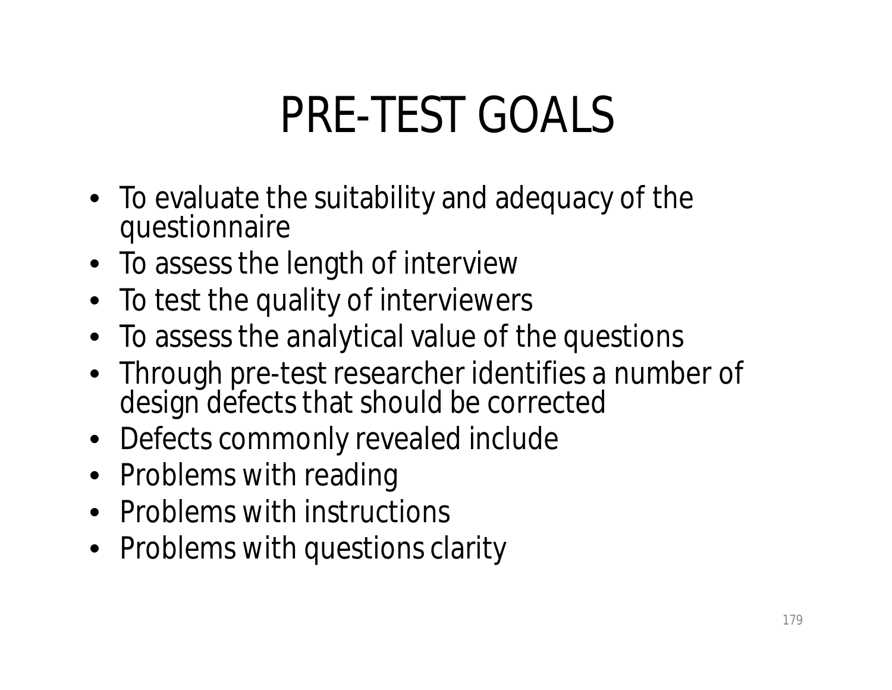# PRE-TEST GOALS

- To evaluate the suitability and adequacy of the questionnaire
- To assess the length of interview
- To test the quality of interviewers
- To assess the analytical value of the questions
- Through pre-test researcher identifies a number of design defects that should be corrected
- Defects commonly revealed include
- Problems with reading
- Problems with instructions
- Problems with questions clarity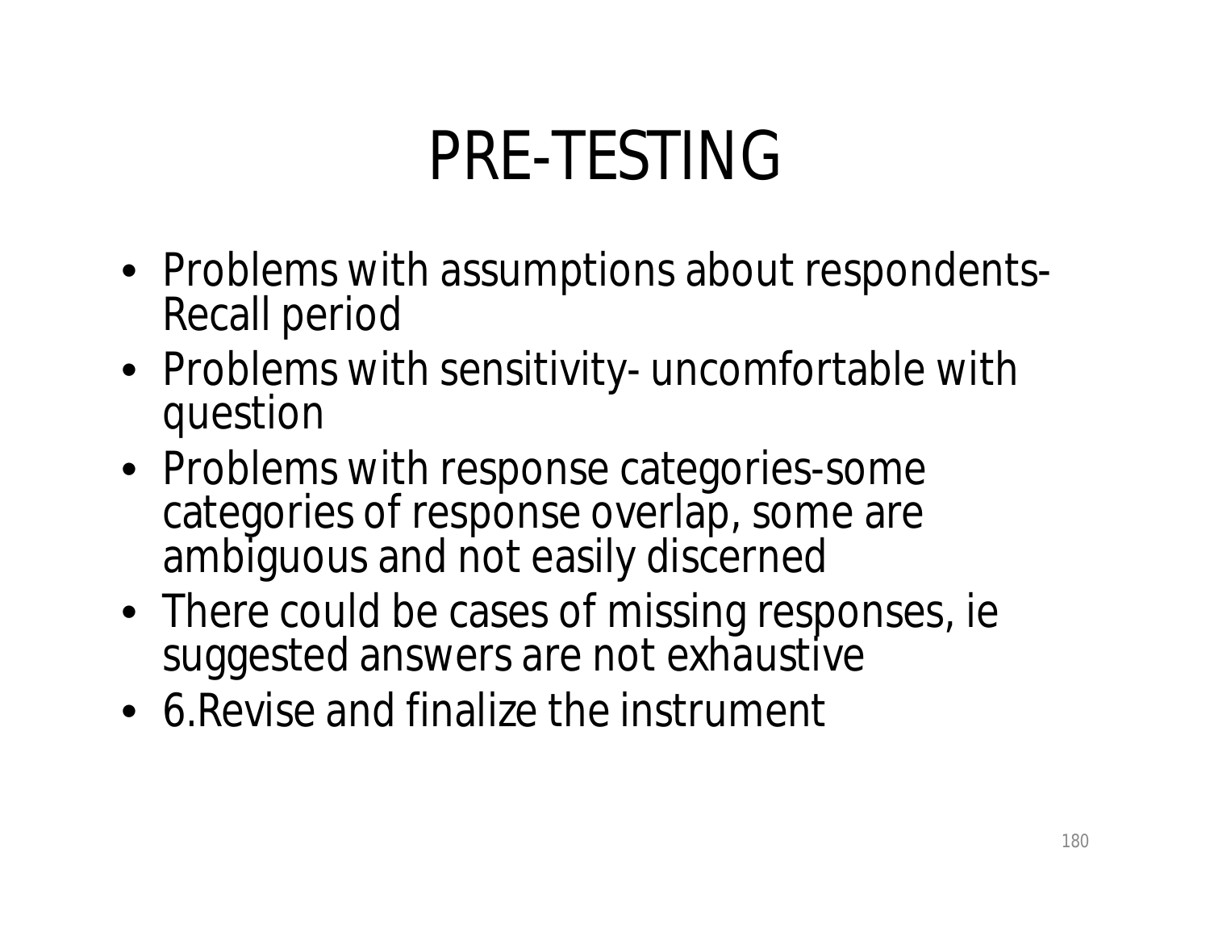# PRE-TESTING

- Problems with assumptions about respondents-Recall period
- Problems with sensitivity- uncomfortable with question
- Problems with response categories-some categories of response overlap, some are ambiguous and not easily discerned
- There could be cases of missing responses, ie suggested answers are not exhaustive
- 6.Revise and finalize the instrument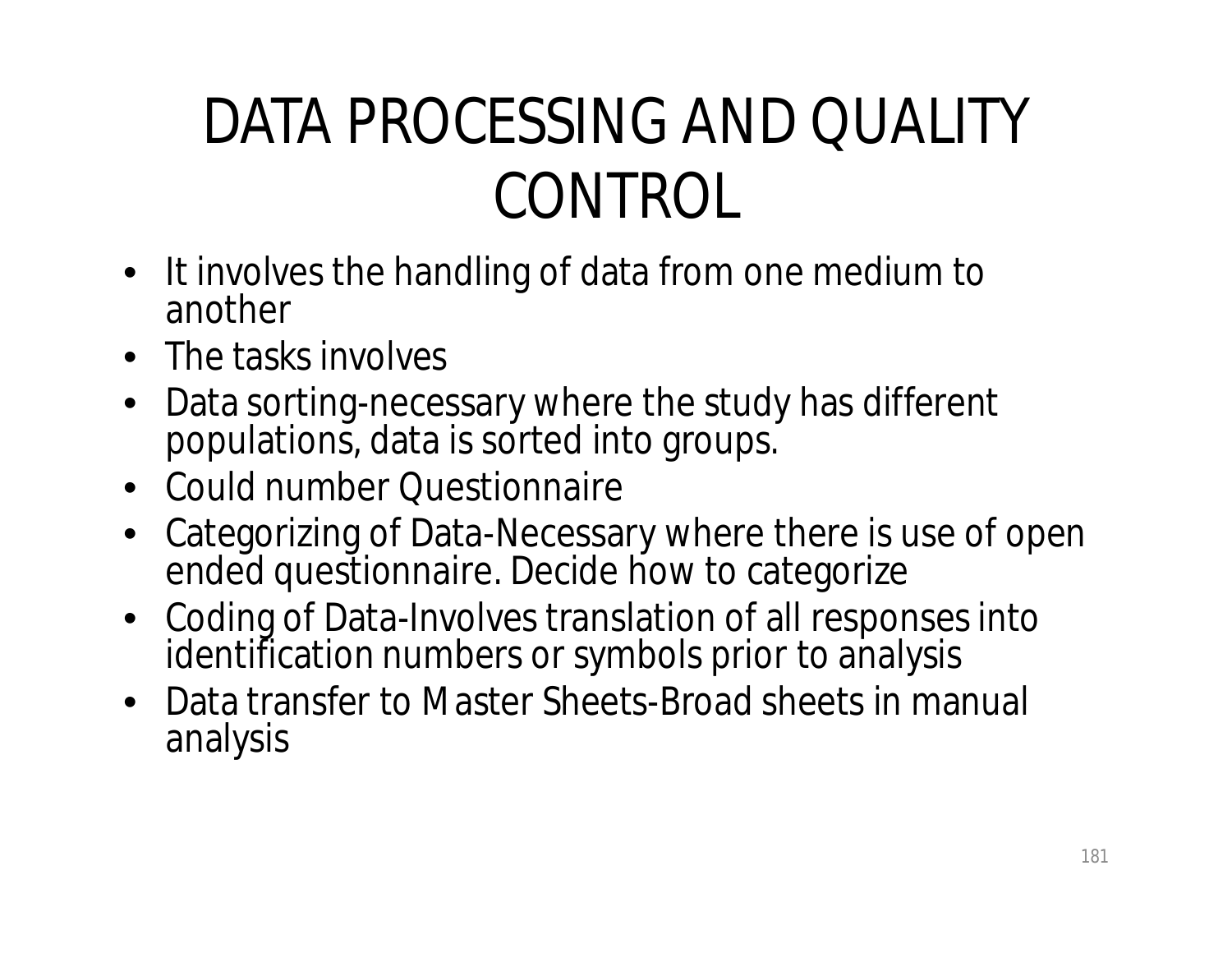# DATA PROCESSING AND QUALITY CONTROL

- It involves the handling of data from one medium to another
- The tasks involves
- Data sorting-necessary where the study has different populations, data is sorted into groups.
- Could number Questionnaire
- Categorizing of Data-Necessary where there is use of open ended questionnaire. Decide how to categorize
- Coding of Data-Involves translation of all responses into identification numbers or symbols prior to analysis
- Data transfer to Master Sheets-Broad sheets in manual analysis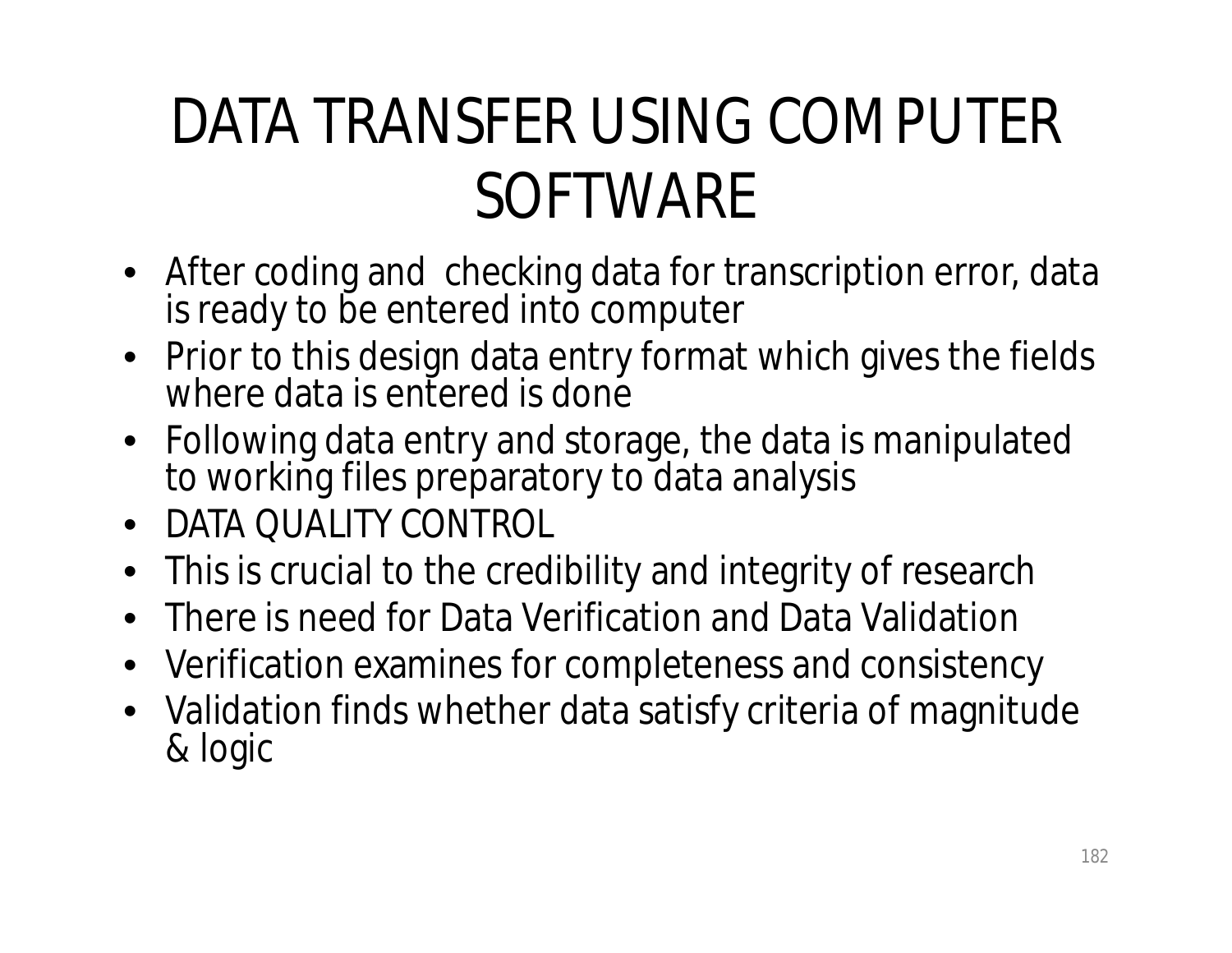# DATA TRANSFER USING COMPUTER SOFTWARE

- After coding and checking data for transcription error, data is ready to be entered into computer
- Prior to this design data entry format which gives the fields where data is entered is done
- Following data entry and storage, the data is manipulated to working files preparatory to data analysis
- DATA QUALITY CONTROL
- This is crucial to the credibility and integrity of research
- There is need for Data Verification and Data Validation
- Verification examines for completeness and consistency
- Validation finds whether data satisfy criteria of magnitude & logic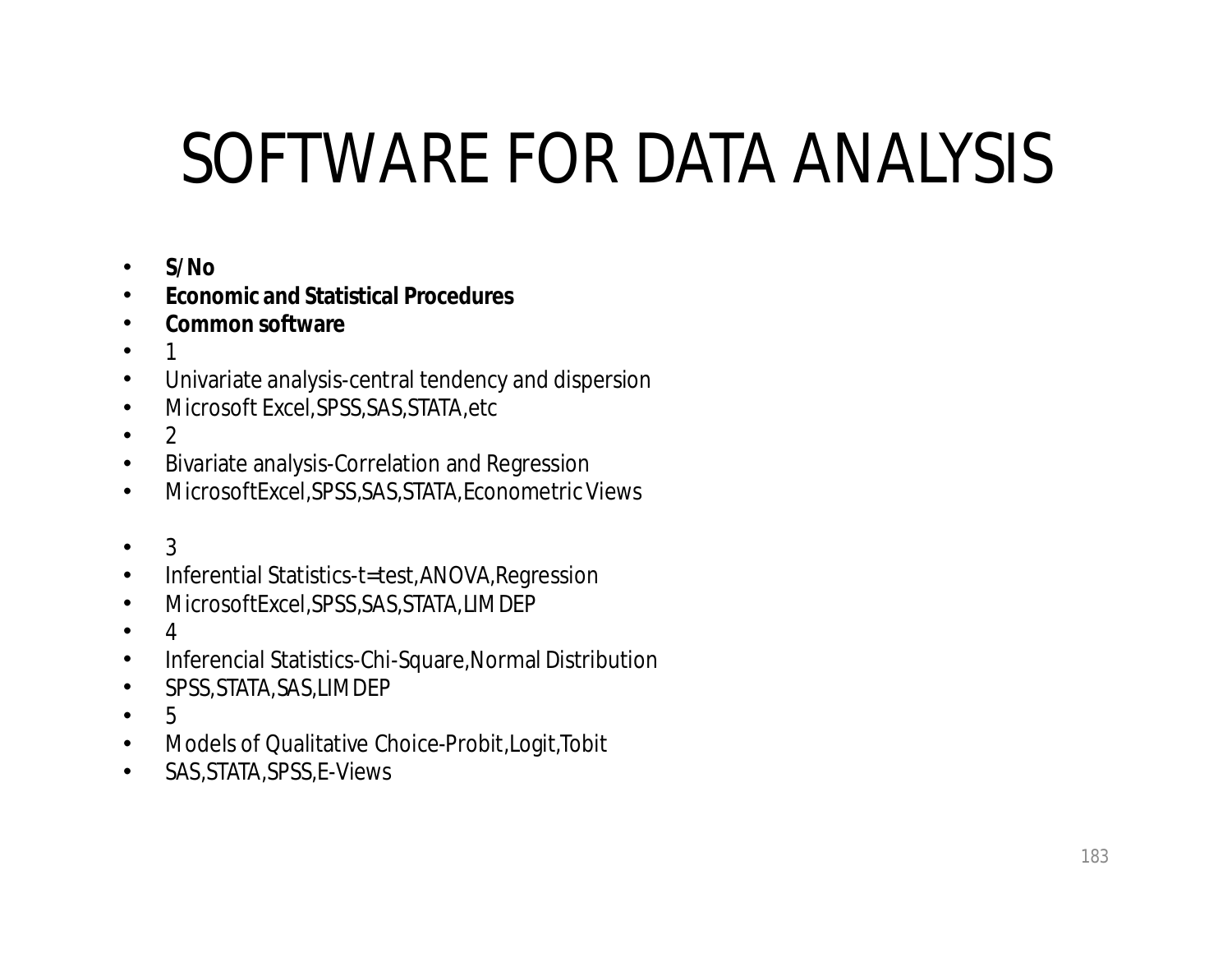# SOFTWARE FOR DATA ANALYSIS

- **S/No**
- **Economic and Statistical Procedures**
- **Common software**
- 1
- Univariate analysis-central tendency and dispersion
- Microsoft Excel,SPSS,SAS,STATA,etc
- 2
- Bivariate analysis-Correlation and Regression
- MicrosoftExcel,SPSS,SAS,STATA,Econometric Views
- 3
- Inferential Statistics-t=test,ANOVA,Regression
- MicrosoftExcel,SPSS,SAS,STATA,LIMDEP
- 4
- Inferencial Statistics-Chi-Square,Normal Distribution
- SPSS,STATA,SAS,LIMDEP
- 5
- Models of Qualitative Choice-Probit,Logit,Tobit
- SAS,STATA,SPSS,E-Views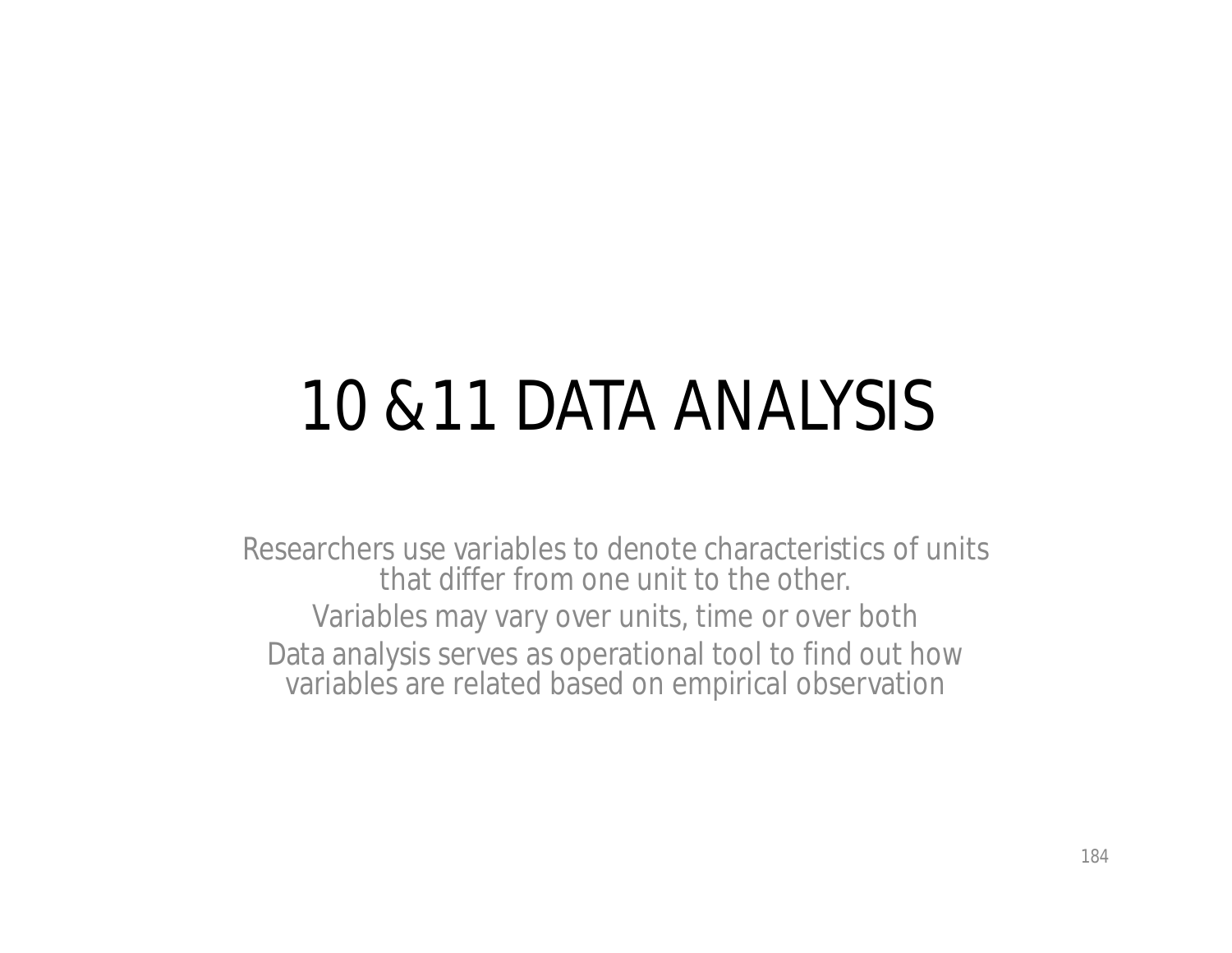# 10 &11 DATA ANALYSIS

Researchers use variables to denote characteristics of units that differ from one unit to the other.

Variables may vary over units, time or over both

Data analysis serves as operational tool to find out how variables are related based on empirical observation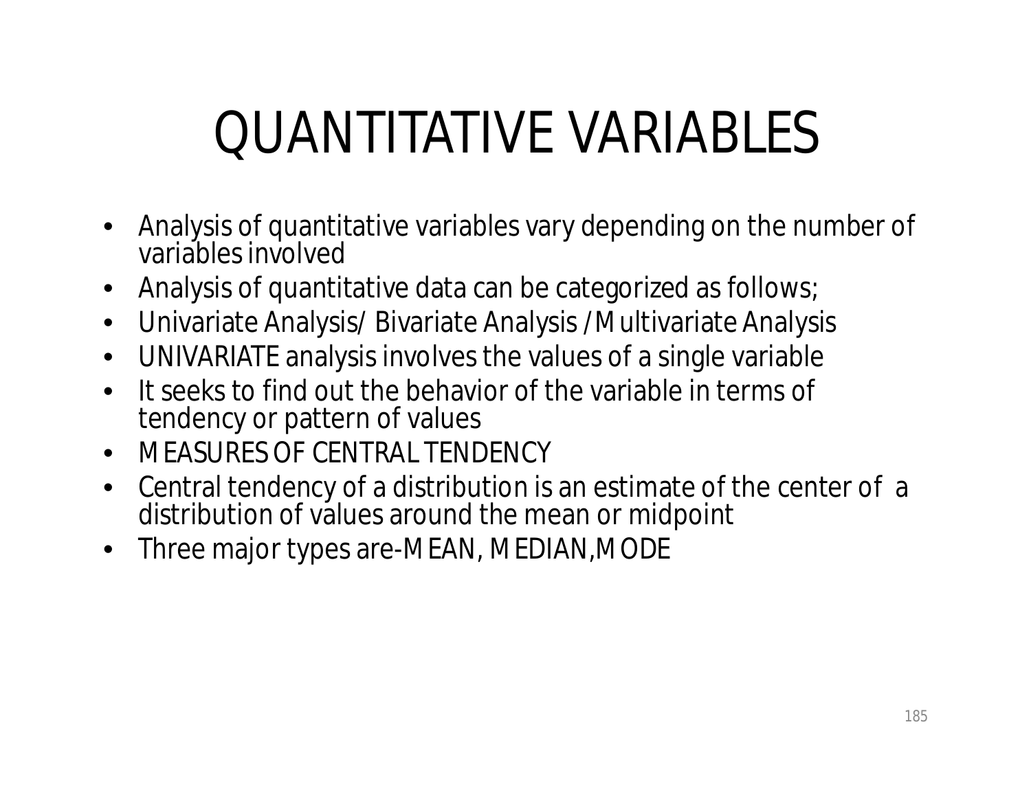# QUANTITATIVE VARIABLES

- Analysis of quantitative variables vary depending on the number of variables involved
- Analysis of quantitative data can be categorized as follows;
- Univariate Analysis/ Bivariate Analysis /Multivariate Analysis
- UNIVARIATE analysis involves the values of a single variable
- It seeks to find out the behavior of the variable in terms of tendency or pattern of values
- MEASURES OF CENTRAL TENDENCY
- Central tendency of a distribution is an estimate of the center of a distribution of values around the mean or midpoint
- Three major types are-MEAN, MEDIAN,MODE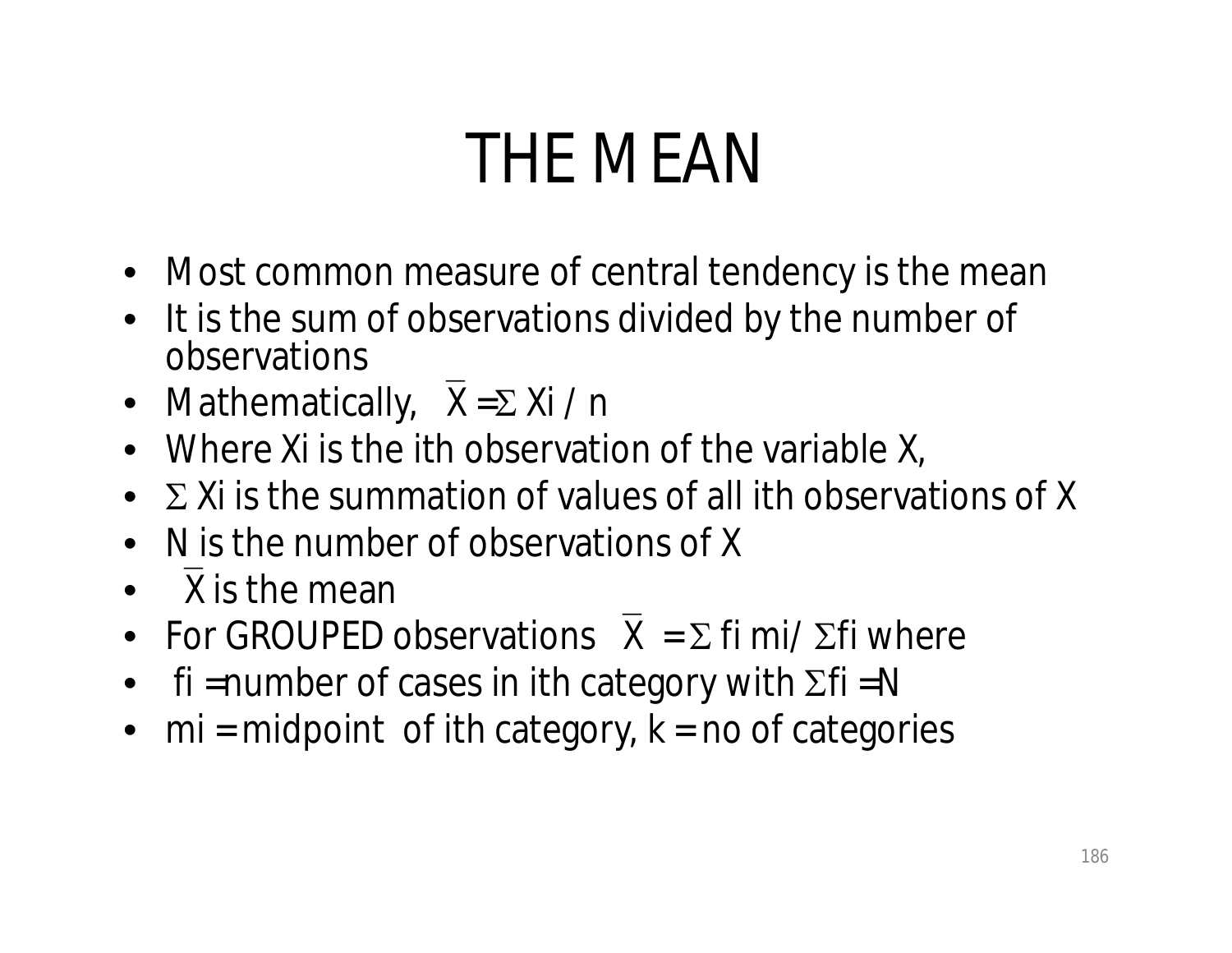# THE MEAN

- Most common measure of central tendency is the mean
- It is the sum of observations divided by the number of observations
- Mathematically, $\bar{X} = \Sigma X_i / n$
- Where $X_i$ is the ith observation of the variable X,
- $\Sigma X_i$ is the summation of values of all ith observations of X
- N is the number of observations of X
- $\bar{X}$ is the mean
- For GROUPED observations $\bar{X} = \Sigma f_i m_i / \Sigma f_i$ where
- $f_i$ = number of cases in ith category with $\Sigma f_i = N$
- $m_i$ = midpoint of ith category, k = no of categories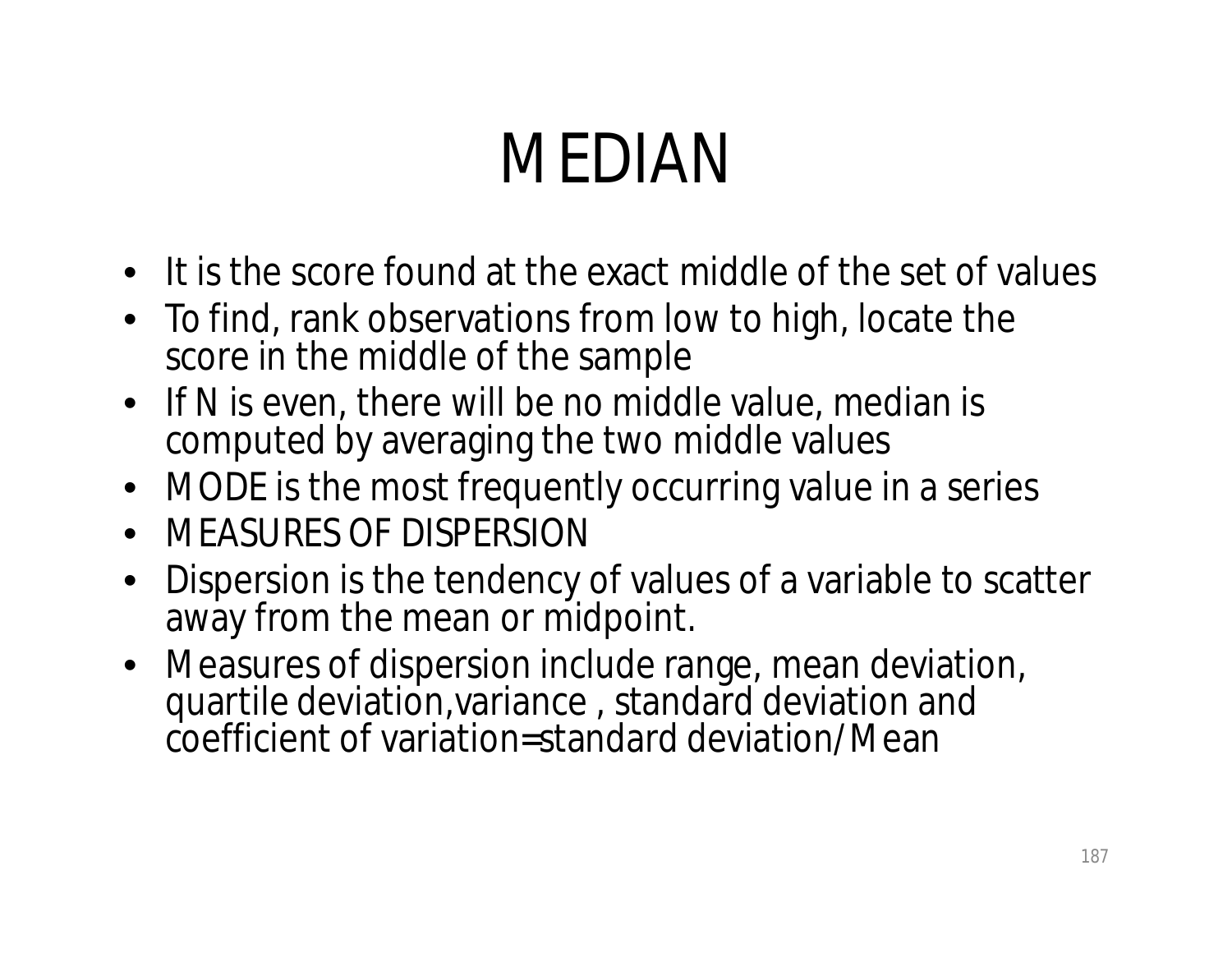# MEDIAN

- It is the score found at the exact middle of the set of values
- To find, rank observations from low to high, locate the score in the middle of the sample
- If N is even, there will be no middle value, median is computed by averaging the two middle values
- MODE is the most frequently occurring value in a series
- MEASURES OF DISPERSION
- Dispersion is the tendency of values of a variable to scatter away from the mean or midpoint.
- Measures of dispersion include range, mean deviation, quartile deviation,variance , standard deviation and coefficient of variation=standard deviation/Mean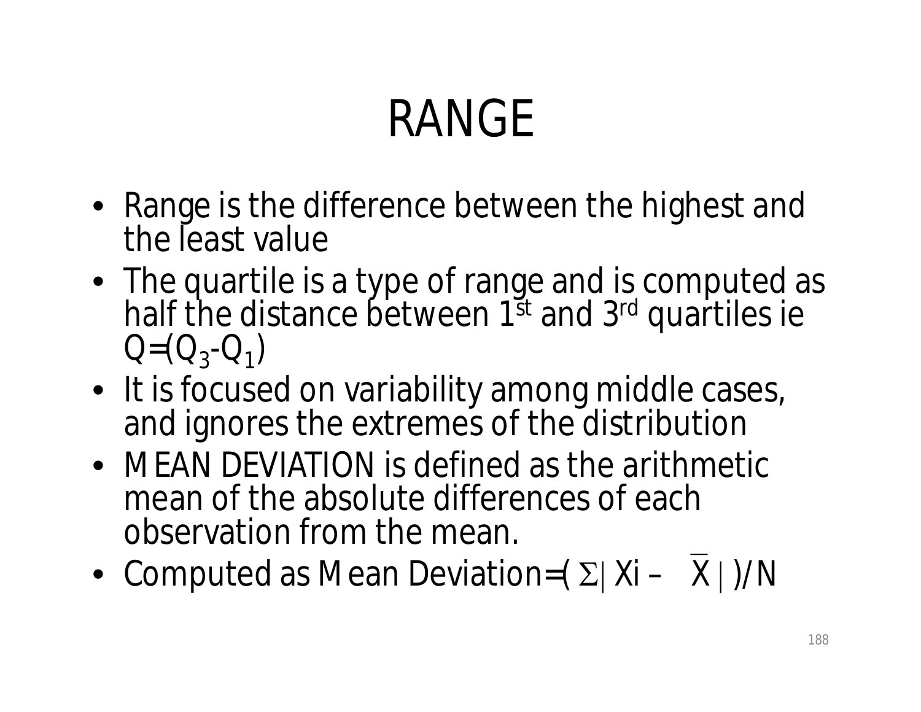# RANGE

- Range is the difference between the highest and the least value
- The quartile is a type of range and is computed as half the distance between 1st and 3rd quartiles ie $Q=(Q_3-Q_1)$
- It is focused on variability among middle cases, and ignores the extremes of the distribution
- MEAN DEVIATION is defined as the arithmetic mean of the absolute differences of each observation from the mean.
- Computed as Mean Deviation$=(\Sigma|Xi - \bar{X}|)/N$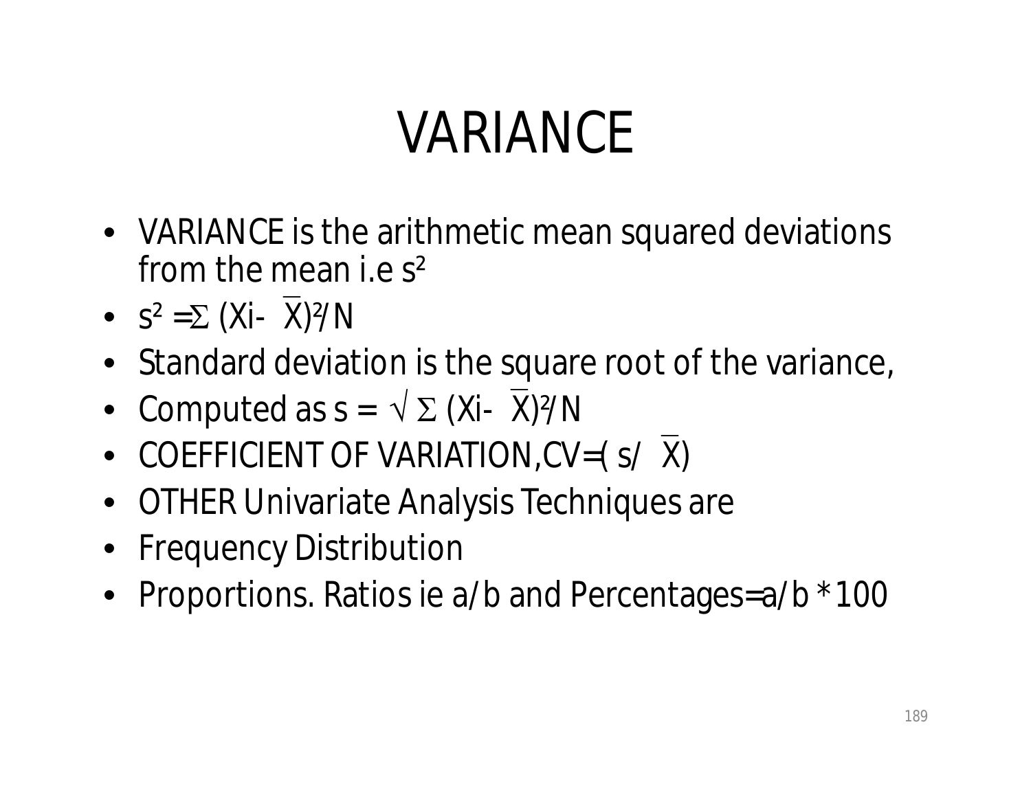# VARIANCE

- VARIANCE is the arithmetic mean squared deviations from the mean i.e $s^2$
- $s^2 = \Sigma (Xi- \overline{X})^2/N$
- Standard deviation is the square root of the variance,
- Computed as $s = \sqrt{\Sigma (Xi- \overline{X})^2/N}$
- COEFFICIENT OF VARIATION, $CV=( s/ \overline{X})$
- OTHER Univariate Analysis Techniques are
- Frequency Distribution
- Proportions. Ratios ie a/b and Percentages=a/b *100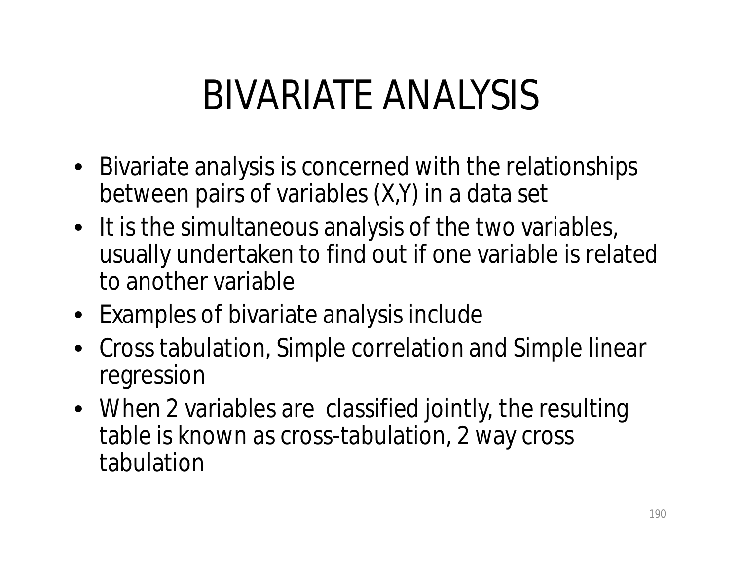# BIVARIATE ANALYSIS

- Bivariate analysis is concerned with the relationships between pairs of variables (X,Y) in a data set
- It is the simultaneous analysis of the two variables, usually undertaken to find out if one variable is related to another variable
- Examples of bivariate analysis include
- Cross tabulation, Simple correlation and Simple linear regression
- When 2 variables are classified jointly, the resulting table is known as cross-tabulation, 2 way cross tabulation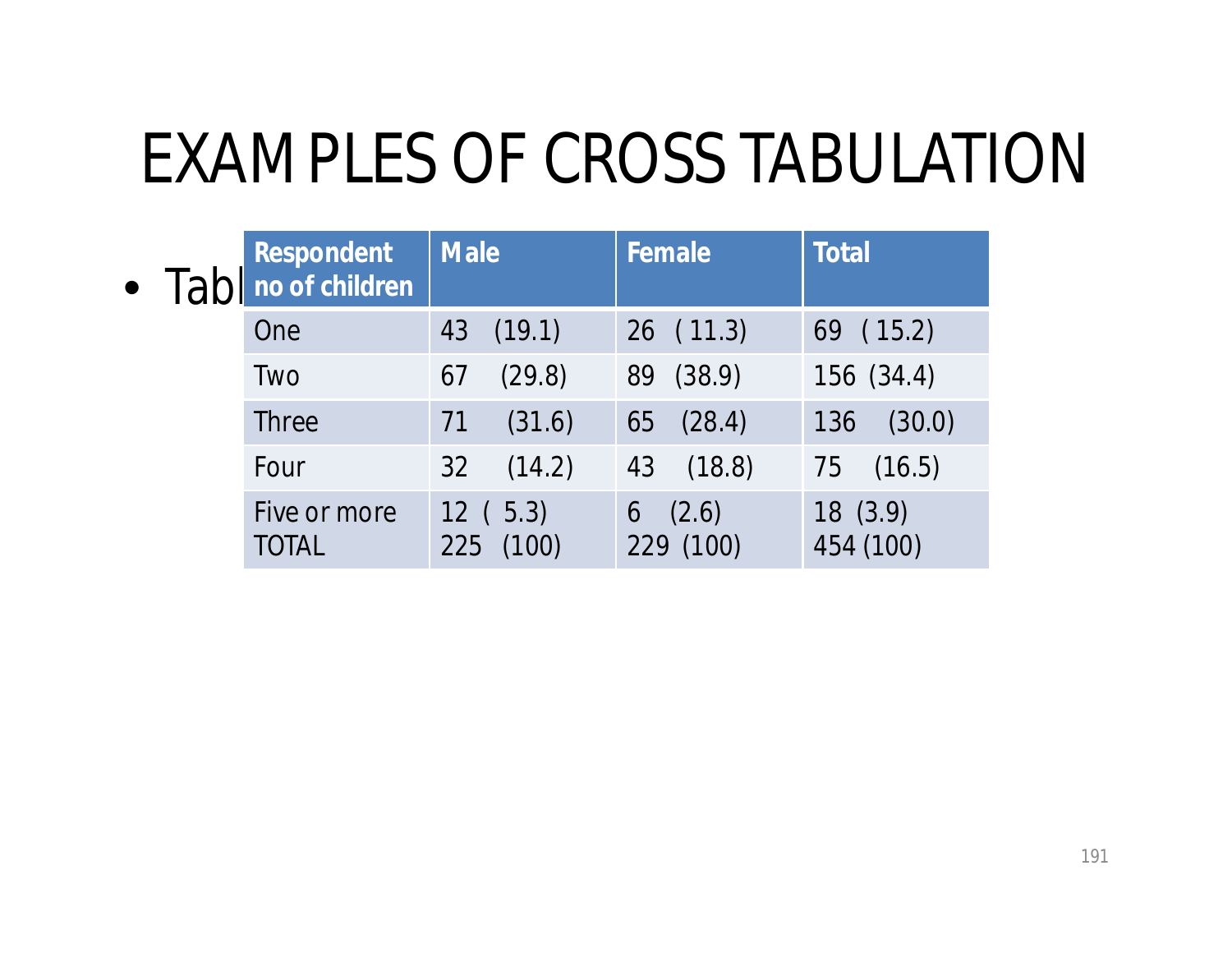# EXAMPLES OF CROSS TABULATION

- Tabl

| Respondent no of children | Male | Female | Total |
|---|---|---|---|
| One | 43 (19.1) | 26 ( 11.3) | 69 ( 15.2) |
| Two | 67 (29.8) | 89 (38.9) | 156 (34.4) |
| Three | 71 (31.6) | 65 (28.4) | 136 (30.0) |
| Four | 32 (14.2) | 43 (18.8) | 75 (16.5) |
| Five or more | 12 ( 5.3) | 6 (2.6) | 18 (3.9) |
| TOTAL | 225 (100) | 229 (100) | 454 (100) |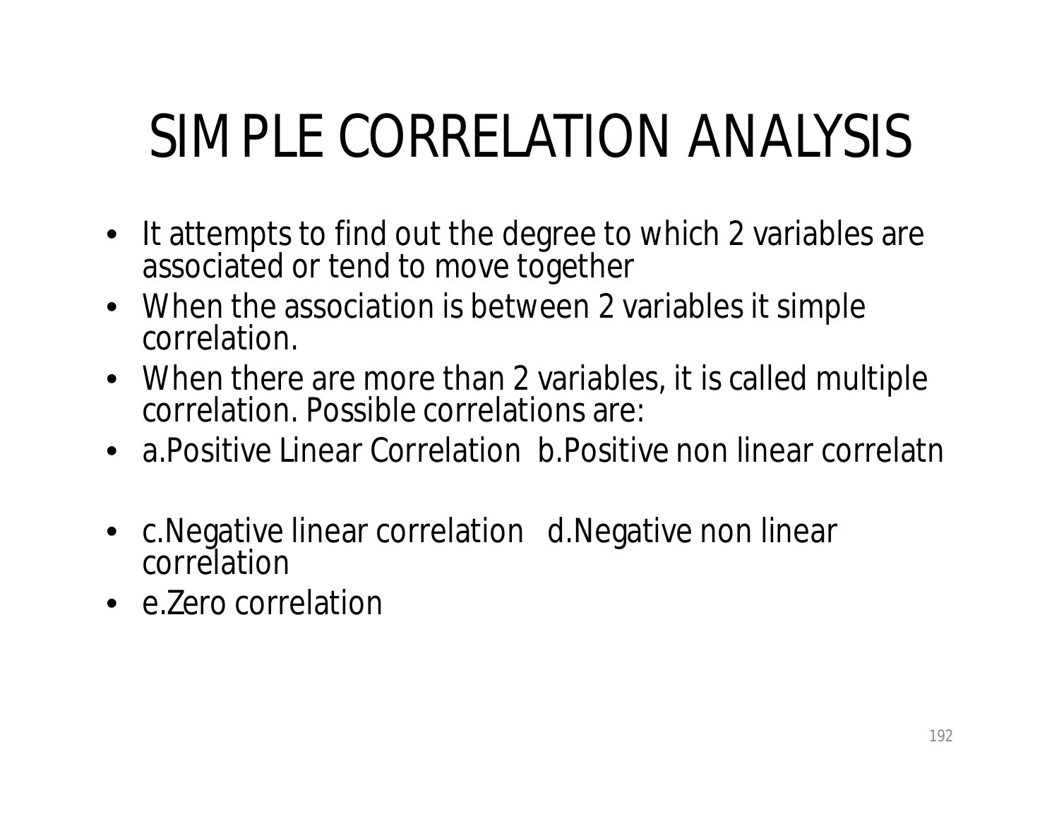# SIMPLE CORRELATION ANALYSIS

- It attempts to find out the degree to which 2 variables are associated or tend to move together
- When the association is between 2 variables it simple correlation.
- When there are more than 2 variables, it is called multiple correlation. Possible correlations are:
- a.Positive Linear Correlation  b.Positive non linear correlatn
- c.Negative linear correlation   d.Negative non linear correlation
- e.Zero correlation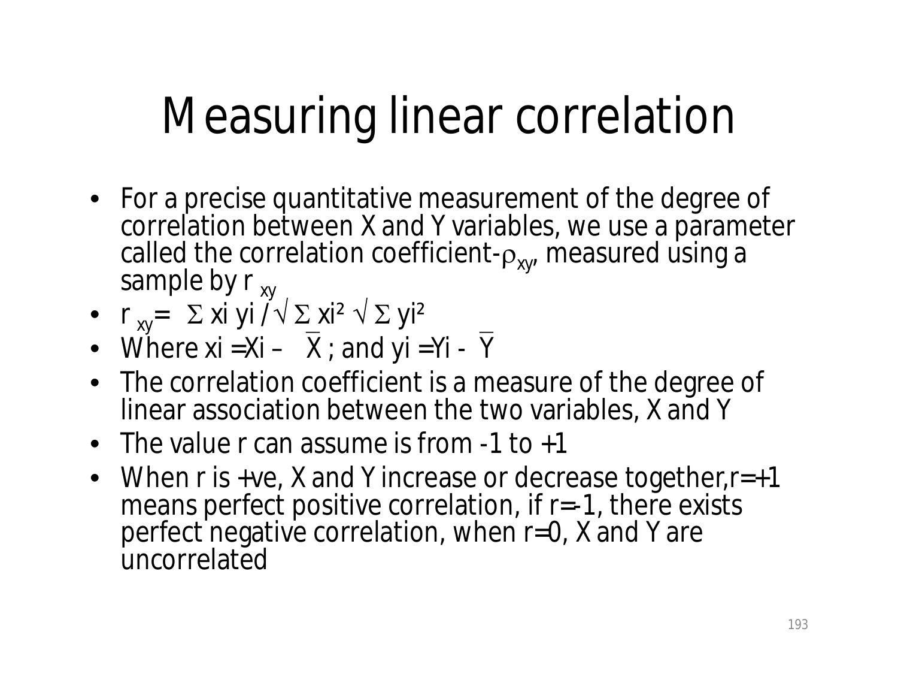# Measuring linear correlation

- For a precise quantitative measurement of the degree of correlation between X and Y variables, we use a parameter called the correlation coefficient-$\rho_{xy}$, measured using a sample by $r_{xy}$
- $r_{xy} = \Sigma x_i y_i / \sqrt{\Sigma x_i^2} \sqrt{\Sigma y_i^2}$
- Where $x_i = X_i - \bar{X}$ ; and $y_i = Y_i - \bar{Y}$
- The correlation coefficient is a measure of the degree of linear association between the two variables, X and Y
- The value r can assume is from -1 to +1
- When r is +ve, X and Y increase or decrease together, r=+1 means perfect positive correlation, if r=-1, there exists perfect negative correlation, when r=0, X and Y are uncorrelated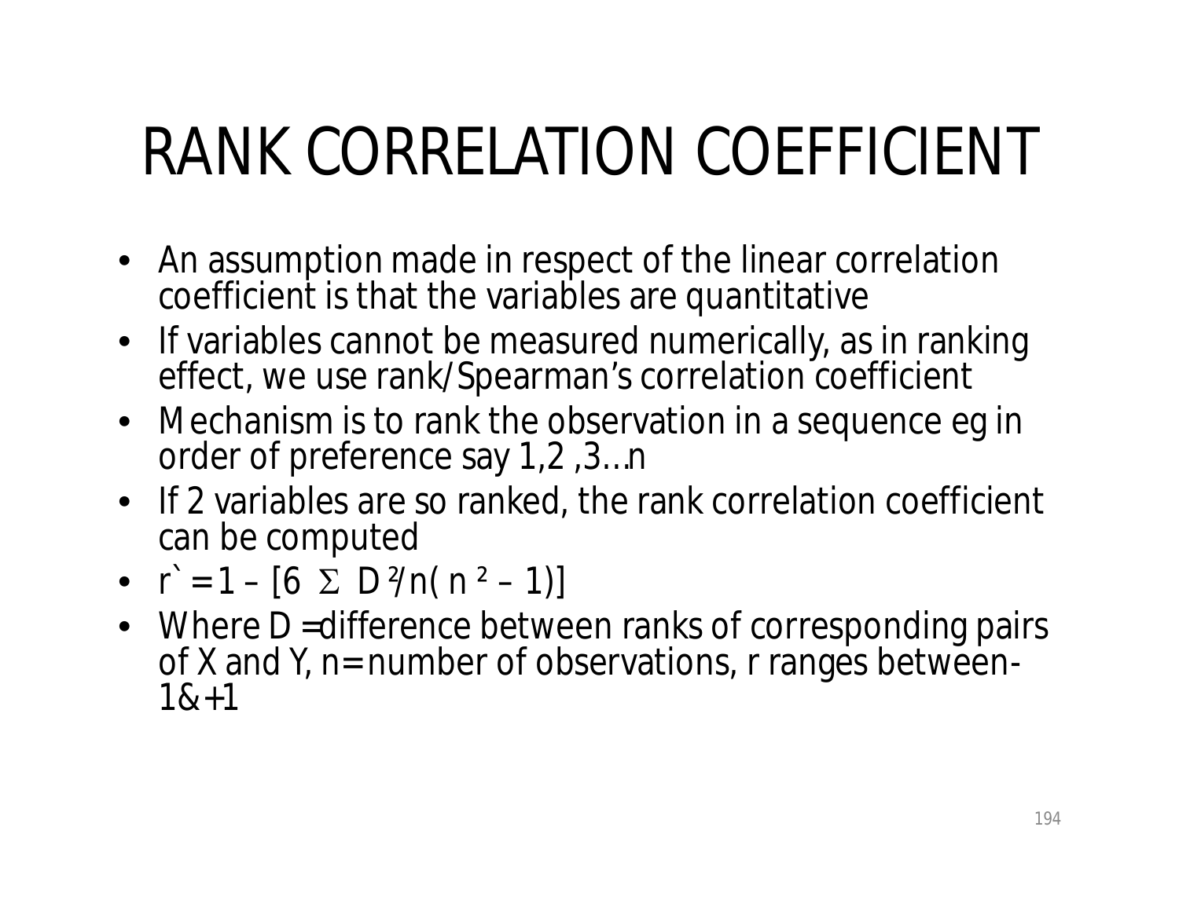# RANK CORRELATION COEFFICIENT

- An assumption made in respect of the linear correlation coefficient is that the variables are quantitative
- If variables cannot be measured numerically, as in ranking effect, we use rank/Spearman's correlation coefficient
- Mechanism is to rank the observation in a sequence eg in order of preference say 1,2 ,3…n
- If 2 variables are so ranked, the rank correlation coefficient can be computed
- $r` = 1 – [6 \ \Sigma \ D^2/n( n^2 – 1)]$
- Where D =difference between ranks of corresponding pairs of X and Y, n= number of observations, r ranges between-1&+1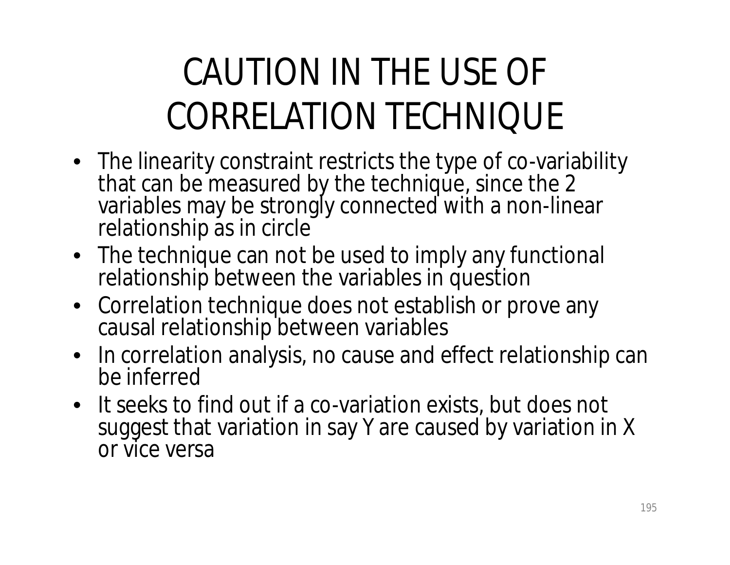# CAUTION IN THE USE OF CORRELATION TECHNIQUE

- The linearity constraint restricts the type of co-variability that can be measured by the technique, since the 2 variables may be strongly connected with a non-linear relationship as in circle
- The technique can not be used to imply any functional relationship between the variables in question
- Correlation technique does not establish or prove any causal relationship between variables
- In correlation analysis, no cause and effect relationship can be inferred
- It seeks to find out if a co-variation exists, but does not suggest that variation in say Y are caused by variation in X or vice versa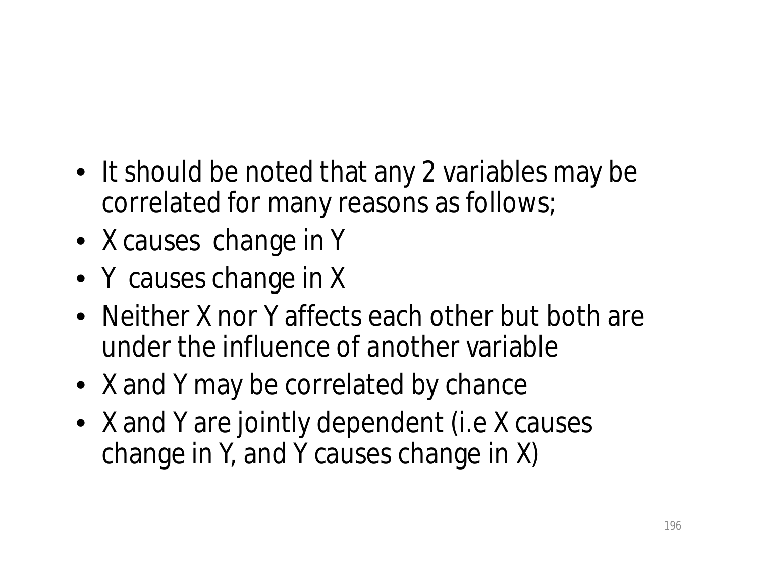- It should be noted that any 2 variables may be correlated for many reasons as follows;
- X causes change in Y
- Y causes change in X
- Neither X nor Y affects each other but both are under the influence of another variable
- X and Y may be correlated by chance
- X and Y are jointly dependent (i.e X causes change in Y, and Y causes change in X)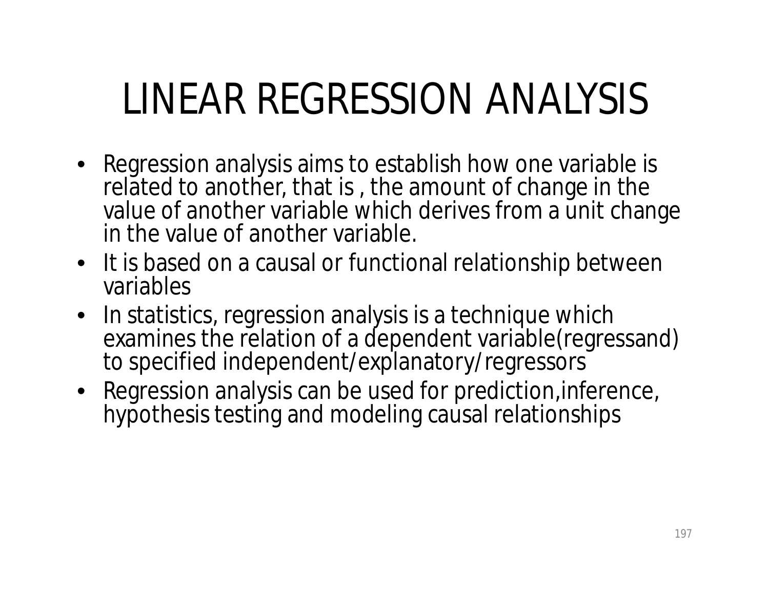# LINEAR REGRESSION ANALYSIS

- Regression analysis aims to establish how one variable is related to another, that is , the amount of change in the value of another variable which derives from a unit change in the value of another variable.
- It is based on a causal or functional relationship between variables
- In statistics, regression analysis is a technique which examines the relation of a dependent variable(regressand) to specified independent/explanatory/regressors
- Regression analysis can be used for prediction,inference, hypothesis testing and modeling causal relationships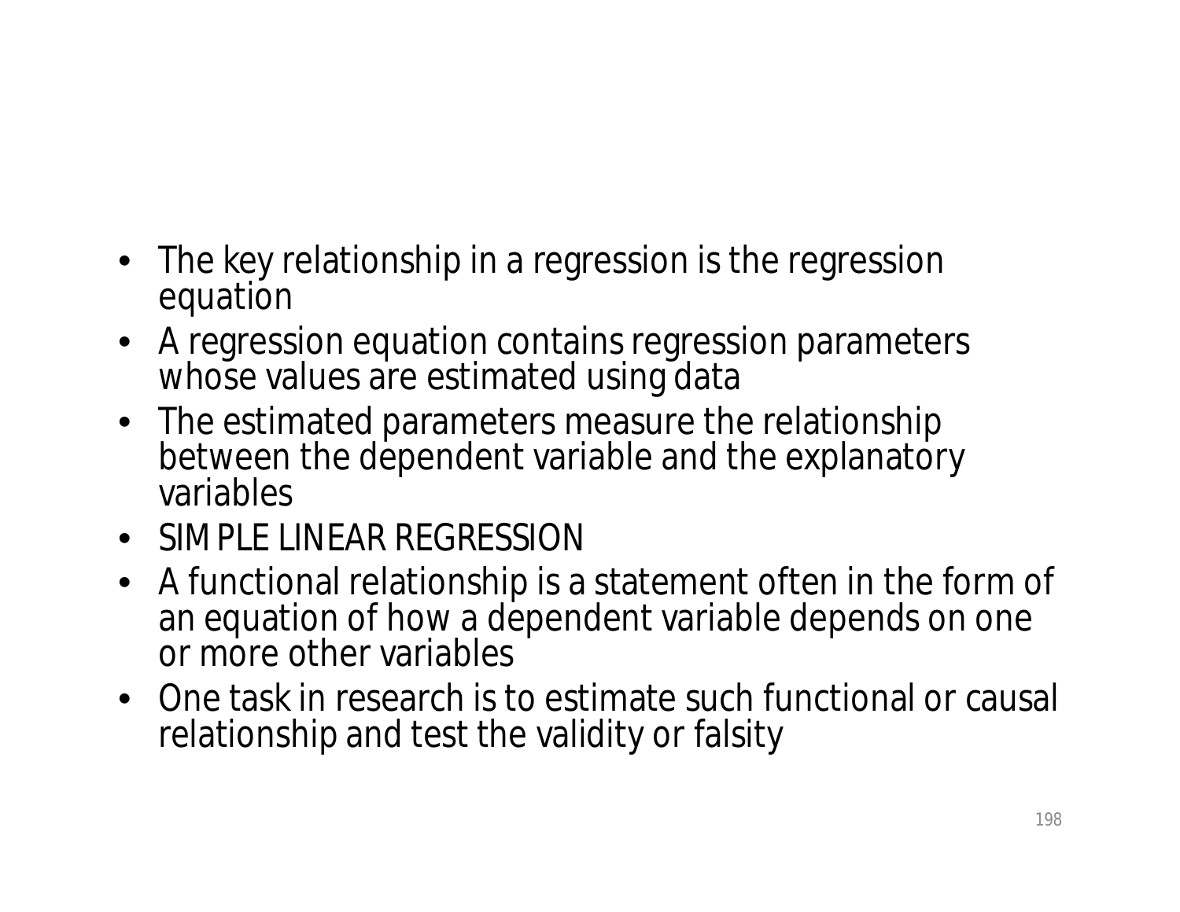- The key relationship in a regression is the regression equation
- A regression equation contains regression parameters whose values are estimated using data
- The estimated parameters measure the relationship between the dependent variable and the explanatory variables
- SIMPLE LINEAR REGRESSION
- A functional relationship is a statement often in the form of an equation of how a dependent variable depends on one or more other variables
- One task in research is to estimate such functional or causal relationship and test the validity or falsity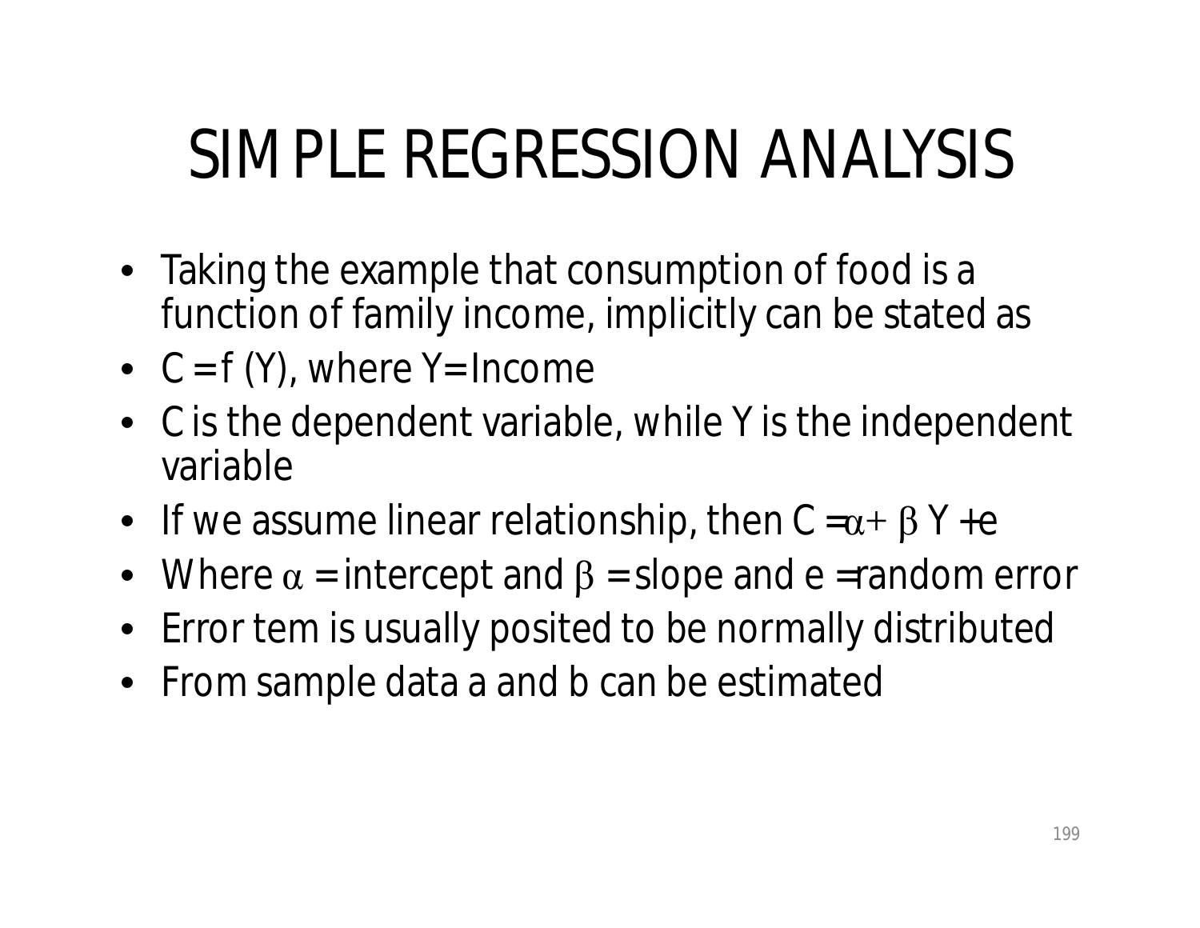# SIMPLE REGRESSION ANALYSIS

- Taking the example that consumption of food is a function of family income, implicitly can be stated as
- $C = f(Y)$, where $Y$= Income
- $C$ is the dependent variable, while $Y$ is the independent variable
- If we assume linear relationship, then $C = \alpha + \beta Y + e$
- Where $\alpha$ = intercept and $\beta$ = slope and $e$ =random error
- Error tem is usually posited to be normally distributed
- From sample data a and b can be estimated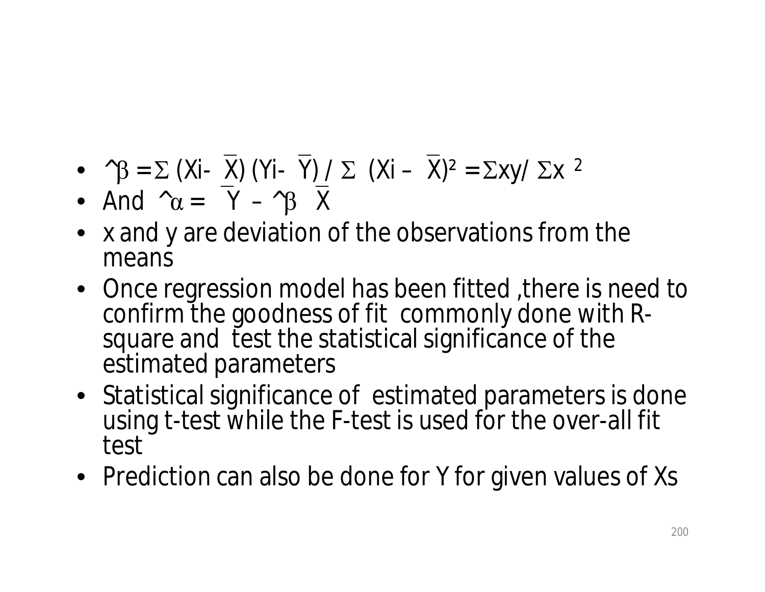- $\hat{\beta} = \Sigma (X_i - \bar{X})(Y_i - \bar{Y}) / \Sigma (X_i - \bar{X})^2 = \Sigma xy / \Sigma x^2$
- And $\hat{\alpha} = \bar{Y} - \hat{\beta} \bar{X}$
- x and y are deviation of the observations from the means
- Once regression model has been fitted ,there is need to confirm the goodness of fit commonly done with R-square and test the statistical significance of the estimated parameters
- Statistical significance of estimated parameters is done using t-test while the F-test is used for the over-all fit test
- Prediction can also be done for Y for given values of Xs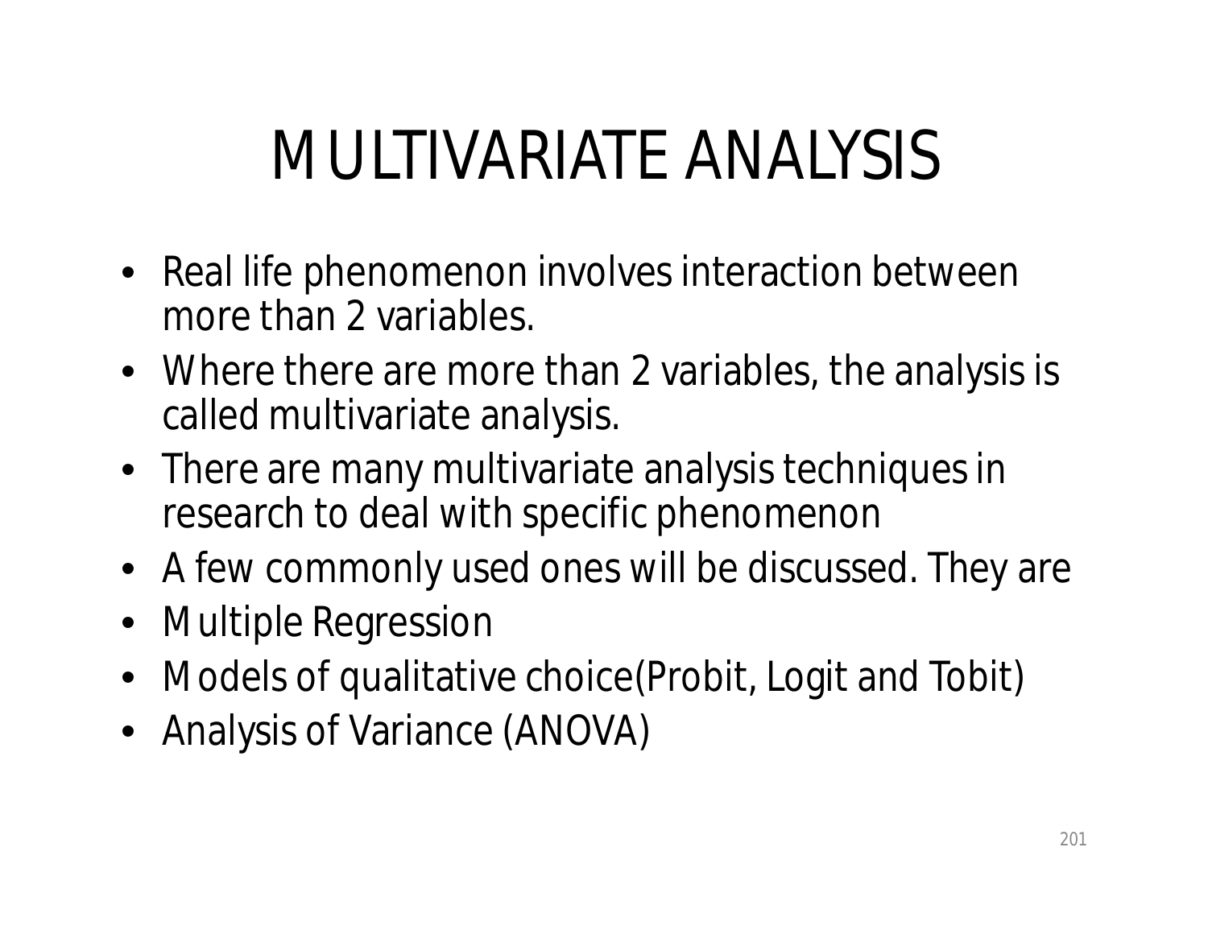# MULTIVARIATE ANALYSIS

- Real life phenomenon involves interaction between more than 2 variables.
- Where there are more than 2 variables, the analysis is called multivariate analysis.
- There are many multivariate analysis techniques in research to deal with specific phenomenon
- A few commonly used ones will be discussed. They are
- Multiple Regression
- Models of qualitative choice(Probit, Logit and Tobit)
- Analysis of Variance (ANOVA)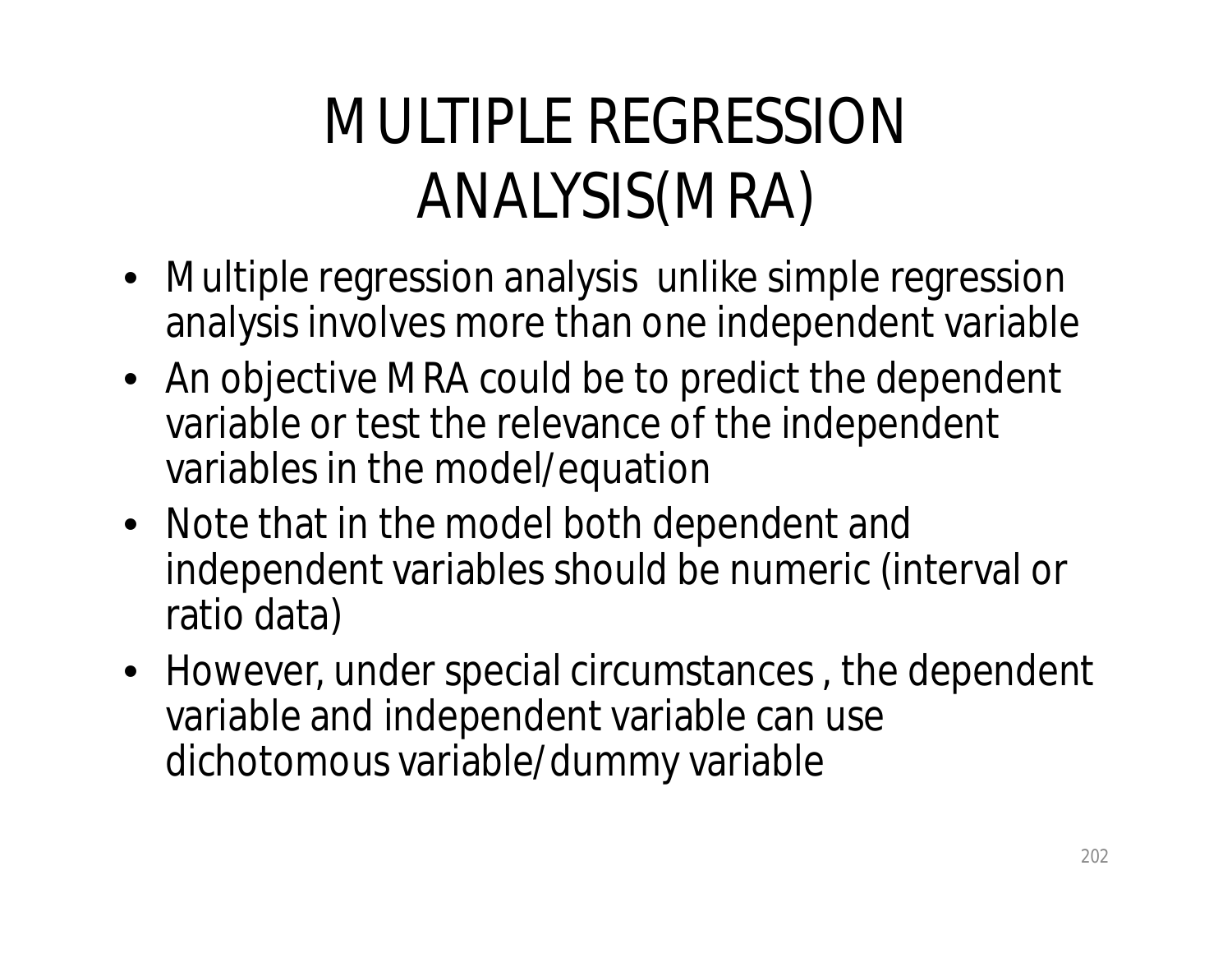# MULTIPLE REGRESSION ANALYSIS(MRA)

- Multiple regression analysis unlike simple regression analysis involves more than one independent variable
- An objective MRA could be to predict the dependent variable or test the relevance of the independent variables in the model/equation
- Note that in the model both dependent and independent variables should be numeric (interval or ratio data)
- However, under special circumstances , the dependent variable and independent variable can use dichotomous variable/dummy variable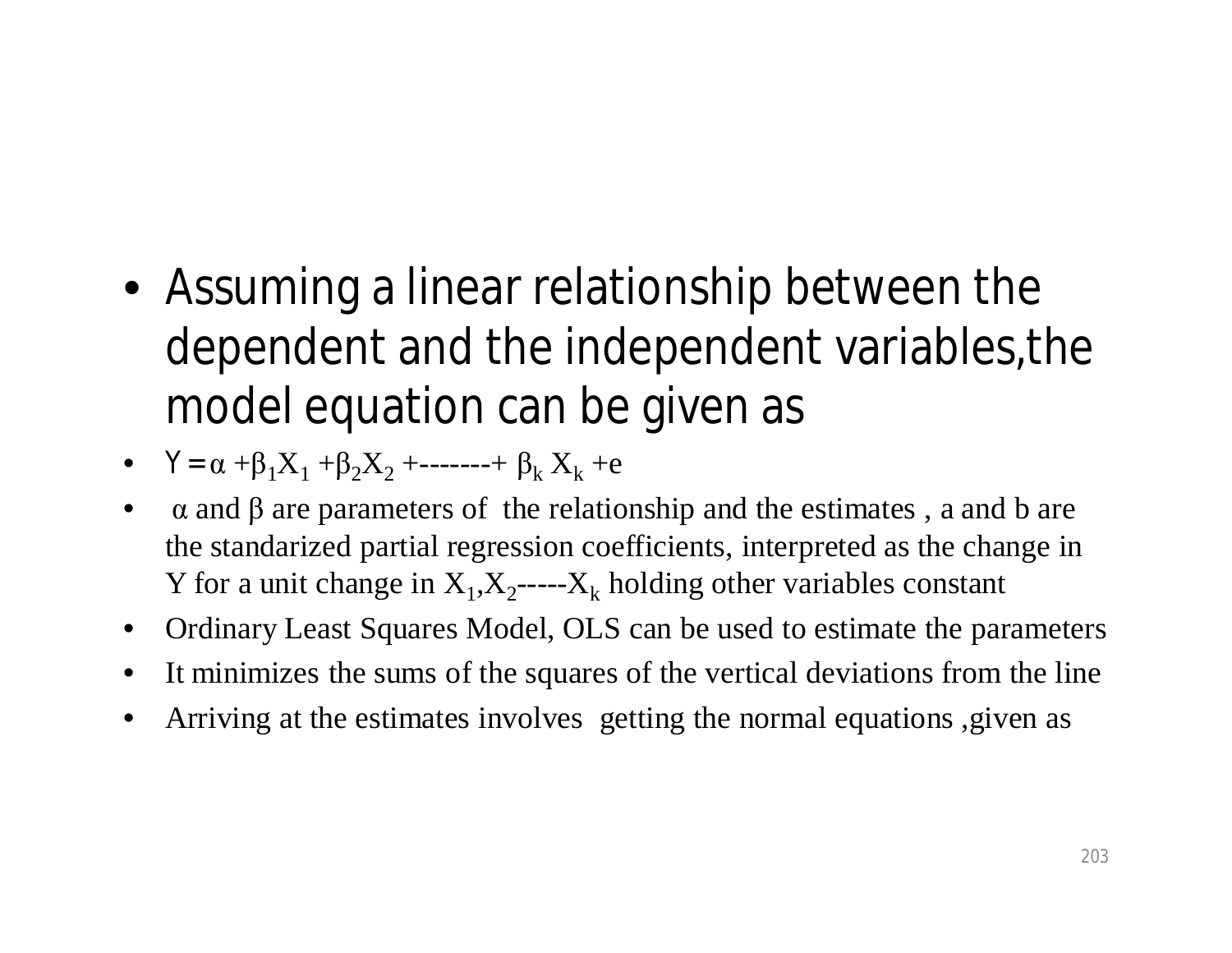- Assuming a linear relationship between the dependent and the independent variables,the model equation can be given as
- $Y = \alpha + \beta_1 X_1 + \beta_2 X_2$ +--------+ $\beta_k X_k$ +e
- $\alpha$ and $\beta$ are parameters of the relationship and the estimates , a and b are the standarized partial regression coefficients, interpreted as the change in Y for a unit change in $X_1$,$X_2$-----$X_k$ holding other variables constant
- Ordinary Least Squares Model, OLS can be used to estimate the parameters
- It minimizes the sums of the squares of the vertical deviations from the line
- Arriving at the estimates involves getting the normal equations ,given as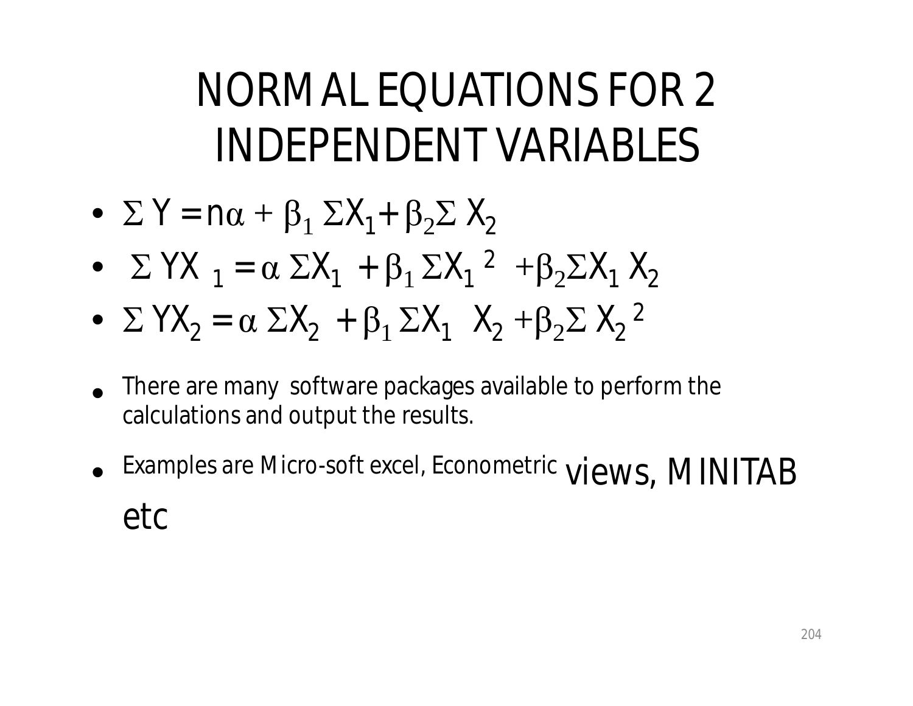# NORMAL EQUATIONS FOR 2 INDEPENDENT VARIABLES

- $\Sigma Y = n\alpha + \beta_1 \Sigma X_1 + \beta_2 \Sigma X_2$
- $\Sigma YX_1 = \alpha \Sigma X_1 + \beta_1 \Sigma X_1^2 + \beta_2 \Sigma X_1 X_2$
- $\Sigma YX_2 = \alpha \Sigma X_2 + \beta_1 \Sigma X_1 X_2 + \beta_2 \Sigma X_2^2$

- There are many software packages available to perform the calculations and output the results.
- Examples are Micro-soft excel, Econometric views, MINITAB etc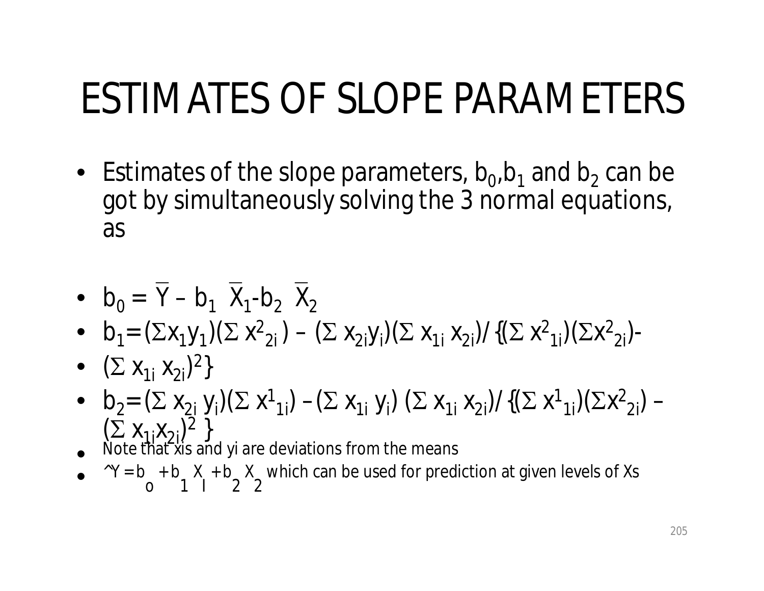# ESTIMATES OF SLOPE PARAMETERS

- Estimates of the slope parameters, $b_0$,$b_1$ and $b_2$ can be got by simultaneously solving the 3 normal equations, as

- $b_0 = \bar{Y} – b_1 \ \bar{X}_1 - b_2 \ \bar{X}_2$
- $b_1 = (\Sigma x_1 y_1)(\Sigma x^2_{2i}) – (\Sigma x_{2i} y_i)(\Sigma x_{1i} x_{2i}) / \{(\Sigma x^2_{1i})(\Sigma x^2_{2i}) -$
- $(\Sigma x_{1i} x_{2i})^2\}$
- $b_2 = (\Sigma x_{2i} y_i)(\Sigma x^1_{1i}) – (\Sigma x_{1i} y_i) (\Sigma x_{1i} x_{2i}) / \{(\Sigma x^1_{1i})(\Sigma x^2_{2i}) – (\Sigma x_{1i} x_{2i})^2\}$
- Note that xis and yi are deviations from the means
- $\hat{Y} = b_o + b_1 X_l + b_2 X_2$ which can be used for prediction at given levels of Xs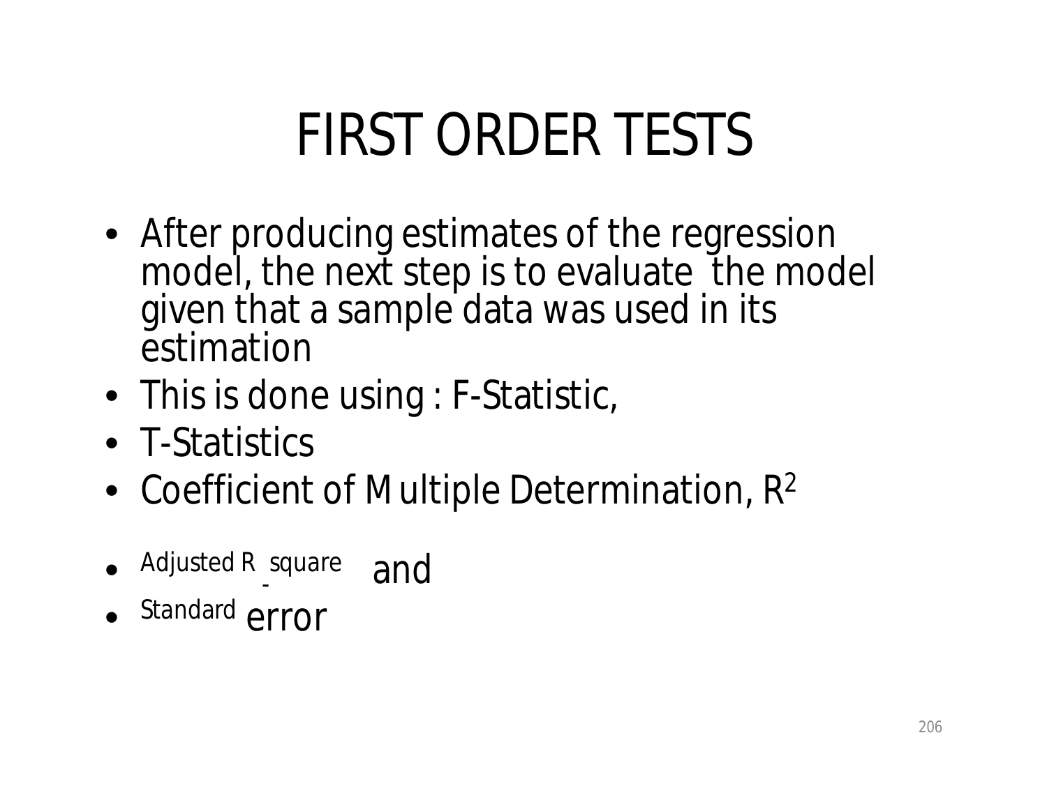# FIRST ORDER TESTS

- After producing estimates of the regression model, the next step is to evaluate the model given that a sample data was used in its estimation
- This is done using : F-Statistic,
- T-Statistics
- Coefficient of Multiple Determination, $R^2$
- Adjusted R - square and
- Standard error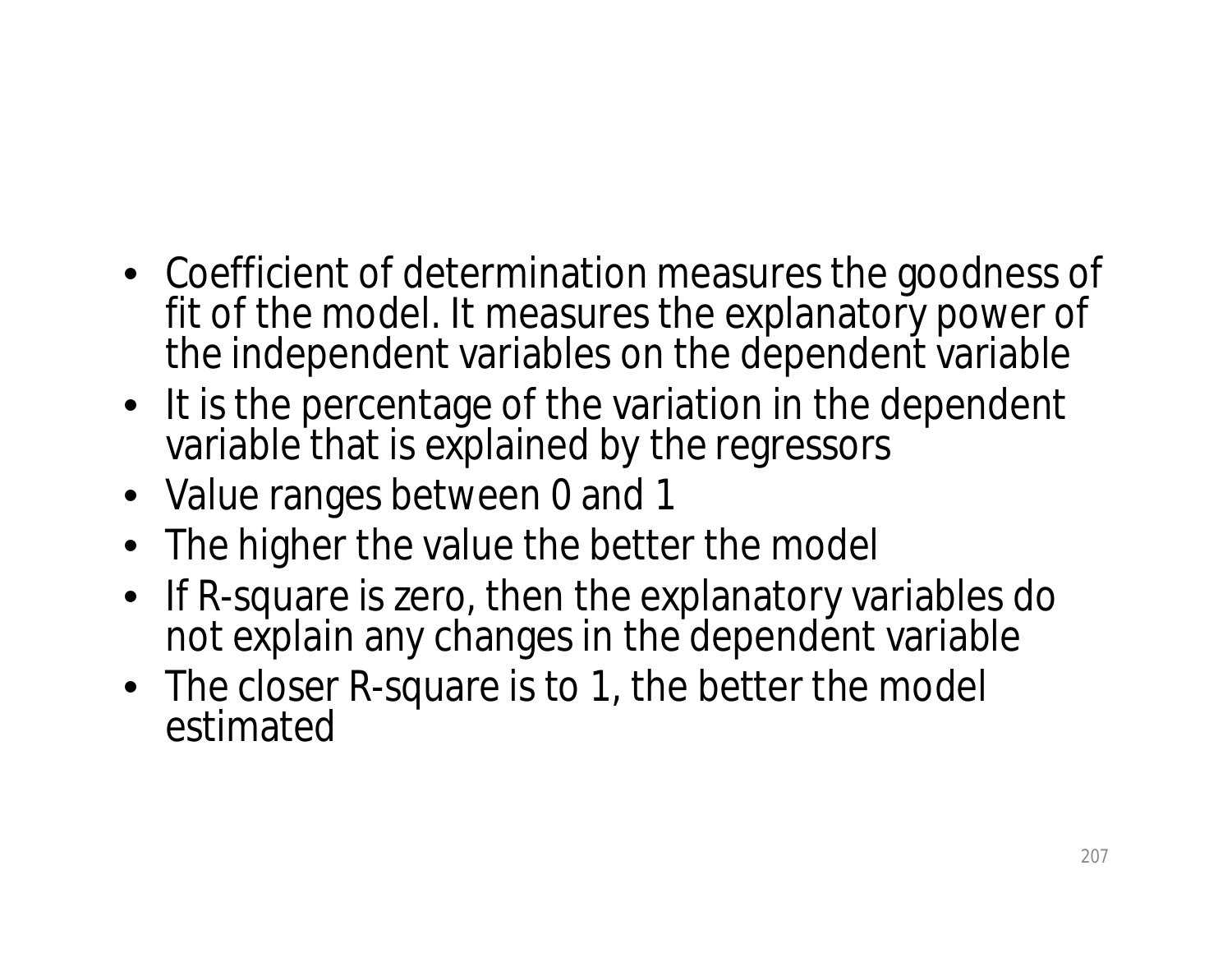- Coefficient of determination measures the goodness of fit of the model. It measures the explanatory power of the independent variables on the dependent variable
- It is the percentage of the variation in the dependent variable that is explained by the regressors
- Value ranges between 0 and 1
- The higher the value the better the model
- If R-square is zero, then the explanatory variables do not explain any changes in the dependent variable
- The closer R-square is to 1, the better the model estimated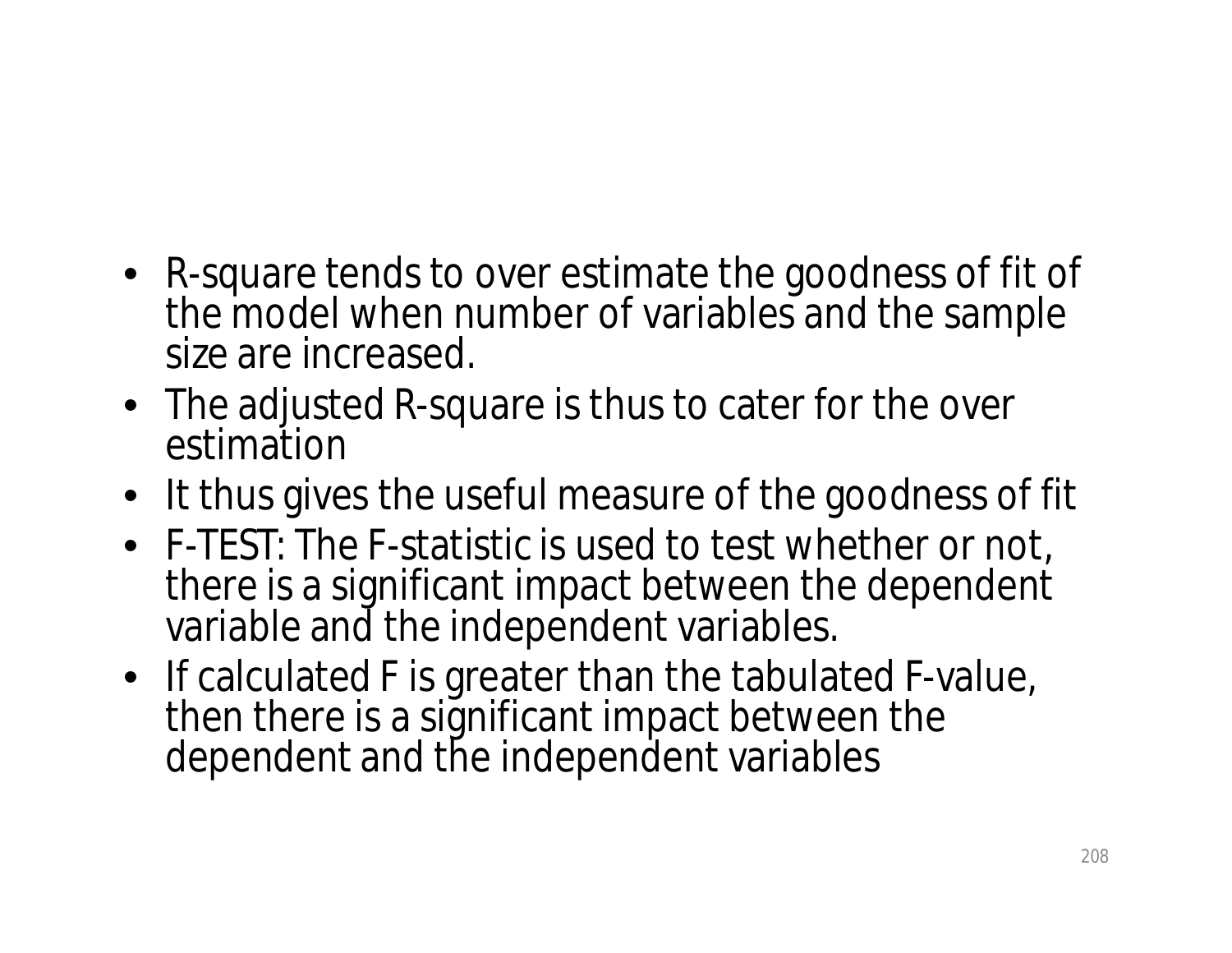- R-square tends to over estimate the goodness of fit of the model when number of variables and the sample size are increased.
- The adjusted R-square is thus to cater for the over estimation
- It thus gives the useful measure of the goodness of fit
- F-TEST: The F-statistic is used to test whether or not, there is a significant impact between the dependent variable and the independent variables.
- If calculated F is greater than the tabulated F-value, then there is a significant impact between the dependent and the independent variables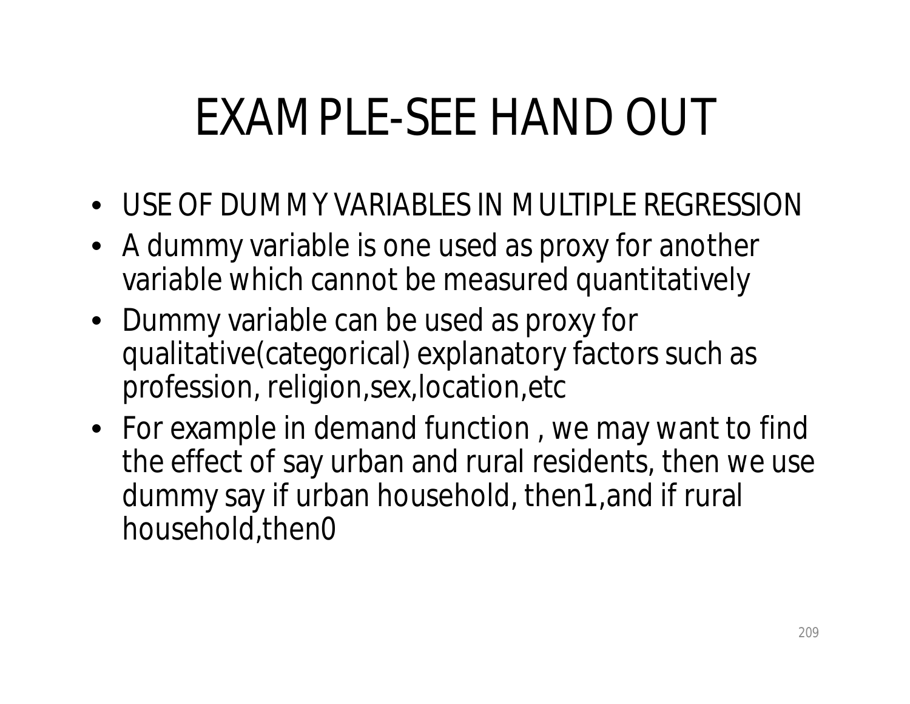# EXAMPLE-SEE HAND OUT

- USE OF DUMMY VARIABLES IN MULTIPLE REGRESSION
- A dummy variable is one used as proxy for another variable which cannot be measured quantitatively
- Dummy variable can be used as proxy for qualitative(categorical) explanatory factors such as profession, religion,sex,location,etc
- For example in demand function , we may want to find the effect of say urban and rural residents, then we use dummy say if urban household, then1,and if rural household,then0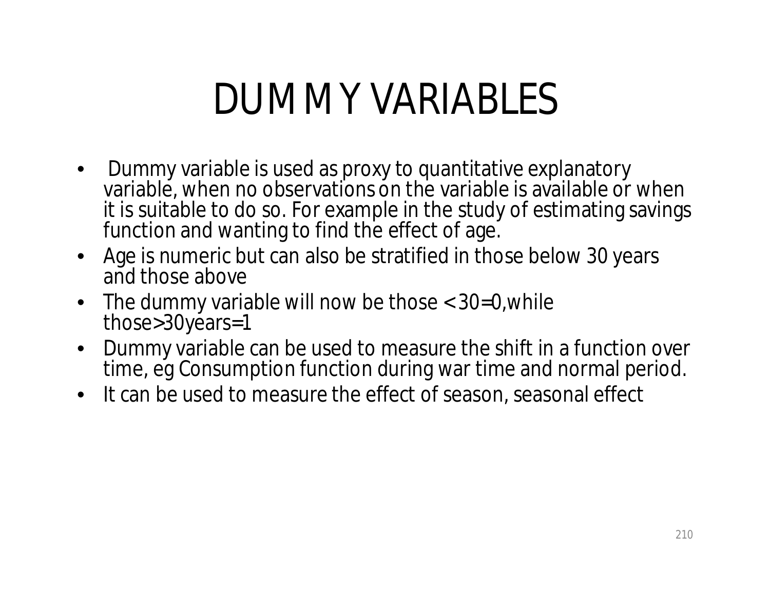# DUMMY VARIABLES

- Dummy variable is used as proxy to quantitative explanatory variable, when no observations on the variable is available or when it is suitable to do so. For example in the study of estimating savings function and wanting to find the effect of age.
- Age is numeric but can also be stratified in those below 30 years and those above
- The dummy variable will now be those < 30=0,while those>30years=1
- Dummy variable can be used to measure the shift in a function over time, eg Consumption function during war time and normal period.
- It can be used to measure the effect of season, seasonal effect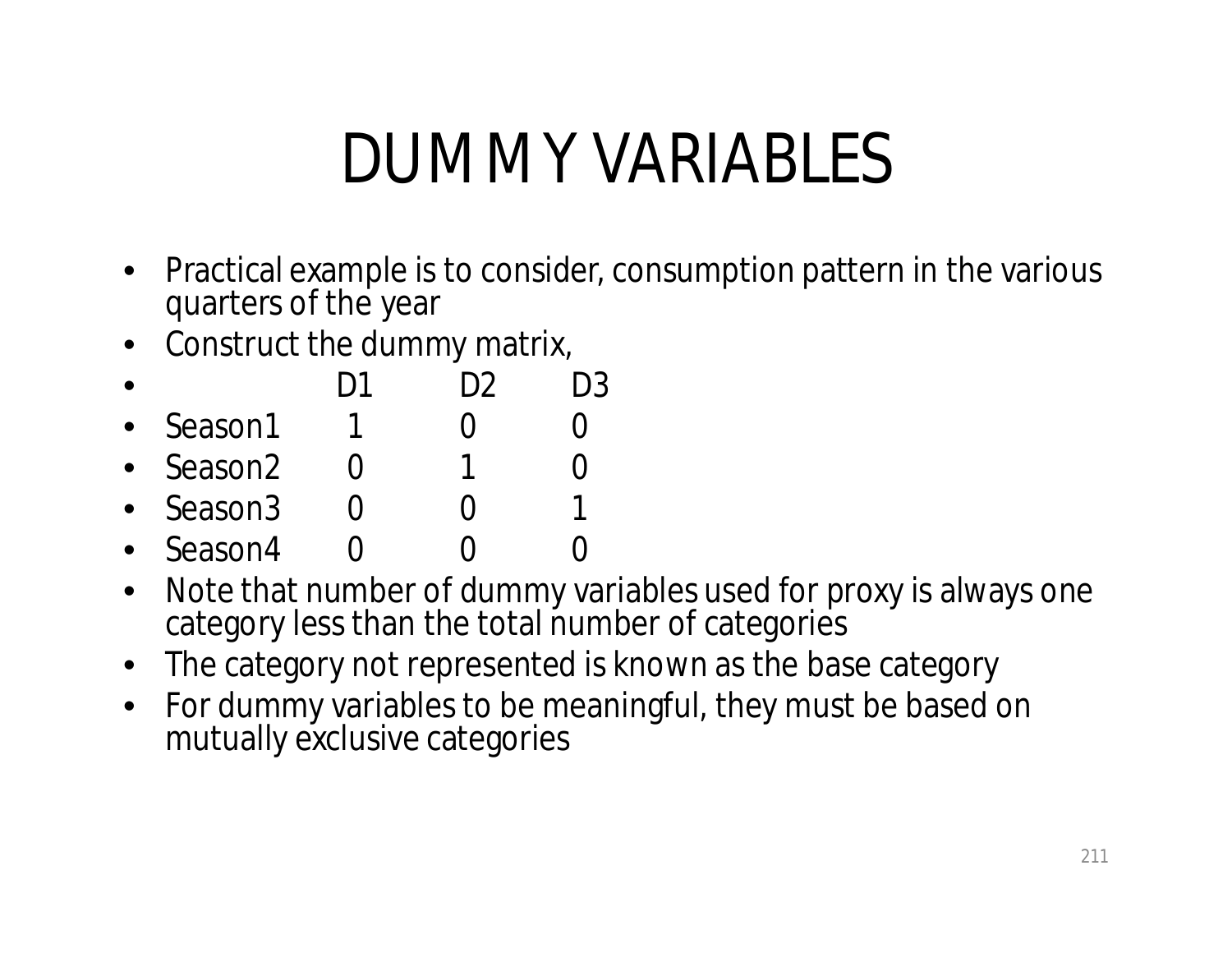# DUMMY VARIABLES

- Practical example is to consider, consumption pattern in the various quarters of the year
- Construct the dummy matrix,

| | D1 | D2 | D3 |
|---|---|---|---|
| Season1 | 1 | 0 | 0 |
| Season2 | 0 | 1 | 0 |
| Season3 | 0 | 0 | 1 |
| Season4 | 0 | 0 | 0 |

- Note that number of dummy variables used for proxy is always one category less than the total number of categories
- The category not represented is known as the base category
- For dummy variables to be meaningful, they must be based on mutually exclusive categories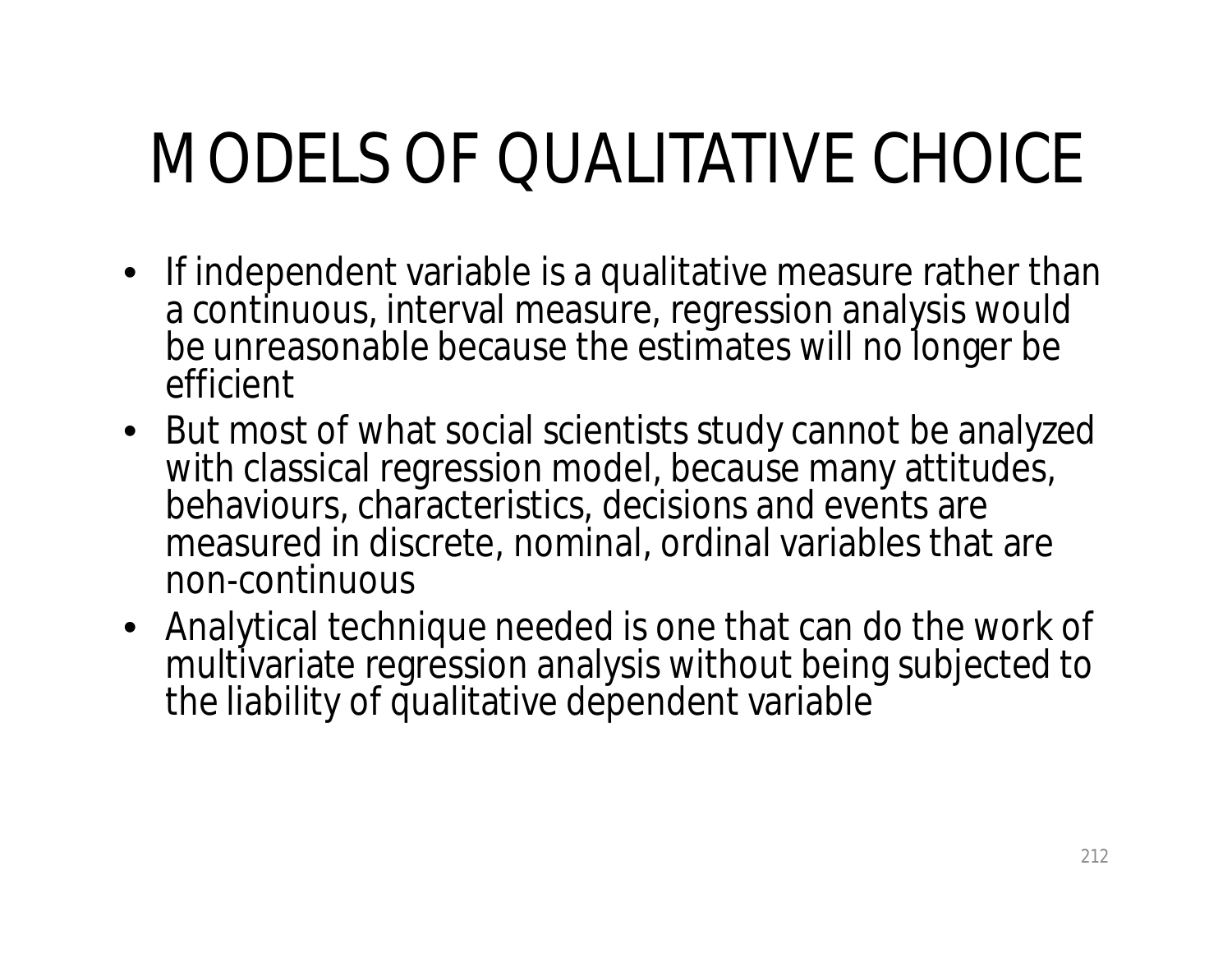# MODELS OF QUALITATIVE CHOICE

- If independent variable is a qualitative measure rather than a continuous, interval measure, regression analysis would be unreasonable because the estimates will no longer be efficient
- But most of what social scientists study cannot be analyzed with classical regression model, because many attitudes, behaviours, characteristics, decisions and events are measured in discrete, nominal, ordinal variables that are non-continuous
- Analytical technique needed is one that can do the work of multivariate regression analysis without being subjected to the liability of qualitative dependent variable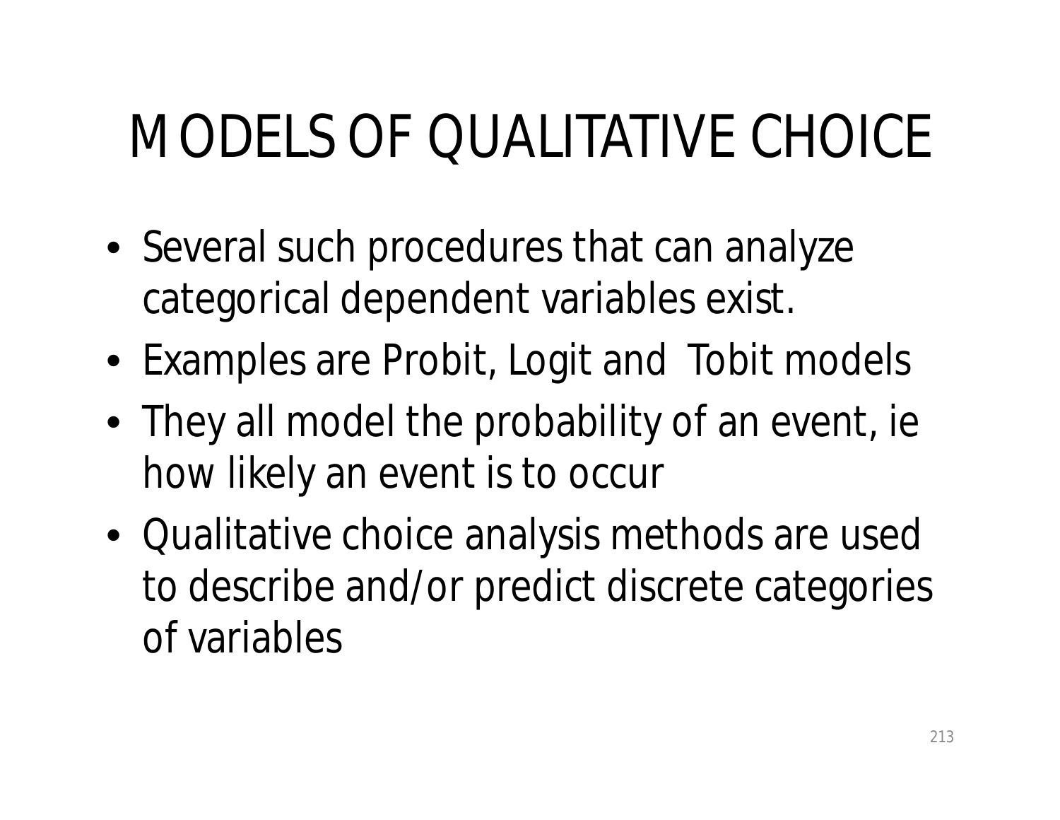# MODELS OF QUALITATIVE CHOICE

- Several such procedures that can analyze categorical dependent variables exist.
- Examples are Probit, Logit and Tobit models
- They all model the probability of an event, ie how likely an event is to occur
- Qualitative choice analysis methods are used to describe and/or predict discrete categories of variables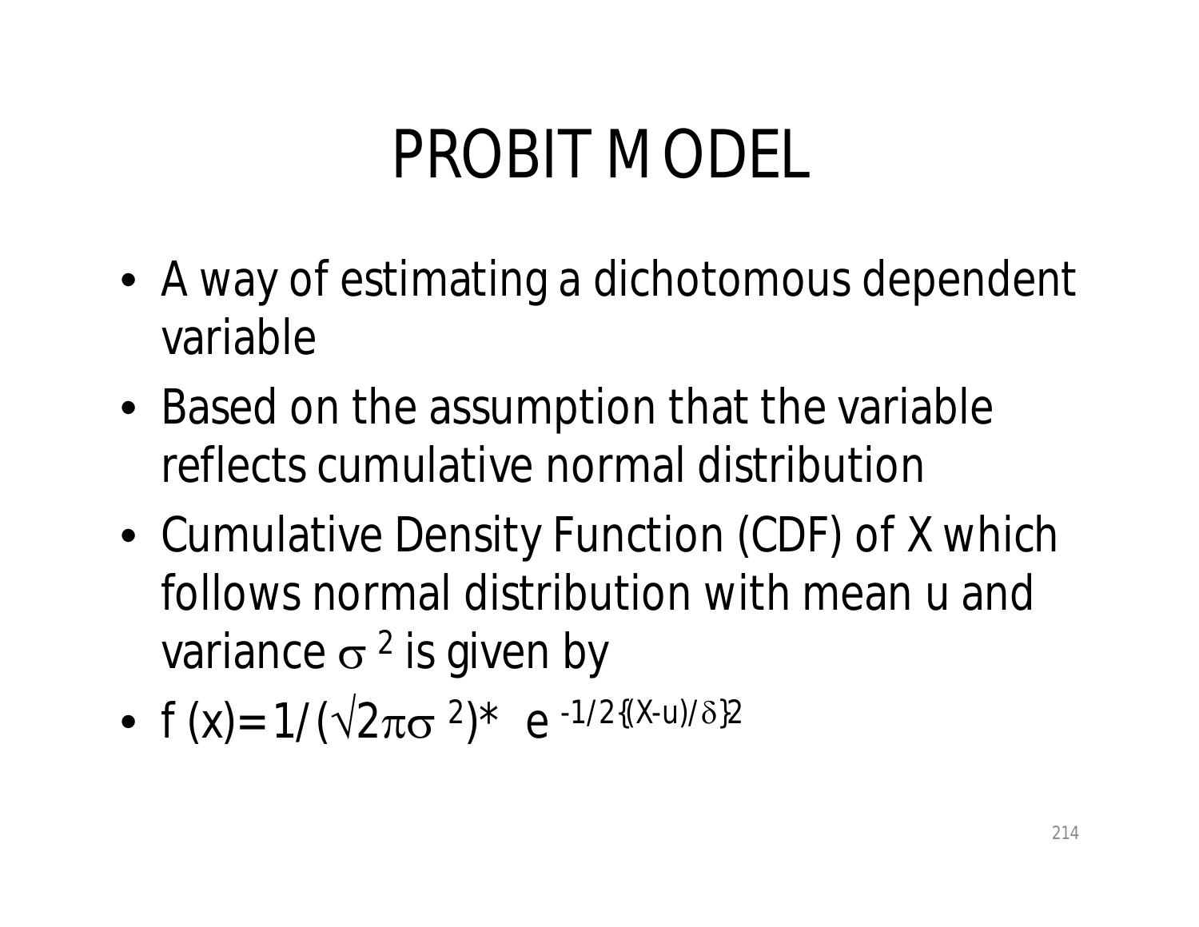# PROBIT MODEL

- A way of estimating a dichotomous dependent variable
- Based on the assumption that the variable reflects cumulative normal distribution
- Cumulative Density Function (CDF) of X which follows normal distribution with mean u and variance $\sigma^2$ is given by
- $f(x) = 1/(\sqrt{2\pi\sigma^2}) * e^{-1/2\{(X-u)/\delta\}2}$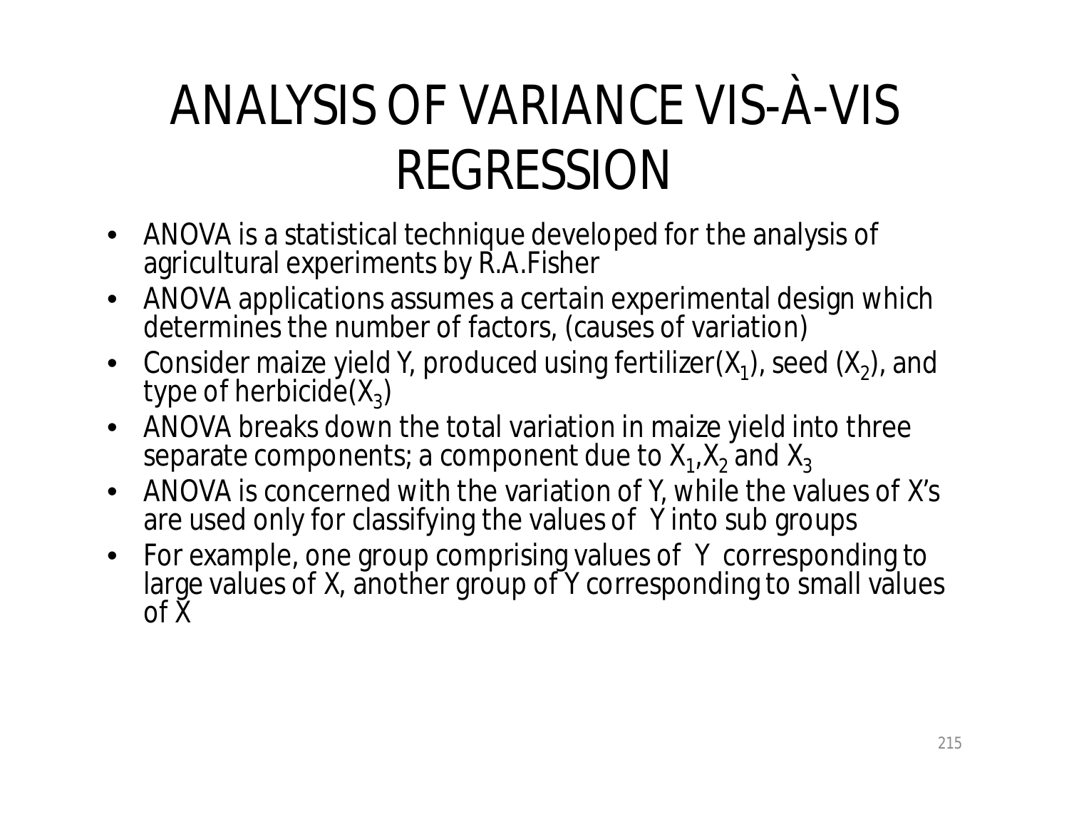# ANALYSIS OF VARIANCE VIS-À-VIS REGRESSION

- ANOVA is a statistical technique developed for the analysis of agricultural experiments by R.A.Fisher
- ANOVA applications assumes a certain experimental design which determines the number of factors, (causes of variation)
- Consider maize yield Y, produced using fertilizer($X_1$), seed ($X_2$), and type of herbicide($X_3$)
- ANOVA breaks down the total variation in maize yield into three separate components; a component due to $X_1$,$X_2$ and $X_3$
- ANOVA is concerned with the variation of Y, while the values of X's are used only for classifying the values of Y into sub groups
- For example, one group comprising values of Y corresponding to large values of X, another group of Y corresponding to small values of X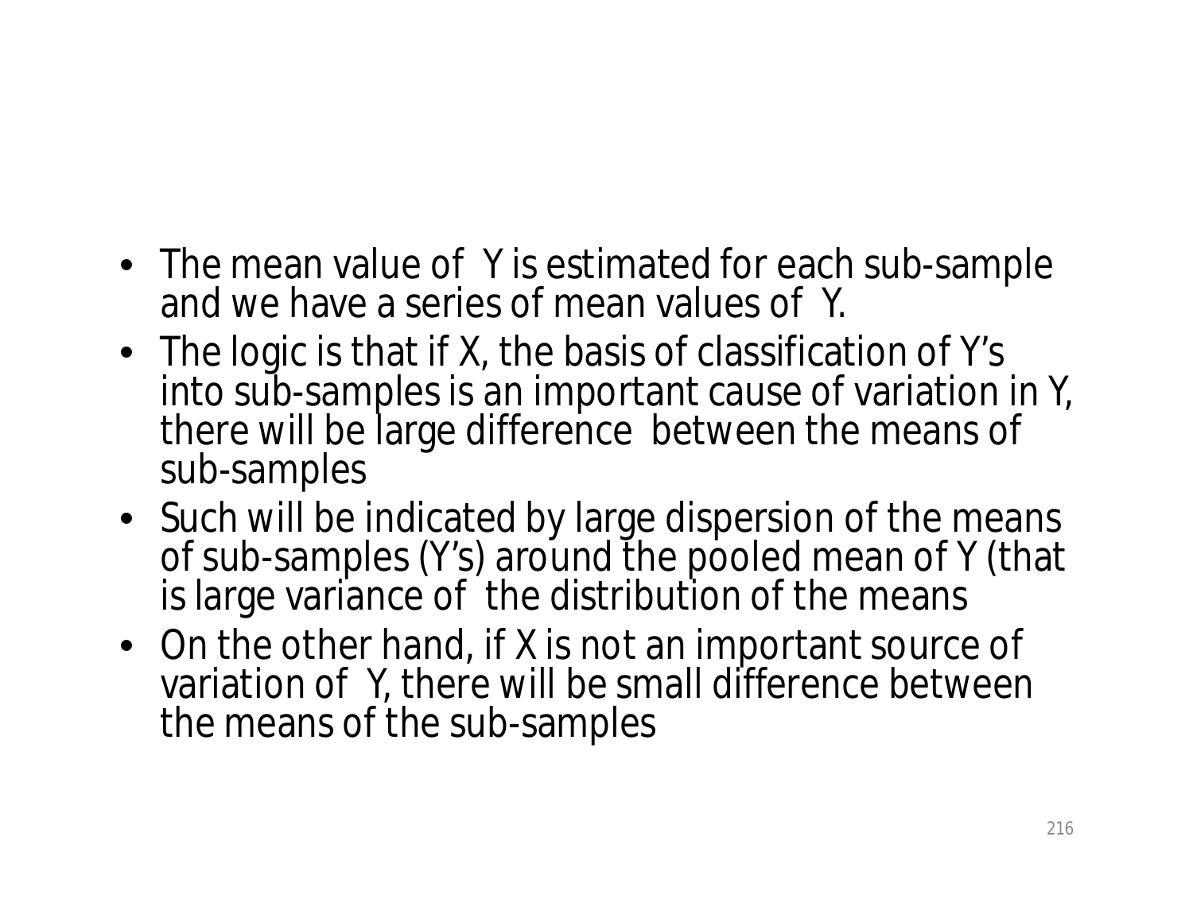- The mean value of Y is estimated for each sub-sample and we have a series of mean values of Y.
- The logic is that if X, the basis of classification of Y's into sub-samples is an important cause of variation in Y, there will be large difference between the means of sub-samples
- Such will be indicated by large dispersion of the means of sub-samples (Y's) around the pooled mean of Y (that is large variance of the distribution of the means
- On the other hand, if X is not an important source of variation of Y, there will be small difference between the means of the sub-samples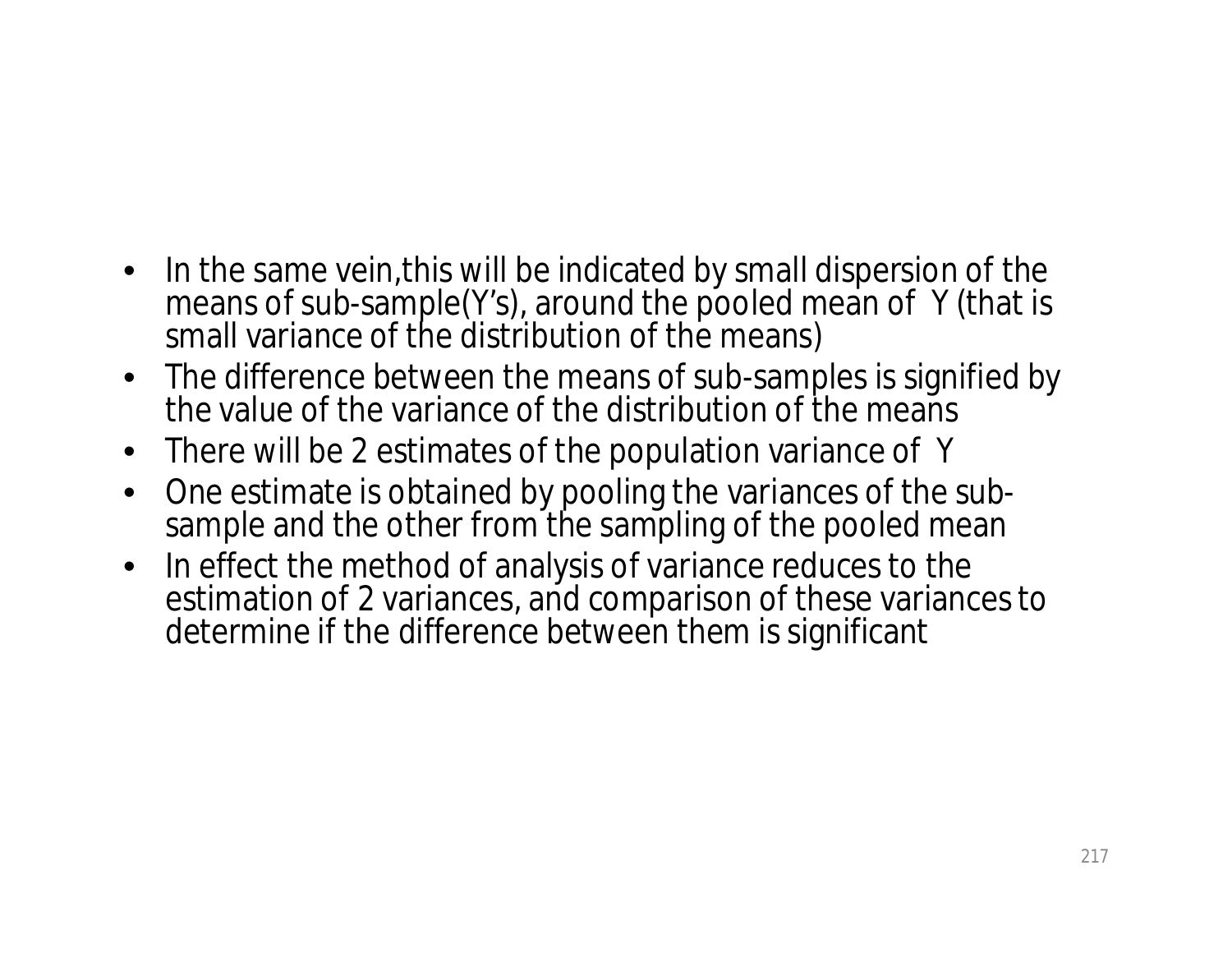- In the same vein,this will be indicated by small dispersion of the means of sub-sample(Y's), around the pooled mean of Y (that is small variance of the distribution of the means)
- The difference between the means of sub-samples is signified by the value of the variance of the distribution of the means
- There will be 2 estimates of the population variance of Y
- One estimate is obtained by pooling the variances of the sub-sample and the other from the sampling of the pooled mean
- In effect the method of analysis of variance reduces to the estimation of 2 variances, and comparison of these variances to determine if the difference between them is significant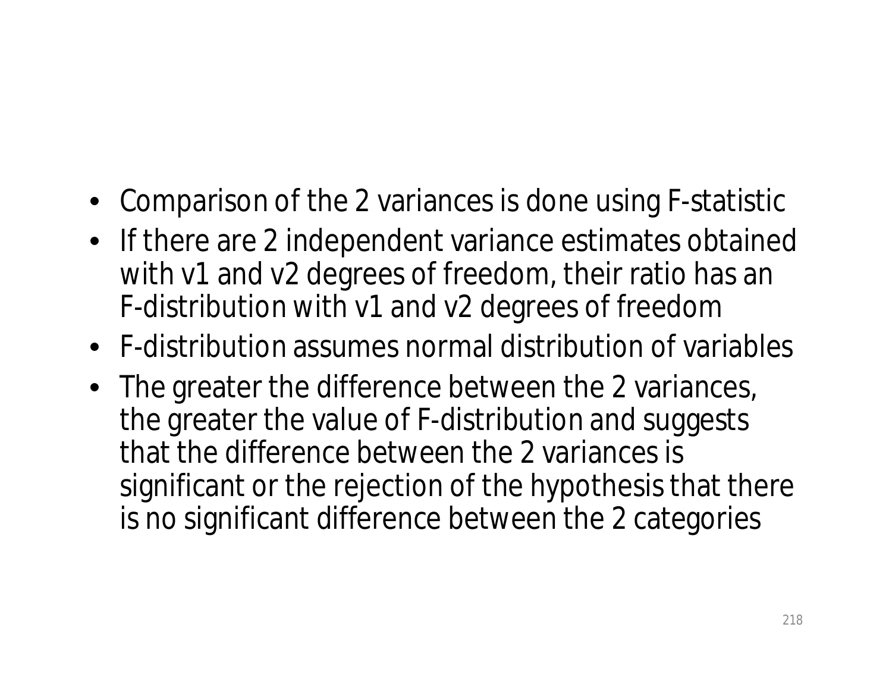- Comparison of the 2 variances is done using F-statistic
- If there are 2 independent variance estimates obtained with v1 and v2 degrees of freedom, their ratio has an F-distribution with v1 and v2 degrees of freedom
- F-distribution assumes normal distribution of variables
- The greater the difference between the 2 variances, the greater the value of F-distribution and suggests that the difference between the 2 variances is significant or the rejection of the hypothesis that there is no significant difference between the 2 categories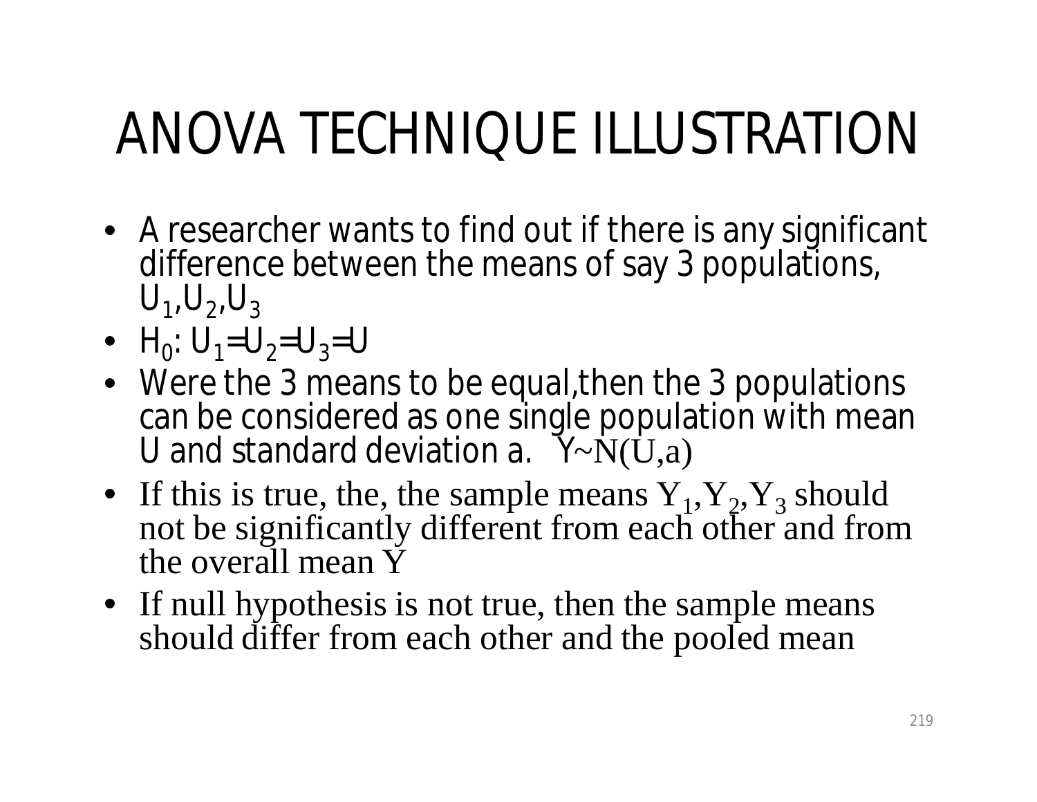# ANOVA TECHNIQUE ILLUSTRATION

- A researcher wants to find out if there is any significant difference between the means of say 3 populations, $U_1$,$U_2$,$U_3$
- $H_0$: $U_1$=$U_2$=$U_3$=U
- Were the 3 means to be equal,then the 3 populations can be considered as one single population with mean U and standard deviation a. Y~N(U,a)
- If this is true, the, the sample means $Y_1$,$Y_2$,$Y_3$ should not be significantly different from each other and from the overall mean Y
- If null hypothesis is not true, then the sample means should differ from each other and the pooled mean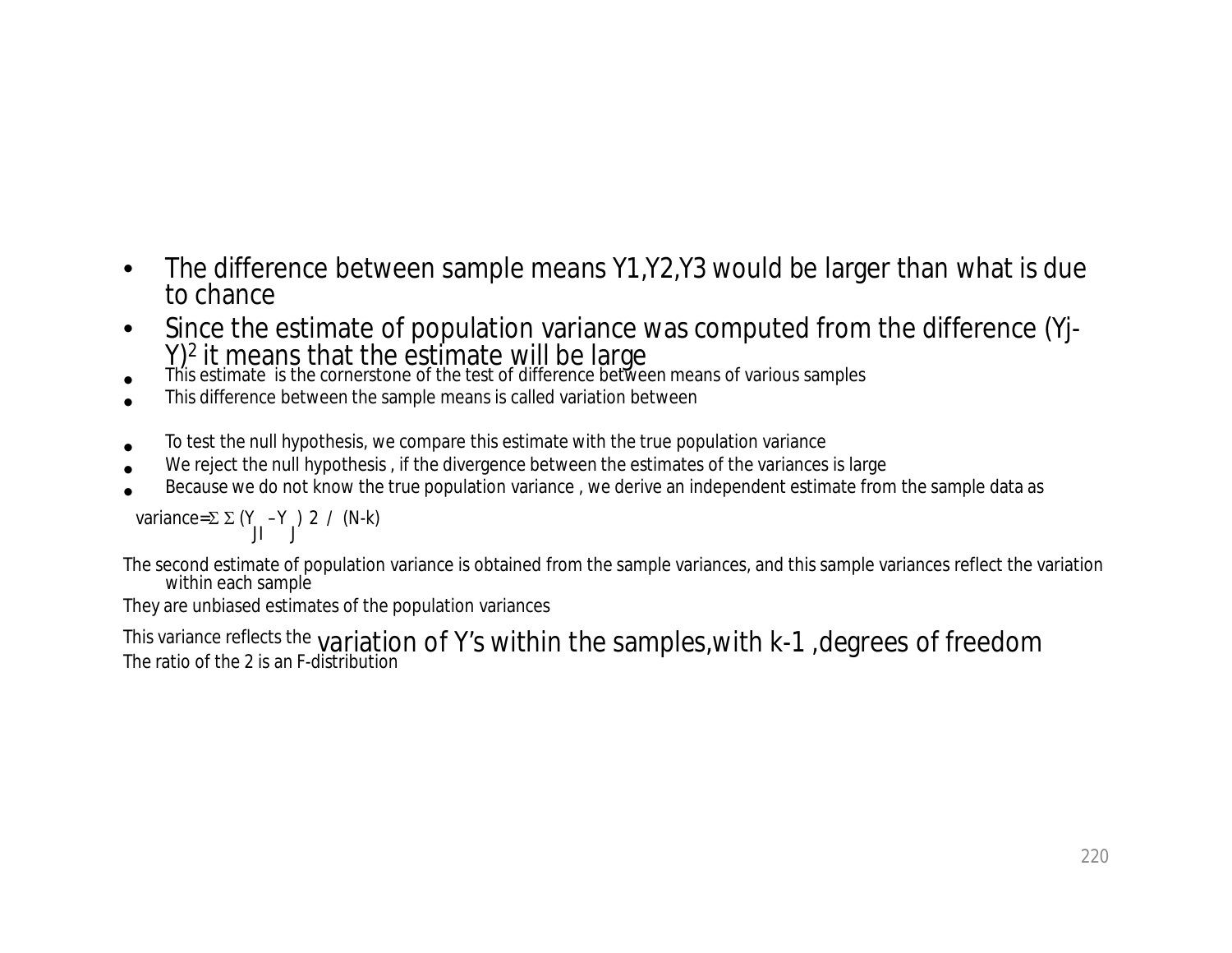- The difference between sample means Y1,Y2,Y3 would be larger than what is due to chance
- Since the estimate of population variance was computed from the difference $(Y_j - Y)^2$ it means that the estimate will be large
- This estimate is the cornerstone of the test of difference between means of various samples
- This difference between the sample means is called variation between

- To test the null hypothesis, we compare this estimate with the true population variance
- We reject the null hypothesis , if the divergence between the estimates of the variances is large
- Because we do not know the true population variance , we derive an independent estimate from the sample data as

$$\text{variance} = \Sigma\,\Sigma\,(Y_{JI} - Y_J)^2 \;/\; (N-k)$$

The second estimate of population variance is obtained from the sample variances, and this sample variances reflect the variation within each sample

They are unbiased estimates of the population variances

This variance reflects the variation of Y's within the samples,with k-1 ,degrees of freedom

The ratio of the 2 is an F-distribution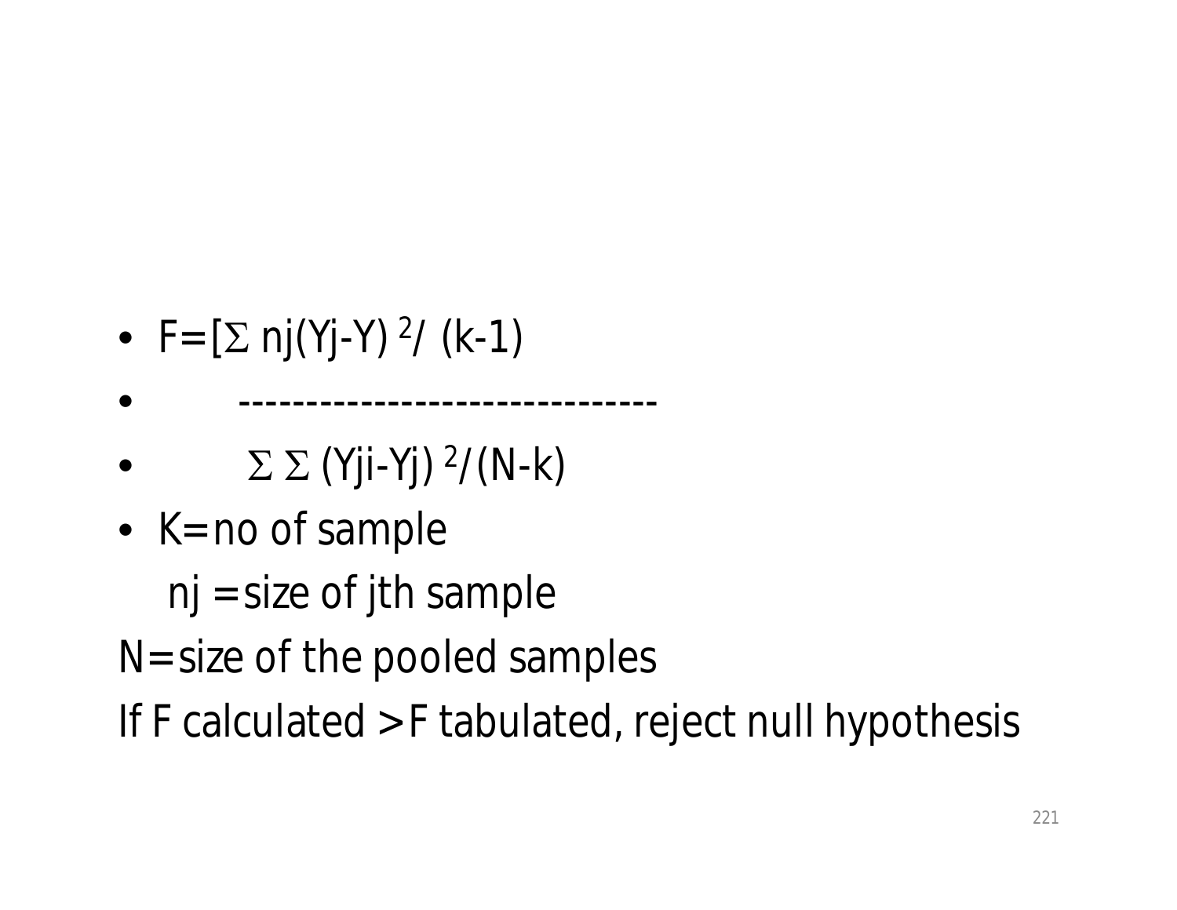$$F = \frac{\left[\sum n_j (Y_j - Y)^2 / (k-1)\right.}{\sum \sum (Y_{ji} - Y_j)^2 / (N-k)}$$

- K=no of sample

  $n_j$ =size of jth sample

N=size of the pooled samples

If F calculated >F tabulated, reject null hypothesis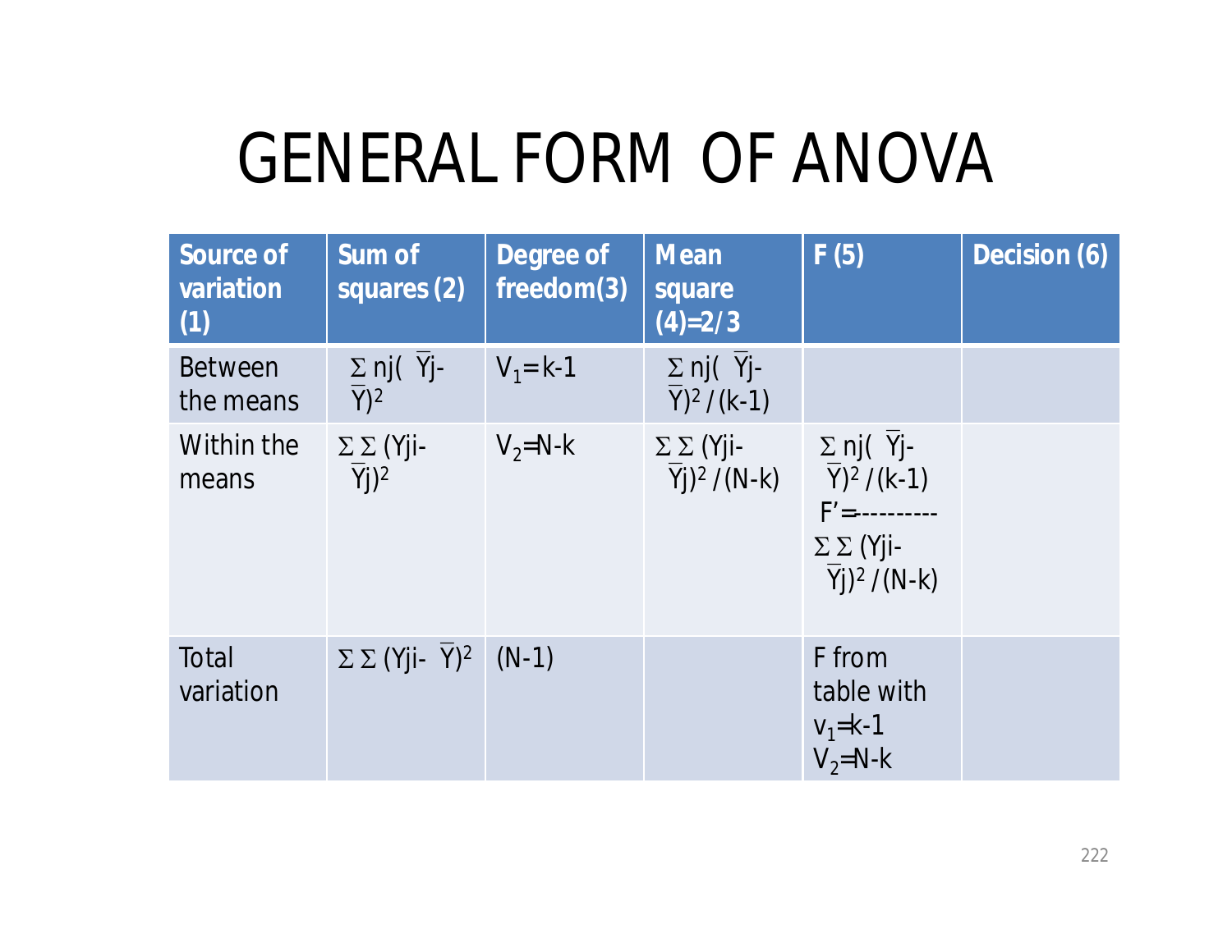# GENERAL FORM OF ANOVA

| Source of variation (1) | Sum of squares (2) | Degree of freedom(3) | Mean square (4)=2/3 | F (5) | Decision (6) |
|---|---|---|---|---|---|
| Between the means | $\Sigma n_j(\bar{Y}_j-\bar{Y})^2$ | $V_1=k-1$ | $\Sigma n_j(\bar{Y}_j-\bar{Y})^2/(k-1)$ | | |
| Within the means | $\Sigma\Sigma(Y_{ji}-\bar{Y}_j)^2$ | $V_2=N-k$ | $\Sigma\Sigma(Y_{ji}-\bar{Y}_j)^2/(N-k)$ | $F'=\dfrac{\Sigma n_j(\bar{Y}_j-\bar{Y})^2/(k-1)}{\Sigma\Sigma(Y_{ji}-\bar{Y}_j)^2/(N-k)}$ | |
| Total variation | $\Sigma\Sigma(Y_{ji}-\bar{Y})^2$ | $(N-1)$ | | F from table with $v_1=k-1$, $V_2=N-k$ | |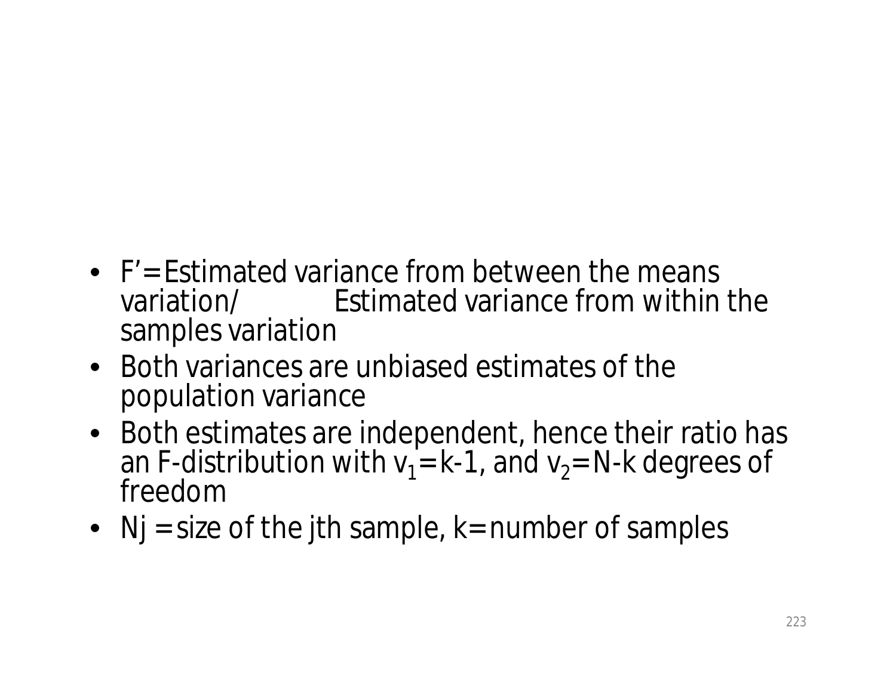- F'= Estimated variance from between the means variation/ Estimated variance from within the samples variation
- Both variances are unbiased estimates of the population variance
- Both estimates are independent, hence their ratio has an F-distribution with $v_1$=k-1, and $v_2$=N-k degrees of freedom
- Nj = size of the jth sample, k= number of samples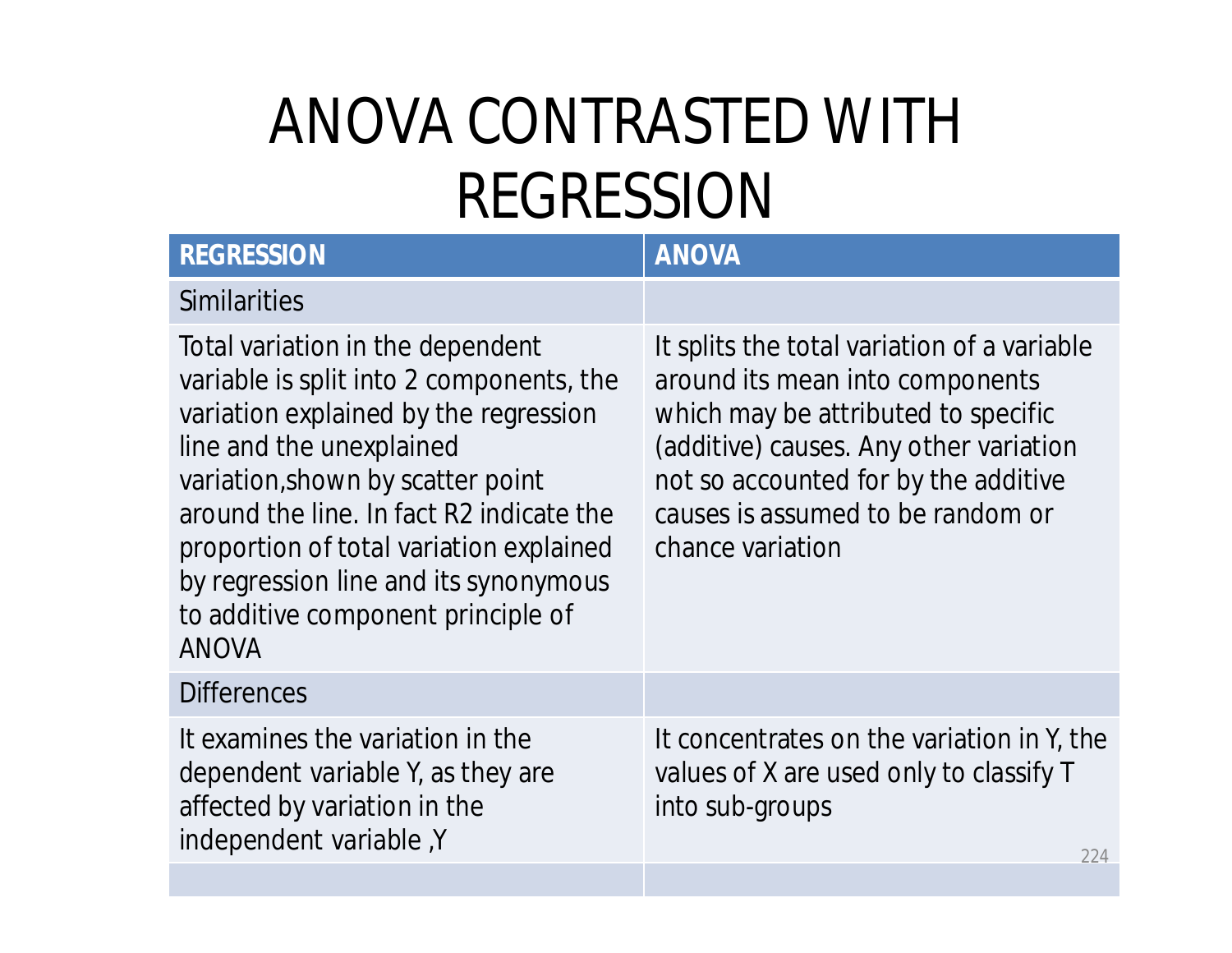# ANOVA CONTRASTED WITH REGRESSION

| REGRESSION | ANOVA |
|---|---|
| Similarities | |
| Total variation in the dependent variable is split into 2 components, the variation explained by the regression line and the unexplained variation,shown by scatter point around the line. In fact R2 indicate the proportion of total variation explained by regression line and its synonymous to additive component principle of ANOVA | It splits the total variation of a variable around its mean into components which may be attributed to specific (additive) causes. Any other variation not so accounted for by the additive causes is assumed to be random or chance variation |
| Differences | |
| It examines the variation in the dependent variable Y, as they are affected by variation in the independent variable ,Y | It concentrates on the variation in Y, the values of X are used only to classify T into sub-groups |
| | |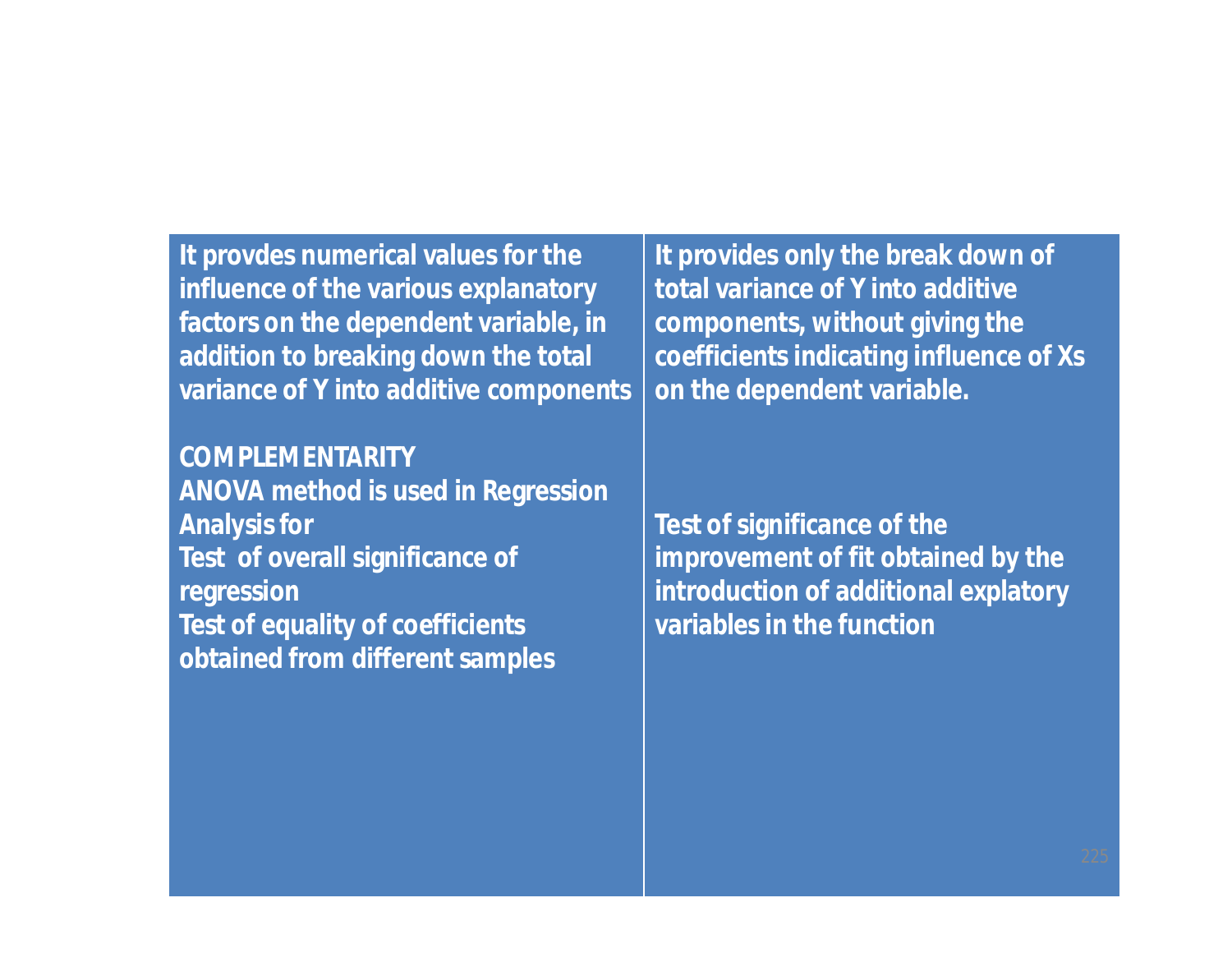| It provdes numerical values for the influence of the various explanatory factors on the dependent variable, in addition to breaking down the total variance of Y into additive components | It provides only the break down of total variance of Y into additive components, without giving the coefficients indicating influence of Xs on the dependent variable. |
| --- | --- |
| **COMPLEMENTARITY**<br>ANOVA method is used in Regression Analysis for<br>Test of overall significance of regression<br>Test of equality of coefficients obtained from different samples | Test of significance of the improvement of fit obtained by the introduction of additional explatory variables in the function |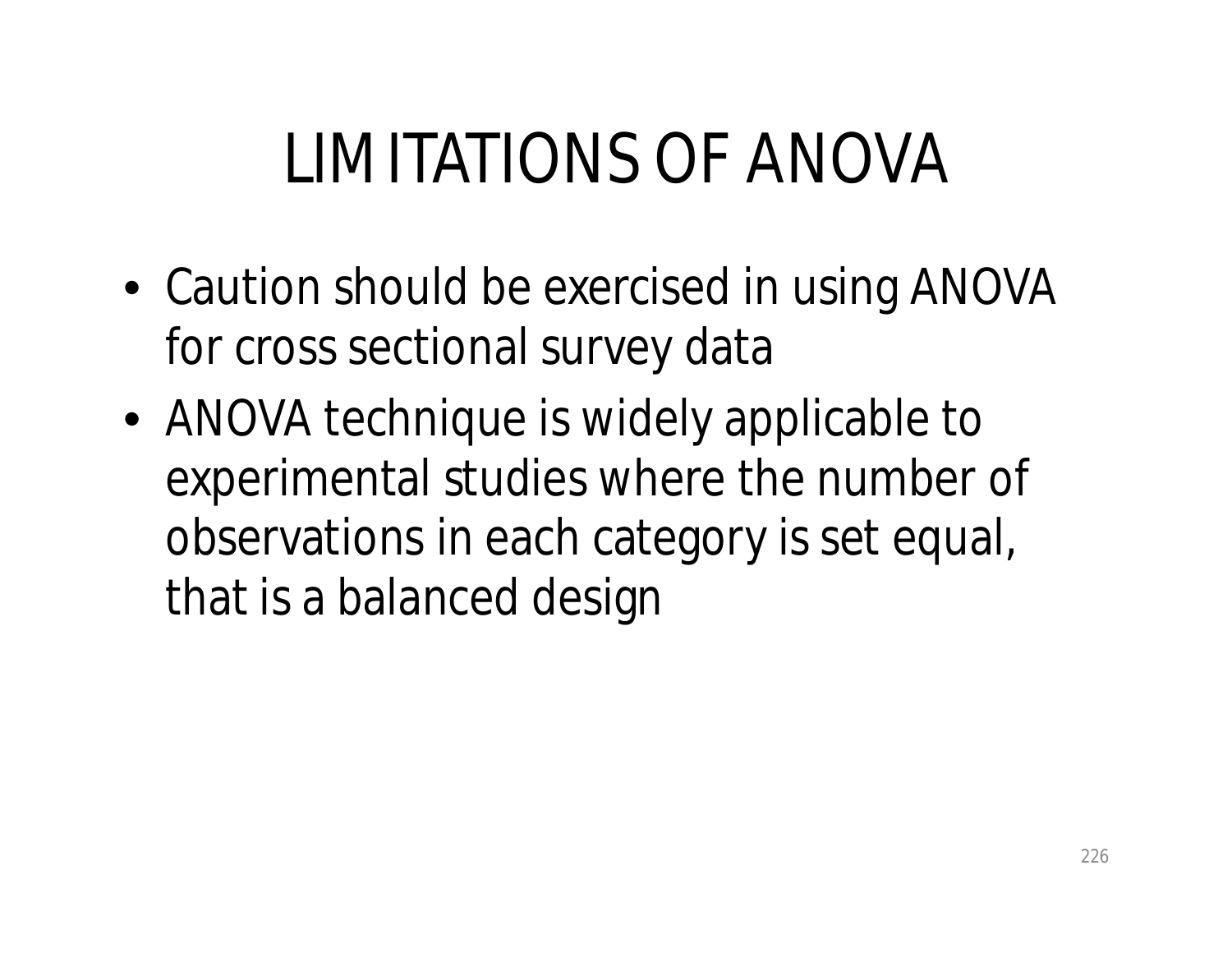# LIMITATIONS OF ANOVA

- Caution should be exercised in using ANOVA for cross sectional survey data
- ANOVA technique is widely applicable to experimental studies where the number of observations in each category is set equal, that is a balanced design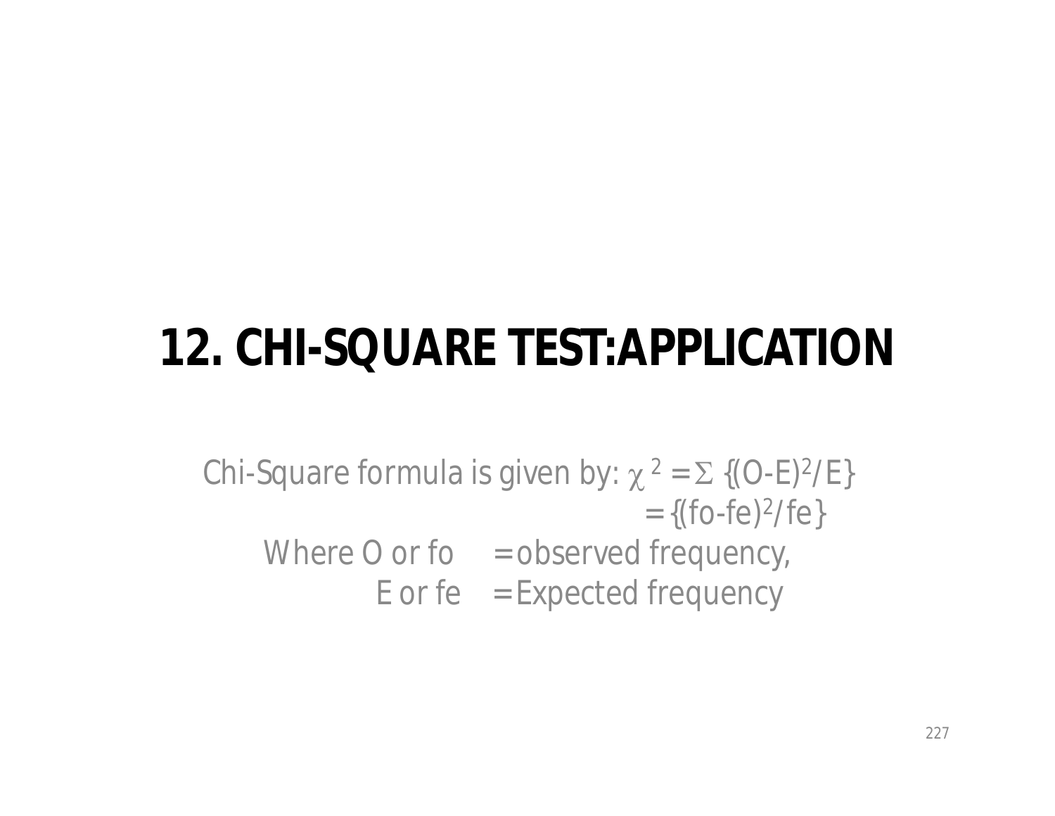# 12. CHI-SQUARE TEST:APPLICATION

Chi-Square formula is given by: $\chi^2 = \Sigma \{(O-E)^2/E\}$

$= \{(fo-fe)^2/fe\}$

Where O or fo = observed frequency,

E or fe = Expected frequency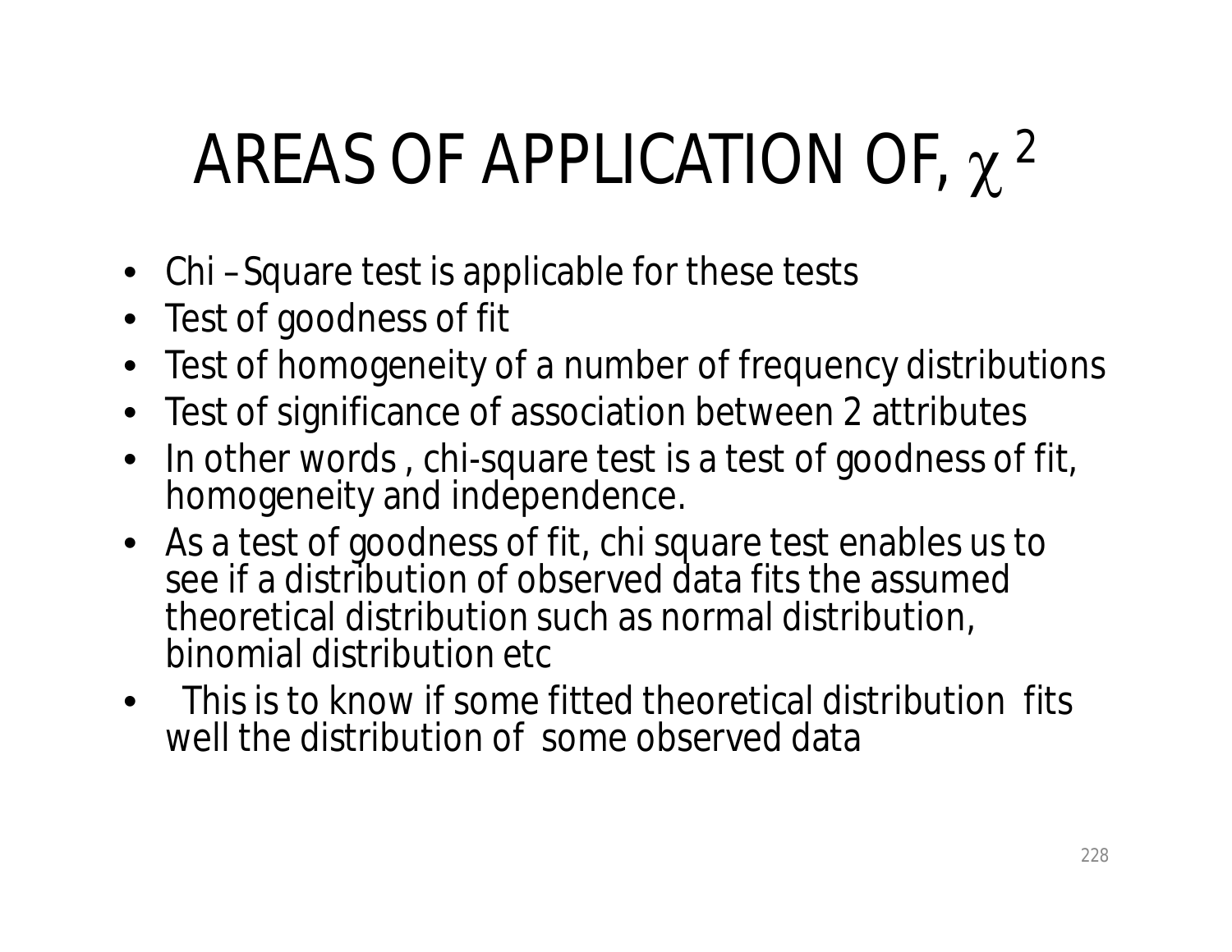# AREAS OF APPLICATION OF, $\chi^2$

- Chi – Square test is applicable for these tests
- Test of goodness of fit
- Test of homogeneity of a number of frequency distributions
- Test of significance of association between 2 attributes
- In other words , chi-square test is a test of goodness of fit, homogeneity and independence.
- As a test of goodness of fit, chi square test enables us to see if a distribution of observed data fits the assumed theoretical distribution such as normal distribution, binomial distribution etc
- This is to know if some fitted theoretical distribution fits well the distribution of some observed data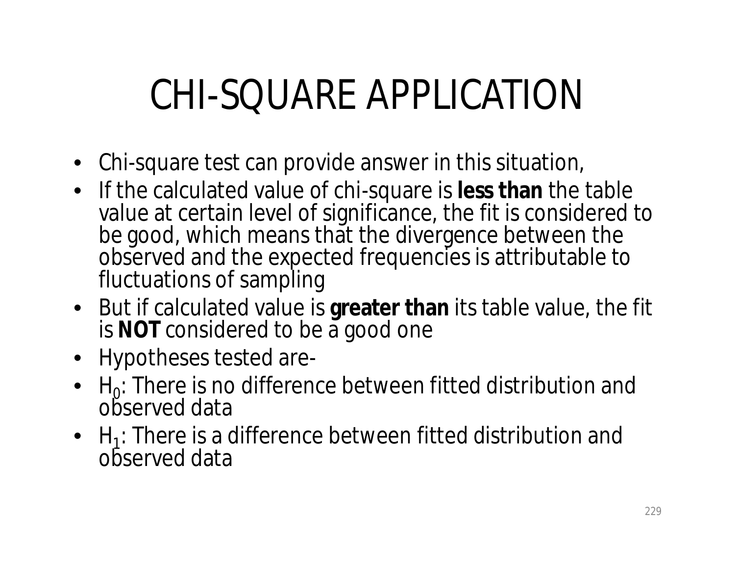# CHI-SQUARE APPLICATION

- Chi-square test can provide answer in this situation,
- If the calculated value of chi-square is **less than** the table value at certain level of significance, the fit is considered to be good, which means that the divergence between the observed and the expected frequencies is attributable to fluctuations of sampling
- But if calculated value is **greater than** its table value, the fit is **NOT** considered to be a good one
- Hypotheses tested are-
- $H_0$: There is no difference between fitted distribution and observed data
- $H_1$: There is a difference between fitted distribution and observed data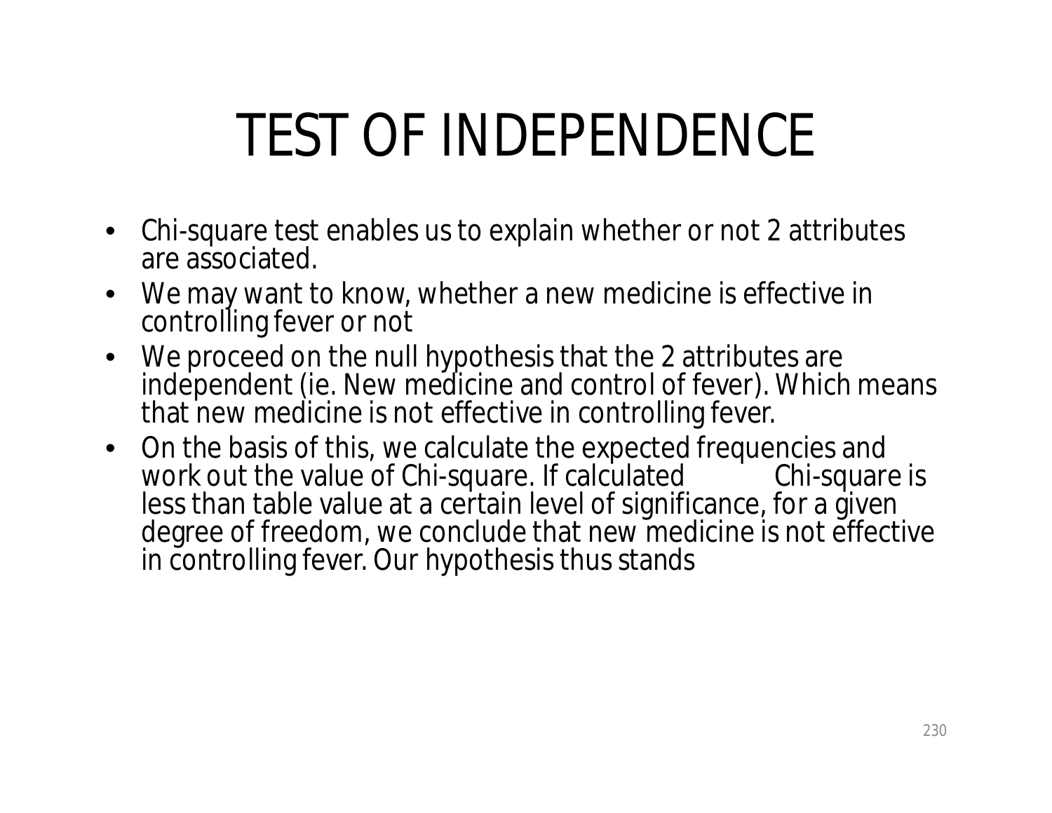# TEST OF INDEPENDENCE

- Chi-square test enables us to explain whether or not 2 attributes are associated.
- We may want to know, whether a new medicine is effective in controlling fever or not
- We proceed on the null hypothesis that the 2 attributes are independent (ie. New medicine and control of fever). Which means that new medicine is not effective in controlling fever.
- On the basis of this, we calculate the expected frequencies and work out the value of Chi-square. If calculated Chi-square is less than table value at a certain level of significance, for a given degree of freedom, we conclude that new medicine is not effective in controlling fever. Our hypothesis thus stands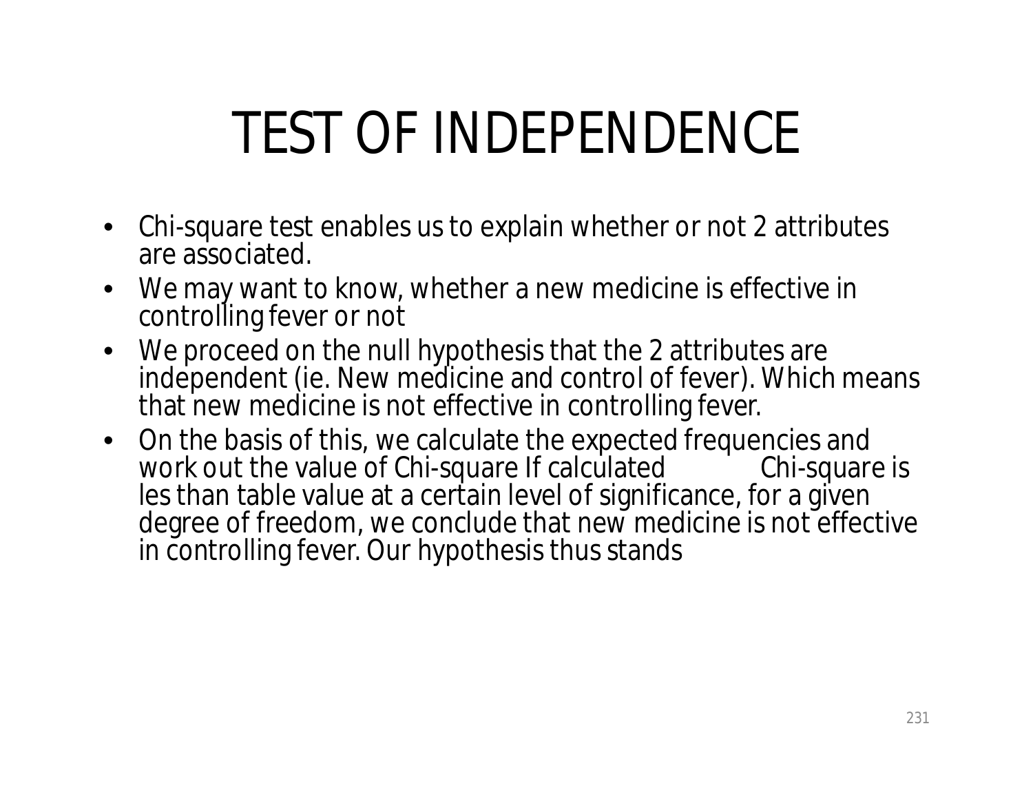# TEST OF INDEPENDENCE

- Chi-square test enables us to explain whether or not 2 attributes are associated.
- We may want to know, whether a new medicine is effective in controlling fever or not
- We proceed on the null hypothesis that the 2 attributes are independent (ie. New medicine and control of fever). Which means that new medicine is not effective in controlling fever.
- On the basis of this, we calculate the expected frequencies and work out the value of Chi-square If calculated Chi-square is les than table value at a certain level of significance, for a given degree of freedom, we conclude that new medicine is not effective in controlling fever. Our hypothesis thus stands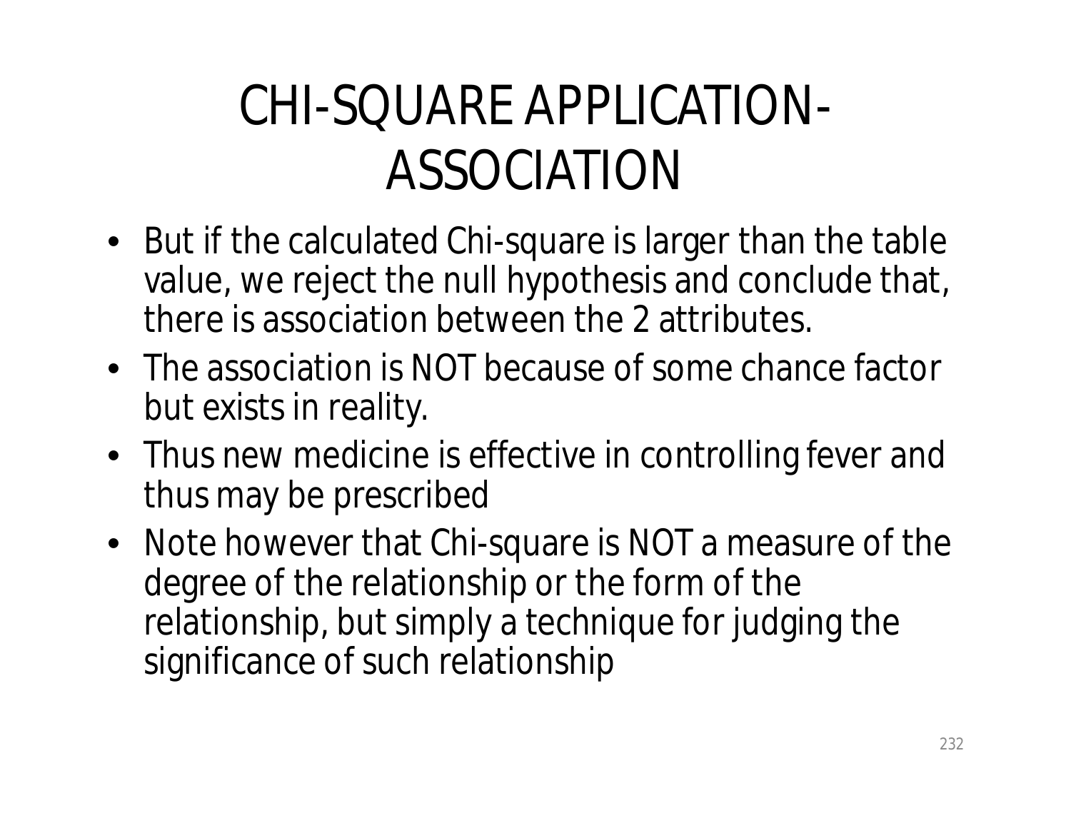# CHI-SQUARE APPLICATION-ASSOCIATION

- But if the calculated Chi-square is larger than the table value, we reject the null hypothesis and conclude that, there is association between the 2 attributes.
- The association is NOT because of some chance factor but exists in reality.
- Thus new medicine is effective in controlling fever and thus may be prescribed
- Note however that Chi-square is NOT a measure of the degree of the relationship or the form of the relationship, but simply a technique for judging the significance of such relationship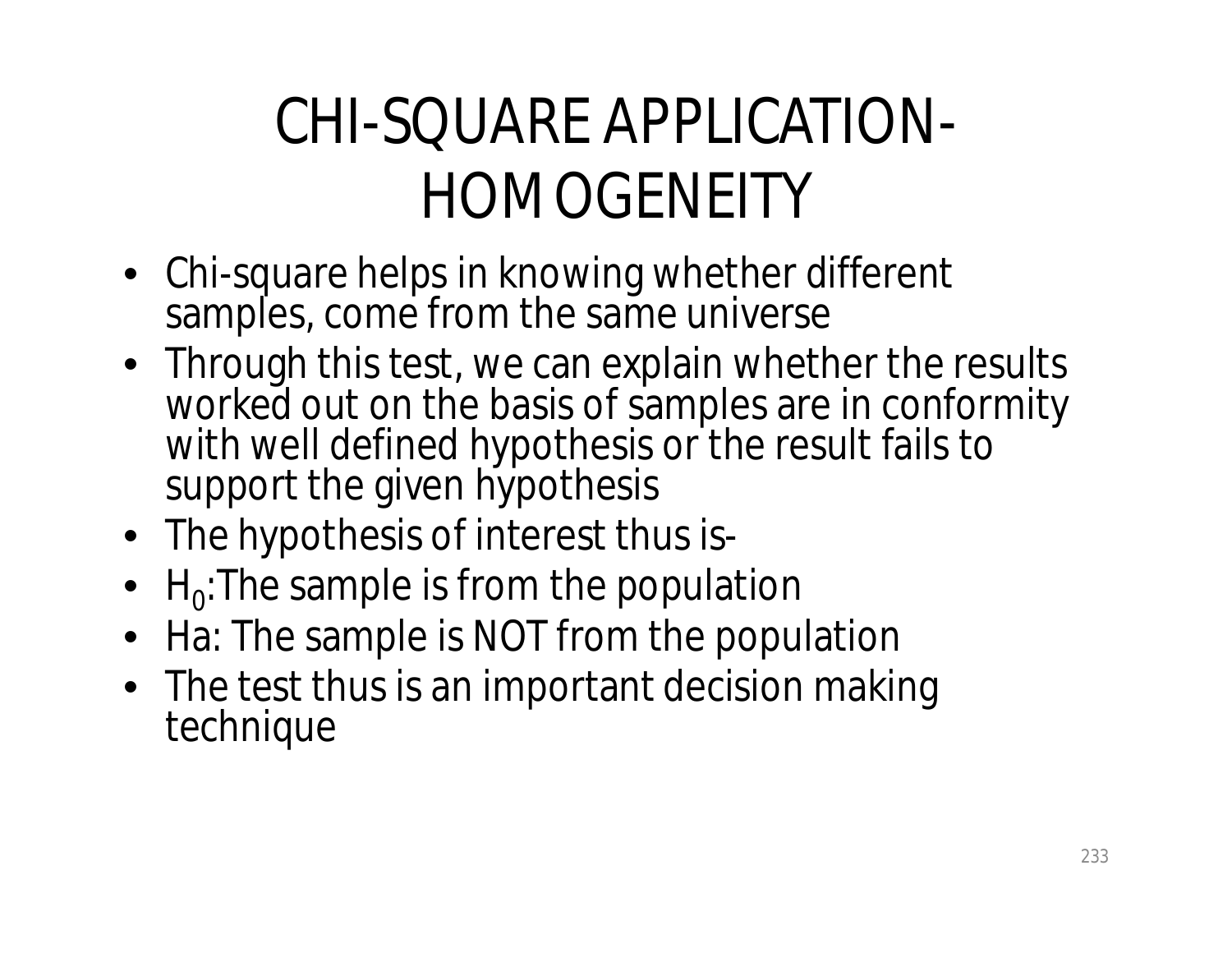# CHI-SQUARE APPLICATION-HOMOGENEITY

- Chi-square helps in knowing whether different samples, come from the same universe
- Through this test, we can explain whether the results worked out on the basis of samples are in conformity with well defined hypothesis or the result fails to support the given hypothesis
- The hypothesis of interest thus is-
- $H_0$:The sample is from the population
- Ha: The sample is NOT from the population
- The test thus is an important decision making technique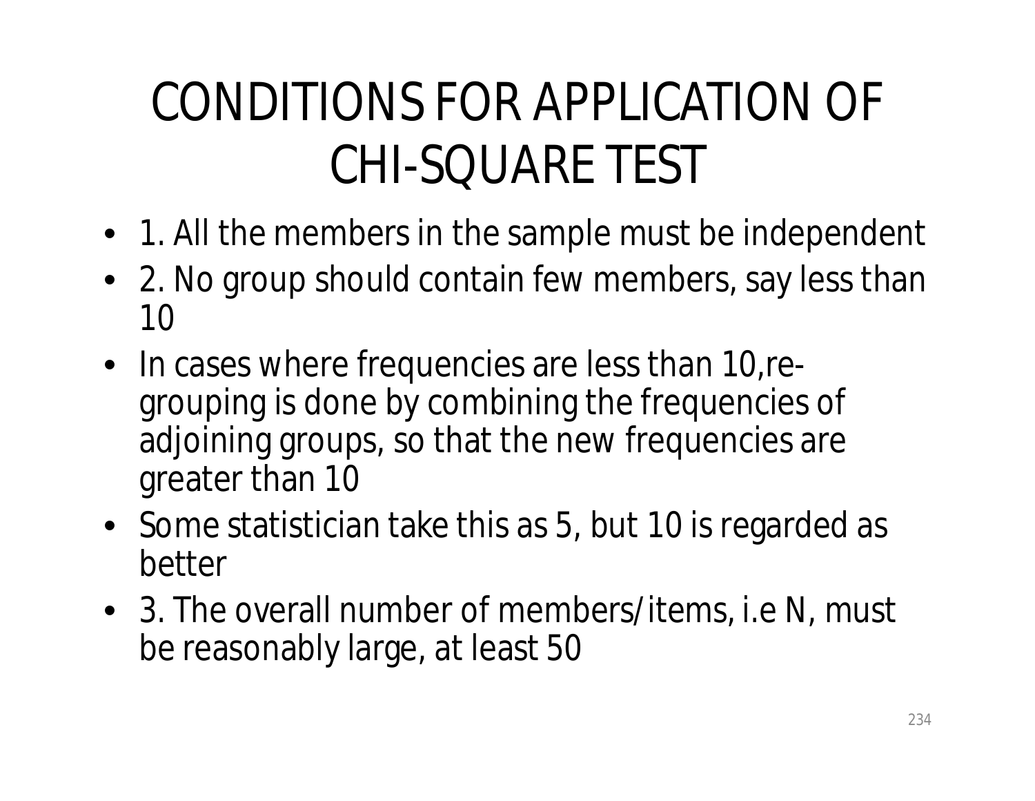# CONDITIONS FOR APPLICATION OF CHI-SQUARE TEST

- 1. All the members in the sample must be independent
- 2. No group should contain few members, say less than 10
- In cases where frequencies are less than 10,re-grouping is done by combining the frequencies of adjoining groups, so that the new frequencies are greater than 10
- Some statistician take this as 5, but 10 is regarded as better
- 3. The overall number of members/items, i.e N, must be reasonably large, at least 50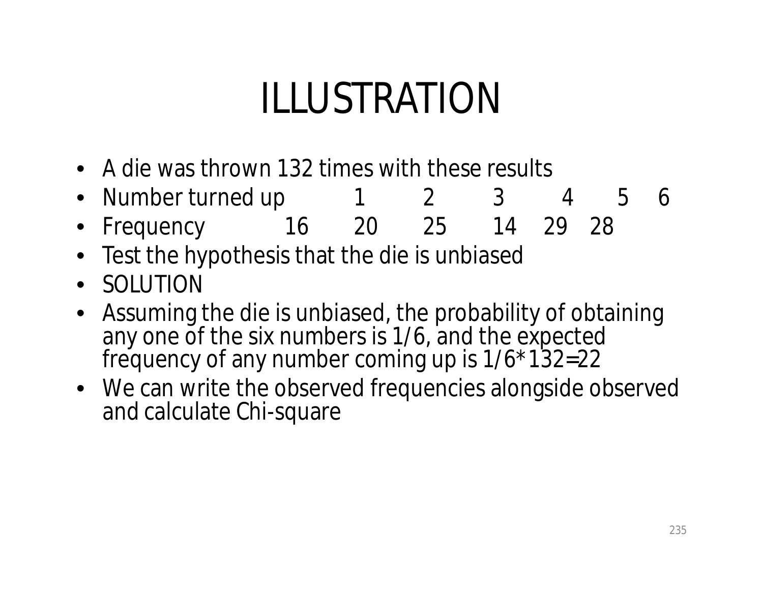# ILLUSTRATION

- A die was thrown 132 times with these results
- Number turned up 1 2 3 4 5 6
- Frequency 16 20 25 14 29 28
- Test the hypothesis that the die is unbiased
- SOLUTION
- Assuming the die is unbiased, the probability of obtaining any one of the six numbers is 1/6, and the expected frequency of any number coming up is 1/6*132=22
- We can write the observed frequencies alongside observed and calculate Chi-square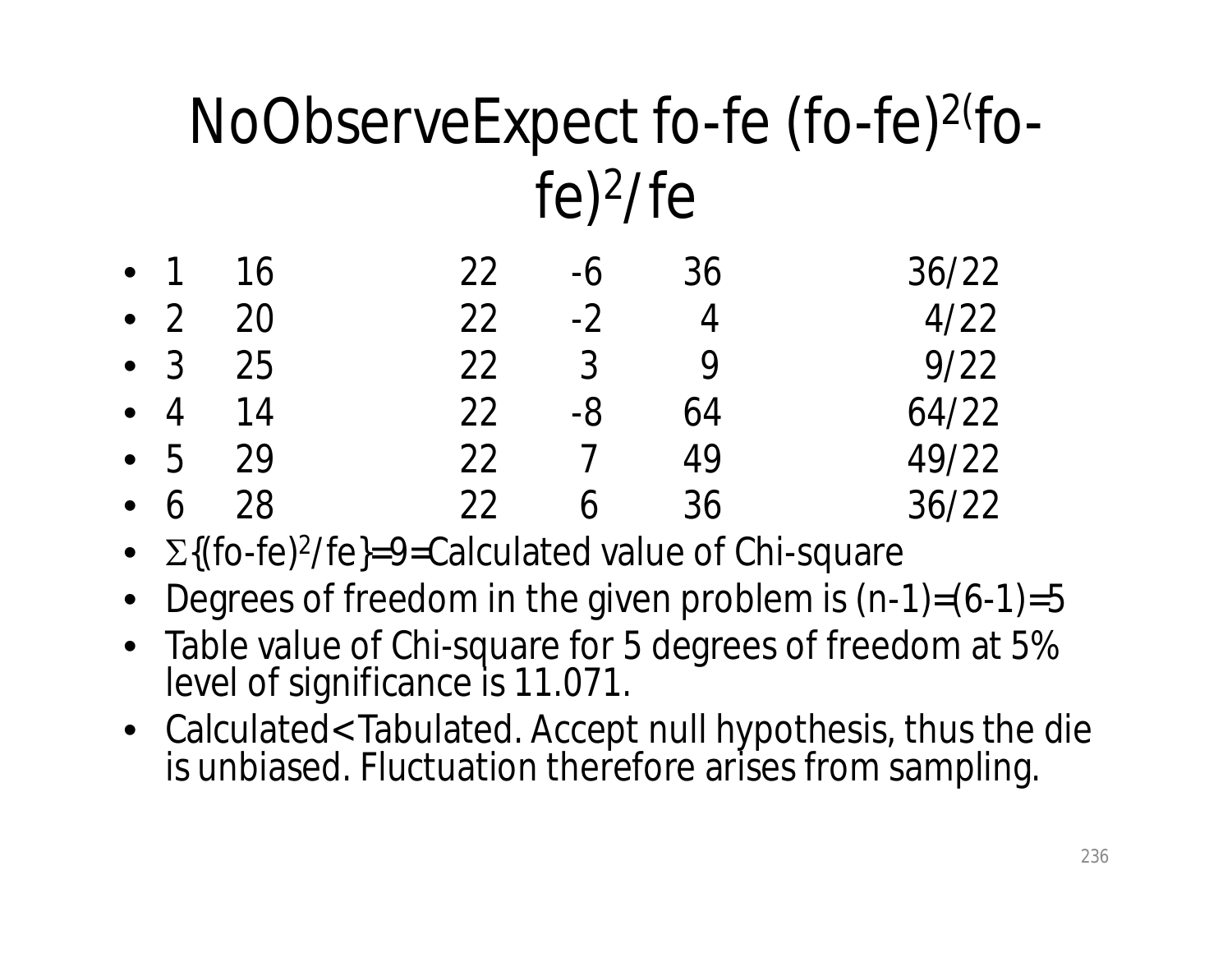# No Observe Expect fo-fe $(fo-fe)^2$ $(fo-fe)^2/fe$

| No | Observe | Expect | fo-fe | $(fo-fe)^2$ | $(fo-fe)^2/fe$ |
|---|---|---|---|---|---|
| 1 | 16 | 22 | -6 | 36 | 36/22 |
| 2 | 20 | 22 | -2 | 4 | 4/22 |
| 3 | 25 | 22 | 3 | 9 | 9/22 |
| 4 | 14 | 22 | -8 | 64 | 64/22 |
| 5 | 29 | 22 | 7 | 49 | 49/22 |
| 6 | 28 | 22 | 6 | 36 | 36/22 |

- $\Sigma\{(fo-fe)^2/fe\}=9=$ Calculated value of Chi-square
- Degrees of freedom in the given problem is $(n-1)=(6-1)=5$
- Table value of Chi-square for 5 degrees of freedom at 5% level of significance is 11.071.
- Calculated < Tabulated. Accept null hypothesis, thus the die is unbiased. Fluctuation therefore arises from sampling.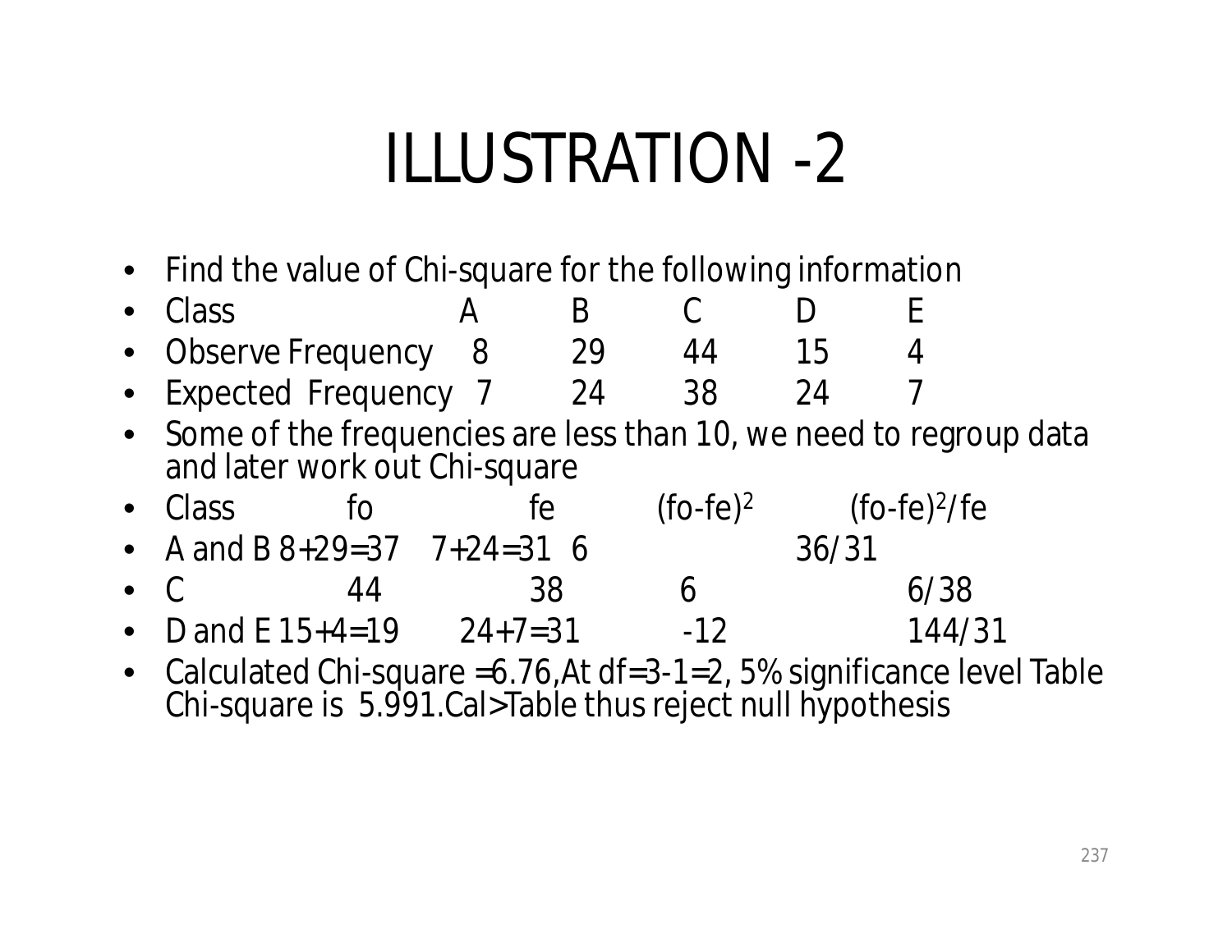# ILLUSTRATION -2

- Find the value of Chi-square for the following information

| Class | A | B | C | D | E |
|---|---|---|---|---|---|
| Observe Frequency | 8 | 29 | 44 | 15 | 4 |
| Expected Frequency | 7 | 24 | 38 | 24 | 7 |

- Some of the frequencies are less than 10, we need to regroup data and later work out Chi-square

| Class | fo | fe | $(fo-fe)^2$ | $(fo-fe)^2/fe$ |
|---|---|---|---|---|
| A and B | 8+29=37 | 7+24=31 | 6 | 36/31 |
| C | 44 | 38 | 6 | 6/38 |
| D and E | 15+4=19 | 24+7=31 | -12 | 144/31 |

- Calculated Chi-square =6.76,At df=3-1=2, 5% significance level Table Chi-square is 5.991.Cal>Table thus reject null hypothesis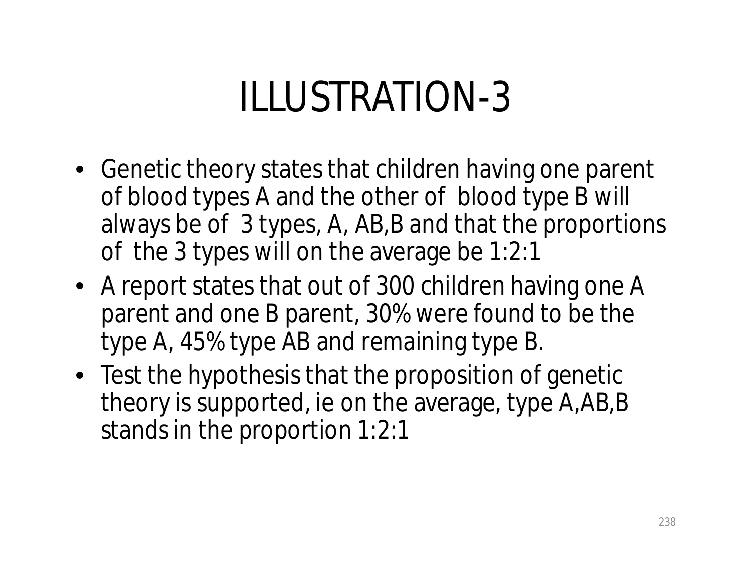# ILLUSTRATION-3

- Genetic theory states that children having one parent of blood types A and the other of blood type B will always be of 3 types, A, AB,B and that the proportions of the 3 types will on the average be 1:2:1
- A report states that out of 300 children having one A parent and one B parent, 30% were found to be the type A, 45% type AB and remaining type B.
- Test the hypothesis that the proposition of genetic theory is supported, ie on the average, type A,AB,B stands in the proportion 1:2:1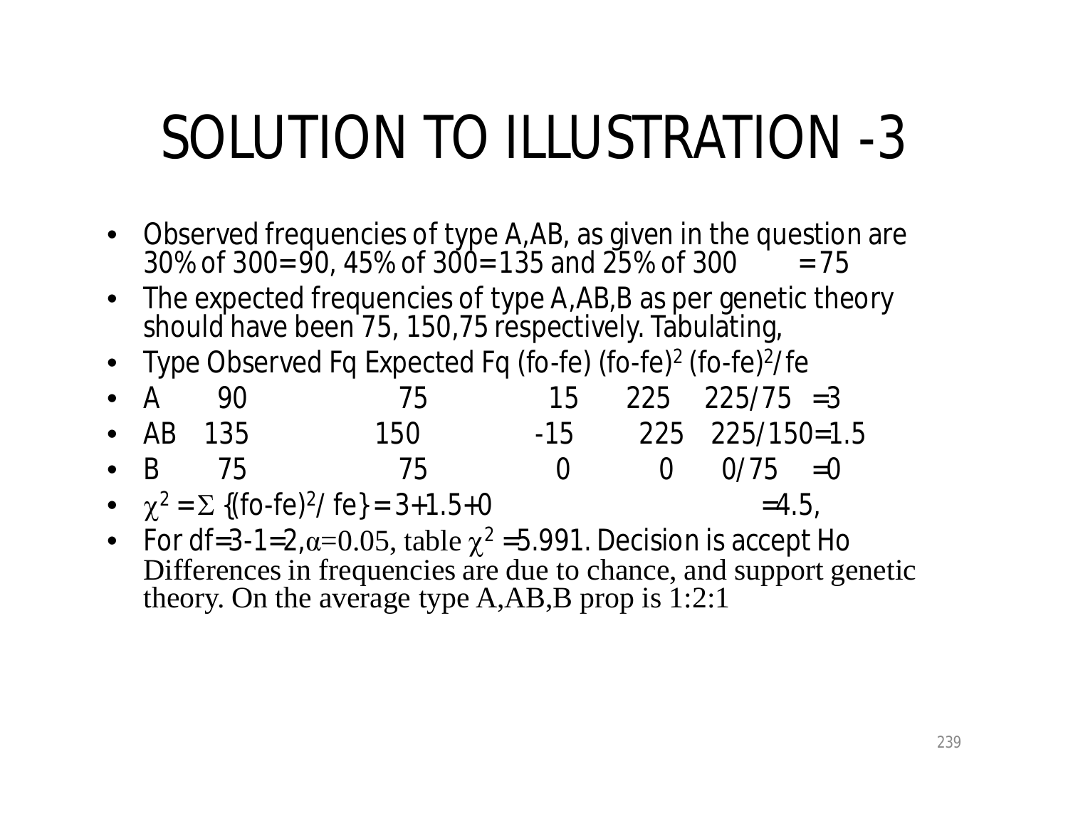# SOLUTION TO ILLUSTRATION -3

- Observed frequencies of type A,AB, as given in the question are 30% of 300=90, 45% of 300=135 and 25% of 300 = 75
- The expected frequencies of type A,AB,B as per genetic theory should have been 75, 150,75 respectively. Tabulating,

| Type | Observed Fq | Expected Fq | (fo-fe) | $(fo-fe)^2$ | $(fo-fe)^2/fe$ |
|---|---|---|---|---|---|
| A | 90 | 75 | 15 | 225 | 225/75 =3 |
| AB | 135 | 150 | -15 | 225 | 225/150=1.5 |
| B | 75 | 75 | 0 | 0 | 0/75 =0 |

- $\chi^2 = \Sigma \{(fo-fe)^2/ fe\} = 3+1.5+0 = 4.5$,
- For df=3-1=2, $\alpha=0.05$, table $\chi^2$ =5.991. Decision is accept Ho Differences in frequencies are due to chance, and support genetic theory. On the average type A,AB,B prop is 1:2:1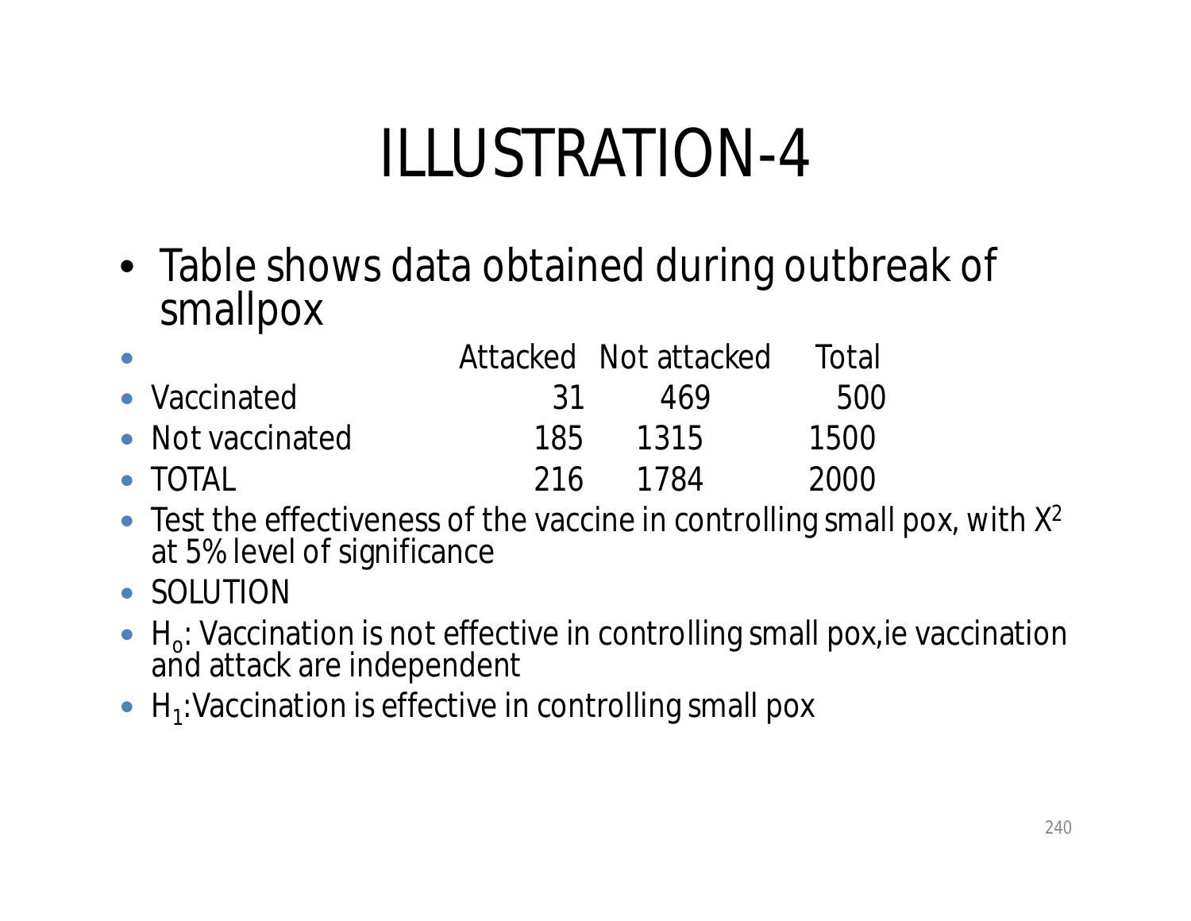# ILLUSTRATION-4

- Table shows data obtained during outbreak of smallpox

| | Attacked | Not attacked | Total |
|---|---|---|---|
| Vaccinated | 31 | 469 | 500 |
| Not vaccinated | 185 | 1315 | 1500 |
| TOTAL | 216 | 1784 | 2000 |

- Test the effectiveness of the vaccine in controlling small pox, with $X^2$ at 5% level of significance
- SOLUTION
- $H_o$: Vaccination is not effective in controlling small pox,ie vaccination and attack are independent
- $H_1$:Vaccination is effective in controlling small pox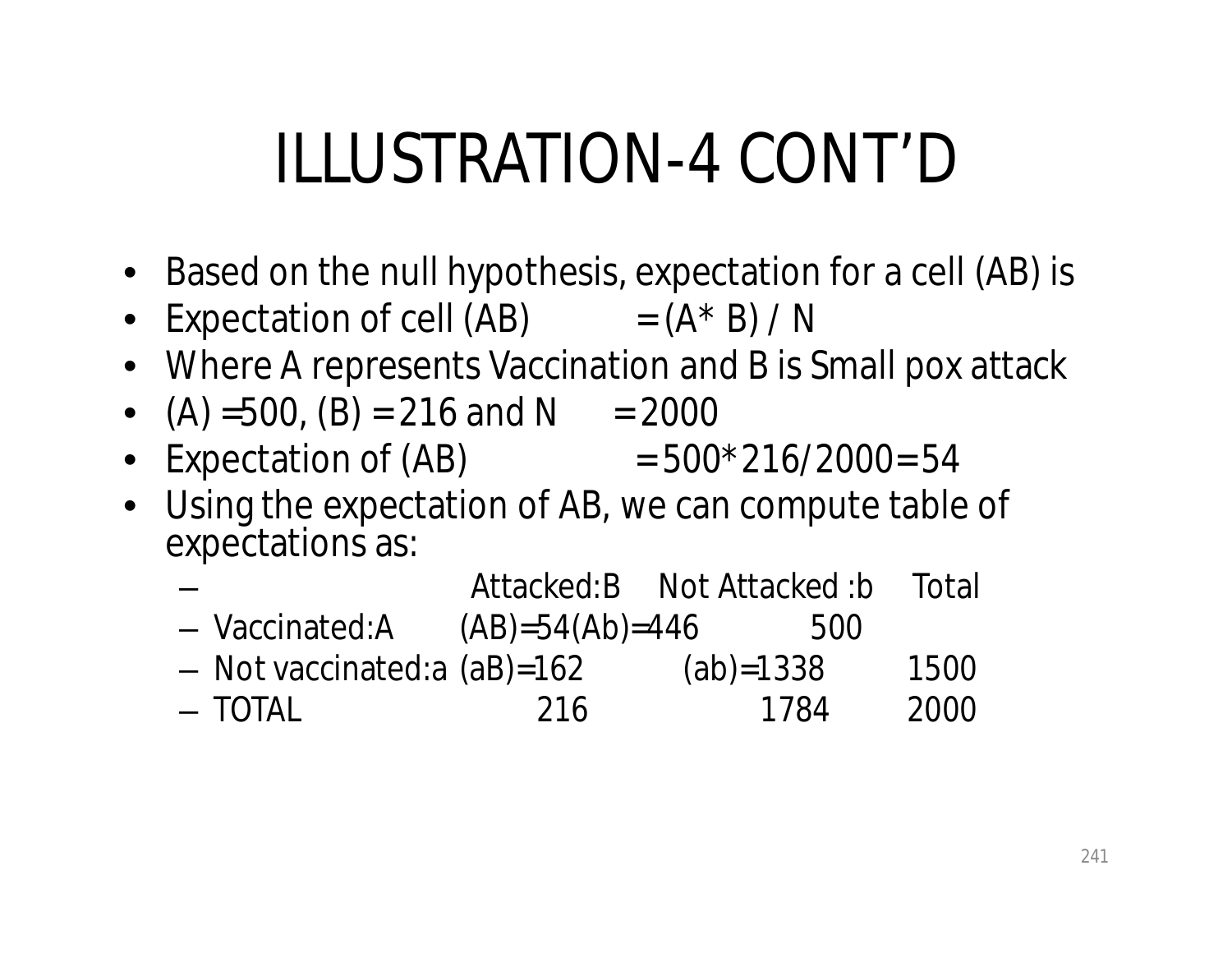# ILLUSTRATION-4 CONT'D

- Based on the null hypothesis, expectation for a cell (AB) is
- Expectation of cell (AB) $= (A * B) / N$
- Where A represents Vaccination and B is Small pox attack
- (A) =500, (B) = 216 and N = 2000
- Expectation of (AB) = 500*216/2000=54
- Using the expectation of AB, we can compute table of expectations as:

| | Attacked:B | Not Attacked :b | Total |
|---|---|---|---|
| Vaccinated:A | (AB)=54 | (Ab)=446 | 500 |
| Not vaccinated:a | (aB)=162 | (ab)=1338 | 1500 |
| TOTAL | 216 | 1784 | 2000 |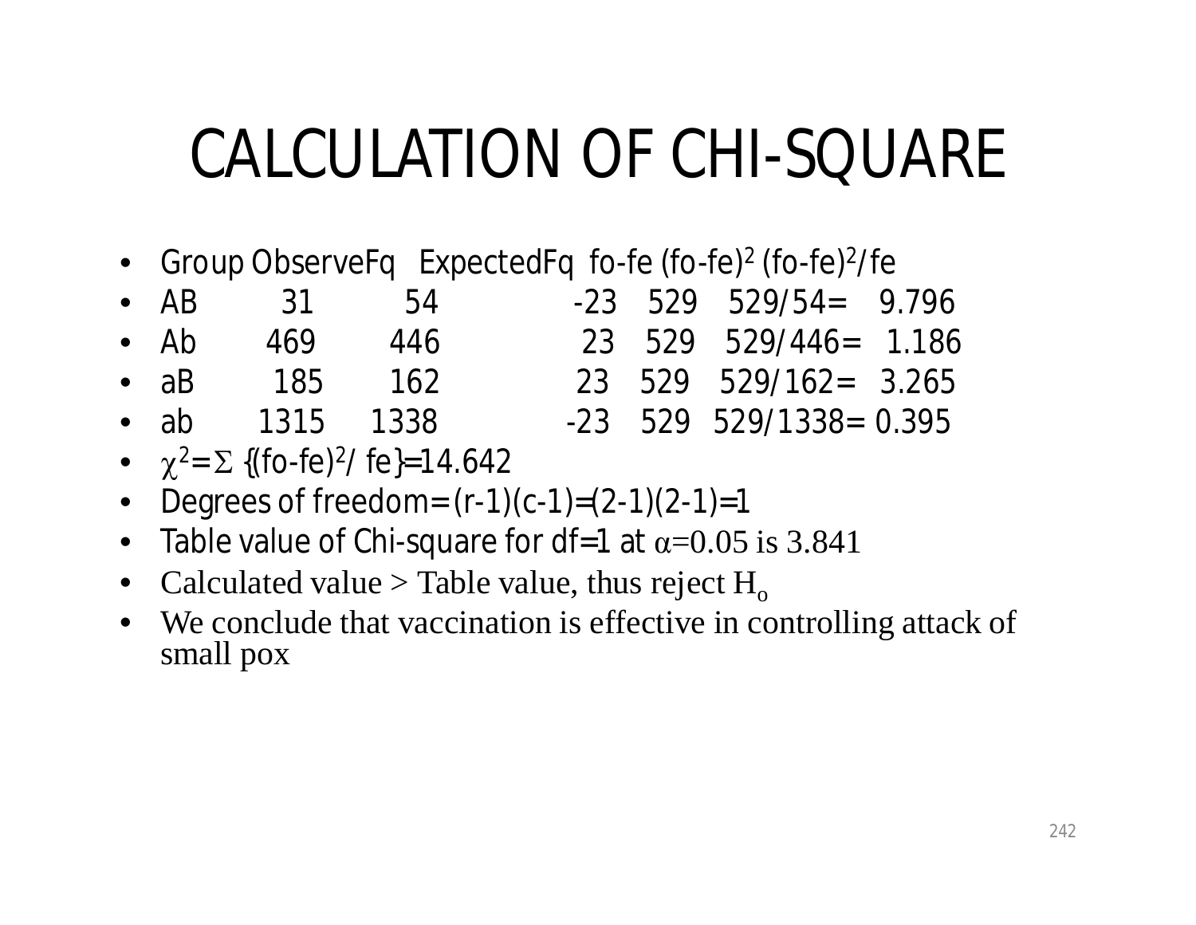# CALCULATION OF CHI-SQUARE

- Group ObserveFq ExpectedFq fo-fe $(fo\text{-}fe)^2$ $(fo\text{-}fe)^2/fe$
- AB 31 54 -23 529 529/54= 9.796
- Ab 469 446 23 529 529/446= 1.186
- aB 185 162 23 529 529/162= 3.265
- ab 1315 1338 -23 529 529/1338= 0.395
- $\chi^2 = \Sigma \{(fo\text{-}fe)^2/ fe\} = 14.642$
- Degrees of freedom = (r-1)(c-1)=(2-1)(2-1)=1
- Table value of Chi-square for df=1 at $\alpha=0.05$ is 3.841
- Calculated value > Table value, thus reject $H_o$
- We conclude that vaccination is effective in controlling attack of small pox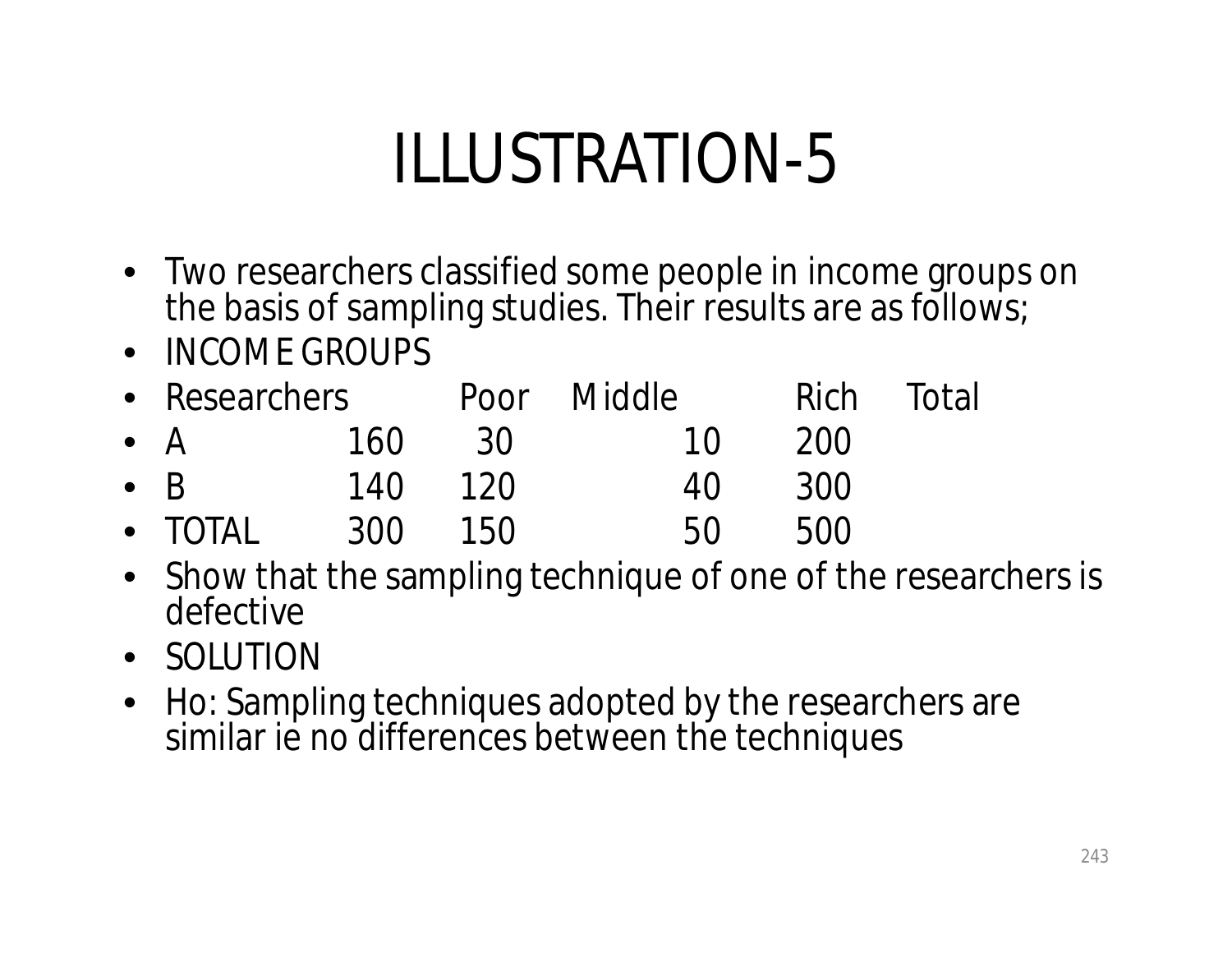# ILLUSTRATION-5

- Two researchers classified some people in income groups on the basis of sampling studies. Their results are as follows;
- INCOME GROUPS

| Researchers | Poor | Middle | Rich | Total |
|---|---|---|---|---|
| A | 160 | 30 | 10 | 200 |
| B | 140 | 120 | 40 | 300 |
| TOTAL | 300 | 150 | 50 | 500 |

- Show that the sampling technique of one of the researchers is defective
- SOLUTION
- Ho: Sampling techniques adopted by the researchers are similar ie no differences between the techniques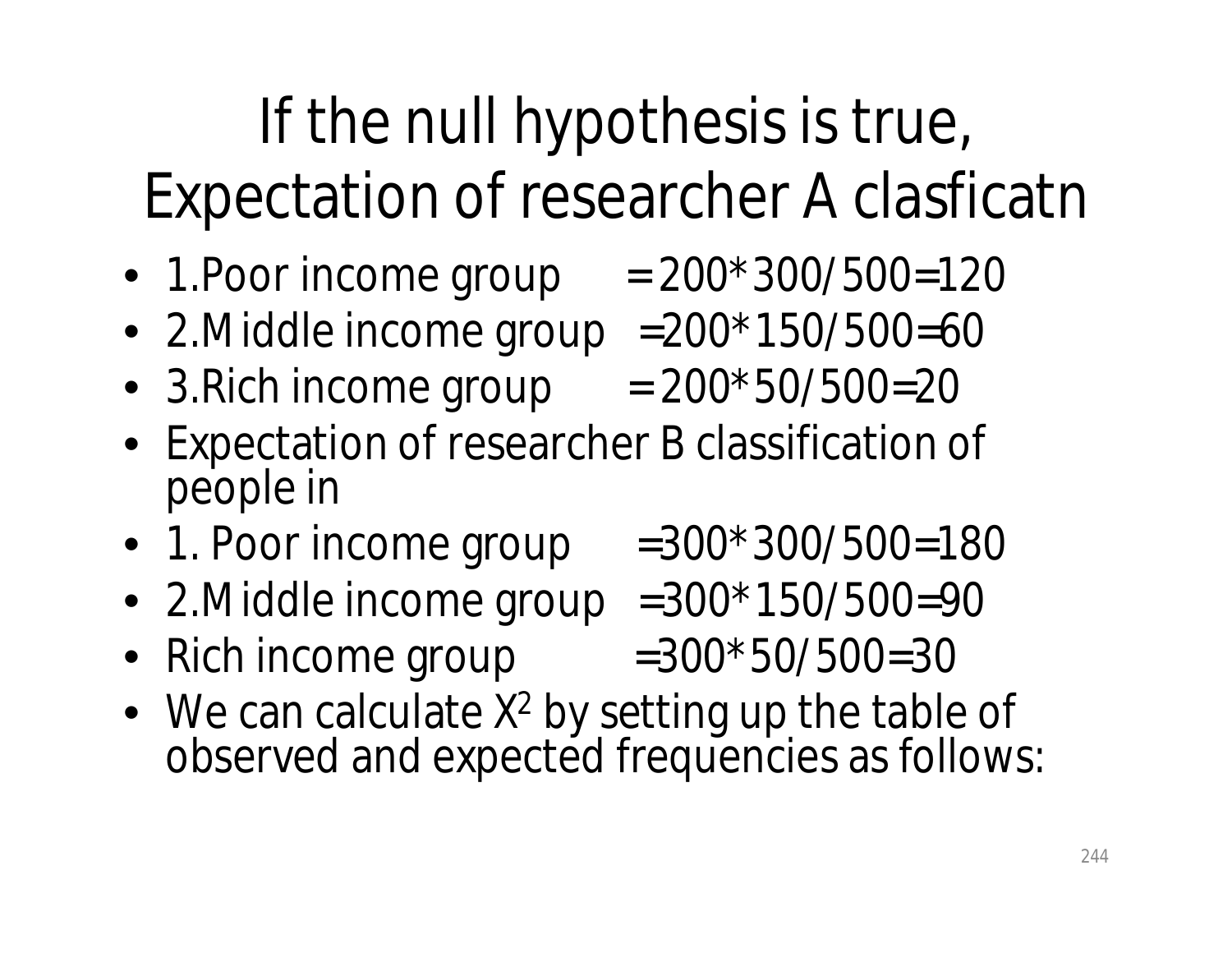# If the null hypothesis is true, Expectation of researcher A clasficatn

- 1.Poor income group = 200*300/500=120
- 2.Middle income group =200*150/500=60
- 3.Rich income group = 200*50/500=20
- Expectation of researcher B classification of people in
- 1. Poor income group =300*300/500=180
- 2.Middle income group =300*150/500=90
- Rich income group =300*50/500=30
- We can calculate $X^2$ by setting up the table of observed and expected frequencies as follows: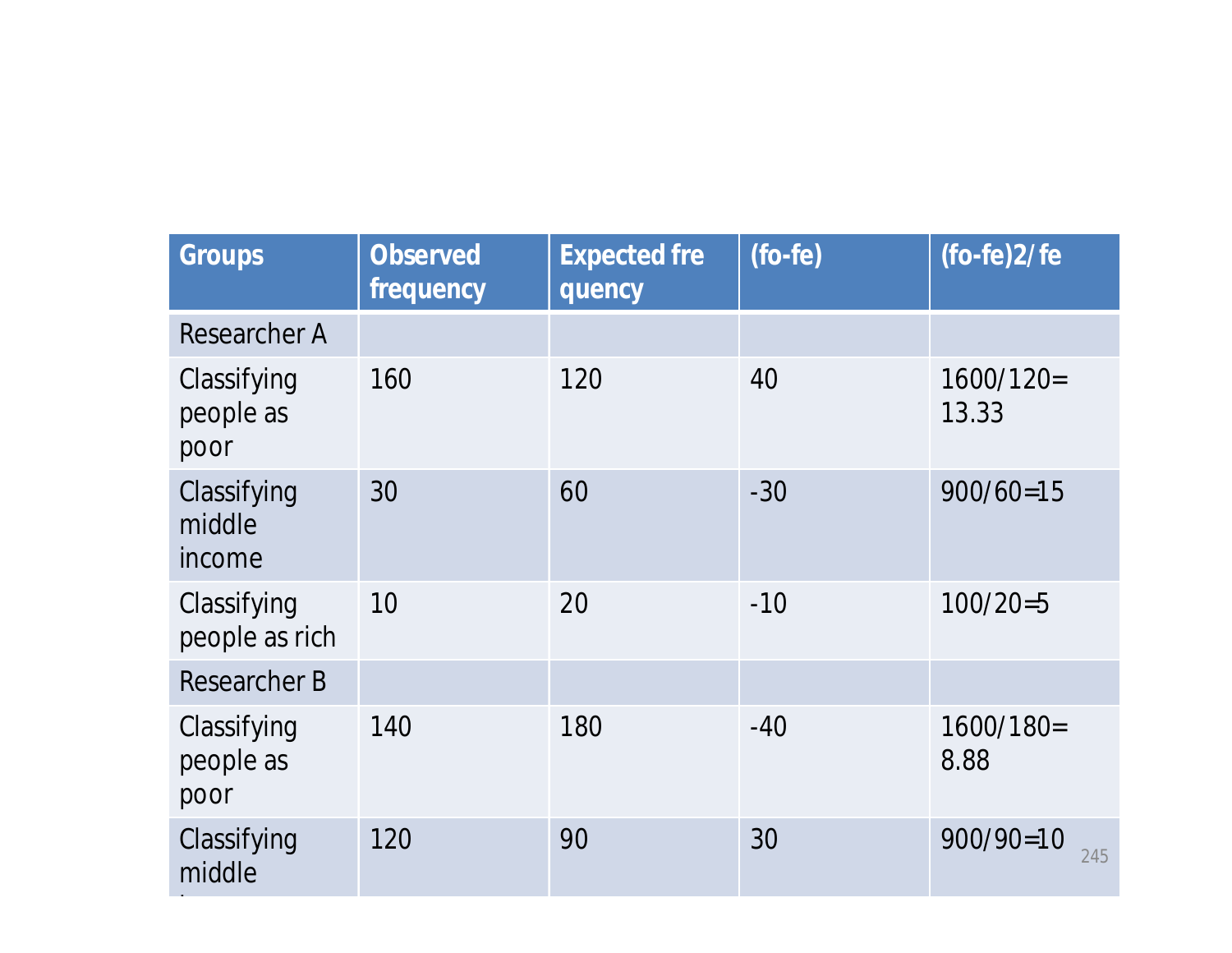| Groups | Observed frequency | Expected fre quency | (fo-fe) | (fo-fe)2/ fe |
|---|---|---|---|---|
| Researcher A | | | | |
| Classifying people as poor | 160 | 120 | 40 | 1600/120= 13.33 |
| Classifying middle income | 30 | 60 | -30 | 900/60=15 |
| Classifying people as rich | 10 | 20 | -10 | 100/20=5 |
| Researcher B | | | | |
| Classifying people as poor | 140 | 180 | -40 | 1600/180= 8.88 |
| Classifying middle income | 120 | 90 | 30 | 900/90=10 |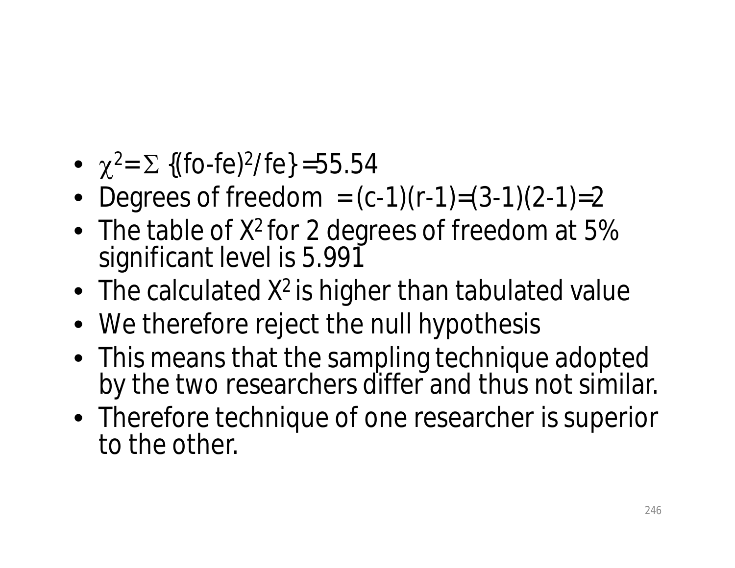- $\chi^2 = \Sigma \{(fo-fe)^2/fe\} = 55.54$
- Degrees of freedom $= (c-1)(r-1) = (3-1)(2-1) = 2$
- The table of $X^2$ for 2 degrees of freedom at 5% significant level is 5.991
- The calculated $X^2$ is higher than tabulated value
- We therefore reject the null hypothesis
- This means that the sampling technique adopted by the two researchers differ and thus not similar.
- Therefore technique of one researcher is superior to the other.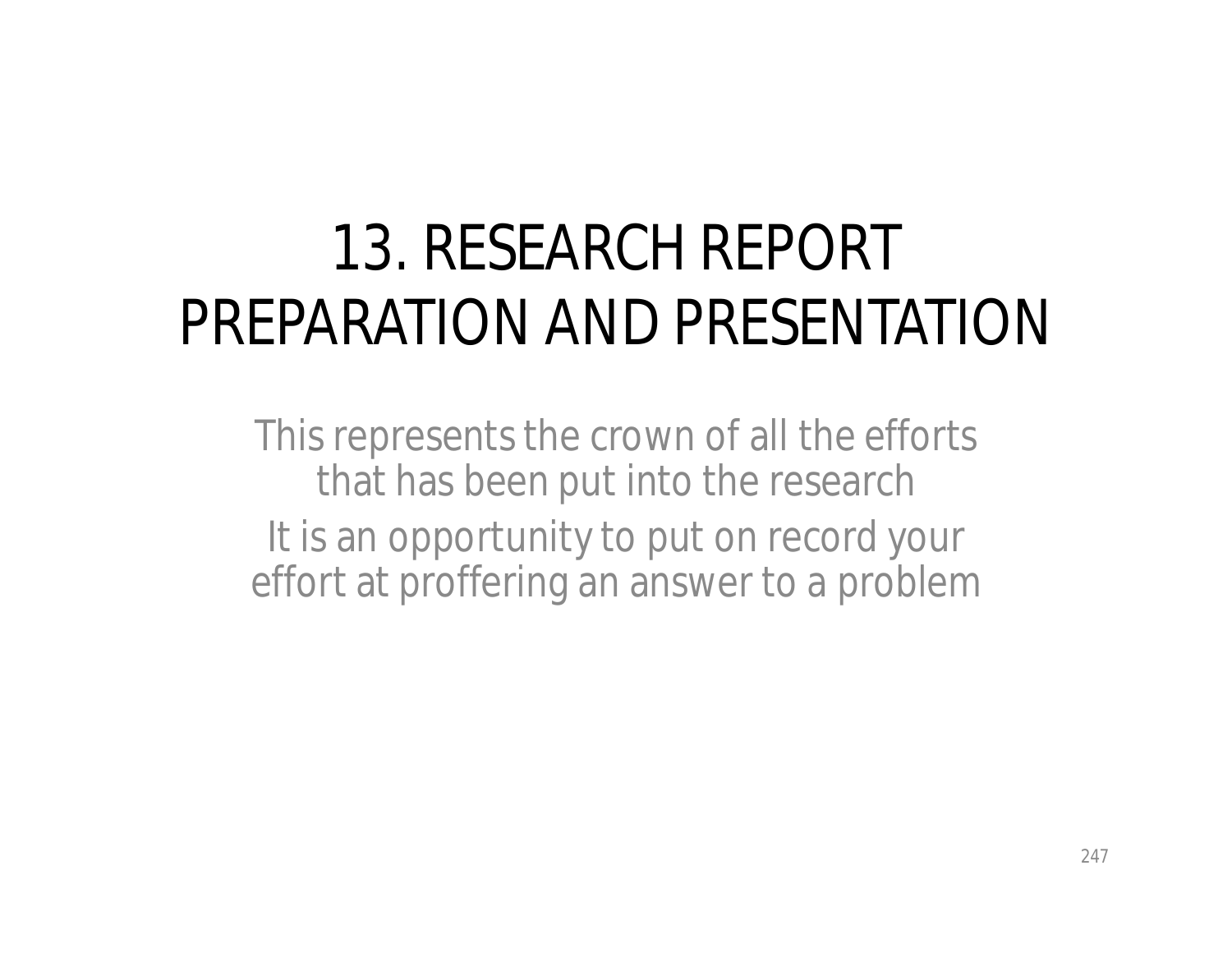# 13. RESEARCH REPORT PREPARATION AND PRESENTATION

This represents the crown of all the efforts that has been put into the research

It is an opportunity to put on record your effort at proffering an answer to a problem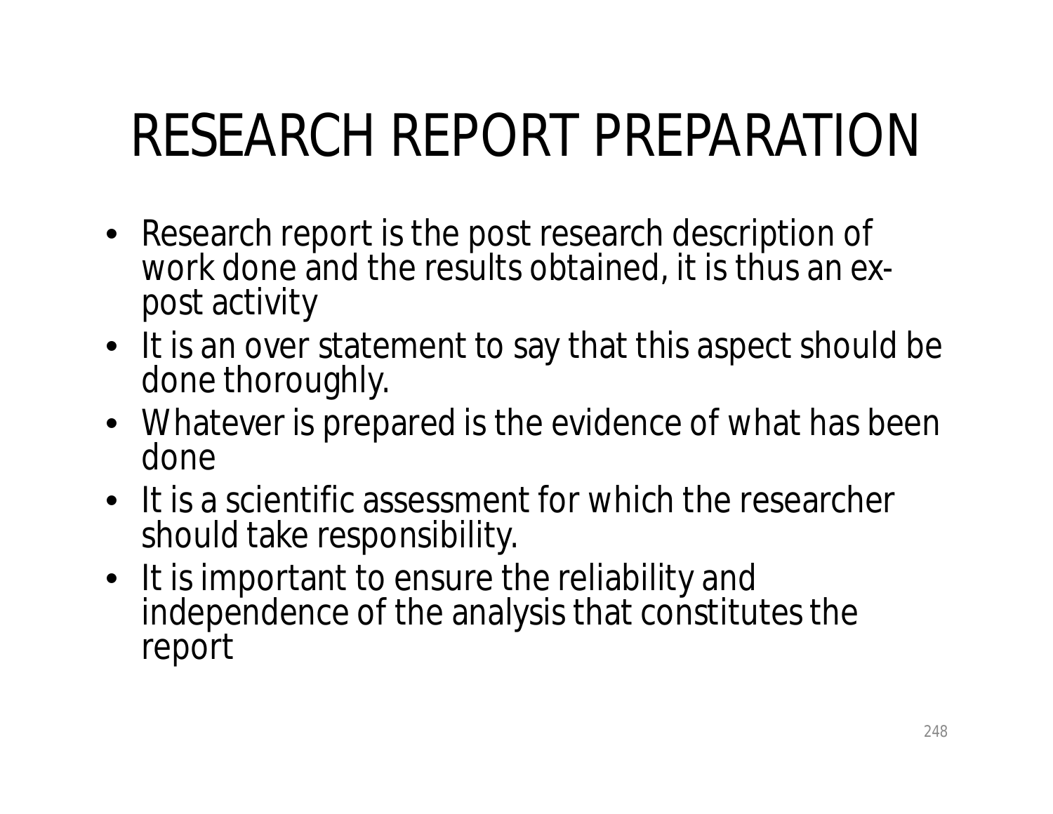# RESEARCH REPORT PREPARATION

- Research report is the post research description of work done and the results obtained, it is thus an ex-post activity
- It is an over statement to say that this aspect should be done thoroughly.
- Whatever is prepared is the evidence of what has been done
- It is a scientific assessment for which the researcher should take responsibility.
- It is important to ensure the reliability and independence of the analysis that constitutes the report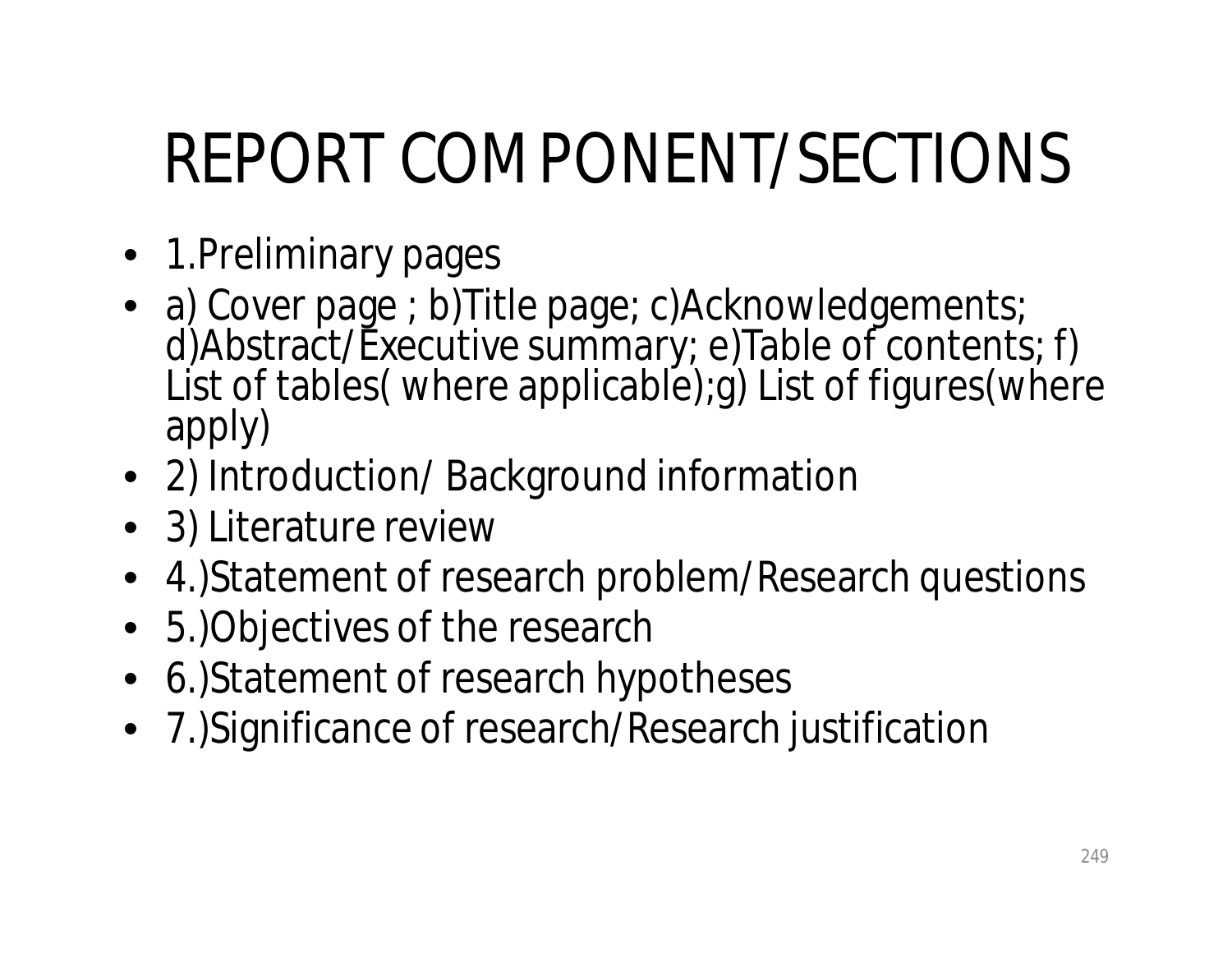# REPORT COMPONENT/SECTIONS

- 1.Preliminary pages
- a) Cover page ; b)Title page; c)Acknowledgements; d)Abstract/Executive summary; e)Table of contents; f) List of tables( where applicable);g) List of figures(where apply)
- 2) Introduction/ Background information
- 3) Literature review
- 4.)Statement of research problem/Research questions
- 5.)Objectives of the research
- 6.)Statement of research hypotheses
- 7.)Significance of research/Research justification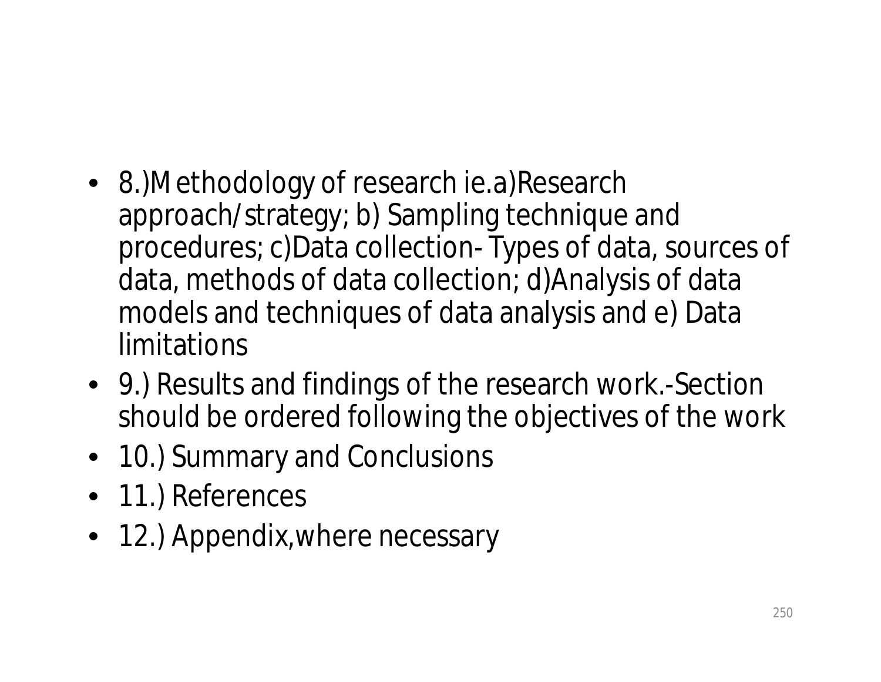- 8.)Methodology of research ie.a)Research approach/strategy; b) Sampling technique and procedures; c)Data collection- Types of data, sources of data, methods of data collection; d)Analysis of data models and techniques of data analysis and e) Data limitations
- 9.) Results and findings of the research work.-Section should be ordered following the objectives of the work
- 10.) Summary and Conclusions
- 11.) References
- 12.) Appendix,where necessary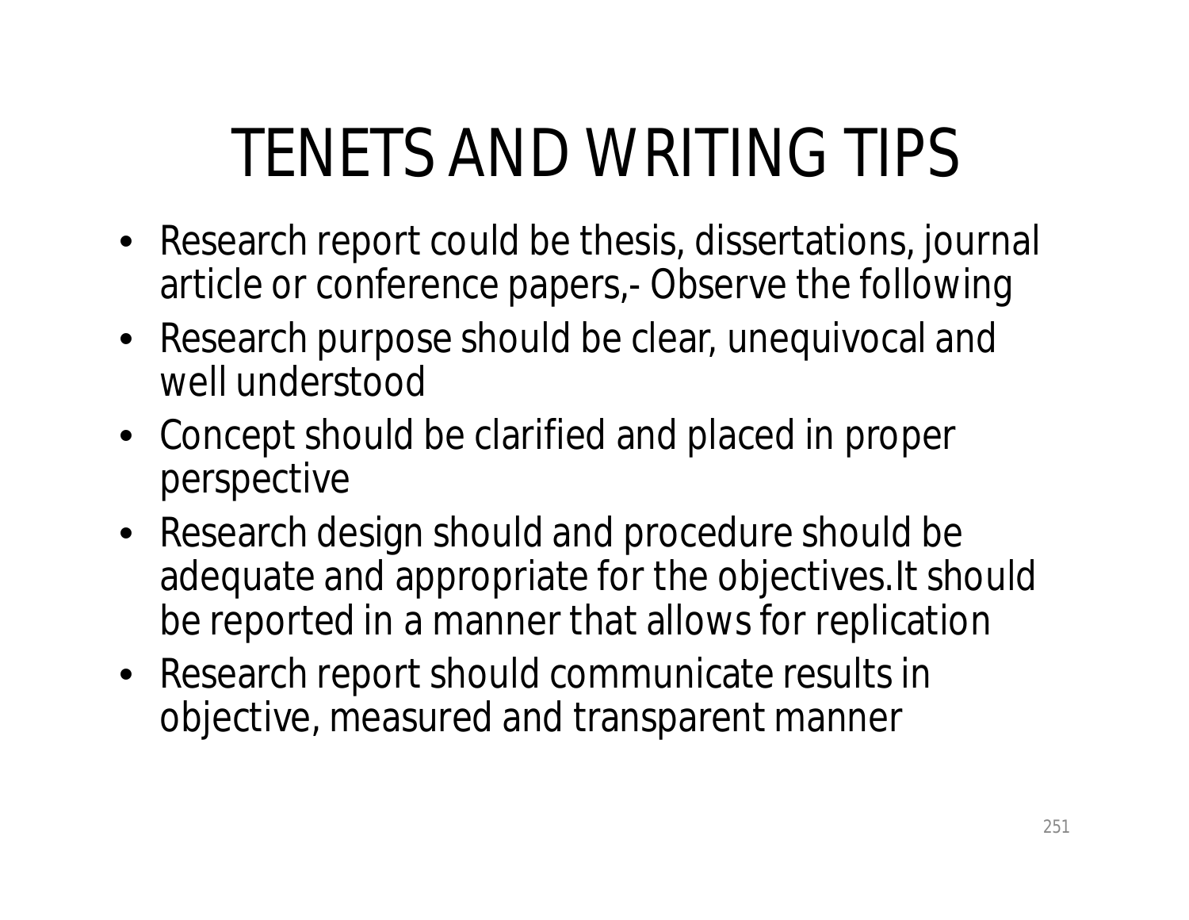# TENETS AND WRITING TIPS

- Research report could be thesis, dissertations, journal article or conference papers,- Observe the following
- Research purpose should be clear, unequivocal and well understood
- Concept should be clarified and placed in proper perspective
- Research design should and procedure should be adequate and appropriate for the objectives.It should be reported in a manner that allows for replication
- Research report should communicate results in objective, measured and transparent manner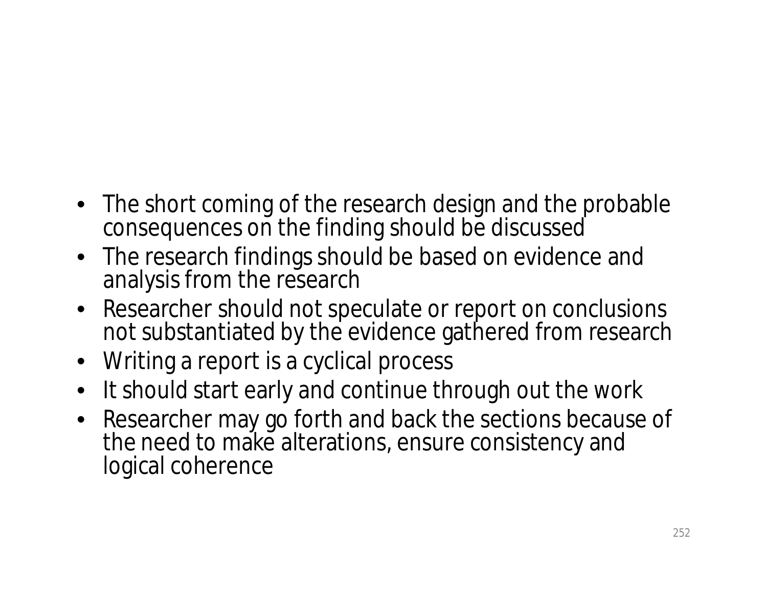- The short coming of the research design and the probable consequences on the finding should be discussed
- The research findings should be based on evidence and analysis from the research
- Researcher should not speculate or report on conclusions not substantiated by the evidence gathered from research
- Writing a report is a cyclical process
- It should start early and continue through out the work
- Researcher may go forth and back the sections because of the need to make alterations, ensure consistency and logical coherence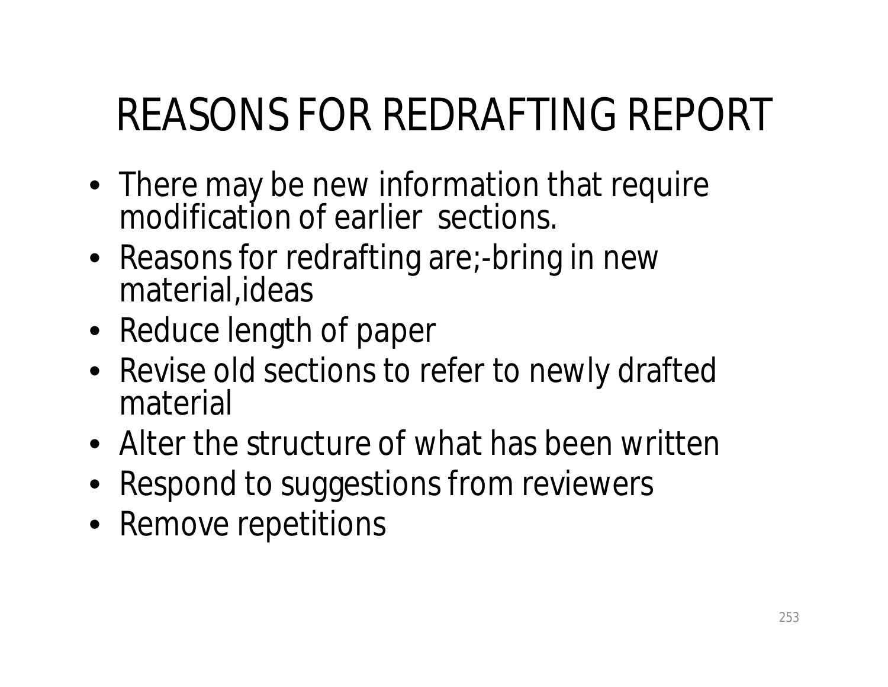# REASONS FOR REDRAFTING REPORT

- There may be new information that require modification of earlier  sections.
- Reasons for redrafting are;-bring in new material,ideas
- Reduce length of paper
- Revise old sections to refer to newly drafted material
- Alter the structure of what has been written
- Respond to suggestions from reviewers
- Remove repetitions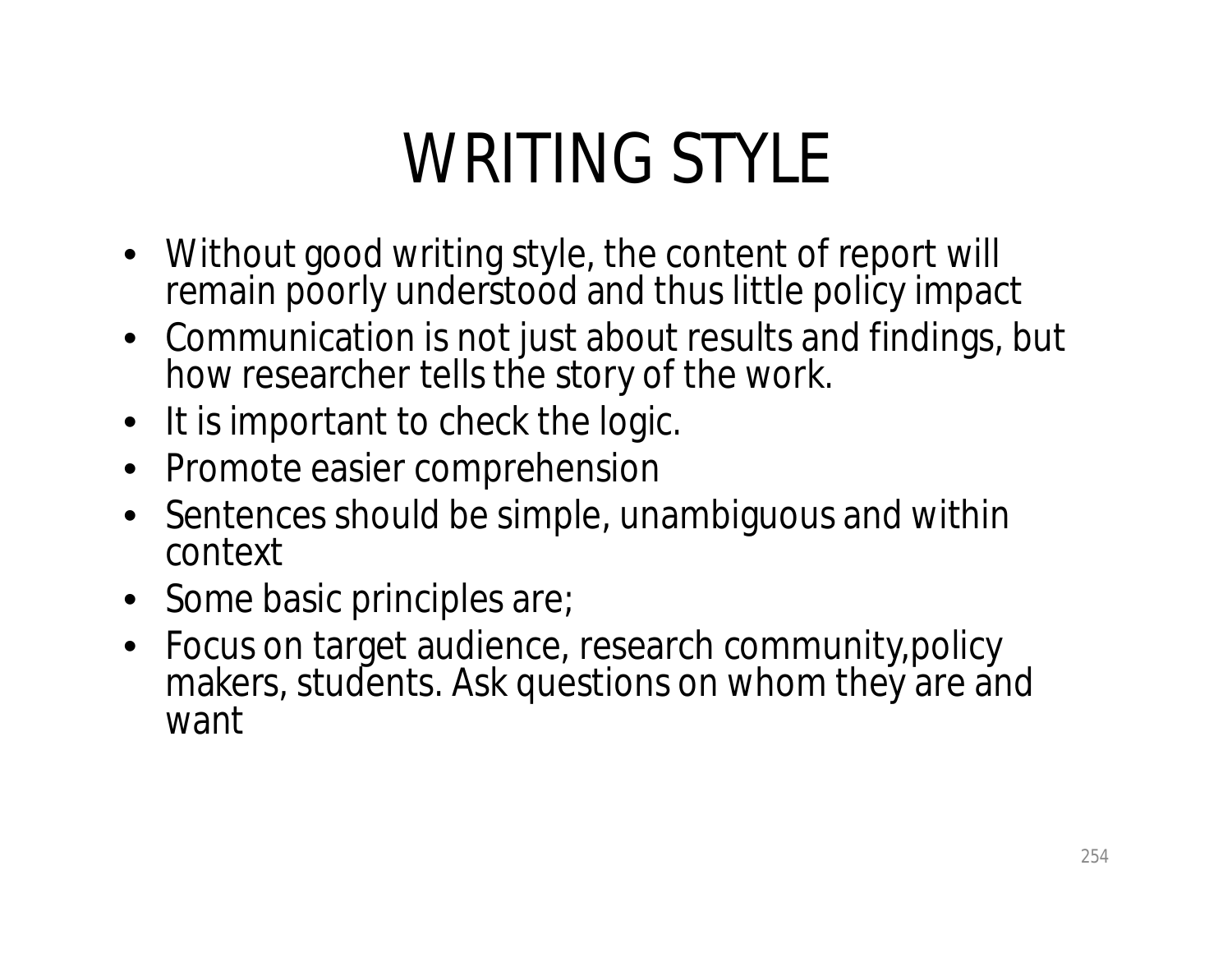# WRITING STYLE

- Without good writing style, the content of report will remain poorly understood and thus little policy impact
- Communication is not just about results and findings, but how researcher tells the story of the work.
- It is important to check the logic.
- Promote easier comprehension
- Sentences should be simple, unambiguous and within context
- Some basic principles are;
- Focus on target audience, research community,policy makers, students. Ask questions on whom they are and want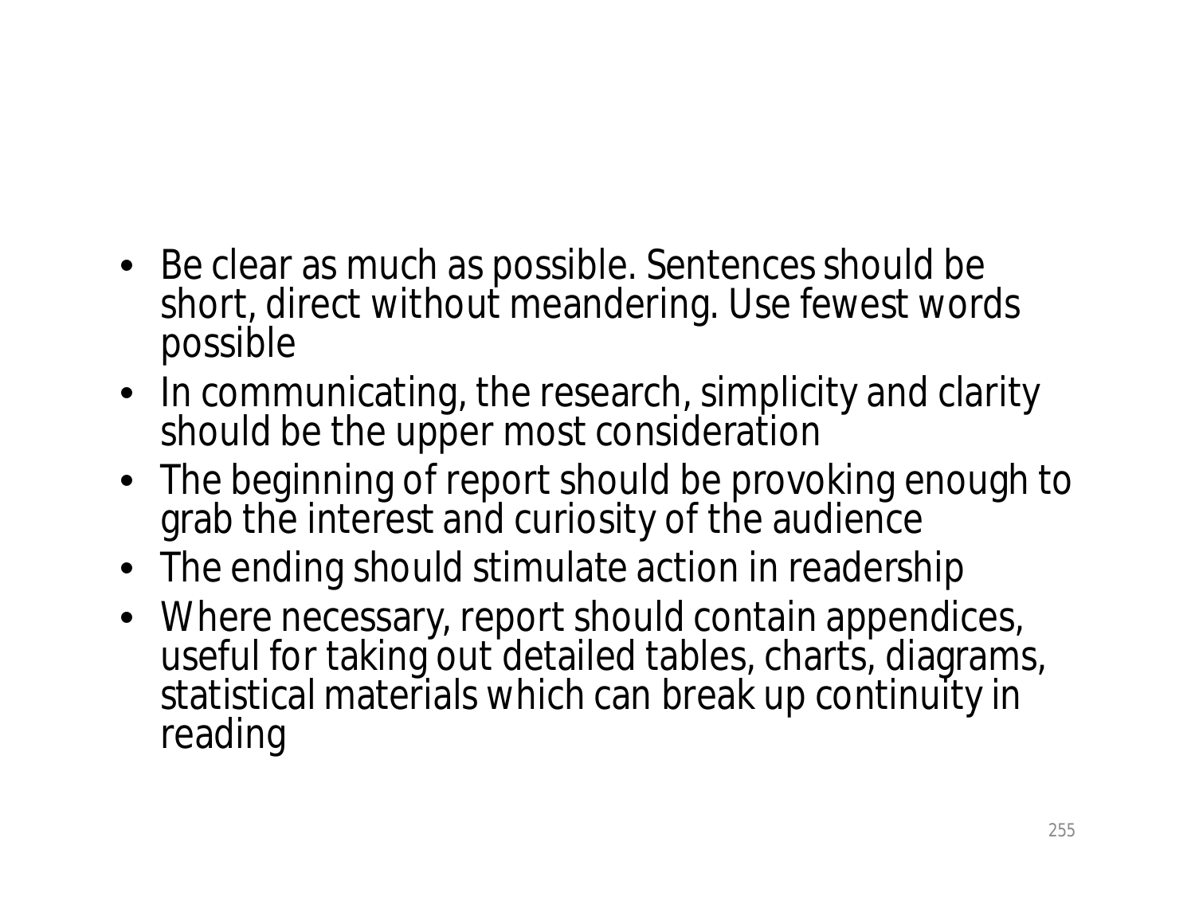- Be clear as much as possible. Sentences should be short, direct without meandering. Use fewest words possible
- In communicating, the research, simplicity and clarity should be the upper most consideration
- The beginning of report should be provoking enough to grab the interest and curiosity of the audience
- The ending should stimulate action in readership
- Where necessary, report should contain appendices, useful for taking out detailed tables, charts, diagrams, statistical materials which can break up continuity in reading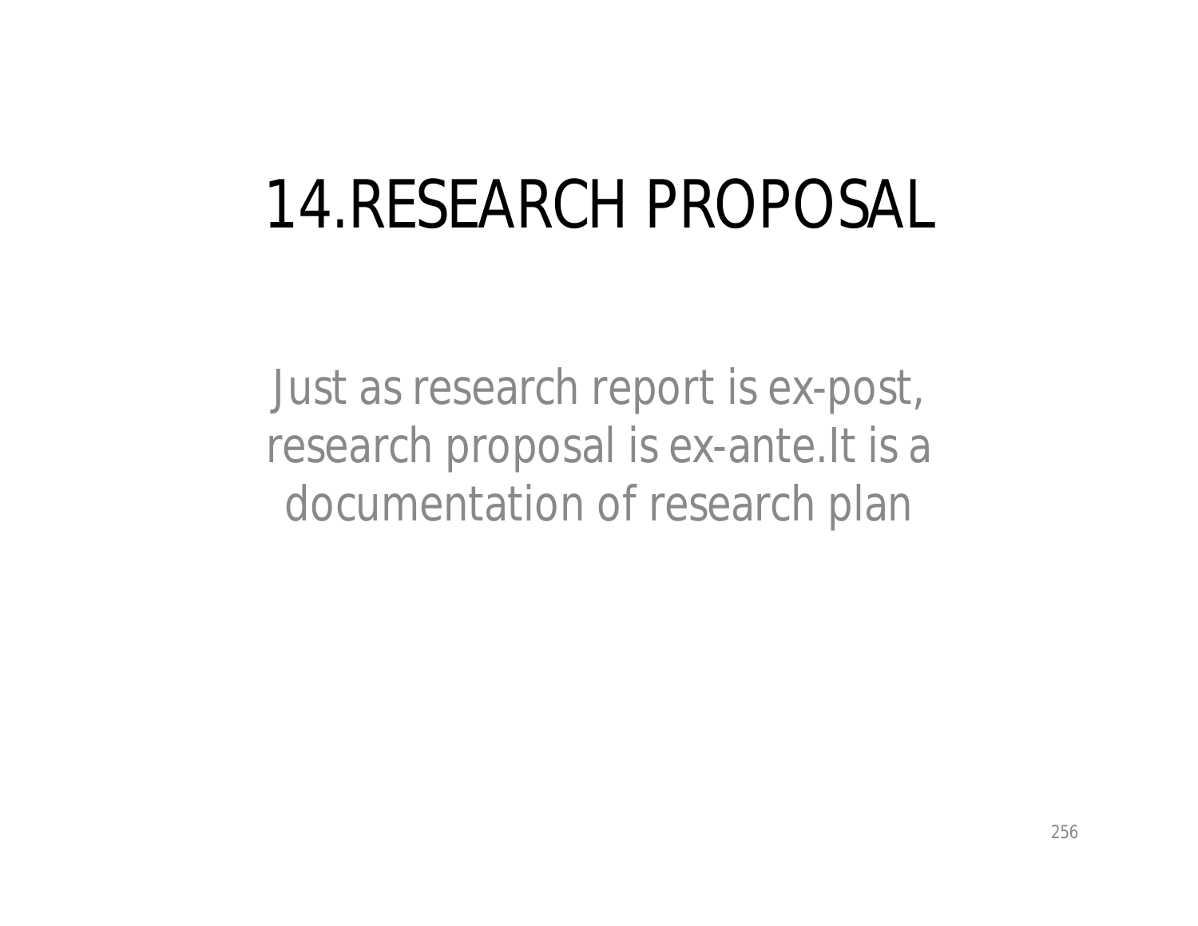# 14.RESEARCH PROPOSAL

Just as research report is ex-post, research proposal is ex-ante.It is a documentation of research plan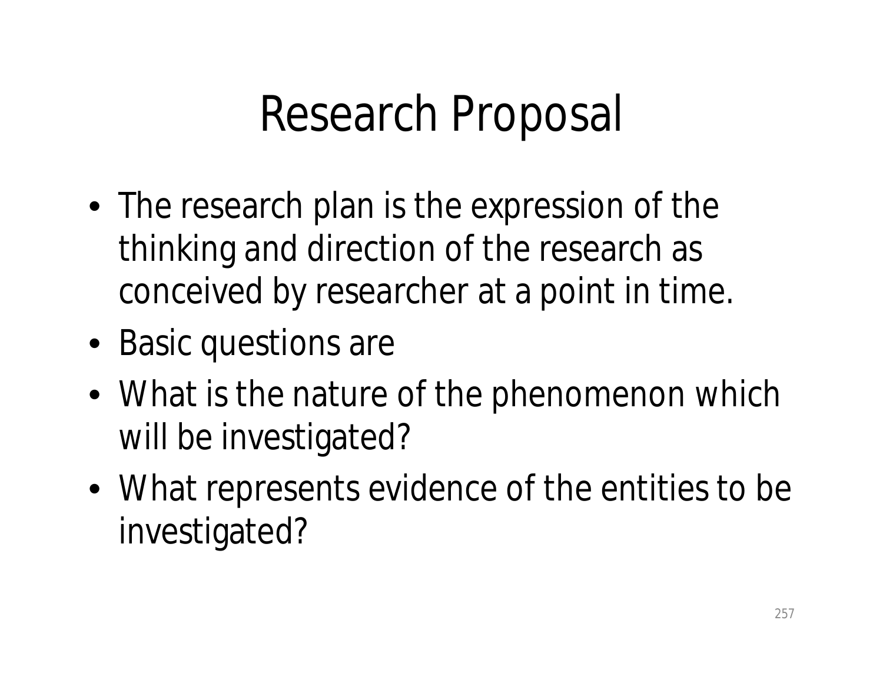# Research Proposal

- The research plan is the expression of the thinking and direction of the research as conceived by researcher at a point in time.
- Basic questions are
- What is the nature of the phenomenon which will be investigated?
- What represents evidence of the entities to be investigated?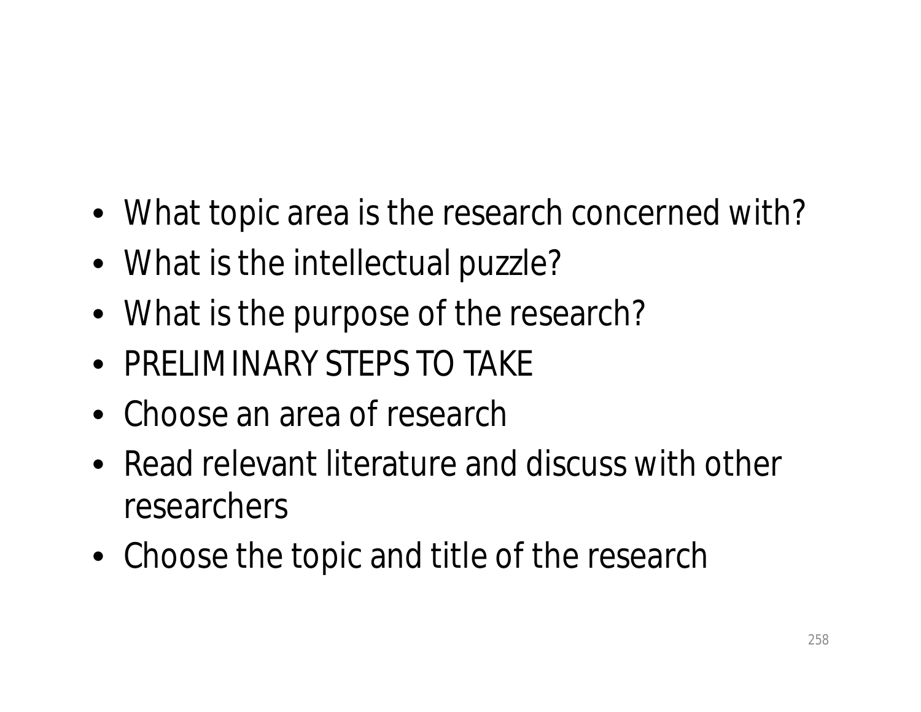- What topic area is the research concerned with?
- What is the intellectual puzzle?
- What is the purpose of the research?
- PRELIMINARY STEPS TO TAKE
- Choose an area of research
- Read relevant literature and discuss with other researchers
- Choose the topic and title of the research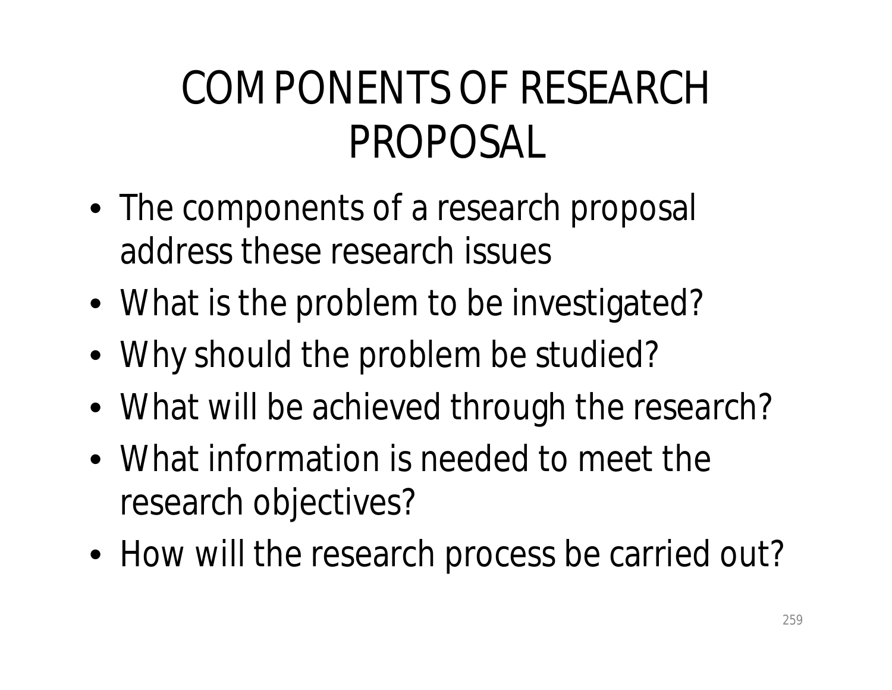# COMPONENTS OF RESEARCH PROPOSAL

- The components of a research proposal address these research issues
- What is the problem to be investigated?
- Why should the problem be studied?
- What will be achieved through the research?
- What information is needed to meet the research objectives?
- How will the research process be carried out?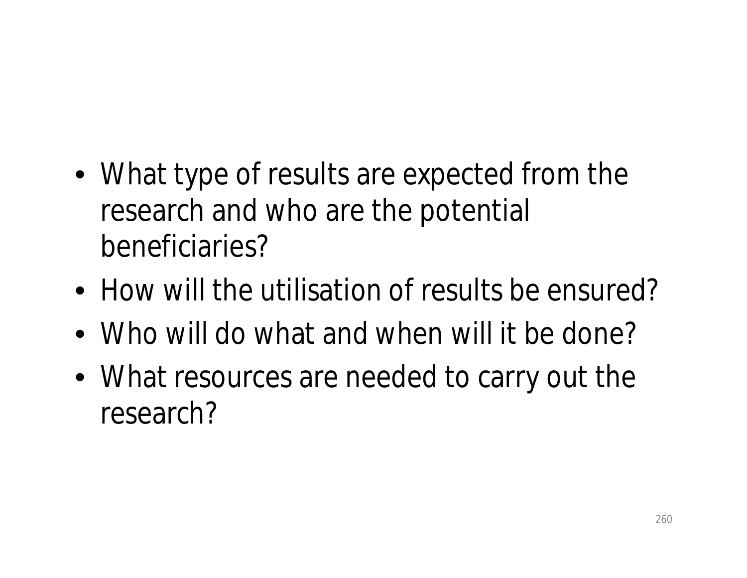- What type of results are expected from the research and who are the potential beneficiaries?
- How will the utilisation of results be ensured?
- Who will do what and when will it be done?
- What resources are needed to carry out the research?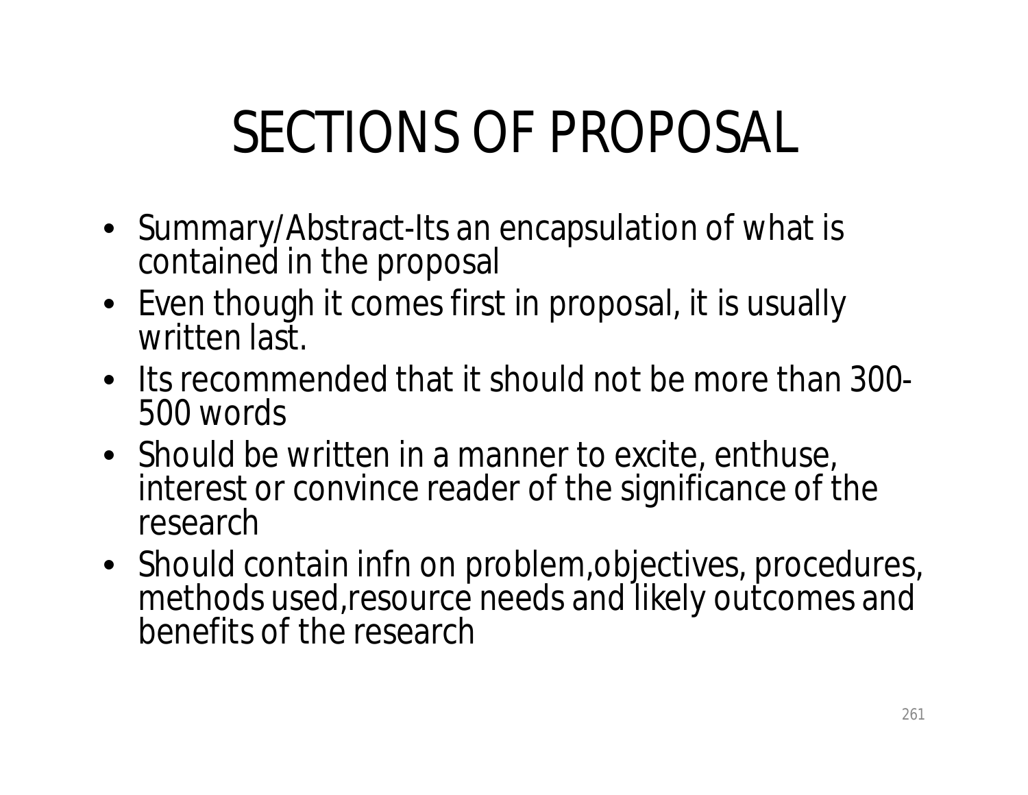# SECTIONS OF PROPOSAL

- Summary/Abstract-Its an encapsulation of what is contained in the proposal
- Even though it comes first in proposal, it is usually written last.
- Its recommended that it should not be more than 300-500 words
- Should be written in a manner to excite, enthuse, interest or convince reader of the significance of the research
- Should contain infn on problem,objectives, procedures, methods used,resource needs and likely outcomes and benefits of the research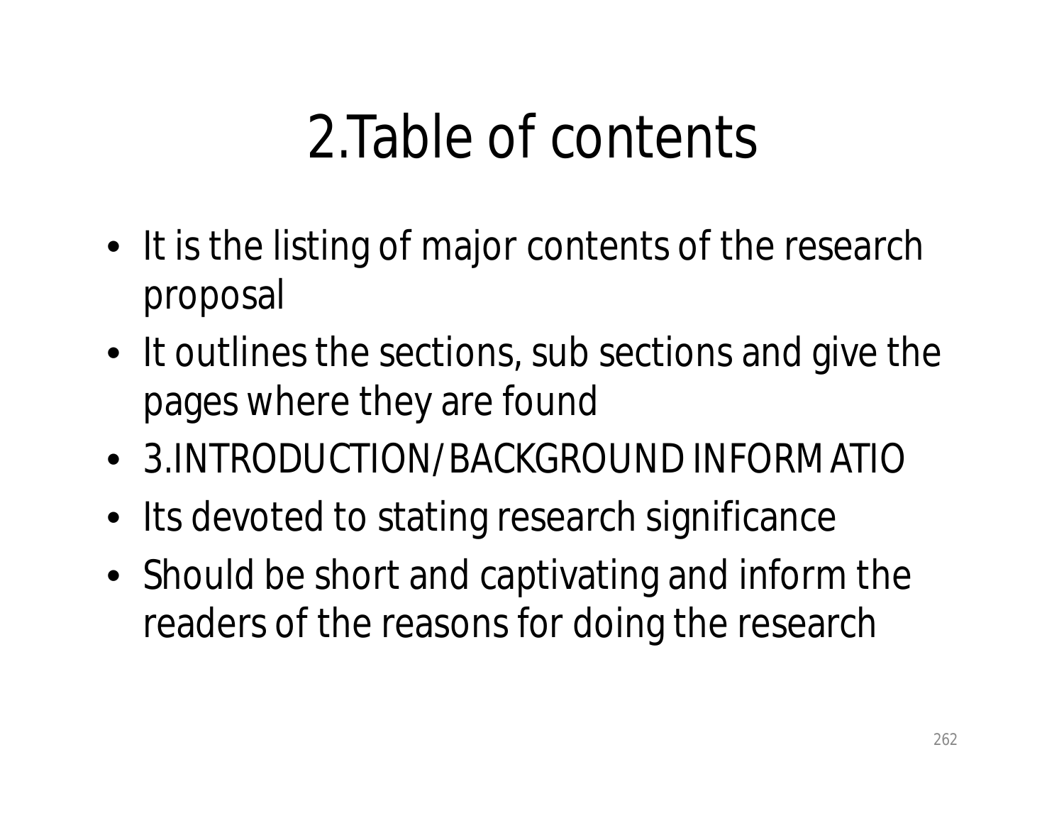# 2.Table of contents

- It is the listing of major contents of the research proposal
- It outlines the sections, sub sections and give the pages where they are found
- 3.INTRODUCTION/BACKGROUND INFORMATIO
- Its devoted to stating research significance
- Should be short and captivating and inform the readers of the reasons for doing the research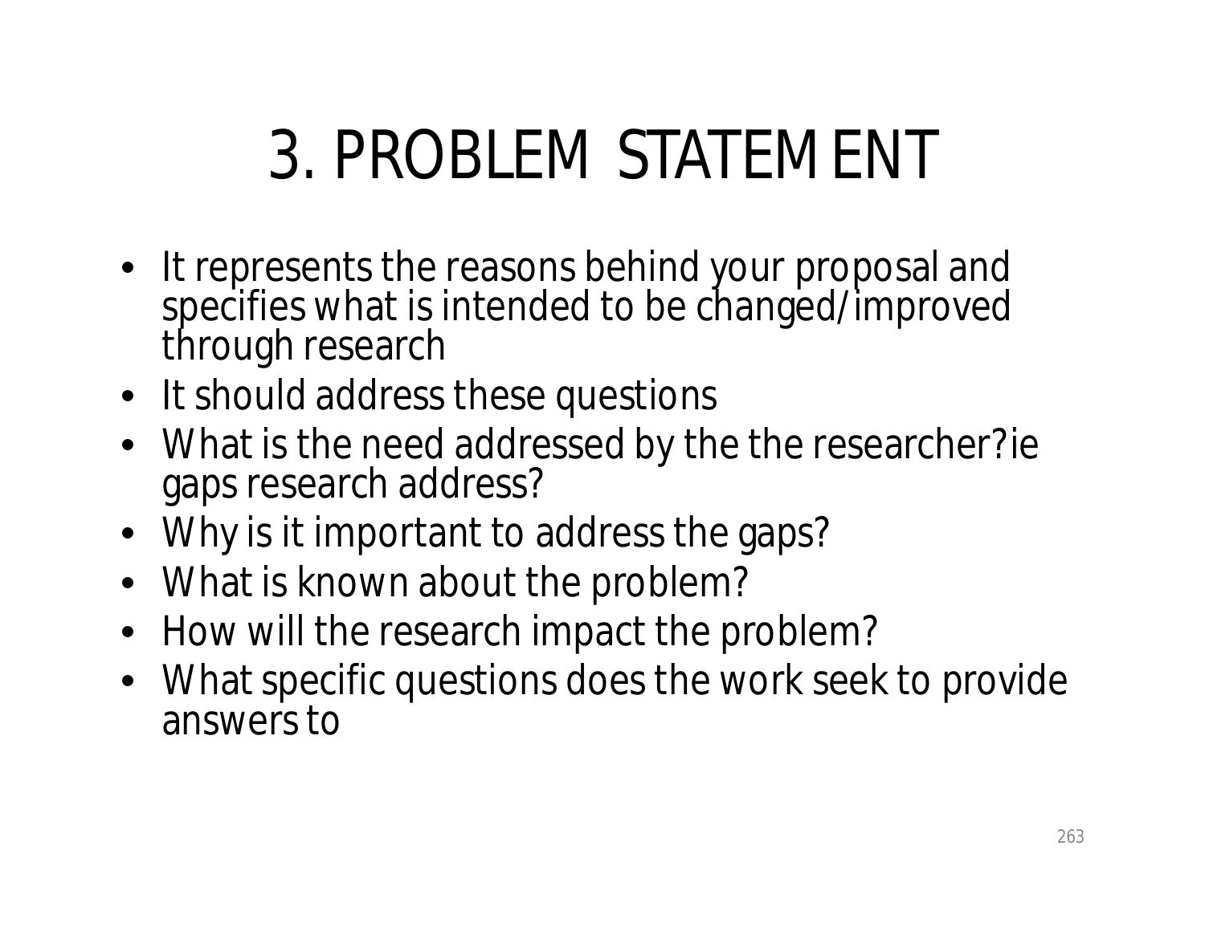# 3. PROBLEM STATEMENT

- It represents the reasons behind your proposal and specifies what is intended to be changed/improved through research
- It should address these questions
- What is the need addressed by the the researcher?ie gaps research address?
- Why is it important to address the gaps?
- What is known about the problem?
- How will the research impact the problem?
- What specific questions does the work seek to provide answers to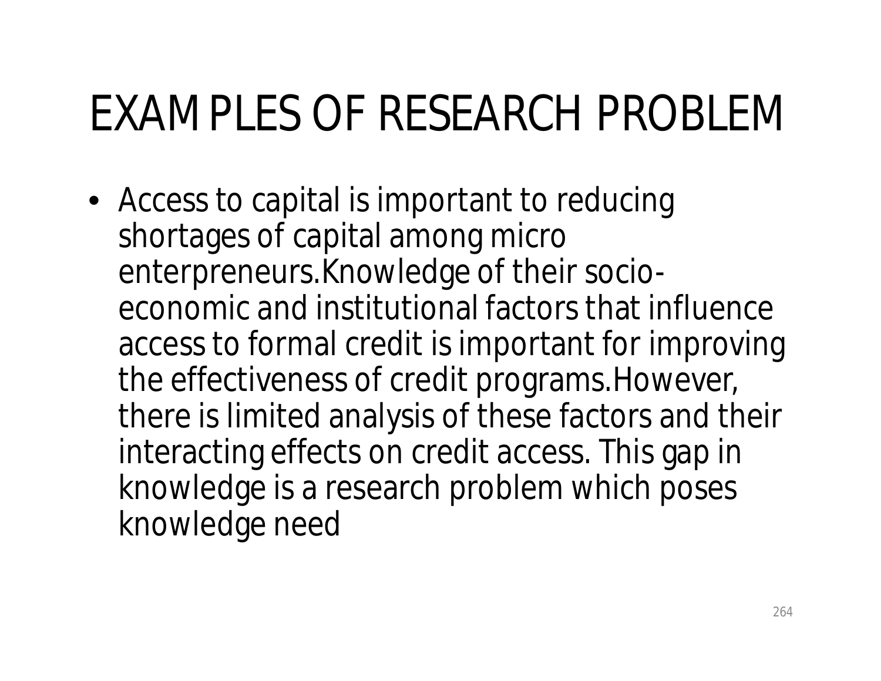# EXAMPLES OF RESEARCH PROBLEM

- Access to capital is important to reducing shortages of capital among micro enterpreneurs.Knowledge of their socio-economic and institutional factors that influence access to formal credit is important for improving the effectiveness of credit programs.However, there is limited analysis of these factors and their interacting effects on credit access. This gap in knowledge is a research problem which poses knowledge need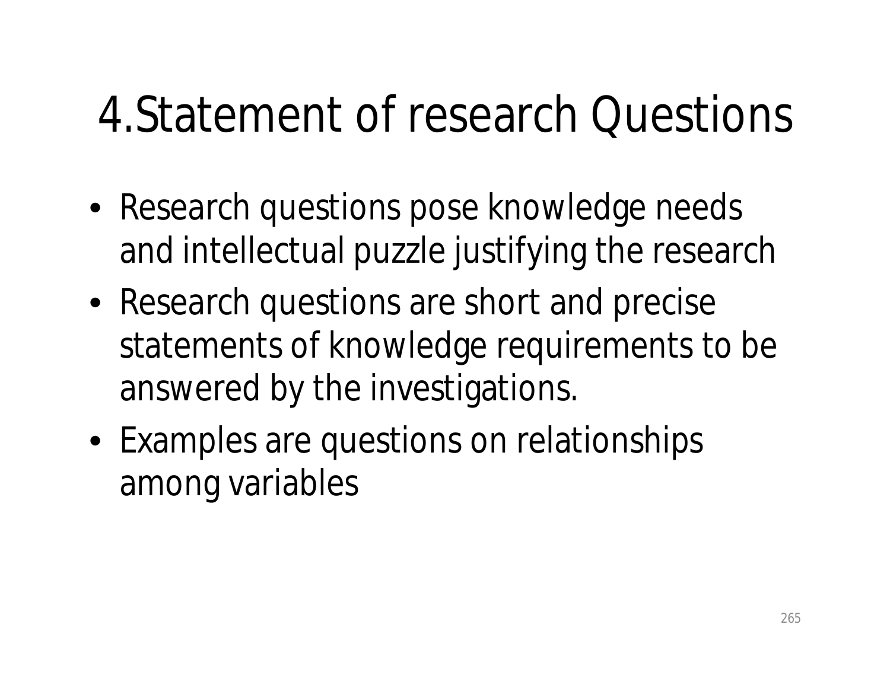# 4.Statement of research Questions

- Research questions pose knowledge needs and intellectual puzzle justifying the research
- Research questions are short and precise statements of knowledge requirements to be answered by the investigations.
- Examples are questions on relationships among variables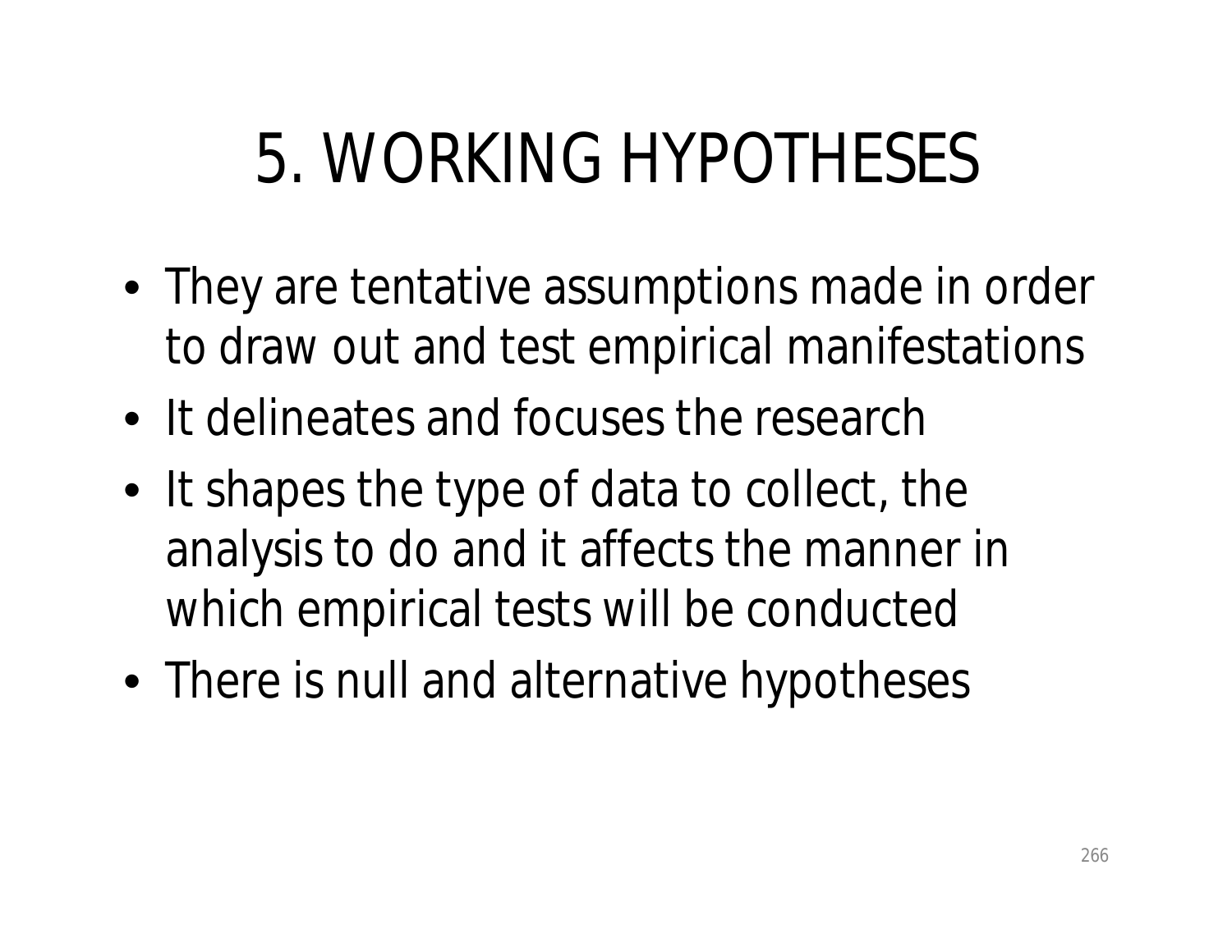# 5. WORKING HYPOTHESES

- They are tentative assumptions made in order to draw out and test empirical manifestations
- It delineates and focuses the research
- It shapes the type of data to collect, the analysis to do and it affects the manner in which empirical tests will be conducted
- There is null and alternative hypotheses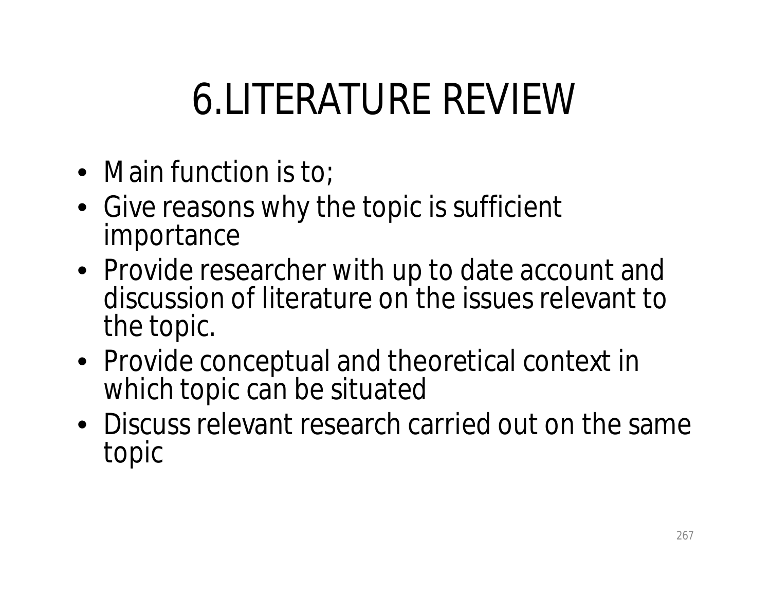# 6.LITERATURE REVIEW

- Main function is to;
- Give reasons why the topic is sufficient importance
- Provide researcher with up to date account and discussion of literature on the issues relevant to the topic.
- Provide conceptual and theoretical context in which topic can be situated
- Discuss relevant research carried out on the same topic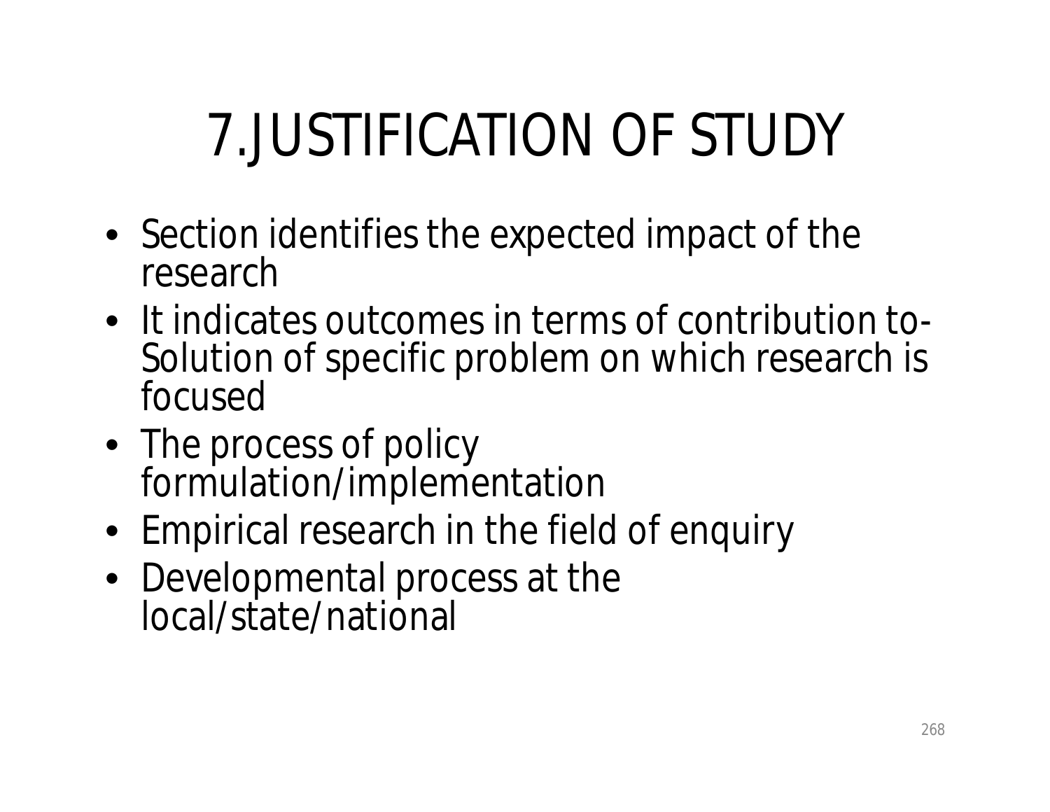# 7.JUSTIFICATION OF STUDY

- Section identifies the expected impact of the research
- It indicates outcomes in terms of contribution to- Solution of specific problem on which research is focused
- The process of policy formulation/implementation
- Empirical research in the field of enquiry
- Developmental process at the local/state/national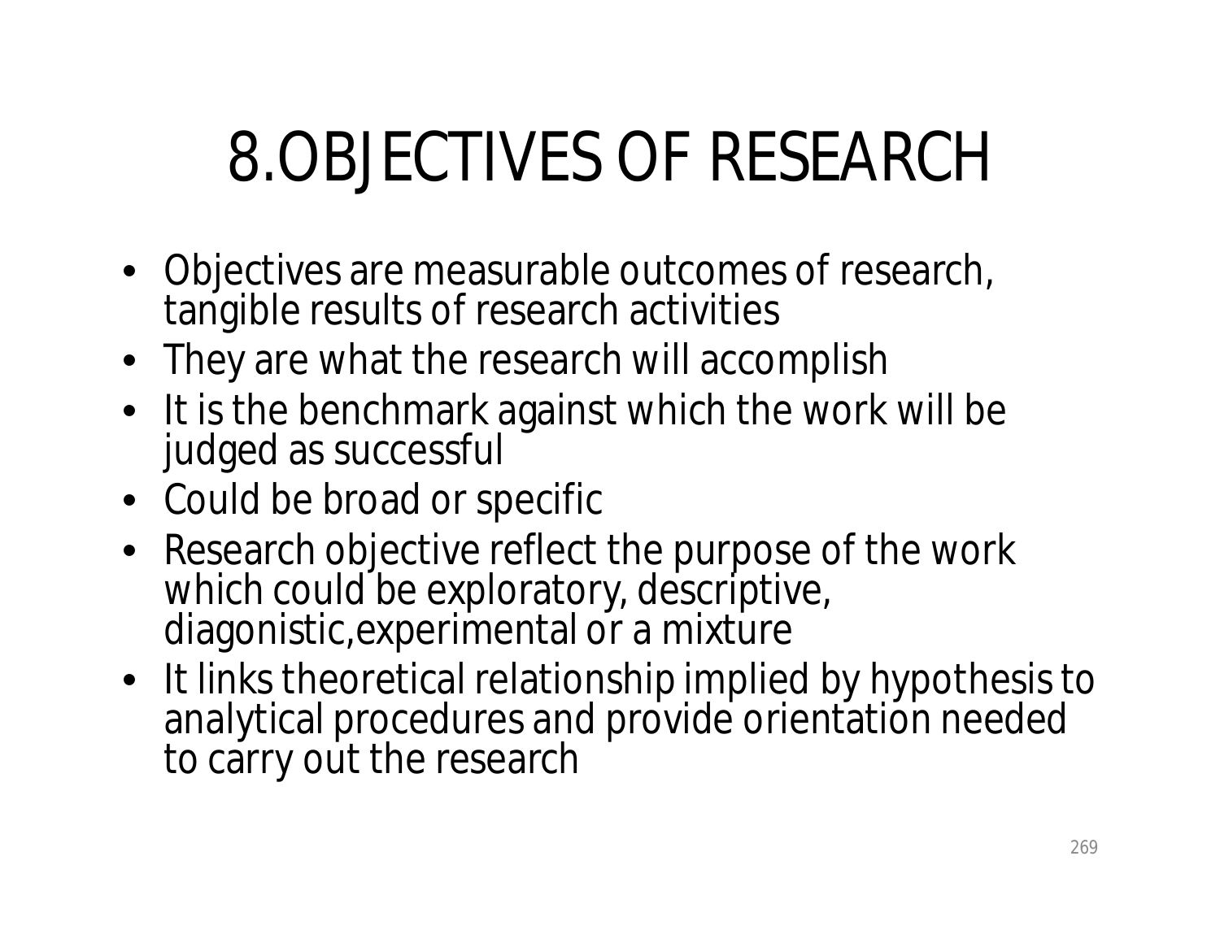# 8.OBJECTIVES OF RESEARCH

- Objectives are measurable outcomes of research, tangible results of research activities
- They are what the research will accomplish
- It is the benchmark against which the work will be judged as successful
- Could be broad or specific
- Research objective reflect the purpose of the work which could be exploratory, descriptive, diagonistic,experimental or a mixture
- It links theoretical relationship implied by hypothesis to analytical procedures and provide orientation needed to carry out the research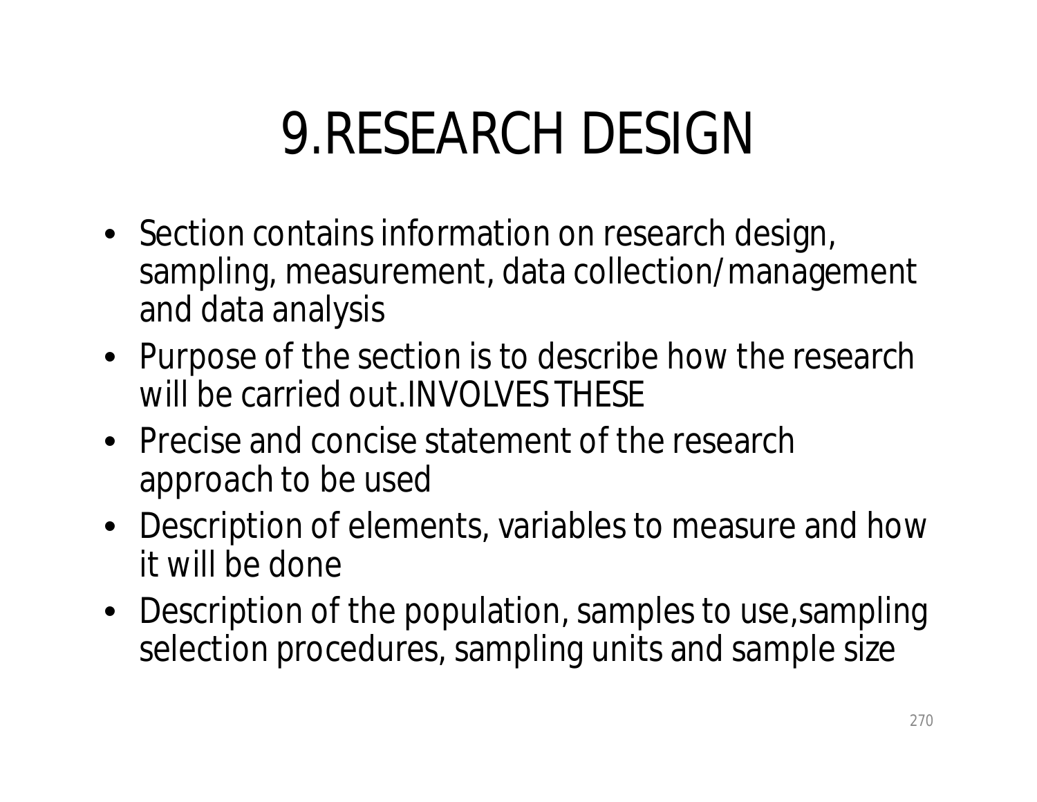# 9.RESEARCH DESIGN

- Section contains information on research design, sampling, measurement, data collection/management and data analysis
- Purpose of the section is to describe how the research will be carried out.INVOLVES THESE
- Precise and concise statement of the research approach to be used
- Description of elements, variables to measure and how it will be done
- Description of the population, samples to use,sampling selection procedures, sampling units and sample size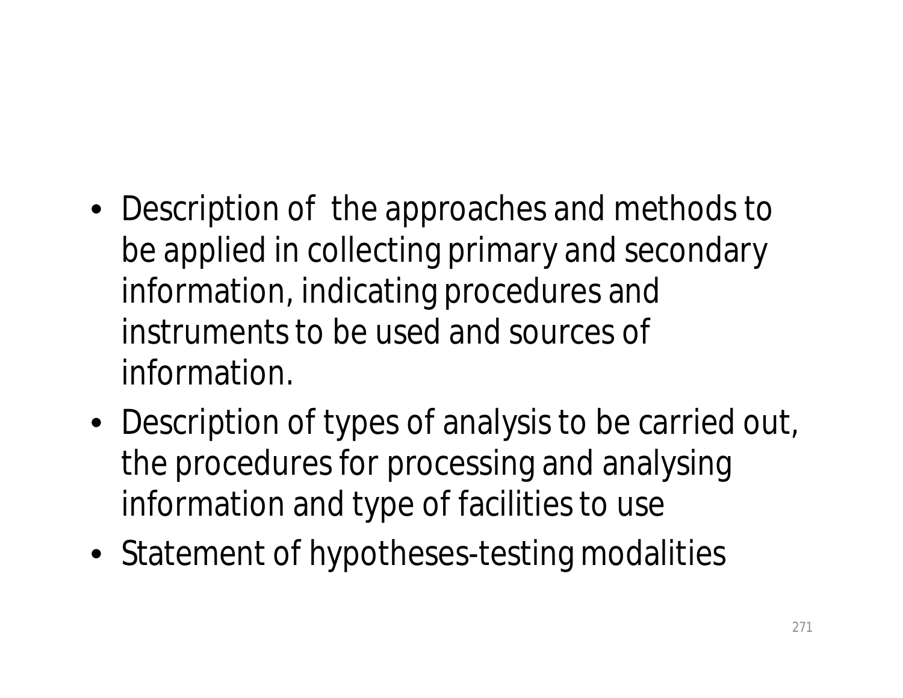- Description of the approaches and methods to be applied in collecting primary and secondary information, indicating procedures and instruments to be used and sources of information.
- Description of types of analysis to be carried out, the procedures for processing and analysing information and type of facilities to use
- Statement of hypotheses-testing modalities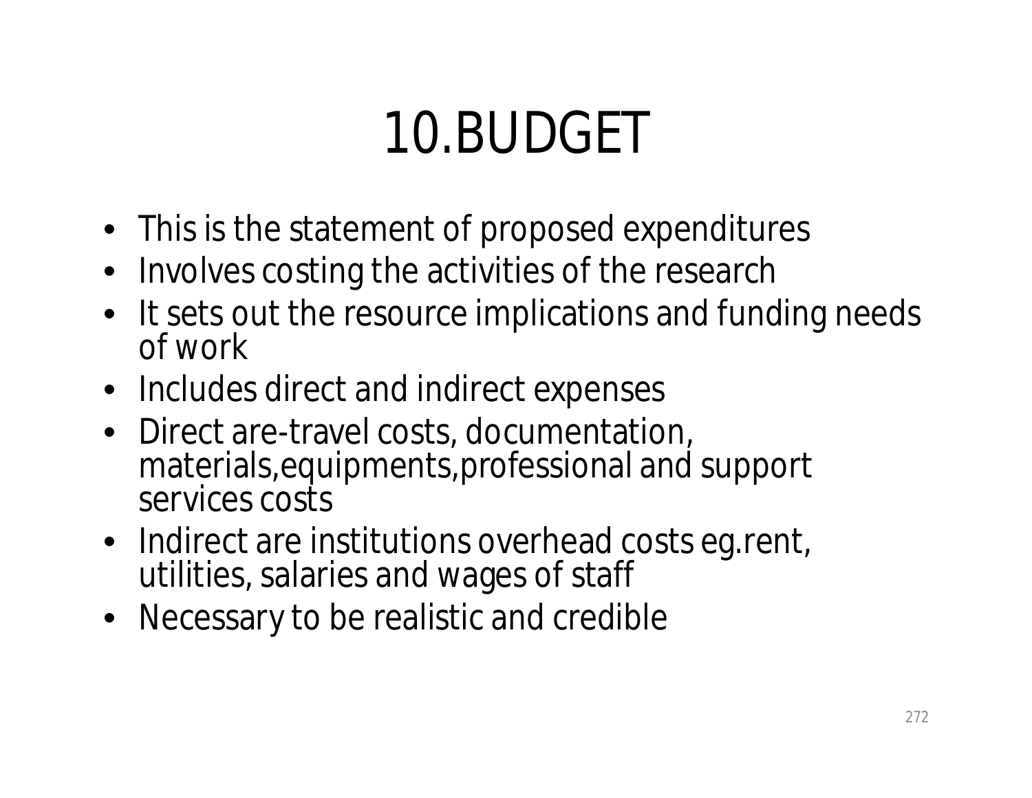# 10.BUDGET

- This is the statement of proposed expenditures
- Involves costing the activities of the research
- It sets out the resource implications and funding needs of work
- Includes direct and indirect expenses
- Direct are-travel costs, documentation, materials,equipments,professional and support services costs
- Indirect are institutions overhead costs eg.rent, utilities, salaries and wages of staff
- Necessary to be realistic and credible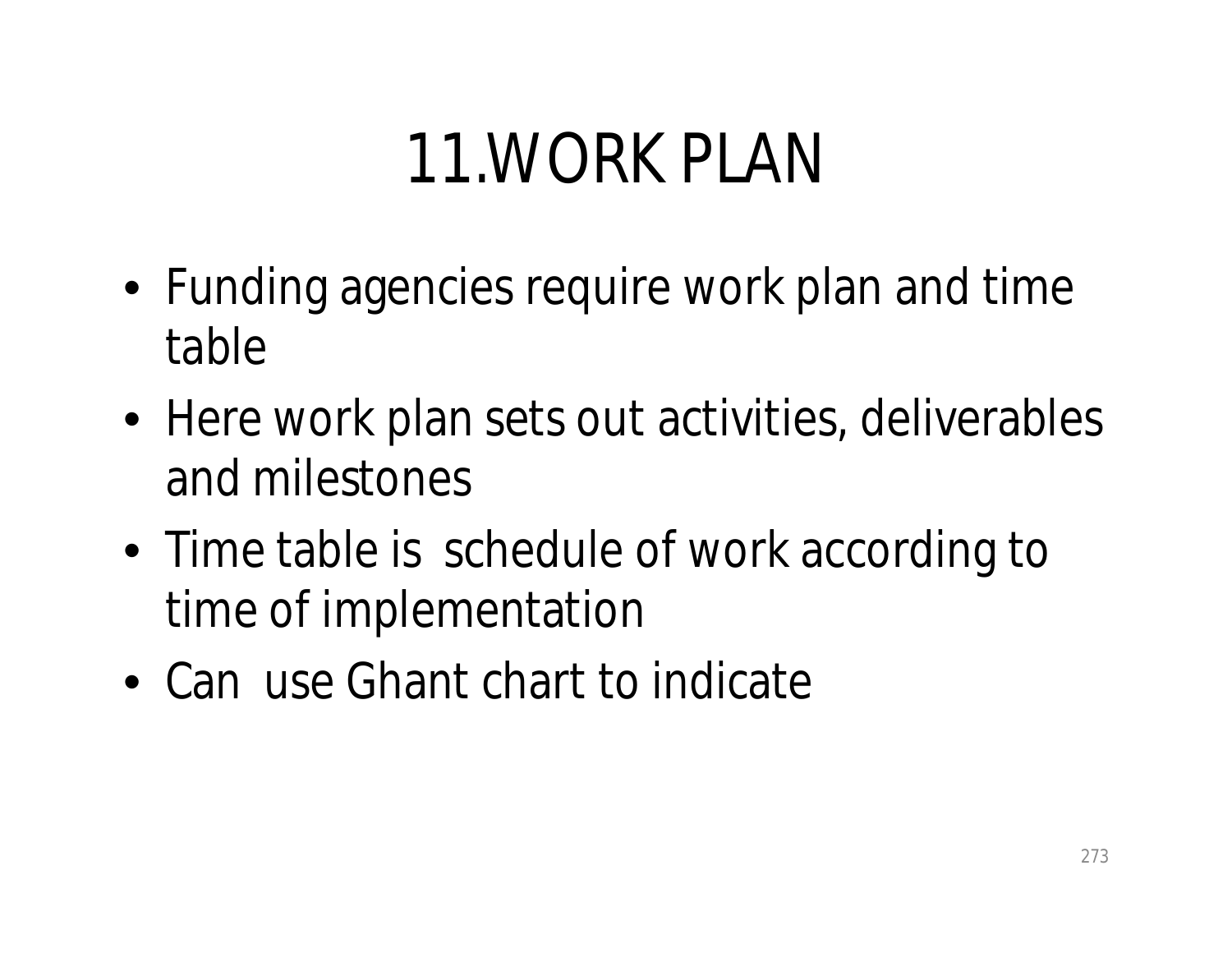# 11.WORK PLAN

- Funding agencies require work plan and time table
- Here work plan sets out activities, deliverables and milestones
- Time table is schedule of work according to time of implementation
- Can use Ghant chart to indicate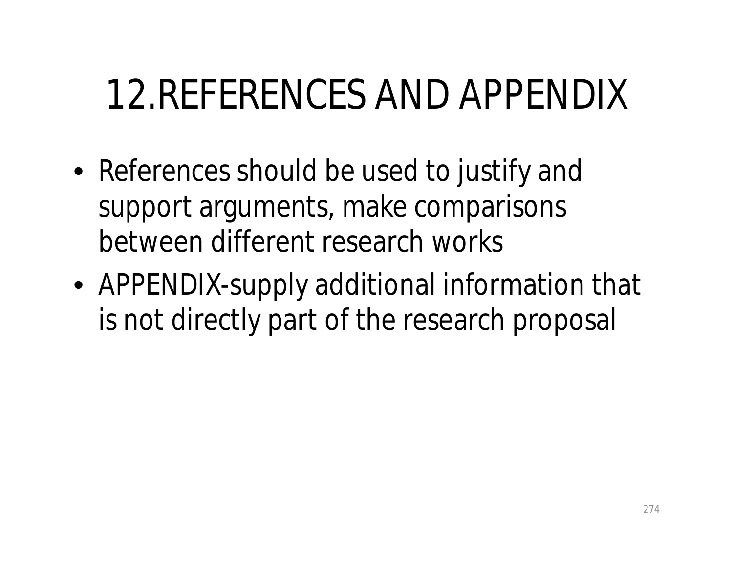# 12.REFERENCES AND APPENDIX

- References should be used to justify and support arguments, make comparisons between different research works
- APPENDIX-supply additional information that is not directly part of the research proposal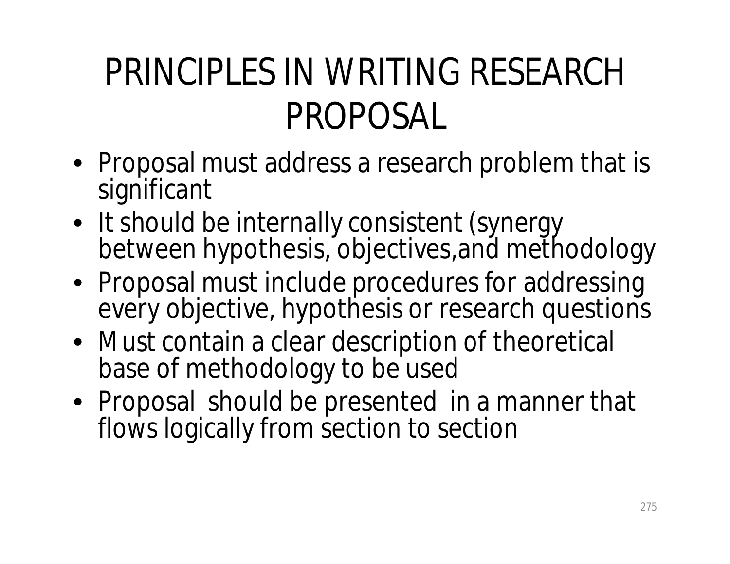# PRINCIPLES IN WRITING RESEARCH PROPOSAL

- Proposal must address a research problem that is significant
- It should be internally consistent (synergy between hypothesis, objectives,and methodology
- Proposal must include procedures for addressing every objective, hypothesis or research questions
- Must contain a clear description of theoretical base of methodology to be used
- Proposal should be presented in a manner that flows logically from section to section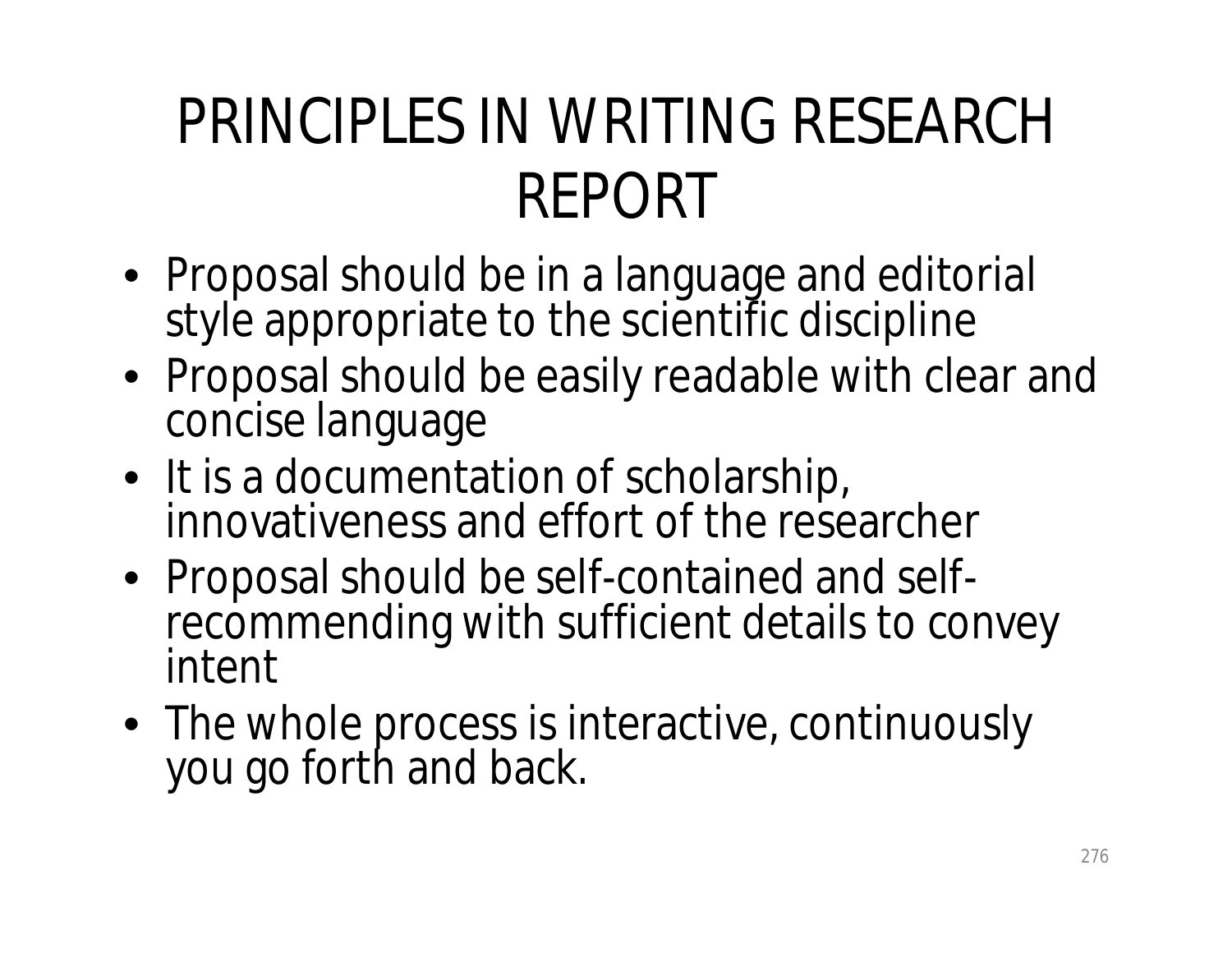# PRINCIPLES IN WRITING RESEARCH REPORT

- Proposal should be in a language and editorial style appropriate to the scientific discipline
- Proposal should be easily readable with clear and concise language
- It is a documentation of scholarship, innovativeness and effort of the researcher
- Proposal should be self-contained and self-recommending with sufficient details to convey intent
- The whole process is interactive, continuously you go forth and back.